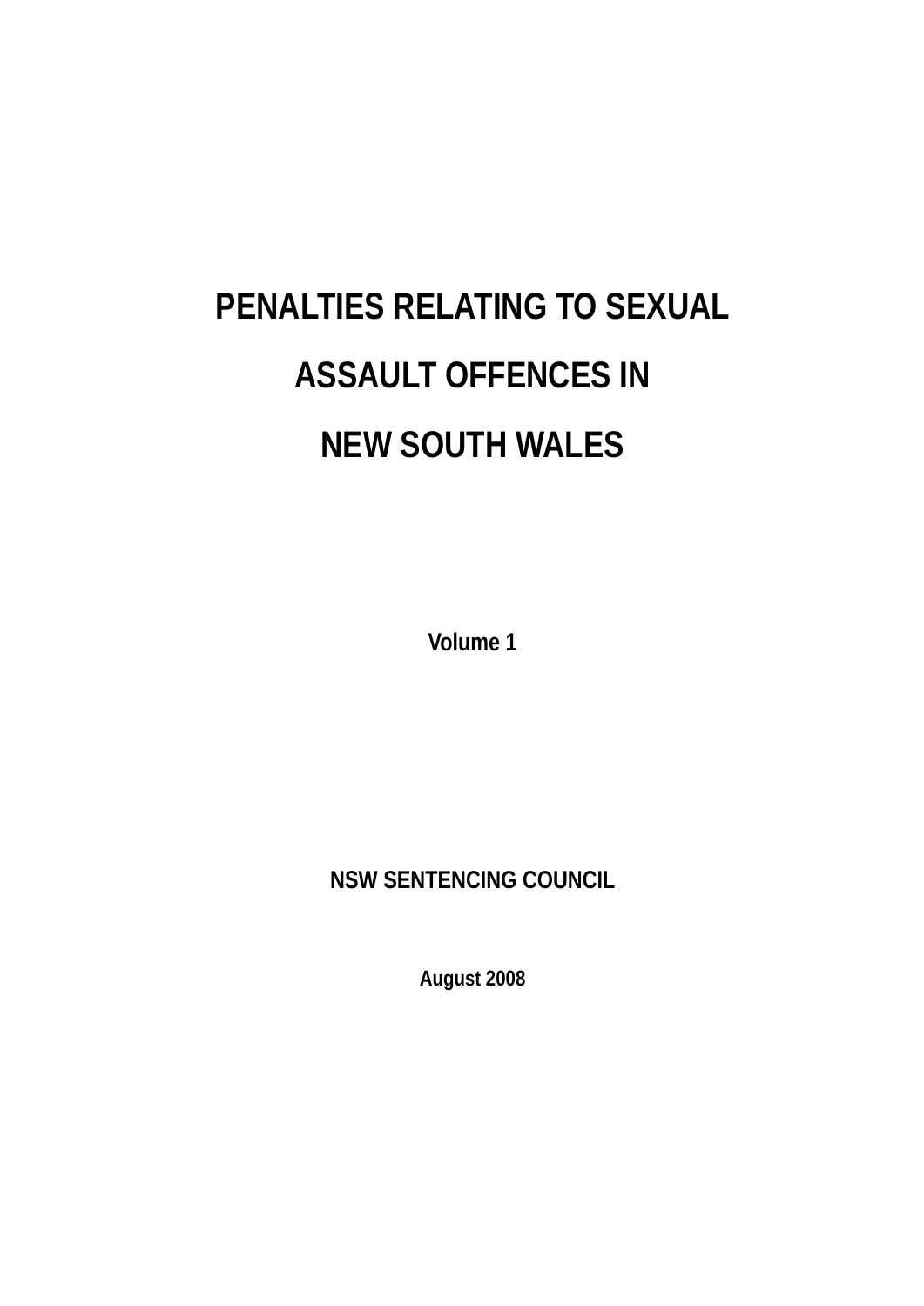# PENALTIES RELATING TO SEXUAL ASSAULT OFFENCES IN NEW SOUTH WALES

**Volume 1**

**NSW SENTENCING COUNCIL**

**August 2008**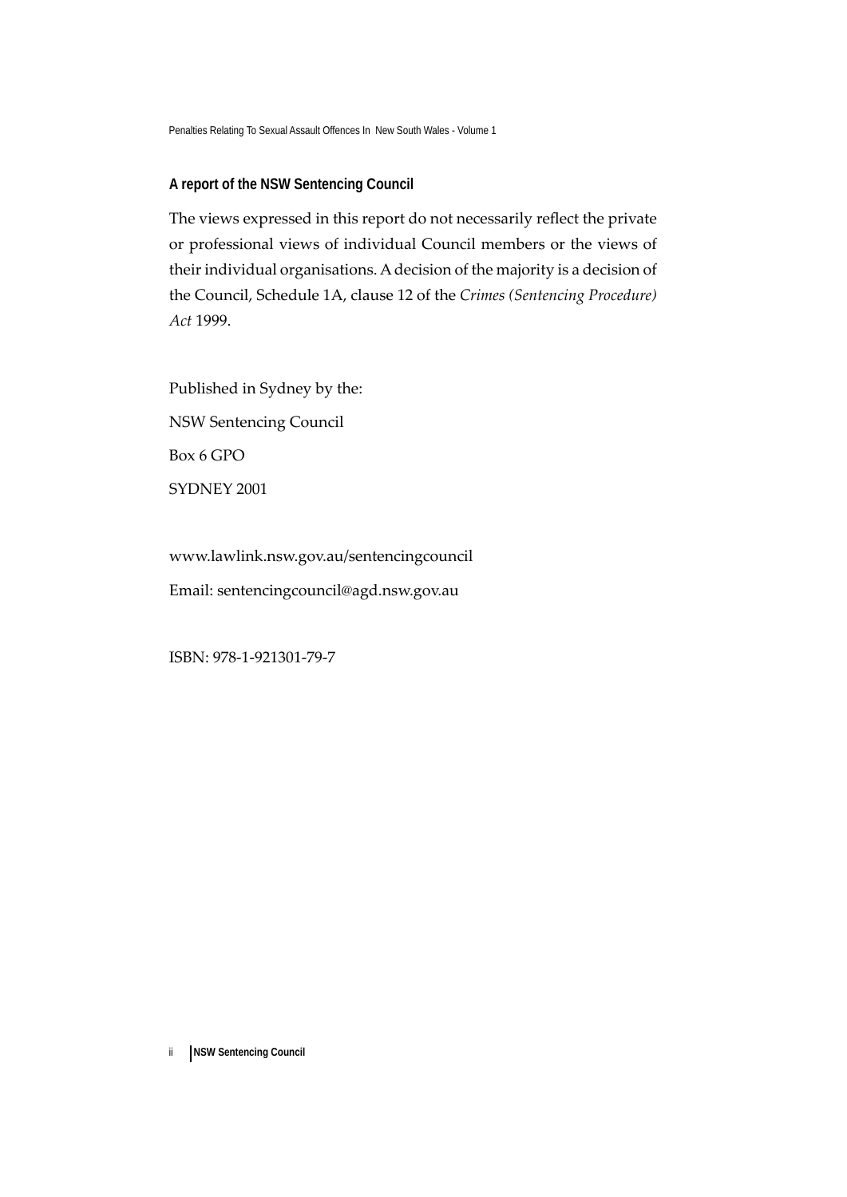**A report of the NSW Sentencing Council**

The views expressed in this report do not necessarily reflect the private or professional views of individual Council members or the views of their individual organisations. A decision of the majority is a decision of the Council, Schedule 1A, clause 12 of the *Crimes (Sentencing Procedure) Act* 1999.

Published in Sydney by the:

NSW Sentencing Council

Box 6 GPO

SYDNEY 2001

www.lawlink.nsw.gov.au/sentencingcouncil

Email: sentencingcouncil@agd.nsw.gov.au

ISBN: 978-1-921301-79-7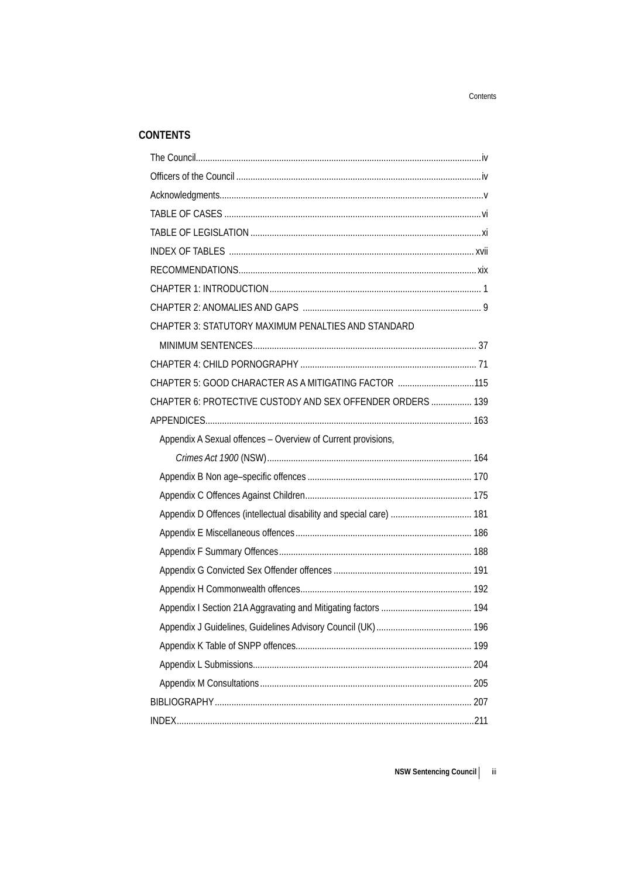## CONTENTS

The Council....................iv

Officers of the Council....................iv

Acknowledgments....................v

TABLE OF CASES....................vi

TABLE OF LEGISLATION....................xi

INDEX OF TABLES....................xvii

RECOMMENDATIONS....................xix

CHAPTER 1: INTRODUCTION....................1

CHAPTER 2: ANOMALIES AND GAPS....................9

CHAPTER 3: STATUTORY MAXIMUM PENALTIES AND STANDARD MINIMUM SENTENCES....................37

CHAPTER 4: CHILD PORNOGRAPHY....................71

CHAPTER 5: GOOD CHARACTER AS A MITIGATING FACTOR....................115

CHAPTER 6: PROTECTIVE CUSTODY AND SEX OFFENDER ORDERS....................139

APPENDICES....................163

- Appendix A Sexual offences – Overview of Current provisions, *Crimes Act 1900* (NSW)....................164
- Appendix B Non age–specific offences....................170
- Appendix C Offences Against Children....................175
- Appendix D Offences (intellectual disability and special care)....................181
- Appendix E Miscellaneous offences....................186
- Appendix F Summary Offences....................188
- Appendix G Convicted Sex Offender offences....................191
- Appendix H Commonwealth offences....................192
- Appendix I Section 21A Aggravating and Mitigating factors....................194
- Appendix J Guidelines, Guidelines Advisory Council (UK)....................196
- Appendix K Table of SNPP offences....................199
- Appendix L Submissions....................204
- Appendix M Consultations....................205

BIBLIOGRAPHY....................207

INDEX....................211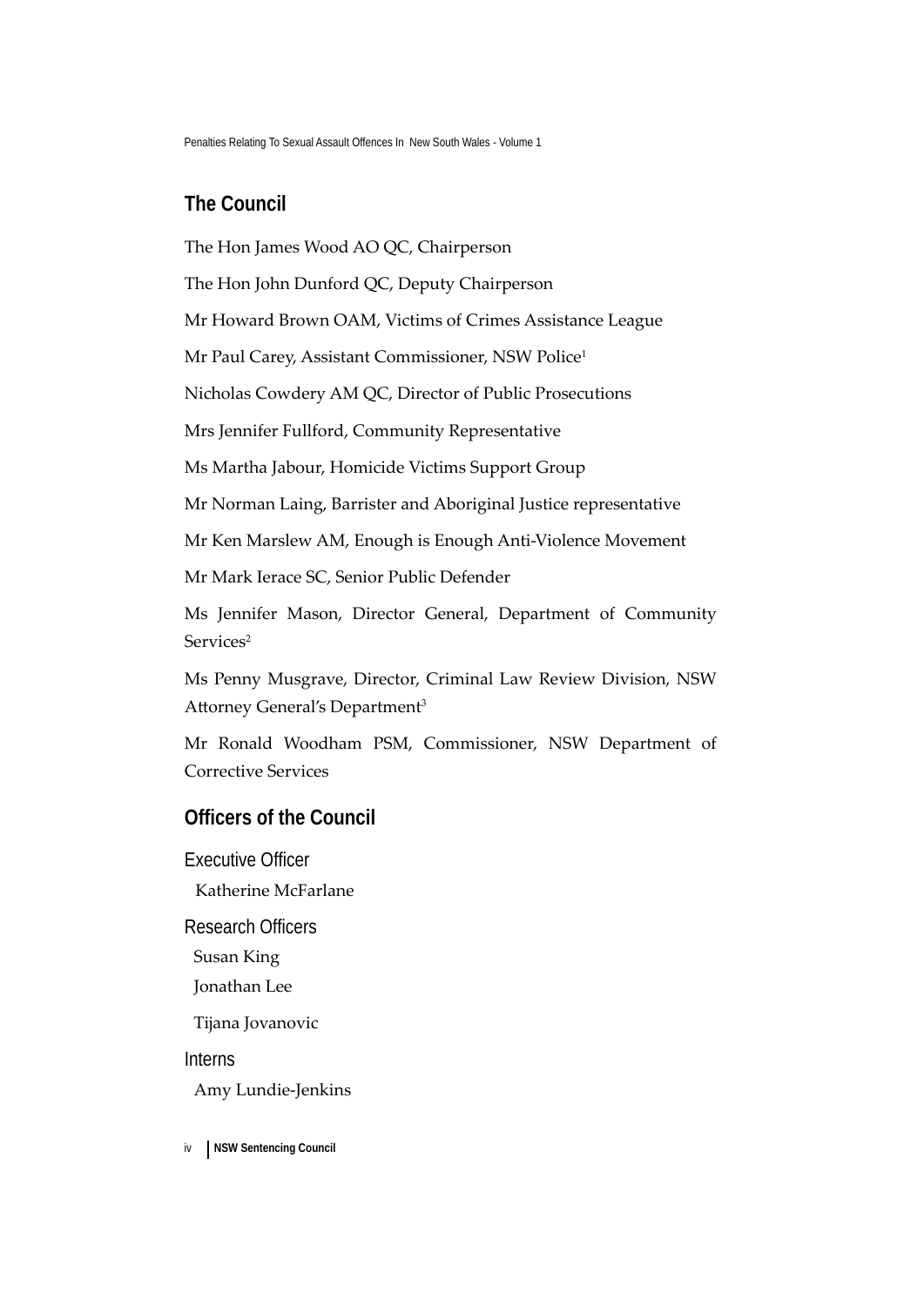## The Council

The Hon James Wood AO QC, Chairperson

The Hon John Dunford QC, Deputy Chairperson

Mr Howard Brown OAM, Victims of Crimes Assistance League

Mr Paul Carey, Assistant Commissioner, NSW Police[1]

Nicholas Cowdery AM QC, Director of Public Prosecutions

Mrs Jennifer Fullford, Community Representative

Ms Martha Jabour, Homicide Victims Support Group

Mr Norman Laing, Barrister and Aboriginal Justice representative

Mr Ken Marslew AM, Enough is Enough Anti-Violence Movement

Mr Mark Ierace SC, Senior Public Defender

Ms Jennifer Mason, Director General, Department of Community Services[2]

Ms Penny Musgrave, Director, Criminal Law Review Division, NSW Attorney General's Department[3]

Mr Ronald Woodham PSM, Commissioner, NSW Department of Corrective Services

## Officers of the Council

### Executive Officer

Katherine McFarlane

### Research Officers

Susan King

Jonathan Lee

Tijana Jovanovic

### Interns

Amy Lundie-Jenkins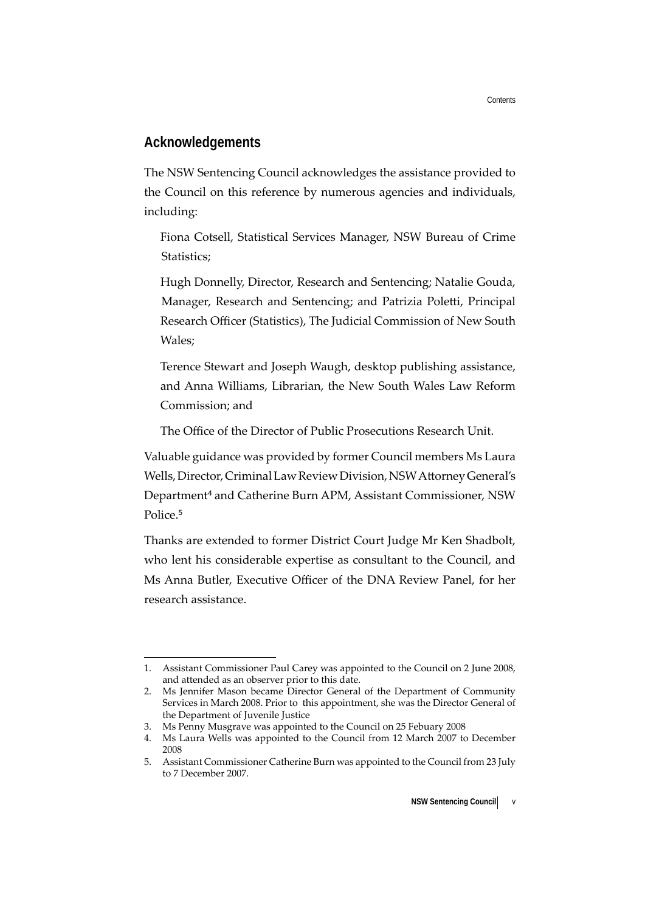## Acknowledgements

The NSW Sentencing Council acknowledges the assistance provided to the Council on this reference by numerous agencies and individuals, including:

Fiona Cotsell, Statistical Services Manager, NSW Bureau of Crime Statistics;

Hugh Donnelly, Director, Research and Sentencing; Natalie Gouda, Manager, Research and Sentencing; and Patrizia Poletti, Principal Research Officer (Statistics), The Judicial Commission of New South Wales;

Terence Stewart and Joseph Waugh, desktop publishing assistance, and Anna Williams, Librarian, the New South Wales Law Reform Commission; and

The Office of the Director of Public Prosecutions Research Unit.

Valuable guidance was provided by former Council members Ms Laura Wells, Director, Criminal Law Review Division, NSW Attorney General's Department[4] and Catherine Burn APM, Assistant Commissioner, NSW Police.[5]

Thanks are extended to former District Court Judge Mr Ken Shadbolt, who lent his considerable expertise as consultant to the Council, and Ms Anna Butler, Executive Officer of the DNA Review Panel, for her research assistance.

---

1. Assistant Commissioner Paul Carey was appointed to the Council on 2 June 2008, and attended as an observer prior to this date.
2. Ms Jennifer Mason became Director General of the Department of Community Services in March 2008. Prior to this appointment, she was the Director General of the Department of Juvenile Justice
3. Ms Penny Musgrave was appointed to the Council on 25 Febuary 2008
4. Ms Laura Wells was appointed to the Council from 12 March 2007 to December 2008
5. Assistant Commissioner Catherine Burn was appointed to the Council from 23 July to 7 December 2007.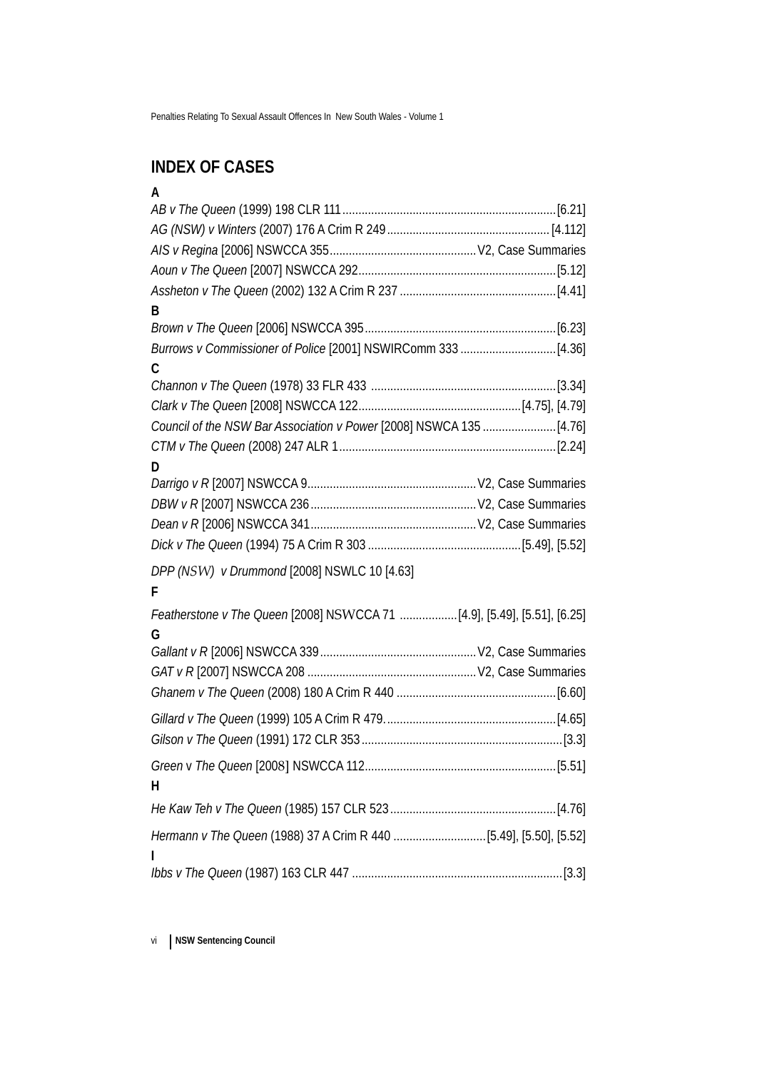## INDEX OF CASES

**A**

*AB v The Queen* (1999) 198 CLR 111 .......... [6.21]
*AG (NSW) v Winters* (2007) 176 A Crim R 249 .......... [4.112]
*AIS v Regina* [2006] NSWCCA 355 .......... V2, Case Summaries
*Aoun v The Queen* [2007] NSWCCA 292 .......... [5.12]
*Assheton v The Queen* (2002) 132 A Crim R 237 .......... [4.41]

**B**

*Brown v The Queen* [2006] NSWCCA 395 .......... [6.23]
*Burrows v Commissioner of Police* [2001] NSWIRComm 333 .......... [4.36]

**C**

*Channon v The Queen* (1978) 33 FLR 433 .......... [3.34]
*Clark v The Queen* [2008] NSWCCA 122 .......... [4.75], [4.79]
*Council of the NSW Bar Association v Power* [2008] NSWCA 135 .......... [4.76]
*CTM v The Queen* (2008) 247 ALR 1 .......... [2.24]

**D**

*Darrigo v R* [2007] NSWCCA 9 .......... V2, Case Summaries
*DBW v R* [2007] NSWCCA 236 .......... V2, Case Summaries
*Dean v R* [2006] NSWCCA 341 .......... V2, Case Summaries
*Dick v The Queen* (1994) 75 A Crim R 303 .......... [5.49], [5.52]
*DPP (NSW) v Drummond* [2008] NSWLC 10 [4.63]

**F**

*Featherstone v The Queen* [2008] NSWCCA 71 .......... [4.9], [5.49], [5.51], [6.25]

**G**

*Gallant v R* [2006] NSWCCA 339 .......... V2, Case Summaries
*GAT v R* [2007] NSWCCA 208 .......... V2, Case Summaries
*Ghanem v The Queen* (2008) 180 A Crim R 440 .......... [6.60]
*Gillard v The Queen* (1999) 105 A Crim R 479. .......... [4.65]
*Gilson v The Queen* (1991) 172 CLR 353 .......... [3.3]
*Green* v *The Queen* [2008] NSWCCA 112 .......... [5.51]

**H**

*He Kaw Teh v The Queen* (1985) 157 CLR 523 .......... [4.76]
*Hermann v The Queen* (1988) 37 A Crim R 440 .......... [5.49], [5.50], [5.52]

**I**

*Ibbs v The Queen* (1987) 163 CLR 447 .......... [3.3]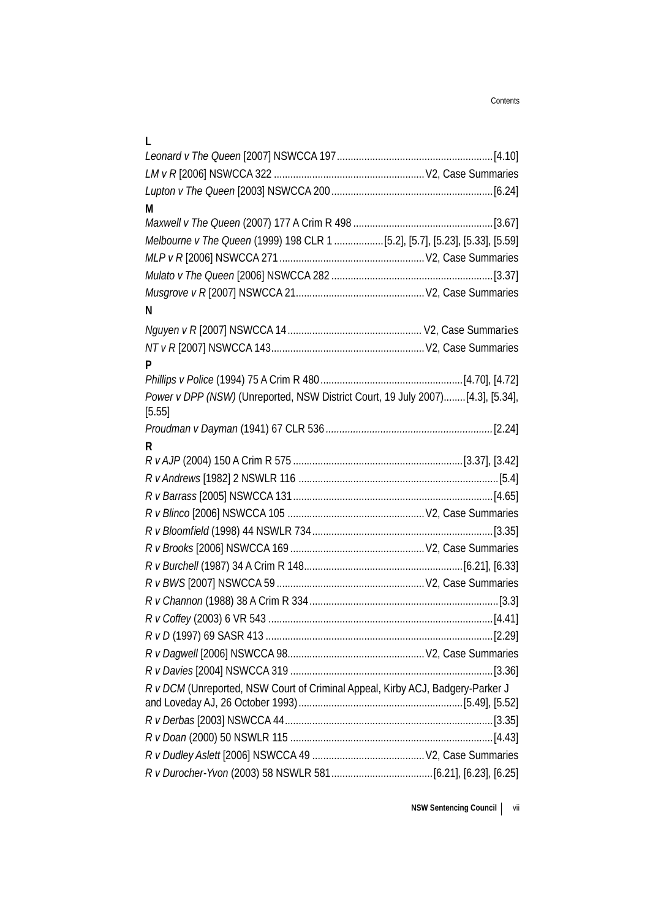**L**

*Leonard v The Queen* [2007] NSWCCA 197 .......... [4.10]

*LM v R* [2006] NSWCCA 322 .......... V2, Case Summaries

*Lupton v The Queen* [2003] NSWCCA 200 .......... [6.24]

**M**

*Maxwell v The Queen* (2007) 177 A Crim R 498 .......... [3.67]

*Melbourne v The Queen* (1999) 198 CLR 1 .......... [5.2], [5.7], [5.23], [5.33], [5.59]

*MLP v R* [2006] NSWCCA 271 .......... V2, Case Summaries

*Mulato v The Queen* [2006] NSWCCA 282 .......... [3.37]

*Musgrove v R* [2007] NSWCCA 21 .......... V2, Case Summaries

**N**

*Nguyen v R* [2007] NSWCCA 14 .......... V2, Case Summaries

*NT v R* [2007] NSWCCA 143 .......... V2, Case Summaries

**P**

*Phillips v Police* (1994) 75 A Crim R 480 .......... [4.70], [4.72]

*Power v DPP (NSW)* (Unreported, NSW District Court, 19 July 2007) .......... [4.3], [5.34], [5.55]

*Proudman v Dayman* (1941) 67 CLR 536 .......... [2.24]

**R**

*R v AJP* (2004) 150 A Crim R 575 .......... [3.37], [3.42]

*R v Andrews* [1982] 2 NSWLR 116 .......... [5.4]

*R v Barrass* [2005] NSWCCA 131 .......... [4.65]

*R v Blinco* [2006] NSWCCA 105 .......... V2, Case Summaries

*R v Bloomfield* (1998) 44 NSWLR 734 .......... [3.35]

*R v Brooks* [2006] NSWCCA 169 .......... V2, Case Summaries

*R v Burchell* (1987) 34 A Crim R 148 .......... [6.21], [6.33]

*R v BWS* [2007] NSWCCA 59 .......... V2, Case Summaries

*R v Channon* (1988) 38 A Crim R 334 .......... [3.3]

*R v Coffey* (2003) 6 VR 543 .......... [4.41]

*R v D* (1997) 69 SASR 413 .......... [2.29]

*R v Dagwell* [2006] NSWCCA 98 .......... V2, Case Summaries

*R v Davies* [2004] NSWCCA 319 .......... [3.36]

*R v DCM* (Unreported, NSW Court of Criminal Appeal, Kirby ACJ, Badgery-Parker J and Loveday AJ, 26 October 1993) .......... [5.49], [5.52]

*R v Derbas* [2003] NSWCCA 44 .......... [3.35]

*R v Doan* (2000) 50 NSWLR 115 .......... [4.43]

*R v Dudley Aslett* [2006] NSWCCA 49 .......... V2, Case Summaries

*R v Durocher-Yvon* (2003) 58 NSWLR 581 .......... [6.21], [6.23], [6.25]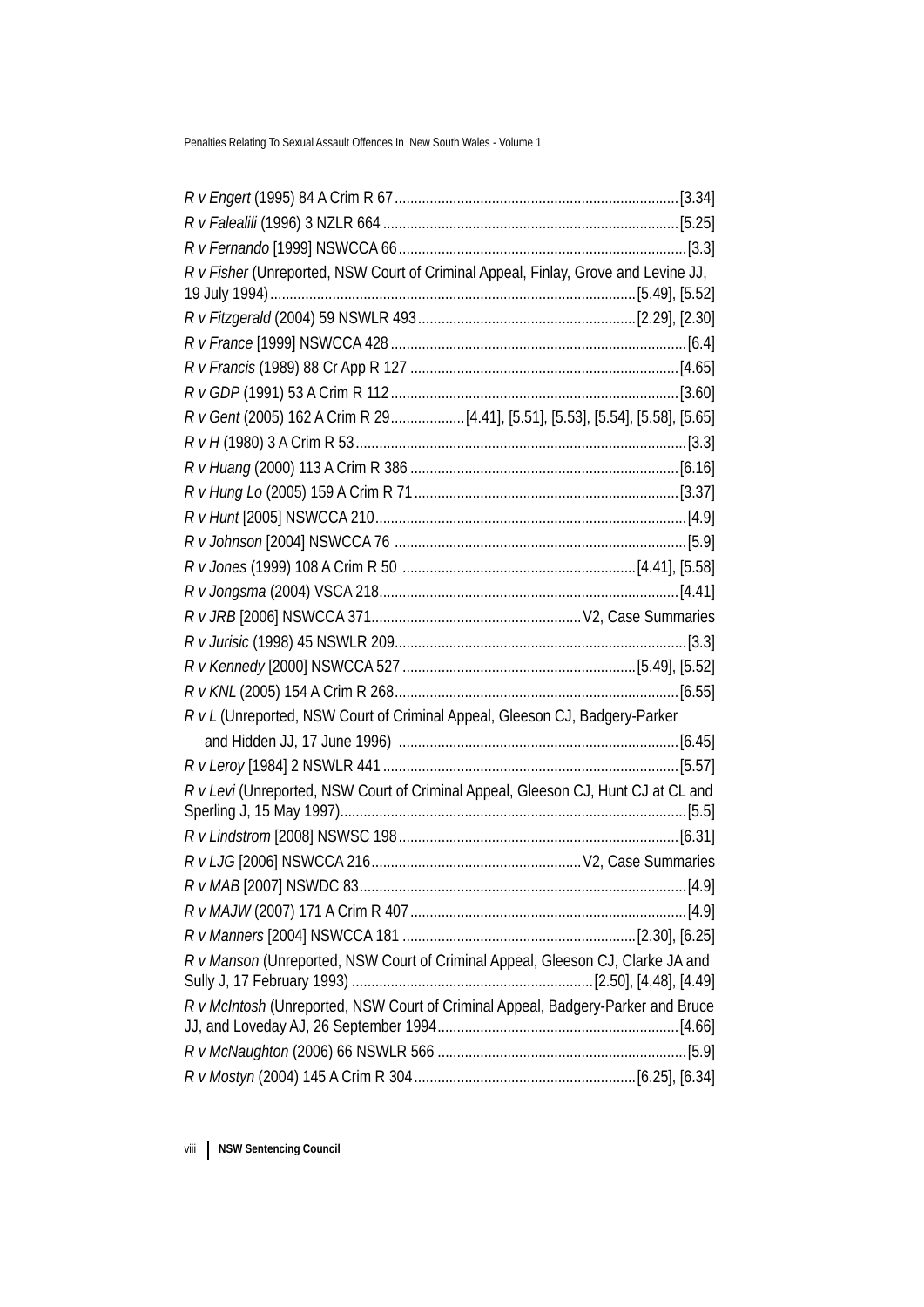*R v Engert* (1995) 84 A Crim R 67 ........................................................................ [3.34]

*R v Falealili* (1996) 3 NZLR 664 ........................................................................... [5.25]

*R v Fernando* [1999] NSWCCA 66 ......................................................................... [3.3]

*R v Fisher* (Unreported, NSW Court of Criminal Appeal, Finlay, Grove and Levine JJ, 19 July 1994) ............................................................................................ [5.49], [5.52]

*R v Fitzgerald* (2004) 59 NSWLR 493 ........................................................ [2.29], [2.30]

*R v France* [1999] NSWCCA 428 ........................................................................... [6.4]

*R v Francis* (1989) 88 Cr App R 127 .................................................................... [4.65]

*R v GDP* (1991) 53 A Crim R 112 .......................................................................... [3.60]

*R v Gent* (2005) 162 A Crim R 29 ................... [4.41], [5.51], [5.53], [5.54], [5.58], [5.65]

*R v H* (1980) 3 A Crim R 53 .................................................................................... [3.3]

*R v Huang* (2000) 113 A Crim R 386 .................................................................... [6.16]

*R v Hung Lo* (2005) 159 A Crim R 71 ................................................................... [3.37]

*R v Hunt* [2005] NSWCCA 210 ............................................................................... [4.9]

*R v Johnson* [2004] NSWCCA 76 .......................................................................... [5.9]

*R v Jones* (1999) 108 A Crim R 50 ........................................................... [4.41], [5.58]

*R v Jongsma* (2004) VSCA 218 ............................................................................ [4.41]

*R v JRB* [2006] NSWCCA 371 ..................................................... V2, Case Summaries

*R v Jurisic* (1998) 45 NSWLR 209 .......................................................................... [3.3]

*R v Kennedy* [2000] NSWCCA 527 ........................................................... [5.49], [5.52]

*R v KNL* (2005) 154 A Crim R 268 ........................................................................ [6.55]

*R v L* (Unreported, NSW Court of Criminal Appeal, Gleeson CJ, Badgery-Parker and Hidden JJ, 17 June 1996) ....................................................................... [6.45]

*R v Leroy* [1984] 2 NSWLR 441 ........................................................................... [5.57]

*R v Levi* (Unreported, NSW Court of Criminal Appeal, Gleeson CJ, Hunt CJ at CL and Sperling J, 15 May 1997) ........................................................................................ [5.5]

*R v Lindstrom* [2008] NSWSC 198 ....................................................................... [6.31]

*R v LJG* [2006] NSWCCA 216 ..................................................... V2, Case Summaries

*R v MAB* [2007] NSWDC 83 ................................................................................... [4.9]

*R v MAJW* (2007) 171 A Crim R 407 ...................................................................... [4.9]

*R v Manners* [2004] NSWCCA 181 ........................................................... [2.30], [6.25]

*R v Manson* (Unreported, NSW Court of Criminal Appeal, Gleeson CJ, Clarke JA and Sully J, 17 February 1993) ............................................................ [2.50], [4.48], [4.49]

*R v McIntosh* (Unreported, NSW Court of Criminal Appeal, Badgery-Parker and Bruce JJ, and Loveday AJ, 26 September 1994 ............................................................. [4.66]

*R v McNaughton* (2006) 66 NSWLR 566 ................................................................ [5.9]

*R v Mostyn* (2004) 145 A Crim R 304 ........................................................ [6.25], [6.34]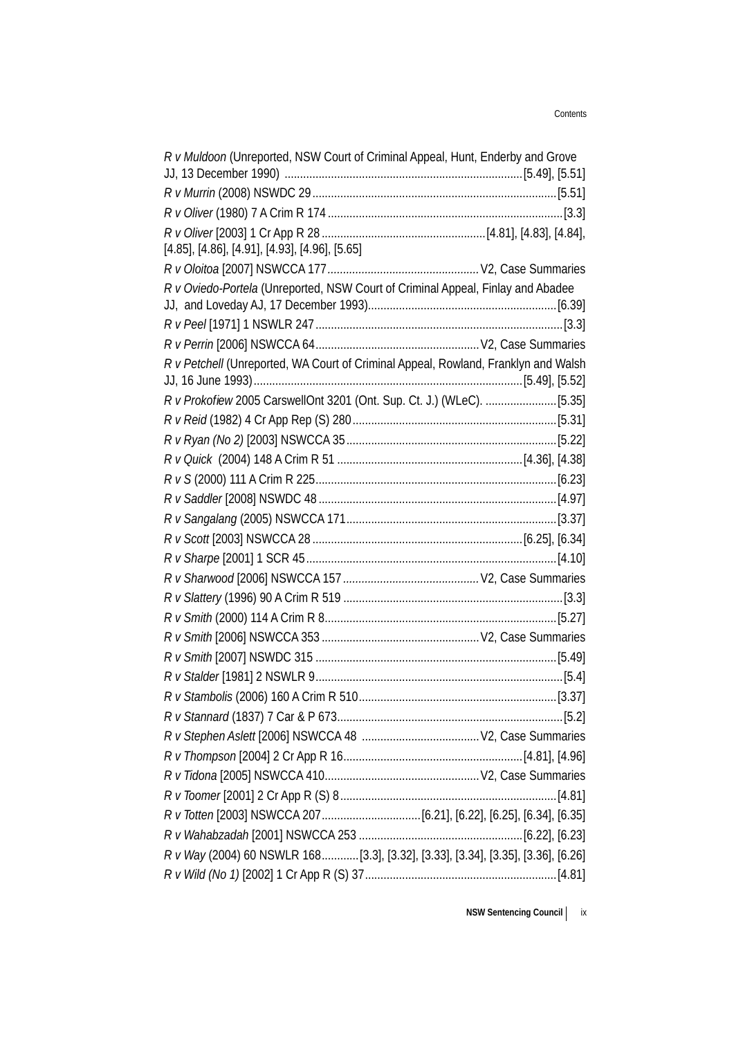*R v Muldoon* (Unreported, NSW Court of Criminal Appeal, Hunt, Enderby and Grove JJ, 13 December 1990) ............................................................................[5.49], [5.51]

*R v Murrin* (2008) NSWDC 29..............................................................................[5.51]

*R v Oliver* (1980) 7 A Crim R 174 ...........................................................................[3.3]

*R v Oliver* [2003] 1 Cr App R 28 ....................................................[4.81], [4.83], [4.84], [4.85], [4.86], [4.91], [4.93], [4.96], [5.65]

*R v Oloitoa* [2007] NSWCCA 177................................................V2, Case Summaries

*R v Oviedo-Portela* (Unreported, NSW Court of Criminal Appeal, Finlay and Abadee JJ, and Loveday AJ, 17 December 1993)............................................................[6.39]

*R v Peel* [1971] 1 NSWLR 247 ...............................................................................[3.3]

*R v Perrin* [2006] NSWCCA 64....................................................V2, Case Summaries

*R v Petchell* (Unreported, WA Court of Criminal Appeal, Rowland, Franklyn and Walsh JJ, 16 June 1993)......................................................................................[5.49], [5.52]

*R v Prokofiew* 2005 CarswellOnt 3201 (Ont. Sup. Ct. J.) (WLeC). .......................[5.35]

*R v Reid* (1982) 4 Cr App Rep (S) 280.................................................................[5.31]

*R v Ryan (No 2)* [2003] NSWCCA 35...................................................................[5.22]

*R v Quick* (2004) 148 A Crim R 51 ...........................................................[4.36], [4.38]

*R v S* (2000) 111 A Crim R 225.............................................................................[6.23]

*R v Saddler* [2008] NSWDC 48 ............................................................................[4.97]

*R v Sangalang* (2005) NSWCCA 171...................................................................[3.37]

*R v Scott* [2003] NSWCCA 28 ..................................................................[6.25], [6.34]

*R v Sharpe* [2001] 1 SCR 45................................................................................[4.10]

*R v Sharwood* [2006] NSWCCA 157 ...........................................V2, Case Summaries

*R v Slattery* (1996) 90 A Crim R 519 ......................................................................[3.3]

*R v Smith* (2000) 114 A Crim R 8..........................................................................[5.27]

*R v Smith* [2006] NSWCCA 353 .................................................V2, Case Summaries

*R v Smith* [2007] NSWDC 315 .............................................................................[5.49]

*R v Stalder* [1981] 2 NSWLR 9...............................................................................[5.4]

*R v Stambolis* (2006) 160 A Crim R 510...............................................................[3.37]

*R v Stannard* (1837) 7 Car & P 673........................................................................[5.2]

*R v Stephen Aslett* [2006] NSWCCA 48 .....................................V2, Case Summaries

*R v Thompson* [2004] 2 Cr App R 16..........................................................[4.81], [4.96]

*R v Tidona* [2005] NSWCCA 410.................................................V2, Case Summaries

*R v Toomer* [2001] 2 Cr App R (S) 8.....................................................................[4.81]

*R v Totten* [2003] NSWCCA 207................................[6.21], [6.22], [6.25], [6.34], [6.35]

*R v Wahabzadah* [2001] NSWCCA 253 ....................................................[6.22], [6.23]

*R v Way* (2004) 60 NSWLR 168............[3.3], [3.32], [3.33], [3.34], [3.35], [3.36], [6.26]

*R v Wild (No 1)* [2002] 1 Cr App R (S) 37.............................................................[4.81]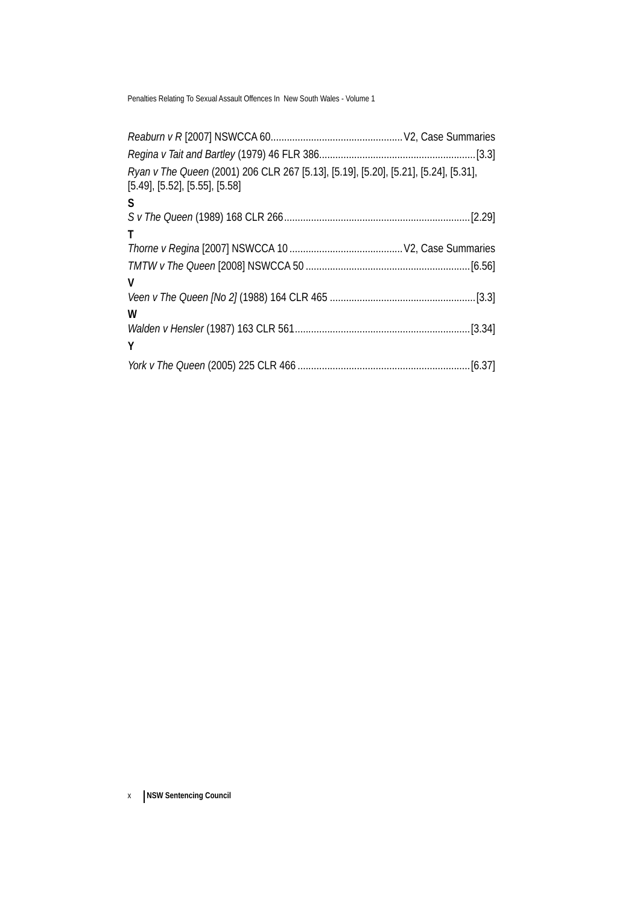*Reaburn v R* [2007] NSWCCA 60 ................................................ V2, Case Summaries

*Regina v Tait and Bartley* (1979) 46 FLR 386 ........................................................ [3.3]

*Ryan v The Queen* (2001) 206 CLR 267 [5.13], [5.19], [5.20], [5.21], [5.24], [5.31], [5.49], [5.52], [5.55], [5.58]

**S**

*S v The Queen* (1989) 168 CLR 266 ................................................................... [2.29]

**T**

*Thorne v Regina* [2007] NSWCCA 10 ......................................... V2, Case Summaries

*TMTW v The Queen* [2008] NSWCCA 50 ............................................................ [6.56]

**V**

*Veen v The Queen [No 2]* (1988) 164 CLR 465 ..................................................... [3.3]

**W**

*Walden v Hensler* (1987) 163 CLR 561 ................................................................ [3.34]

**Y**

*York v The Queen* (2005) 225 CLR 466 ............................................................... [6.37]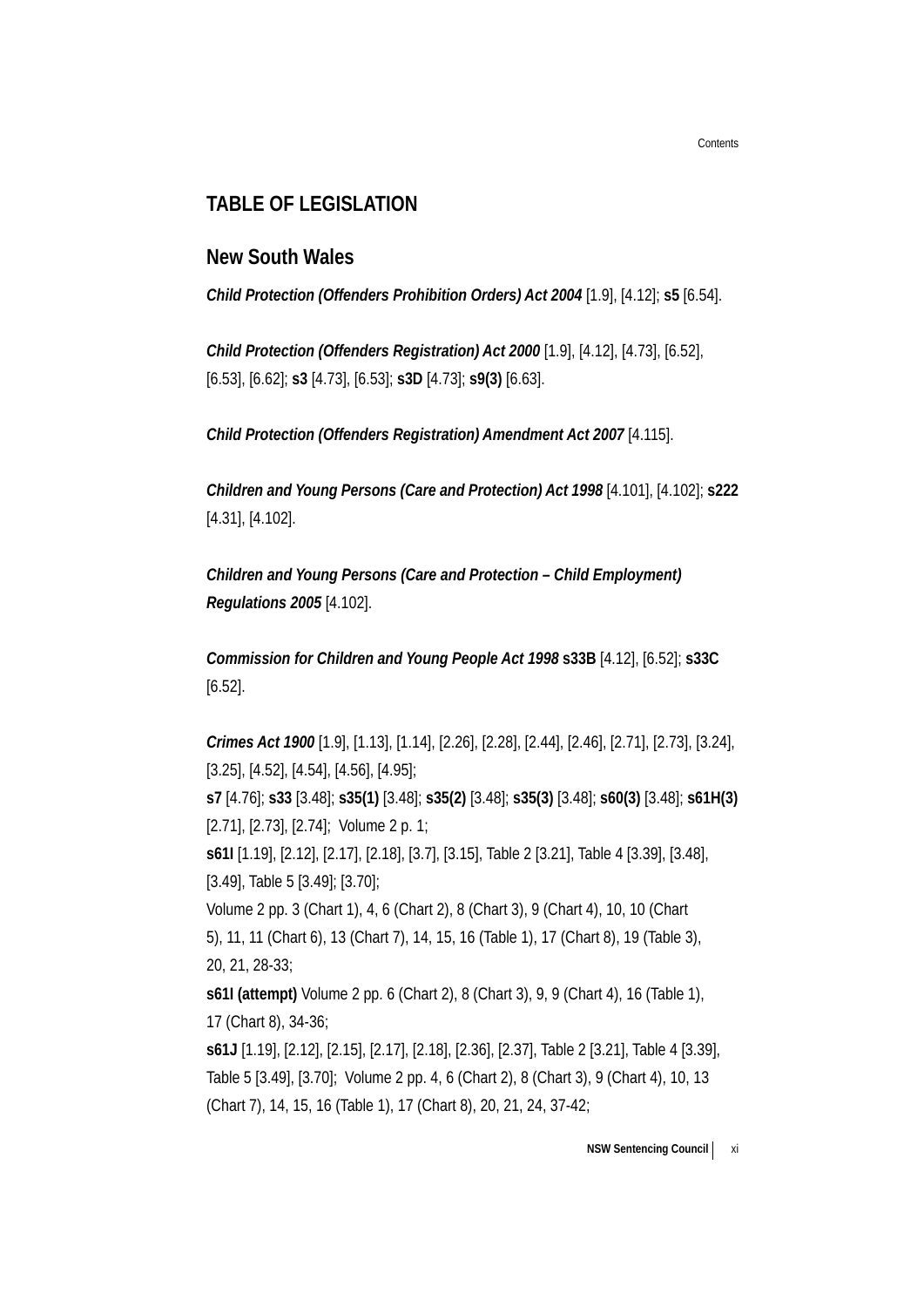## TABLE OF LEGISLATION

### New South Wales

***Child Protection (Offenders Prohibition Orders) Act 2004*** [1.9], [4.12]; **s5** [6.54].

***Child Protection (Offenders Registration) Act 2000*** [1.9], [4.12], [4.73], [6.52], [6.53], [6.62]; **s3** [4.73], [6.53]; **s3D** [4.73]; **s9(3)** [6.63].

***Child Protection (Offenders Registration) Amendment Act 2007*** [4.115].

***Children and Young Persons (Care and Protection) Act 1998*** [4.101], [4.102]; **s222** [4.31], [4.102].

***Children and Young Persons (Care and Protection – Child Employment) Regulations 2005*** [4.102].

***Commission for Children and Young People Act 1998*** **s33B** [4.12], [6.52]; **s33C** [6.52].

***Crimes Act 1900*** [1.9], [1.13], [1.14], [2.26], [2.28], [2.44], [2.46], [2.71], [2.73], [3.24], [3.25], [4.52], [4.54], [4.56], [4.95];
**s7** [4.76]; **s33** [3.48]; **s35(1)** [3.48]; **s35(2)** [3.48]; **s35(3)** [3.48]; **s60(3)** [3.48]; **s61H(3)** [2.71], [2.73], [2.74]; Volume 2 p. 1;
**s61I** [1.19], [2.12], [2.17], [2.18], [3.7], [3.15], Table 2 [3.21], Table 4 [3.39], [3.48], [3.49], Table 5 [3.49]; [3.70];
Volume 2 pp. 3 (Chart 1), 4, 6 (Chart 2), 8 (Chart 3), 9 (Chart 4), 10, 10 (Chart 5), 11, 11 (Chart 6), 13 (Chart 7), 14, 15, 16 (Table 1), 17 (Chart 8), 19 (Table 3), 20, 21, 28-33;
**s61I (attempt)** Volume 2 pp. 6 (Chart 2), 8 (Chart 3), 9, 9 (Chart 4), 16 (Table 1), 17 (Chart 8), 34-36;
**s61J** [1.19], [2.12], [2.15], [2.17], [2.18], [2.36], [2.37], Table 2 [3.21], Table 4 [3.39], Table 5 [3.49], [3.70]; Volume 2 pp. 4, 6 (Chart 2), 8 (Chart 3), 9 (Chart 4), 10, 13 (Chart 7), 14, 15, 16 (Table 1), 17 (Chart 8), 20, 21, 24, 37-42;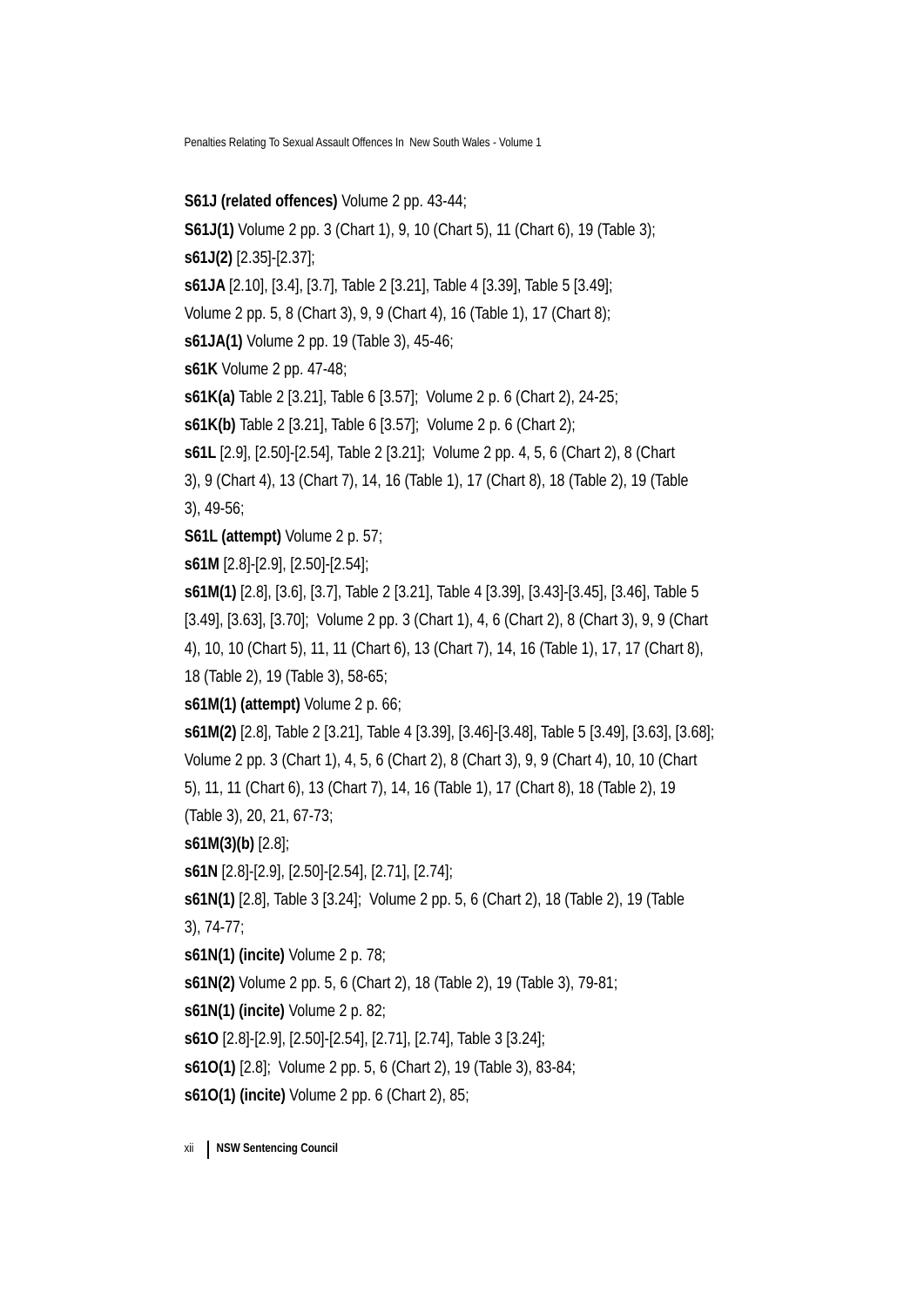**S61J (related offences)** Volume 2 pp. 43-44;

**S61J(1)** Volume 2 pp. 3 (Chart 1), 9, 10 (Chart 5), 11 (Chart 6), 19 (Table 3);

**s61J(2)** [2.35]-[2.37];

**s61JA** [2.10], [3.4], [3.7], Table 2 [3.21], Table 4 [3.39], Table 5 [3.49]; Volume 2 pp. 5, 8 (Chart 3), 9, 9 (Chart 4), 16 (Table 1), 17 (Chart 8);

**s61JA(1)** Volume 2 pp. 19 (Table 3), 45-46;

**s61K** Volume 2 pp. 47-48;

**s61K(a)** Table 2 [3.21], Table 6 [3.57]; Volume 2 p. 6 (Chart 2), 24-25;

**s61K(b)** Table 2 [3.21], Table 6 [3.57]; Volume 2 p. 6 (Chart 2);

**s61L** [2.9], [2.50]-[2.54], Table 2 [3.21]; Volume 2 pp. 4, 5, 6 (Chart 2), 8 (Chart 3), 9 (Chart 4), 13 (Chart 7), 14, 16 (Table 1), 17 (Chart 8), 18 (Table 2), 19 (Table 3), 49-56;

**S61L (attempt)** Volume 2 p. 57;

**s61M** [2.8]-[2.9], [2.50]-[2.54];

**s61M(1)** [2.8], [3.6], [3.7], Table 2 [3.21], Table 4 [3.39], [3.43]-[3.45], [3.46], Table 5 [3.49], [3.63], [3.70]; Volume 2 pp. 3 (Chart 1), 4, 6 (Chart 2), 8 (Chart 3), 9, 9 (Chart 4), 10, 10 (Chart 5), 11, 11 (Chart 6), 13 (Chart 7), 14, 16 (Table 1), 17, 17 (Chart 8), 18 (Table 2), 19 (Table 3), 58-65;

**s61M(1) (attempt)** Volume 2 p. 66;

**s61M(2)** [2.8], Table 2 [3.21], Table 4 [3.39], [3.46]-[3.48], Table 5 [3.49], [3.63], [3.68]; Volume 2 pp. 3 (Chart 1), 4, 5, 6 (Chart 2), 8 (Chart 3), 9, 9 (Chart 4), 10, 10 (Chart 5), 11, 11 (Chart 6), 13 (Chart 7), 14, 16 (Table 1), 17 (Chart 8), 18 (Table 2), 19 (Table 3), 20, 21, 67-73;

**s61M(3)(b)** [2.8];

**s61N** [2.8]-[2.9], [2.50]-[2.54], [2.71], [2.74];

**s61N(1)** [2.8], Table 3 [3.24]; Volume 2 pp. 5, 6 (Chart 2), 18 (Table 2), 19 (Table 3), 74-77;

**s61N(1) (incite)** Volume 2 p. 78;

**s61N(2)** Volume 2 pp. 5, 6 (Chart 2), 18 (Table 2), 19 (Table 3), 79-81;

**s61N(1) (incite)** Volume 2 p. 82;

**s61O** [2.8]-[2.9], [2.50]-[2.54], [2.71], [2.74], Table 3 [3.24];

**s61O(1)** [2.8]; Volume 2 pp. 5, 6 (Chart 2), 19 (Table 3), 83-84;

**s61O(1) (incite)** Volume 2 pp. 6 (Chart 2), 85;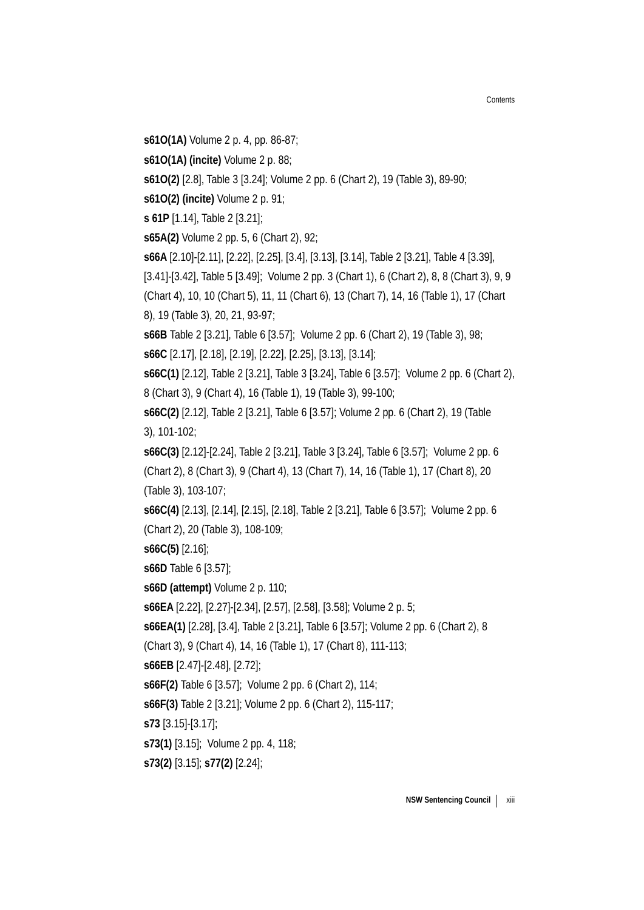**s61O(1A)** Volume 2 p. 4, pp. 86-87;

**s61O(1A) (incite)** Volume 2 p. 88;

**s61O(2)** [2.8], Table 3 [3.24]; Volume 2 pp. 6 (Chart 2), 19 (Table 3), 89-90;

**s61O(2) (incite)** Volume 2 p. 91;

**s 61P** [1.14], Table 2 [3.21];

**s65A(2)** Volume 2 pp. 5, 6 (Chart 2), 92;

**s66A** [2.10]-[2.11], [2.22], [2.25], [3.4], [3.13], [3.14], Table 2 [3.21], Table 4 [3.39], [3.41]-[3.42], Table 5 [3.49]; Volume 2 pp. 3 (Chart 1), 6 (Chart 2), 8, 8 (Chart 3), 9, 9 (Chart 4), 10, 10 (Chart 5), 11, 11 (Chart 6), 13 (Chart 7), 14, 16 (Table 1), 17 (Chart 8), 19 (Table 3), 20, 21, 93-97;

**s66B** Table 2 [3.21], Table 6 [3.57]; Volume 2 pp. 6 (Chart 2), 19 (Table 3), 98;

**s66C** [2.17], [2.18], [2.19], [2.22], [2.25], [3.13], [3.14];

**s66C(1)** [2.12], Table 2 [3.21], Table 3 [3.24], Table 6 [3.57]; Volume 2 pp. 6 (Chart 2), 8 (Chart 3), 9 (Chart 4), 16 (Table 1), 19 (Table 3), 99-100;

**s66C(2)** [2.12], Table 2 [3.21], Table 6 [3.57]; Volume 2 pp. 6 (Chart 2), 19 (Table 3), 101-102;

**s66C(3)** [2.12]-[2.24], Table 2 [3.21], Table 3 [3.24], Table 6 [3.57]; Volume 2 pp. 6 (Chart 2), 8 (Chart 3), 9 (Chart 4), 13 (Chart 7), 14, 16 (Table 1), 17 (Chart 8), 20 (Table 3), 103-107;

**s66C(4)** [2.13], [2.14], [2.15], [2.18], Table 2 [3.21], Table 6 [3.57]; Volume 2 pp. 6 (Chart 2), 20 (Table 3), 108-109;

**s66C(5)** [2.16];

**s66D** Table 6 [3.57];

**s66D (attempt)** Volume 2 p. 110;

**s66EA** [2.22], [2.27]-[2.34], [2.57], [2.58], [3.58]; Volume 2 p. 5;

**s66EA(1)** [2.28], [3.4], Table 2 [3.21], Table 6 [3.57]; Volume 2 pp. 6 (Chart 2), 8 (Chart 3), 9 (Chart 4), 14, 16 (Table 1), 17 (Chart 8), 111-113;

**s66EB** [2.47]-[2.48], [2.72];

**s66F(2)** Table 6 [3.57]; Volume 2 pp. 6 (Chart 2), 114;

**s66F(3)** Table 2 [3.21]; Volume 2 pp. 6 (Chart 2), 115-117;

**s73** [3.15]-[3.17];

**s73(1)** [3.15]; Volume 2 pp. 4, 118;

**s73(2)** [3.15]; **s77(2)** [2.24];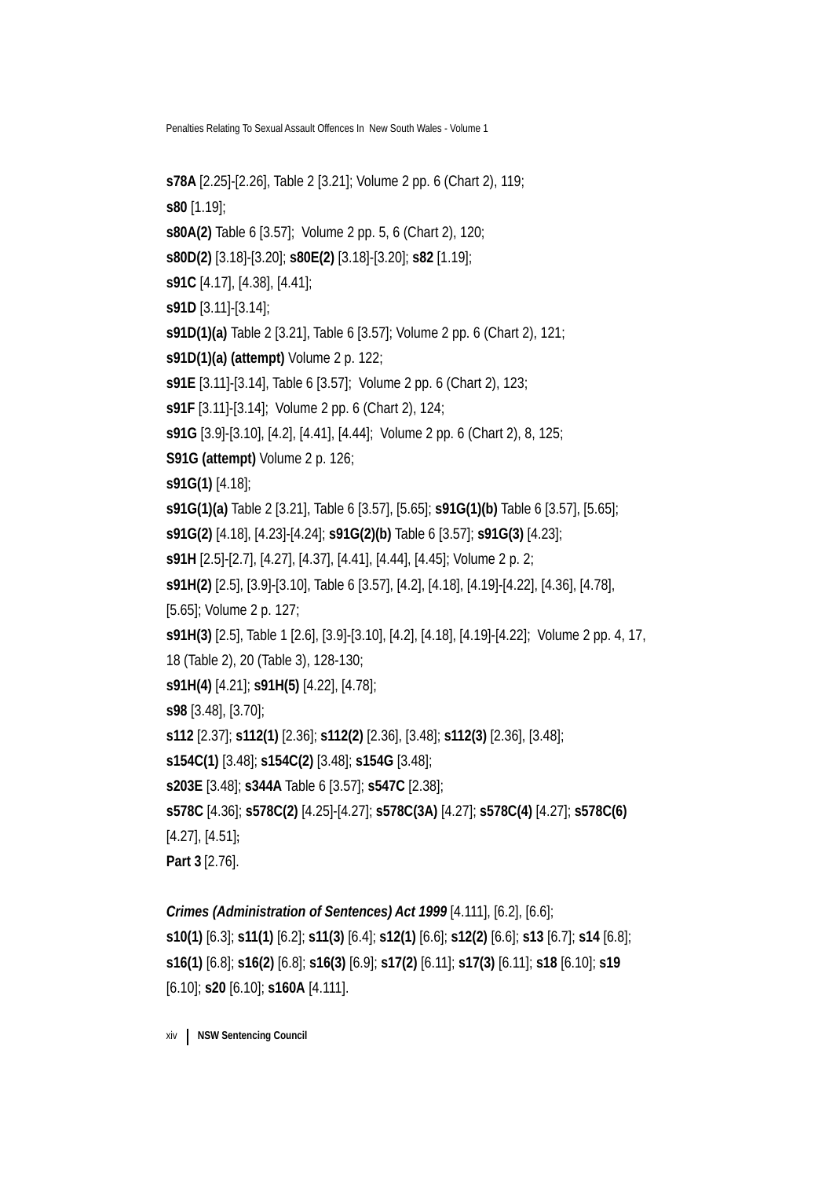**s78A** [2.25]-[2.26], Table 2 [3.21]; Volume 2 pp. 6 (Chart 2), 119;

**s80** [1.19];

**s80A(2)** Table 6 [3.57]; Volume 2 pp. 5, 6 (Chart 2), 120;

**s80D(2)** [3.18]-[3.20]; **s80E(2)** [3.18]-[3.20]; **s82** [1.19];

**s91C** [4.17], [4.38], [4.41];

**s91D** [3.11]-[3.14];

**s91D(1)(a)** Table 2 [3.21], Table 6 [3.57]; Volume 2 pp. 6 (Chart 2), 121;

**s91D(1)(a) (attempt)** Volume 2 p. 122;

**s91E** [3.11]-[3.14], Table 6 [3.57]; Volume 2 pp. 6 (Chart 2), 123;

**s91F** [3.11]-[3.14]; Volume 2 pp. 6 (Chart 2), 124;

**s91G** [3.9]-[3.10], [4.2], [4.41], [4.44]; Volume 2 pp. 6 (Chart 2), 8, 125;

**S91G (attempt)** Volume 2 p. 126;

**s91G(1)** [4.18];

**s91G(1)(a)** Table 2 [3.21], Table 6 [3.57], [5.65]; **s91G(1)(b)** Table 6 [3.57], [5.65];

**s91G(2)** [4.18], [4.23]-[4.24]; **s91G(2)(b)** Table 6 [3.57]; **s91G(3)** [4.23];

**s91H** [2.5]-[2.7], [4.27], [4.37], [4.41], [4.44], [4.45]; Volume 2 p. 2;

**s91H(2)** [2.5], [3.9]-[3.10], Table 6 [3.57], [4.2], [4.18], [4.19]-[4.22], [4.36], [4.78], [5.65]; Volume 2 p. 127;

**s91H(3)** [2.5], Table 1 [2.6], [3.9]-[3.10], [4.2], [4.18], [4.19]-[4.22]; Volume 2 pp. 4, 17, 18 (Table 2), 20 (Table 3), 128-130;

**s91H(4)** [4.21]; **s91H(5)** [4.22], [4.78];

**s98** [3.48], [3.70];

**s112** [2.37]; **s112(1)** [2.36]; **s112(2)** [2.36], [3.48]; **s112(3)** [2.36], [3.48];

**s154C(1)** [3.48]; **s154C(2)** [3.48]; **s154G** [3.48];

**s203E** [3.48]; **s344A** Table 6 [3.57]; **s547C** [2.38];

**s578C** [4.36]; **s578C(2)** [4.25]-[4.27]; **s578C(3A)** [4.27]; **s578C(4)** [4.27]; **s578C(6)** [4.27], [4.51];

**Part 3** [2.76].

***Crimes (Administration of Sentences) Act 1999*** [4.111], [6.2], [6.6];
**s10(1)** [6.3]; **s11(1)** [6.2]; **s11(3)** [6.4]; **s12(1)** [6.6]; **s12(2)** [6.6]; **s13** [6.7]; **s14** [6.8]; **s16(1)** [6.8]; **s16(2)** [6.8]; **s16(3)** [6.9]; **s17(2)** [6.11]; **s17(3)** [6.11]; **s18** [6.10]; **s19** [6.10]; **s20** [6.10]; **s160A** [4.111].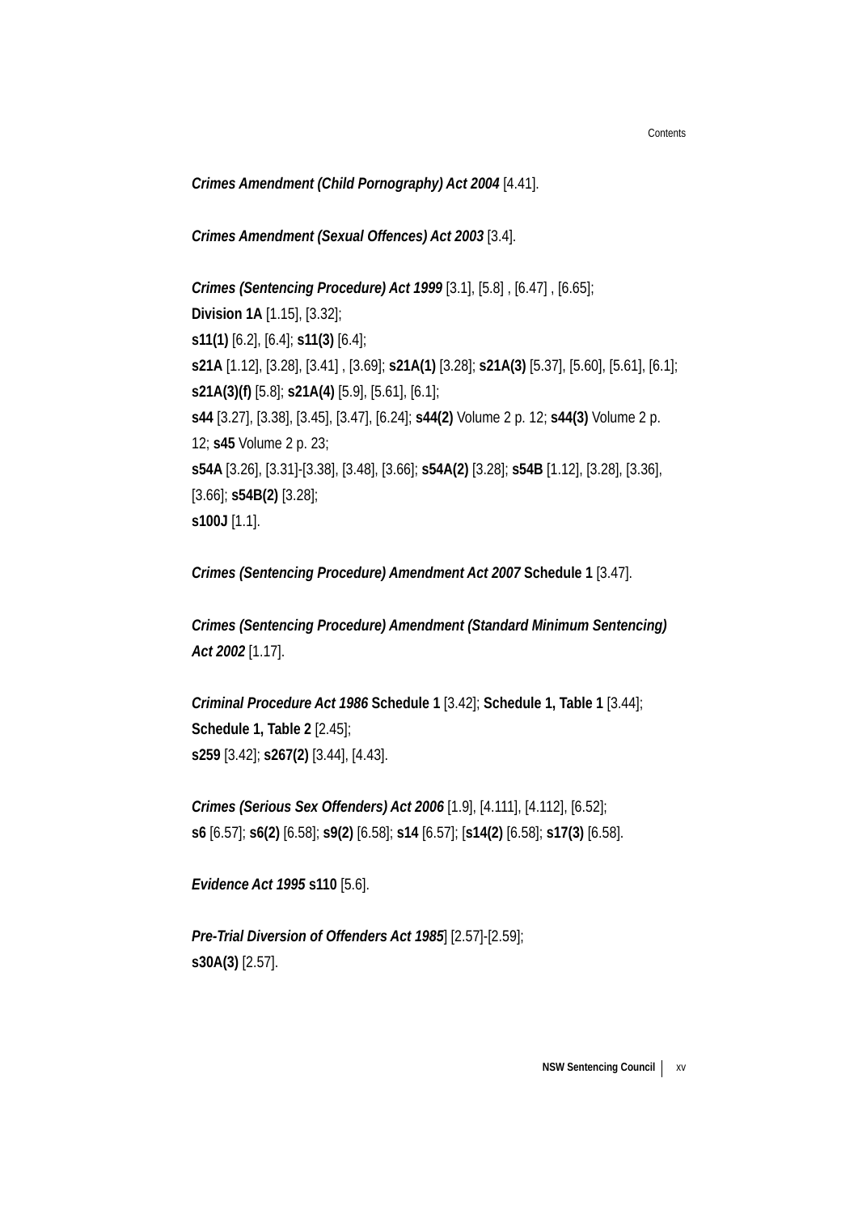***Crimes Amendment (Child Pornography) Act 2004*** [4.41].

***Crimes Amendment (Sexual Offences) Act 2003*** [3.4].

***Crimes (Sentencing Procedure) Act 1999*** [3.1], [5.8] , [6.47] , [6.65];
**Division 1A** [1.15], [3.32];
**s11(1)** [6.2], [6.4]; **s11(3)** [6.4];
**s21A** [1.12], [3.28], [3.41] , [3.69]; **s21A(1)** [3.28]; **s21A(3)** [5.37], [5.60], [5.61], [6.1];
**s21A(3)(f)** [5.8]; **s21A(4)** [5.9], [5.61], [6.1];
**s44** [3.27], [3.38], [3.45], [3.47], [6.24]; **s44(2)** Volume 2 p. 12; **s44(3)** Volume 2 p. 12; **s45** Volume 2 p. 23;
**s54A** [3.26], [3.31]-[3.38], [3.48], [3.66]; **s54A(2)** [3.28]; **s54B** [1.12], [3.28], [3.36], [3.66]; **s54B(2)** [3.28];
**s100J** [1.1].

***Crimes (Sentencing Procedure) Amendment Act 2007*** **Schedule 1** [3.47].

***Crimes (Sentencing Procedure) Amendment (Standard Minimum Sentencing) Act 2002*** [1.17].

***Criminal Procedure Act 1986*** **Schedule 1** [3.42]; **Schedule 1, Table 1** [3.44]; **Schedule 1, Table 2** [2.45];
**s259** [3.42]; **s267(2)** [3.44], [4.43].

***Crimes (Serious Sex Offenders) Act 2006*** [1.9], [4.111], [4.112], [6.52];
**s6** [6.57]; **s6(2)** [6.58]; **s9(2)** [6.58]; **s14** [6.57]; [**s14(2)** [6.58]; **s17(3)** [6.58].

***Evidence Act 1995*** **s110** [5.6].

***Pre-Trial Diversion of Offenders Act 1985***] [2.57]-[2.59];
**s30A(3)** [2.57].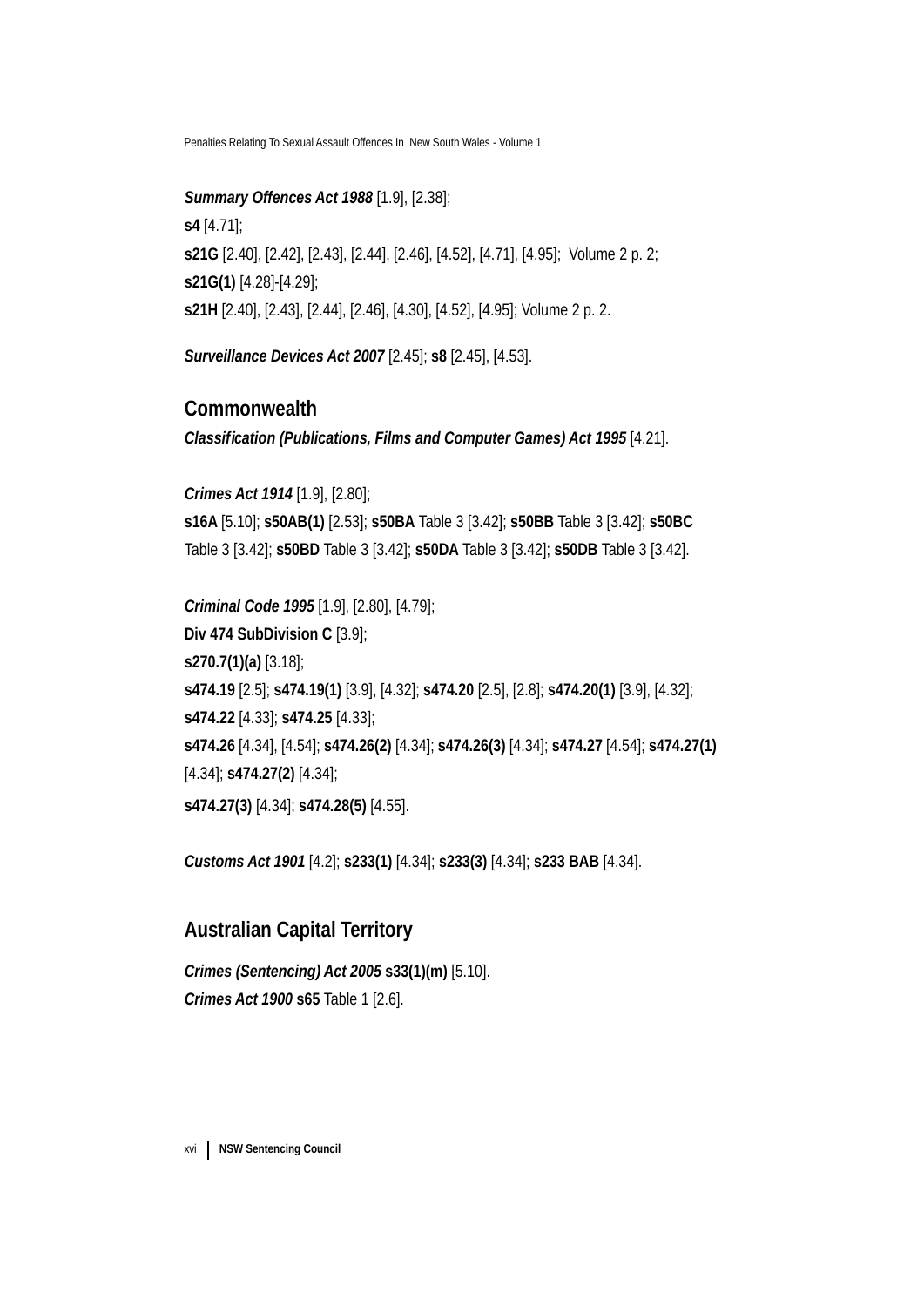***Summary Offences Act 1988*** [1.9], [2.38];
**s4** [4.71];
**s21G** [2.40], [2.42], [2.43], [2.44], [2.46], [4.52], [4.71], [4.95]; Volume 2 p. 2;
**s21G(1)** [4.28]-[4.29];
**s21H** [2.40], [2.43], [2.44], [2.46], [4.30], [4.52], [4.95]; Volume 2 p. 2.

***Surveillance Devices Act 2007*** [2.45]; **s8** [2.45], [4.53].

## Commonwealth

***Classification (Publications, Films and Computer Games) Act 1995*** [4.21].

***Crimes Act 1914*** [1.9], [2.80];
**s16A** [5.10]; **s50AB(1)** [2.53]; **s50BA** Table 3 [3.42]; **s50BB** Table 3 [3.42]; **s50BC** Table 3 [3.42]; **s50BD** Table 3 [3.42]; **s50DA** Table 3 [3.42]; **s50DB** Table 3 [3.42].

***Criminal Code 1995*** [1.9], [2.80], [4.79];
**Div 474 SubDivision C** [3.9];
**s270.7(1)(a)** [3.18];
**s474.19** [2.5]; **s474.19(1)** [3.9], [4.32]; **s474.20** [2.5], [2.8]; **s474.20(1)** [3.9], [4.32];
**s474.22** [4.33]; **s474.25** [4.33];
**s474.26** [4.34], [4.54]; **s474.26(2)** [4.34]; **s474.26(3)** [4.34]; **s474.27** [4.54]; **s474.27(1)** [4.34]; **s474.27(2)** [4.34];
**s474.27(3)** [4.34]; **s474.28(5)** [4.55].

***Customs Act 1901*** [4.2]; **s233(1)** [4.34]; **s233(3)** [4.34]; **s233 BAB** [4.34].

## Australian Capital Territory

***Crimes (Sentencing) Act 2005*** **s33(1)(m)** [5.10].
***Crimes Act 1900*** **s65** Table 1 [2.6].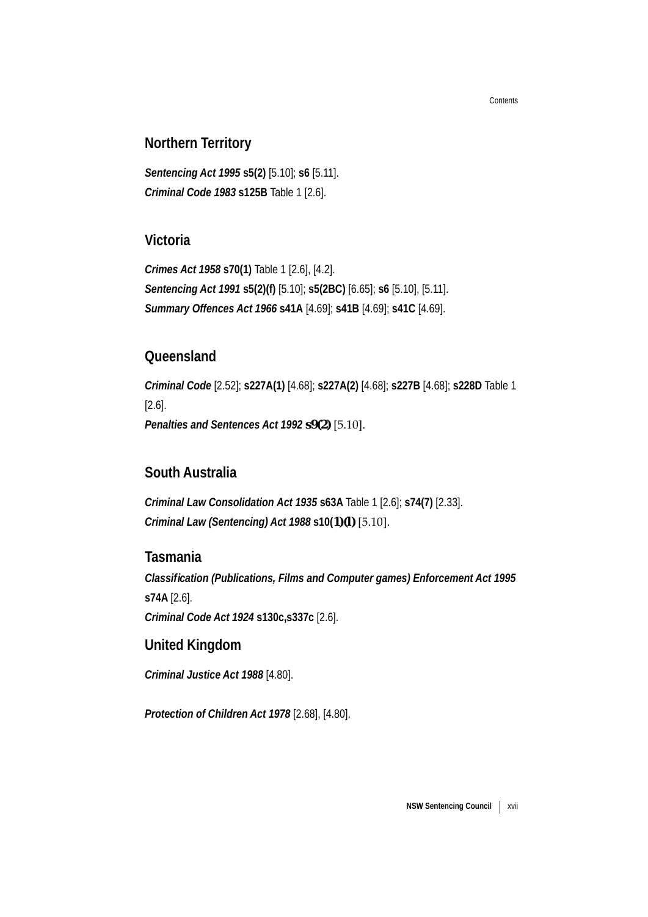## Northern Territory

***Sentencing Act 1995*** **s5(2)** [5.10]; **s6** [5.11].
***Criminal Code 1983*** **s125B** Table 1 [2.6].

## Victoria

***Crimes Act 1958*** **s70(1)** Table 1 [2.6], [4.2].
***Sentencing Act 1991*** **s5(2)(f)** [5.10]; **s5(2BC)** [6.65]; **s6** [5.10], [5.11].
***Summary Offences Act 1966*** **s41A** [4.69]; **s41B** [4.69]; **s41C** [4.69].

## Queensland

***Criminal Code*** [2.52]; **s227A(1)** [4.68]; **s227A(2)** [4.68]; **s227B** [4.68]; **s228D** Table 1 [2.6].
***Penalties and Sentences Act 1992*** **s9(2)** [5.10].

## South Australia

***Criminal Law Consolidation Act 1935*** **s63A** Table 1 [2.6]; **s74(7)** [2.33].
***Criminal Law (Sentencing) Act 1988*** **s10(1)(l)** [5.10].

## Tasmania

***Classification (Publications, Films and Computer games) Enforcement Act 1995*** **s74A** [2.6].
***Criminal Code Act 1924*** **s130c,s337c** [2.6].

## United Kingdom

***Criminal Justice Act 1988*** [4.80].

***Protection of Children Act 1978*** [2.68], [4.80].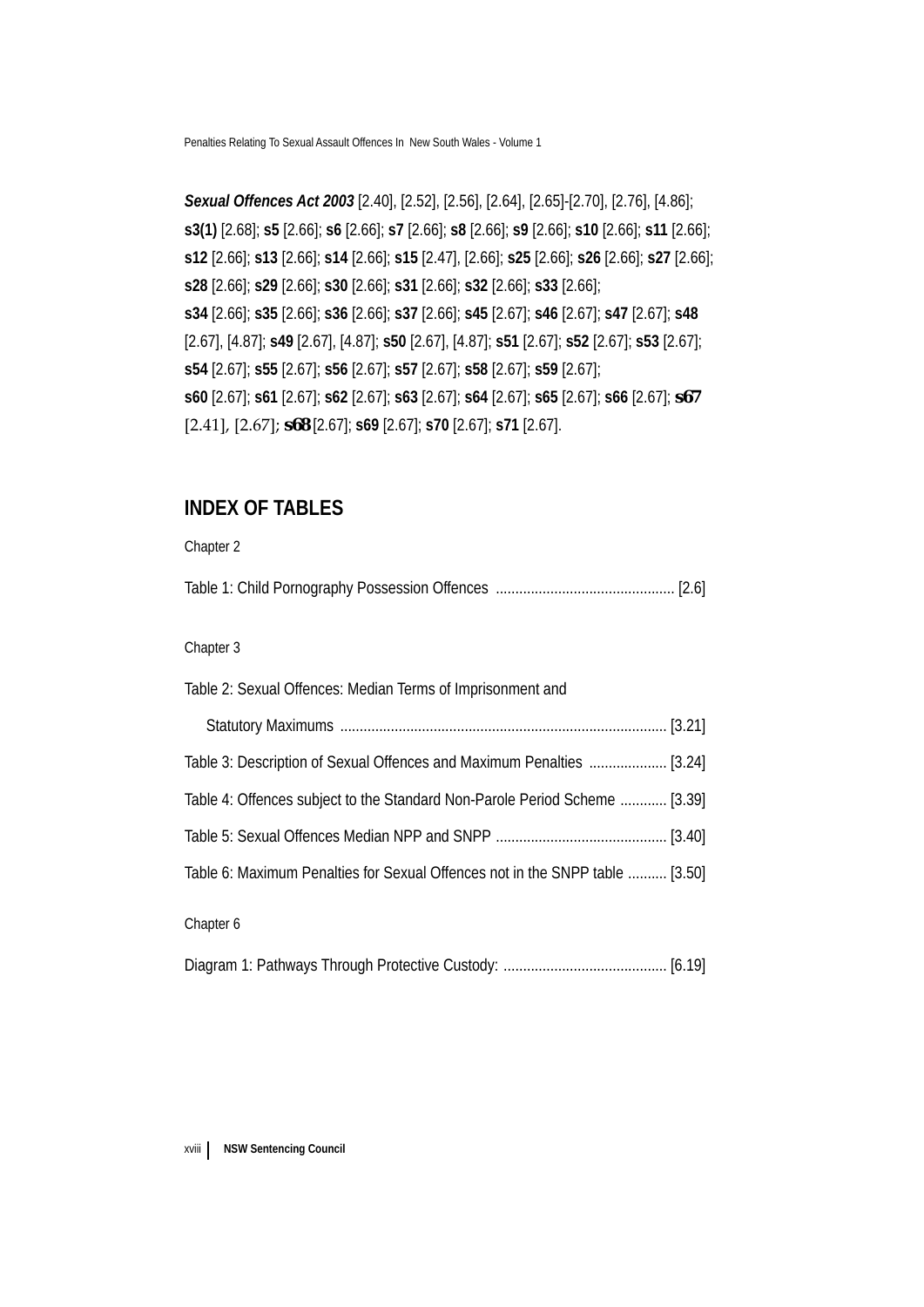***Sexual Offences Act 2003*** [2.40], [2.52], [2.56], [2.64], [2.65]-[2.70], [2.76], [4.86]; **s3(1)** [2.68]; **s5** [2.66]; **s6** [2.66]; **s7** [2.66]; **s8** [2.66]; **s9** [2.66]; **s10** [2.66]; **s11** [2.66]; **s12** [2.66]; **s13** [2.66]; **s14** [2.66]; **s15** [2.47], [2.66]; **s25** [2.66]; **s26** [2.66]; **s27** [2.66]; **s28** [2.66]; **s29** [2.66]; **s30** [2.66]; **s31** [2.66]; **s32** [2.66]; **s33** [2.66]; **s34** [2.66]; **s35** [2.66]; **s36** [2.66]; **s37** [2.66]; **s45** [2.67]; **s46** [2.67]; **s47** [2.67]; **s48** [2.67], [4.87]; **s49** [2.67], [4.87]; **s50** [2.67], [4.87]; **s51** [2.67]; **s52** [2.67]; **s53** [2.67]; **s54** [2.67]; **s55** [2.67]; **s56** [2.67]; **s57** [2.67]; **s58** [2.67]; **s59** [2.67]; **s60** [2.67]; **s61** [2.67]; **s62** [2.67]; **s63** [2.67]; **s64** [2.67]; **s65** [2.67]; **s66** [2.67]; **s67** [2.41], [2.67]; **s68** [2.67]; **s69** [2.67]; **s70** [2.67]; **s71** [2.67].

## INDEX OF TABLES

Chapter 2

Table 1: Child Pornography Possession Offences .............................................. [2.6]

Chapter 3

Table 2: Sexual Offences: Median Terms of Imprisonment and Statutory Maximums .................................................................................... [3.21]

Table 3: Description of Sexual Offences and Maximum Penalties .................... [3.24]

Table 4: Offences subject to the Standard Non-Parole Period Scheme ............ [3.39]

Table 5: Sexual Offences Median NPP and SNPP ............................................ [3.40]

Table 6: Maximum Penalties for Sexual Offences not in the SNPP table .......... [3.50]

Chapter 6

Diagram 1: Pathways Through Protective Custody: .......................................... [6.19]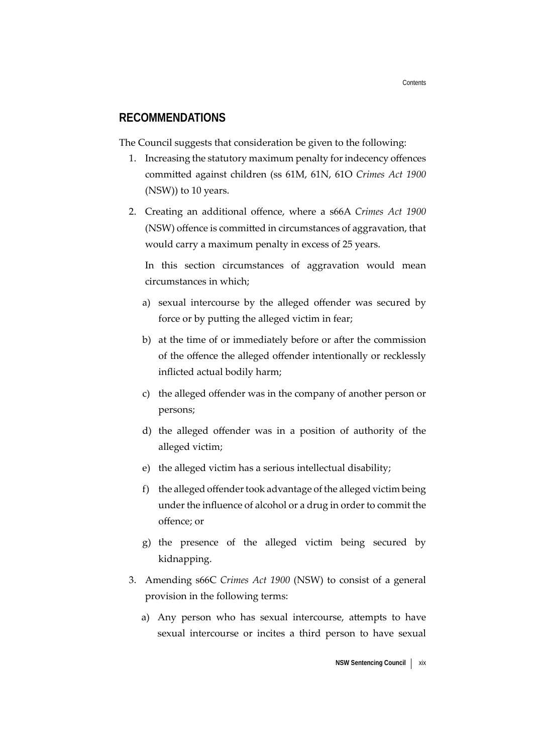## RECOMMENDATIONS

The Council suggests that consideration be given to the following:

1. Increasing the statutory maximum penalty for indecency offences committed against children (ss 61M, 61N, 61O *Crimes Act 1900* (NSW)) to 10 years.

2. Creating an additional offence, where a s66A *Crimes Act 1900* (NSW) offence is committed in circumstances of aggravation, that would carry a maximum penalty in excess of 25 years.

   In this section circumstances of aggravation would mean circumstances in which;

   a) sexual intercourse by the alleged offender was secured by force or by putting the alleged victim in fear;

   b) at the time of or immediately before or after the commission of the offence the alleged offender intentionally or recklessly inflicted actual bodily harm;

   c) the alleged offender was in the company of another person or persons;

   d) the alleged offender was in a position of authority of the alleged victim;

   e) the alleged victim has a serious intellectual disability;

   f) the alleged offender took advantage of the alleged victim being under the influence of alcohol or a drug in order to commit the offence; or

   g) the presence of the alleged victim being secured by kidnapping.

3. Amending s66C *Crimes Act 1900* (NSW) to consist of a general provision in the following terms:

   a) Any person who has sexual intercourse, attempts to have sexual intercourse or incites a third person to have sexual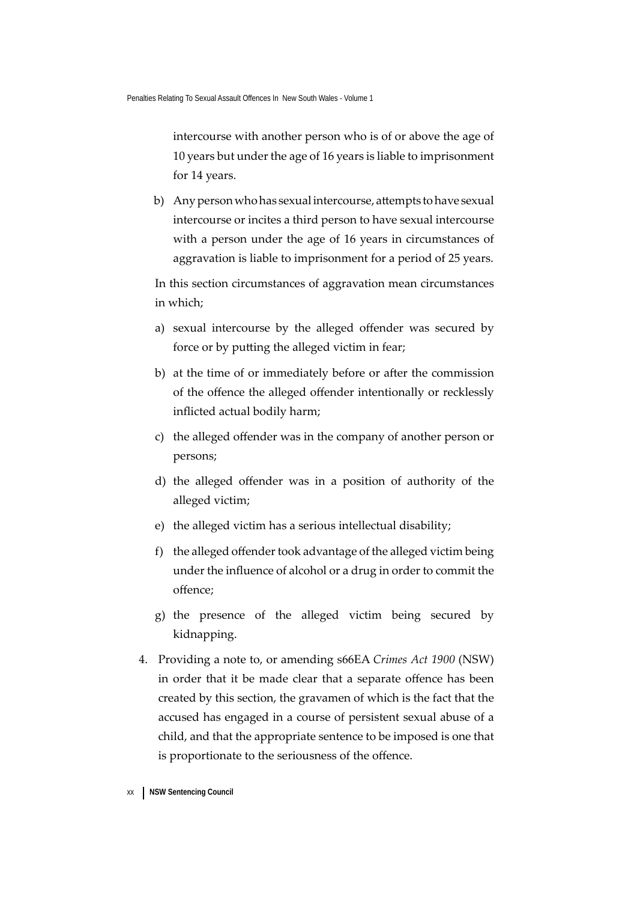intercourse with another person who is of or above the age of 10 years but under the age of 16 years is liable to imprisonment for 14 years.

b) Any person who has sexual intercourse, attempts to have sexual intercourse or incites a third person to have sexual intercourse with a person under the age of 16 years in circumstances of aggravation is liable to imprisonment for a period of 25 years.

In this section circumstances of aggravation mean circumstances in which;

a) sexual intercourse by the alleged offender was secured by force or by putting the alleged victim in fear;

b) at the time of or immediately before or after the commission of the offence the alleged offender intentionally or recklessly inflicted actual bodily harm;

c) the alleged offender was in the company of another person or persons;

d) the alleged offender was in a position of authority of the alleged victim;

e) the alleged victim has a serious intellectual disability;

f) the alleged offender took advantage of the alleged victim being under the influence of alcohol or a drug in order to commit the offence;

g) the presence of the alleged victim being secured by kidnapping.

4. Providing a note to, or amending s66EA *Crimes Act 1900* (NSW) in order that it be made clear that a separate offence has been created by this section, the gravamen of which is the fact that the accused has engaged in a course of persistent sexual abuse of a child, and that the appropriate sentence to be imposed is one that is proportionate to the seriousness of the offence.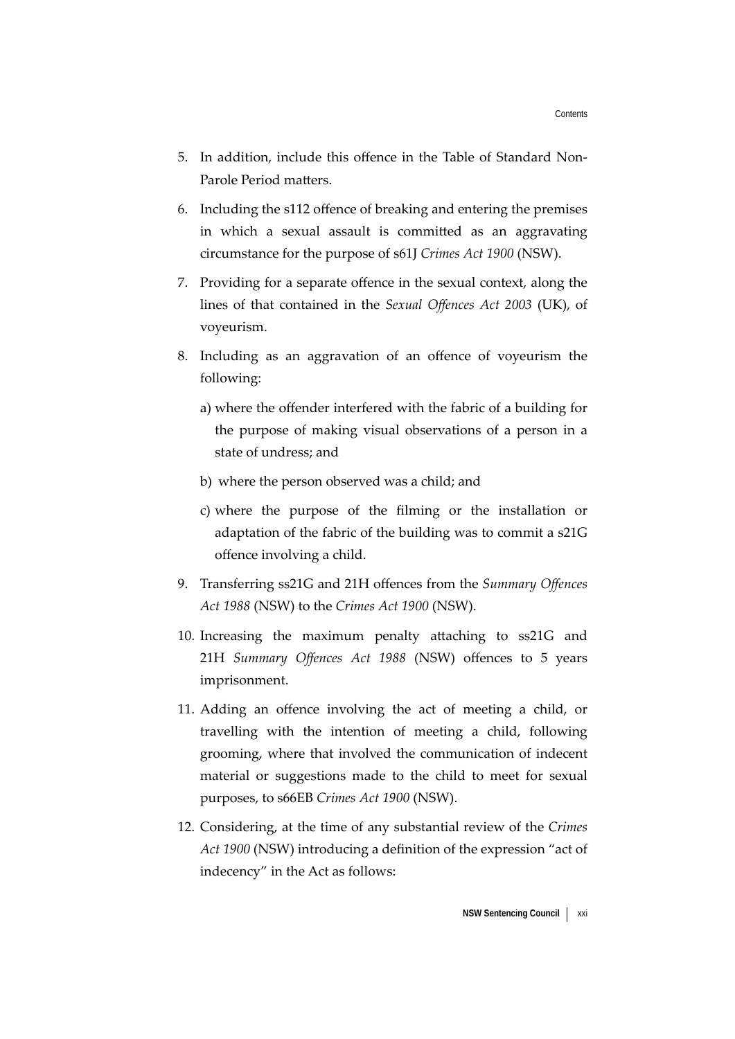5. In addition, include this offence in the Table of Standard Non-Parole Period matters.

6. Including the s112 offence of breaking and entering the premises in which a sexual assault is committed as an aggravating circumstance for the purpose of s61J *Crimes Act 1900* (NSW).

7. Providing for a separate offence in the sexual context, along the lines of that contained in the *Sexual Offences Act 2003* (UK), of voyeurism.

8. Including as an aggravation of an offence of voyeurism the following:

   a) where the offender interfered with the fabric of a building for the purpose of making visual observations of a person in a state of undress; and

   b) where the person observed was a child; and

   c) where the purpose of the filming or the installation or adaptation of the fabric of the building was to commit a s21G offence involving a child.

9. Transferring ss21G and 21H offences from the *Summary Offences Act 1988* (NSW) to the *Crimes Act 1900* (NSW).

10. Increasing the maximum penalty attaching to ss21G and 21H *Summary Offences Act 1988* (NSW) offences to 5 years imprisonment.

11. Adding an offence involving the act of meeting a child, or travelling with the intention of meeting a child, following grooming, where that involved the communication of indecent material or suggestions made to the child to meet for sexual purposes, to s66EB *Crimes Act 1900* (NSW).

12. Considering, at the time of any substantial review of the *Crimes Act 1900* (NSW) introducing a definition of the expression "act of indecency" in the Act as follows: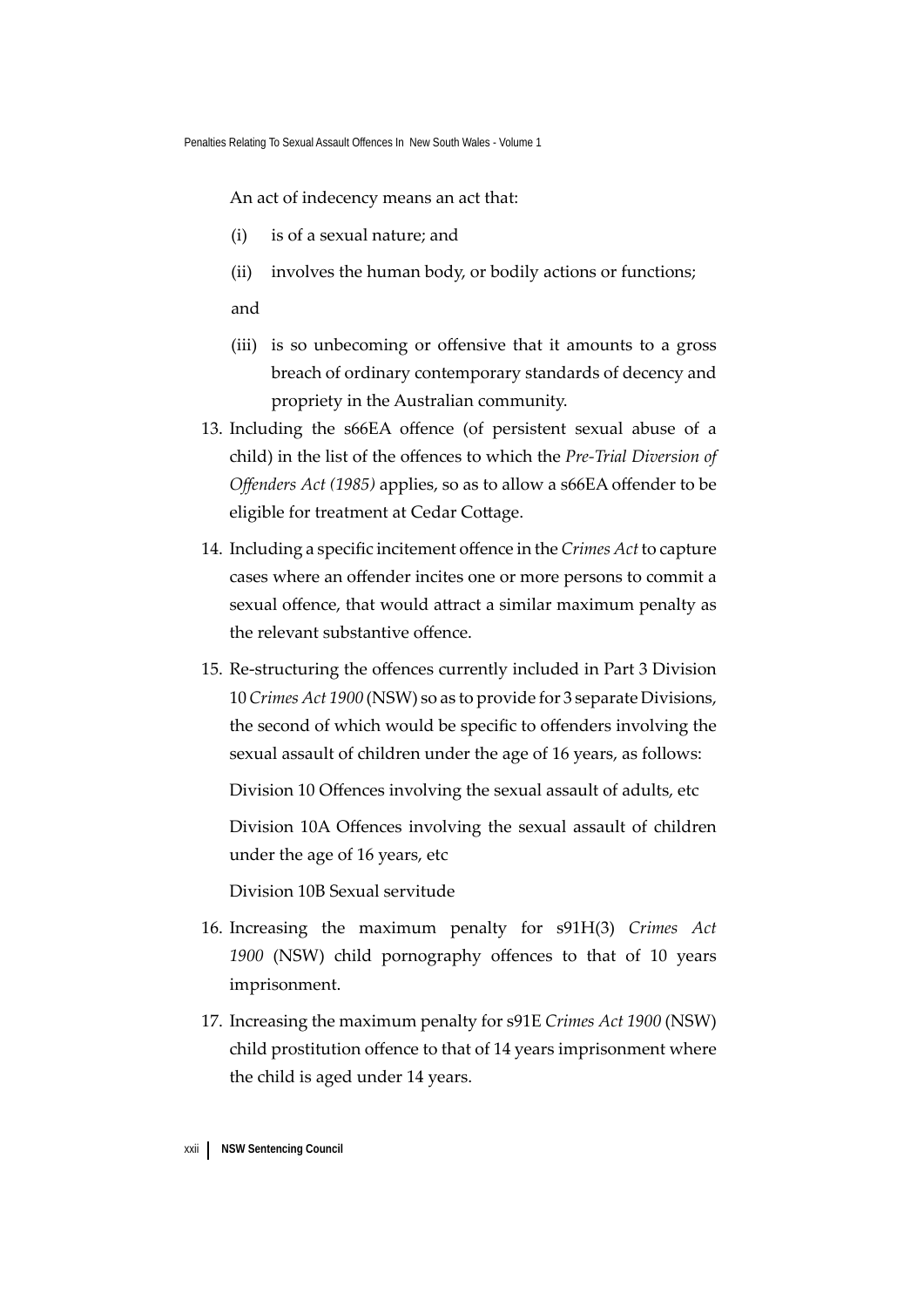An act of indecency means an act that:

(i) is of a sexual nature; and

(ii) involves the human body, or bodily actions or functions;

and

(iii) is so unbecoming or offensive that it amounts to a gross breach of ordinary contemporary standards of decency and propriety in the Australian community.

13. Including the s66EA offence (of persistent sexual abuse of a child) in the list of the offences to which the *Pre-Trial Diversion of Offenders Act (1985)* applies, so as to allow a s66EA offender to be eligible for treatment at Cedar Cottage.

14. Including a specific incitement offence in the *Crimes Act* to capture cases where an offender incites one or more persons to commit a sexual offence, that would attract a similar maximum penalty as the relevant substantive offence.

15. Re-structuring the offences currently included in Part 3 Division 10 *Crimes Act 1900* (NSW) so as to provide for 3 separate Divisions, the second of which would be specific to offenders involving the sexual assault of children under the age of 16 years, as follows:

    Division 10 Offences involving the sexual assault of adults, etc

    Division 10A Offences involving the sexual assault of children under the age of 16 years, etc

    Division 10B Sexual servitude

16. Increasing the maximum penalty for s91H(3) *Crimes Act 1900* (NSW) child pornography offences to that of 10 years imprisonment.

17. Increasing the maximum penalty for s91E *Crimes Act 1900* (NSW) child prostitution offence to that of 14 years imprisonment where the child is aged under 14 years.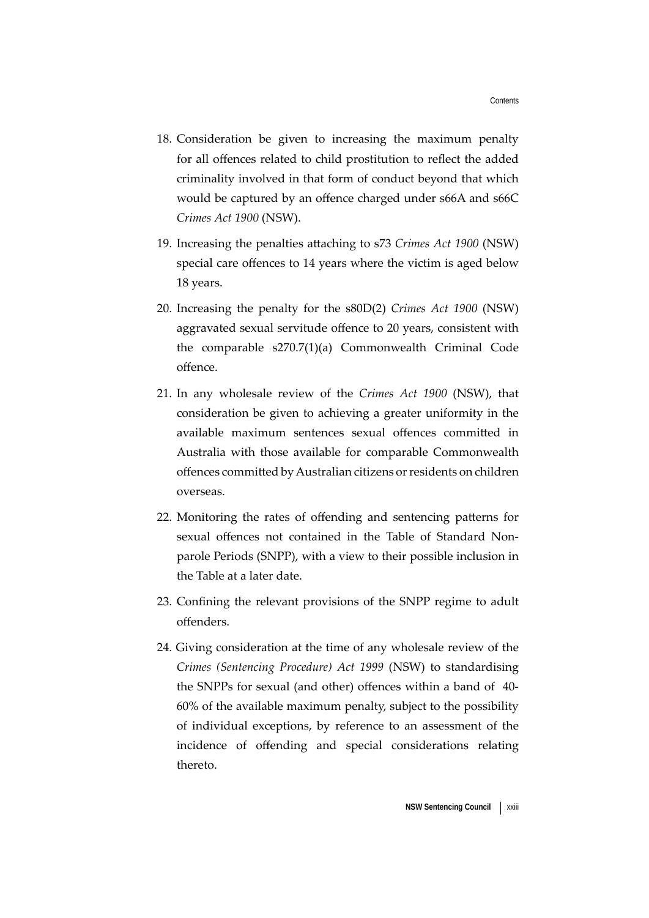18. Consideration be given to increasing the maximum penalty for all offences related to child prostitution to reflect the added criminality involved in that form of conduct beyond that which would be captured by an offence charged under s66A and s66C *Crimes Act 1900* (NSW).

19. Increasing the penalties attaching to s73 *Crimes Act 1900* (NSW) special care offences to 14 years where the victim is aged below 18 years.

20. Increasing the penalty for the s80D(2) *Crimes Act 1900* (NSW) aggravated sexual servitude offence to 20 years, consistent with the comparable s270.7(1)(a) Commonwealth Criminal Code offence.

21. In any wholesale review of the *Crimes Act 1900* (NSW), that consideration be given to achieving a greater uniformity in the available maximum sentences sexual offences committed in Australia with those available for comparable Commonwealth offences committed by Australian citizens or residents on children overseas.

22. Monitoring the rates of offending and sentencing patterns for sexual offences not contained in the Table of Standard Non-parole Periods (SNPP), with a view to their possible inclusion in the Table at a later date.

23. Confining the relevant provisions of the SNPP regime to adult offenders.

24. Giving consideration at the time of any wholesale review of the *Crimes (Sentencing Procedure) Act 1999* (NSW) to standardising the SNPPs for sexual (and other) offences within a band of 40-60% of the available maximum penalty, subject to the possibility of individual exceptions, by reference to an assessment of the incidence of offending and special considerations relating thereto.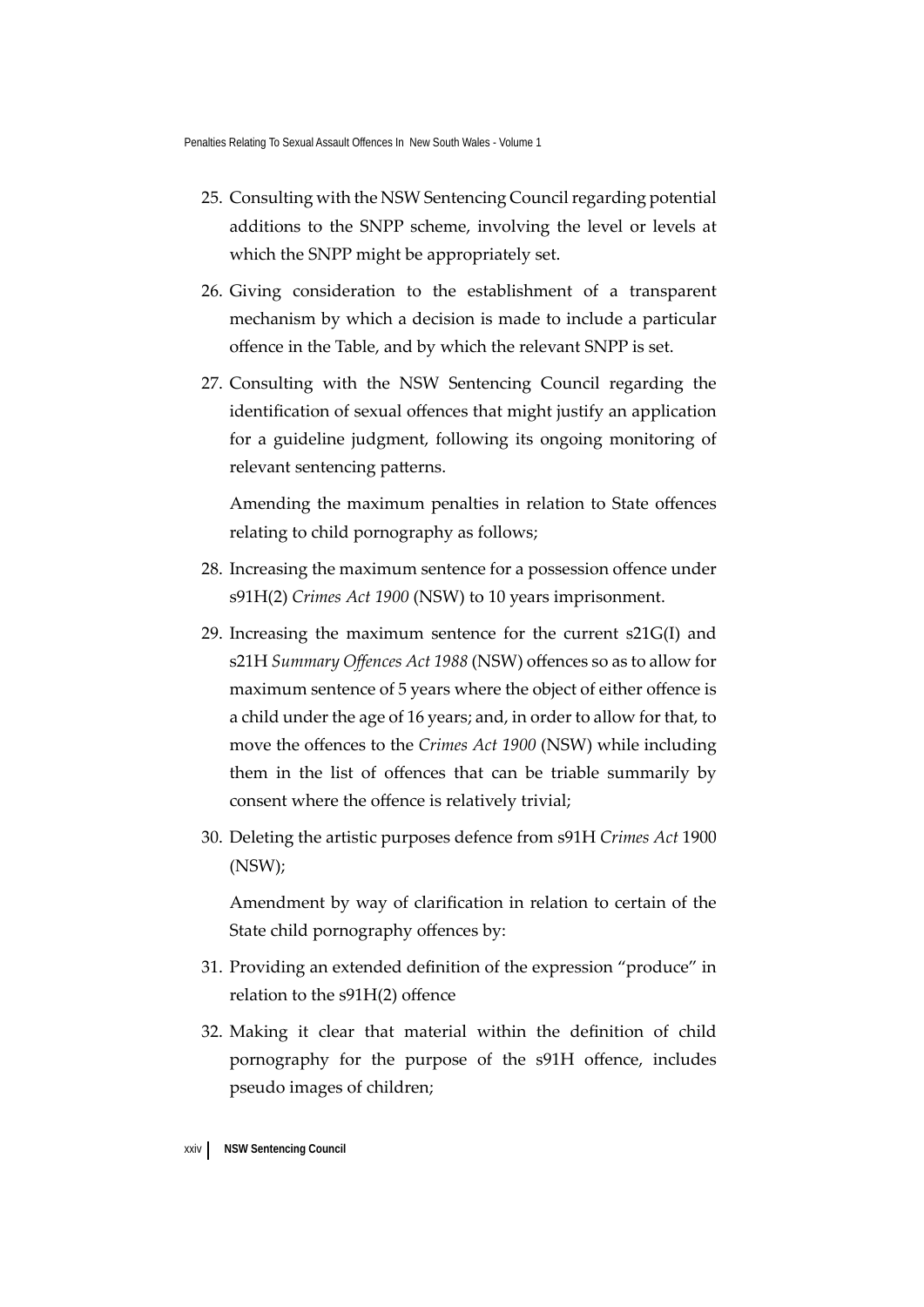25. Consulting with the NSW Sentencing Council regarding potential additions to the SNPP scheme, involving the level or levels at which the SNPP might be appropriately set.

26. Giving consideration to the establishment of a transparent mechanism by which a decision is made to include a particular offence in the Table, and by which the relevant SNPP is set.

27. Consulting with the NSW Sentencing Council regarding the identification of sexual offences that might justify an application for a guideline judgment, following its ongoing monitoring of relevant sentencing patterns.

    Amending the maximum penalties in relation to State offences relating to child pornography as follows;

28. Increasing the maximum sentence for a possession offence under s91H(2) *Crimes Act 1900* (NSW) to 10 years imprisonment.

29. Increasing the maximum sentence for the current s21G(I) and s21H *Summary Offences Act 1988* (NSW) offences so as to allow for maximum sentence of 5 years where the object of either offence is a child under the age of 16 years; and, in order to allow for that, to move the offences to the *Crimes Act 1900* (NSW) while including them in the list of offences that can be triable summarily by consent where the offence is relatively trivial;

30. Deleting the artistic purposes defence from s91H *Crimes Act* 1900 (NSW);

    Amendment by way of clarification in relation to certain of the State child pornography offences by:

31. Providing an extended definition of the expression "produce" in relation to the s91H(2) offence

32. Making it clear that material within the definition of child pornography for the purpose of the s91H offence, includes pseudo images of children;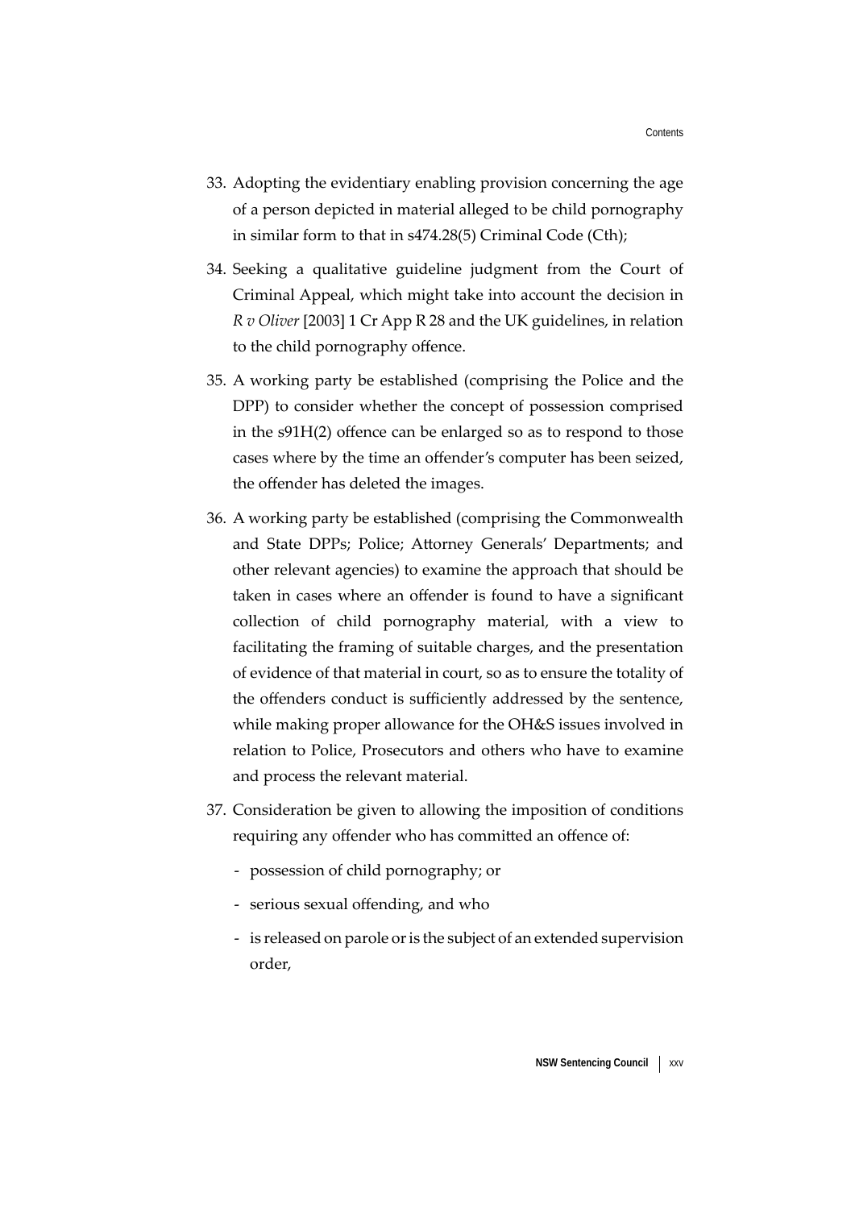33. Adopting the evidentiary enabling provision concerning the age of a person depicted in material alleged to be child pornography in similar form to that in s474.28(5) Criminal Code (Cth);

34. Seeking a qualitative guideline judgment from the Court of Criminal Appeal, which might take into account the decision in *R v Oliver* [2003] 1 Cr App R 28 and the UK guidelines, in relation to the child pornography offence.

35. A working party be established (comprising the Police and the DPP) to consider whether the concept of possession comprised in the s91H(2) offence can be enlarged so as to respond to those cases where by the time an offender's computer has been seized, the offender has deleted the images.

36. A working party be established (comprising the Commonwealth and State DPPs; Police; Attorney Generals' Departments; and other relevant agencies) to examine the approach that should be taken in cases where an offender is found to have a significant collection of child pornography material, with a view to facilitating the framing of suitable charges, and the presentation of evidence of that material in court, so as to ensure the totality of the offenders conduct is sufficiently addressed by the sentence, while making proper allowance for the OH&S issues involved in relation to Police, Prosecutors and others who have to examine and process the relevant material.

37. Consideration be given to allowing the imposition of conditions requiring any offender who has committed an offence of:

   - possession of child pornography; or
   - serious sexual offending, and who
   - is released on parole or is the subject of an extended supervision order,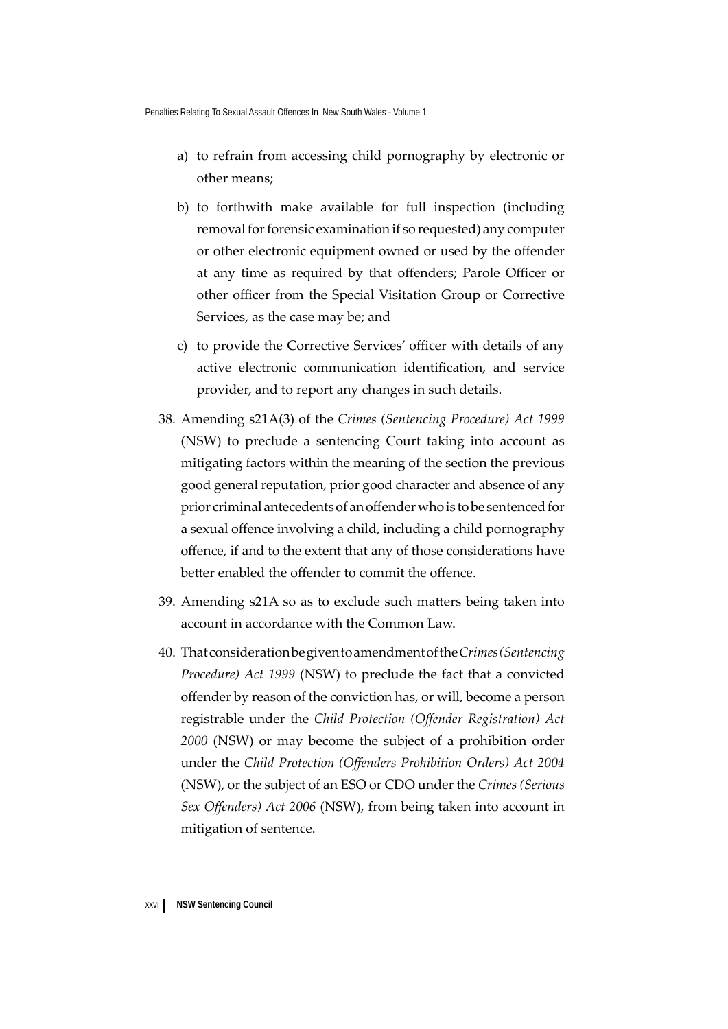a) to refrain from accessing child pornography by electronic or other means;

b) to forthwith make available for full inspection (including removal for forensic examination if so requested) any computer or other electronic equipment owned or used by the offender at any time as required by that offenders; Parole Officer or other officer from the Special Visitation Group or Corrective Services, as the case may be; and

c) to provide the Corrective Services' officer with details of any active electronic communication identification, and service provider, and to report any changes in such details.

38. Amending s21A(3) of the *Crimes (Sentencing Procedure) Act 1999* (NSW) to preclude a sentencing Court taking into account as mitigating factors within the meaning of the section the previous good general reputation, prior good character and absence of any prior criminal antecedents of an offender who is to be sentenced for a sexual offence involving a child, including a child pornography offence, if and to the extent that any of those considerations have better enabled the offender to commit the offence.

39. Amending s21A so as to exclude such matters being taken into account in accordance with the Common Law.

40. That consideration be given to amendment of the *Crimes (Sentencing Procedure) Act 1999* (NSW) to preclude the fact that a convicted offender by reason of the conviction has, or will, become a person registrable under the *Child Protection (Offender Registration) Act 2000* (NSW) or may become the subject of a prohibition order under the *Child Protection (Offenders Prohibition Orders) Act 2004* (NSW), or the subject of an ESO or CDO under the *Crimes (Serious Sex Offenders) Act 2006* (NSW), from being taken into account in mitigation of sentence.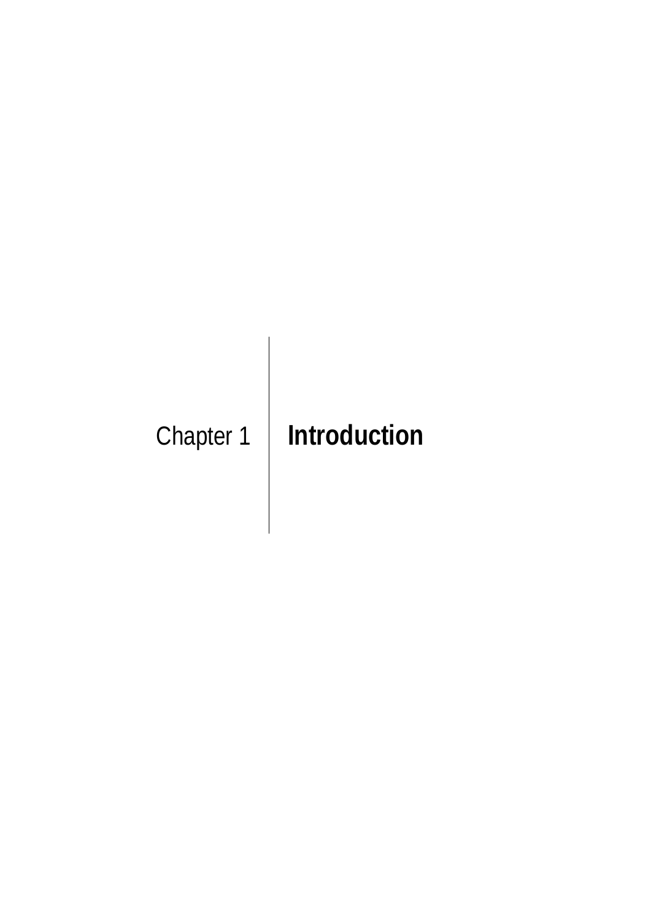# Chapter 1 Introduction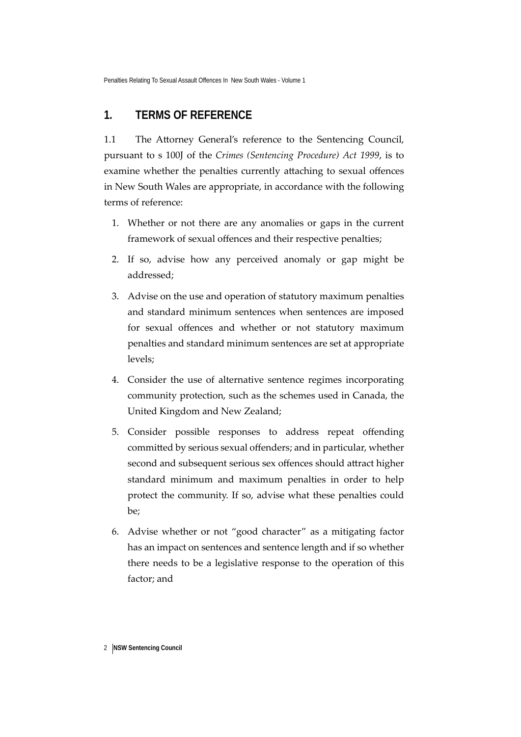## 1. TERMS OF REFERENCE

1.1 The Attorney General's reference to the Sentencing Council, pursuant to s 100J of the *Crimes (Sentencing Procedure) Act 1999*, is to examine whether the penalties currently attaching to sexual offences in New South Wales are appropriate, in accordance with the following terms of reference:

1. Whether or not there are any anomalies or gaps in the current framework of sexual offences and their respective penalties;
2. If so, advise how any perceived anomaly or gap might be addressed;
3. Advise on the use and operation of statutory maximum penalties and standard minimum sentences when sentences are imposed for sexual offences and whether or not statutory maximum penalties and standard minimum sentences are set at appropriate levels;
4. Consider the use of alternative sentence regimes incorporating community protection, such as the schemes used in Canada, the United Kingdom and New Zealand;
5. Consider possible responses to address repeat offending committed by serious sexual offenders; and in particular, whether second and subsequent serious sex offences should attract higher standard minimum and maximum penalties in order to help protect the community. If so, advise what these penalties could be;
6. Advise whether or not "good character" as a mitigating factor has an impact on sentences and sentence length and if so whether there needs to be a legislative response to the operation of this factor; and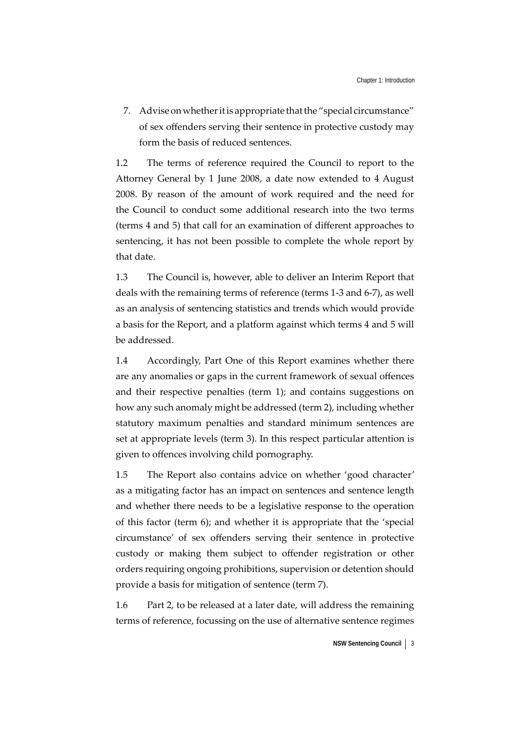7. Advise on whether it is appropriate that the "special circumstance" of sex offenders serving their sentence in protective custody may form the basis of reduced sentences.

1.2 The terms of reference required the Council to report to the Attorney General by 1 June 2008, a date now extended to 4 August 2008. By reason of the amount of work required and the need for the Council to conduct some additional research into the two terms (terms 4 and 5) that call for an examination of different approaches to sentencing, it has not been possible to complete the whole report by that date.

1.3 The Council is, however, able to deliver an Interim Report that deals with the remaining terms of reference (terms 1-3 and 6-7), as well as an analysis of sentencing statistics and trends which would provide a basis for the Report, and a platform against which terms 4 and 5 will be addressed.

1.4 Accordingly, Part One of this Report examines whether there are any anomalies or gaps in the current framework of sexual offences and their respective penalties (term 1); and contains suggestions on how any such anomaly might be addressed (term 2), including whether statutory maximum penalties and standard minimum sentences are set at appropriate levels (term 3). In this respect particular attention is given to offences involving child pornography.

1.5 The Report also contains advice on whether 'good character' as a mitigating factor has an impact on sentences and sentence length and whether there needs to be a legislative response to the operation of this factor (term 6); and whether it is appropriate that the 'special circumstance' of sex offenders serving their sentence in protective custody or making them subject to offender registration or other orders requiring ongoing prohibitions, supervision or detention should provide a basis for mitigation of sentence (term 7).

1.6 Part 2, to be released at a later date, will address the remaining terms of reference, focussing on the use of alternative sentence regimes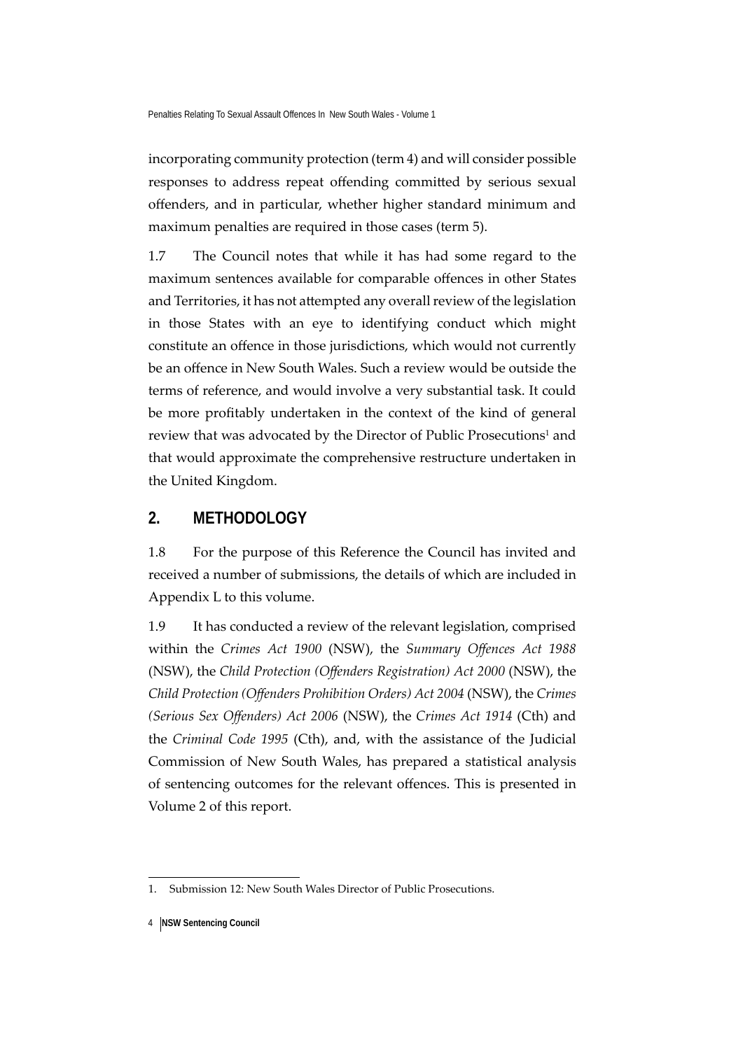incorporating community protection (term 4) and will consider possible responses to address repeat offending committed by serious sexual offenders, and in particular, whether higher standard minimum and maximum penalties are required in those cases (term 5).

1.7 The Council notes that while it has had some regard to the maximum sentences available for comparable offences in other States and Territories, it has not attempted any overall review of the legislation in those States with an eye to identifying conduct which might constitute an offence in those jurisdictions, which would not currently be an offence in New South Wales. Such a review would be outside the terms of reference, and would involve a very substantial task. It could be more profitably undertaken in the context of the kind of general review that was advocated by the Director of Public Prosecutions[1] and that would approximate the comprehensive restructure undertaken in the United Kingdom.

## 2. METHODOLOGY

1.8 For the purpose of this Reference the Council has invited and received a number of submissions, the details of which are included in Appendix L to this volume.

1.9 It has conducted a review of the relevant legislation, comprised within the *Crimes Act 1900* (NSW), the *Summary Offences Act 1988* (NSW), the *Child Protection (Offenders Registration) Act 2000* (NSW), the *Child Protection (Offenders Prohibition Orders) Act 2004* (NSW), the *Crimes (Serious Sex Offenders) Act 2006* (NSW), the *Crimes Act 1914* (Cth) and the *Criminal Code 1995* (Cth), and, with the assistance of the Judicial Commission of New South Wales, has prepared a statistical analysis of sentencing outcomes for the relevant offences. This is presented in Volume 2 of this report.

---

1. Submission 12: New South Wales Director of Public Prosecutions.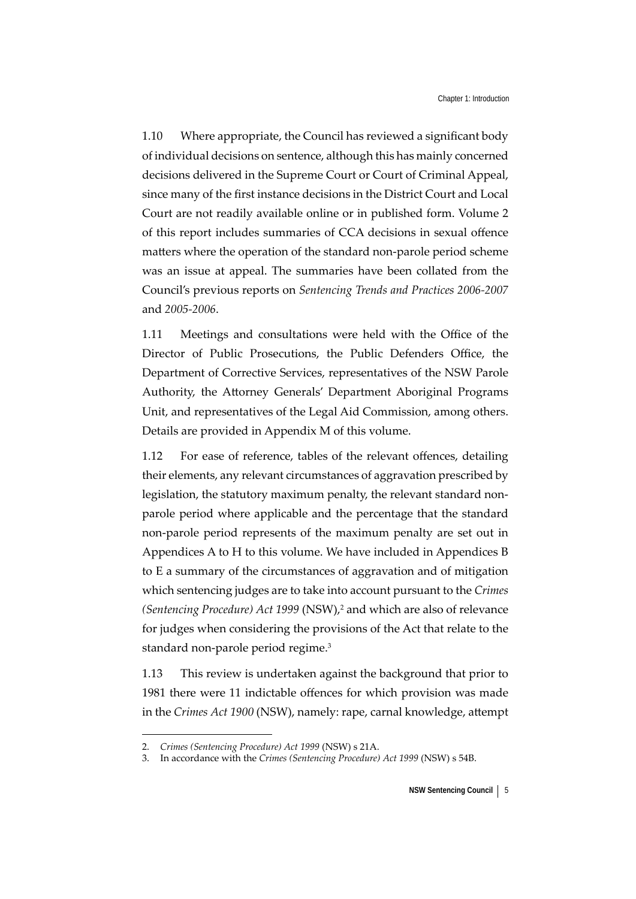1.10 Where appropriate, the Council has reviewed a significant body of individual decisions on sentence, although this has mainly concerned decisions delivered in the Supreme Court or Court of Criminal Appeal, since many of the first instance decisions in the District Court and Local Court are not readily available online or in published form. Volume 2 of this report includes summaries of CCA decisions in sexual offence matters where the operation of the standard non-parole period scheme was an issue at appeal. The summaries have been collated from the Council's previous reports on *Sentencing Trends and Practices 2006-2007* and *2005-2006*.

1.11 Meetings and consultations were held with the Office of the Director of Public Prosecutions, the Public Defenders Office, the Department of Corrective Services, representatives of the NSW Parole Authority, the Attorney Generals' Department Aboriginal Programs Unit, and representatives of the Legal Aid Commission, among others. Details are provided in Appendix M of this volume.

1.12 For ease of reference, tables of the relevant offences, detailing their elements, any relevant circumstances of aggravation prescribed by legislation, the statutory maximum penalty, the relevant standard non-parole period where applicable and the percentage that the standard non-parole period represents of the maximum penalty are set out in Appendices A to H to this volume. We have included in Appendices B to E a summary of the circumstances of aggravation and of mitigation which sentencing judges are to take into account pursuant to the *Crimes (Sentencing Procedure) Act 1999* (NSW),[2] and which are also of relevance for judges when considering the provisions of the Act that relate to the standard non-parole period regime.[3]

1.13 This review is undertaken against the background that prior to 1981 there were 11 indictable offences for which provision was made in the *Crimes Act 1900* (NSW), namely: rape, carnal knowledge, attempt

---

2. *Crimes (Sentencing Procedure) Act 1999* (NSW) s 21A.
3. In accordance with the *Crimes (Sentencing Procedure) Act 1999* (NSW) s 54B.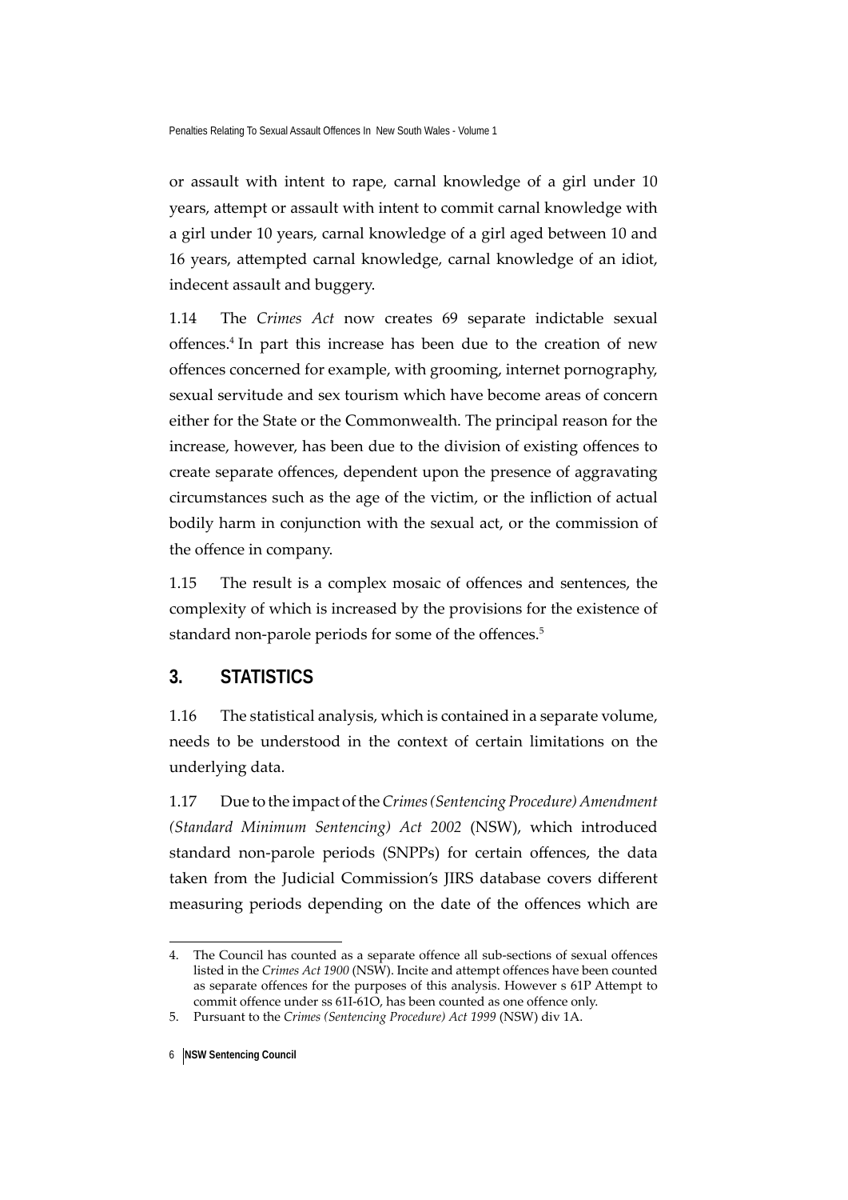or assault with intent to rape, carnal knowledge of a girl under 10 years, attempt or assault with intent to commit carnal knowledge with a girl under 10 years, carnal knowledge of a girl aged between 10 and 16 years, attempted carnal knowledge, carnal knowledge of an idiot, indecent assault and buggery.

1.14 The *Crimes Act* now creates 69 separate indictable sexual offences.[4] In part this increase has been due to the creation of new offences concerned for example, with grooming, internet pornography, sexual servitude and sex tourism which have become areas of concern either for the State or the Commonwealth. The principal reason for the increase, however, has been due to the division of existing offences to create separate offences, dependent upon the presence of aggravating circumstances such as the age of the victim, or the infliction of actual bodily harm in conjunction with the sexual act, or the commission of the offence in company.

1.15 The result is a complex mosaic of offences and sentences, the complexity of which is increased by the provisions for the existence of standard non-parole periods for some of the offences.[5]

## 3. STATISTICS

1.16 The statistical analysis, which is contained in a separate volume, needs to be understood in the context of certain limitations on the underlying data.

1.17 Due to the impact of the *Crimes (Sentencing Procedure) Amendment (Standard Minimum Sentencing) Act 2002* (NSW), which introduced standard non-parole periods (SNPPs) for certain offences, the data taken from the Judicial Commission's JIRS database covers different measuring periods depending on the date of the offences which are

---

4. The Council has counted as a separate offence all sub-sections of sexual offences listed in the *Crimes Act 1900* (NSW). Incite and attempt offences have been counted as separate offences for the purposes of this analysis. However s 61P Attempt to commit offence under ss 61I-61O, has been counted as one offence only.
5. Pursuant to the *Crimes (Sentencing Procedure) Act 1999* (NSW) div 1A.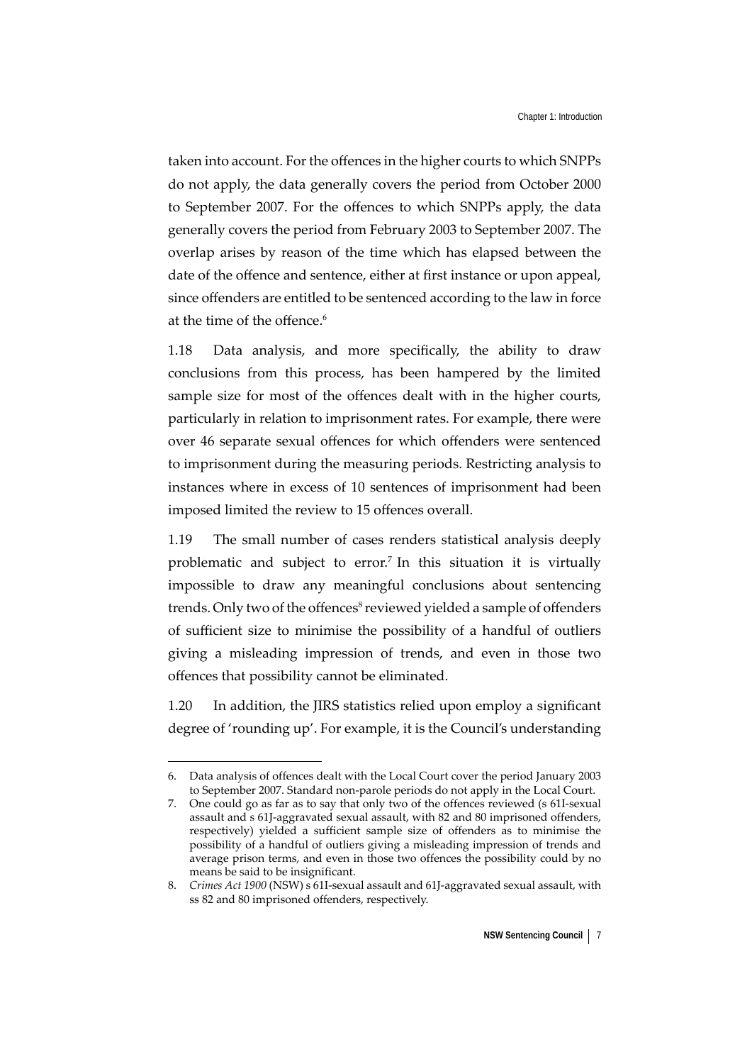taken into account. For the offences in the higher courts to which SNPPs do not apply, the data generally covers the period from October 2000 to September 2007. For the offences to which SNPPs apply, the data generally covers the period from February 2003 to September 2007. The overlap arises by reason of the time which has elapsed between the date of the offence and sentence, either at first instance or upon appeal, since offenders are entitled to be sentenced according to the law in force at the time of the offence.[6]

1.18 Data analysis, and more specifically, the ability to draw conclusions from this process, has been hampered by the limited sample size for most of the offences dealt with in the higher courts, particularly in relation to imprisonment rates. For example, there were over 46 separate sexual offences for which offenders were sentenced to imprisonment during the measuring periods. Restricting analysis to instances where in excess of 10 sentences of imprisonment had been imposed limited the review to 15 offences overall.

1.19 The small number of cases renders statistical analysis deeply problematic and subject to error.[7] In this situation it is virtually impossible to draw any meaningful conclusions about sentencing trends. Only two of the offences[8] reviewed yielded a sample of offenders of sufficient size to minimise the possibility of a handful of outliers giving a misleading impression of trends, and even in those two offences that possibility cannot be eliminated.

1.20 In addition, the JIRS statistics relied upon employ a significant degree of 'rounding up'. For example, it is the Council's understanding

---

6. Data analysis of offences dealt with the Local Court cover the period January 2003 to September 2007. Standard non-parole periods do not apply in the Local Court.
7. One could go as far as to say that only two of the offences reviewed (s 61I-sexual assault and s 61J-aggravated sexual assault, with 82 and 80 imprisoned offenders, respectively) yielded a sufficient sample size of offenders as to minimise the possibility of a handful of outliers giving a misleading impression of trends and average prison terms, and even in those two offences the possibility could by no means be said to be insignificant.
8. *Crimes Act 1900* (NSW) s 61I-sexual assault and 61J-aggravated sexual assault, with ss 82 and 80 imprisoned offenders, respectively.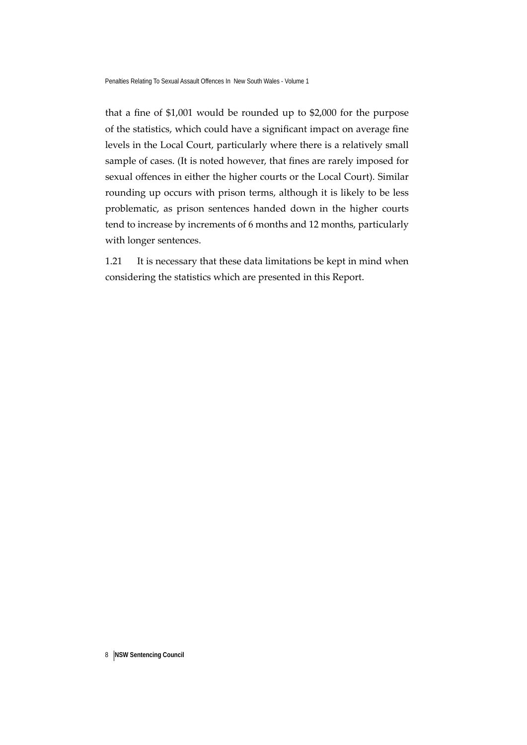that a fine of $1,001 would be rounded up to $2,000 for the purpose of the statistics, which could have a significant impact on average fine levels in the Local Court, particularly where there is a relatively small sample of cases. (It is noted however, that fines are rarely imposed for sexual offences in either the higher courts or the Local Court). Similar rounding up occurs with prison terms, although it is likely to be less problematic, as prison sentences handed down in the higher courts tend to increase by increments of 6 months and 12 months, particularly with longer sentences.

1.21 It is necessary that these data limitations be kept in mind when considering the statistics which are presented in this Report.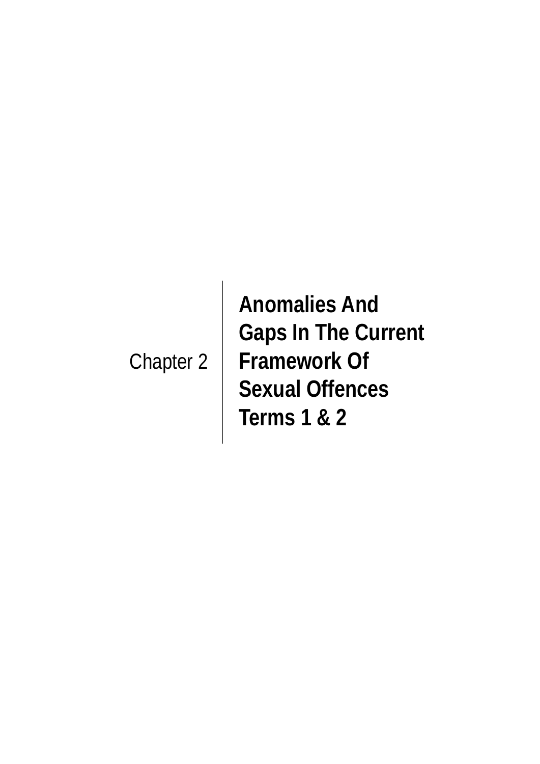# Chapter 2

# Anomalies And Gaps In The Current Framework Of Sexual Offences Terms 1 & 2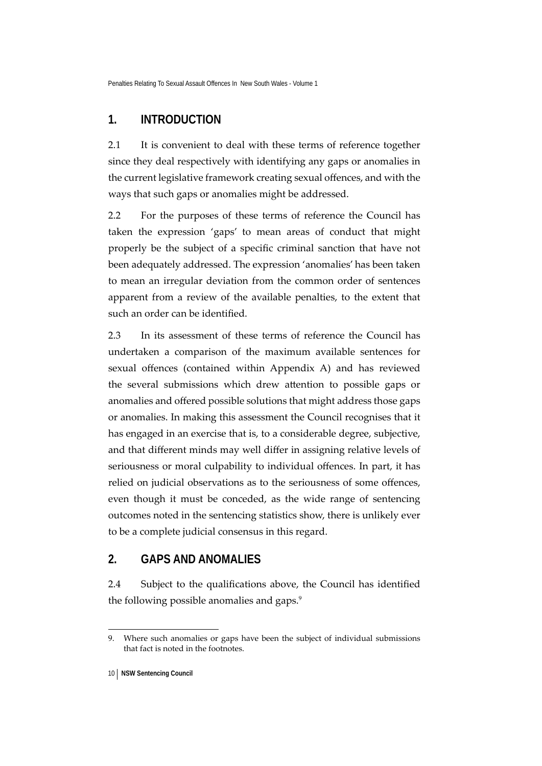## 1. INTRODUCTION

2.1 It is convenient to deal with these terms of reference together since they deal respectively with identifying any gaps or anomalies in the current legislative framework creating sexual offences, and with the ways that such gaps or anomalies might be addressed.

2.2 For the purposes of these terms of reference the Council has taken the expression 'gaps' to mean areas of conduct that might properly be the subject of a specific criminal sanction that have not been adequately addressed. The expression 'anomalies' has been taken to mean an irregular deviation from the common order of sentences apparent from a review of the available penalties, to the extent that such an order can be identified.

2.3 In its assessment of these terms of reference the Council has undertaken a comparison of the maximum available sentences for sexual offences (contained within Appendix A) and has reviewed the several submissions which drew attention to possible gaps or anomalies and offered possible solutions that might address those gaps or anomalies. In making this assessment the Council recognises that it has engaged in an exercise that is, to a considerable degree, subjective, and that different minds may well differ in assigning relative levels of seriousness or moral culpability to individual offences. In part, it has relied on judicial observations as to the seriousness of some offences, even though it must be conceded, as the wide range of sentencing outcomes noted in the sentencing statistics show, there is unlikely ever to be a complete judicial consensus in this regard.

## 2. GAPS AND ANOMALIES

2.4 Subject to the qualifications above, the Council has identified the following possible anomalies and gaps.[9]

9. Where such anomalies or gaps have been the subject of individual submissions that fact is noted in the footnotes.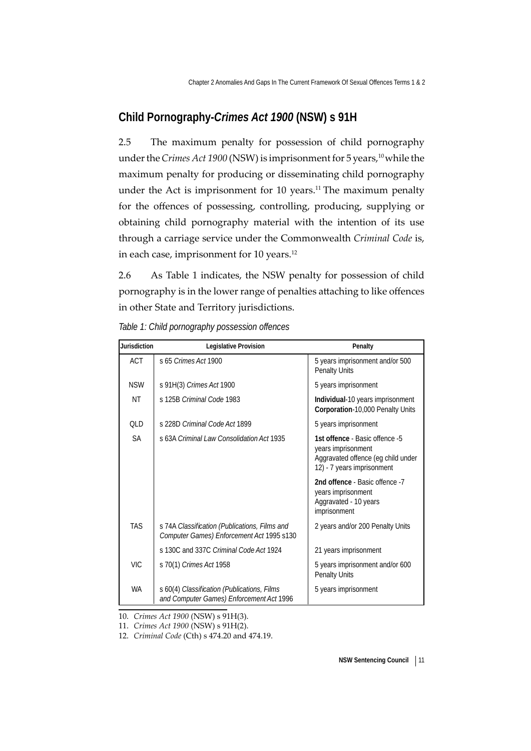## Child Pornography-*Crimes Act 1900* (NSW) s 91H

2.5 The maximum penalty for possession of child pornography under the *Crimes Act 1900* (NSW) is imprisonment for 5 years,[10] while the maximum penalty for producing or disseminating child pornography under the Act is imprisonment for 10 years.[11] The maximum penalty for the offences of possessing, controlling, producing, supplying or obtaining child pornography material with the intention of its use through a carriage service under the Commonwealth *Criminal Code* is, in each case, imprisonment for 10 years.[12]

2.6 As Table 1 indicates, the NSW penalty for possession of child pornography is in the lower range of penalties attaching to like offences in other State and Territory jurisdictions.

*Table 1: Child pornography possession offences*

| Jurisdiction | Legislative Provision | Penalty |
|---|---|---|
| ACT | s 65 *Crimes Act* 1900 | 5 years imprisonment and/or 500 Penalty Units |
| NSW | s 91H(3) *Crimes Act* 1900 | 5 years imprisonment |
| NT | s 125B *Criminal Code* 1983 | **Individual**-10 years imprisonment **Corporation**-10,000 Penalty Units |
| QLD | s 228D *Criminal Code Act* 1899 | 5 years imprisonment |
| SA | s 63A *Criminal Law Consolidation Act* 1935 | **1st offence** - Basic offence -5 years imprisonment Aggravated offence (eg child under 12) - 7 years imprisonment |
| | | **2nd offence** - Basic offence -7 years imprisonment Aggravated - 10 years imprisonment |
| TAS | s 74A *Classification (Publications, Films and Computer Games) Enforcement Act* 1995 s130 | 2 years and/or 200 Penalty Units |
| | s 130C and 337C *Criminal Code Act* 1924 | 21 years imprisonment |
| VIC | s 70(1) *Crimes Act* 1958 | 5 years imprisonment and/or 600 Penalty Units |
| WA | s 60(4) *Classification (Publications, Films and Computer Games) Enforcement Act* 1996 | 5 years imprisonment |

10. *Crimes Act 1900* (NSW) s 91H(3).

11. *Crimes Act 1900* (NSW) s 91H(2).

12. *Criminal Code* (Cth) s 474.20 and 474.19.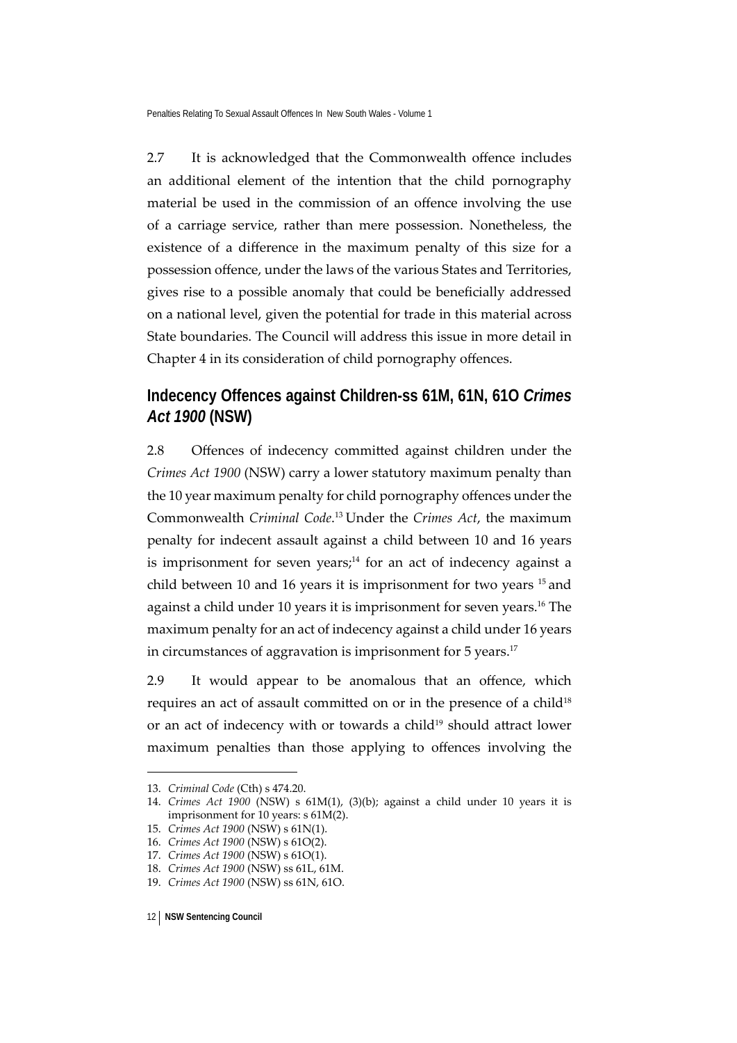2.7 It is acknowledged that the Commonwealth offence includes an additional element of the intention that the child pornography material be used in the commission of an offence involving the use of a carriage service, rather than mere possession. Nonetheless, the existence of a difference in the maximum penalty of this size for a possession offence, under the laws of the various States and Territories, gives rise to a possible anomaly that could be beneficially addressed on a national level, given the potential for trade in this material across State boundaries. The Council will address this issue in more detail in Chapter 4 in its consideration of child pornography offences.

## Indecency Offences against Children-ss 61M, 61N, 61O *Crimes Act 1900* (NSW)

2.8 Offences of indecency committed against children under the *Crimes Act 1900* (NSW) carry a lower statutory maximum penalty than the 10 year maximum penalty for child pornography offences under the Commonwealth *Criminal Code*.[13] Under the *Crimes Act*, the maximum penalty for indecent assault against a child between 10 and 16 years is imprisonment for seven years;[14] for an act of indecency against a child between 10 and 16 years it is imprisonment for two years [15] and against a child under 10 years it is imprisonment for seven years.[16] The maximum penalty for an act of indecency against a child under 16 years in circumstances of aggravation is imprisonment for 5 years.[17]

2.9 It would appear to be anomalous that an offence, which requires an act of assault committed on or in the presence of a child[18] or an act of indecency with or towards a child[19] should attract lower maximum penalties than those applying to offences involving the

---

13. *Criminal Code* (Cth) s 474.20.
14. *Crimes Act 1900* (NSW) s 61M(1), (3)(b); against a child under 10 years it is imprisonment for 10 years: s 61M(2).
15. *Crimes Act 1900* (NSW) s 61N(1).
16. *Crimes Act 1900* (NSW) s 61O(2).
17. *Crimes Act 1900* (NSW) s 61O(1).
18. *Crimes Act 1900* (NSW) ss 61L, 61M.
19. *Crimes Act 1900* (NSW) ss 61N, 61O.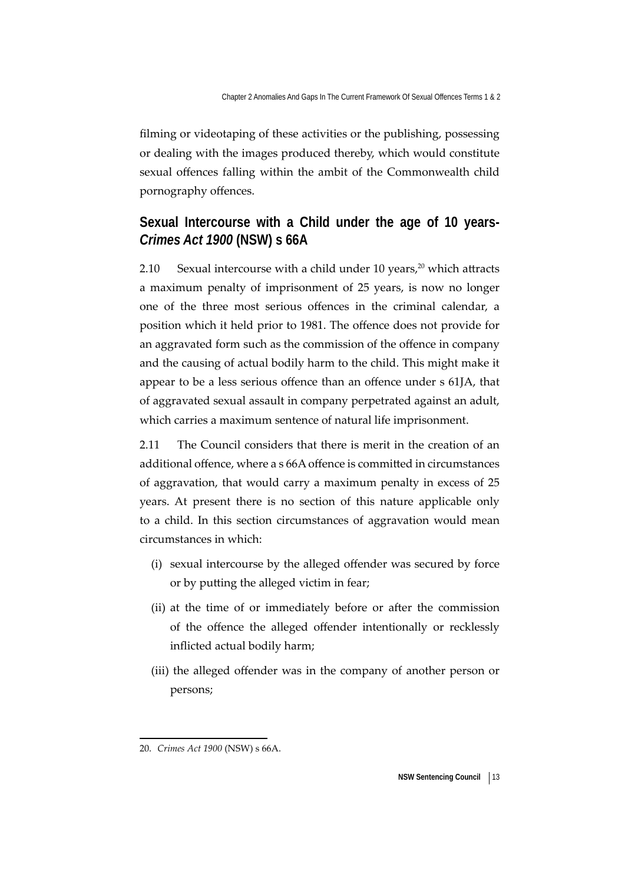filming or videotaping of these activities or the publishing, possessing or dealing with the images produced thereby, which would constitute sexual offences falling within the ambit of the Commonwealth child pornography offences.

## Sexual Intercourse with a Child under the age of 10 years- *Crimes Act 1900* (NSW) s 66A

2.10 Sexual intercourse with a child under 10 years,[20] which attracts a maximum penalty of imprisonment of 25 years, is now no longer one of the three most serious offences in the criminal calendar, a position which it held prior to 1981. The offence does not provide for an aggravated form such as the commission of the offence in company and the causing of actual bodily harm to the child. This might make it appear to be a less serious offence than an offence under s 61JA, that of aggravated sexual assault in company perpetrated against an adult, which carries a maximum sentence of natural life imprisonment.

2.11 The Council considers that there is merit in the creation of an additional offence, where a s 66A offence is committed in circumstances of aggravation, that would carry a maximum penalty in excess of 25 years. At present there is no section of this nature applicable only to a child. In this section circumstances of aggravation would mean circumstances in which:

(i) sexual intercourse by the alleged offender was secured by force or by putting the alleged victim in fear;

(ii) at the time of or immediately before or after the commission of the offence the alleged offender intentionally or recklessly inflicted actual bodily harm;

(iii) the alleged offender was in the company of another person or persons;

---

20. *Crimes Act 1900* (NSW) s 66A.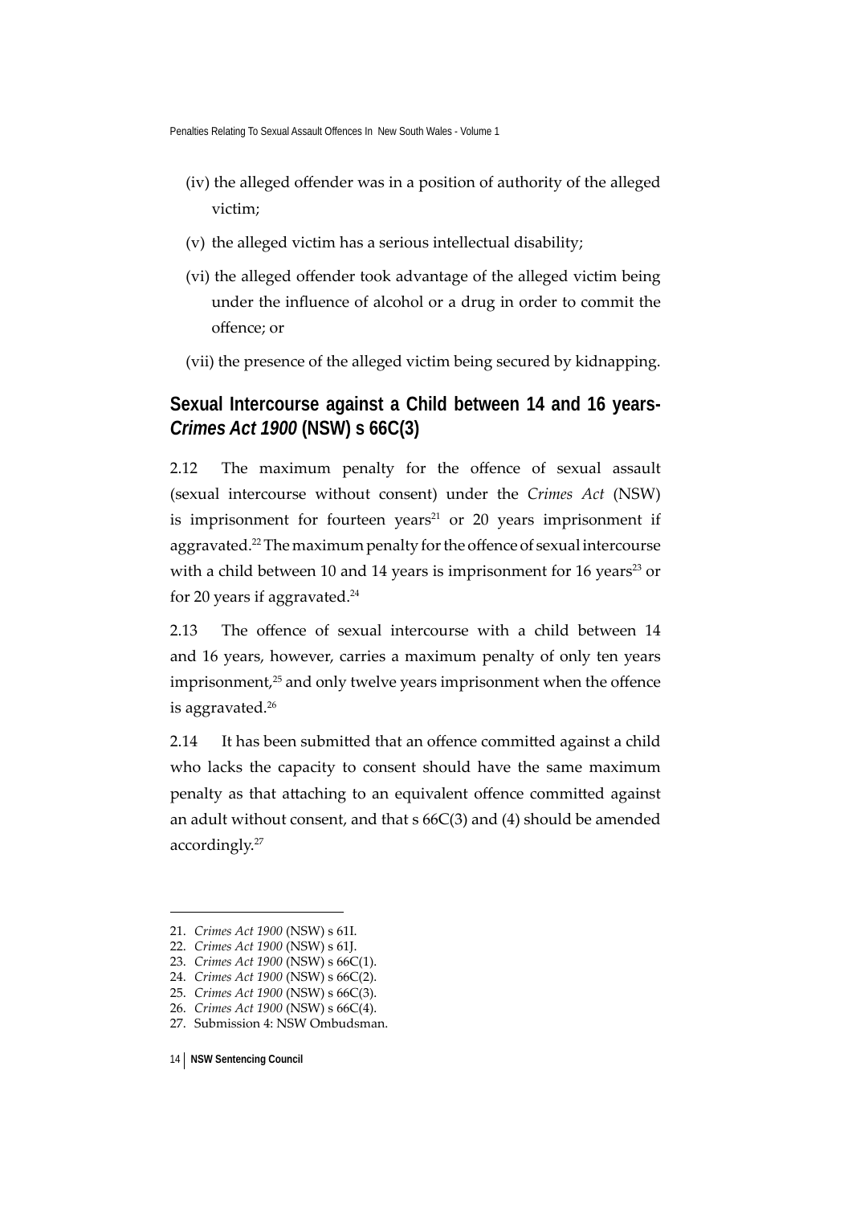(iv) the alleged offender was in a position of authority of the alleged victim;

(v) the alleged victim has a serious intellectual disability;

(vi) the alleged offender took advantage of the alleged victim being under the influence of alcohol or a drug in order to commit the offence; or

(vii) the presence of the alleged victim being secured by kidnapping.

## Sexual Intercourse against a Child between 14 and 16 years- *Crimes Act 1900* (NSW) s 66C(3)

2.12 The maximum penalty for the offence of sexual assault (sexual intercourse without consent) under the *Crimes Act* (NSW) is imprisonment for fourteen years[21] or 20 years imprisonment if aggravated.[22] The maximum penalty for the offence of sexual intercourse with a child between 10 and 14 years is imprisonment for 16 years[23] or for 20 years if aggravated.[24]

2.13 The offence of sexual intercourse with a child between 14 and 16 years, however, carries a maximum penalty of only ten years imprisonment,[25] and only twelve years imprisonment when the offence is aggravated.[26]

2.14 It has been submitted that an offence committed against a child who lacks the capacity to consent should have the same maximum penalty as that attaching to an equivalent offence committed against an adult without consent, and that s 66C(3) and (4) should be amended accordingly.[27]

---

21. *Crimes Act 1900* (NSW) s 61I.
22. *Crimes Act 1900* (NSW) s 61J.
23. *Crimes Act 1900* (NSW) s 66C(1).
24. *Crimes Act 1900* (NSW) s 66C(2).
25. *Crimes Act 1900* (NSW) s 66C(3).
26. *Crimes Act 1900* (NSW) s 66C(4).
27. Submission 4: NSW Ombudsman.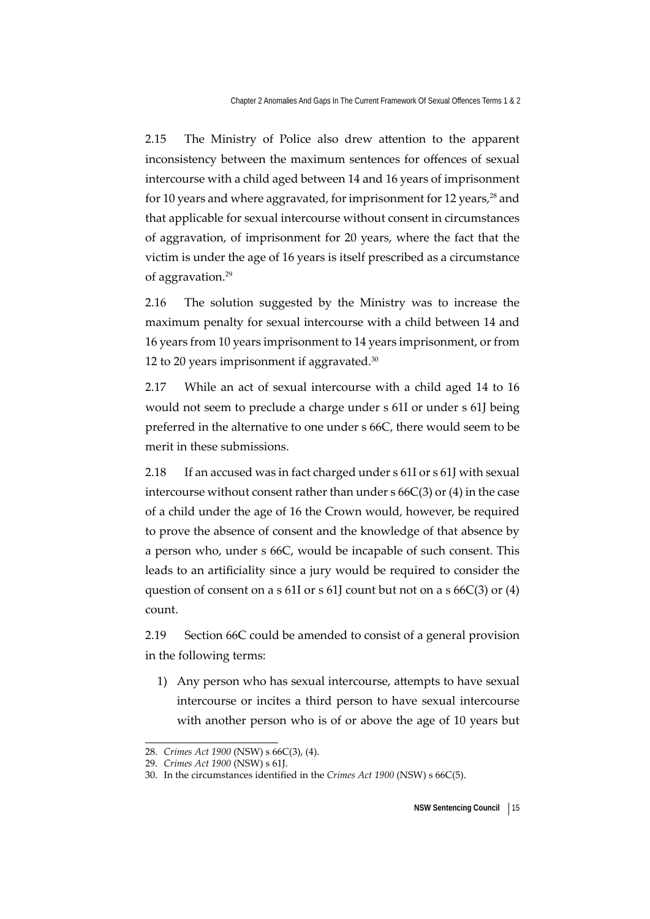2.15 The Ministry of Police also drew attention to the apparent inconsistency between the maximum sentences for offences of sexual intercourse with a child aged between 14 and 16 years of imprisonment for 10 years and where aggravated, for imprisonment for 12 years,[28] and that applicable for sexual intercourse without consent in circumstances of aggravation, of imprisonment for 20 years, where the fact that the victim is under the age of 16 years is itself prescribed as a circumstance of aggravation.[29]

2.16 The solution suggested by the Ministry was to increase the maximum penalty for sexual intercourse with a child between 14 and 16 years from 10 years imprisonment to 14 years imprisonment, or from 12 to 20 years imprisonment if aggravated.[30]

2.17 While an act of sexual intercourse with a child aged 14 to 16 would not seem to preclude a charge under s 61I or under s 61J being preferred in the alternative to one under s 66C, there would seem to be merit in these submissions.

2.18 If an accused was in fact charged under s 61I or s 61J with sexual intercourse without consent rather than under s 66C(3) or (4) in the case of a child under the age of 16 the Crown would, however, be required to prove the absence of consent and the knowledge of that absence by a person who, under s 66C, would be incapable of such consent. This leads to an artificiality since a jury would be required to consider the question of consent on a s 61I or s 61J count but not on a s 66C(3) or (4) count.

2.19 Section 66C could be amended to consist of a general provision in the following terms:

1) Any person who has sexual intercourse, attempts to have sexual intercourse or incites a third person to have sexual intercourse with another person who is of or above the age of 10 years but

---

28. *Crimes Act 1900* (NSW) s 66C(3), (4).
29. *Crimes Act 1900* (NSW) s 61J.
30. In the circumstances identified in the *Crimes Act 1900* (NSW) s 66C(5).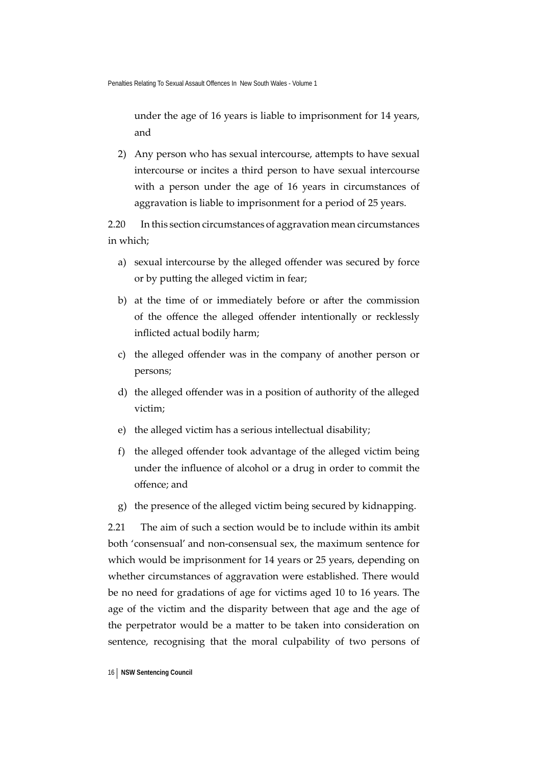under the age of 16 years is liable to imprisonment for 14 years, and

2) Any person who has sexual intercourse, attempts to have sexual intercourse or incites a third person to have sexual intercourse with a person under the age of 16 years in circumstances of aggravation is liable to imprisonment for a period of 25 years.

2.20 In this section circumstances of aggravation mean circumstances in which;

a) sexual intercourse by the alleged offender was secured by force or by putting the alleged victim in fear;

b) at the time of or immediately before or after the commission of the offence the alleged offender intentionally or recklessly inflicted actual bodily harm;

c) the alleged offender was in the company of another person or persons;

d) the alleged offender was in a position of authority of the alleged victim;

e) the alleged victim has a serious intellectual disability;

f) the alleged offender took advantage of the alleged victim being under the influence of alcohol or a drug in order to commit the offence; and

g) the presence of the alleged victim being secured by kidnapping.

2.21 The aim of such a section would be to include within its ambit both 'consensual' and non-consensual sex, the maximum sentence for which would be imprisonment for 14 years or 25 years, depending on whether circumstances of aggravation were established. There would be no need for gradations of age for victims aged 10 to 16 years. The age of the victim and the disparity between that age and the age of the perpetrator would be a matter to be taken into consideration on sentence, recognising that the moral culpability of two persons of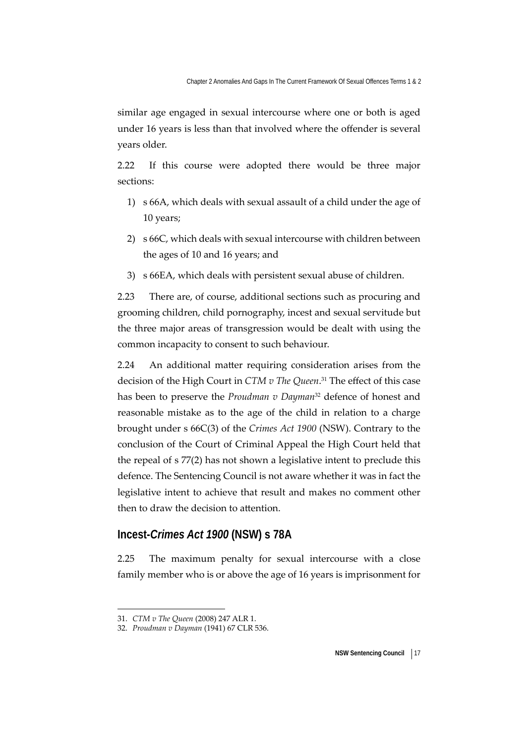similar age engaged in sexual intercourse where one or both is aged under 16 years is less than that involved where the offender is several years older.

2.22 If this course were adopted there would be three major sections:

1) s 66A, which deals with sexual assault of a child under the age of 10 years;
2) s 66C, which deals with sexual intercourse with children between the ages of 10 and 16 years; and
3) s 66EA, which deals with persistent sexual abuse of children.

2.23 There are, of course, additional sections such as procuring and grooming children, child pornography, incest and sexual servitude but the three major areas of transgression would be dealt with using the common incapacity to consent to such behaviour.

2.24 An additional matter requiring consideration arises from the decision of the High Court in *CTM v The Queen*.[31] The effect of this case has been to preserve the *Proudman v Dayman*[32] defence of honest and reasonable mistake as to the age of the child in relation to a charge brought under s 66C(3) of the *Crimes Act 1900* (NSW). Contrary to the conclusion of the Court of Criminal Appeal the High Court held that the repeal of s 77(2) has not shown a legislative intent to preclude this defence. The Sentencing Council is not aware whether it was in fact the legislative intent to achieve that result and makes no comment other then to draw the decision to attention.

## Incest-*Crimes Act 1900* (NSW) s 78A

2.25 The maximum penalty for sexual intercourse with a close family member who is or above the age of 16 years is imprisonment for

---

31. *CTM v The Queen* (2008) 247 ALR 1.
32. *Proudman v Dayman* (1941) 67 CLR 536.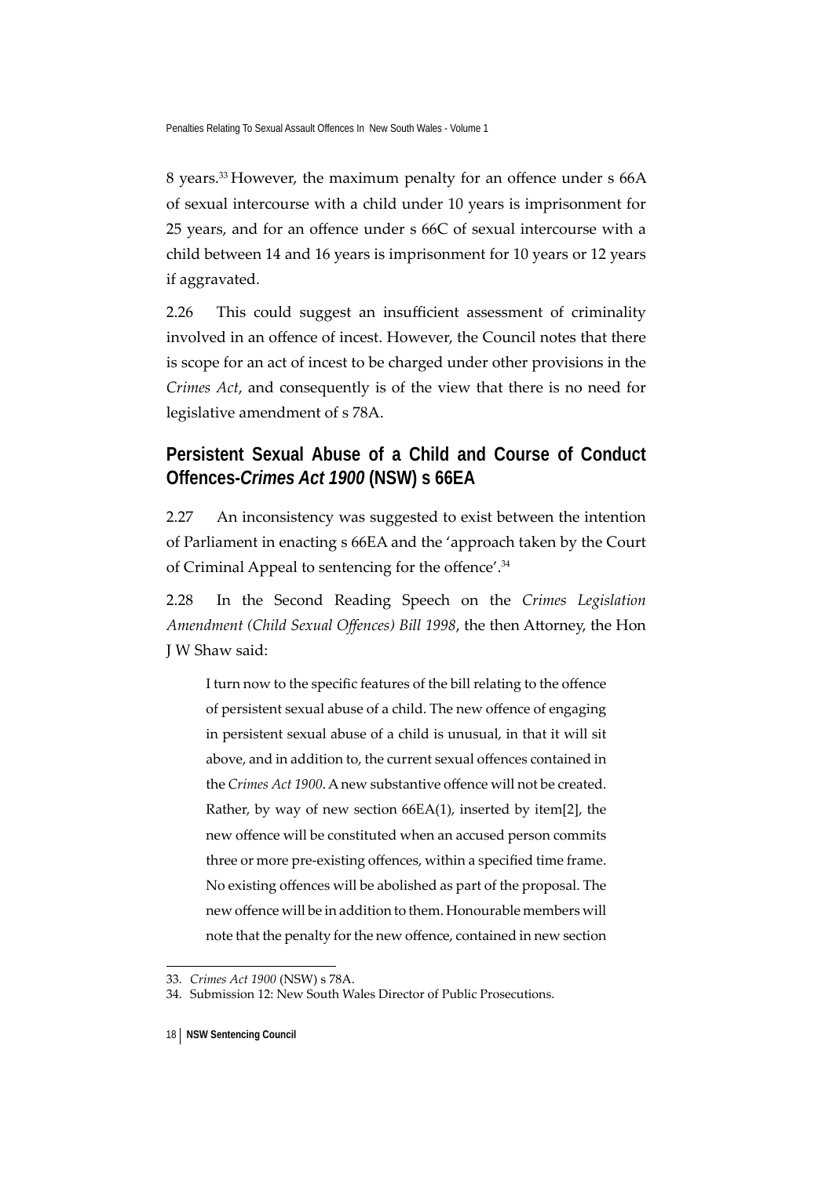8 years.[33] However, the maximum penalty for an offence under s 66A of sexual intercourse with a child under 10 years is imprisonment for 25 years, and for an offence under s 66C of sexual intercourse with a child between 14 and 16 years is imprisonment for 10 years or 12 years if aggravated.

2.26 This could suggest an insufficient assessment of criminality involved in an offence of incest. However, the Council notes that there is scope for an act of incest to be charged under other provisions in the *Crimes Act*, and consequently is of the view that there is no need for legislative amendment of s 78A.

## Persistent Sexual Abuse of a Child and Course of Conduct Offences-*Crimes Act 1900* (NSW) s 66EA

2.27 An inconsistency was suggested to exist between the intention of Parliament in enacting s 66EA and the 'approach taken by the Court of Criminal Appeal to sentencing for the offence'.[34]

2.28 In the Second Reading Speech on the *Crimes Legislation Amendment (Child Sexual Offences) Bill 1998*, the then Attorney, the Hon J W Shaw said:

> I turn now to the specific features of the bill relating to the offence of persistent sexual abuse of a child. The new offence of engaging in persistent sexual abuse of a child is unusual, in that it will sit above, and in addition to, the current sexual offences contained in the *Crimes Act 1900*. A new substantive offence will not be created. Rather, by way of new section 66EA(1), inserted by item[2], the new offence will be constituted when an accused person commits three or more pre-existing offences, within a specified time frame. No existing offences will be abolished as part of the proposal. The new offence will be in addition to them. Honourable members will note that the penalty for the new offence, contained in new section

33. *Crimes Act 1900* (NSW) s 78A.
34. Submission 12: New South Wales Director of Public Prosecutions.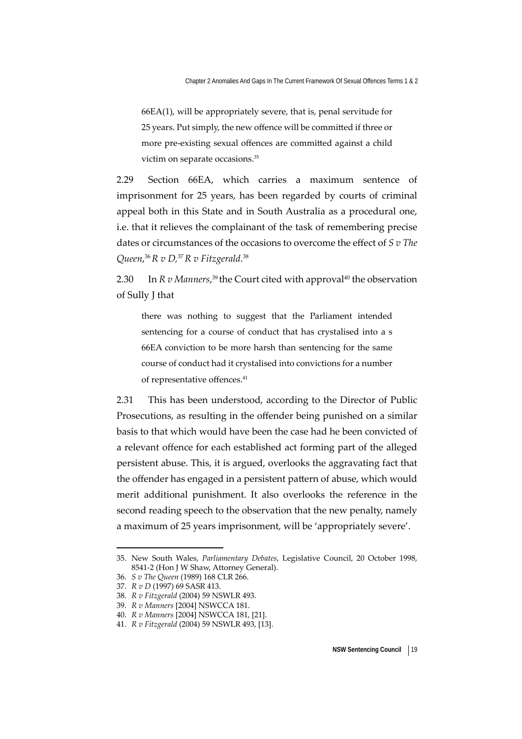> 66EA(1), will be appropriately severe, that is, penal servitude for 25 years. Put simply, the new offence will be committed if three or more pre-existing sexual offences are committed against a child victim on separate occasions.[35]

2.29 Section 66EA, which carries a maximum sentence of imprisonment for 25 years, has been regarded by courts of criminal appeal both in this State and in South Australia as a procedural one, i.e. that it relieves the complainant of the task of remembering precise dates or circumstances of the occasions to overcome the effect of *S v The Queen*,[36] *R v D*,[37] *R v Fitzgerald*.[38]

2.30 In *R v Manners*,[39] the Court cited with approval[40] the observation of Sully J that

> there was nothing to suggest that the Parliament intended sentencing for a course of conduct that has crystalised into a s 66EA conviction to be more harsh than sentencing for the same course of conduct had it crystalised into convictions for a number of representative offences.[41]

2.31 This has been understood, according to the Director of Public Prosecutions, as resulting in the offender being punished on a similar basis to that which would have been the case had he been convicted of a relevant offence for each established act forming part of the alleged persistent abuse. This, it is argued, overlooks the aggravating fact that the offender has engaged in a persistent pattern of abuse, which would merit additional punishment. It also overlooks the reference in the second reading speech to the observation that the new penalty, namely a maximum of 25 years imprisonment, will be 'appropriately severe'.

---

35. New South Wales, *Parliamentary Debates*, Legislative Council, 20 October 1998, 8541-2 (Hon J W Shaw, Attorney General).
36. *S v The Queen* (1989) 168 CLR 266.
37. *R v D* (1997) 69 SASR 413.
38. *R v Fitzgerald* (2004) 59 NSWLR 493.
39. *R v Manners* [2004] NSWCCA 181.
40. *R v Manners* [2004] NSWCCA 181, [21].
41. *R v Fitzgerald* (2004) 59 NSWLR 493, [13].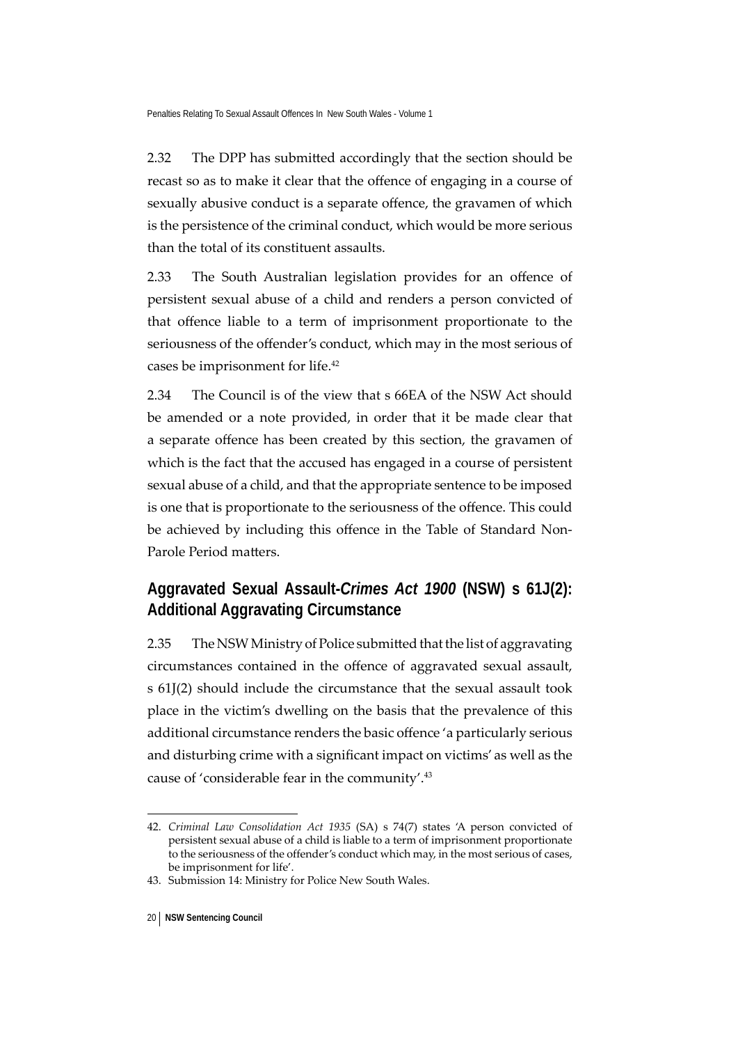2.32 The DPP has submitted accordingly that the section should be recast so as to make it clear that the offence of engaging in a course of sexually abusive conduct is a separate offence, the gravamen of which is the persistence of the criminal conduct, which would be more serious than the total of its constituent assaults.

2.33 The South Australian legislation provides for an offence of persistent sexual abuse of a child and renders a person convicted of that offence liable to a term of imprisonment proportionate to the seriousness of the offender's conduct, which may in the most serious of cases be imprisonment for life.[42]

2.34 The Council is of the view that s 66EA of the NSW Act should be amended or a note provided, in order that it be made clear that a separate offence has been created by this section, the gravamen of which is the fact that the accused has engaged in a course of persistent sexual abuse of a child, and that the appropriate sentence to be imposed is one that is proportionate to the seriousness of the offence. This could be achieved by including this offence in the Table of Standard Non-Parole Period matters.

## Aggravated Sexual Assault-*Crimes Act 1900* (NSW) s 61J(2): Additional Aggravating Circumstance

2.35 The NSW Ministry of Police submitted that the list of aggravating circumstances contained in the offence of aggravated sexual assault, s 61J(2) should include the circumstance that the sexual assault took place in the victim's dwelling on the basis that the prevalence of this additional circumstance renders the basic offence 'a particularly serious and disturbing crime with a significant impact on victims' as well as the cause of 'considerable fear in the community'.[43]

---

42. *Criminal Law Consolidation Act 1935* (SA) s 74(7) states 'A person convicted of persistent sexual abuse of a child is liable to a term of imprisonment proportionate to the seriousness of the offender's conduct which may, in the most serious of cases, be imprisonment for life'.

43. Submission 14: Ministry for Police New South Wales.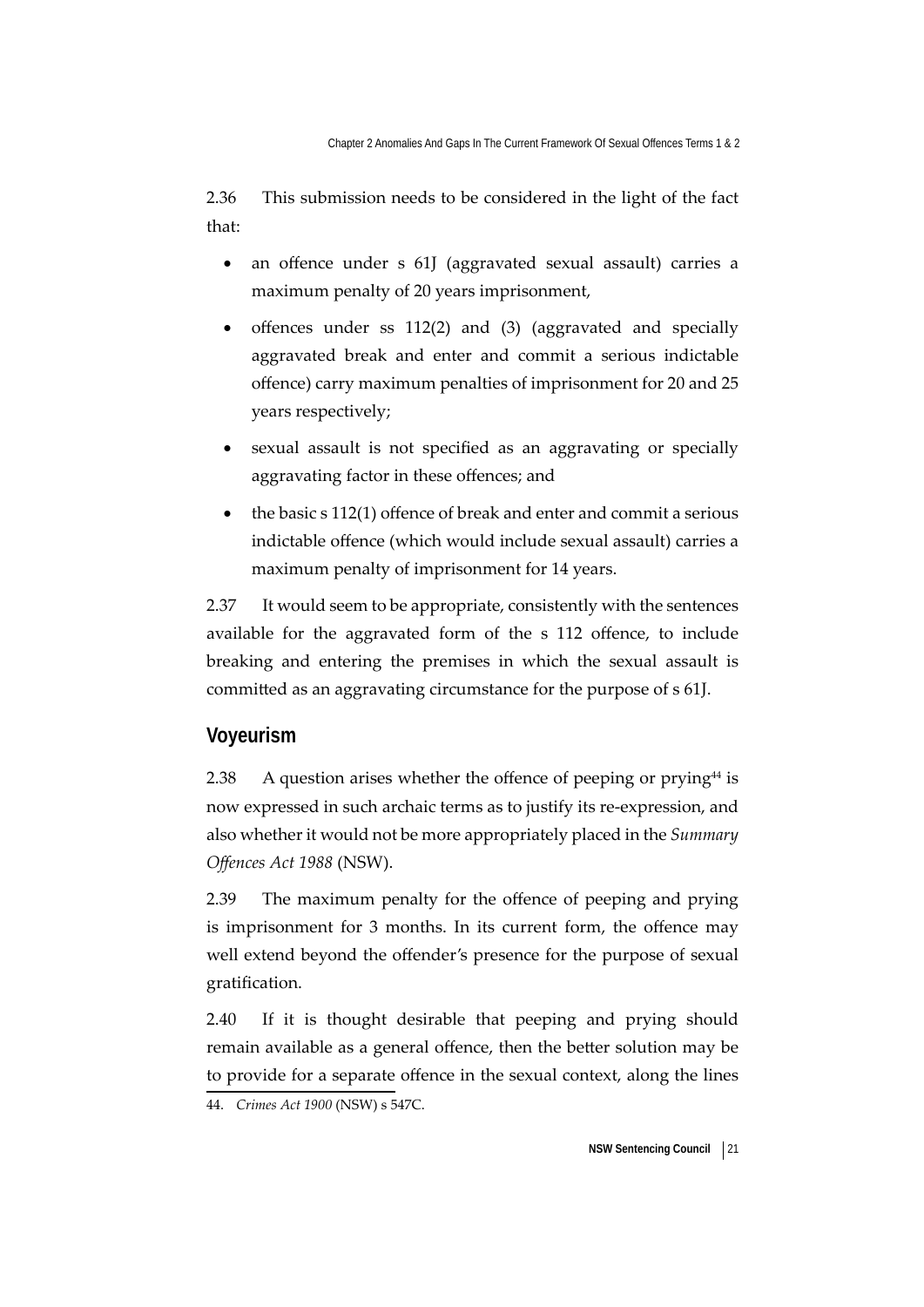2.36 This submission needs to be considered in the light of the fact that:

- an offence under s 61J (aggravated sexual assault) carries a maximum penalty of 20 years imprisonment,
- offences under ss 112(2) and (3) (aggravated and specially aggravated break and enter and commit a serious indictable offence) carry maximum penalties of imprisonment for 20 and 25 years respectively;
- sexual assault is not specified as an aggravating or specially aggravating factor in these offences; and
- the basic s 112(1) offence of break and enter and commit a serious indictable offence (which would include sexual assault) carries a maximum penalty of imprisonment for 14 years.

2.37 It would seem to be appropriate, consistently with the sentences available for the aggravated form of the s 112 offence, to include breaking and entering the premises in which the sexual assault is committed as an aggravating circumstance for the purpose of s 61J.

## Voyeurism

2.38 A question arises whether the offence of peeping or prying[44] is now expressed in such archaic terms as to justify its re-expression, and also whether it would not be more appropriately placed in the *Summary Offences Act 1988* (NSW).

2.39 The maximum penalty for the offence of peeping and prying is imprisonment for 3 months. In its current form, the offence may well extend beyond the offender's presence for the purpose of sexual gratification.

2.40 If it is thought desirable that peeping and prying should remain available as a general offence, then the better solution may be to provide for a separate offence in the sexual context, along the lines

44. *Crimes Act 1900* (NSW) s 547C.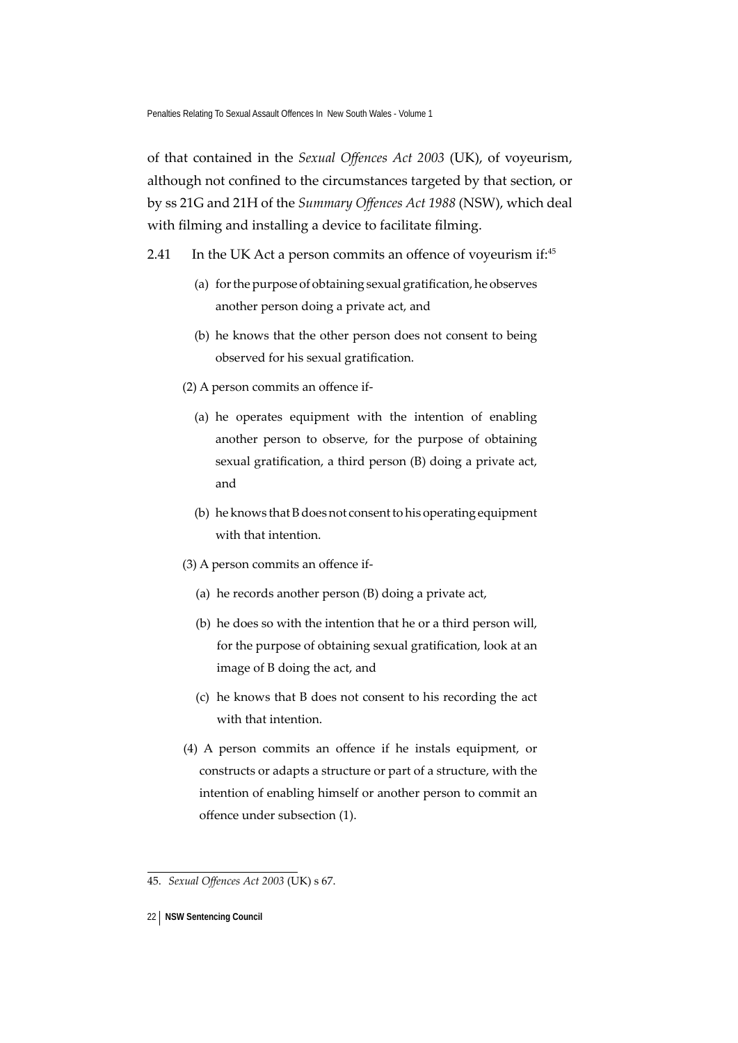of that contained in the *Sexual Offences Act 2003* (UK), of voyeurism, although not confined to the circumstances targeted by that section, or by ss 21G and 21H of the *Summary Offences Act 1988* (NSW), which deal with filming and installing a device to facilitate filming.

2.41 In the UK Act a person commits an offence of voyeurism if:[45]

(a) for the purpose of obtaining sexual gratification, he observes another person doing a private act, and

(b) he knows that the other person does not consent to being observed for his sexual gratification.

(2) A person commits an offence if-

(a) he operates equipment with the intention of enabling another person to observe, for the purpose of obtaining sexual gratification, a third person (B) doing a private act, and

(b) he knows that B does not consent to his operating equipment with that intention.

(3) A person commits an offence if-

(a) he records another person (B) doing a private act,

(b) he does so with the intention that he or a third person will, for the purpose of obtaining sexual gratification, look at an image of B doing the act, and

(c) he knows that B does not consent to his recording the act with that intention.

(4) A person commits an offence if he instals equipment, or constructs or adapts a structure or part of a structure, with the intention of enabling himself or another person to commit an offence under subsection (1).

---

45. *Sexual Offences Act 2003* (UK) s 67.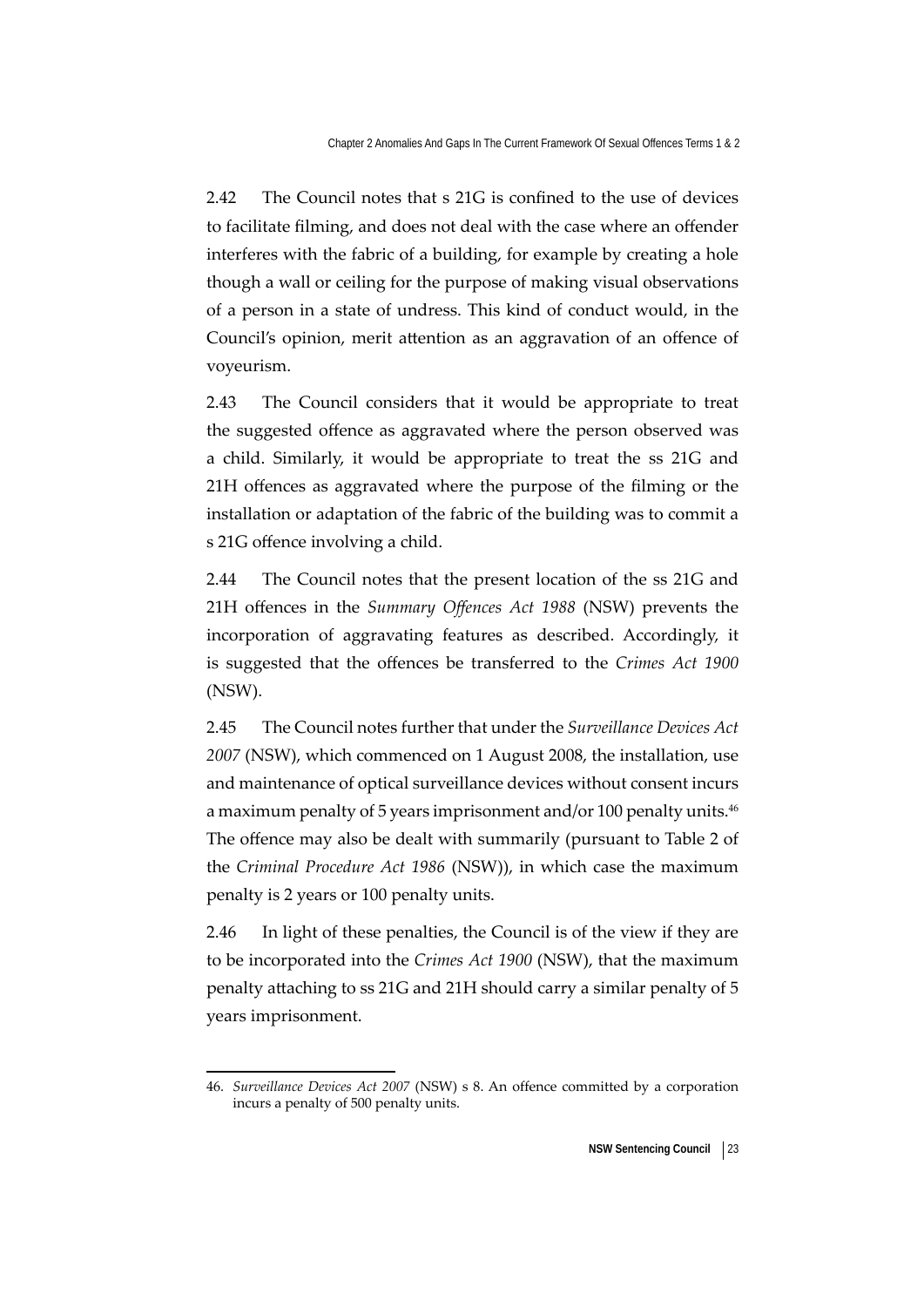2.42 The Council notes that s 21G is confined to the use of devices to facilitate filming, and does not deal with the case where an offender interferes with the fabric of a building, for example by creating a hole though a wall or ceiling for the purpose of making visual observations of a person in a state of undress. This kind of conduct would, in the Council's opinion, merit attention as an aggravation of an offence of voyeurism.

2.43 The Council considers that it would be appropriate to treat the suggested offence as aggravated where the person observed was a child. Similarly, it would be appropriate to treat the ss 21G and 21H offences as aggravated where the purpose of the filming or the installation or adaptation of the fabric of the building was to commit a s 21G offence involving a child.

2.44 The Council notes that the present location of the ss 21G and 21H offences in the *Summary Offences Act 1988* (NSW) prevents the incorporation of aggravating features as described. Accordingly, it is suggested that the offences be transferred to the *Crimes Act 1900* (NSW).

2.45 The Council notes further that under the *Surveillance Devices Act 2007* (NSW), which commenced on 1 August 2008, the installation, use and maintenance of optical surveillance devices without consent incurs a maximum penalty of 5 years imprisonment and/or 100 penalty units.[46] The offence may also be dealt with summarily (pursuant to Table 2 of the *Criminal Procedure Act 1986* (NSW)), in which case the maximum penalty is 2 years or 100 penalty units.

2.46 In light of these penalties, the Council is of the view if they are to be incorporated into the *Crimes Act 1900* (NSW), that the maximum penalty attaching to ss 21G and 21H should carry a similar penalty of 5 years imprisonment.

---

46. *Surveillance Devices Act 2007* (NSW) s 8. An offence committed by a corporation incurs a penalty of 500 penalty units.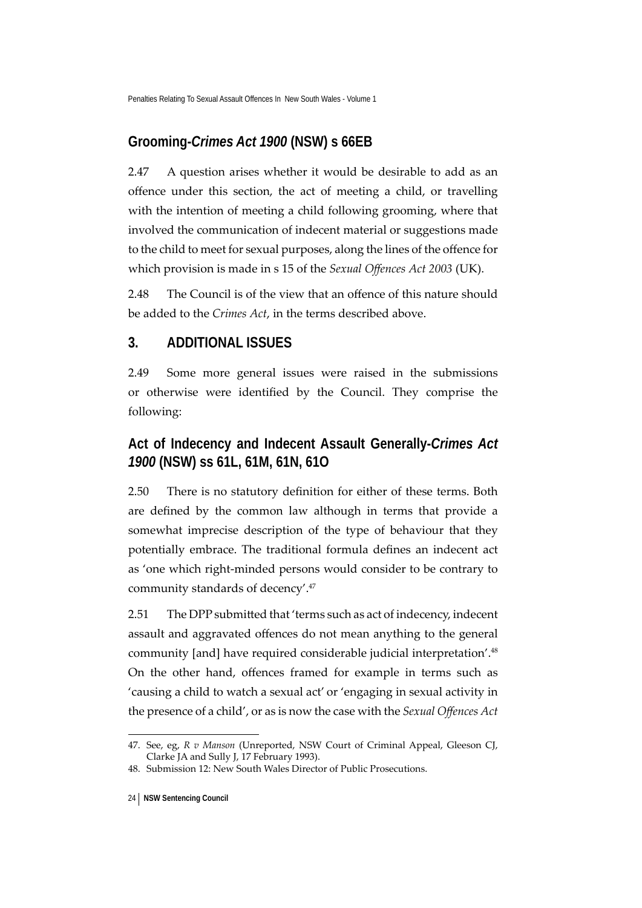## Grooming-*Crimes Act 1900* (NSW) s 66EB

2.47 A question arises whether it would be desirable to add as an offence under this section, the act of meeting a child, or travelling with the intention of meeting a child following grooming, where that involved the communication of indecent material or suggestions made to the child to meet for sexual purposes, along the lines of the offence for which provision is made in s 15 of the *Sexual Offences Act 2003* (UK).

2.48 The Council is of the view that an offence of this nature should be added to the *Crimes Act*, in the terms described above.

## 3. ADDITIONAL ISSUES

2.49 Some more general issues were raised in the submissions or otherwise were identified by the Council. They comprise the following:

## Act of Indecency and Indecent Assault Generally-*Crimes Act 1900* (NSW) ss 61L, 61M, 61N, 61O

2.50 There is no statutory definition for either of these terms. Both are defined by the common law although in terms that provide a somewhat imprecise description of the type of behaviour that they potentially embrace. The traditional formula defines an indecent act as 'one which right-minded persons would consider to be contrary to community standards of decency'.[47]

2.51 The DPP submitted that 'terms such as act of indecency, indecent assault and aggravated offences do not mean anything to the general community [and] have required considerable judicial interpretation'.[48] On the other hand, offences framed for example in terms such as 'causing a child to watch a sexual act' or 'engaging in sexual activity in the presence of a child', or as is now the case with the *Sexual Offences Act*

---

47. See, eg, *R v Manson* (Unreported, NSW Court of Criminal Appeal, Gleeson CJ, Clarke JA and Sully J, 17 February 1993).
48. Submission 12: New South Wales Director of Public Prosecutions.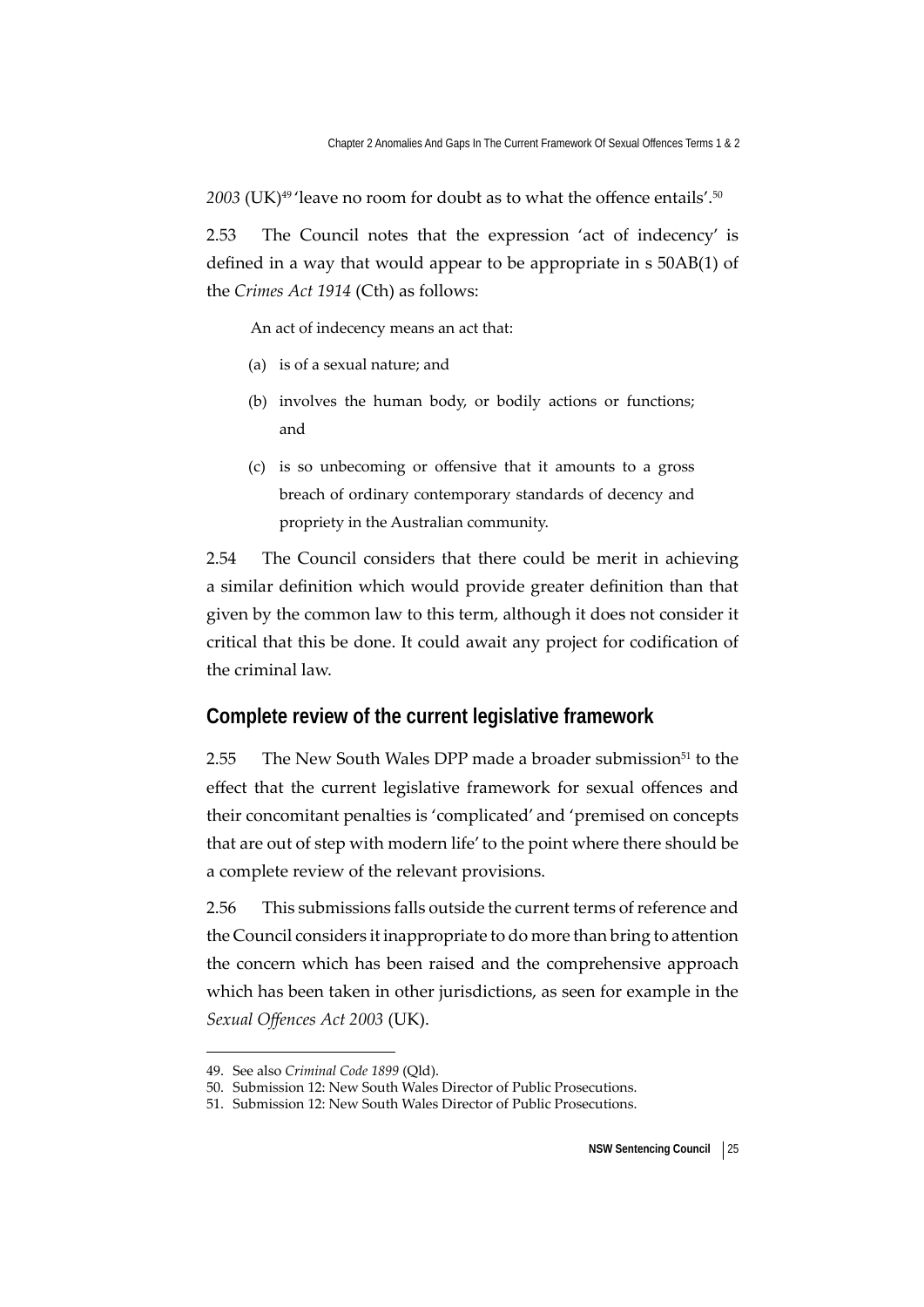*2003* (UK)[49] 'leave no room for doubt as to what the offence entails'.[50]

2.53 The Council notes that the expression 'act of indecency' is defined in a way that would appear to be appropriate in s 50AB(1) of the *Crimes Act 1914* (Cth) as follows:

> An act of indecency means an act that:
>
> (a) is of a sexual nature; and
>
> (b) involves the human body, or bodily actions or functions; and
>
> (c) is so unbecoming or offensive that it amounts to a gross breach of ordinary contemporary standards of decency and propriety in the Australian community.

2.54 The Council considers that there could be merit in achieving a similar definition which would provide greater definition than that given by the common law to this term, although it does not consider it critical that this be done. It could await any project for codification of the criminal law.

## Complete review of the current legislative framework

2.55 The New South Wales DPP made a broader submission[51] to the effect that the current legislative framework for sexual offences and their concomitant penalties is 'complicated' and 'premised on concepts that are out of step with modern life' to the point where there should be a complete review of the relevant provisions.

2.56 This submissions falls outside the current terms of reference and the Council considers it inappropriate to do more than bring to attention the concern which has been raised and the comprehensive approach which has been taken in other jurisdictions, as seen for example in the *Sexual Offences Act 2003* (UK).

---

49. See also *Criminal Code 1899* (Qld).
50. Submission 12: New South Wales Director of Public Prosecutions.
51. Submission 12: New South Wales Director of Public Prosecutions.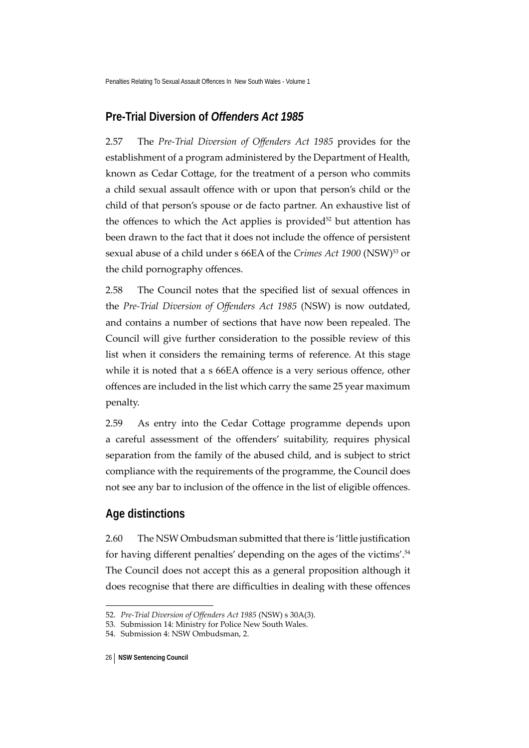## Pre-Trial Diversion of *Offenders Act 1985*

2.57 The *Pre-Trial Diversion of Offenders Act 1985* provides for the establishment of a program administered by the Department of Health, known as Cedar Cottage, for the treatment of a person who commits a child sexual assault offence with or upon that person's child or the child of that person's spouse or de facto partner. An exhaustive list of the offences to which the Act applies is provided[52] but attention has been drawn to the fact that it does not include the offence of persistent sexual abuse of a child under s 66EA of the *Crimes Act 1900* (NSW)[53] or the child pornography offences.

2.58 The Council notes that the specified list of sexual offences in the *Pre-Trial Diversion of Offenders Act 1985* (NSW) is now outdated, and contains a number of sections that have now been repealed. The Council will give further consideration to the possible review of this list when it considers the remaining terms of reference. At this stage while it is noted that a s 66EA offence is a very serious offence, other offences are included in the list which carry the same 25 year maximum penalty.

2.59 As entry into the Cedar Cottage programme depends upon a careful assessment of the offenders' suitability, requires physical separation from the family of the abused child, and is subject to strict compliance with the requirements of the programme, the Council does not see any bar to inclusion of the offence in the list of eligible offences.

## Age distinctions

2.60 The NSW Ombudsman submitted that there is 'little justification for having different penalties' depending on the ages of the victims'.[54] The Council does not accept this as a general proposition although it does recognise that there are difficulties in dealing with these offences

52. *Pre-Trial Diversion of Offenders Act 1985* (NSW) s 30A(3).
53. Submission 14: Ministry for Police New South Wales.
54. Submission 4: NSW Ombudsman, 2.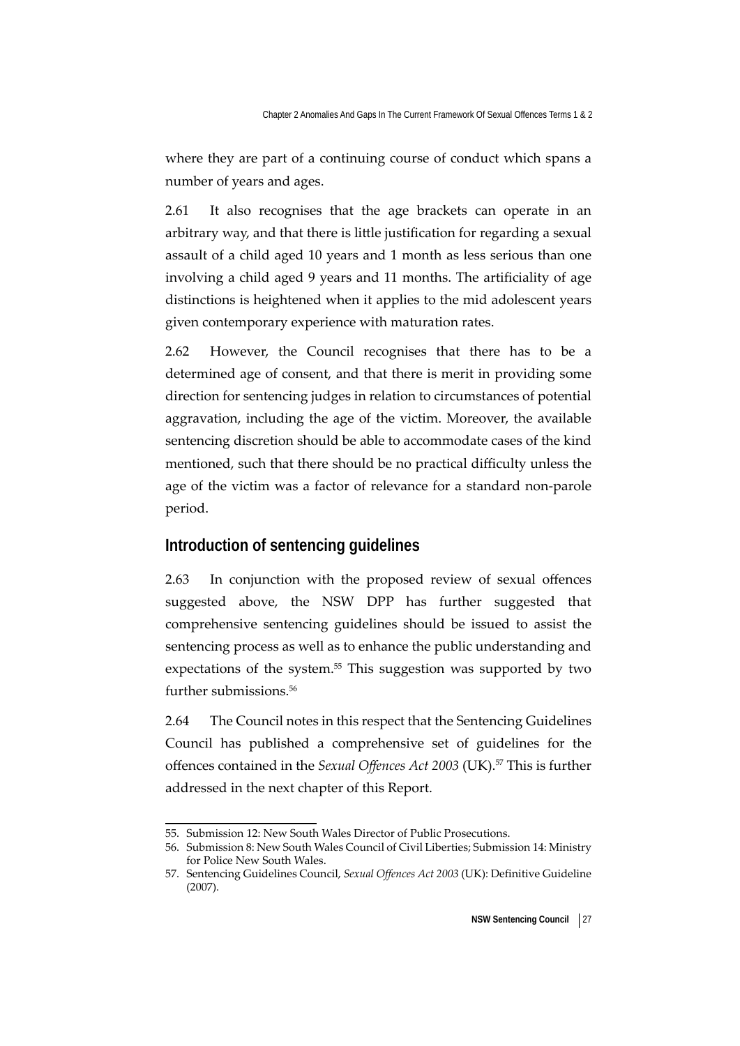where they are part of a continuing course of conduct which spans a number of years and ages.

2.61 It also recognises that the age brackets can operate in an arbitrary way, and that there is little justification for regarding a sexual assault of a child aged 10 years and 1 month as less serious than one involving a child aged 9 years and 11 months. The artificiality of age distinctions is heightened when it applies to the mid adolescent years given contemporary experience with maturation rates.

2.62 However, the Council recognises that there has to be a determined age of consent, and that there is merit in providing some direction for sentencing judges in relation to circumstances of potential aggravation, including the age of the victim. Moreover, the available sentencing discretion should be able to accommodate cases of the kind mentioned, such that there should be no practical difficulty unless the age of the victim was a factor of relevance for a standard non-parole period.

## Introduction of sentencing guidelines

2.63 In conjunction with the proposed review of sexual offences suggested above, the NSW DPP has further suggested that comprehensive sentencing guidelines should be issued to assist the sentencing process as well as to enhance the public understanding and expectations of the system.[55] This suggestion was supported by two further submissions.[56]

2.64 The Council notes in this respect that the Sentencing Guidelines Council has published a comprehensive set of guidelines for the offences contained in the *Sexual Offences Act 2003* (UK).[57] This is further addressed in the next chapter of this Report.

---

55. Submission 12: New South Wales Director of Public Prosecutions.
56. Submission 8: New South Wales Council of Civil Liberties; Submission 14: Ministry for Police New South Wales.
57. Sentencing Guidelines Council, *Sexual Offences Act 2003* (UK): Definitive Guideline (2007).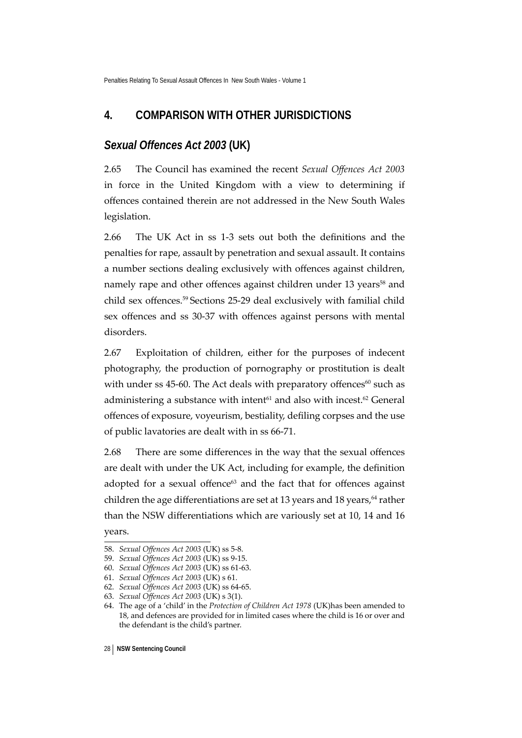## 4. COMPARISON WITH OTHER JURISDICTIONS

### *Sexual Offences Act 2003* (UK)

2.65 The Council has examined the recent *Sexual Offences Act 2003* in force in the United Kingdom with a view to determining if offences contained therein are not addressed in the New South Wales legislation.

2.66 The UK Act in ss 1-3 sets out both the definitions and the penalties for rape, assault by penetration and sexual assault. It contains a number sections dealing exclusively with offences against children, namely rape and other offences against children under 13 years[58] and child sex offences.[59] Sections 25-29 deal exclusively with familial child sex offences and ss 30-37 with offences against persons with mental disorders.

2.67 Exploitation of children, either for the purposes of indecent photography, the production of pornography or prostitution is dealt with under ss 45-60. The Act deals with preparatory offences[60] such as administering a substance with intent[61] and also with incest.[62] General offences of exposure, voyeurism, bestiality, defiling corpses and the use of public lavatories are dealt with in ss 66-71.

2.68 There are some differences in the way that the sexual offences are dealt with under the UK Act, including for example, the definition adopted for a sexual offence[63] and the fact that for offences against children the age differentiations are set at 13 years and 18 years,[64] rather than the NSW differentiations which are variously set at 10, 14 and 16 years.

58. *Sexual Offences Act 2003* (UK) ss 5-8.
59. *Sexual Offences Act 2003* (UK) ss 9-15.
60. *Sexual Offences Act 2003* (UK) ss 61-63.
61. *Sexual Offences Act 2003* (UK) s 61.
62. *Sexual Offences Act 2003* (UK) ss 64-65.
63. *Sexual Offences Act 2003* (UK) s 3(1).
64. The age of a 'child' in the *Protection of Children Act 1978* (UK)has been amended to 18, and defences are provided for in limited cases where the child is 16 or over and the defendant is the child's partner.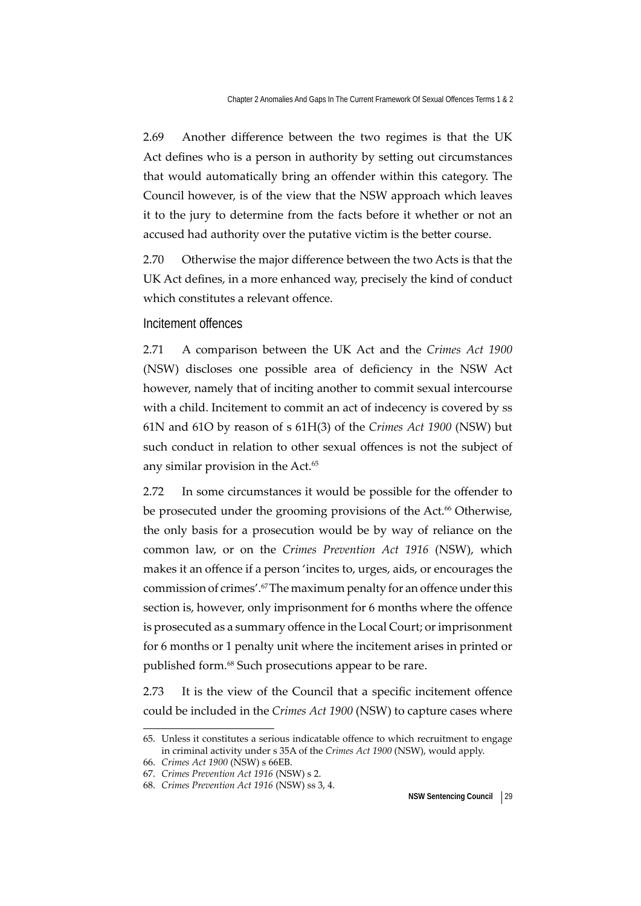2.69 Another difference between the two regimes is that the UK Act defines who is a person in authority by setting out circumstances that would automatically bring an offender within this category. The Council however, is of the view that the NSW approach which leaves it to the jury to determine from the facts before it whether or not an accused had authority over the putative victim is the better course.

2.70 Otherwise the major difference between the two Acts is that the UK Act defines, in a more enhanced way, precisely the kind of conduct which constitutes a relevant offence.

### Incitement offences

2.71 A comparison between the UK Act and the *Crimes Act 1900* (NSW) discloses one possible area of deficiency in the NSW Act however, namely that of inciting another to commit sexual intercourse with a child. Incitement to commit an act of indecency is covered by ss 61N and 61O by reason of s 61H(3) of the *Crimes Act 1900* (NSW) but such conduct in relation to other sexual offences is not the subject of any similar provision in the Act.[65]

2.72 In some circumstances it would be possible for the offender to be prosecuted under the grooming provisions of the Act.[66] Otherwise, the only basis for a prosecution would be by way of reliance on the common law, or on the *Crimes Prevention Act 1916* (NSW), which makes it an offence if a person 'incites to, urges, aids, or encourages the commission of crimes'.[67] The maximum penalty for an offence under this section is, however, only imprisonment for 6 months where the offence is prosecuted as a summary offence in the Local Court; or imprisonment for 6 months or 1 penalty unit where the incitement arises in printed or published form.[68] Such prosecutions appear to be rare.

2.73 It is the view of the Council that a specific incitement offence could be included in the *Crimes Act 1900* (NSW) to capture cases where

---

65. Unless it constitutes a serious indicatable offence to which recruitment to engage in criminal activity under s 35A of the *Crimes Act 1900* (NSW), would apply.
66. *Crimes Act 1900* (NSW) s 66EB.
67. *Crimes Prevention Act 1916* (NSW) s 2.
68. *Crimes Prevention Act 1916* (NSW) ss 3, 4.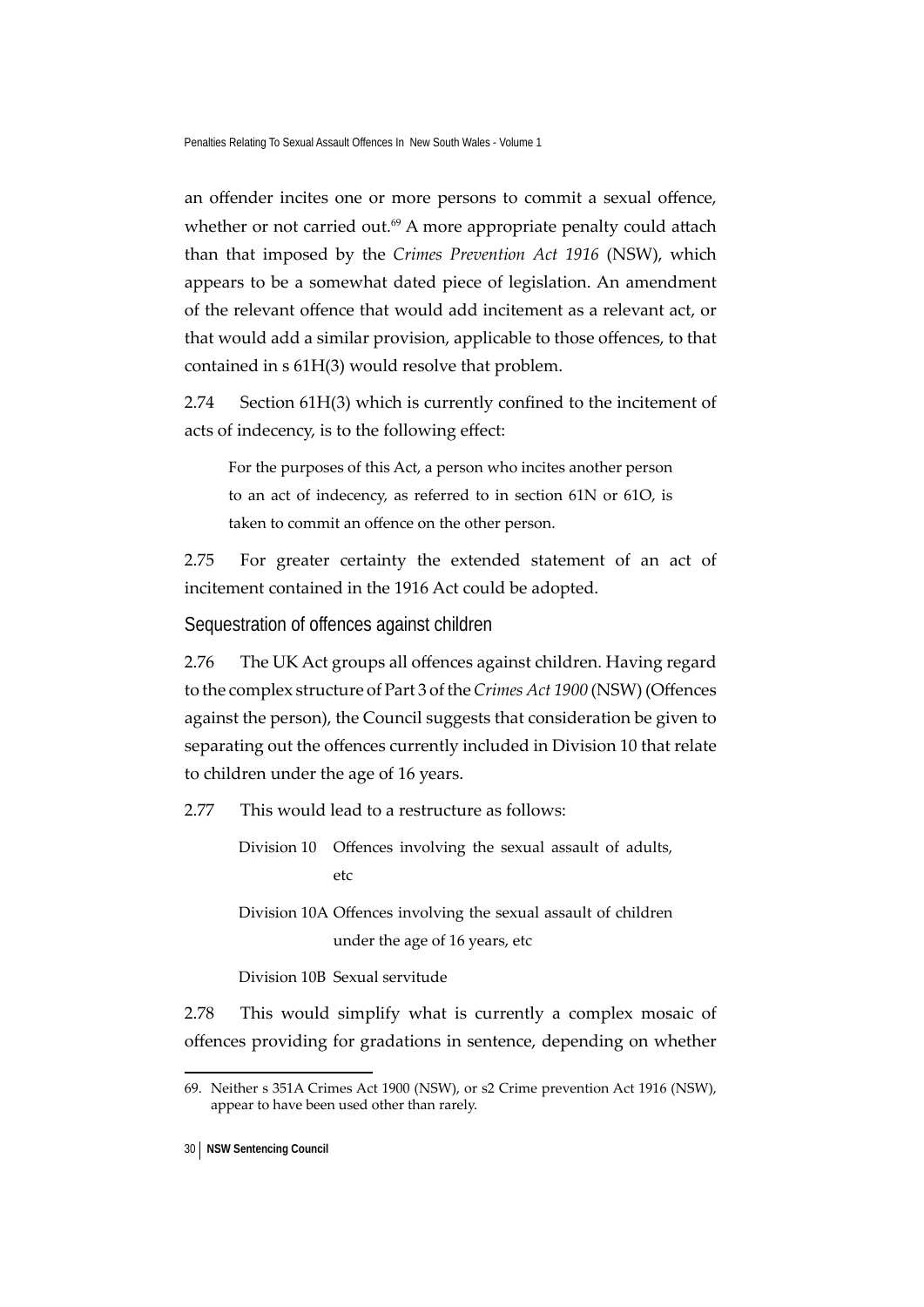an offender incites one or more persons to commit a sexual offence, whether or not carried out.[69] A more appropriate penalty could attach than that imposed by the *Crimes Prevention Act 1916* (NSW), which appears to be a somewhat dated piece of legislation. An amendment of the relevant offence that would add incitement as a relevant act, or that would add a similar provision, applicable to those offences, to that contained in s 61H(3) would resolve that problem.

2.74 Section 61H(3) which is currently confined to the incitement of acts of indecency, is to the following effect:

> For the purposes of this Act, a person who incites another person to an act of indecency, as referred to in section 61N or 61O, is taken to commit an offence on the other person.

2.75 For greater certainty the extended statement of an act of incitement contained in the 1916 Act could be adopted.

## Sequestration of offences against children

2.76 The UK Act groups all offences against children. Having regard to the complex structure of Part 3 of the *Crimes Act 1900* (NSW) (Offences against the person), the Council suggests that consideration be given to separating out the offences currently included in Division 10 that relate to children under the age of 16 years.

2.77 This would lead to a restructure as follows:

- Division 10 Offences involving the sexual assault of adults, etc
- Division 10A Offences involving the sexual assault of children under the age of 16 years, etc
- Division 10B Sexual servitude

2.78 This would simplify what is currently a complex mosaic of offences providing for gradations in sentence, depending on whether

69. Neither s 351A Crimes Act 1900 (NSW), or s2 Crime prevention Act 1916 (NSW), appear to have been used other than rarely.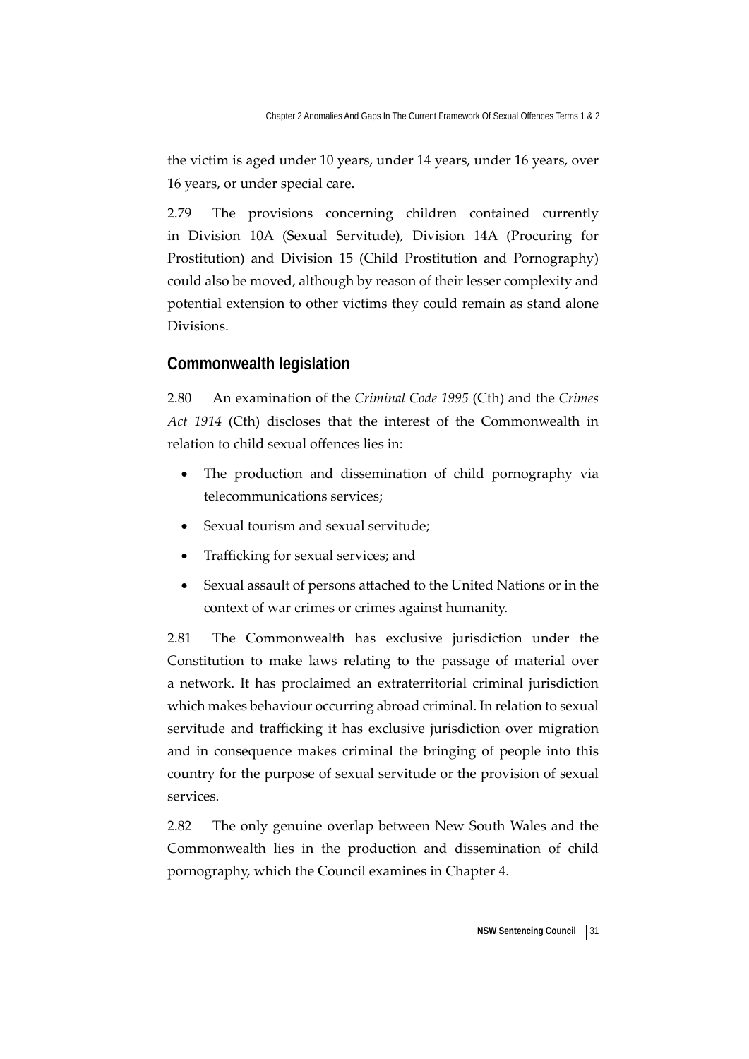the victim is aged under 10 years, under 14 years, under 16 years, over 16 years, or under special care.

2.79 The provisions concerning children contained currently in Division 10A (Sexual Servitude), Division 14A (Procuring for Prostitution) and Division 15 (Child Prostitution and Pornography) could also be moved, although by reason of their lesser complexity and potential extension to other victims they could remain as stand alone Divisions.

## Commonwealth legislation

2.80 An examination of the *Criminal Code 1995* (Cth) and the *Crimes Act 1914* (Cth) discloses that the interest of the Commonwealth in relation to child sexual offences lies in:

- The production and dissemination of child pornography via telecommunications services;
- Sexual tourism and sexual servitude;
- Trafficking for sexual services; and
- Sexual assault of persons attached to the United Nations or in the context of war crimes or crimes against humanity.

2.81 The Commonwealth has exclusive jurisdiction under the Constitution to make laws relating to the passage of material over a network. It has proclaimed an extraterritorial criminal jurisdiction which makes behaviour occurring abroad criminal. In relation to sexual servitude and trafficking it has exclusive jurisdiction over migration and in consequence makes criminal the bringing of people into this country for the purpose of sexual servitude or the provision of sexual services.

2.82 The only genuine overlap between New South Wales and the Commonwealth lies in the production and dissemination of child pornography, which the Council examines in Chapter 4.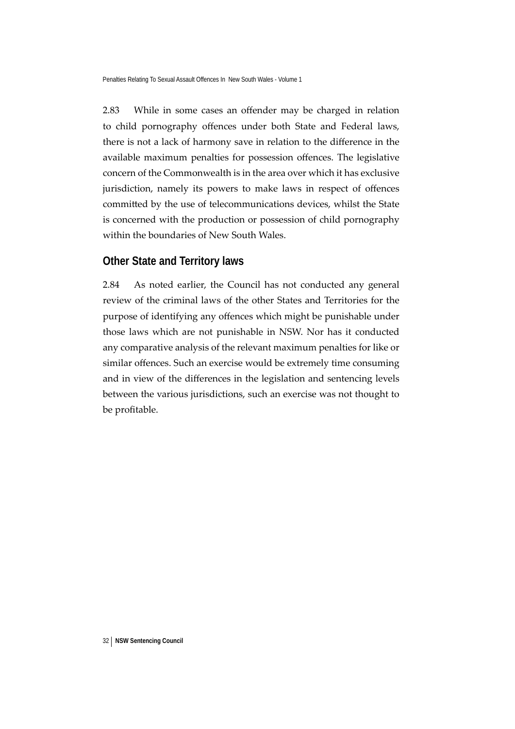2.83 While in some cases an offender may be charged in relation to child pornography offences under both State and Federal laws, there is not a lack of harmony save in relation to the difference in the available maximum penalties for possession offences. The legislative concern of the Commonwealth is in the area over which it has exclusive jurisdiction, namely its powers to make laws in respect of offences committed by the use of telecommunications devices, whilst the State is concerned with the production or possession of child pornography within the boundaries of New South Wales.

## Other State and Territory laws

2.84 As noted earlier, the Council has not conducted any general review of the criminal laws of the other States and Territories for the purpose of identifying any offences which might be punishable under those laws which are not punishable in NSW. Nor has it conducted any comparative analysis of the relevant maximum penalties for like or similar offences. Such an exercise would be extremely time consuming and in view of the differences in the legislation and sentencing levels between the various jurisdictions, such an exercise was not thought to be profitable.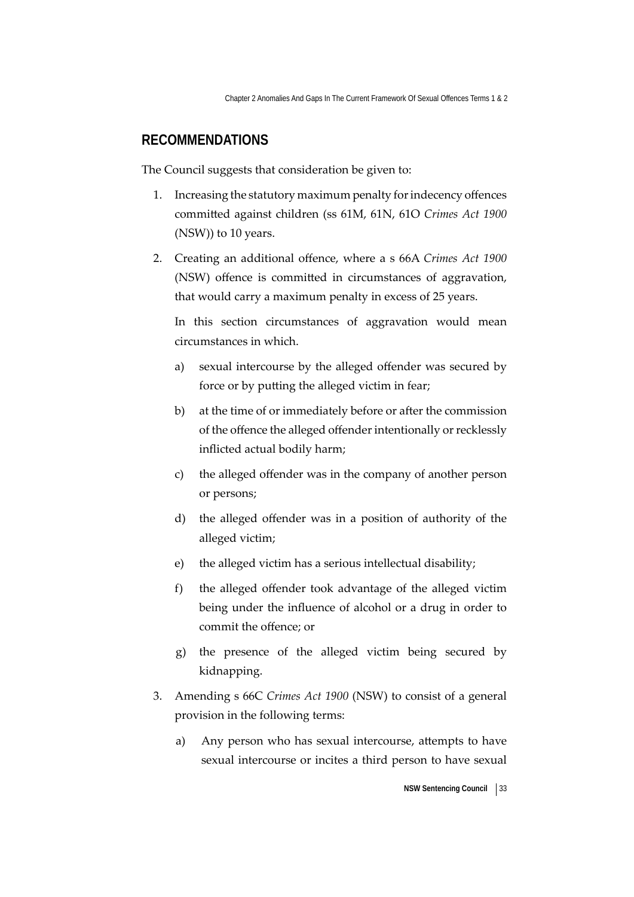## RECOMMENDATIONS

The Council suggests that consideration be given to:

1. Increasing the statutory maximum penalty for indecency offences committed against children (ss 61M, 61N, 61O *Crimes Act 1900* (NSW)) to 10 years.

2. Creating an additional offence, where a s 66A *Crimes Act 1900* (NSW) offence is committed in circumstances of aggravation, that would carry a maximum penalty in excess of 25 years.

   In this section circumstances of aggravation would mean circumstances in which.

   a) sexual intercourse by the alleged offender was secured by force or by putting the alleged victim in fear;

   b) at the time of or immediately before or after the commission of the offence the alleged offender intentionally or recklessly inflicted actual bodily harm;

   c) the alleged offender was in the company of another person or persons;

   d) the alleged offender was in a position of authority of the alleged victim;

   e) the alleged victim has a serious intellectual disability;

   f) the alleged offender took advantage of the alleged victim being under the influence of alcohol or a drug in order to commit the offence; or

   g) the presence of the alleged victim being secured by kidnapping.

3. Amending s 66C *Crimes Act 1900* (NSW) to consist of a general provision in the following terms:

   a) Any person who has sexual intercourse, attempts to have sexual intercourse or incites a third person to have sexual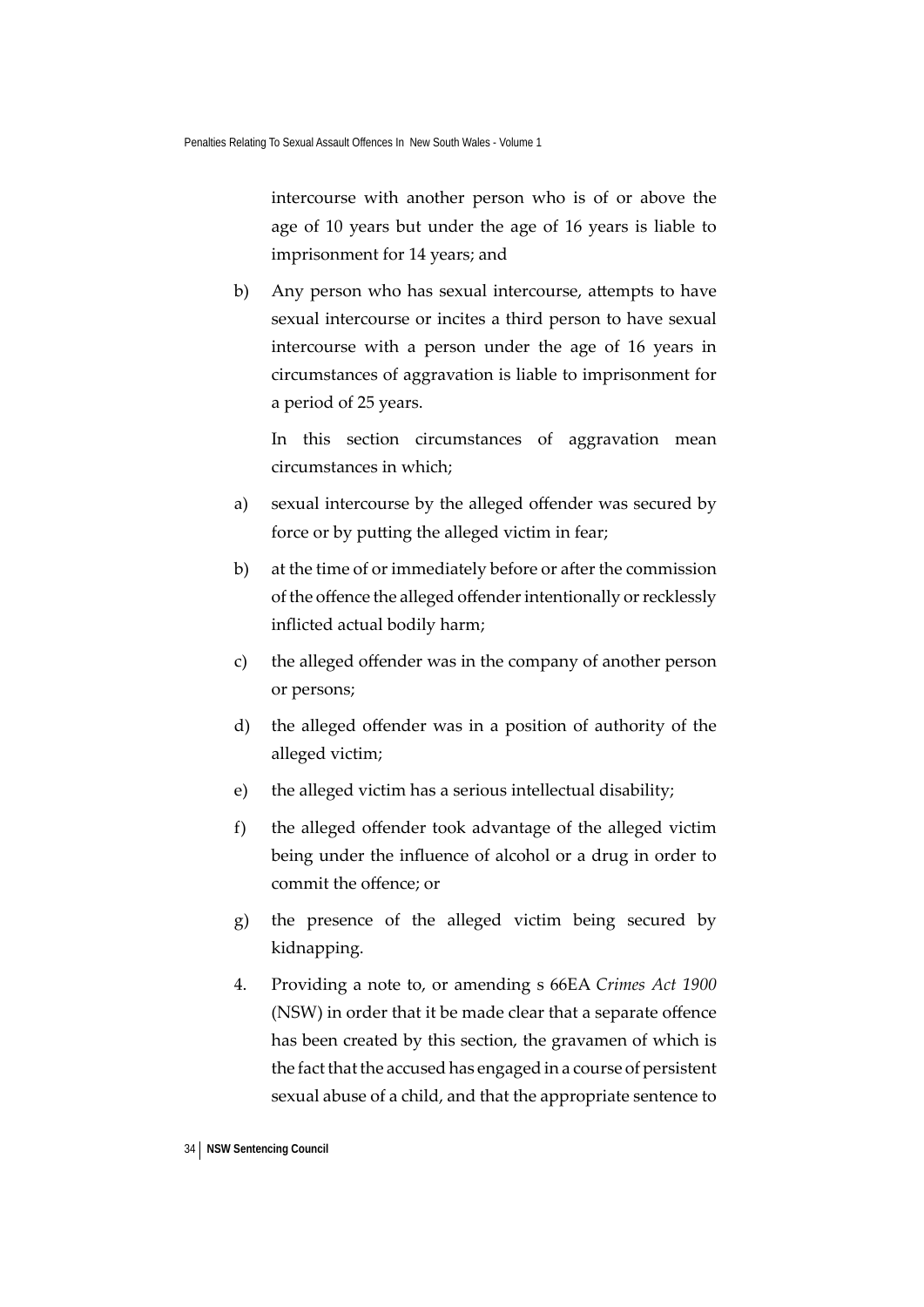intercourse with another person who is of or above the age of 10 years but under the age of 16 years is liable to imprisonment for 14 years; and

b) Any person who has sexual intercourse, attempts to have sexual intercourse or incites a third person to have sexual intercourse with a person under the age of 16 years in circumstances of aggravation is liable to imprisonment for a period of 25 years.

   In this section circumstances of aggravation mean circumstances in which;

a) sexual intercourse by the alleged offender was secured by force or by putting the alleged victim in fear;

b) at the time of or immediately before or after the commission of the offence the alleged offender intentionally or recklessly inflicted actual bodily harm;

c) the alleged offender was in the company of another person or persons;

d) the alleged offender was in a position of authority of the alleged victim;

e) the alleged victim has a serious intellectual disability;

f) the alleged offender took advantage of the alleged victim being under the influence of alcohol or a drug in order to commit the offence; or

g) the presence of the alleged victim being secured by kidnapping.

4. Providing a note to, or amending s 66EA *Crimes Act 1900* (NSW) in order that it be made clear that a separate offence has been created by this section, the gravamen of which is the fact that the accused has engaged in a course of persistent sexual abuse of a child, and that the appropriate sentence to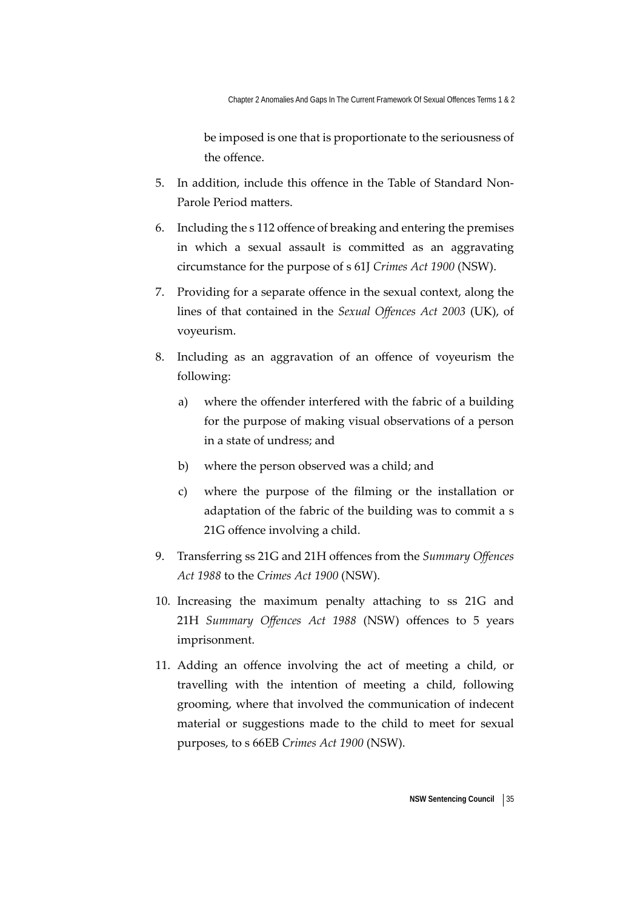be imposed is one that is proportionate to the seriousness of the offence.

5. In addition, include this offence in the Table of Standard Non-Parole Period matters.
6. Including the s 112 offence of breaking and entering the premises in which a sexual assault is committed as an aggravating circumstance for the purpose of s 61J *Crimes Act 1900* (NSW).
7. Providing for a separate offence in the sexual context, along the lines of that contained in the *Sexual Offences Act 2003* (UK), of voyeurism.
8. Including as an aggravation of an offence of voyeurism the following:
    a) where the offender interfered with the fabric of a building for the purpose of making visual observations of a person in a state of undress; and
    b) where the person observed was a child; and
    c) where the purpose of the filming or the installation or adaptation of the fabric of the building was to commit a s 21G offence involving a child.
9. Transferring ss 21G and 21H offences from the *Summary Offences Act 1988* to the *Crimes Act 1900* (NSW).
10. Increasing the maximum penalty attaching to ss 21G and 21H *Summary Offences Act 1988* (NSW) offences to 5 years imprisonment.
11. Adding an offence involving the act of meeting a child, or travelling with the intention of meeting a child, following grooming, where that involved the communication of indecent material or suggestions made to the child to meet for sexual purposes, to s 66EB *Crimes Act 1900* (NSW).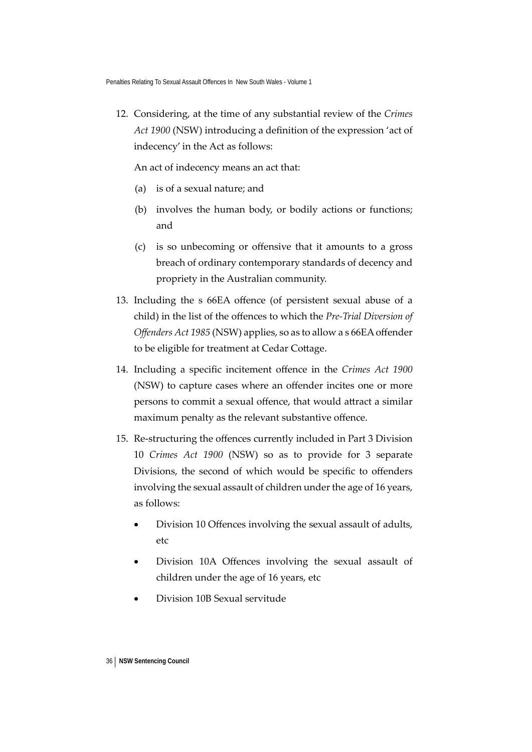12. Considering, at the time of any substantial review of the *Crimes Act 1900* (NSW) introducing a definition of the expression 'act of indecency' in the Act as follows:

    An act of indecency means an act that:

    (a) is of a sexual nature; and

    (b) involves the human body, or bodily actions or functions; and

    (c) is so unbecoming or offensive that it amounts to a gross breach of ordinary contemporary standards of decency and propriety in the Australian community.

13. Including the s 66EA offence (of persistent sexual abuse of a child) in the list of the offences to which the *Pre-Trial Diversion of Offenders Act 1985* (NSW) applies, so as to allow a s 66EA offender to be eligible for treatment at Cedar Cottage.

14. Including a specific incitement offence in the *Crimes Act 1900* (NSW) to capture cases where an offender incites one or more persons to commit a sexual offence, that would attract a similar maximum penalty as the relevant substantive offence.

15. Re-structuring the offences currently included in Part 3 Division 10 *Crimes Act 1900* (NSW) so as to provide for 3 separate Divisions, the second of which would be specific to offenders involving the sexual assault of children under the age of 16 years, as follows:

    - Division 10 Offences involving the sexual assault of adults, etc
    - Division 10A Offences involving the sexual assault of children under the age of 16 years, etc
    - Division 10B Sexual servitude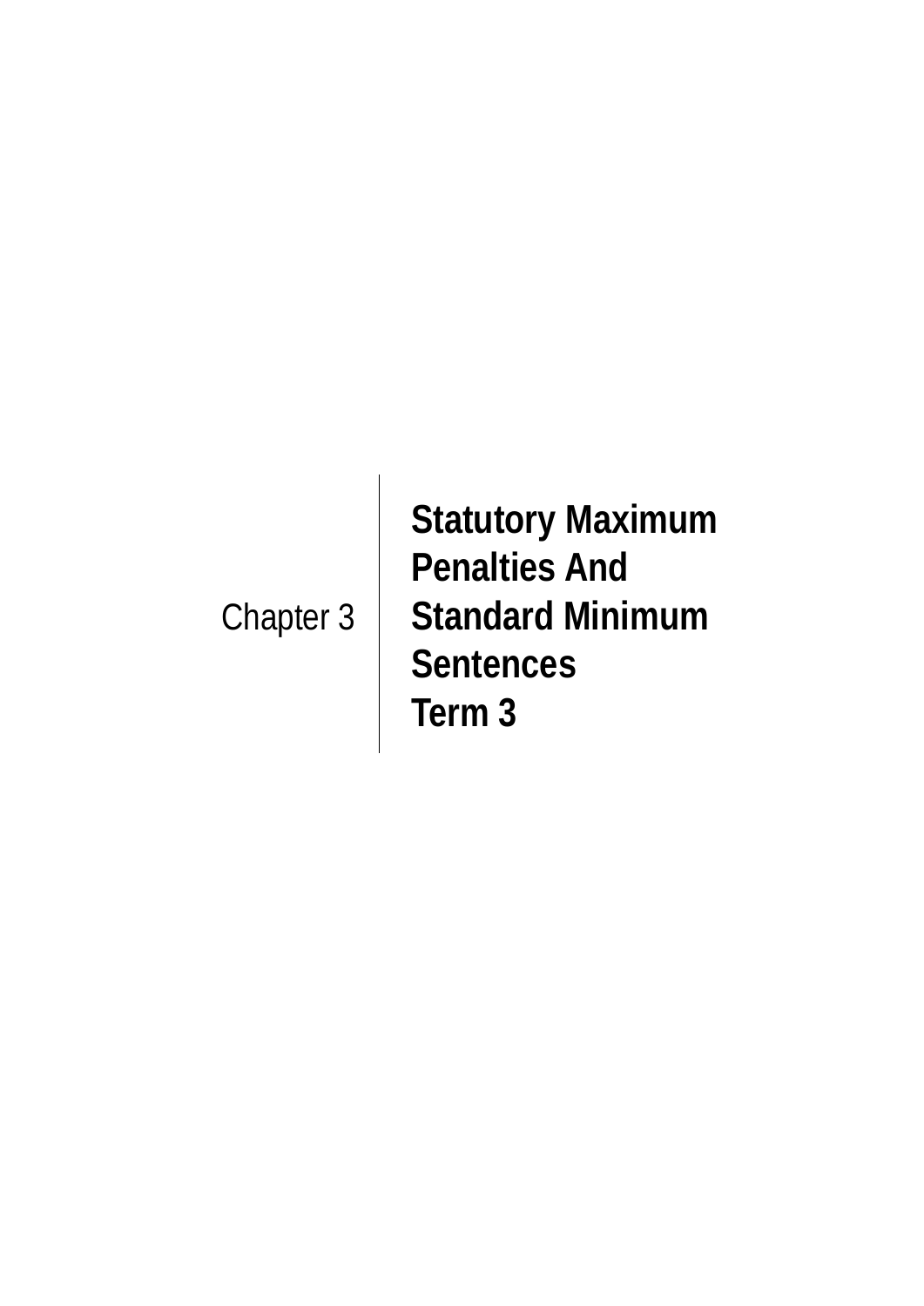Chapter 3

# Statutory Maximum Penalties And Standard Minimum Sentences Term 3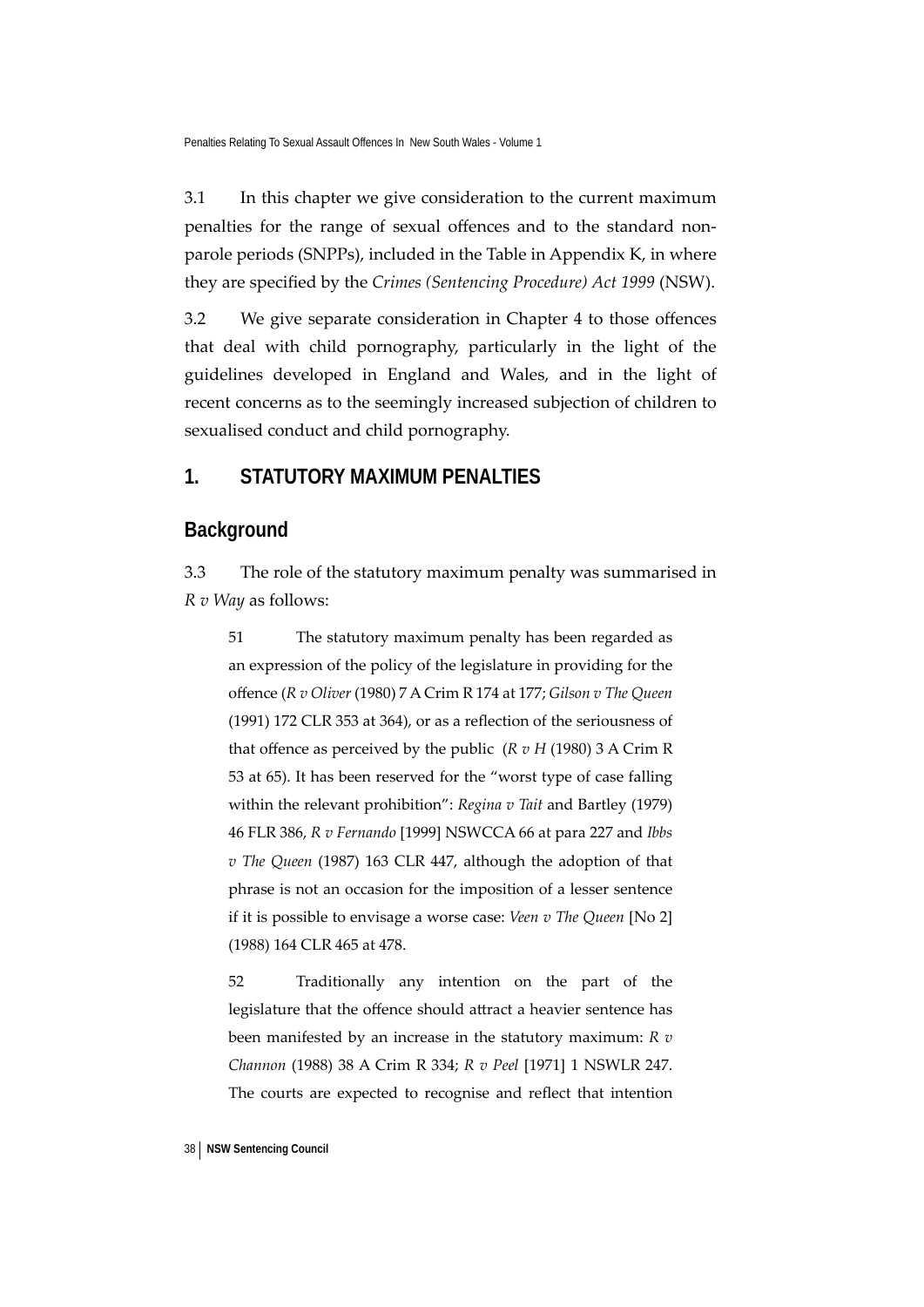3.1 In this chapter we give consideration to the current maximum penalties for the range of sexual offences and to the standard non-parole periods (SNPPs), included in the Table in Appendix K, in where they are specified by the *Crimes (Sentencing Procedure) Act 1999* (NSW).

3.2 We give separate consideration in Chapter 4 to those offences that deal with child pornography, particularly in the light of the guidelines developed in England and Wales, and in the light of recent concerns as to the seemingly increased subjection of children to sexualised conduct and child pornography.

## 1. STATUTORY MAXIMUM PENALTIES

### Background

3.3 The role of the statutory maximum penalty was summarised in *R v Way* as follows:

> 51 The statutory maximum penalty has been regarded as an expression of the policy of the legislature in providing for the offence (*R v Oliver* (1980) 7 A Crim R 174 at 177; *Gilson v The Queen* (1991) 172 CLR 353 at 364), or as a reflection of the seriousness of that offence as perceived by the public (*R v H* (1980) 3 A Crim R 53 at 65). It has been reserved for the "worst type of case falling within the relevant prohibition": *Regina v Tait* and Bartley (1979) 46 FLR 386, *R v Fernando* [1999] NSWCCA 66 at para 227 and *Ibbs v The Queen* (1987) 163 CLR 447, although the adoption of that phrase is not an occasion for the imposition of a lesser sentence if it is possible to envisage a worse case: *Veen v The Queen* [No 2] (1988) 164 CLR 465 at 478.
>
> 52 Traditionally any intention on the part of the legislature that the offence should attract a heavier sentence has been manifested by an increase in the statutory maximum: *R v Channon* (1988) 38 A Crim R 334; *R v Peel* [1971] 1 NSWLR 247. The courts are expected to recognise and reflect that intention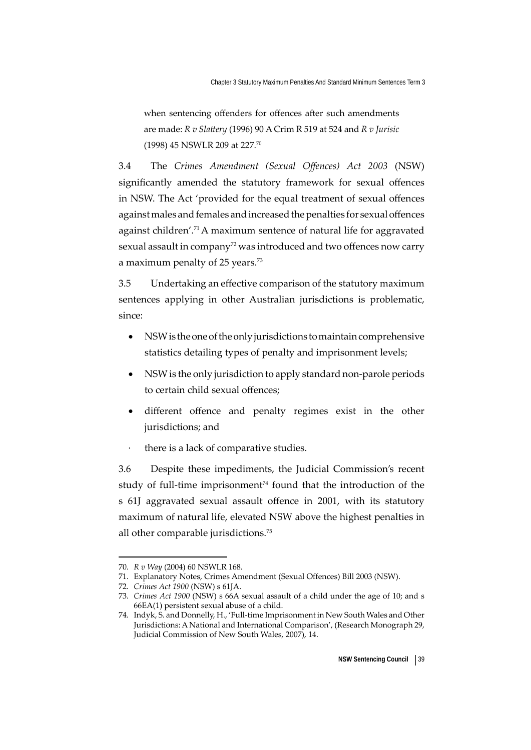when sentencing offenders for offences after such amendments are made: *R v Slattery* (1996) 90 A Crim R 519 at 524 and *R v Jurisic* (1998) 45 NSWLR 209 at 227.[70]

3.4 The *Crimes Amendment (Sexual Offences) Act 2003* (NSW) significantly amended the statutory framework for sexual offences in NSW. The Act 'provided for the equal treatment of sexual offences against males and females and increased the penalties for sexual offences against children'.[71] A maximum sentence of natural life for aggravated sexual assault in company[72] was introduced and two offences now carry a maximum penalty of 25 years.[73]

3.5 Undertaking an effective comparison of the statutory maximum sentences applying in other Australian jurisdictions is problematic, since:

- NSW is the one of the only jurisdictions to maintain comprehensive statistics detailing types of penalty and imprisonment levels;
- NSW is the only jurisdiction to apply standard non-parole periods to certain child sexual offences;
- different offence and penalty regimes exist in the other jurisdictions; and
- there is a lack of comparative studies.

3.6 Despite these impediments, the Judicial Commission's recent study of full-time imprisonment[74] found that the introduction of the s 61J aggravated sexual assault offence in 2001, with its statutory maximum of natural life, elevated NSW above the highest penalties in all other comparable jurisdictions.[75]

---

70. *R v Way* (2004) 60 NSWLR 168.
71. Explanatory Notes, Crimes Amendment (Sexual Offences) Bill 2003 (NSW).
72. *Crimes Act 1900* (NSW) s 61JA.
73. *Crimes Act 1900* (NSW) s 66A sexual assault of a child under the age of 10; and s 66EA(1) persistent sexual abuse of a child.
74. Indyk, S. and Donnelly, H., 'Full-time Imprisonment in New South Wales and Other Jurisdictions: A National and International Comparison', (Research Monograph 29, Judicial Commission of New South Wales, 2007), 14.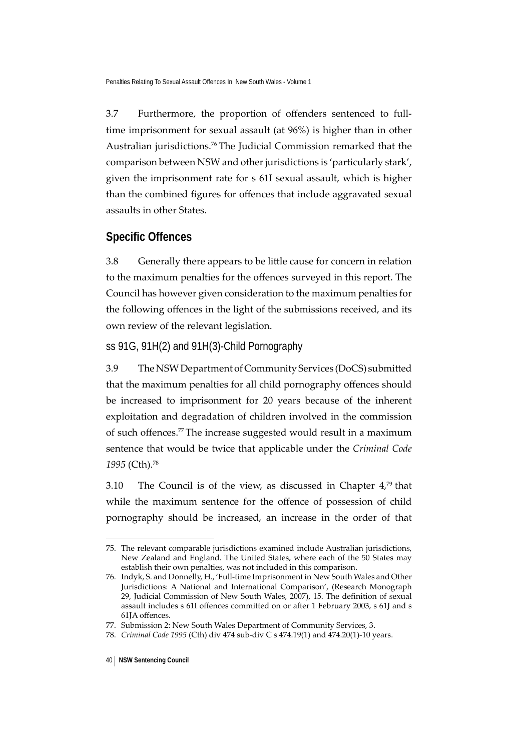3.7 Furthermore, the proportion of offenders sentenced to full-time imprisonment for sexual assault (at 96%) is higher than in other Australian jurisdictions.[76] The Judicial Commission remarked that the comparison between NSW and other jurisdictions is 'particularly stark', given the imprisonment rate for s 61I sexual assault, which is higher than the combined figures for offences that include aggravated sexual assaults in other States.

## Specific Offences

3.8 Generally there appears to be little cause for concern in relation to the maximum penalties for the offences surveyed in this report. The Council has however given consideration to the maximum penalties for the following offences in the light of the submissions received, and its own review of the relevant legislation.

### ss 91G, 91H(2) and 91H(3)-Child Pornography

3.9 The NSW Department of Community Services (DoCS) submitted that the maximum penalties for all child pornography offences should be increased to imprisonment for 20 years because of the inherent exploitation and degradation of children involved in the commission of such offences.[77] The increase suggested would result in a maximum sentence that would be twice that applicable under the *Criminal Code 1995* (Cth).[78]

3.10 The Council is of the view, as discussed in Chapter 4,[79] that while the maximum sentence for the offence of possession of child pornography should be increased, an increase in the order of that

---

75. The relevant comparable jurisdictions examined include Australian jurisdictions, New Zealand and England. The United States, where each of the 50 States may establish their own penalties, was not included in this comparison.
76. Indyk, S. and Donnelly, H., 'Full-time Imprisonment in New South Wales and Other Jurisdictions: A National and International Comparison', (Research Monograph 29, Judicial Commission of New South Wales, 2007), 15. The definition of sexual assault includes s 61I offences committed on or after 1 February 2003, s 61J and s 61JA offences.
77. Submission 2: New South Wales Department of Community Services, 3.
78. *Criminal Code 1995* (Cth) div 474 sub-div C s 474.19(1) and 474.20(1)-10 years.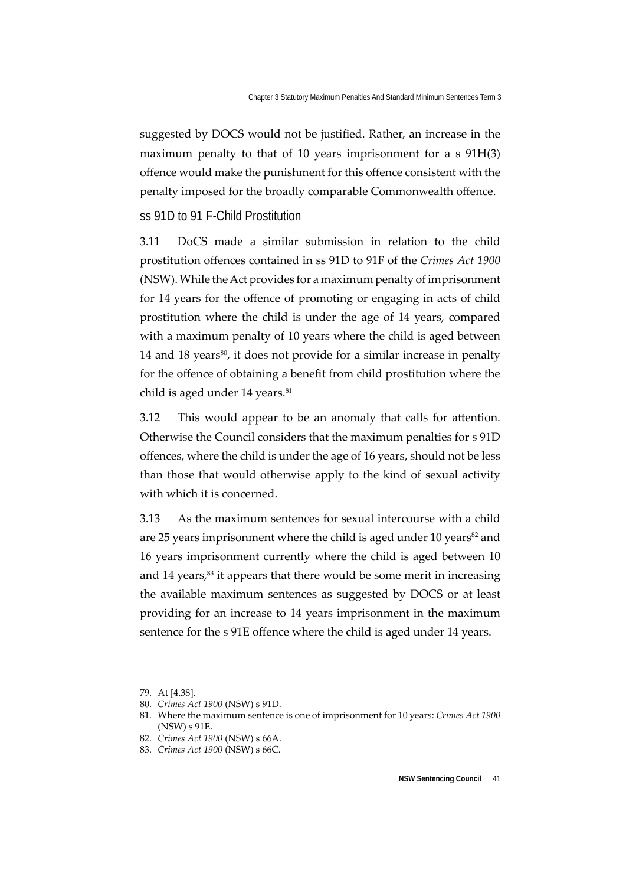suggested by DOCS would not be justified. Rather, an increase in the maximum penalty to that of 10 years imprisonment for a s 91H(3) offence would make the punishment for this offence consistent with the penalty imposed for the broadly comparable Commonwealth offence.

### ss 91D to 91 F-Child Prostitution

3.11 DoCS made a similar submission in relation to the child prostitution offences contained in ss 91D to 91F of the *Crimes Act 1900* (NSW). While the Act provides for a maximum penalty of imprisonment for 14 years for the offence of promoting or engaging in acts of child prostitution where the child is under the age of 14 years, compared with a maximum penalty of 10 years where the child is aged between 14 and 18 years[80], it does not provide for a similar increase in penalty for the offence of obtaining a benefit from child prostitution where the child is aged under 14 years.[81]

3.12 This would appear to be an anomaly that calls for attention. Otherwise the Council considers that the maximum penalties for s 91D offences, where the child is under the age of 16 years, should not be less than those that would otherwise apply to the kind of sexual activity with which it is concerned.

3.13 As the maximum sentences for sexual intercourse with a child are 25 years imprisonment where the child is aged under 10 years[82] and 16 years imprisonment currently where the child is aged between 10 and 14 years,[83] it appears that there would be some merit in increasing the available maximum sentences as suggested by DOCS or at least providing for an increase to 14 years imprisonment in the maximum sentence for the s 91E offence where the child is aged under 14 years.

---

79. At [4.38].
80. *Crimes Act 1900* (NSW) s 91D.
81. Where the maximum sentence is one of imprisonment for 10 years: *Crimes Act 1900* (NSW) s 91E.
82. *Crimes Act 1900* (NSW) s 66A.
83. *Crimes Act 1900* (NSW) s 66C.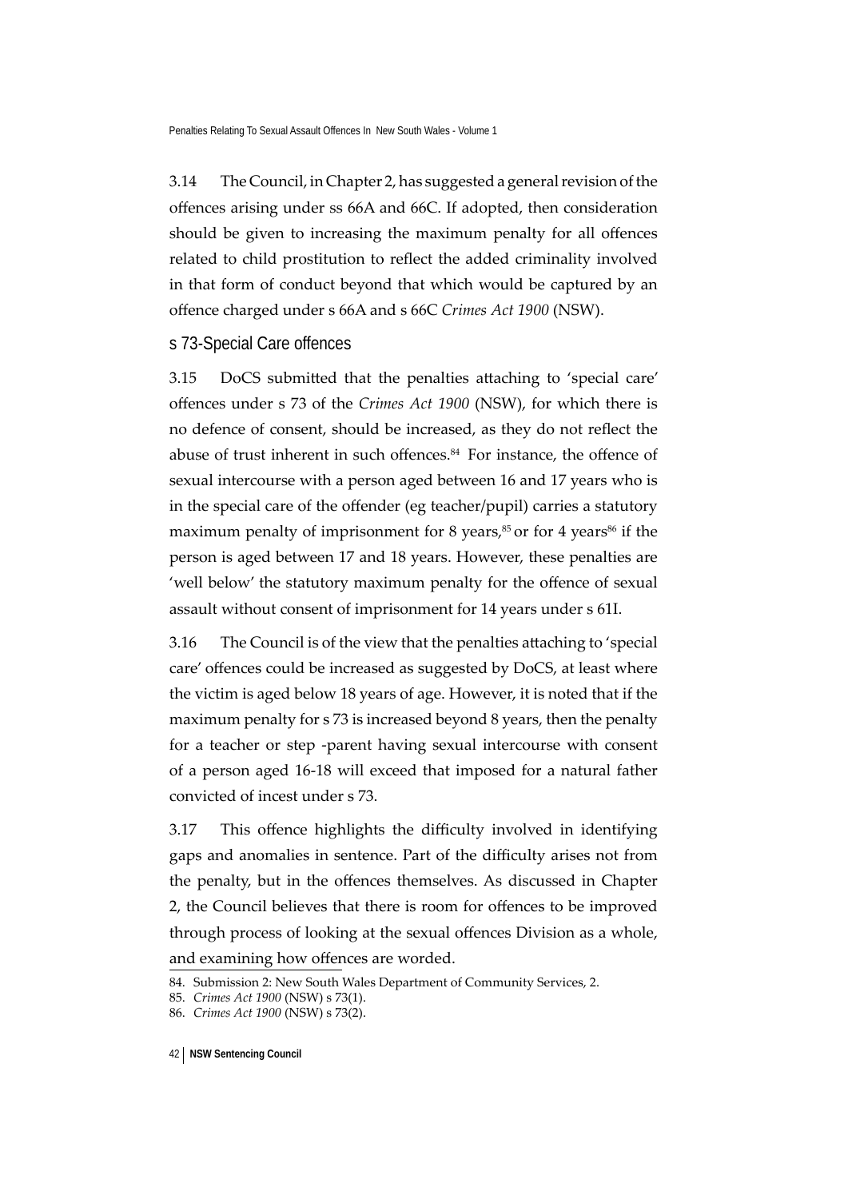3.14 The Council, in Chapter 2, has suggested a general revision of the offences arising under ss 66A and 66C. If adopted, then consideration should be given to increasing the maximum penalty for all offences related to child prostitution to reflect the added criminality involved in that form of conduct beyond that which would be captured by an offence charged under s 66A and s 66C *Crimes Act 1900* (NSW).

## s 73-Special Care offences

3.15 DoCS submitted that the penalties attaching to 'special care' offences under s 73 of the *Crimes Act 1900* (NSW), for which there is no defence of consent, should be increased, as they do not reflect the abuse of trust inherent in such offences.[84] For instance, the offence of sexual intercourse with a person aged between 16 and 17 years who is in the special care of the offender (eg teacher/pupil) carries a statutory maximum penalty of imprisonment for 8 years,[85] or for 4 years[86] if the person is aged between 17 and 18 years. However, these penalties are 'well below' the statutory maximum penalty for the offence of sexual assault without consent of imprisonment for 14 years under s 61I.

3.16 The Council is of the view that the penalties attaching to 'special care' offences could be increased as suggested by DoCS, at least where the victim is aged below 18 years of age. However, it is noted that if the maximum penalty for s 73 is increased beyond 8 years, then the penalty for a teacher or step -parent having sexual intercourse with consent of a person aged 16-18 will exceed that imposed for a natural father convicted of incest under s 73.

3.17 This offence highlights the difficulty involved in identifying gaps and anomalies in sentence. Part of the difficulty arises not from the penalty, but in the offences themselves. As discussed in Chapter 2, the Council believes that there is room for offences to be improved through process of looking at the sexual offences Division as a whole, and examining how offences are worded.

84. Submission 2: New South Wales Department of Community Services, 2.
85. *Crimes Act 1900* (NSW) s 73(1).
86. *Crimes Act 1900* (NSW) s 73(2).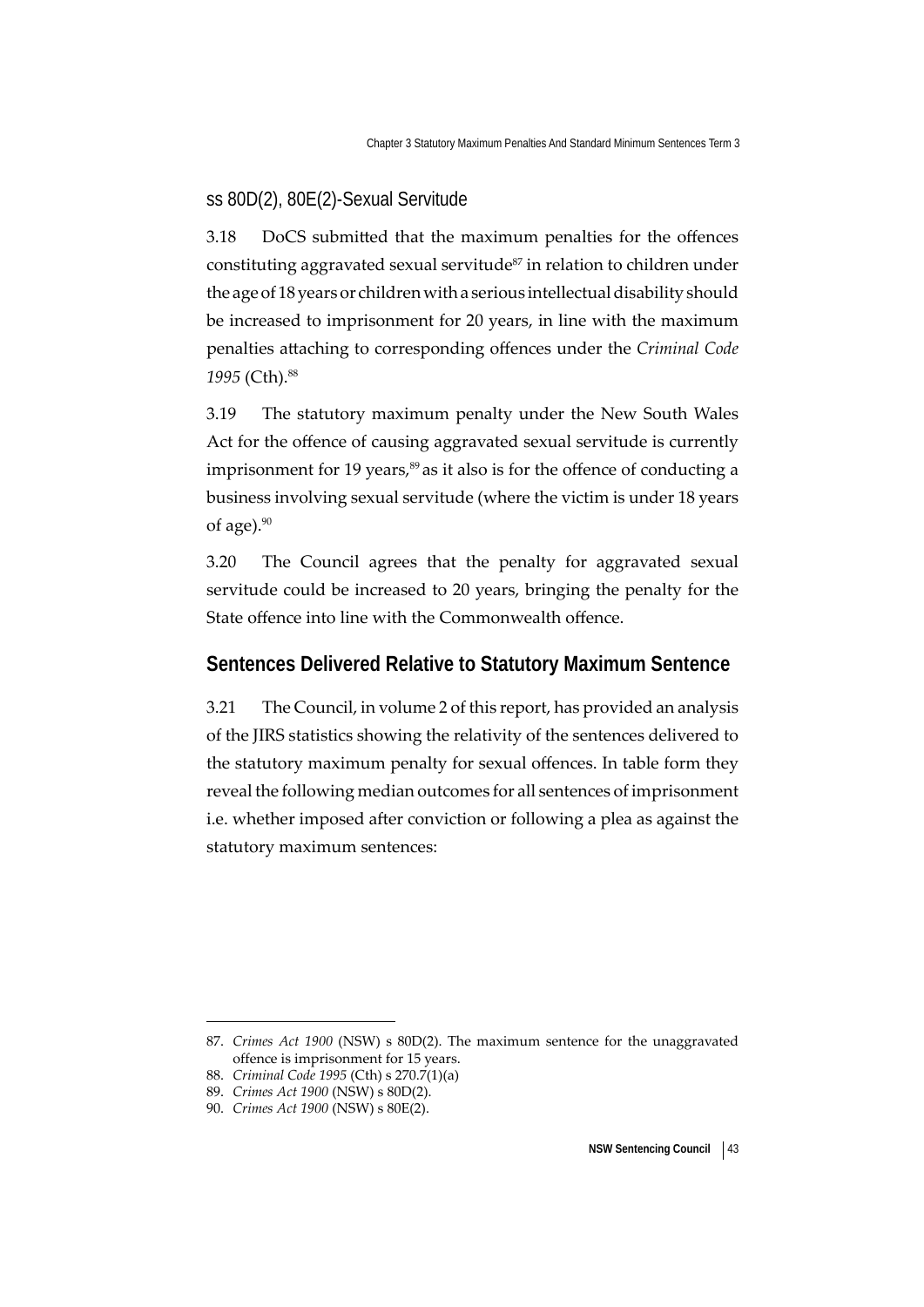### ss 80D(2), 80E(2)-Sexual Servitude

3.18 DoCS submitted that the maximum penalties for the offences constituting aggravated sexual servitude[87] in relation to children under the age of 18 years or children with a serious intellectual disability should be increased to imprisonment for 20 years, in line with the maximum penalties attaching to corresponding offences under the *Criminal Code 1995* (Cth).[88]

3.19 The statutory maximum penalty under the New South Wales Act for the offence of causing aggravated sexual servitude is currently imprisonment for 19 years,[89] as it also is for the offence of conducting a business involving sexual servitude (where the victim is under 18 years of age).[90]

3.20 The Council agrees that the penalty for aggravated sexual servitude could be increased to 20 years, bringing the penalty for the State offence into line with the Commonwealth offence.

## Sentences Delivered Relative to Statutory Maximum Sentence

3.21 The Council, in volume 2 of this report, has provided an analysis of the JIRS statistics showing the relativity of the sentences delivered to the statutory maximum penalty for sexual offences. In table form they reveal the following median outcomes for all sentences of imprisonment i.e. whether imposed after conviction or following a plea as against the statutory maximum sentences:

---

87. *Crimes Act 1900* (NSW) s 80D(2). The maximum sentence for the unaggravated offence is imprisonment for 15 years.
88. *Criminal Code 1995* (Cth) s 270.7(1)(a)
89. *Crimes Act 1900* (NSW) s 80D(2).
90. *Crimes Act 1900* (NSW) s 80E(2).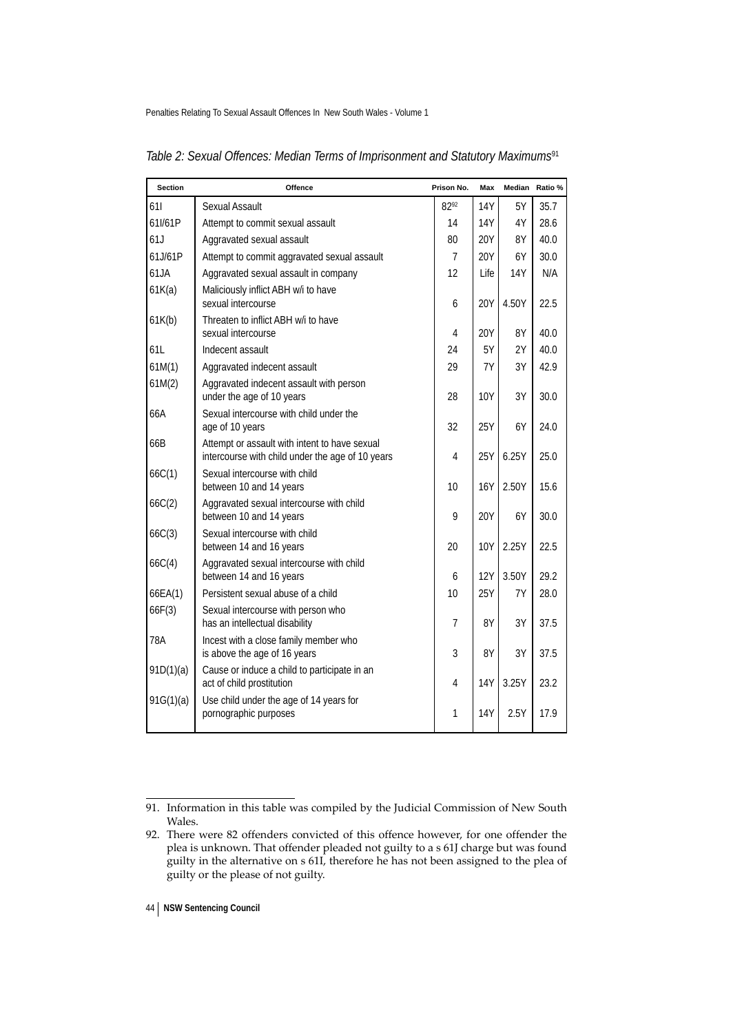*Table 2: Sexual Offences: Median Terms of Imprisonment and Statutory Maximums*[91]

| Section | Offence | Prison No. | Max | Median | Ratio % |
|---|---|---|---|---|---|
| 61I | Sexual Assault | 82[92] | 14Y | 5Y | 35.7 |
| 61I/61P | Attempt to commit sexual assault | 14 | 14Y | 4Y | 28.6 |
| 61J | Aggravated sexual assault | 80 | 20Y | 8Y | 40.0 |
| 61J/61P | Attempt to commit aggravated sexual assault | 7 | 20Y | 6Y | 30.0 |
| 61JA | Aggravated sexual assault in company | 12 | Life | 14Y | N/A |
| 61K(a) | Maliciously inflict ABH w/i to have sexual intercourse | 6 | 20Y | 4.50Y | 22.5 |
| 61K(b) | Threaten to inflict ABH w/i to have sexual intercourse | 4 | 20Y | 8Y | 40.0 |
| 61L | Indecent assault | 24 | 5Y | 2Y | 40.0 |
| 61M(1) | Aggravated indecent assault | 29 | 7Y | 3Y | 42.9 |
| 61M(2) | Aggravated indecent assault with person under the age of 10 years | 28 | 10Y | 3Y | 30.0 |
| 66A | Sexual intercourse with child under the age of 10 years | 32 | 25Y | 6Y | 24.0 |
| 66B | Attempt or assault with intent to have sexual intercourse with child under the age of 10 years | 4 | 25Y | 6.25Y | 25.0 |
| 66C(1) | Sexual intercourse with child between 10 and 14 years | 10 | 16Y | 2.50Y | 15.6 |
| 66C(2) | Aggravated sexual intercourse with child between 10 and 14 years | 9 | 20Y | 6Y | 30.0 |
| 66C(3) | Sexual intercourse with child between 14 and 16 years | 20 | 10Y | 2.25Y | 22.5 |
| 66C(4) | Aggravated sexual intercourse with child between 14 and 16 years | 6 | 12Y | 3.50Y | 29.2 |
| 66EA(1) | Persistent sexual abuse of a child | 10 | 25Y | 7Y | 28.0 |
| 66F(3) | Sexual intercourse with person who has an intellectual disability | 7 | 8Y | 3Y | 37.5 |
| 78A | Incest with a close family member who is above the age of 16 years | 3 | 8Y | 3Y | 37.5 |
| 91D(1)(a) | Cause or induce a child to participate in an act of child prostitution | 4 | 14Y | 3.25Y | 23.2 |
| 91G(1)(a) | Use child under the age of 14 years for pornographic purposes | 1 | 14Y | 2.5Y | 17.9 |

91. Information in this table was compiled by the Judicial Commission of New South Wales.

92. There were 82 offenders convicted of this offence however, for one offender the plea is unknown. That offender pleaded not guilty to a s 61J charge but was found guilty in the alternative on s 61I, therefore he has not been assigned to the plea of guilty or the please of not guilty.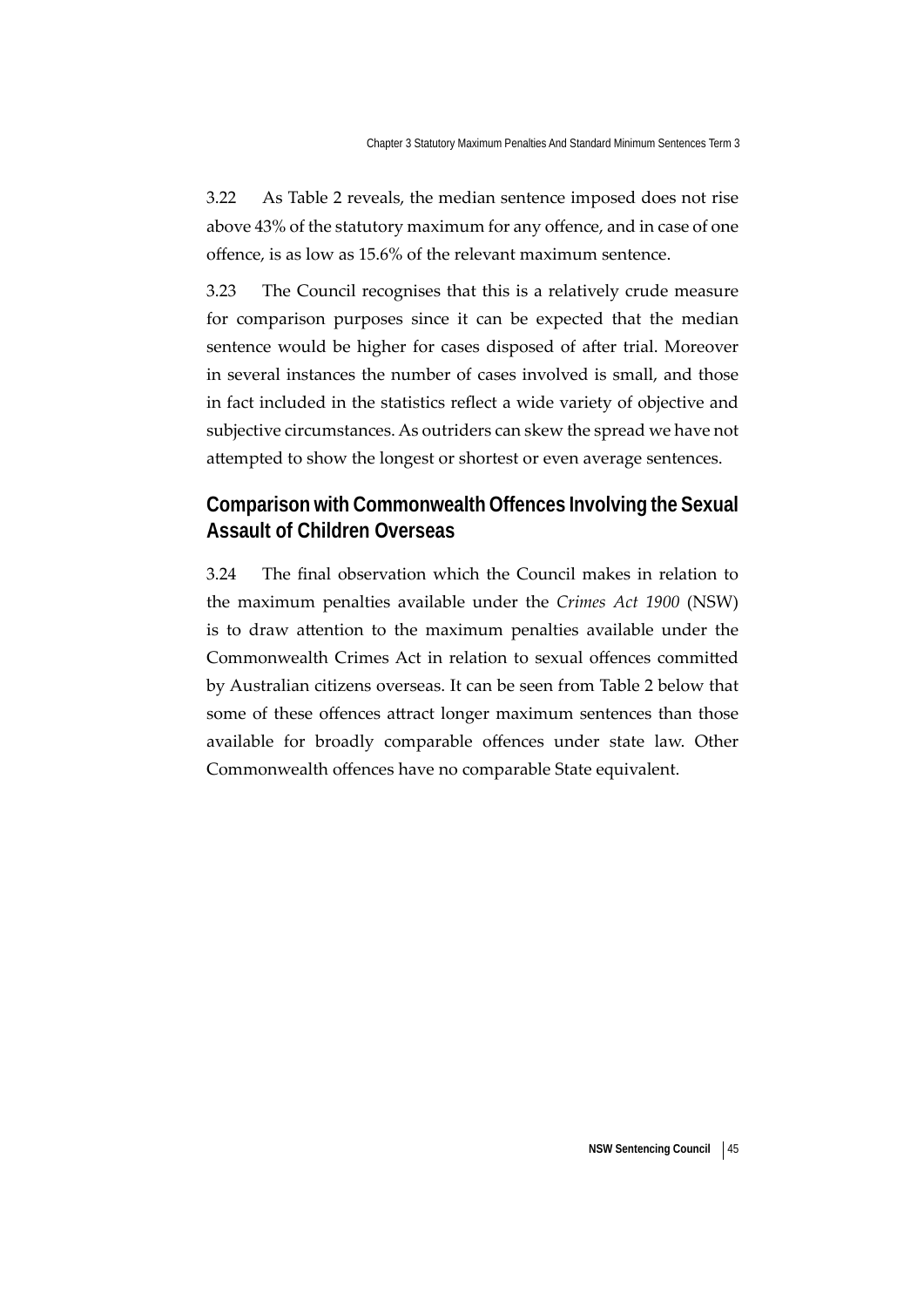3.22 As Table 2 reveals, the median sentence imposed does not rise above 43% of the statutory maximum for any offence, and in case of one offence, is as low as 15.6% of the relevant maximum sentence.

3.23 The Council recognises that this is a relatively crude measure for comparison purposes since it can be expected that the median sentence would be higher for cases disposed of after trial. Moreover in several instances the number of cases involved is small, and those in fact included in the statistics reflect a wide variety of objective and subjective circumstances. As outriders can skew the spread we have not attempted to show the longest or shortest or even average sentences.

## Comparison with Commonwealth Offences Involving the Sexual Assault of Children Overseas

3.24 The final observation which the Council makes in relation to the maximum penalties available under the *Crimes Act 1900* (NSW) is to draw attention to the maximum penalties available under the Commonwealth Crimes Act in relation to sexual offences committed by Australian citizens overseas. It can be seen from Table 2 below that some of these offences attract longer maximum sentences than those available for broadly comparable offences under state law. Other Commonwealth offences have no comparable State equivalent.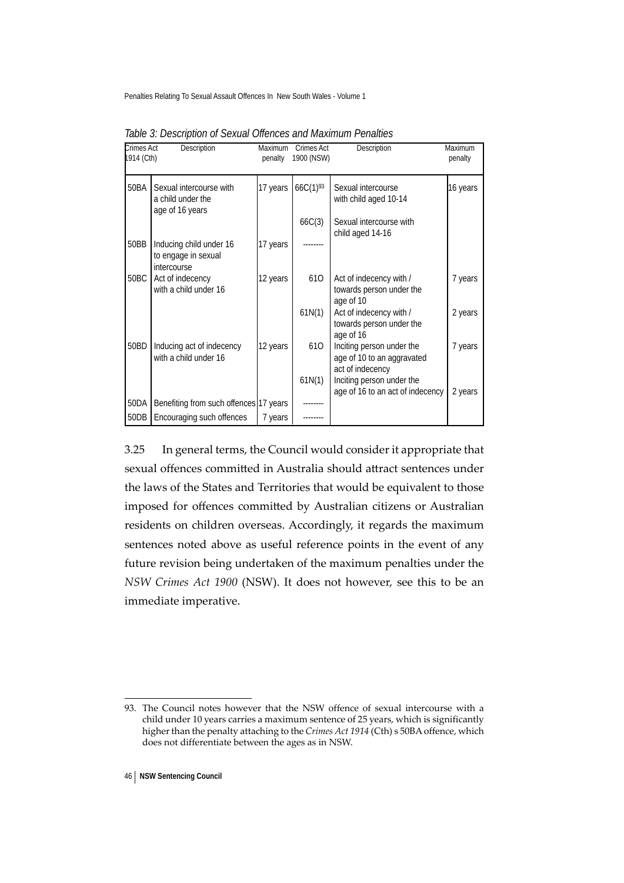*Table 3: Description of Sexual Offences and Maximum Penalties*

| Crimes Act 1914 (Cth) | Description | Maximum penalty | Crimes Act 1900 (NSW) | Description | Maximum penalty |
|---|---|---|---|---|---|
| 50BA | Sexual intercourse with a child under the age of 16 years | 17 years | 66C(1)[93] | Sexual intercourse with child aged 10-14 | 16 years |
| | | | 66C(3) | Sexual intercourse with child aged 14-16 | |
| 50BB | Inducing child under 16 to engage in sexual intercourse | 17 years | -------- | | |
| 50BC | Act of indecency with a child under 16 | 12 years | 61O | Act of indecency with / towards person under the age of 10 | 7 years |
| | | | 61N(1) | Act of indecency with / towards person under the age of 16 | 2 years |
| 50BD | Inducing act of indecency with a child under 16 | 12 years | 61O | Inciting person under the age of 10 to an aggravated act of indecency | 7 years |
| | | | 61N(1) | Inciting person under the age of 16 to an act of indecency | 2 years |
| 50DA | Benefiting from such offences | 17 years | -------- | | |
| 50DB | Encouraging such offences | 7 years | -------- | | |

3.25 In general terms, the Council would consider it appropriate that sexual offences committed in Australia should attract sentences under the laws of the States and Territories that would be equivalent to those imposed for offences committed by Australian citizens or Australian residents on children overseas. Accordingly, it regards the maximum sentences noted above as useful reference points in the event of any future revision being undertaken of the maximum penalties under the *NSW Crimes Act 1900* (NSW). It does not however, see this to be an immediate imperative.

93. The Council notes however that the NSW offence of sexual intercourse with a child under 10 years carries a maximum sentence of 25 years, which is significantly higher than the penalty attaching to the *Crimes Act 1914* (Cth) s 50BA offence, which does not differentiate between the ages as in NSW.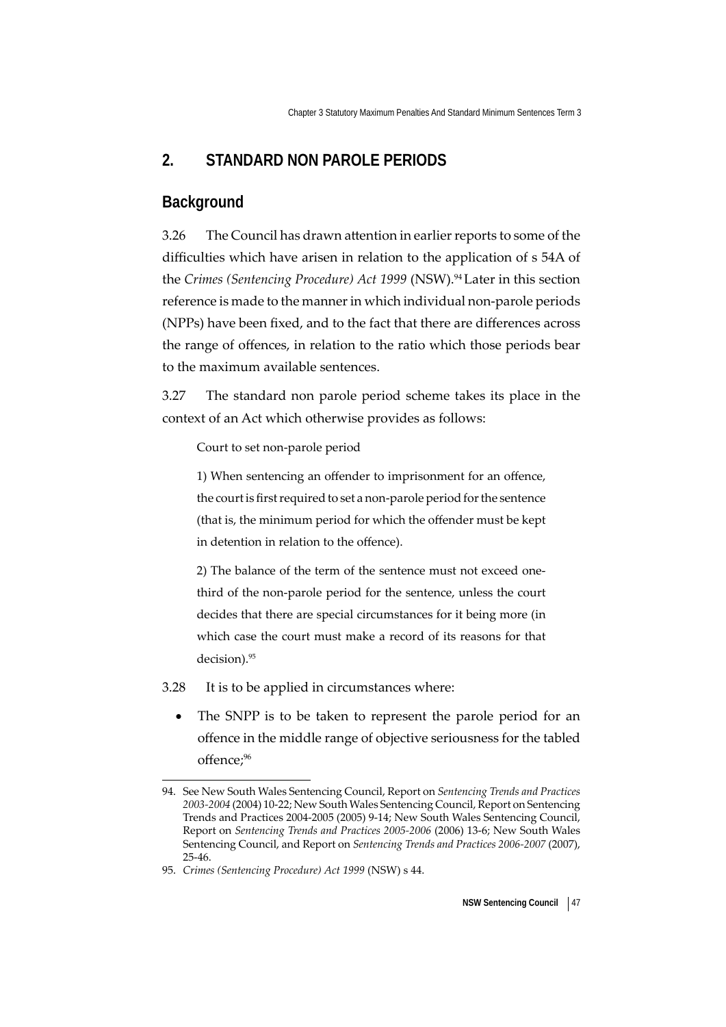## 2. STANDARD NON PAROLE PERIODS

### Background

3.26 The Council has drawn attention in earlier reports to some of the difficulties which have arisen in relation to the application of s 54A of the *Crimes (Sentencing Procedure) Act 1999* (NSW).[94] Later in this section reference is made to the manner in which individual non-parole periods (NPPs) have been fixed, and to the fact that there are differences across the range of offences, in relation to the ratio which those periods bear to the maximum available sentences.

3.27 The standard non parole period scheme takes its place in the context of an Act which otherwise provides as follows:

> Court to set non-parole period
>
> 1) When sentencing an offender to imprisonment for an offence, the court is first required to set a non-parole period for the sentence (that is, the minimum period for which the offender must be kept in detention in relation to the offence).
>
> 2) The balance of the term of the sentence must not exceed one-third of the non-parole period for the sentence, unless the court decides that there are special circumstances for it being more (in which case the court must make a record of its reasons for that decision).[95]

3.28 It is to be applied in circumstances where:

- The SNPP is to be taken to represent the parole period for an offence in the middle range of objective seriousness for the tabled offence;[96]

---

94. See New South Wales Sentencing Council, Report on *Sentencing Trends and Practices 2003-2004* (2004) 10-22; New South Wales Sentencing Council, Report on Sentencing Trends and Practices 2004-2005 (2005) 9-14; New South Wales Sentencing Council, Report on *Sentencing Trends and Practices 2005-2006* (2006) 13-6; New South Wales Sentencing Council, and Report on *Sentencing Trends and Practices 2006-2007* (2007), 25-46.

95. *Crimes (Sentencing Procedure) Act 1999* (NSW) s 44.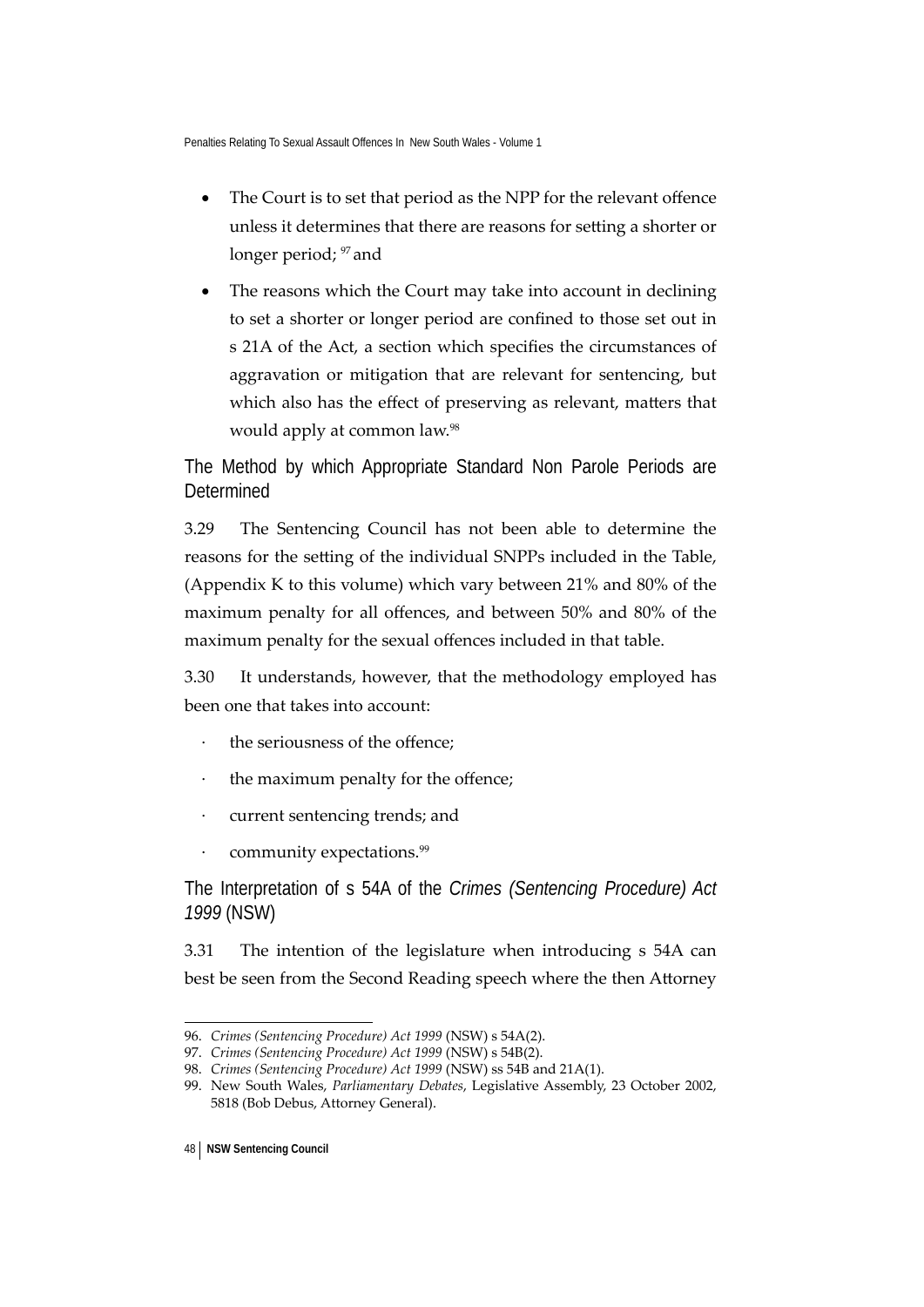- The Court is to set that period as the NPP for the relevant offence unless it determines that there are reasons for setting a shorter or longer period; [97] and
- The reasons which the Court may take into account in declining to set a shorter or longer period are confined to those set out in s 21A of the Act, a section which specifies the circumstances of aggravation or mitigation that are relevant for sentencing, but which also has the effect of preserving as relevant, matters that would apply at common law.[98]

### The Method by which Appropriate Standard Non Parole Periods are Determined

3.29 The Sentencing Council has not been able to determine the reasons for the setting of the individual SNPPs included in the Table, (Appendix K to this volume) which vary between 21% and 80% of the maximum penalty for all offences, and between 50% and 80% of the maximum penalty for the sexual offences included in that table.

3.30 It understands, however, that the methodology employed has been one that takes into account:

- the seriousness of the offence;
- the maximum penalty for the offence;
- current sentencing trends; and
- community expectations.[99]

### The Interpretation of s 54A of the *Crimes (Sentencing Procedure) Act 1999* (NSW)

3.31 The intention of the legislature when introducing s 54A can best be seen from the Second Reading speech where the then Attorney

---

96. *Crimes (Sentencing Procedure) Act 1999* (NSW) s 54A(2).
97. *Crimes (Sentencing Procedure) Act 1999* (NSW) s 54B(2).
98. *Crimes (Sentencing Procedure) Act 1999* (NSW) ss 54B and 21A(1).
99. New South Wales, *Parliamentary Debates*, Legislative Assembly, 23 October 2002, 5818 (Bob Debus, Attorney General).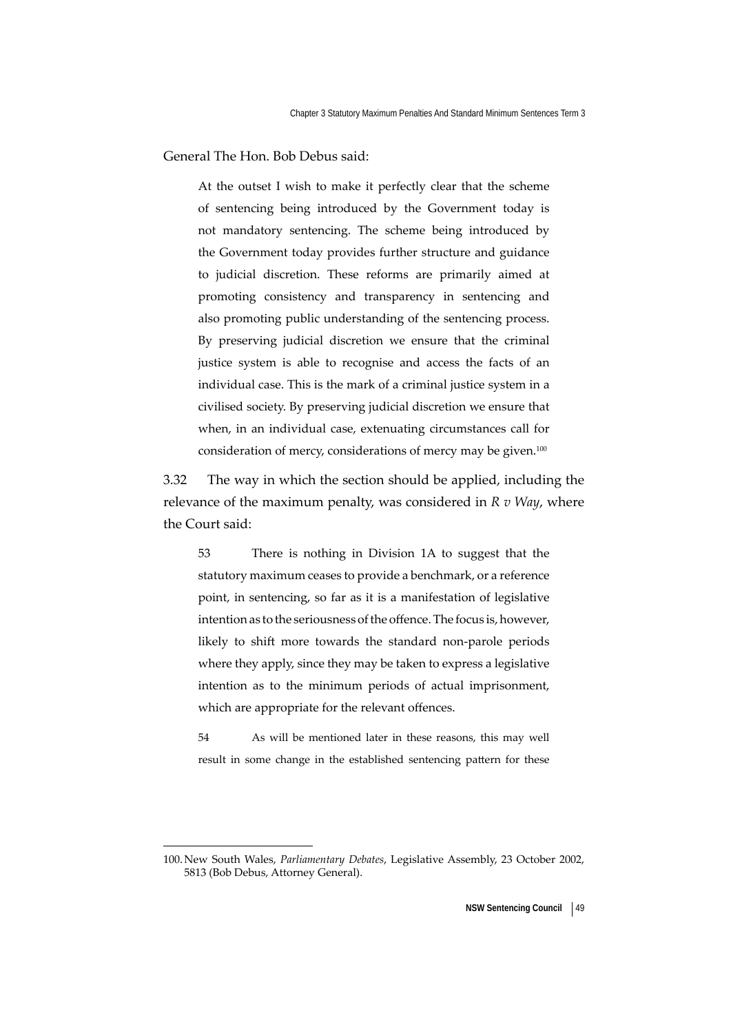General The Hon. Bob Debus said:

> At the outset I wish to make it perfectly clear that the scheme of sentencing being introduced by the Government today is not mandatory sentencing. The scheme being introduced by the Government today provides further structure and guidance to judicial discretion. These reforms are primarily aimed at promoting consistency and transparency in sentencing and also promoting public understanding of the sentencing process. By preserving judicial discretion we ensure that the criminal justice system is able to recognise and access the facts of an individual case. This is the mark of a criminal justice system in a civilised society. By preserving judicial discretion we ensure that when, in an individual case, extenuating circumstances call for consideration of mercy, considerations of mercy may be given.[100]

3.32 The way in which the section should be applied, including the relevance of the maximum penalty, was considered in *R v Way*, where the Court said:

> 53 There is nothing in Division 1A to suggest that the statutory maximum ceases to provide a benchmark, or a reference point, in sentencing, so far as it is a manifestation of legislative intention as to the seriousness of the offence. The focus is, however, likely to shift more towards the standard non-parole periods where they apply, since they may be taken to express a legislative intention as to the minimum periods of actual imprisonment, which are appropriate for the relevant offences.
>
> 54 As will be mentioned later in these reasons, this may well result in some change in the established sentencing pattern for these

100. New South Wales, *Parliamentary Debates*, Legislative Assembly, 23 October 2002, 5813 (Bob Debus, Attorney General).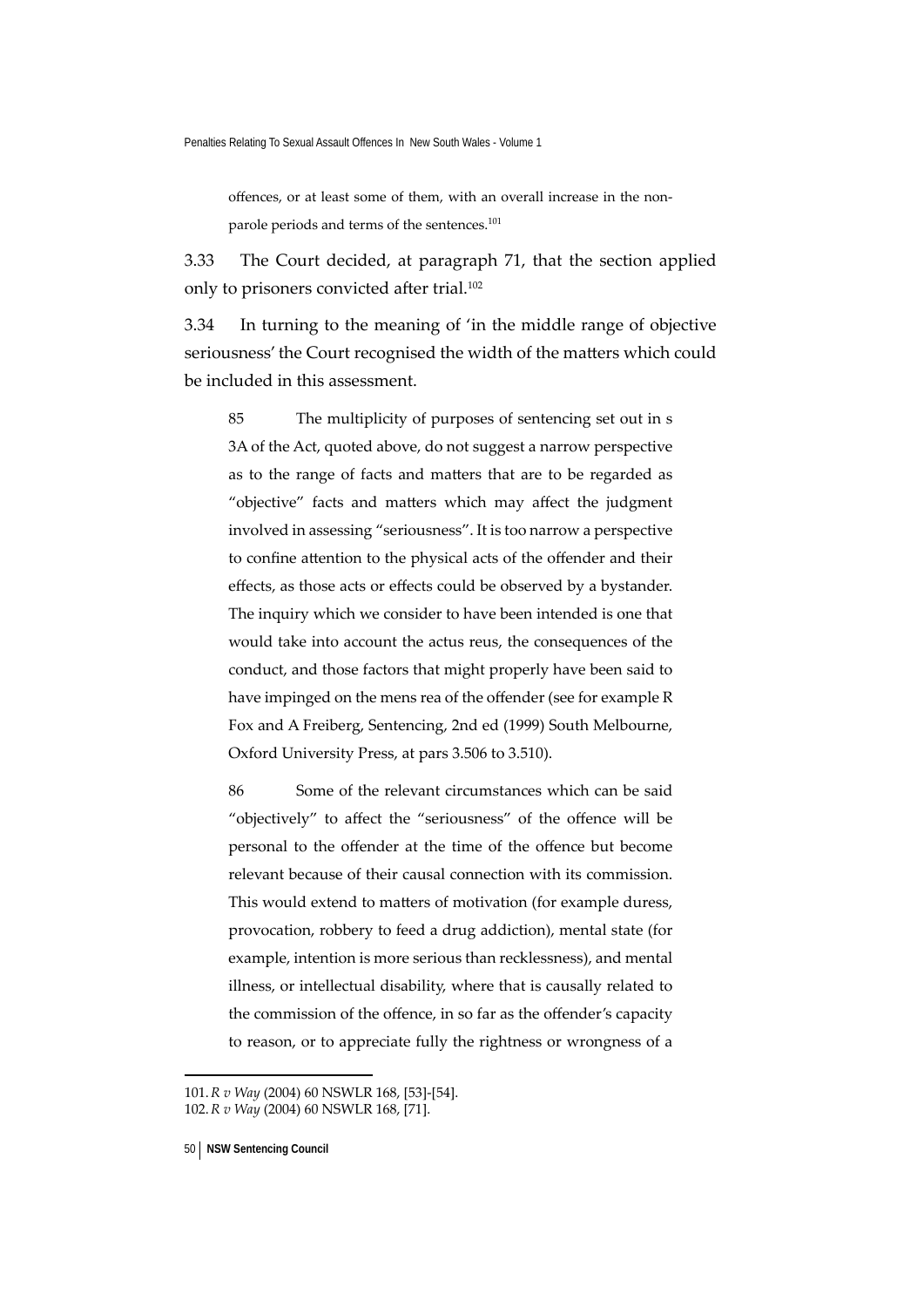> offences, or at least some of them, with an overall increase in the non-parole periods and terms of the sentences.[101]

3.33 The Court decided, at paragraph 71, that the section applied only to prisoners convicted after trial.[102]

3.34 In turning to the meaning of 'in the middle range of objective seriousness' the Court recognised the width of the matters which could be included in this assessment.

> 85 The multiplicity of purposes of sentencing set out in s 3A of the Act, quoted above, do not suggest a narrow perspective as to the range of facts and matters that are to be regarded as "objective" facts and matters which may affect the judgment involved in assessing "seriousness". It is too narrow a perspective to confine attention to the physical acts of the offender and their effects, as those acts or effects could be observed by a bystander. The inquiry which we consider to have been intended is one that would take into account the actus reus, the consequences of the conduct, and those factors that might properly have been said to have impinged on the mens rea of the offender (see for example R Fox and A Freiberg, Sentencing, 2nd ed (1999) South Melbourne, Oxford University Press, at pars 3.506 to 3.510).
>
> 86 Some of the relevant circumstances which can be said "objectively" to affect the "seriousness" of the offence will be personal to the offender at the time of the offence but become relevant because of their causal connection with its commission. This would extend to matters of motivation (for example duress, provocation, robbery to feed a drug addiction), mental state (for example, intention is more serious than recklessness), and mental illness, or intellectual disability, where that is causally related to the commission of the offence, in so far as the offender's capacity to reason, or to appreciate fully the rightness or wrongness of a

---

101. *R v Way* (2004) 60 NSWLR 168, [53]-[54].
102. *R v Way* (2004) 60 NSWLR 168, [71].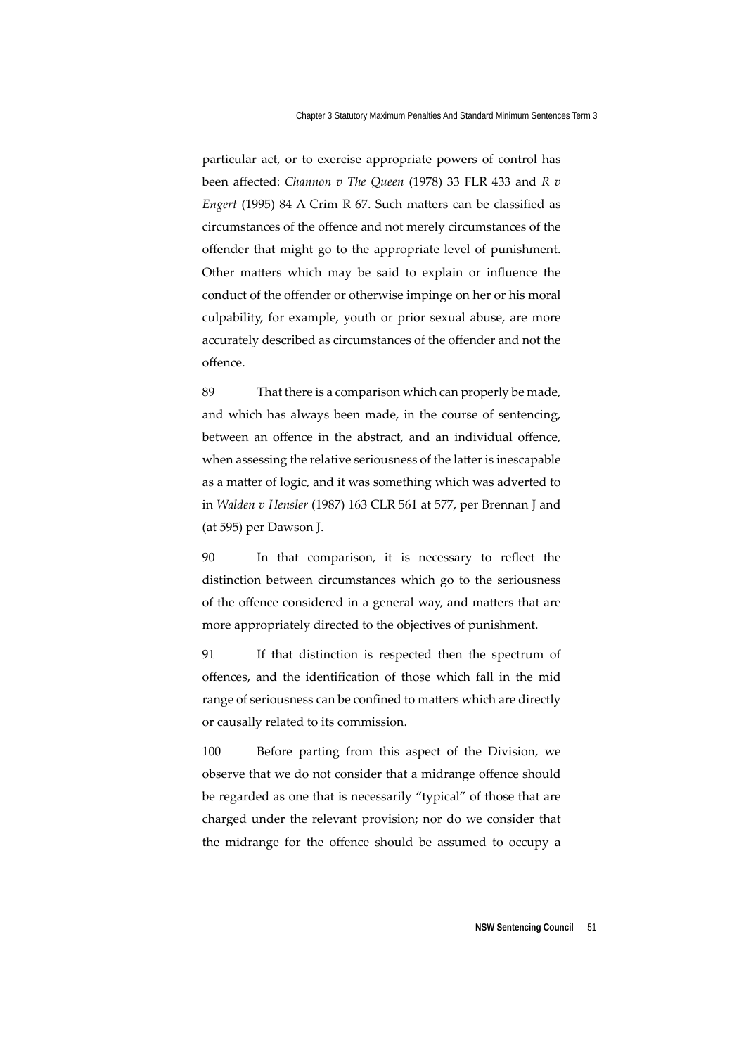particular act, or to exercise appropriate powers of control has been affected: *Channon v The Queen* (1978) 33 FLR 433 and *R v Engert* (1995) 84 A Crim R 67. Such matters can be classified as circumstances of the offence and not merely circumstances of the offender that might go to the appropriate level of punishment. Other matters which may be said to explain or influence the conduct of the offender or otherwise impinge on her or his moral culpability, for example, youth or prior sexual abuse, are more accurately described as circumstances of the offender and not the offence.

89 That there is a comparison which can properly be made, and which has always been made, in the course of sentencing, between an offence in the abstract, and an individual offence, when assessing the relative seriousness of the latter is inescapable as a matter of logic, and it was something which was adverted to in *Walden v Hensler* (1987) 163 CLR 561 at 577, per Brennan J and (at 595) per Dawson J.

90 In that comparison, it is necessary to reflect the distinction between circumstances which go to the seriousness of the offence considered in a general way, and matters that are more appropriately directed to the objectives of punishment.

91 If that distinction is respected then the spectrum of offences, and the identification of those which fall in the mid range of seriousness can be confined to matters which are directly or causally related to its commission.

100 Before parting from this aspect of the Division, we observe that we do not consider that a midrange offence should be regarded as one that is necessarily "typical" of those that are charged under the relevant provision; nor do we consider that the midrange for the offence should be assumed to occupy a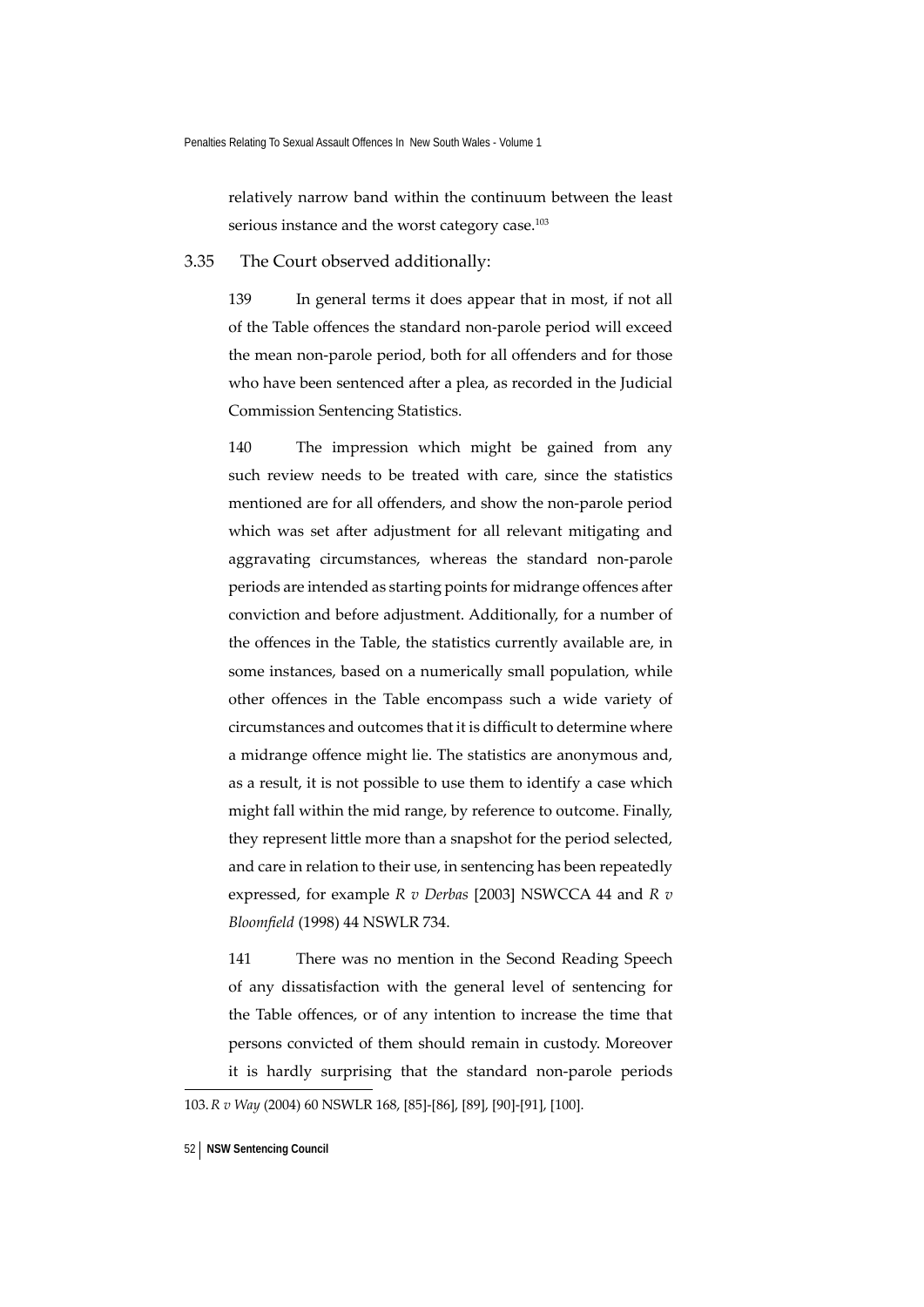relatively narrow band within the continuum between the least serious instance and the worst category case.[103]

3.35 The Court observed additionally:

> 139 In general terms it does appear that in most, if not all of the Table offences the standard non-parole period will exceed the mean non-parole period, both for all offenders and for those who have been sentenced after a plea, as recorded in the Judicial Commission Sentencing Statistics.
>
> 140 The impression which might be gained from any such review needs to be treated with care, since the statistics mentioned are for all offenders, and show the non-parole period which was set after adjustment for all relevant mitigating and aggravating circumstances, whereas the standard non-parole periods are intended as starting points for midrange offences after conviction and before adjustment. Additionally, for a number of the offences in the Table, the statistics currently available are, in some instances, based on a numerically small population, while other offences in the Table encompass such a wide variety of circumstances and outcomes that it is difficult to determine where a midrange offence might lie. The statistics are anonymous and, as a result, it is not possible to use them to identify a case which might fall within the mid range, by reference to outcome. Finally, they represent little more than a snapshot for the period selected, and care in relation to their use, in sentencing has been repeatedly expressed, for example *R v Derbas* [2003] NSWCCA 44 and *R v Bloomfield* (1998) 44 NSWLR 734.
>
> 141 There was no mention in the Second Reading Speech of any dissatisfaction with the general level of sentencing for the Table offences, or of any intention to increase the time that persons convicted of them should remain in custody. Moreover it is hardly surprising that the standard non-parole periods

---

103. *R v Way* (2004) 60 NSWLR 168, [85]-[86], [89], [90]-[91], [100].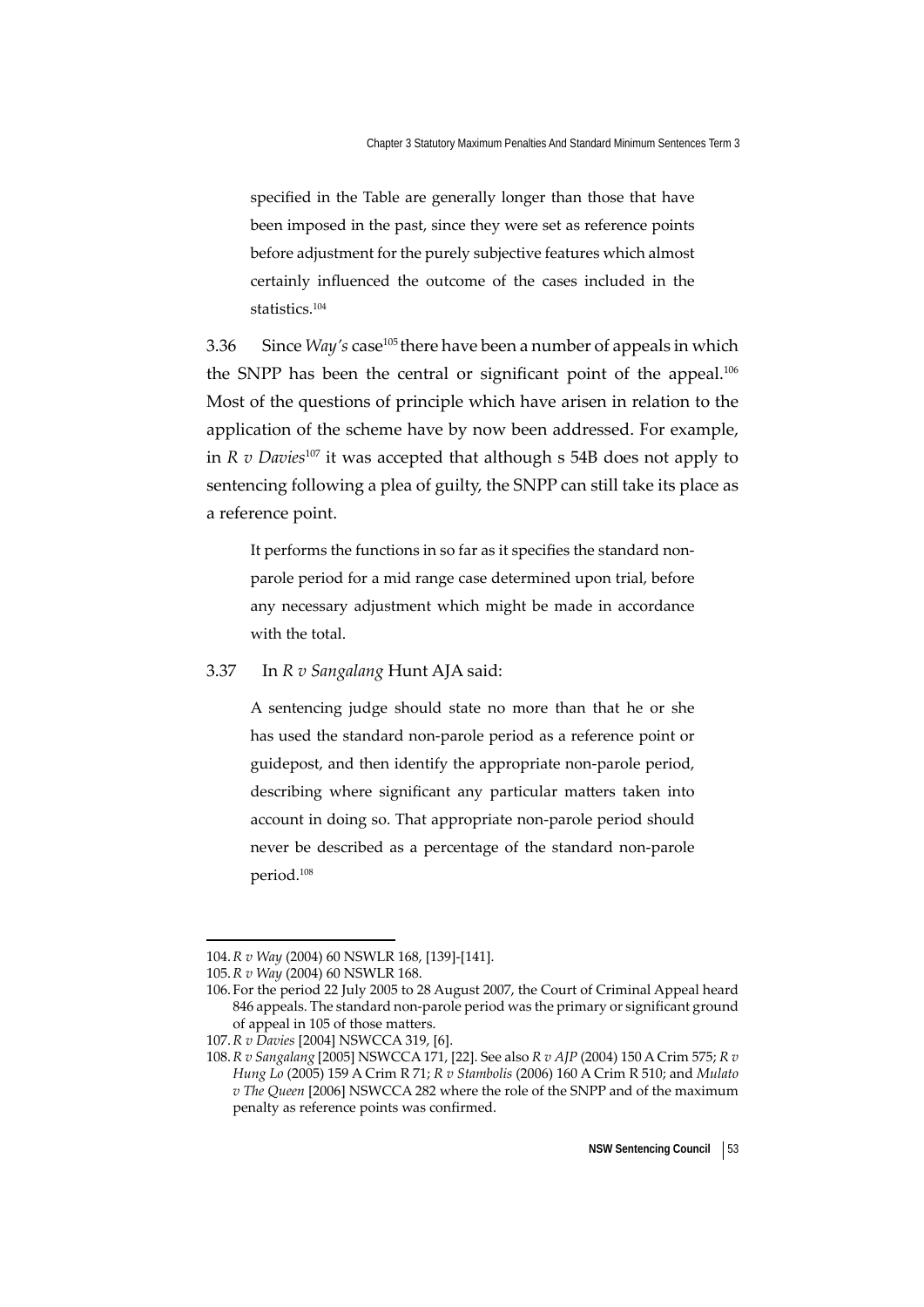> specified in the Table are generally longer than those that have been imposed in the past, since they were set as reference points before adjustment for the purely subjective features which almost certainly influenced the outcome of the cases included in the statistics.[104]

3.36 Since *Way's* case[105] there have been a number of appeals in which the SNPP has been the central or significant point of the appeal.[106] Most of the questions of principle which have arisen in relation to the application of the scheme have by now been addressed. For example, in *R v Davies*[107] it was accepted that although s 54B does not apply to sentencing following a plea of guilty, the SNPP can still take its place as a reference point.

> It performs the functions in so far as it specifies the standard non-parole period for a mid range case determined upon trial, before any necessary adjustment which might be made in accordance with the total.

3.37 In *R v Sangalang* Hunt AJA said:

> A sentencing judge should state no more than that he or she has used the standard non-parole period as a reference point or guidepost, and then identify the appropriate non-parole period, describing where significant any particular matters taken into account in doing so. That appropriate non-parole period should never be described as a percentage of the standard non-parole period.[108]

---

104. *R v Way* (2004) 60 NSWLR 168, [139]-[141].

105. *R v Way* (2004) 60 NSWLR 168.

106. For the period 22 July 2005 to 28 August 2007, the Court of Criminal Appeal heard 846 appeals. The standard non-parole period was the primary or significant ground of appeal in 105 of those matters.

107. *R v Davies* [2004] NSWCCA 319, [6].

108. *R v Sangalang* [2005] NSWCCA 171, [22]. See also *R v AJP* (2004) 150 A Crim 575; *R v Hung Lo* (2005) 159 A Crim R 71; *R v Stambolis* (2006) 160 A Crim R 510; and *Mulato v The Queen* [2006] NSWCCA 282 where the role of the SNPP and of the maximum penalty as reference points was confirmed.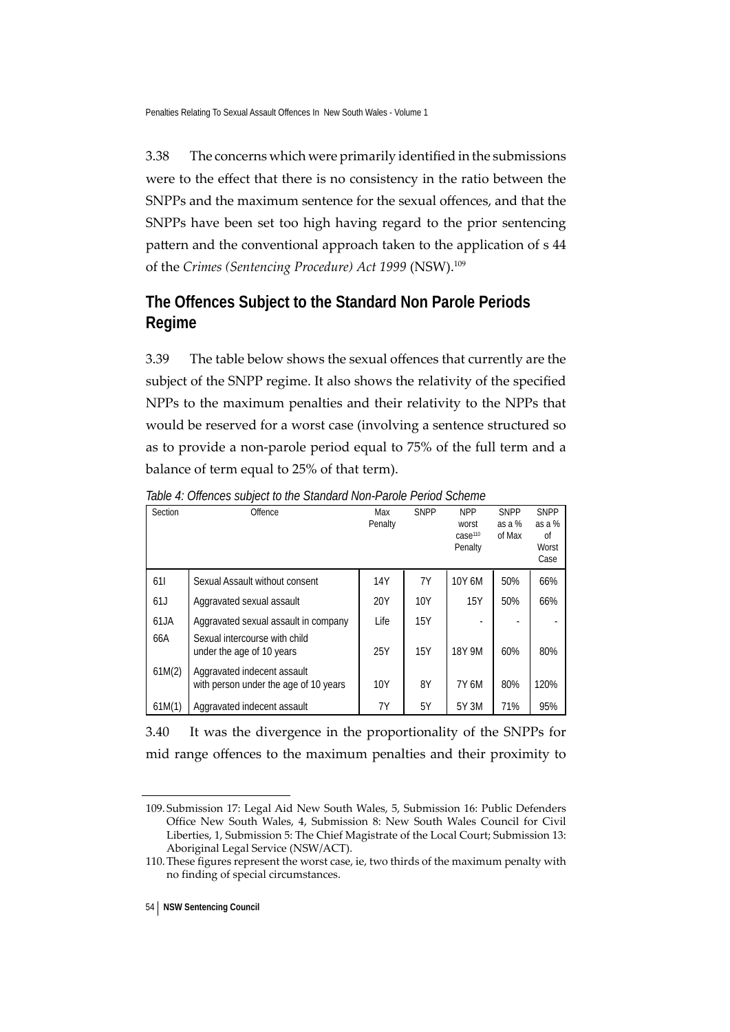3.38 The concerns which were primarily identified in the submissions were to the effect that there is no consistency in the ratio between the SNPPs and the maximum sentence for the sexual offences, and that the SNPPs have been set too high having regard to the prior sentencing pattern and the conventional approach taken to the application of s 44 of the *Crimes (Sentencing Procedure) Act 1999* (NSW).[109]

## The Offences Subject to the Standard Non Parole Periods Regime

3.39 The table below shows the sexual offences that currently are the subject of the SNPP regime. It also shows the relativity of the specified NPPs to the maximum penalties and their relativity to the NPPs that would be reserved for a worst case (involving a sentence structured so as to provide a non-parole period equal to 75% of the full term and a balance of term equal to 25% of that term).

*Table 4: Offences subject to the Standard Non-Parole Period Scheme*

| Section | Offence | Max Penalty | SNPP | NPP worst case[110] Penalty | SNPP as a % of Max | SNPP as a % of Worst Case |
|---|---|---|---|---|---|---|
| 61I | Sexual Assault without consent | 14Y | 7Y | 10Y 6M | 50% | 66% |
| 61J | Aggravated sexual assault | 20Y | 10Y | 15Y | 50% | 66% |
| 61JA | Aggravated sexual assault in company | Life | 15Y | - | - | - |
| 66A | Sexual intercourse with child under the age of 10 years | 25Y | 15Y | 18Y 9M | 60% | 80% |
| 61M(2) | Aggravated indecent assault with person under the age of 10 years | 10Y | 8Y | 7Y 6M | 80% | 120% |
| 61M(1) | Aggravated indecent assault | 7Y | 5Y | 5Y 3M | 71% | 95% |

3.40 It was the divergence in the proportionality of the SNPPs for mid range offences to the maximum penalties and their proximity to

---

109. Submission 17: Legal Aid New South Wales, 5, Submission 16: Public Defenders Office New South Wales, 4, Submission 8: New South Wales Council for Civil Liberties, 1, Submission 5: The Chief Magistrate of the Local Court; Submission 13: Aboriginal Legal Service (NSW/ACT).

110. These figures represent the worst case, ie, two thirds of the maximum penalty with no finding of special circumstances.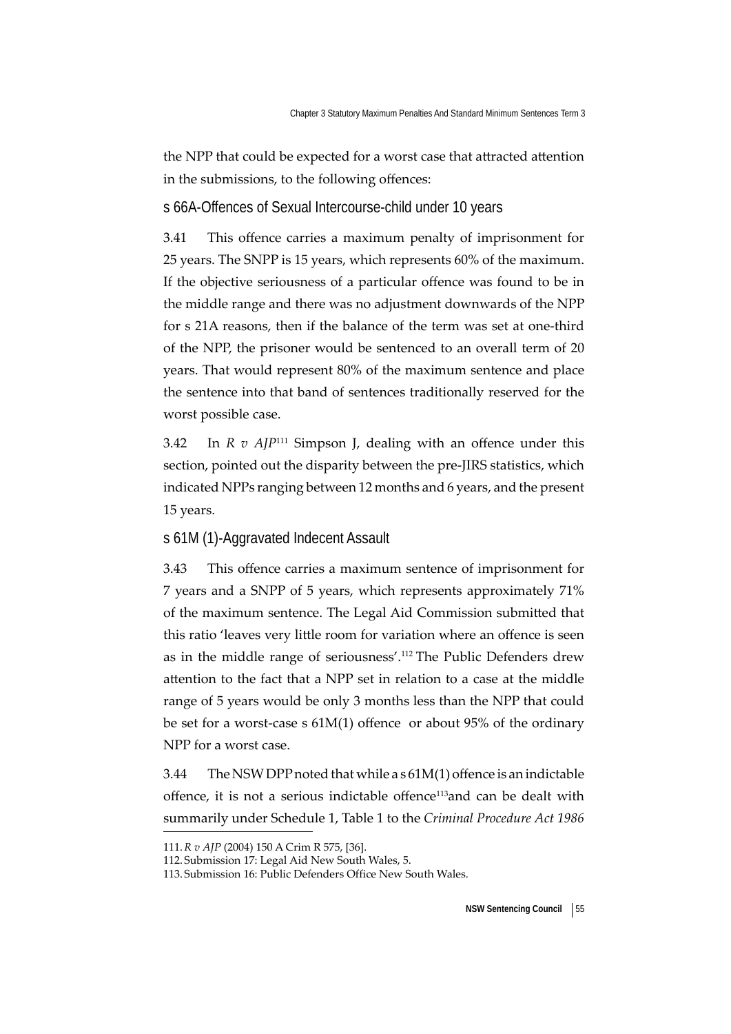the NPP that could be expected for a worst case that attracted attention in the submissions, to the following offences:

### s 66A-Offences of Sexual Intercourse-child under 10 years

3.41 This offence carries a maximum penalty of imprisonment for 25 years. The SNPP is 15 years, which represents 60% of the maximum. If the objective seriousness of a particular offence was found to be in the middle range and there was no adjustment downwards of the NPP for s 21A reasons, then if the balance of the term was set at one-third of the NPP, the prisoner would be sentenced to an overall term of 20 years. That would represent 80% of the maximum sentence and place the sentence into that band of sentences traditionally reserved for the worst possible case.

3.42 In *R v AJP*[111] Simpson J, dealing with an offence under this section, pointed out the disparity between the pre-JIRS statistics, which indicated NPPs ranging between 12 months and 6 years, and the present 15 years.

### s 61M (1)-Aggravated Indecent Assault

3.43 This offence carries a maximum sentence of imprisonment for 7 years and a SNPP of 5 years, which represents approximately 71% of the maximum sentence. The Legal Aid Commission submitted that this ratio 'leaves very little room for variation where an offence is seen as in the middle range of seriousness'.[112] The Public Defenders drew attention to the fact that a NPP set in relation to a case at the middle range of 5 years would be only 3 months less than the NPP that could be set for a worst-case s 61M(1) offence or about 95% of the ordinary NPP for a worst case.

3.44 The NSW DPP noted that while a s 61M(1) offence is an indictable offence, it is not a serious indictable offence[113]and can be dealt with summarily under Schedule 1, Table 1 to the *Criminal Procedure Act 1986*

111. *R v AJP* (2004) 150 A Crim R 575, [36].

112. Submission 17: Legal Aid New South Wales, 5.

113. Submission 16: Public Defenders Office New South Wales.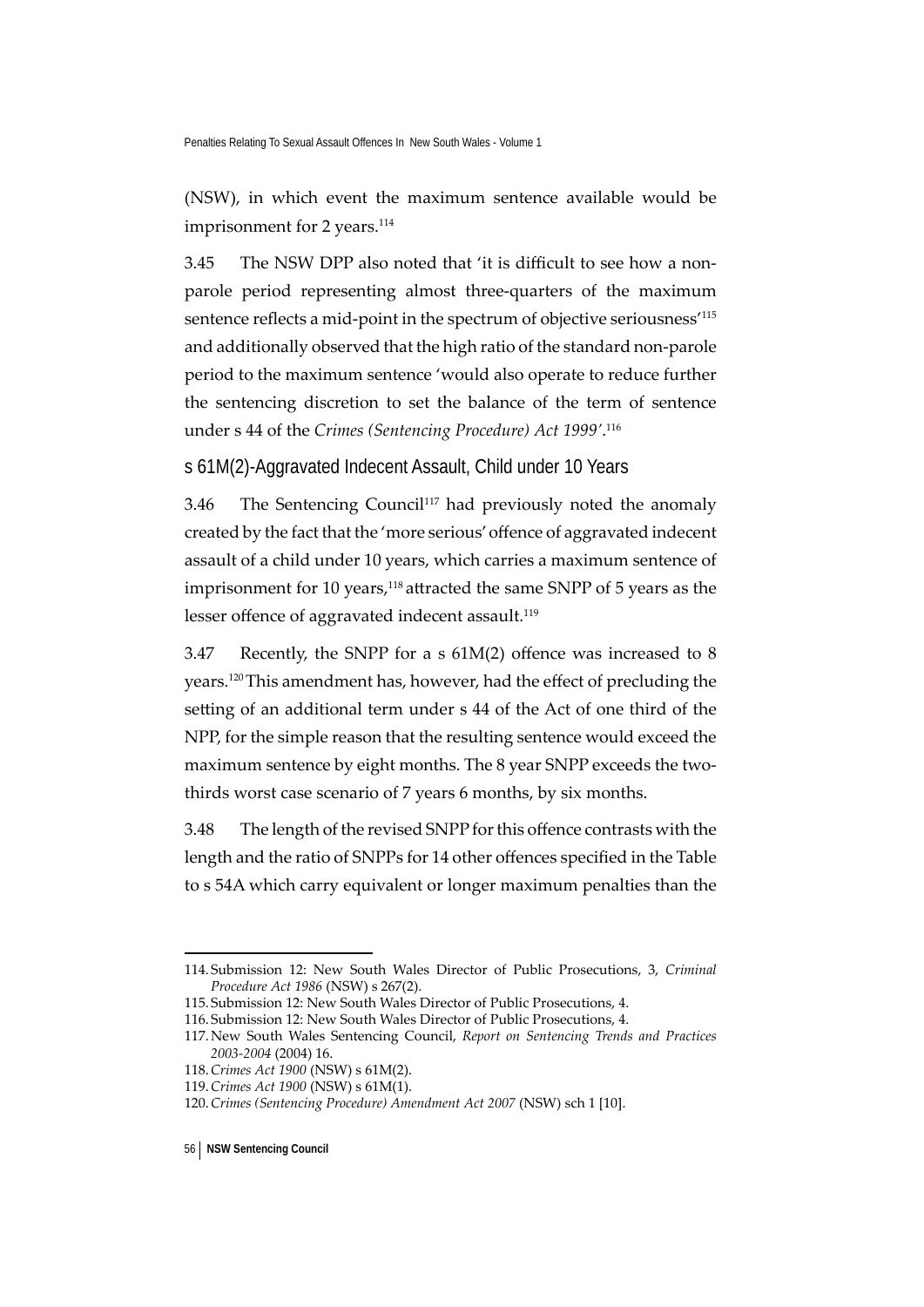(NSW), in which event the maximum sentence available would be imprisonment for 2 years.[114]

3.45 The NSW DPP also noted that 'it is difficult to see how a non-parole period representing almost three-quarters of the maximum sentence reflects a mid-point in the spectrum of objective seriousness'[115] and additionally observed that the high ratio of the standard non-parole period to the maximum sentence 'would also operate to reduce further the sentencing discretion to set the balance of the term of sentence under s 44 of the *Crimes (Sentencing Procedure) Act 1999*'.[116]

### s 61M(2)-Aggravated Indecent Assault, Child under 10 Years

3.46 The Sentencing Council[117] had previously noted the anomaly created by the fact that the 'more serious' offence of aggravated indecent assault of a child under 10 years, which carries a maximum sentence of imprisonment for 10 years,[118] attracted the same SNPP of 5 years as the lesser offence of aggravated indecent assault.[119]

3.47 Recently, the SNPP for a s 61M(2) offence was increased to 8 years.[120] This amendment has, however, had the effect of precluding the setting of an additional term under s 44 of the Act of one third of the NPP, for the simple reason that the resulting sentence would exceed the maximum sentence by eight months. The 8 year SNPP exceeds the two-thirds worst case scenario of 7 years 6 months, by six months.

3.48 The length of the revised SNPP for this offence contrasts with the length and the ratio of SNPPs for 14 other offences specified in the Table to s 54A which carry equivalent or longer maximum penalties than the

---

114. Submission 12: New South Wales Director of Public Prosecutions, 3, *Criminal Procedure Act 1986* (NSW) s 267(2).

115. Submission 12: New South Wales Director of Public Prosecutions, 4.

116. Submission 12: New South Wales Director of Public Prosecutions, 4.

117. New South Wales Sentencing Council, *Report on Sentencing Trends and Practices 2003-2004* (2004) 16.

118. *Crimes Act 1900* (NSW) s 61M(2).

119. *Crimes Act 1900* (NSW) s 61M(1).

120. *Crimes (Sentencing Procedure) Amendment Act 2007* (NSW) sch 1 [10].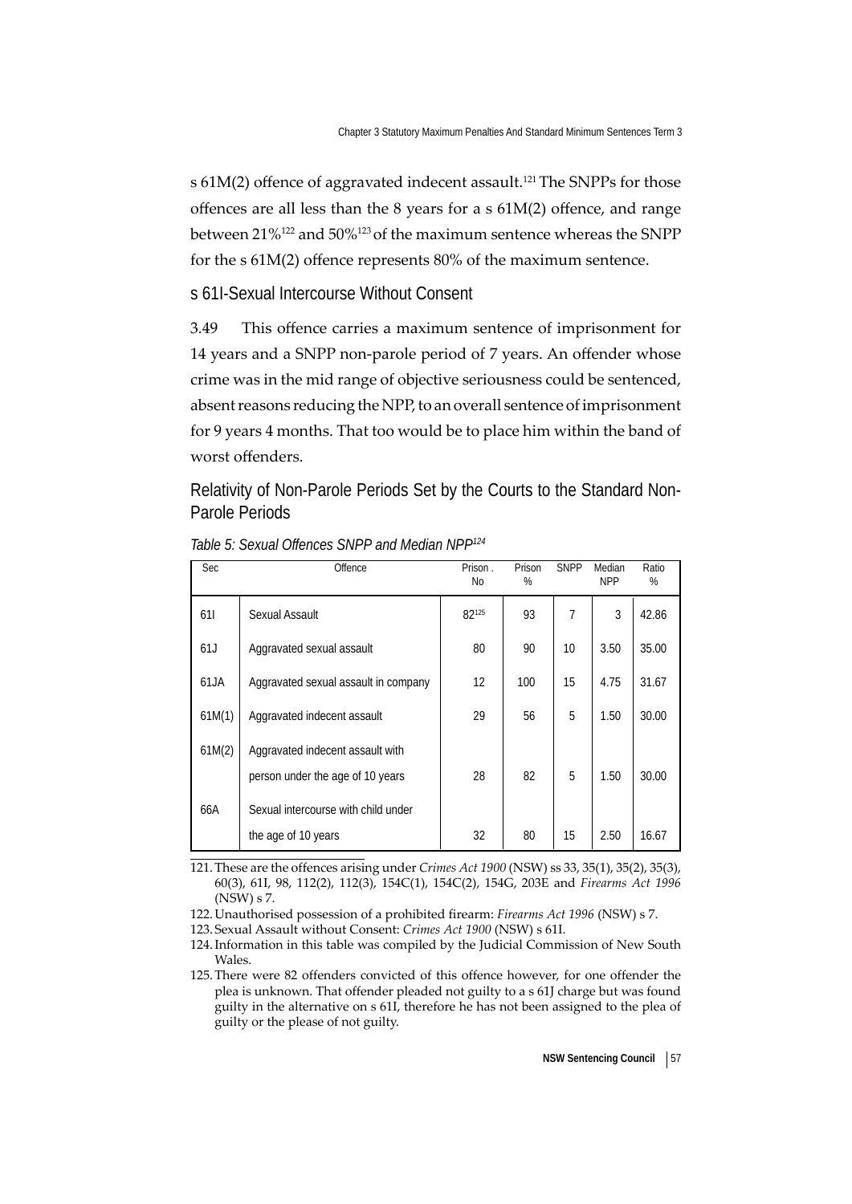s 61M(2) offence of aggravated indecent assault.[121] The SNPPs for those offences are all less than the 8 years for a s 61M(2) offence, and range between 21%[122] and 50%[123] of the maximum sentence whereas the SNPP for the s 61M(2) offence represents 80% of the maximum sentence.

### s 61I-Sexual Intercourse Without Consent

3.49 This offence carries a maximum sentence of imprisonment for 14 years and a SNPP non-parole period of 7 years. An offender whose crime was in the mid range of objective seriousness could be sentenced, absent reasons reducing the NPP, to an overall sentence of imprisonment for 9 years 4 months. That too would be to place him within the band of worst offenders.

### Relativity of Non-Parole Periods Set by the Courts to the Standard Non-Parole Periods

*Table 5: Sexual Offences SNPP and Median NPP[124]*

| Sec | Offence | Prison . No | Prison % | SNPP | Median NPP | Ratio % |
|---|---|---|---|---|---|---|
| 61I | Sexual Assault | 82[125] | 93 | 7 | 3 | 42.86 |
| 61J | Aggravated sexual assault | 80 | 90 | 10 | 3.50 | 35.00 |
| 61JA | Aggravated sexual assault in company | 12 | 100 | 15 | 4.75 | 31.67 |
| 61M(1) | Aggravated indecent assault | 29 | 56 | 5 | 1.50 | 30.00 |
| 61M(2) | Aggravated indecent assault with person under the age of 10 years | 28 | 82 | 5 | 1.50 | 30.00 |
| 66A | Sexual intercourse with child under the age of 10 years | 32 | 80 | 15 | 2.50 | 16.67 |

121. These are the offences arising under *Crimes Act 1900* (NSW) ss 33, 35(1), 35(2), 35(3), 60(3), 61I, 98, 112(2), 112(3), 154C(1), 154C(2), 154G, 203E and *Firearms Act 1996* (NSW) s 7.

122. Unauthorised possession of a prohibited firearm: *Firearms Act 1996* (NSW) s 7.

123. Sexual Assault without Consent: *Crimes Act 1900* (NSW) s 61I.

124. Information in this table was compiled by the Judicial Commission of New South Wales.

125. There were 82 offenders convicted of this offence however, for one offender the plea is unknown. That offender pleaded not guilty to a s 61J charge but was found guilty in the alternative on s 61I, therefore he has not been assigned to the plea of guilty or the please of not guilty.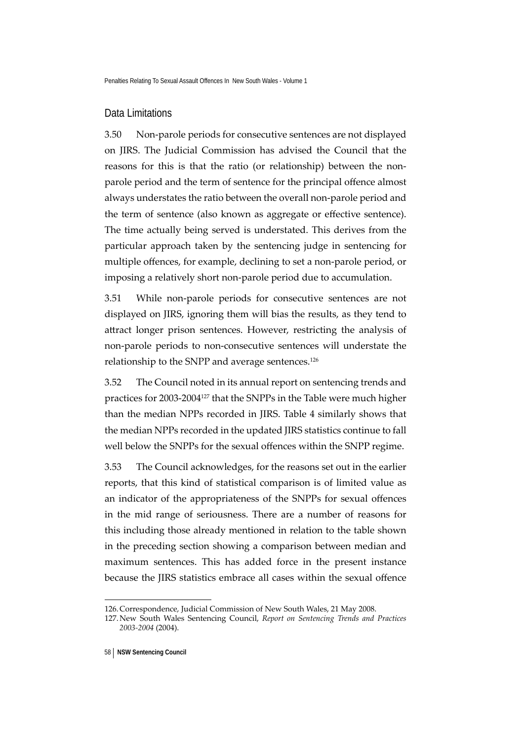## Data Limitations

3.50 Non-parole periods for consecutive sentences are not displayed on JIRS. The Judicial Commission has advised the Council that the reasons for this is that the ratio (or relationship) between the non-parole period and the term of sentence for the principal offence almost always understates the ratio between the overall non-parole period and the term of sentence (also known as aggregate or effective sentence). The time actually being served is understated. This derives from the particular approach taken by the sentencing judge in sentencing for multiple offences, for example, declining to set a non-parole period, or imposing a relatively short non-parole period due to accumulation.

3.51 While non-parole periods for consecutive sentences are not displayed on JIRS, ignoring them will bias the results, as they tend to attract longer prison sentences. However, restricting the analysis of non-parole periods to non-consecutive sentences will understate the relationship to the SNPP and average sentences.[126]

3.52 The Council noted in its annual report on sentencing trends and practices for 2003-2004[127] that the SNPPs in the Table were much higher than the median NPPs recorded in JIRS. Table 4 similarly shows that the median NPPs recorded in the updated JIRS statistics continue to fall well below the SNPPs for the sexual offences within the SNPP regime.

3.53 The Council acknowledges, for the reasons set out in the earlier reports, that this kind of statistical comparison is of limited value as an indicator of the appropriateness of the SNPPs for sexual offences in the mid range of seriousness. There are a number of reasons for this including those already mentioned in relation to the table shown in the preceding section showing a comparison between median and maximum sentences. This has added force in the present instance because the JIRS statistics embrace all cases within the sexual offence

126. Correspondence, Judicial Commission of New South Wales, 21 May 2008.

127. New South Wales Sentencing Council, *Report on Sentencing Trends and Practices 2003-2004* (2004).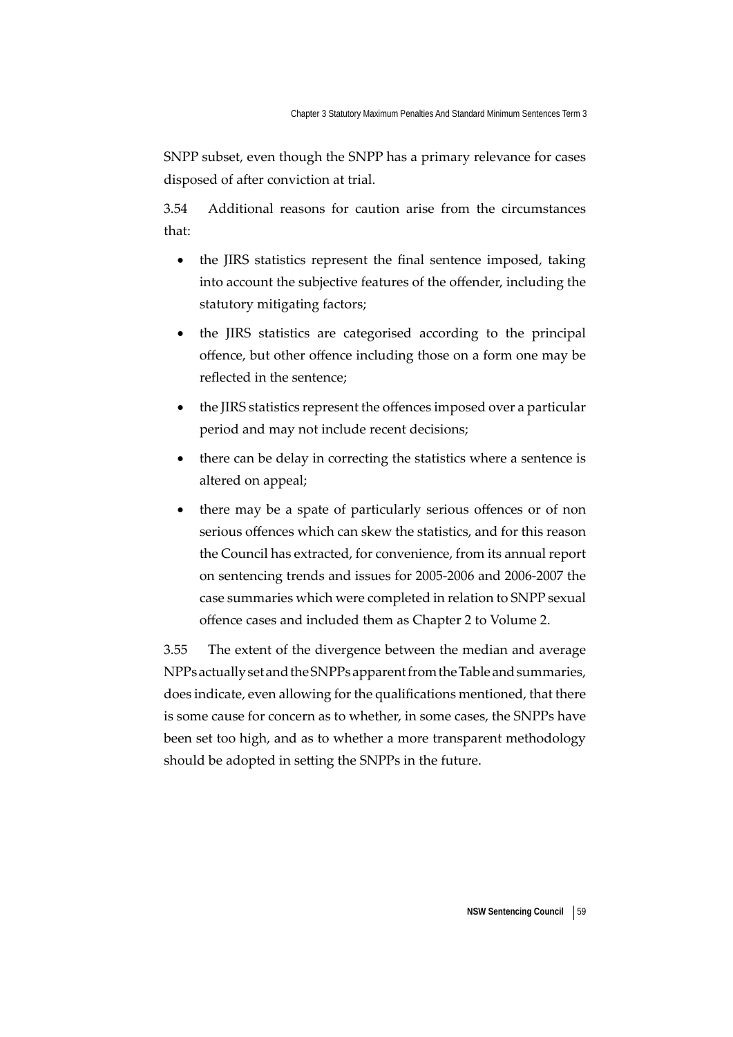SNPP subset, even though the SNPP has a primary relevance for cases disposed of after conviction at trial.

3.54 Additional reasons for caution arise from the circumstances that:

- the JIRS statistics represent the final sentence imposed, taking into account the subjective features of the offender, including the statutory mitigating factors;
- the JIRS statistics are categorised according to the principal offence, but other offence including those on a form one may be reflected in the sentence;
- the JIRS statistics represent the offences imposed over a particular period and may not include recent decisions;
- there can be delay in correcting the statistics where a sentence is altered on appeal;
- there may be a spate of particularly serious offences or of non serious offences which can skew the statistics, and for this reason the Council has extracted, for convenience, from its annual report on sentencing trends and issues for 2005-2006 and 2006-2007 the case summaries which were completed in relation to SNPP sexual offence cases and included them as Chapter 2 to Volume 2.

3.55 The extent of the divergence between the median and average NPPs actually set and the SNPPs apparent from the Table and summaries, does indicate, even allowing for the qualifications mentioned, that there is some cause for concern as to whether, in some cases, the SNPPs have been set too high, and as to whether a more transparent methodology should be adopted in setting the SNPPs in the future.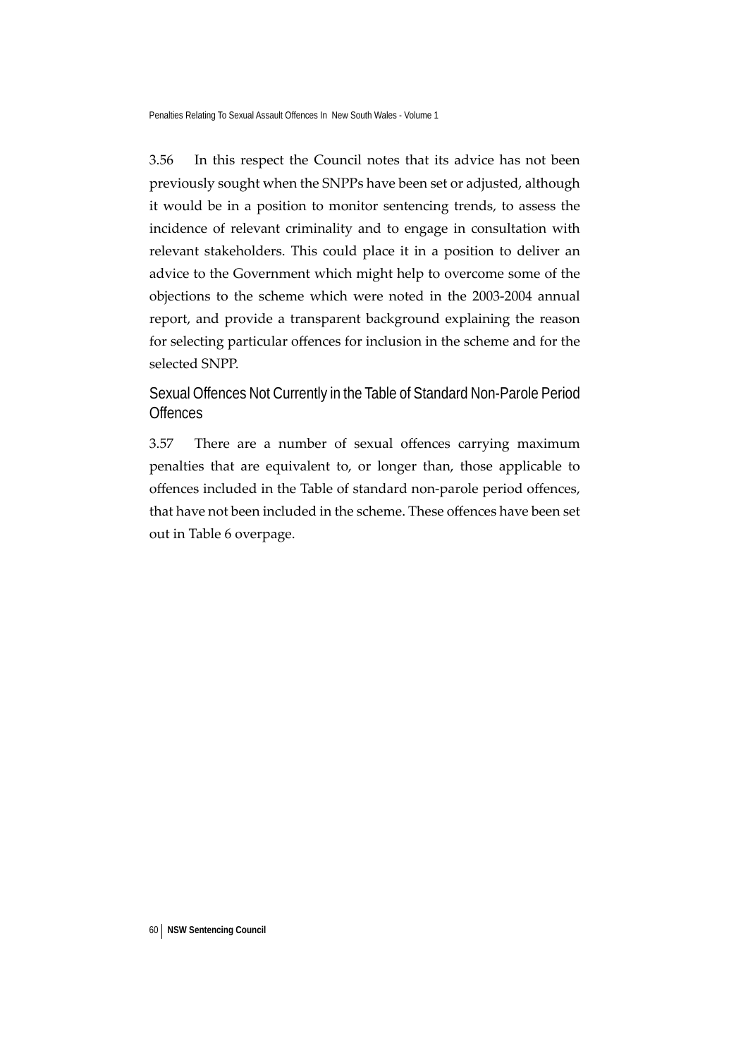3.56 In this respect the Council notes that its advice has not been previously sought when the SNPPs have been set or adjusted, although it would be in a position to monitor sentencing trends, to assess the incidence of relevant criminality and to engage in consultation with relevant stakeholders. This could place it in a position to deliver an advice to the Government which might help to overcome some of the objections to the scheme which were noted in the 2003-2004 annual report, and provide a transparent background explaining the reason for selecting particular offences for inclusion in the scheme and for the selected SNPP.

## Sexual Offences Not Currently in the Table of Standard Non-Parole Period Offences

3.57 There are a number of sexual offences carrying maximum penalties that are equivalent to, or longer than, those applicable to offences included in the Table of standard non-parole period offences, that have not been included in the scheme. These offences have been set out in Table 6 overpage.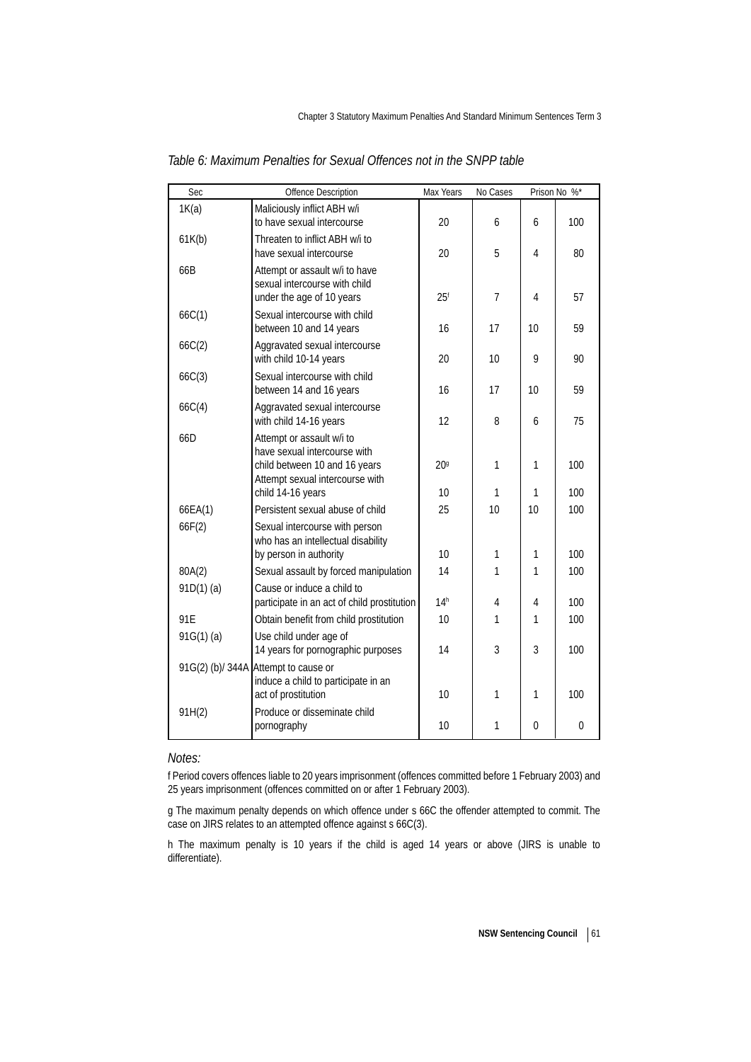*Table 6: Maximum Penalties for Sexual Offences not in the SNPP table*

| Sec | Offence Description | Max Years | No Cases | Prison No | %* |
|---|---|---|---|---|---|
| 1K(a) | Maliciously inflict ABH w/i to have sexual intercourse | 20 | 6 | 6 | 100 |
| 61K(b) | Threaten to inflict ABH w/i to have sexual intercourse | 20 | 5 | 4 | 80 |
| 66B | Attempt or assault w/i to have sexual intercourse with child under the age of 10 years | 25[f] | 7 | 4 | 57 |
| 66C(1) | Sexual intercourse with child between 10 and 14 years | 16 | 17 | 10 | 59 |
| 66C(2) | Aggravated sexual intercourse with child 10-14 years | 20 | 10 | 9 | 90 |
| 66C(3) | Sexual intercourse with child between 14 and 16 years | 16 | 17 | 10 | 59 |
| 66C(4) | Aggravated sexual intercourse with child 14-16 years | 12 | 8 | 6 | 75 |
| 66D | Attempt or assault w/i to have sexual intercourse with child between 10 and 16 years | 20[g] | 1 | 1 | 100 |
| | Attempt sexual intercourse with child 14-16 years | 10 | 1 | 1 | 100 |
| 66EA(1) | Persistent sexual abuse of child | 25 | 10 | 10 | 100 |
| 66F(2) | Sexual intercourse with person who has an intellectual disability by person in authority | 10 | 1 | 1 | 100 |
| 80A(2) | Sexual assault by forced manipulation | 14 | 1 | 1 | 100 |
| 91D(1) (a) | Cause or induce a child to participate in an act of child prostitution | 14[h] | 4 | 4 | 100 |
| 91E | Obtain benefit from child prostitution | 10 | 1 | 1 | 100 |
| 91G(1) (a) | Use child under age of 14 years for pornographic purposes | 14 | 3 | 3 | 100 |
| 91G(2) (b)/ 344A | Attempt to cause or induce a child to participate in an act of prostitution | 10 | 1 | 1 | 100 |
| 91H(2) | Produce or disseminate child pornography | 10 | 1 | 0 | 0 |

*Notes:*

f Period covers offences liable to 20 years imprisonment (offences committed before 1 February 2003) and 25 years imprisonment (offences committed on or after 1 February 2003).

g The maximum penalty depends on which offence under s 66C the offender attempted to commit. The case on JIRS relates to an attempted offence against s 66C(3).

h The maximum penalty is 10 years if the child is aged 14 years or above (JIRS is unable to differentiate).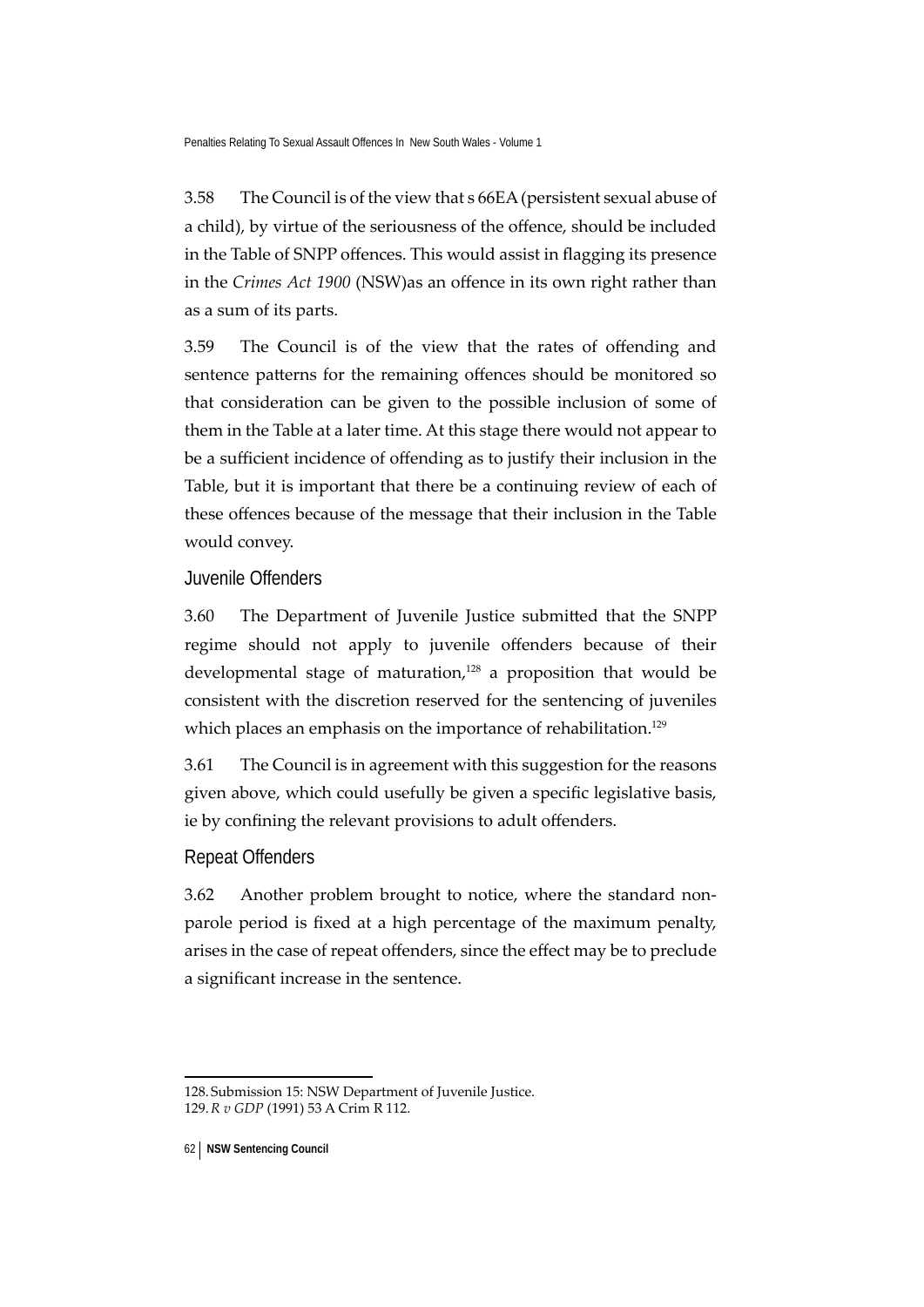3.58 The Council is of the view that s 66EA (persistent sexual abuse of a child), by virtue of the seriousness of the offence, should be included in the Table of SNPP offences. This would assist in flagging its presence in the *Crimes Act 1900* (NSW)as an offence in its own right rather than as a sum of its parts.

3.59 The Council is of the view that the rates of offending and sentence patterns for the remaining offences should be monitored so that consideration can be given to the possible inclusion of some of them in the Table at a later time. At this stage there would not appear to be a sufficient incidence of offending as to justify their inclusion in the Table, but it is important that there be a continuing review of each of these offences because of the message that their inclusion in the Table would convey.

## Juvenile Offenders

3.60 The Department of Juvenile Justice submitted that the SNPP regime should not apply to juvenile offenders because of their developmental stage of maturation,[128] a proposition that would be consistent with the discretion reserved for the sentencing of juveniles which places an emphasis on the importance of rehabilitation.[129]

3.61 The Council is in agreement with this suggestion for the reasons given above, which could usefully be given a specific legislative basis, ie by confining the relevant provisions to adult offenders.

## Repeat Offenders

3.62 Another problem brought to notice, where the standard non-parole period is fixed at a high percentage of the maximum penalty, arises in the case of repeat offenders, since the effect may be to preclude a significant increase in the sentence.

---

128. Submission 15: NSW Department of Juvenile Justice.

129. *R v GDP* (1991) 53 A Crim R 112.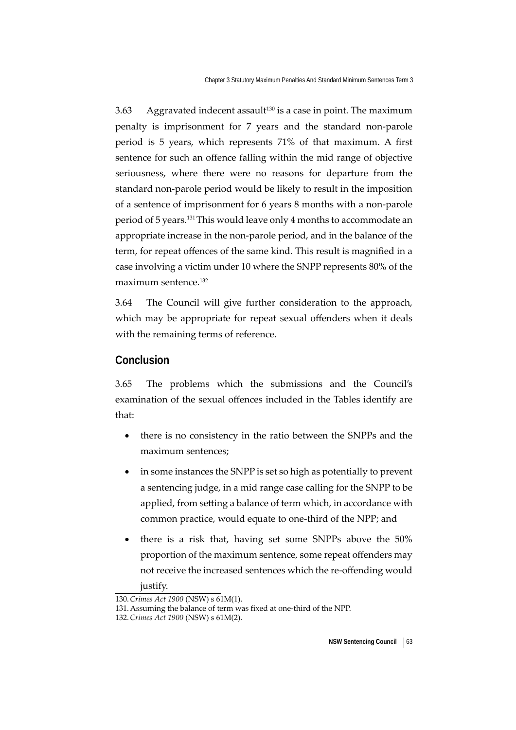3.63 Aggravated indecent assault[130] is a case in point. The maximum penalty is imprisonment for 7 years and the standard non-parole period is 5 years, which represents 71% of that maximum. A first sentence for such an offence falling within the mid range of objective seriousness, where there were no reasons for departure from the standard non-parole period would be likely to result in the imposition of a sentence of imprisonment for 6 years 8 months with a non-parole period of 5 years.[131] This would leave only 4 months to accommodate an appropriate increase in the non-parole period, and in the balance of the term, for repeat offences of the same kind. This result is magnified in a case involving a victim under 10 where the SNPP represents 80% of the maximum sentence.[132]

3.64 The Council will give further consideration to the approach, which may be appropriate for repeat sexual offenders when it deals with the remaining terms of reference.

## Conclusion

3.65 The problems which the submissions and the Council's examination of the sexual offences included in the Tables identify are that:

- there is no consistency in the ratio between the SNPPs and the maximum sentences;
- in some instances the SNPP is set so high as potentially to prevent a sentencing judge, in a mid range case calling for the SNPP to be applied, from setting a balance of term which, in accordance with common practice, would equate to one-third of the NPP; and
- there is a risk that, having set some SNPPs above the 50% proportion of the maximum sentence, some repeat offenders may not receive the increased sentences which the re-offending would justify.

130. *Crimes Act 1900* (NSW) s 61M(1).

131. Assuming the balance of term was fixed at one-third of the NPP.

132. *Crimes Act 1900* (NSW) s 61M(2).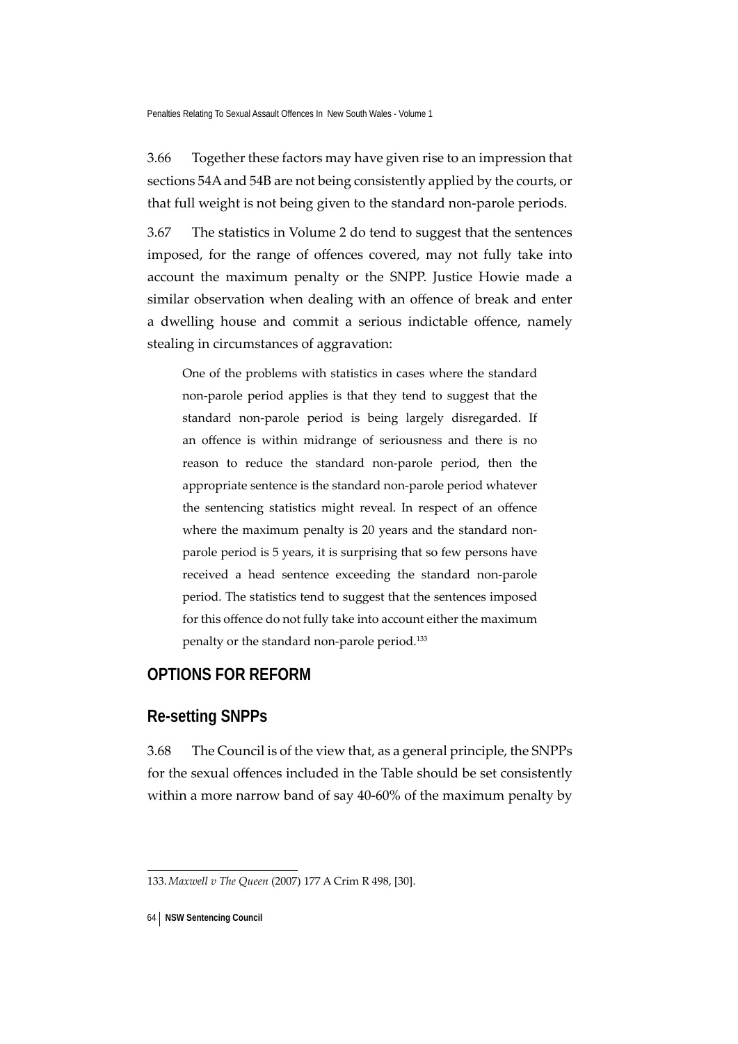3.66 Together these factors may have given rise to an impression that sections 54A and 54B are not being consistently applied by the courts, or that full weight is not being given to the standard non-parole periods.

3.67 The statistics in Volume 2 do tend to suggest that the sentences imposed, for the range of offences covered, may not fully take into account the maximum penalty or the SNPP. Justice Howie made a similar observation when dealing with an offence of break and enter a dwelling house and commit a serious indictable offence, namely stealing in circumstances of aggravation:

> One of the problems with statistics in cases where the standard non-parole period applies is that they tend to suggest that the standard non-parole period is being largely disregarded. If an offence is within midrange of seriousness and there is no reason to reduce the standard non-parole period, then the appropriate sentence is the standard non-parole period whatever the sentencing statistics might reveal. In respect of an offence where the maximum penalty is 20 years and the standard non-parole period is 5 years, it is surprising that so few persons have received a head sentence exceeding the standard non-parole period. The statistics tend to suggest that the sentences imposed for this offence do not fully take into account either the maximum penalty or the standard non-parole period.[133]

## OPTIONS FOR REFORM

### Re-setting SNPPs

3.68 The Council is of the view that, as a general principle, the SNPPs for the sexual offences included in the Table should be set consistently within a more narrow band of say 40-60% of the maximum penalty by

---

133. *Maxwell v The Queen* (2007) 177 A Crim R 498, [30].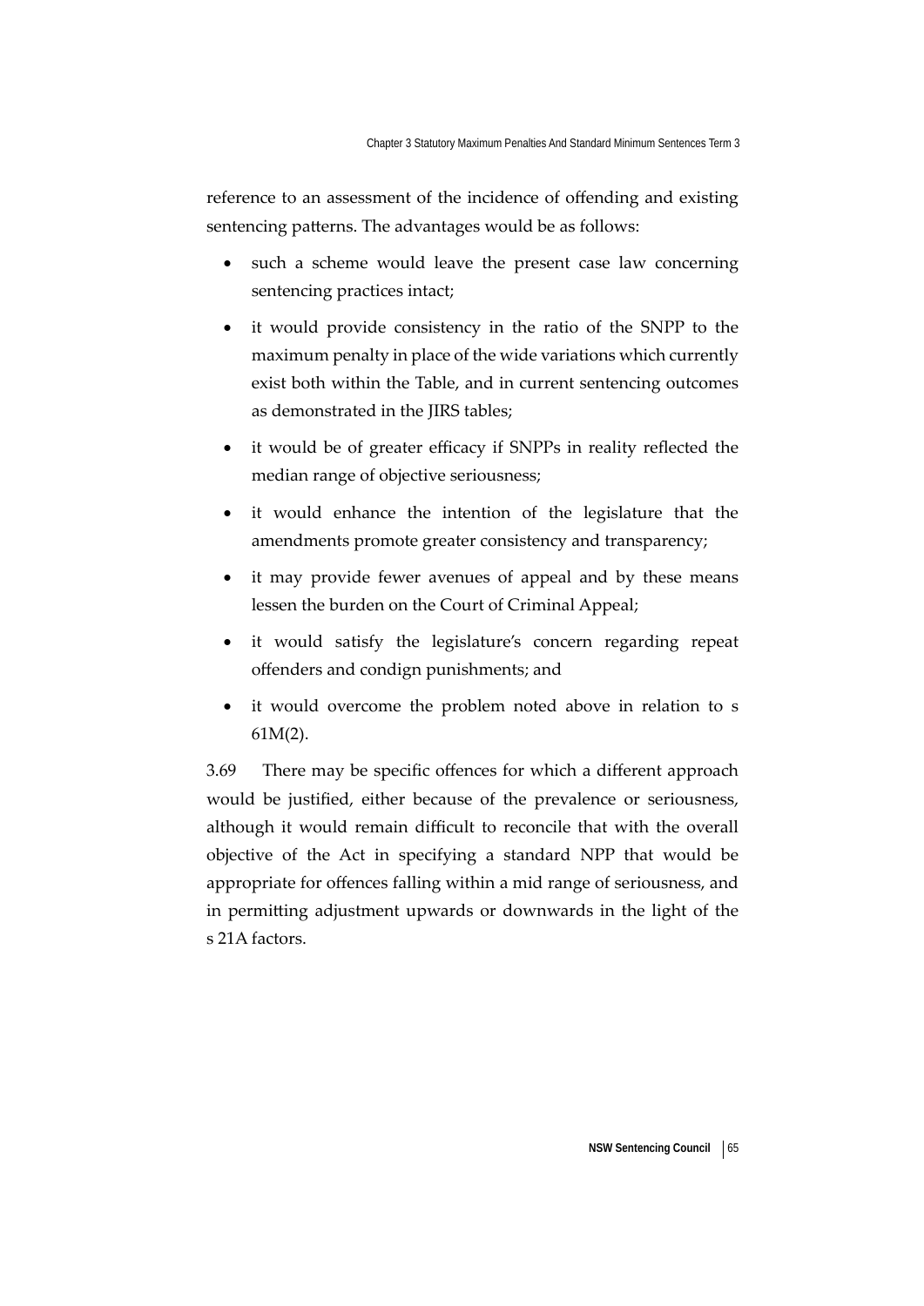reference to an assessment of the incidence of offending and existing sentencing patterns. The advantages would be as follows:

- such a scheme would leave the present case law concerning sentencing practices intact;
- it would provide consistency in the ratio of the SNPP to the maximum penalty in place of the wide variations which currently exist both within the Table, and in current sentencing outcomes as demonstrated in the JIRS tables;
- it would be of greater efficacy if SNPPs in reality reflected the median range of objective seriousness;
- it would enhance the intention of the legislature that the amendments promote greater consistency and transparency;
- it may provide fewer avenues of appeal and by these means lessen the burden on the Court of Criminal Appeal;
- it would satisfy the legislature's concern regarding repeat offenders and condign punishments; and
- it would overcome the problem noted above in relation to s 61M(2).

3.69 There may be specific offences for which a different approach would be justified, either because of the prevalence or seriousness, although it would remain difficult to reconcile that with the overall objective of the Act in specifying a standard NPP that would be appropriate for offences falling within a mid range of seriousness, and in permitting adjustment upwards or downwards in the light of the s 21A factors.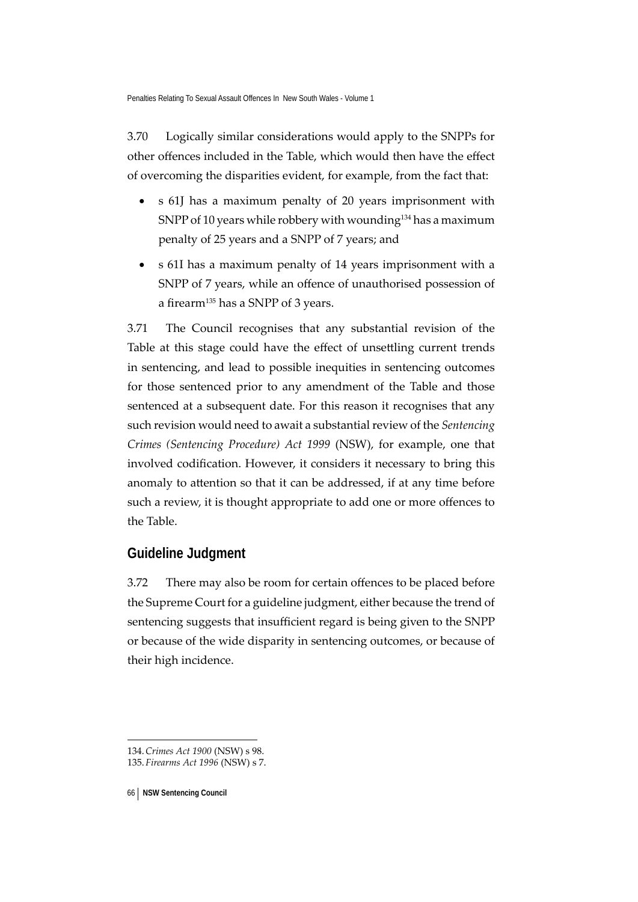3.70 Logically similar considerations would apply to the SNPPs for other offences included in the Table, which would then have the effect of overcoming the disparities evident, for example, from the fact that:

- s 61J has a maximum penalty of 20 years imprisonment with SNPP of 10 years while robbery with wounding[134] has a maximum penalty of 25 years and a SNPP of 7 years; and
- s 61I has a maximum penalty of 14 years imprisonment with a SNPP of 7 years, while an offence of unauthorised possession of a firearm[135] has a SNPP of 3 years.

3.71 The Council recognises that any substantial revision of the Table at this stage could have the effect of unsettling current trends in sentencing, and lead to possible inequities in sentencing outcomes for those sentenced prior to any amendment of the Table and those sentenced at a subsequent date. For this reason it recognises that any such revision would need to await a substantial review of the *Sentencing Crimes (Sentencing Procedure) Act 1999* (NSW), for example, one that involved codification. However, it considers it necessary to bring this anomaly to attention so that it can be addressed, if at any time before such a review, it is thought appropriate to add one or more offences to the Table.

## Guideline Judgment

3.72 There may also be room for certain offences to be placed before the Supreme Court for a guideline judgment, either because the trend of sentencing suggests that insufficient regard is being given to the SNPP or because of the wide disparity in sentencing outcomes, or because of their high incidence.

---

134. *Crimes Act 1900* (NSW) s 98.

135. *Firearms Act 1996* (NSW) s 7.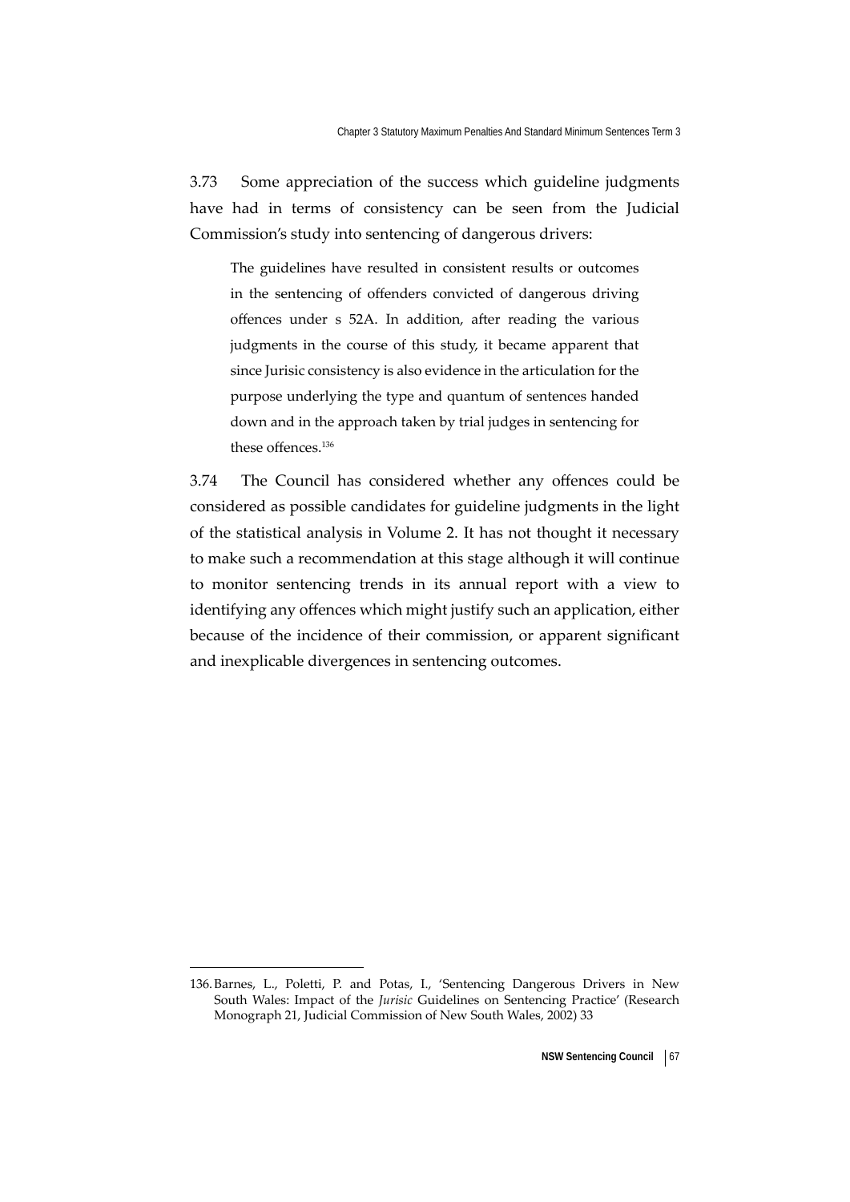3.73 Some appreciation of the success which guideline judgments have had in terms of consistency can be seen from the Judicial Commission's study into sentencing of dangerous drivers:

> The guidelines have resulted in consistent results or outcomes in the sentencing of offenders convicted of dangerous driving offences under s 52A. In addition, after reading the various judgments in the course of this study, it became apparent that since Jurisic consistency is also evidence in the articulation for the purpose underlying the type and quantum of sentences handed down and in the approach taken by trial judges in sentencing for these offences.[136]

3.74 The Council has considered whether any offences could be considered as possible candidates for guideline judgments in the light of the statistical analysis in Volume 2. It has not thought it necessary to make such a recommendation at this stage although it will continue to monitor sentencing trends in its annual report with a view to identifying any offences which might justify such an application, either because of the incidence of their commission, or apparent significant and inexplicable divergences in sentencing outcomes.

---

136. Barnes, L., Poletti, P. and Potas, I., 'Sentencing Dangerous Drivers in New South Wales: Impact of the *Jurisic* Guidelines on Sentencing Practice' (Research Monograph 21, Judicial Commission of New South Wales, 2002) 33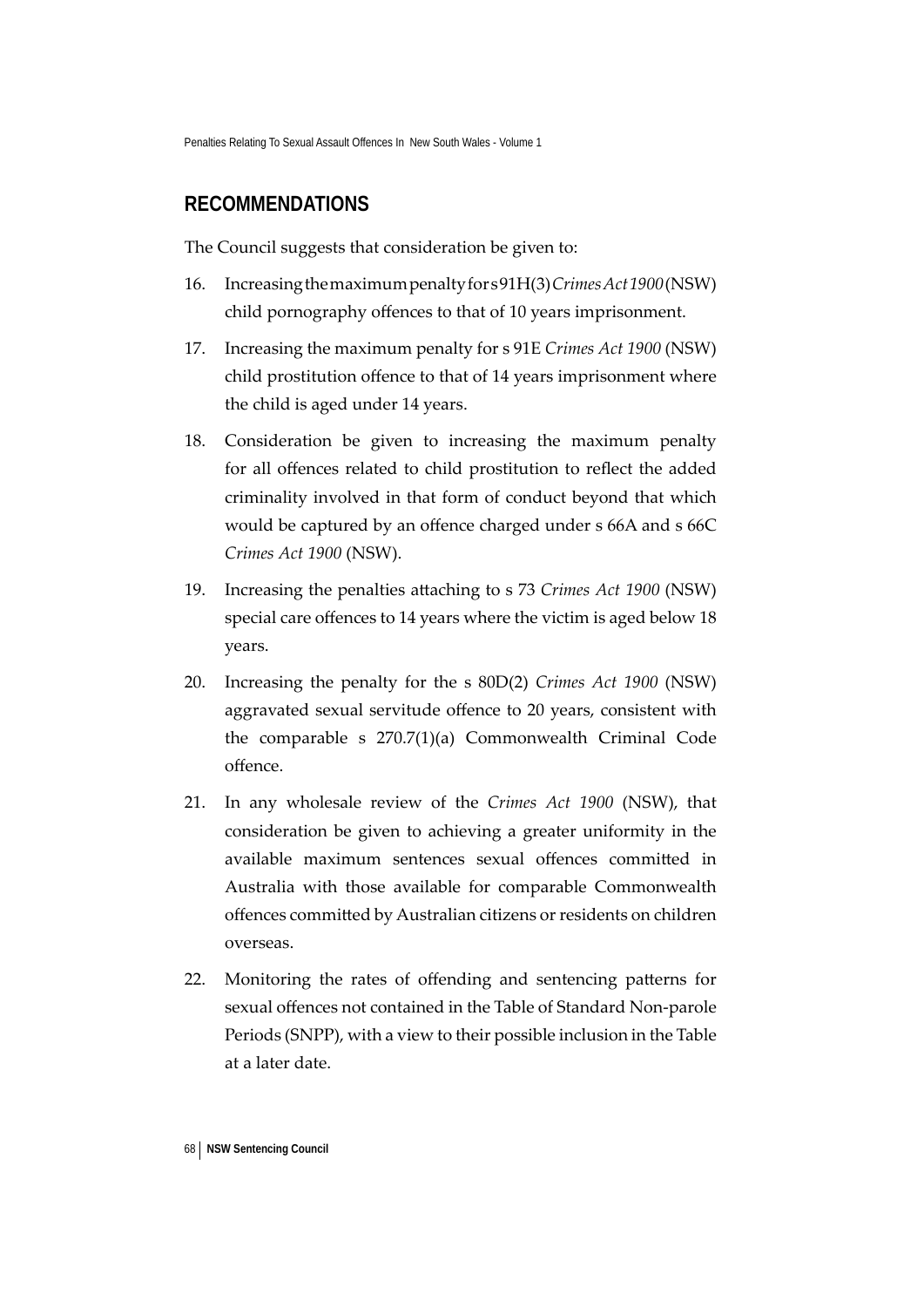## RECOMMENDATIONS

The Council suggests that consideration be given to:

16. Increasing the maximum penalty for s 91H(3) *Crimes Act 1900* (NSW) child pornography offences to that of 10 years imprisonment.
17. Increasing the maximum penalty for s 91E *Crimes Act 1900* (NSW) child prostitution offence to that of 14 years imprisonment where the child is aged under 14 years.
18. Consideration be given to increasing the maximum penalty for all offences related to child prostitution to reflect the added criminality involved in that form of conduct beyond that which would be captured by an offence charged under s 66A and s 66C *Crimes Act 1900* (NSW).
19. Increasing the penalties attaching to s 73 *Crimes Act 1900* (NSW) special care offences to 14 years where the victim is aged below 18 years.
20. Increasing the penalty for the s 80D(2) *Crimes Act 1900* (NSW) aggravated sexual servitude offence to 20 years, consistent with the comparable s 270.7(1)(a) Commonwealth Criminal Code offence.
21. In any wholesale review of the *Crimes Act 1900* (NSW), that consideration be given to achieving a greater uniformity in the available maximum sentences sexual offences committed in Australia with those available for comparable Commonwealth offences committed by Australian citizens or residents on children overseas.
22. Monitoring the rates of offending and sentencing patterns for sexual offences not contained in the Table of Standard Non-parole Periods (SNPP), with a view to their possible inclusion in the Table at a later date.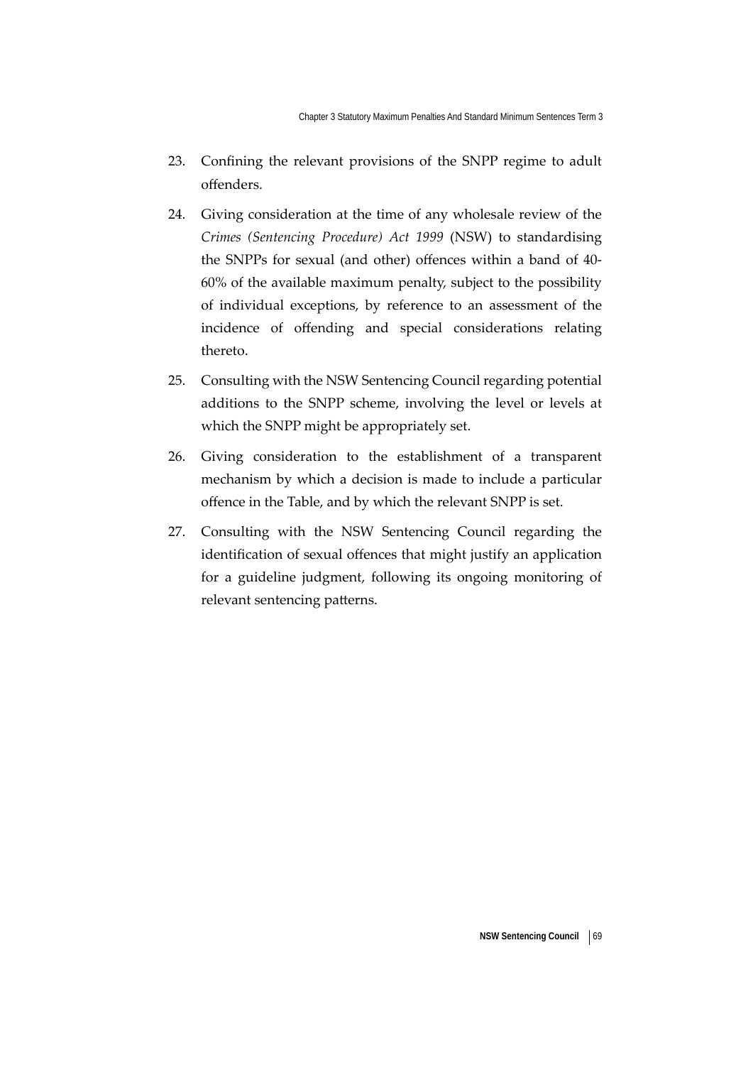23. Confining the relevant provisions of the SNPP regime to adult offenders.

24. Giving consideration at the time of any wholesale review of the *Crimes (Sentencing Procedure) Act 1999* (NSW) to standardising the SNPPs for sexual (and other) offences within a band of 40-60% of the available maximum penalty, subject to the possibility of individual exceptions, by reference to an assessment of the incidence of offending and special considerations relating thereto.

25. Consulting with the NSW Sentencing Council regarding potential additions to the SNPP scheme, involving the level or levels at which the SNPP might be appropriately set.

26. Giving consideration to the establishment of a transparent mechanism by which a decision is made to include a particular offence in the Table, and by which the relevant SNPP is set.

27. Consulting with the NSW Sentencing Council regarding the identification of sexual offences that might justify an application for a guideline judgment, following its ongoing monitoring of relevant sentencing patterns.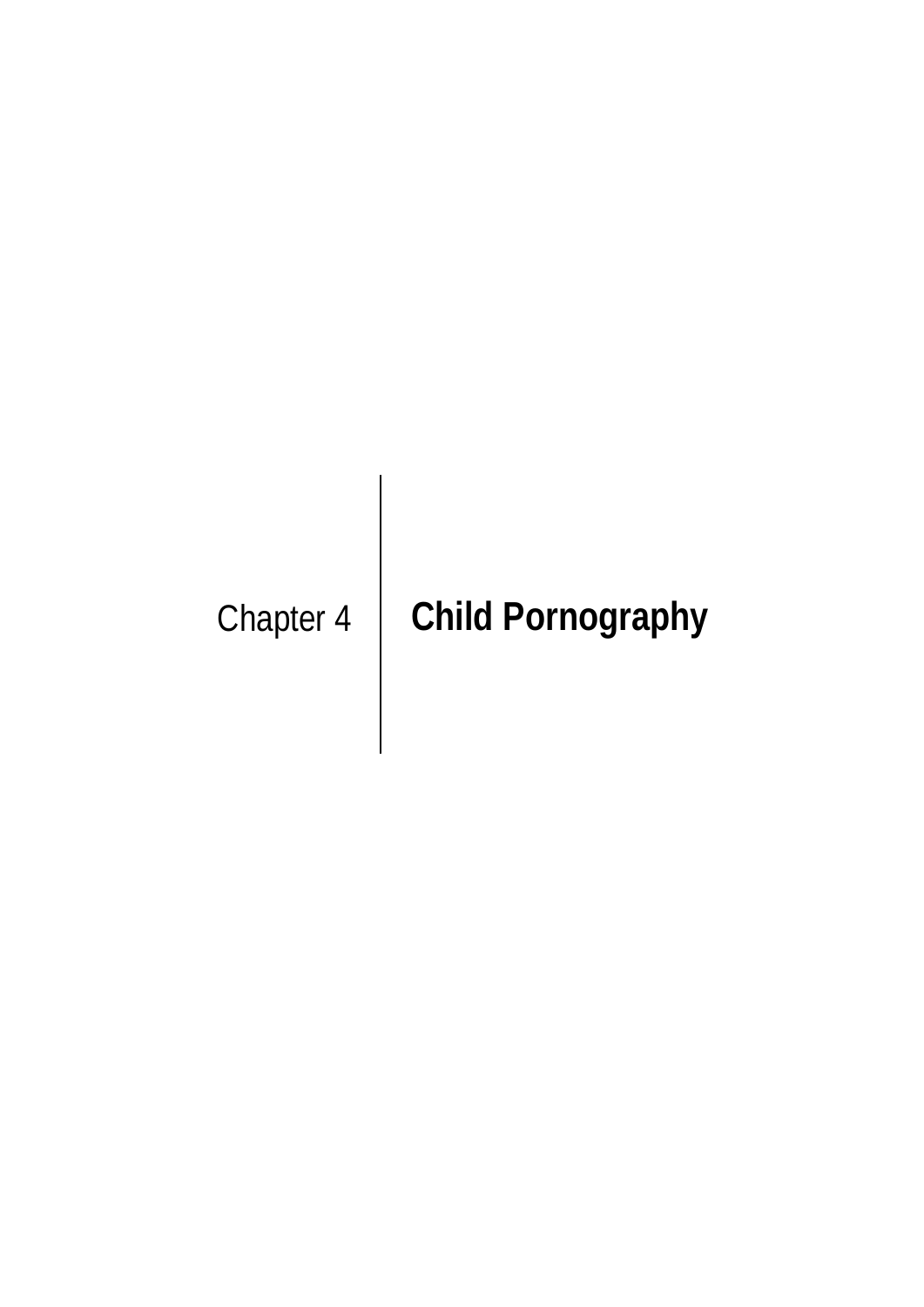# Chapter 4 | Child Pornography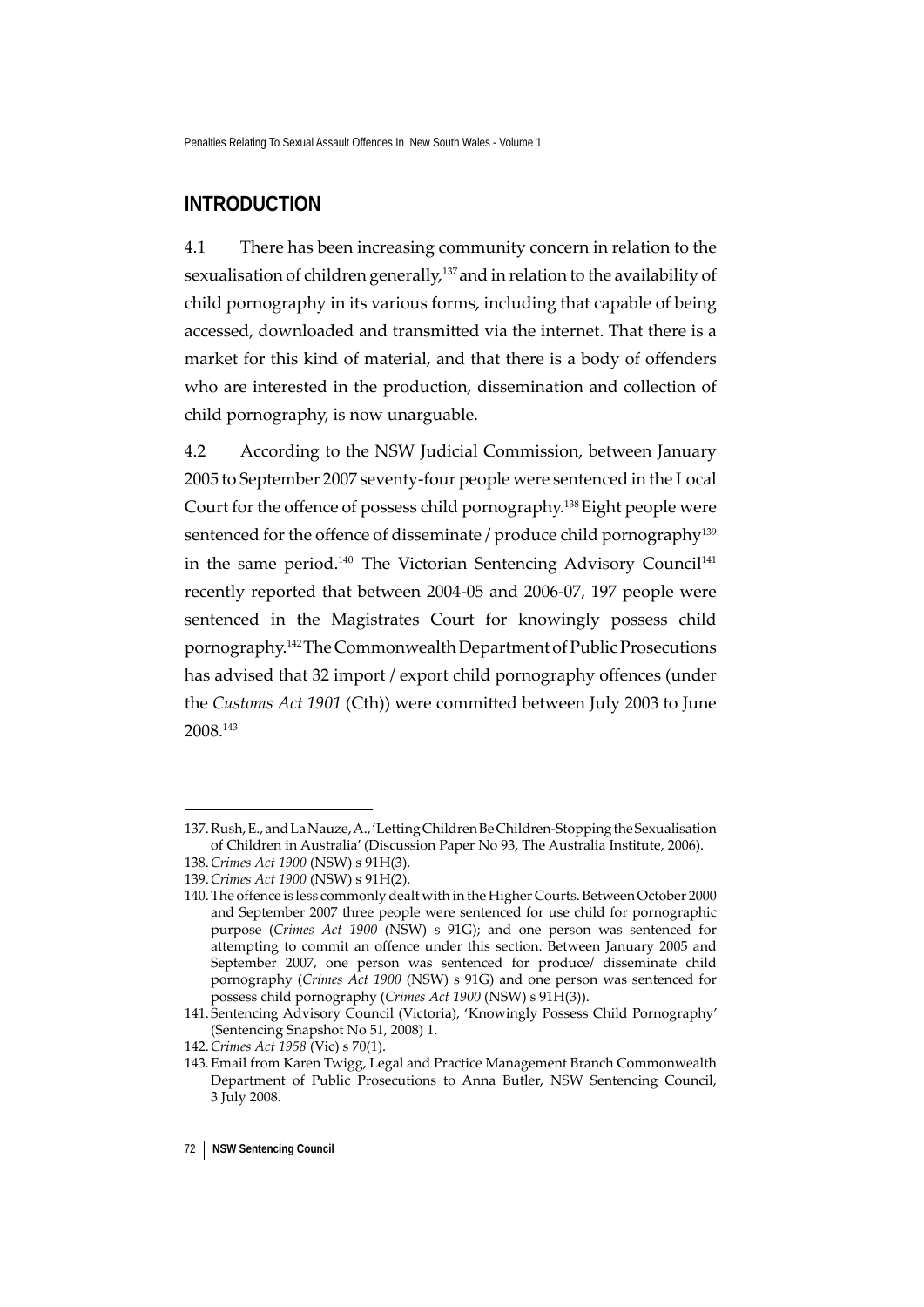## INTRODUCTION

4.1 There has been increasing community concern in relation to the sexualisation of children generally,[137] and in relation to the availability of child pornography in its various forms, including that capable of being accessed, downloaded and transmitted via the internet. That there is a market for this kind of material, and that there is a body of offenders who are interested in the production, dissemination and collection of child pornography, is now unarguable.

4.2 According to the NSW Judicial Commission, between January 2005 to September 2007 seventy-four people were sentenced in the Local Court for the offence of possess child pornography.[138] Eight people were sentenced for the offence of disseminate / produce child pornography[139] in the same period.[140] The Victorian Sentencing Advisory Council[141] recently reported that between 2004-05 and 2006-07, 197 people were sentenced in the Magistrates Court for knowingly possess child pornography.[142] The Commonwealth Department of Public Prosecutions has advised that 32 import / export child pornography offences (under the *Customs Act 1901* (Cth)) were committed between July 2003 to June 2008.[143]

---

137. Rush, E., and La Nauze, A., 'Letting Children Be Children-Stopping the Sexualisation of Children in Australia' (Discussion Paper No 93, The Australia Institute, 2006).

138. *Crimes Act 1900* (NSW) s 91H(3).

139. *Crimes Act 1900* (NSW) s 91H(2).

140. The offence is less commonly dealt with in the Higher Courts. Between October 2000 and September 2007 three people were sentenced for use child for pornographic purpose (*Crimes Act 1900* (NSW) s 91G); and one person was sentenced for attempting to commit an offence under this section. Between January 2005 and September 2007, one person was sentenced for produce/ disseminate child pornography (*Crimes Act 1900* (NSW) s 91G) and one person was sentenced for possess child pornography (*Crimes Act 1900* (NSW) s 91H(3)).

141. Sentencing Advisory Council (Victoria), 'Knowingly Possess Child Pornography' (Sentencing Snapshot No 51, 2008) 1.

142. *Crimes Act 1958* (Vic) s 70(1).

143. Email from Karen Twigg, Legal and Practice Management Branch Commonwealth Department of Public Prosecutions to Anna Butler, NSW Sentencing Council, 3 July 2008.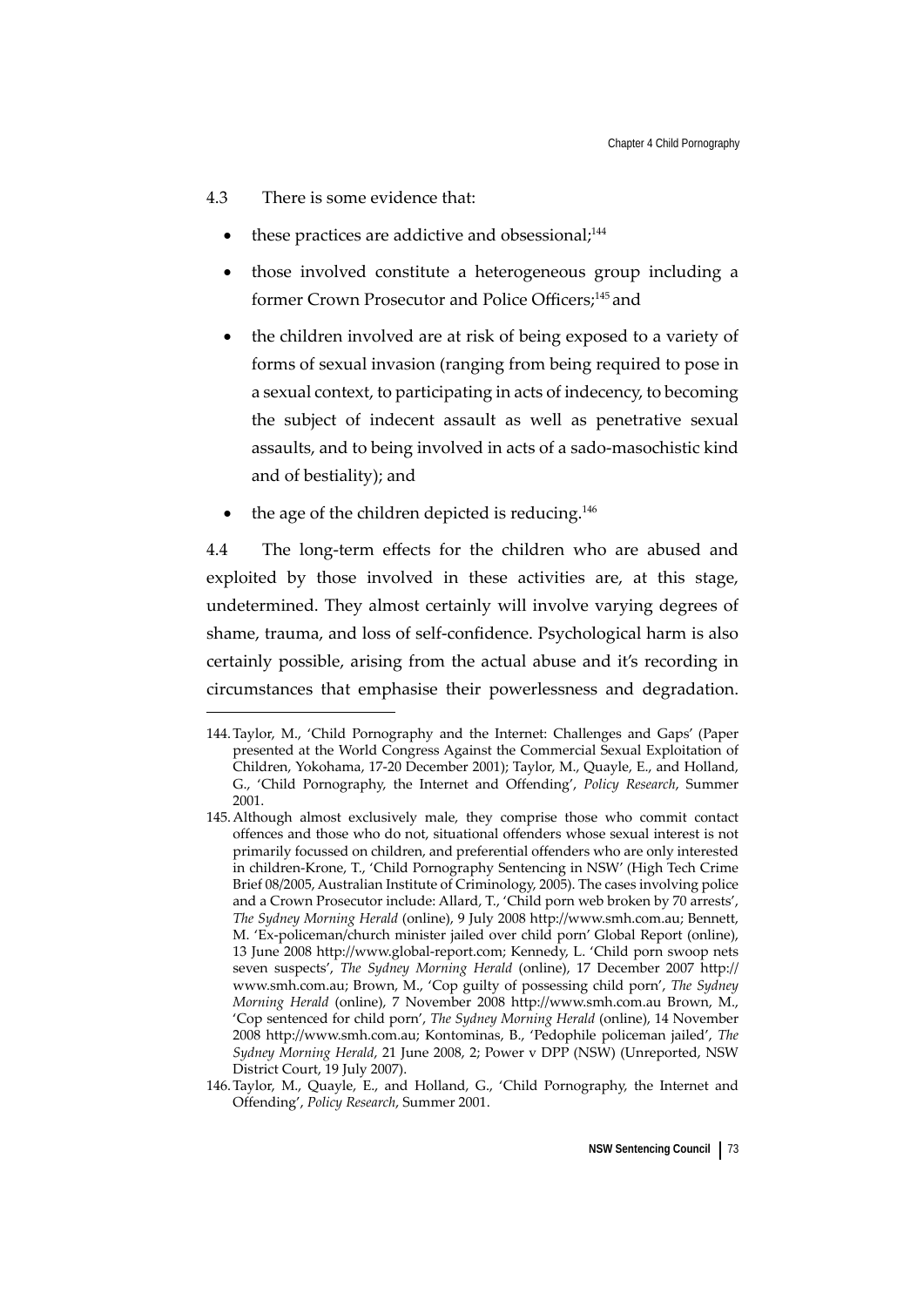4.3 There is some evidence that:

- these practices are addictive and obsessional;[144]
- those involved constitute a heterogeneous group including a former Crown Prosecutor and Police Officers;[145] and
- the children involved are at risk of being exposed to a variety of forms of sexual invasion (ranging from being required to pose in a sexual context, to participating in acts of indecency, to becoming the subject of indecent assault as well as penetrative sexual assaults, and to being involved in acts of a sado-masochistic kind and of bestiality); and
- the age of the children depicted is reducing.[146]

4.4 The long-term effects for the children who are abused and exploited by those involved in these activities are, at this stage, undetermined. They almost certainly will involve varying degrees of shame, trauma, and loss of self-confidence. Psychological harm is also certainly possible, arising from the actual abuse and it's recording in circumstances that emphasise their powerlessness and degradation.

---

144. Taylor, M., 'Child Pornography and the Internet: Challenges and Gaps' (Paper presented at the World Congress Against the Commercial Sexual Exploitation of Children, Yokohama, 17-20 December 2001); Taylor, M., Quayle, E., and Holland, G., 'Child Pornography, the Internet and Offending', *Policy Research*, Summer 2001.

145. Although almost exclusively male, they comprise those who commit contact offences and those who do not, situational offenders whose sexual interest is not primarily focussed on children, and preferential offenders who are only interested in children-Krone, T., 'Child Pornography Sentencing in NSW' (High Tech Crime Brief 08/2005, Australian Institute of Criminology, 2005). The cases involving police and a Crown Prosecutor include: Allard, T., 'Child porn web broken by 70 arrests', *The Sydney Morning Herald* (online), 9 July 2008 http://www.smh.com.au; Bennett, M. 'Ex-policeman/church minister jailed over child porn' Global Report (online), 13 June 2008 http://www.global-report.com; Kennedy, L. 'Child porn swoop nets seven suspects', *The Sydney Morning Herald* (online), 17 December 2007 http://www.smh.com.au; Brown, M., 'Cop guilty of possessing child porn', *The Sydney Morning Herald* (online), 7 November 2008 http://www.smh.com.au Brown, M., 'Cop sentenced for child porn', *The Sydney Morning Herald* (online), 14 November 2008 http://www.smh.com.au; Kontominas, B., 'Pedophile policeman jailed', *The Sydney Morning Herald*, 21 June 2008, 2; Power v DPP (NSW) (Unreported, NSW District Court, 19 July 2007).

146. Taylor, M., Quayle, E., and Holland, G., 'Child Pornography, the Internet and Offending', *Policy Research*, Summer 2001.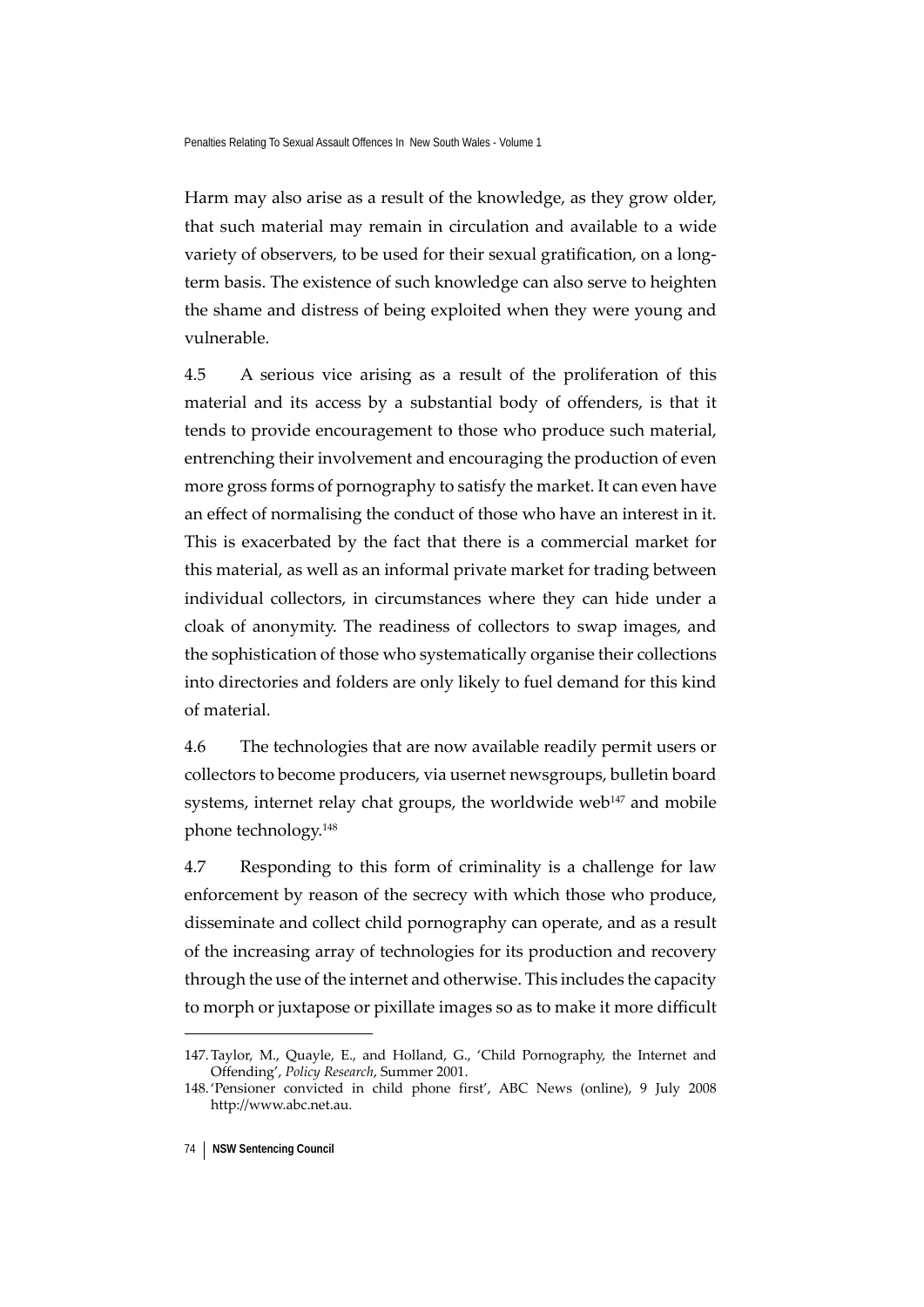Harm may also arise as a result of the knowledge, as they grow older, that such material may remain in circulation and available to a wide variety of observers, to be used for their sexual gratification, on a long-term basis. The existence of such knowledge can also serve to heighten the shame and distress of being exploited when they were young and vulnerable.

4.5 A serious vice arising as a result of the proliferation of this material and its access by a substantial body of offenders, is that it tends to provide encouragement to those who produce such material, entrenching their involvement and encouraging the production of even more gross forms of pornography to satisfy the market. It can even have an effect of normalising the conduct of those who have an interest in it. This is exacerbated by the fact that there is a commercial market for this material, as well as an informal private market for trading between individual collectors, in circumstances where they can hide under a cloak of anonymity. The readiness of collectors to swap images, and the sophistication of those who systematically organise their collections into directories and folders are only likely to fuel demand for this kind of material.

4.6 The technologies that are now available readily permit users or collectors to become producers, via usernet newsgroups, bulletin board systems, internet relay chat groups, the worldwide web[147] and mobile phone technology.[148]

4.7 Responding to this form of criminality is a challenge for law enforcement by reason of the secrecy with which those who produce, disseminate and collect child pornography can operate, and as a result of the increasing array of technologies for its production and recovery through the use of the internet and otherwise. This includes the capacity to morph or juxtapose or pixillate images so as to make it more difficult

---

147. Taylor, M., Quayle, E., and Holland, G., 'Child Pornography, the Internet and Offending', *Policy Research*, Summer 2001.

148. 'Pensioner convicted in child phone first', ABC News (online), 9 July 2008 http://www.abc.net.au.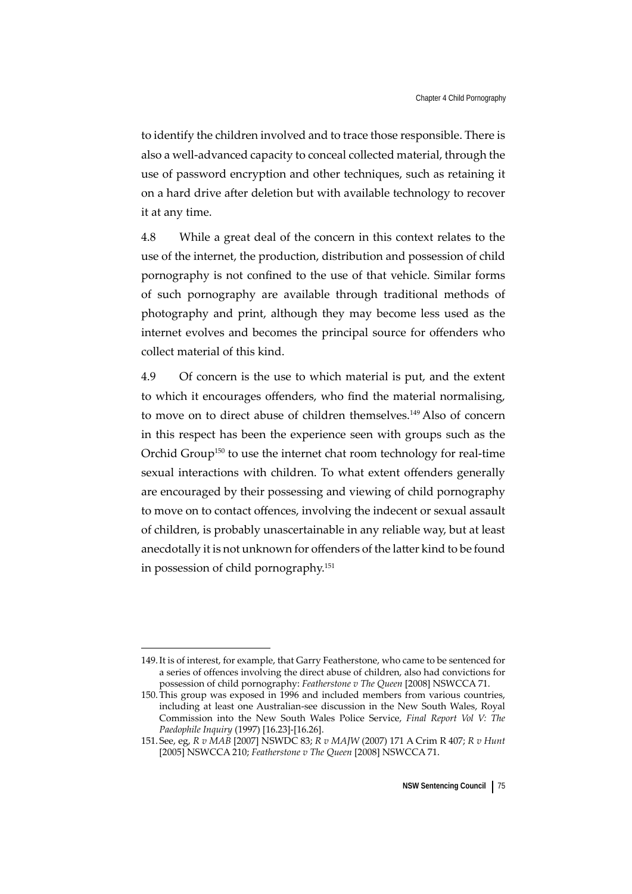to identify the children involved and to trace those responsible. There is also a well-advanced capacity to conceal collected material, through the use of password encryption and other techniques, such as retaining it on a hard drive after deletion but with available technology to recover it at any time.

4.8 While a great deal of the concern in this context relates to the use of the internet, the production, distribution and possession of child pornography is not confined to the use of that vehicle. Similar forms of such pornography are available through traditional methods of photography and print, although they may become less used as the internet evolves and becomes the principal source for offenders who collect material of this kind.

4.9 Of concern is the use to which material is put, and the extent to which it encourages offenders, who find the material normalising, to move on to direct abuse of children themselves.[149] Also of concern in this respect has been the experience seen with groups such as the Orchid Group[150] to use the internet chat room technology for real-time sexual interactions with children. To what extent offenders generally are encouraged by their possessing and viewing of child pornography to move on to contact offences, involving the indecent or sexual assault of children, is probably unascertainable in any reliable way, but at least anecdotally it is not unknown for offenders of the latter kind to be found in possession of child pornography.[151]

---

149. It is of interest, for example, that Garry Featherstone, who came to be sentenced for a series of offences involving the direct abuse of children, also had convictions for possession of child pornography: *Featherstone v The Queen* [2008] NSWCCA 71.

150. This group was exposed in 1996 and included members from various countries, including at least one Australian-see discussion in the New South Wales, Royal Commission into the New South Wales Police Service, *Final Report Vol V: The Paedophile Inquiry* (1997) [16.23]-[16.26].

151. See, eg, *R v MAB* [2007] NSWDC 83; *R v MAJW* (2007) 171 A Crim R 407; *R v Hunt* [2005] NSWCCA 210; *Featherstone v The Queen* [2008] NSWCCA 71.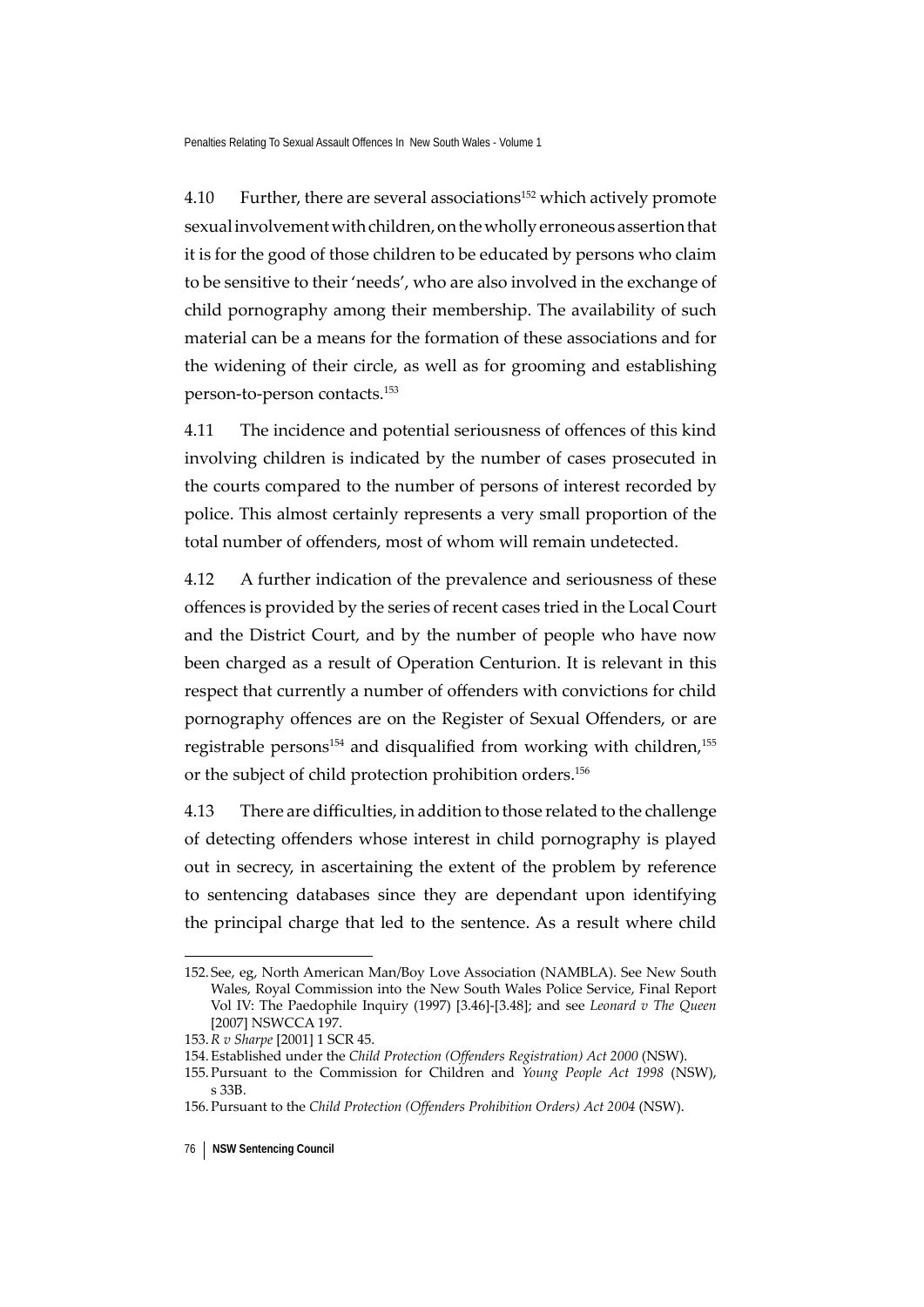4.10 Further, there are several associations[152] which actively promote sexual involvement with children, on the wholly erroneous assertion that it is for the good of those children to be educated by persons who claim to be sensitive to their 'needs', who are also involved in the exchange of child pornography among their membership. The availability of such material can be a means for the formation of these associations and for the widening of their circle, as well as for grooming and establishing person-to-person contacts.[153]

4.11 The incidence and potential seriousness of offences of this kind involving children is indicated by the number of cases prosecuted in the courts compared to the number of persons of interest recorded by police. This almost certainly represents a very small proportion of the total number of offenders, most of whom will remain undetected.

4.12 A further indication of the prevalence and seriousness of these offences is provided by the series of recent cases tried in the Local Court and the District Court, and by the number of people who have now been charged as a result of Operation Centurion. It is relevant in this respect that currently a number of offenders with convictions for child pornography offences are on the Register of Sexual Offenders, or are registrable persons[154] and disqualified from working with children,[155] or the subject of child protection prohibition orders.[156]

4.13 There are difficulties, in addition to those related to the challenge of detecting offenders whose interest in child pornography is played out in secrecy, in ascertaining the extent of the problem by reference to sentencing databases since they are dependant upon identifying the principal charge that led to the sentence. As a result where child

---

152. See, eg, North American Man/Boy Love Association (NAMBLA). See New South Wales, Royal Commission into the New South Wales Police Service, Final Report Vol IV: The Paedophile Inquiry (1997) [3.46]-[3.48]; and see *Leonard v The Queen* [2007] NSWCCA 197.

153. *R v Sharpe* [2001] 1 SCR 45.

154. Established under the *Child Protection (Offenders Registration) Act 2000* (NSW).

155. Pursuant to the Commission for Children and *Young People Act 1998* (NSW), s 33B.

156. Pursuant to the *Child Protection (Offenders Prohibition Orders) Act 2004* (NSW).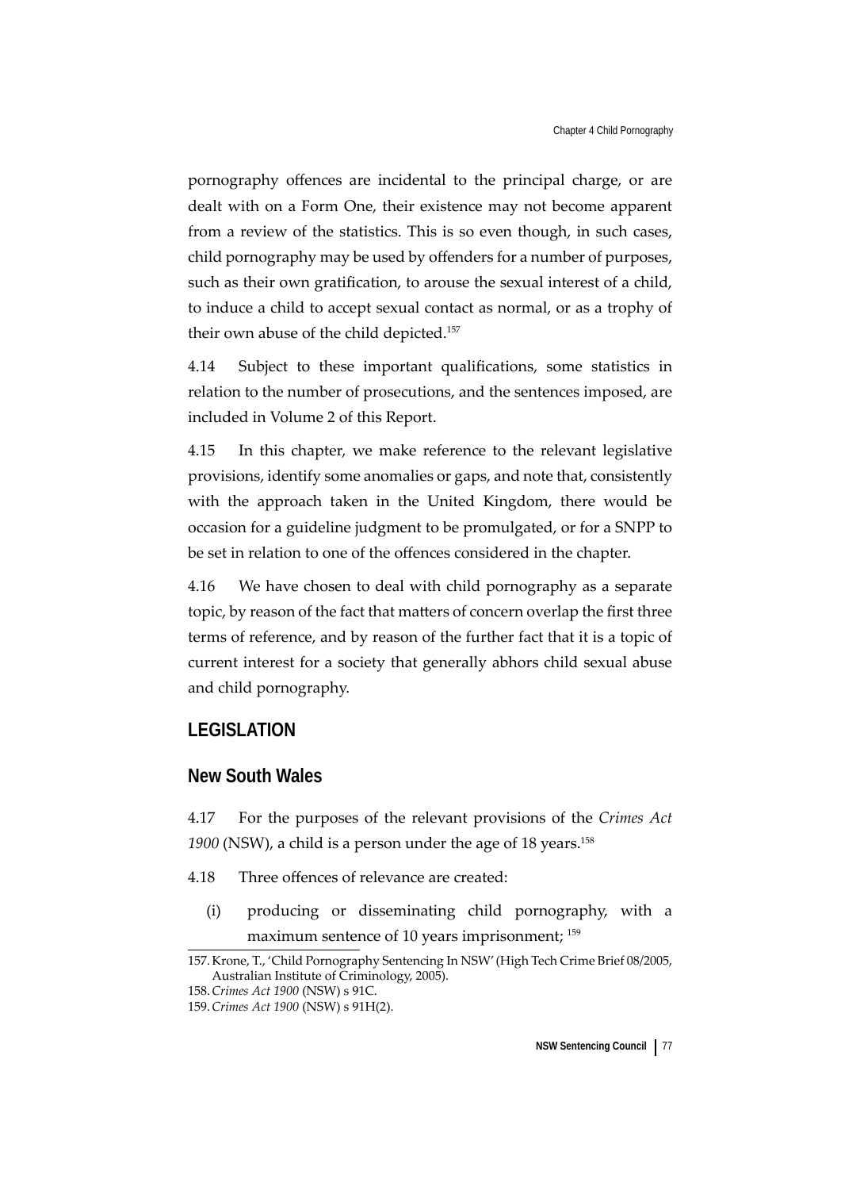pornography offences are incidental to the principal charge, or are dealt with on a Form One, their existence may not become apparent from a review of the statistics. This is so even though, in such cases, child pornography may be used by offenders for a number of purposes, such as their own gratification, to arouse the sexual interest of a child, to induce a child to accept sexual contact as normal, or as a trophy of their own abuse of the child depicted.[157]

4.14 Subject to these important qualifications, some statistics in relation to the number of prosecutions, and the sentences imposed, are included in Volume 2 of this Report.

4.15 In this chapter, we make reference to the relevant legislative provisions, identify some anomalies or gaps, and note that, consistently with the approach taken in the United Kingdom, there would be occasion for a guideline judgment to be promulgated, or for a SNPP to be set in relation to one of the offences considered in the chapter.

4.16 We have chosen to deal with child pornography as a separate topic, by reason of the fact that matters of concern overlap the first three terms of reference, and by reason of the further fact that it is a topic of current interest for a society that generally abhors child sexual abuse and child pornography.

## LEGISLATION

### New South Wales

4.17 For the purposes of the relevant provisions of the *Crimes Act 1900* (NSW), a child is a person under the age of 18 years.[158]

4.18 Three offences of relevance are created:

(i) producing or disseminating child pornography, with a maximum sentence of 10 years imprisonment; [159]

---

157. Krone, T., 'Child Pornography Sentencing In NSW' (High Tech Crime Brief 08/2005, Australian Institute of Criminology, 2005).

158. *Crimes Act 1900* (NSW) s 91C.

159. *Crimes Act 1900* (NSW) s 91H(2).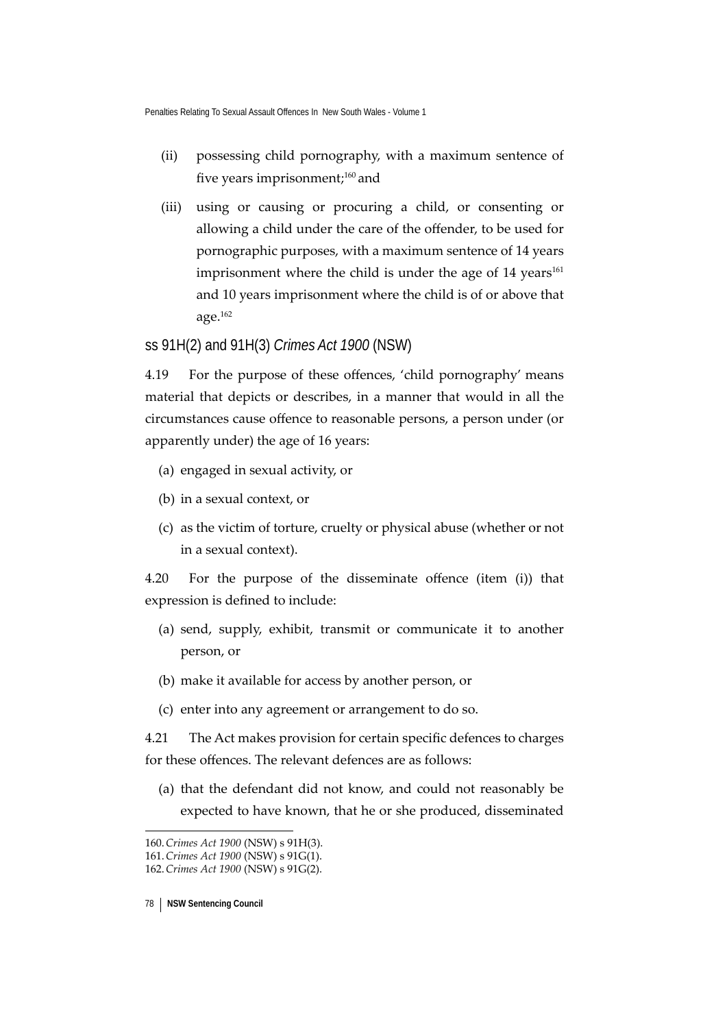(ii) possessing child pornography, with a maximum sentence of five years imprisonment;[160] and

(iii) using or causing or procuring a child, or consenting or allowing a child under the care of the offender, to be used for pornographic purposes, with a maximum sentence of 14 years imprisonment where the child is under the age of 14 years[161] and 10 years imprisonment where the child is of or above that age.[162]

### ss 91H(2) and 91H(3) *Crimes Act 1900* (NSW)

4.19 For the purpose of these offences, 'child pornography' means material that depicts or describes, in a manner that would in all the circumstances cause offence to reasonable persons, a person under (or apparently under) the age of 16 years:

(a) engaged in sexual activity, or

(b) in a sexual context, or

(c) as the victim of torture, cruelty or physical abuse (whether or not in a sexual context).

4.20 For the purpose of the disseminate offence (item (i)) that expression is defined to include:

(a) send, supply, exhibit, transmit or communicate it to another person, or

(b) make it available for access by another person, or

(c) enter into any agreement or arrangement to do so.

4.21 The Act makes provision for certain specific defences to charges for these offences. The relevant defences are as follows:

(a) that the defendant did not know, and could not reasonably be expected to have known, that he or she produced, disseminated

---

160. *Crimes Act 1900* (NSW) s 91H(3).

161. *Crimes Act 1900* (NSW) s 91G(1).

162. *Crimes Act 1900* (NSW) s 91G(2).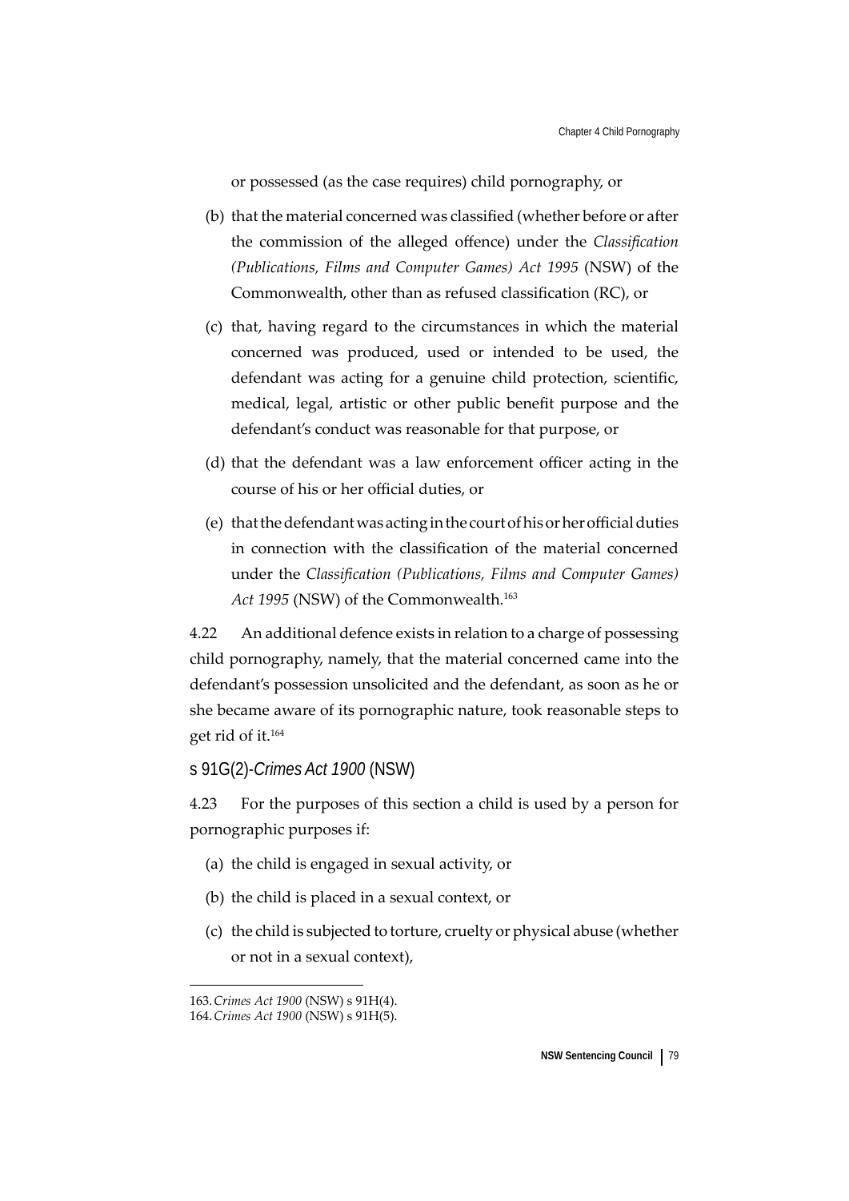or possessed (as the case requires) child pornography, or

(b) that the material concerned was classified (whether before or after the commission of the alleged offence) under the *Classification (Publications, Films and Computer Games) Act 1995* (NSW) of the Commonwealth, other than as refused classification (RC), or

(c) that, having regard to the circumstances in which the material concerned was produced, used or intended to be used, the defendant was acting for a genuine child protection, scientific, medical, legal, artistic or other public benefit purpose and the defendant's conduct was reasonable for that purpose, or

(d) that the defendant was a law enforcement officer acting in the course of his or her official duties, or

(e) that the defendant was acting in the court of his or her official duties in connection with the classification of the material concerned under the *Classification (Publications, Films and Computer Games) Act 1995* (NSW) of the Commonwealth.[163]

4.22 An additional defence exists in relation to a charge of possessing child pornography, namely, that the material concerned came into the defendant's possession unsolicited and the defendant, as soon as he or she became aware of its pornographic nature, took reasonable steps to get rid of it.[164]

### s 91G(2)-*Crimes Act 1900* (NSW)

4.23 For the purposes of this section a child is used by a person for pornographic purposes if:

(a) the child is engaged in sexual activity, or

(b) the child is placed in a sexual context, or

(c) the child is subjected to torture, cruelty or physical abuse (whether or not in a sexual context),

---

163. *Crimes Act 1900* (NSW) s 91H(4).

164. *Crimes Act 1900* (NSW) s 91H(5).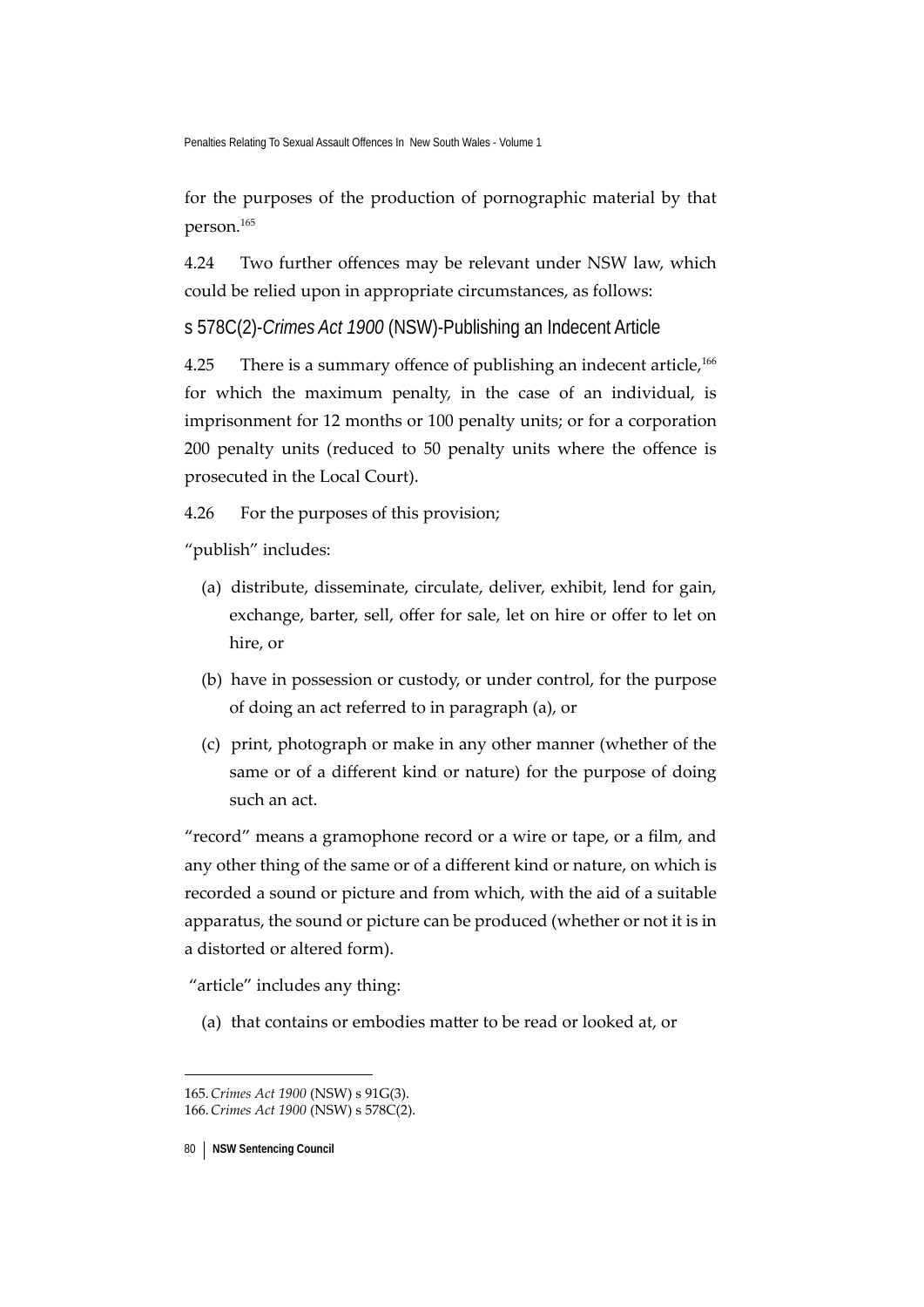for the purposes of the production of pornographic material by that person.[165]

4.24 Two further offences may be relevant under NSW law, which could be relied upon in appropriate circumstances, as follows:

### s 578C(2)-*Crimes Act 1900* (NSW)-Publishing an Indecent Article

4.25 There is a summary offence of publishing an indecent article,[166] for which the maximum penalty, in the case of an individual, is imprisonment for 12 months or 100 penalty units; or for a corporation 200 penalty units (reduced to 50 penalty units where the offence is prosecuted in the Local Court).

4.26 For the purposes of this provision;

"publish" includes:

(a) distribute, disseminate, circulate, deliver, exhibit, lend for gain, exchange, barter, sell, offer for sale, let on hire or offer to let on hire, or

(b) have in possession or custody, or under control, for the purpose of doing an act referred to in paragraph (a), or

(c) print, photograph or make in any other manner (whether of the same or of a different kind or nature) for the purpose of doing such an act.

"record" means a gramophone record or a wire or tape, or a film, and any other thing of the same or of a different kind or nature, on which is recorded a sound or picture and from which, with the aid of a suitable apparatus, the sound or picture can be produced (whether or not it is in a distorted or altered form).

"article" includes any thing:

(a) that contains or embodies matter to be read or looked at, or

---

165. *Crimes Act 1900* (NSW) s 91G(3).

166. *Crimes Act 1900* (NSW) s 578C(2).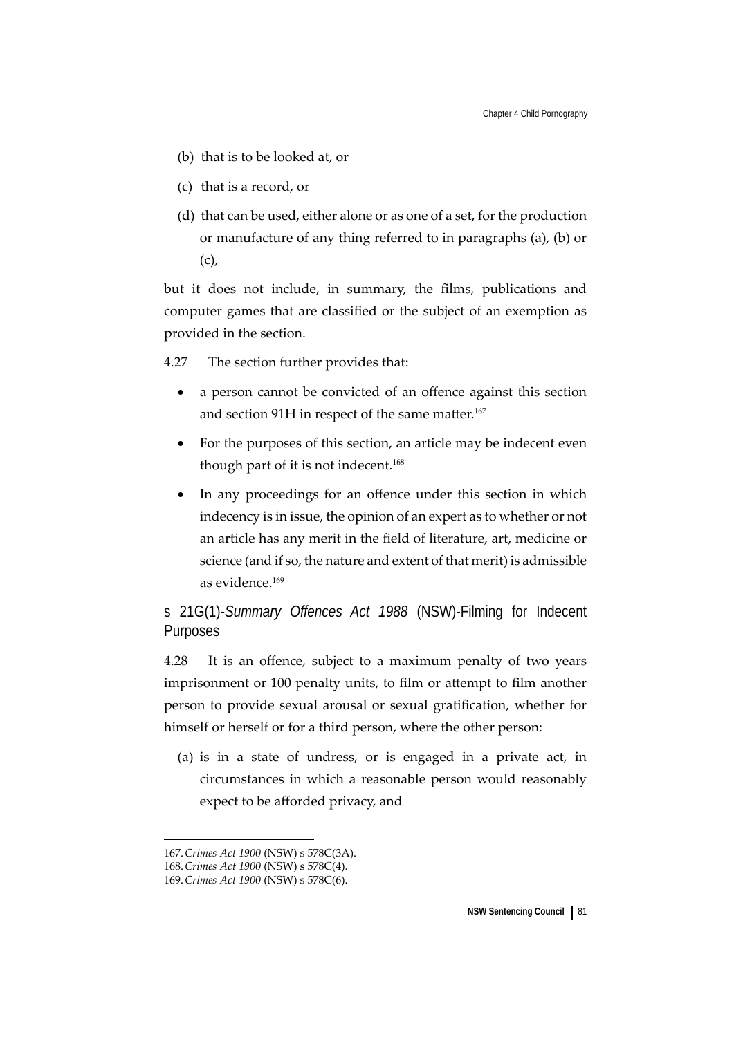(b) that is to be looked at, or

(c) that is a record, or

(d) that can be used, either alone or as one of a set, for the production or manufacture of any thing referred to in paragraphs (a), (b) or (c),

but it does not include, in summary, the films, publications and computer games that are classified or the subject of an exemption as provided in the section.

4.27 The section further provides that:

- a person cannot be convicted of an offence against this section and section 91H in respect of the same matter.[167]
- For the purposes of this section, an article may be indecent even though part of it is not indecent.[168]
- In any proceedings for an offence under this section in which indecency is in issue, the opinion of an expert as to whether or not an article has any merit in the field of literature, art, medicine or science (and if so, the nature and extent of that merit) is admissible as evidence.[169]

### s 21G(1)-*Summary Offences Act 1988* (NSW)-Filming for Indecent Purposes

4.28 It is an offence, subject to a maximum penalty of two years imprisonment or 100 penalty units, to film or attempt to film another person to provide sexual arousal or sexual gratification, whether for himself or herself or for a third person, where the other person:

(a) is in a state of undress, or is engaged in a private act, in circumstances in which a reasonable person would reasonably expect to be afforded privacy, and

---

167. *Crimes Act 1900* (NSW) s 578C(3A).
168. *Crimes Act 1900* (NSW) s 578C(4).
169. *Crimes Act 1900* (NSW) s 578C(6).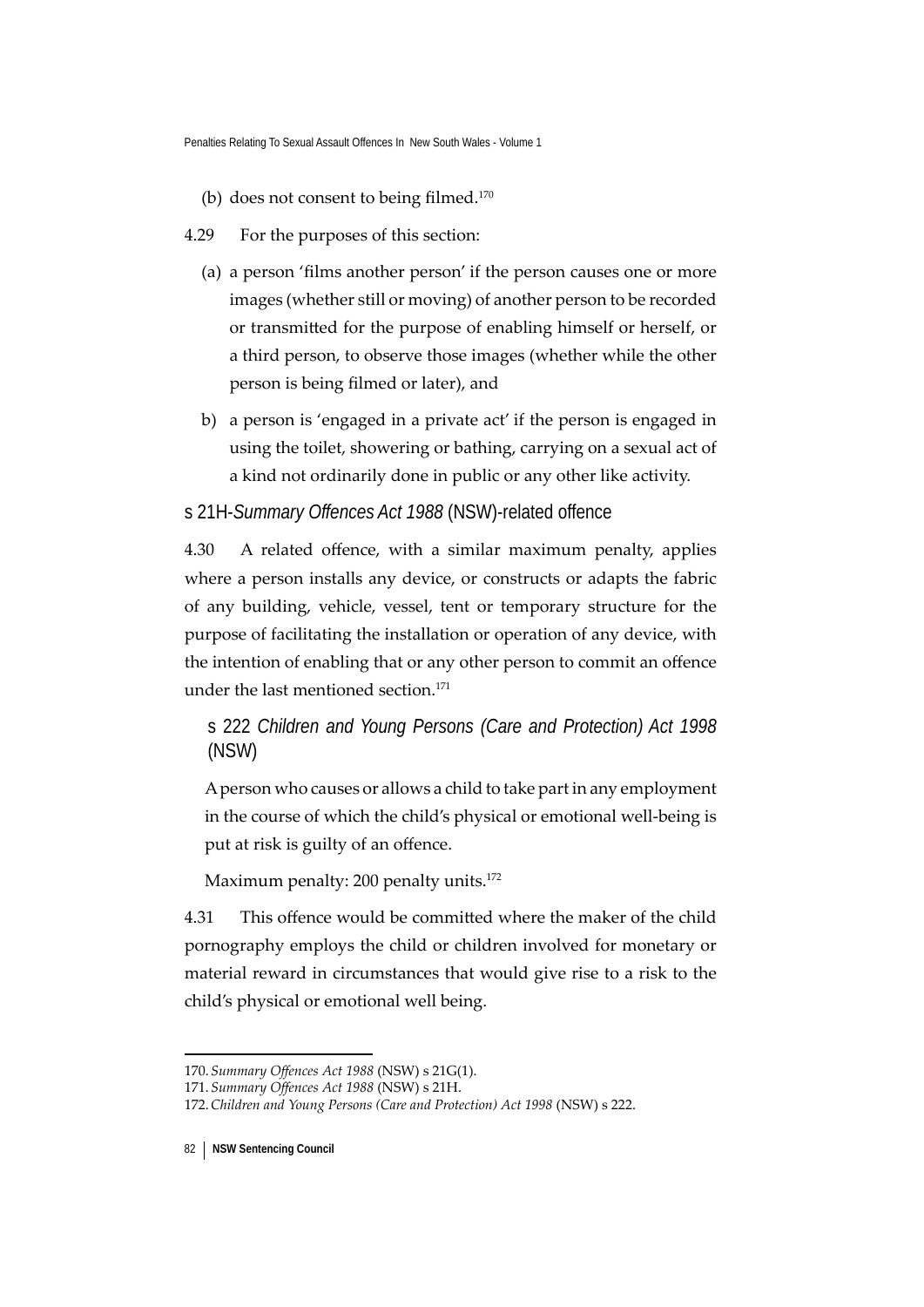(b) does not consent to being filmed.[170]

4.29 For the purposes of this section:

(a) a person 'films another person' if the person causes one or more images (whether still or moving) of another person to be recorded or transmitted for the purpose of enabling himself or herself, or a third person, to observe those images (whether while the other person is being filmed or later), and

b) a person is 'engaged in a private act' if the person is engaged in using the toilet, showering or bathing, carrying on a sexual act of a kind not ordinarily done in public or any other like activity.

### s 21H-*Summary Offences Act 1988* (NSW)-related offence

4.30 A related offence, with a similar maximum penalty, applies where a person installs any device, or constructs or adapts the fabric of any building, vehicle, vessel, tent or temporary structure for the purpose of facilitating the installation or operation of any device, with the intention of enabling that or any other person to commit an offence under the last mentioned section.[171]

> ### s 222 *Children and Young Persons (Care and Protection) Act 1998* (NSW)
>
> A person who causes or allows a child to take part in any employment in the course of which the child's physical or emotional well-being is put at risk is guilty of an offence.
>
> Maximum penalty: 200 penalty units.[172]

4.31 This offence would be committed where the maker of the child pornography employs the child or children involved for monetary or material reward in circumstances that would give rise to a risk to the child's physical or emotional well being.

---

170. *Summary Offences Act 1988* (NSW) s 21G(1).
171. *Summary Offences Act 1988* (NSW) s 21H.
172. *Children and Young Persons (Care and Protection) Act 1998* (NSW) s 222.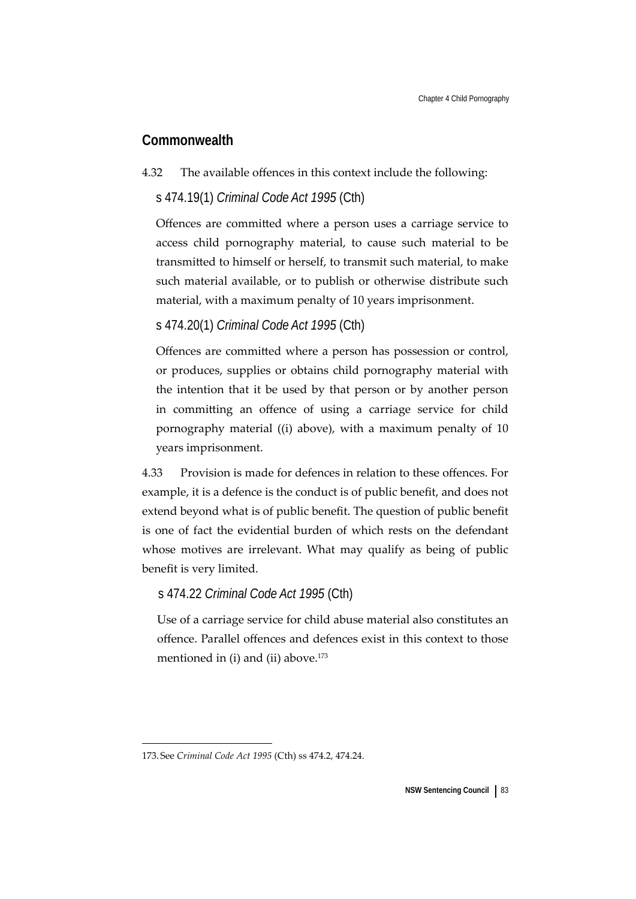## Commonwealth

4.32 The available offences in this context include the following:

s 474.19(1) *Criminal Code Act 1995* (Cth)

Offences are committed where a person uses a carriage service to access child pornography material, to cause such material to be transmitted to himself or herself, to transmit such material, to make such material available, or to publish or otherwise distribute such material, with a maximum penalty of 10 years imprisonment.

s 474.20(1) *Criminal Code Act 1995* (Cth)

Offences are committed where a person has possession or control, or produces, supplies or obtains child pornography material with the intention that it be used by that person or by another person in committing an offence of using a carriage service for child pornography material ((i) above), with a maximum penalty of 10 years imprisonment.

4.33 Provision is made for defences in relation to these offences. For example, it is a defence is the conduct is of public benefit, and does not extend beyond what is of public benefit. The question of public benefit is one of fact the evidential burden of which rests on the defendant whose motives are irrelevant. What may qualify as being of public benefit is very limited.

s 474.22 *Criminal Code Act 1995* (Cth)

Use of a carriage service for child abuse material also constitutes an offence. Parallel offences and defences exist in this context to those mentioned in (i) and (ii) above.[173]

173. See *Criminal Code Act 1995* (Cth) ss 474.2, 474.24.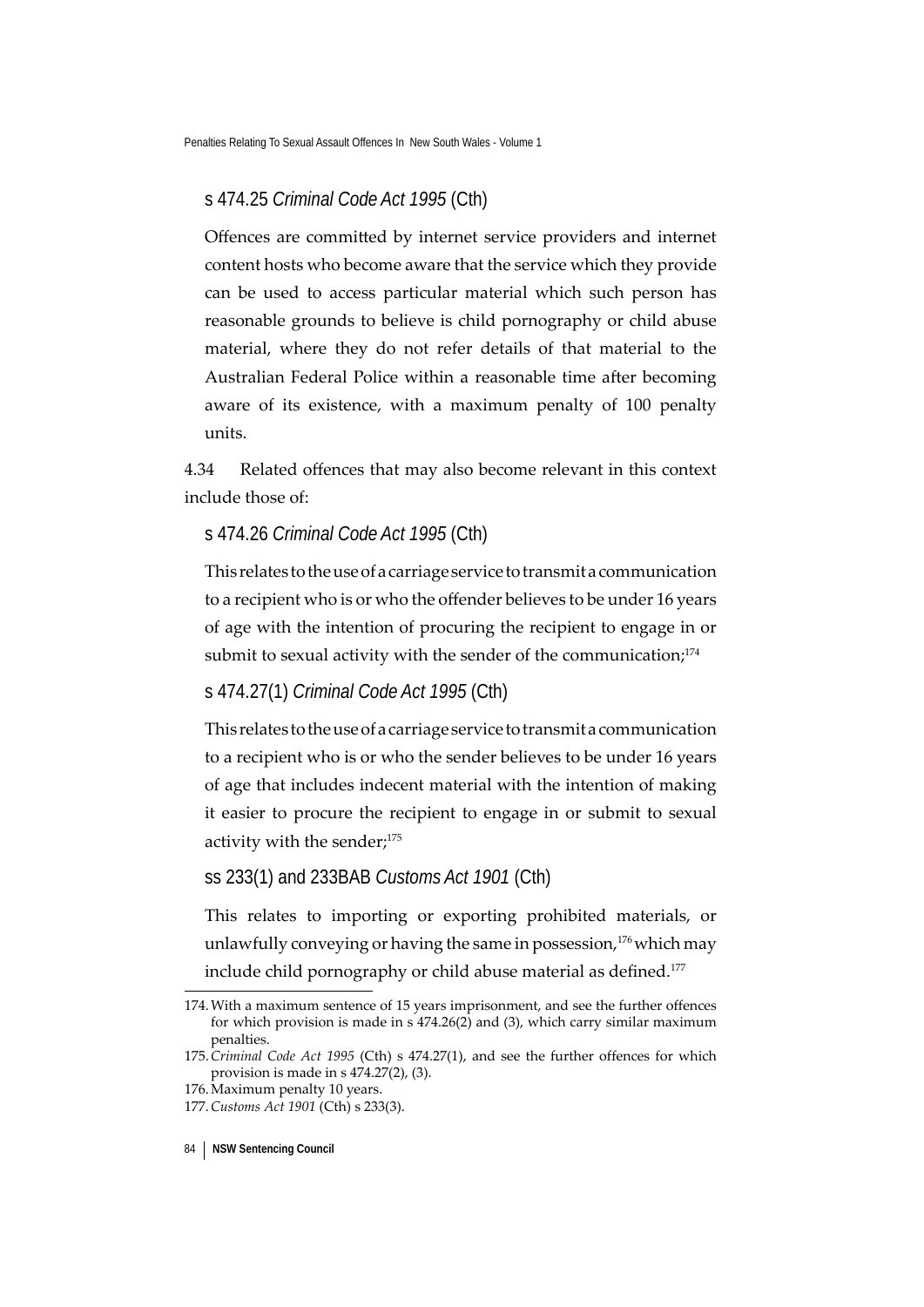### s 474.25 *Criminal Code Act 1995* (Cth)

Offences are committed by internet service providers and internet content hosts who become aware that the service which they provide can be used to access particular material which such person has reasonable grounds to believe is child pornography or child abuse material, where they do not refer details of that material to the Australian Federal Police within a reasonable time after becoming aware of its existence, with a maximum penalty of 100 penalty units.

4.34 Related offences that may also become relevant in this context include those of:

### s 474.26 *Criminal Code Act 1995* (Cth)

This relates to the use of a carriage service to transmit a communication to a recipient who is or who the offender believes to be under 16 years of age with the intention of procuring the recipient to engage in or submit to sexual activity with the sender of the communication;[174]

### s 474.27(1) *Criminal Code Act 1995* (Cth)

This relates to the use of a carriage service to transmit a communication to a recipient who is or who the sender believes to be under 16 years of age that includes indecent material with the intention of making it easier to procure the recipient to engage in or submit to sexual activity with the sender;[175]

### ss 233(1) and 233BAB *Customs Act 1901* (Cth)

This relates to importing or exporting prohibited materials, or unlawfully conveying or having the same in possession,[176] which may include child pornography or child abuse material as defined.[177]

---

174. With a maximum sentence of 15 years imprisonment, and see the further offences for which provision is made in s 474.26(2) and (3), which carry similar maximum penalties.

175. *Criminal Code Act 1995* (Cth) s 474.27(1), and see the further offences for which provision is made in s 474.27(2), (3).

176. Maximum penalty 10 years.

177. *Customs Act 1901* (Cth) s 233(3).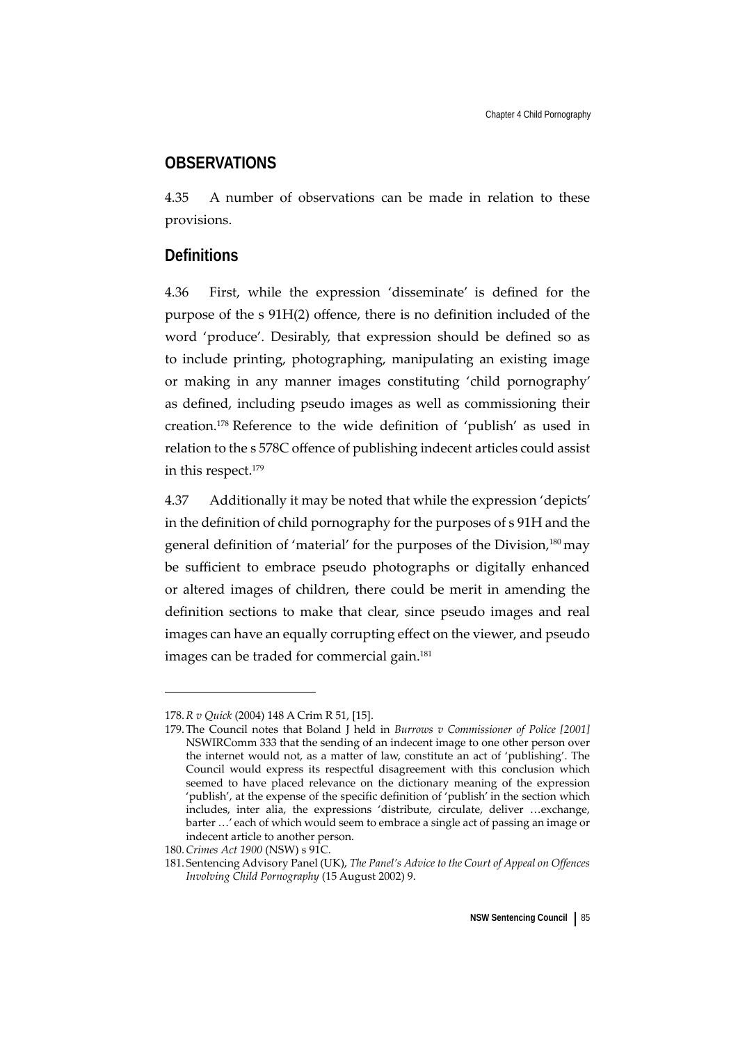## OBSERVATIONS

4.35 A number of observations can be made in relation to these provisions.

### Definitions

4.36 First, while the expression 'disseminate' is defined for the purpose of the s 91H(2) offence, there is no definition included of the word 'produce'. Desirably, that expression should be defined so as to include printing, photographing, manipulating an existing image or making in any manner images constituting 'child pornography' as defined, including pseudo images as well as commissioning their creation.[178] Reference to the wide definition of 'publish' as used in relation to the s 578C offence of publishing indecent articles could assist in this respect.[179]

4.37 Additionally it may be noted that while the expression 'depicts' in the definition of child pornography for the purposes of s 91H and the general definition of 'material' for the purposes of the Division,[180] may be sufficient to embrace pseudo photographs or digitally enhanced or altered images of children, there could be merit in amending the definition sections to make that clear, since pseudo images and real images can have an equally corrupting effect on the viewer, and pseudo images can be traded for commercial gain.[181]

---

178. *R v Quick* (2004) 148 A Crim R 51, [15].

179. The Council notes that Boland J held in *Burrows v Commissioner of Police [2001]* NSWIRComm 333 that the sending of an indecent image to one other person over the internet would not, as a matter of law, constitute an act of 'publishing'. The Council would express its respectful disagreement with this conclusion which seemed to have placed relevance on the dictionary meaning of the expression 'publish', at the expense of the specific definition of 'publish' in the section which includes, inter alia, the expressions 'distribute, circulate, deliver …exchange, barter …' each of which would seem to embrace a single act of passing an image or indecent article to another person.

180. *Crimes Act 1900* (NSW) s 91C.

181. Sentencing Advisory Panel (UK), *The Panel's Advice to the Court of Appeal on Offences Involving Child Pornography* (15 August 2002) 9.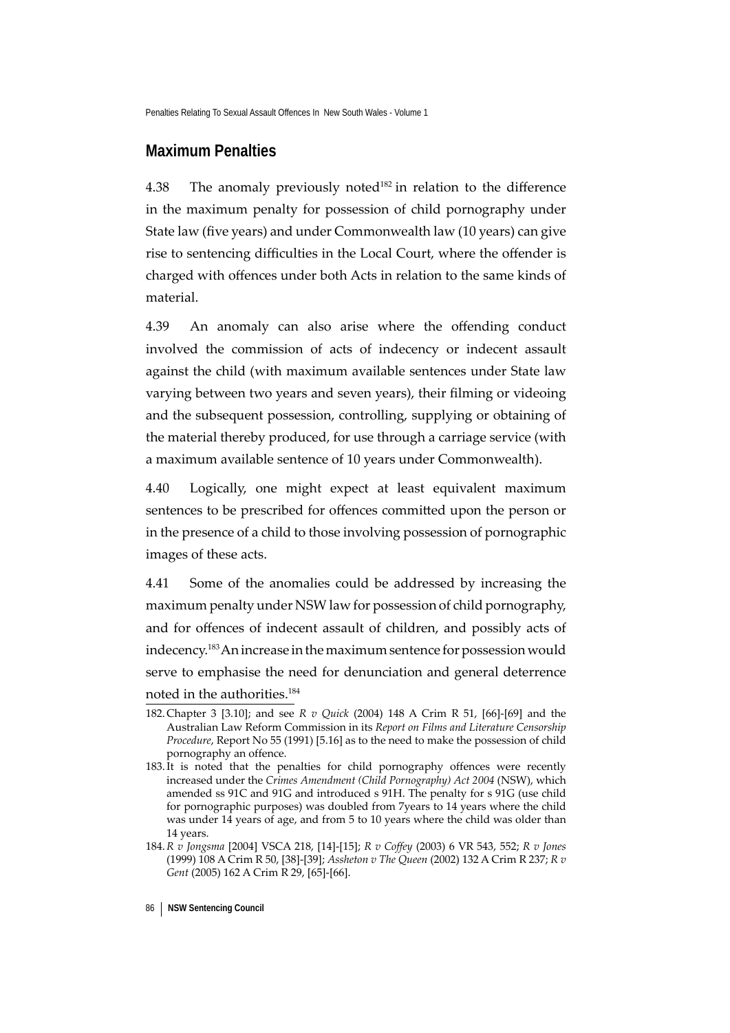## Maximum Penalties

4.38 The anomaly previously noted[182] in relation to the difference in the maximum penalty for possession of child pornography under State law (five years) and under Commonwealth law (10 years) can give rise to sentencing difficulties in the Local Court, where the offender is charged with offences under both Acts in relation to the same kinds of material.

4.39 An anomaly can also arise where the offending conduct involved the commission of acts of indecency or indecent assault against the child (with maximum available sentences under State law varying between two years and seven years), their filming or videoing and the subsequent possession, controlling, supplying or obtaining of the material thereby produced, for use through a carriage service (with a maximum available sentence of 10 years under Commonwealth).

4.40 Logically, one might expect at least equivalent maximum sentences to be prescribed for offences committed upon the person or in the presence of a child to those involving possession of pornographic images of these acts.

4.41 Some of the anomalies could be addressed by increasing the maximum penalty under NSW law for possession of child pornography, and for offences of indecent assault of children, and possibly acts of indecency.[183] An increase in the maximum sentence for possession would serve to emphasise the need for denunciation and general deterrence noted in the authorities.[184]

---

182. Chapter 3 [3.10]; and see *R v Quick* (2004) 148 A Crim R 51, [66]-[69] and the Australian Law Reform Commission in its *Report on Films and Literature Censorship Procedure*, Report No 55 (1991) [5.16] as to the need to make the possession of child pornography an offence.

183. It is noted that the penalties for child pornography offences were recently increased under the *Crimes Amendment (Child Pornography) Act 2004* (NSW), which amended ss 91C and 91G and introduced s 91H. The penalty for s 91G (use child for pornographic purposes) was doubled from 7years to 14 years where the child was under 14 years of age, and from 5 to 10 years where the child was older than 14 years.

184. *R v Jongsma* [2004] VSCA 218, [14]-[15]; *R v Coffey* (2003) 6 VR 543, 552; *R v Jones* (1999) 108 A Crim R 50, [38]-[39]; *Assheton v The Queen* (2002) 132 A Crim R 237; *R v Gent* (2005) 162 A Crim R 29, [65]-[66].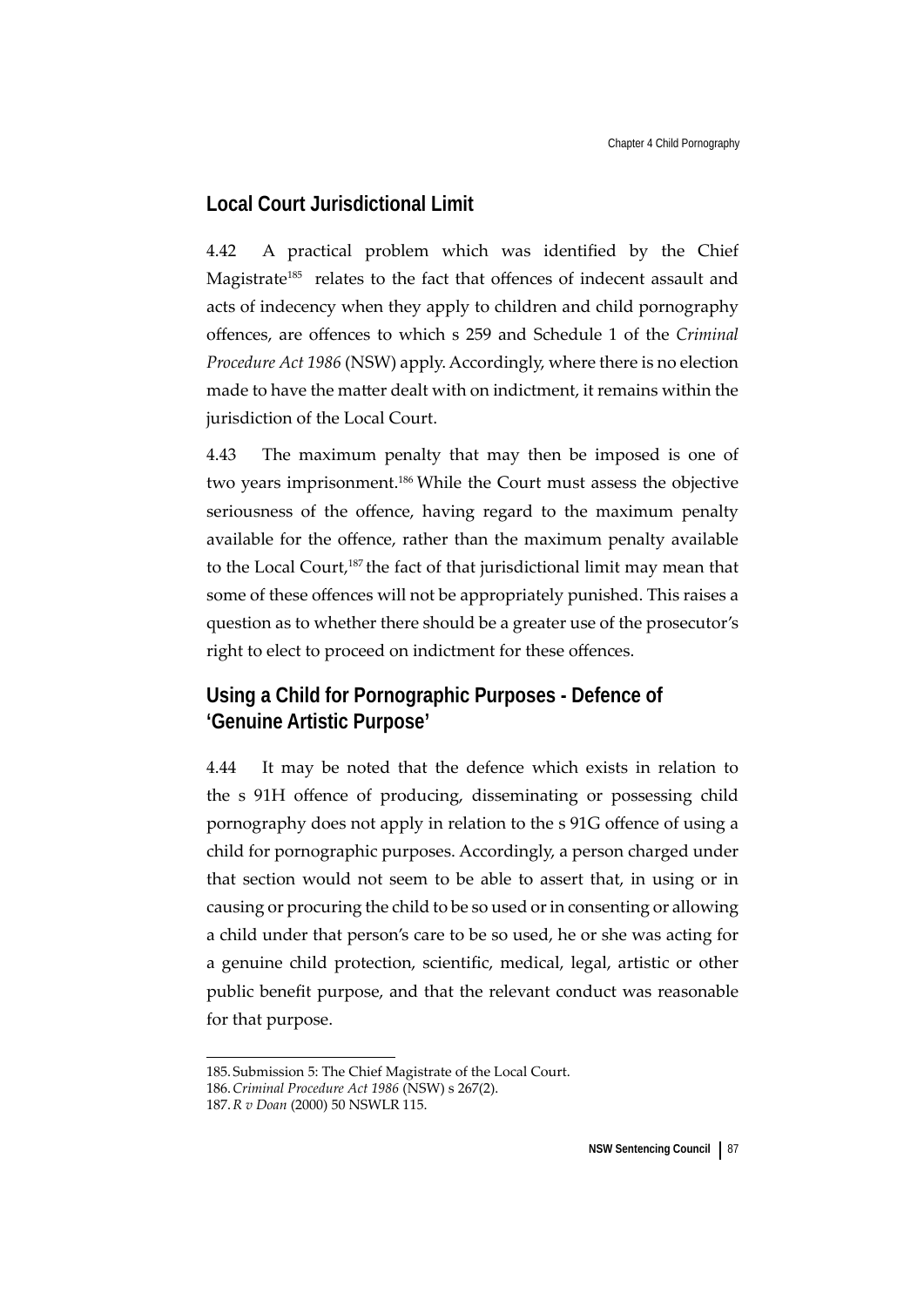## Local Court Jurisdictional Limit

4.42 A practical problem which was identified by the Chief Magistrate[185] relates to the fact that offences of indecent assault and acts of indecency when they apply to children and child pornography offences, are offences to which s 259 and Schedule 1 of the *Criminal Procedure Act 1986* (NSW) apply. Accordingly, where there is no election made to have the matter dealt with on indictment, it remains within the jurisdiction of the Local Court.

4.43 The maximum penalty that may then be imposed is one of two years imprisonment.[186] While the Court must assess the objective seriousness of the offence, having regard to the maximum penalty available for the offence, rather than the maximum penalty available to the Local Court,[187] the fact of that jurisdictional limit may mean that some of these offences will not be appropriately punished. This raises a question as to whether there should be a greater use of the prosecutor's right to elect to proceed on indictment for these offences.

## Using a Child for Pornographic Purposes - Defence of 'Genuine Artistic Purpose'

4.44 It may be noted that the defence which exists in relation to the s 91H offence of producing, disseminating or possessing child pornography does not apply in relation to the s 91G offence of using a child for pornographic purposes. Accordingly, a person charged under that section would not seem to be able to assert that, in using or in causing or procuring the child to be so used or in consenting or allowing a child under that person's care to be so used, he or she was acting for a genuine child protection, scientific, medical, legal, artistic or other public benefit purpose, and that the relevant conduct was reasonable for that purpose.

---

185. Submission 5: The Chief Magistrate of the Local Court.

186. *Criminal Procedure Act 1986* (NSW) s 267(2).

187. *R v Doan* (2000) 50 NSWLR 115.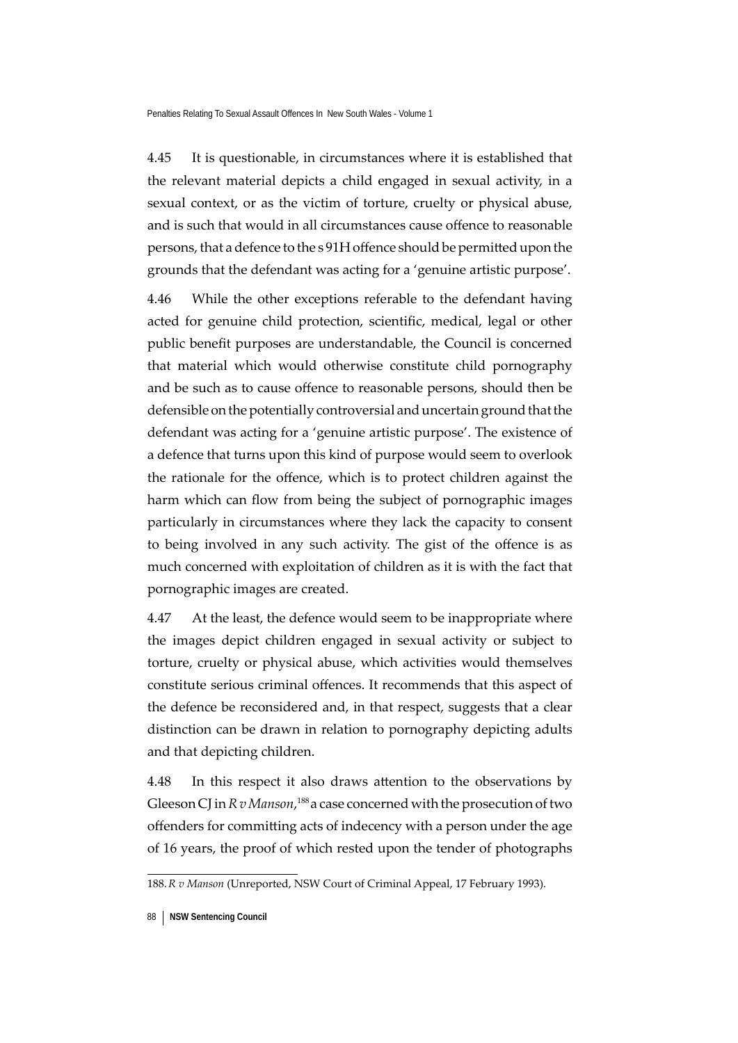4.45 It is questionable, in circumstances where it is established that the relevant material depicts a child engaged in sexual activity, in a sexual context, or as the victim of torture, cruelty or physical abuse, and is such that would in all circumstances cause offence to reasonable persons, that a defence to the s 91H offence should be permitted upon the grounds that the defendant was acting for a 'genuine artistic purpose'.

4.46 While the other exceptions referable to the defendant having acted for genuine child protection, scientific, medical, legal or other public benefit purposes are understandable, the Council is concerned that material which would otherwise constitute child pornography and be such as to cause offence to reasonable persons, should then be defensible on the potentially controversial and uncertain ground that the defendant was acting for a 'genuine artistic purpose'. The existence of a defence that turns upon this kind of purpose would seem to overlook the rationale for the offence, which is to protect children against the harm which can flow from being the subject of pornographic images particularly in circumstances where they lack the capacity to consent to being involved in any such activity. The gist of the offence is as much concerned with exploitation of children as it is with the fact that pornographic images are created.

4.47 At the least, the defence would seem to be inappropriate where the images depict children engaged in sexual activity or subject to torture, cruelty or physical abuse, which activities would themselves constitute serious criminal offences. It recommends that this aspect of the defence be reconsidered and, in that respect, suggests that a clear distinction can be drawn in relation to pornography depicting adults and that depicting children.

4.48 In this respect it also draws attention to the observations by Gleeson CJ in *R v Manson*,[188] a case concerned with the prosecution of two offenders for committing acts of indecency with a person under the age of 16 years, the proof of which rested upon the tender of photographs

---

188. *R v Manson* (Unreported, NSW Court of Criminal Appeal, 17 February 1993).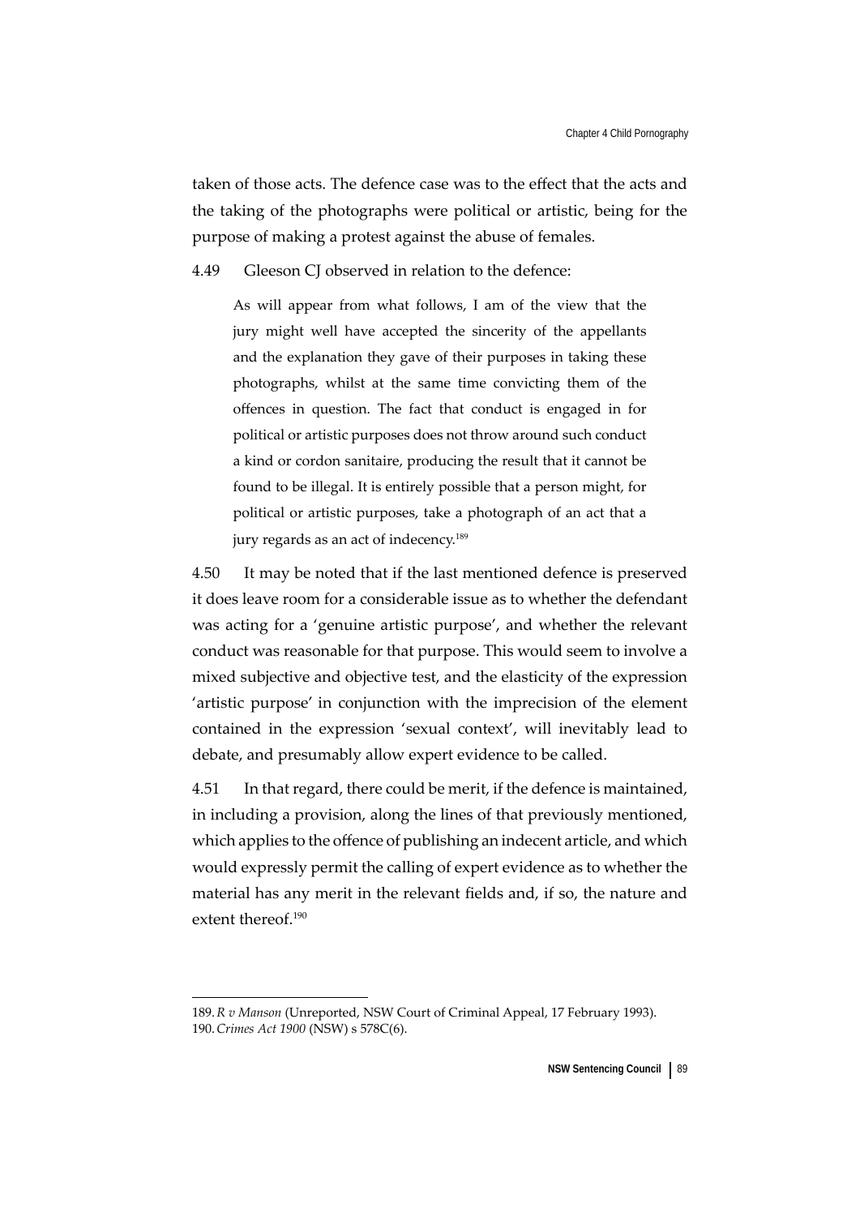taken of those acts. The defence case was to the effect that the acts and the taking of the photographs were political or artistic, being for the purpose of making a protest against the abuse of females.

4.49 Gleeson CJ observed in relation to the defence:

> As will appear from what follows, I am of the view that the jury might well have accepted the sincerity of the appellants and the explanation they gave of their purposes in taking these photographs, whilst at the same time convicting them of the offences in question. The fact that conduct is engaged in for political or artistic purposes does not throw around such conduct a kind or cordon sanitaire, producing the result that it cannot be found to be illegal. It is entirely possible that a person might, for political or artistic purposes, take a photograph of an act that a jury regards as an act of indecency.[189]

4.50 It may be noted that if the last mentioned defence is preserved it does leave room for a considerable issue as to whether the defendant was acting for a 'genuine artistic purpose', and whether the relevant conduct was reasonable for that purpose. This would seem to involve a mixed subjective and objective test, and the elasticity of the expression 'artistic purpose' in conjunction with the imprecision of the element contained in the expression 'sexual context', will inevitably lead to debate, and presumably allow expert evidence to be called.

4.51 In that regard, there could be merit, if the defence is maintained, in including a provision, along the lines of that previously mentioned, which applies to the offence of publishing an indecent article, and which would expressly permit the calling of expert evidence as to whether the material has any merit in the relevant fields and, if so, the nature and extent thereof.[190]

---

189. *R v Manson* (Unreported, NSW Court of Criminal Appeal, 17 February 1993).

190. *Crimes Act 1900* (NSW) s 578C(6).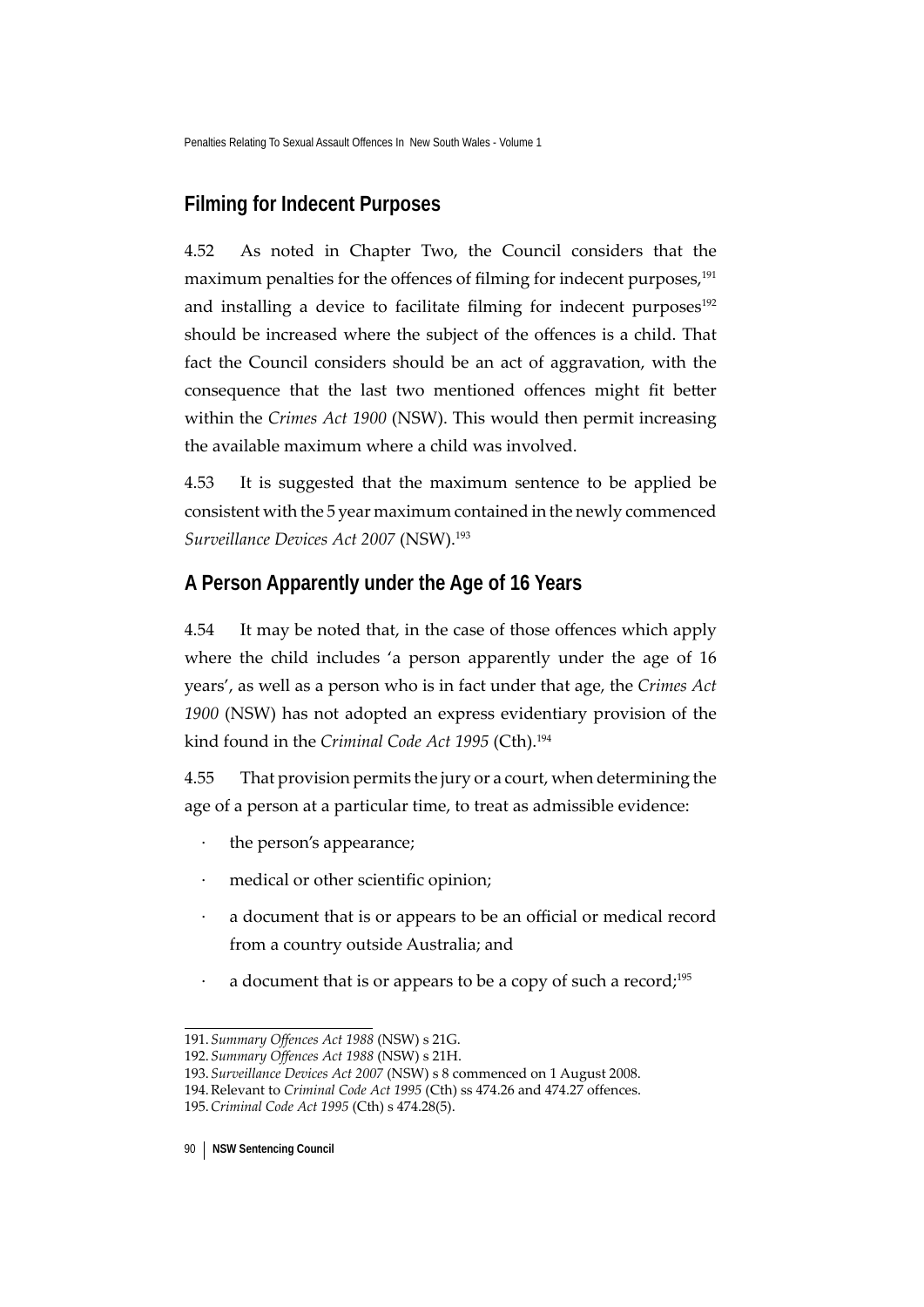## Filming for Indecent Purposes

4.52 As noted in Chapter Two, the Council considers that the maximum penalties for the offences of filming for indecent purposes,[191] and installing a device to facilitate filming for indecent purposes[192] should be increased where the subject of the offences is a child. That fact the Council considers should be an act of aggravation, with the consequence that the last two mentioned offences might fit better within the *Crimes Act 1900* (NSW). This would then permit increasing the available maximum where a child was involved.

4.53 It is suggested that the maximum sentence to be applied be consistent with the 5 year maximum contained in the newly commenced *Surveillance Devices Act 2007* (NSW).[193]

## A Person Apparently under the Age of 16 Years

4.54 It may be noted that, in the case of those offences which apply where the child includes 'a person apparently under the age of 16 years', as well as a person who is in fact under that age, the *Crimes Act 1900* (NSW) has not adopted an express evidentiary provision of the kind found in the *Criminal Code Act 1995* (Cth).[194]

4.55 That provision permits the jury or a court, when determining the age of a person at a particular time, to treat as admissible evidence:

- the person's appearance;
- medical or other scientific opinion;
- a document that is or appears to be an official or medical record from a country outside Australia; and
- a document that is or appears to be a copy of such a record;[195]

---

191. *Summary Offences Act 1988* (NSW) s 21G.
192. *Summary Offences Act 1988* (NSW) s 21H.
193. *Surveillance Devices Act 2007* (NSW) s 8 commenced on 1 August 2008.
194. Relevant to *Criminal Code Act 1995* (Cth) ss 474.26 and 474.27 offences.
195. *Criminal Code Act 1995* (Cth) s 474.28(5).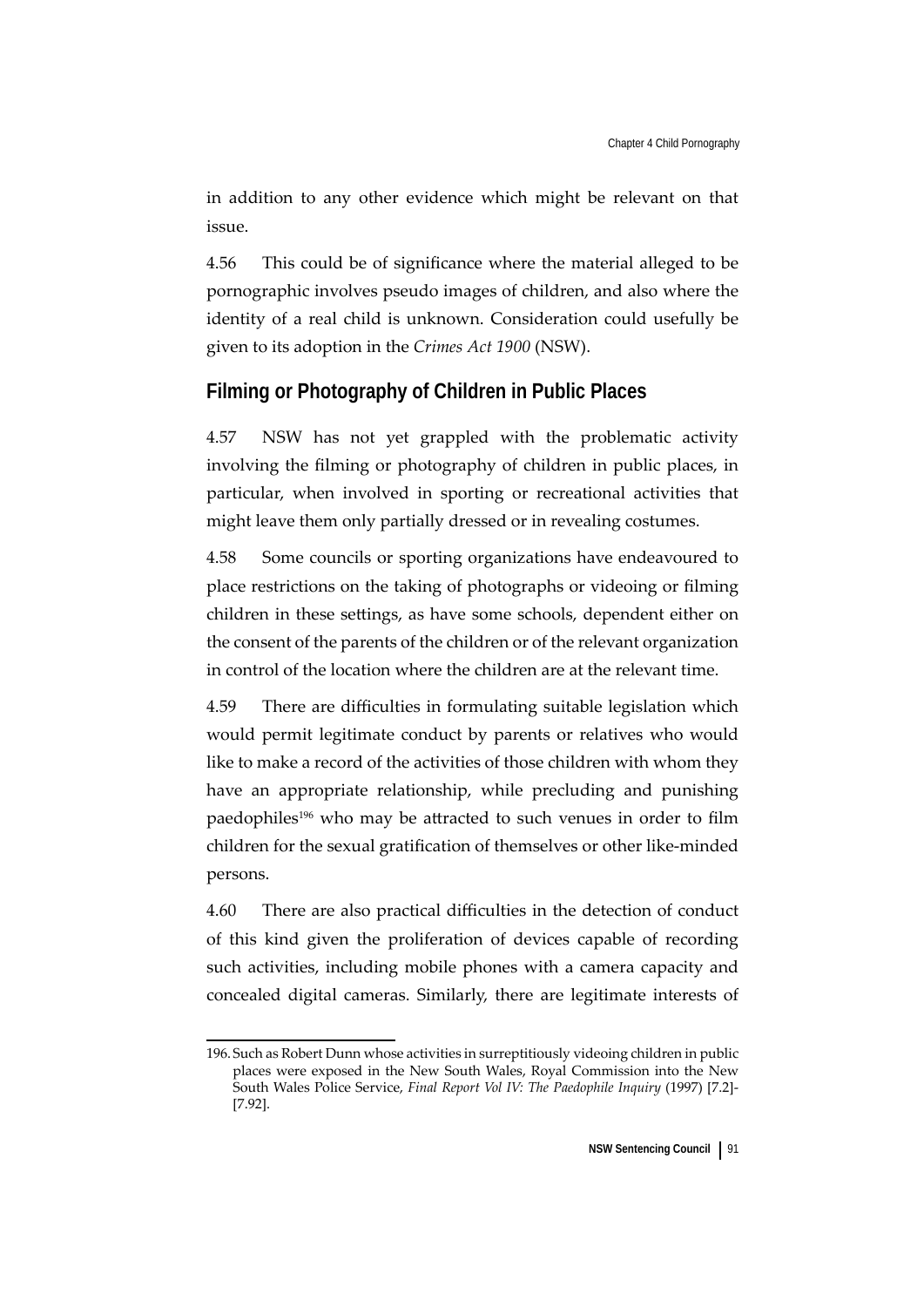in addition to any other evidence which might be relevant on that issue.

4.56 This could be of significance where the material alleged to be pornographic involves pseudo images of children, and also where the identity of a real child is unknown. Consideration could usefully be given to its adoption in the *Crimes Act 1900* (NSW).

## Filming or Photography of Children in Public Places

4.57 NSW has not yet grappled with the problematic activity involving the filming or photography of children in public places, in particular, when involved in sporting or recreational activities that might leave them only partially dressed or in revealing costumes.

4.58 Some councils or sporting organizations have endeavoured to place restrictions on the taking of photographs or videoing or filming children in these settings, as have some schools, dependent either on the consent of the parents of the children or of the relevant organization in control of the location where the children are at the relevant time.

4.59 There are difficulties in formulating suitable legislation which would permit legitimate conduct by parents or relatives who would like to make a record of the activities of those children with whom they have an appropriate relationship, while precluding and punishing paedophiles[196] who may be attracted to such venues in order to film children for the sexual gratification of themselves or other like-minded persons.

4.60 There are also practical difficulties in the detection of conduct of this kind given the proliferation of devices capable of recording such activities, including mobile phones with a camera capacity and concealed digital cameras. Similarly, there are legitimate interests of

---

196. Such as Robert Dunn whose activities in surreptitiously videoing children in public places were exposed in the New South Wales, Royal Commission into the New South Wales Police Service, *Final Report Vol IV: The Paedophile Inquiry* (1997) [7.2]-[7.92].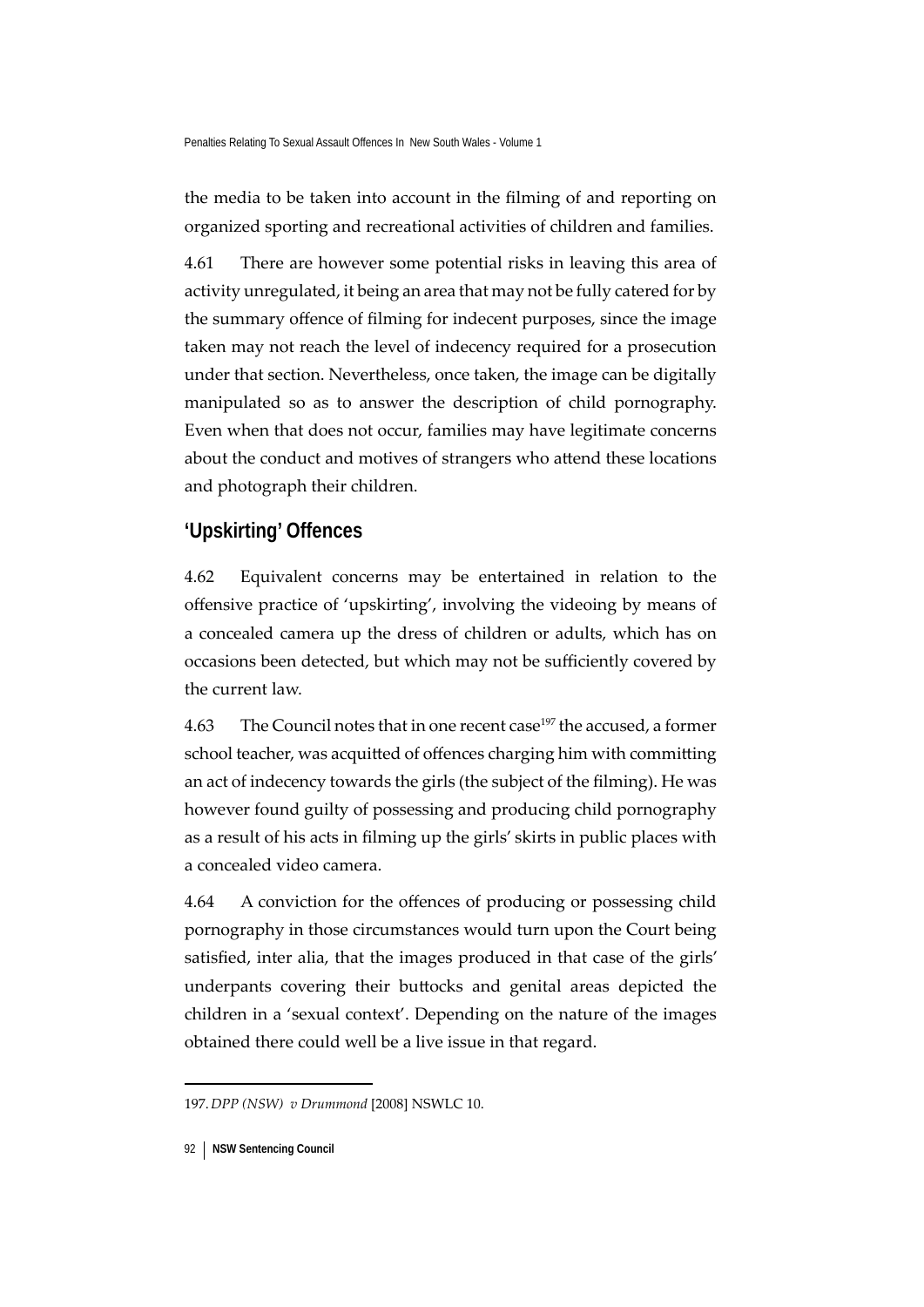the media to be taken into account in the filming of and reporting on organized sporting and recreational activities of children and families.

4.61 There are however some potential risks in leaving this area of activity unregulated, it being an area that may not be fully catered for by the summary offence of filming for indecent purposes, since the image taken may not reach the level of indecency required for a prosecution under that section. Nevertheless, once taken, the image can be digitally manipulated so as to answer the description of child pornography. Even when that does not occur, families may have legitimate concerns about the conduct and motives of strangers who attend these locations and photograph their children.

## 'Upskirting' Offences

4.62 Equivalent concerns may be entertained in relation to the offensive practice of 'upskirting', involving the videoing by means of a concealed camera up the dress of children or adults, which has on occasions been detected, but which may not be sufficiently covered by the current law.

4.63 The Council notes that in one recent case[197] the accused, a former school teacher, was acquitted of offences charging him with committing an act of indecency towards the girls (the subject of the filming). He was however found guilty of possessing and producing child pornography as a result of his acts in filming up the girls' skirts in public places with a concealed video camera.

4.64 A conviction for the offences of producing or possessing child pornography in those circumstances would turn upon the Court being satisfied, inter alia, that the images produced in that case of the girls' underpants covering their buttocks and genital areas depicted the children in a 'sexual context'. Depending on the nature of the images obtained there could well be a live issue in that regard.

---

197. *DPP (NSW) v Drummond* [2008] NSWLC 10.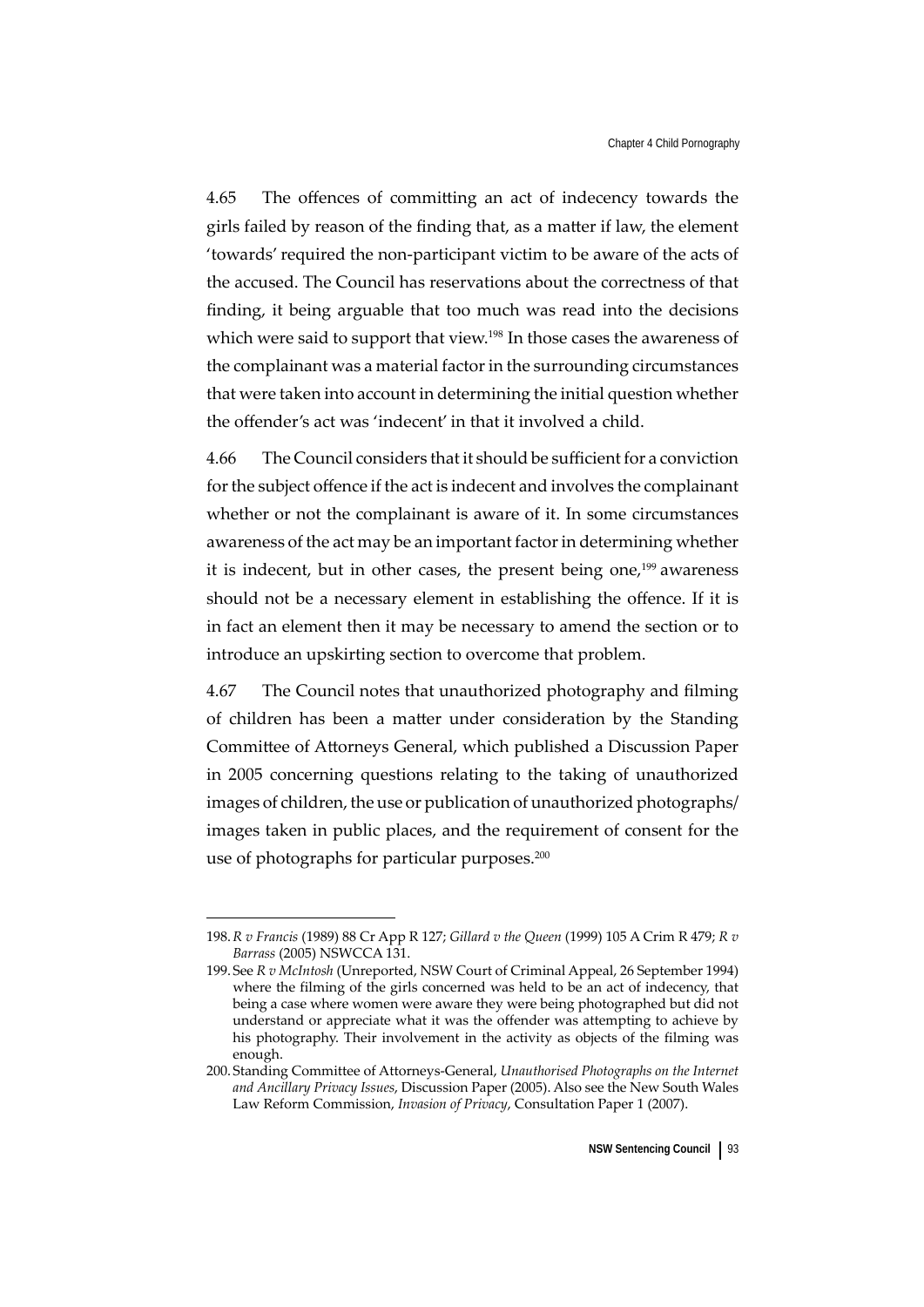4.65 The offences of committing an act of indecency towards the girls failed by reason of the finding that, as a matter if law, the element 'towards' required the non-participant victim to be aware of the acts of the accused. The Council has reservations about the correctness of that finding, it being arguable that too much was read into the decisions which were said to support that view.[198] In those cases the awareness of the complainant was a material factor in the surrounding circumstances that were taken into account in determining the initial question whether the offender's act was 'indecent' in that it involved a child.

4.66 The Council considers that it should be sufficient for a conviction for the subject offence if the act is indecent and involves the complainant whether or not the complainant is aware of it. In some circumstances awareness of the act may be an important factor in determining whether it is indecent, but in other cases, the present being one,[199] awareness should not be a necessary element in establishing the offence. If it is in fact an element then it may be necessary to amend the section or to introduce an upskirting section to overcome that problem.

4.67 The Council notes that unauthorized photography and filming of children has been a matter under consideration by the Standing Committee of Attorneys General, which published a Discussion Paper in 2005 concerning questions relating to the taking of unauthorized images of children, the use or publication of unauthorized photographs/ images taken in public places, and the requirement of consent for the use of photographs for particular purposes.[200]

---

198. *R v Francis* (1989) 88 Cr App R 127; *Gillard v the Queen* (1999) 105 A Crim R 479; *R v Barrass* (2005) NSWCCA 131.

199. See *R v McIntosh* (Unreported, NSW Court of Criminal Appeal, 26 September 1994) where the filming of the girls concerned was held to be an act of indecency, that being a case where women were aware they were being photographed but did not understand or appreciate what it was the offender was attempting to achieve by his photography. Their involvement in the activity as objects of the filming was enough.

200. Standing Committee of Attorneys-General, *Unauthorised Photographs on the Internet and Ancillary Privacy Issues*, Discussion Paper (2005). Also see the New South Wales Law Reform Commission, *Invasion of Privacy*, Consultation Paper 1 (2007).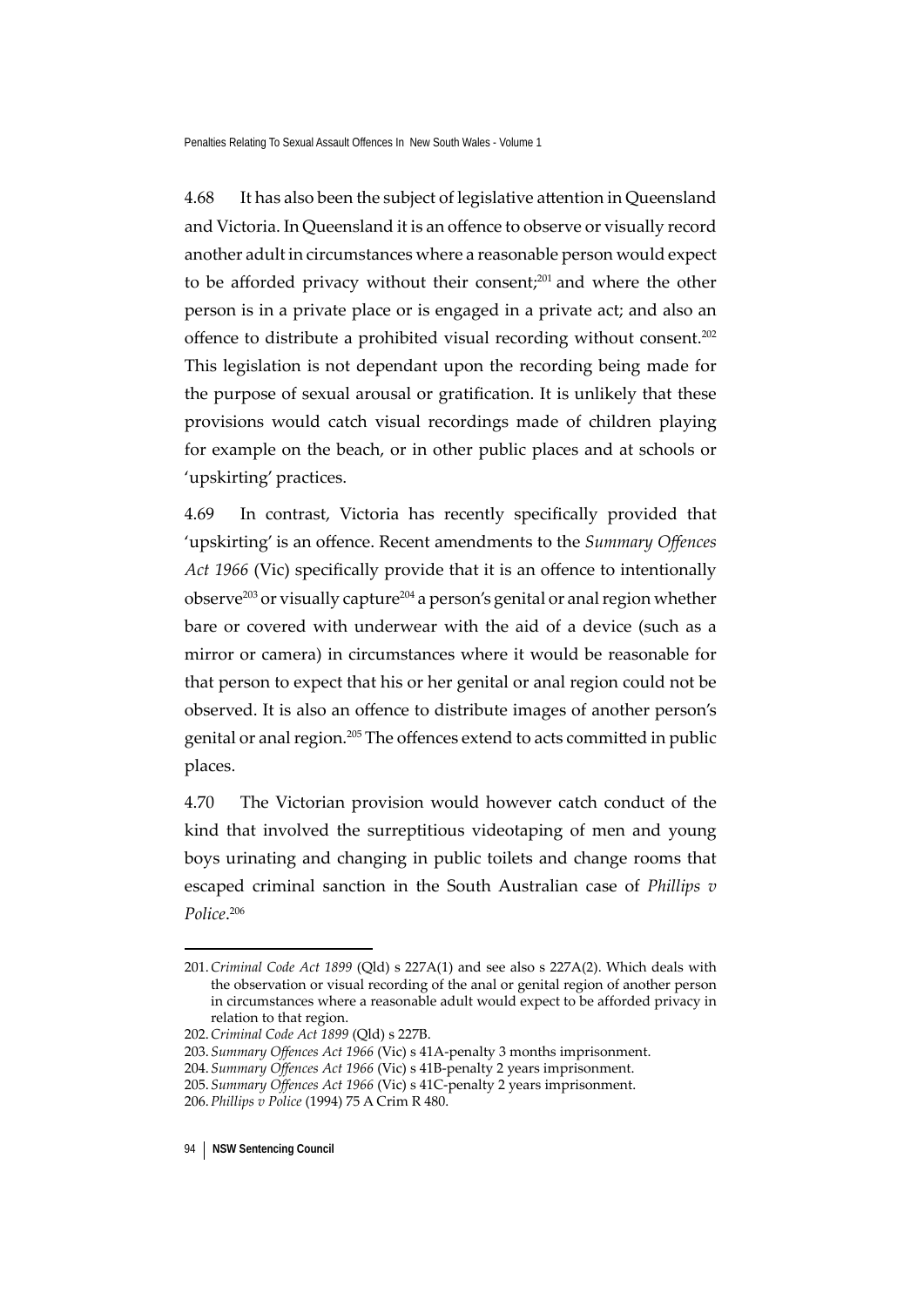4.68 It has also been the subject of legislative attention in Queensland and Victoria. In Queensland it is an offence to observe or visually record another adult in circumstances where a reasonable person would expect to be afforded privacy without their consent;[201] and where the other person is in a private place or is engaged in a private act; and also an offence to distribute a prohibited visual recording without consent.[202] This legislation is not dependant upon the recording being made for the purpose of sexual arousal or gratification. It is unlikely that these provisions would catch visual recordings made of children playing for example on the beach, or in other public places and at schools or 'upskirting' practices.

4.69 In contrast, Victoria has recently specifically provided that 'upskirting' is an offence. Recent amendments to the *Summary Offences Act 1966* (Vic) specifically provide that it is an offence to intentionally observe[203] or visually capture[204] a person's genital or anal region whether bare or covered with underwear with the aid of a device (such as a mirror or camera) in circumstances where it would be reasonable for that person to expect that his or her genital or anal region could not be observed. It is also an offence to distribute images of another person's genital or anal region.[205] The offences extend to acts committed in public places.

4.70 The Victorian provision would however catch conduct of the kind that involved the surreptitious videotaping of men and young boys urinating and changing in public toilets and change rooms that escaped criminal sanction in the South Australian case of *Phillips v Police*.[206]

---

201. *Criminal Code Act 1899* (Qld) s 227A(1) and see also s 227A(2). Which deals with the observation or visual recording of the anal or genital region of another person in circumstances where a reasonable adult would expect to be afforded privacy in relation to that region.

202. *Criminal Code Act 1899* (Qld) s 227B.

203. *Summary Offences Act 1966* (Vic) s 41A-penalty 3 months imprisonment.

204. *Summary Offences Act 1966* (Vic) s 41B-penalty 2 years imprisonment.

205. *Summary Offences Act 1966* (Vic) s 41C-penalty 2 years imprisonment.

206. *Phillips v Police* (1994) 75 A Crim R 480.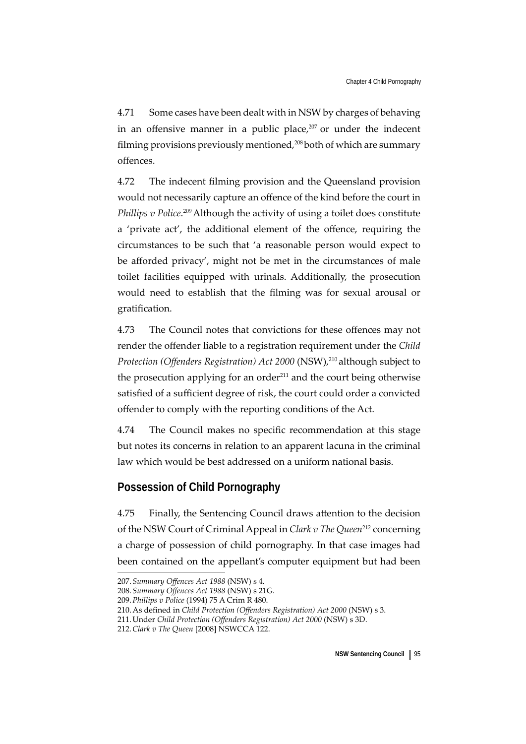4.71 Some cases have been dealt with in NSW by charges of behaving in an offensive manner in a public place,[207] or under the indecent filming provisions previously mentioned,[208] both of which are summary offences.

4.72 The indecent filming provision and the Queensland provision would not necessarily capture an offence of the kind before the court in *Phillips v Police*.[209] Although the activity of using a toilet does constitute a 'private act', the additional element of the offence, requiring the circumstances to be such that 'a reasonable person would expect to be afforded privacy', might not be met in the circumstances of male toilet facilities equipped with urinals. Additionally, the prosecution would need to establish that the filming was for sexual arousal or gratification.

4.73 The Council notes that convictions for these offences may not render the offender liable to a registration requirement under the *Child Protection (Offenders Registration) Act 2000* (NSW),[210] although subject to the prosecution applying for an order[211] and the court being otherwise satisfied of a sufficient degree of risk, the court could order a convicted offender to comply with the reporting conditions of the Act.

4.74 The Council makes no specific recommendation at this stage but notes its concerns in relation to an apparent lacuna in the criminal law which would be best addressed on a uniform national basis.

## Possession of Child Pornography

4.75 Finally, the Sentencing Council draws attention to the decision of the NSW Court of Criminal Appeal in *Clark v The Queen*[212] concerning a charge of possession of child pornography. In that case images had been contained on the appellant's computer equipment but had been

---

207. *Summary Offences Act 1988* (NSW) s 4.

208. *Summary Offences Act 1988* (NSW) s 21G.

209. *Phillips v Police* (1994) 75 A Crim R 480.

210. As defined in *Child Protection (Offenders Registration) Act 2000* (NSW) s 3.

211. Under *Child Protection (Offenders Registration) Act 2000* (NSW) s 3D.

212. *Clark v The Queen* [2008] NSWCCA 122.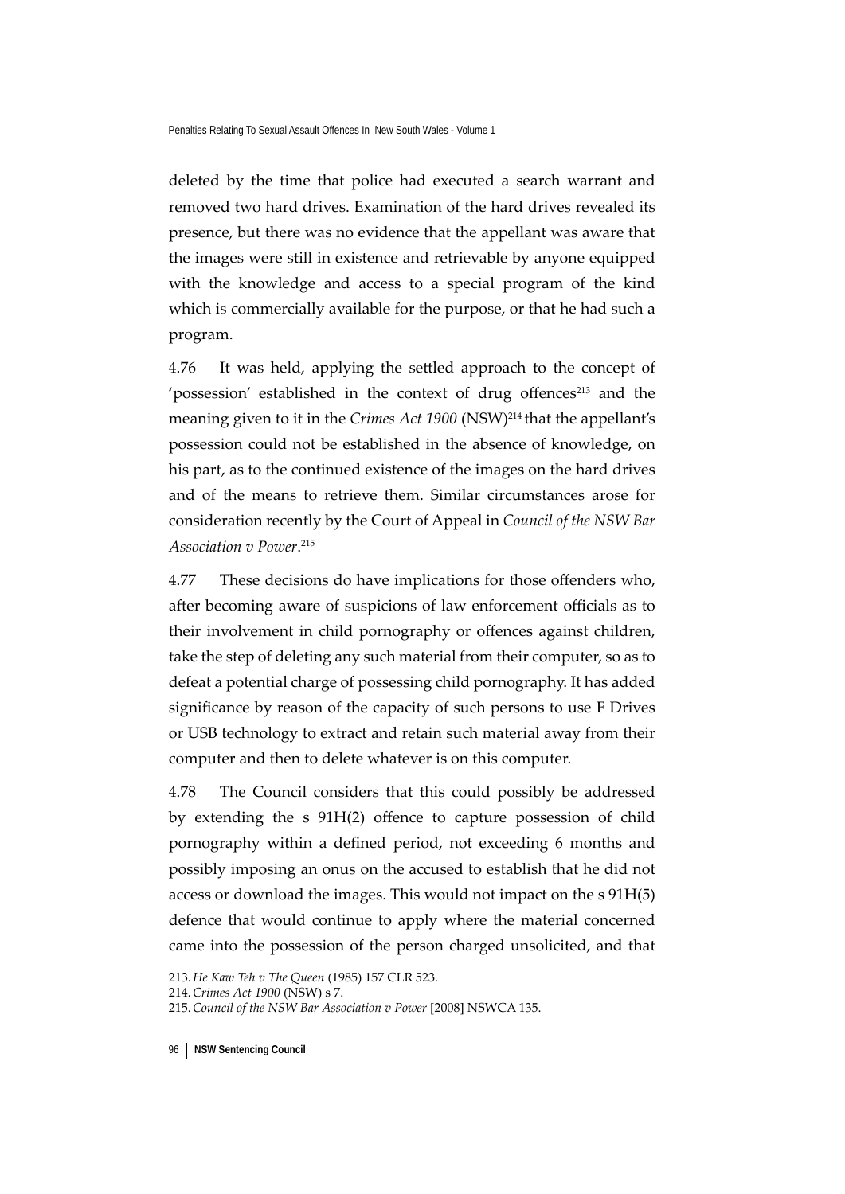deleted by the time that police had executed a search warrant and removed two hard drives. Examination of the hard drives revealed its presence, but there was no evidence that the appellant was aware that the images were still in existence and retrievable by anyone equipped with the knowledge and access to a special program of the kind which is commercially available for the purpose, or that he had such a program.

4.76 It was held, applying the settled approach to the concept of 'possession' established in the context of drug offences[213] and the meaning given to it in the *Crimes Act 1900* (NSW)[214] that the appellant's possession could not be established in the absence of knowledge, on his part, as to the continued existence of the images on the hard drives and of the means to retrieve them. Similar circumstances arose for consideration recently by the Court of Appeal in *Council of the NSW Bar Association v Power*.[215]

4.77 These decisions do have implications for those offenders who, after becoming aware of suspicions of law enforcement officials as to their involvement in child pornography or offences against children, take the step of deleting any such material from their computer, so as to defeat a potential charge of possessing child pornography. It has added significance by reason of the capacity of such persons to use F Drives or USB technology to extract and retain such material away from their computer and then to delete whatever is on this computer.

4.78 The Council considers that this could possibly be addressed by extending the s 91H(2) offence to capture possession of child pornography within a defined period, not exceeding 6 months and possibly imposing an onus on the accused to establish that he did not access or download the images. This would not impact on the s 91H(5) defence that would continue to apply where the material concerned came into the possession of the person charged unsolicited, and that

---

213. *He Kaw Teh v The Queen* (1985) 157 CLR 523.

214. *Crimes Act 1900* (NSW) s 7.

215. *Council of the NSW Bar Association v Power* [2008] NSWCA 135.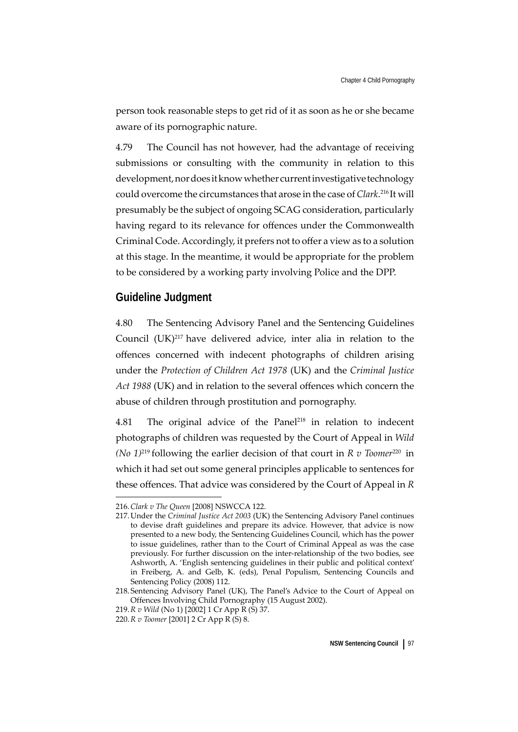person took reasonable steps to get rid of it as soon as he or she became aware of its pornographic nature.

4.79 The Council has not however, had the advantage of receiving submissions or consulting with the community in relation to this development, nor does it know whether current investigative technology could overcome the circumstances that arose in the case of *Clark*.[216] It will presumably be the subject of ongoing SCAG consideration, particularly having regard to its relevance for offences under the Commonwealth Criminal Code. Accordingly, it prefers not to offer a view as to a solution at this stage. In the meantime, it would be appropriate for the problem to be considered by a working party involving Police and the DPP.

## Guideline Judgment

4.80 The Sentencing Advisory Panel and the Sentencing Guidelines Council (UK)[217] have delivered advice, inter alia in relation to the offences concerned with indecent photographs of children arising under the *Protection of Children Act 1978* (UK) and the *Criminal Justice Act 1988* (UK) and in relation to the several offences which concern the abuse of children through prostitution and pornography.

4.81 The original advice of the Panel[218] in relation to indecent photographs of children was requested by the Court of Appeal in *Wild (No 1)*[219] following the earlier decision of that court in *R v Toomer*[220] in which it had set out some general principles applicable to sentences for these offences. That advice was considered by the Court of Appeal in *R*

---

216. *Clark v The Queen* [2008] NSWCCA 122.

217. Under the *Criminal Justice Act 2003* (UK) the Sentencing Advisory Panel continues to devise draft guidelines and prepare its advice. However, that advice is now presented to a new body, the Sentencing Guidelines Council, which has the power to issue guidelines, rather than to the Court of Criminal Appeal as was the case previously. For further discussion on the inter-relationship of the two bodies, see Ashworth, A. 'English sentencing guidelines in their public and political context' in Freiberg, A. and Gelb, K. (eds), Penal Populism, Sentencing Councils and Sentencing Policy (2008) 112.

218. Sentencing Advisory Panel (UK), The Panel's Advice to the Court of Appeal on Offences Involving Child Pornography (15 August 2002).

219. *R v Wild* (No 1) [2002] 1 Cr App R (S) 37.

220. *R v Toomer* [2001] 2 Cr App R (S) 8.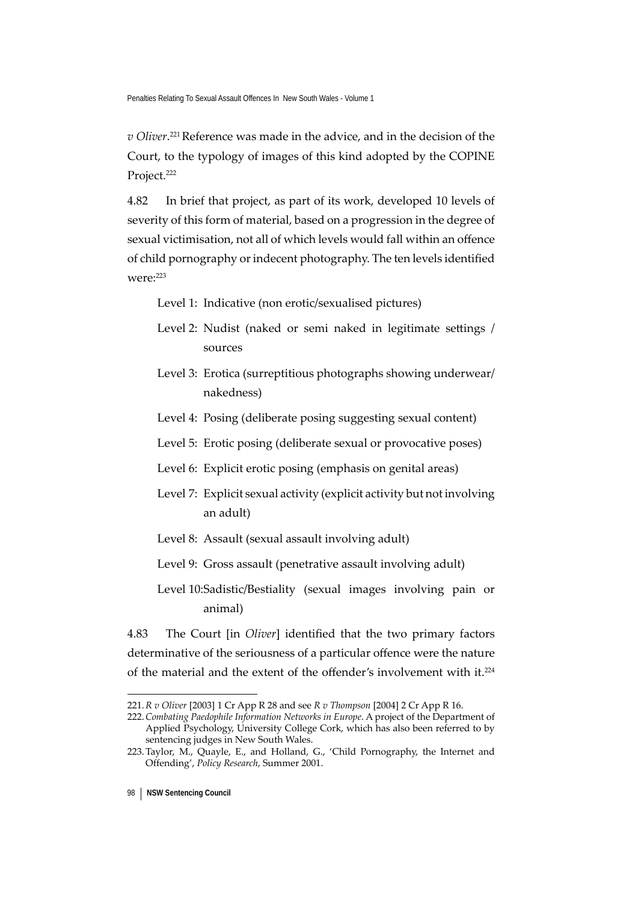*v Oliver*.[221] Reference was made in the advice, and in the decision of the Court, to the typology of images of this kind adopted by the COPINE Project.[222]

4.82 In brief that project, as part of its work, developed 10 levels of severity of this form of material, based on a progression in the degree of sexual victimisation, not all of which levels would fall within an offence of child pornography or indecent photography. The ten levels identified were:[223]

- Level 1: Indicative (non erotic/sexualised pictures)
- Level 2: Nudist (naked or semi naked in legitimate settings / sources
- Level 3: Erotica (surreptitious photographs showing underwear/ nakedness)
- Level 4: Posing (deliberate posing suggesting sexual content)
- Level 5: Erotic posing (deliberate sexual or provocative poses)
- Level 6: Explicit erotic posing (emphasis on genital areas)
- Level 7: Explicit sexual activity (explicit activity but not involving an adult)
- Level 8: Assault (sexual assault involving adult)
- Level 9: Gross assault (penetrative assault involving adult)
- Level 10:Sadistic/Bestiality (sexual images involving pain or animal)

4.83 The Court [in *Oliver*] identified that the two primary factors determinative of the seriousness of a particular offence were the nature of the material and the extent of the offender's involvement with it.[224]

---

221. *R v Oliver* [2003] 1 Cr App R 28 and see *R v Thompson* [2004] 2 Cr App R 16.

222. *Combating Paedophile Information Networks in Europe*. A project of the Department of Applied Psychology, University College Cork, which has also been referred to by sentencing judges in New South Wales.

223. Taylor, M., Quayle, E., and Holland, G., 'Child Pornography, the Internet and Offending', *Policy Research*, Summer 2001.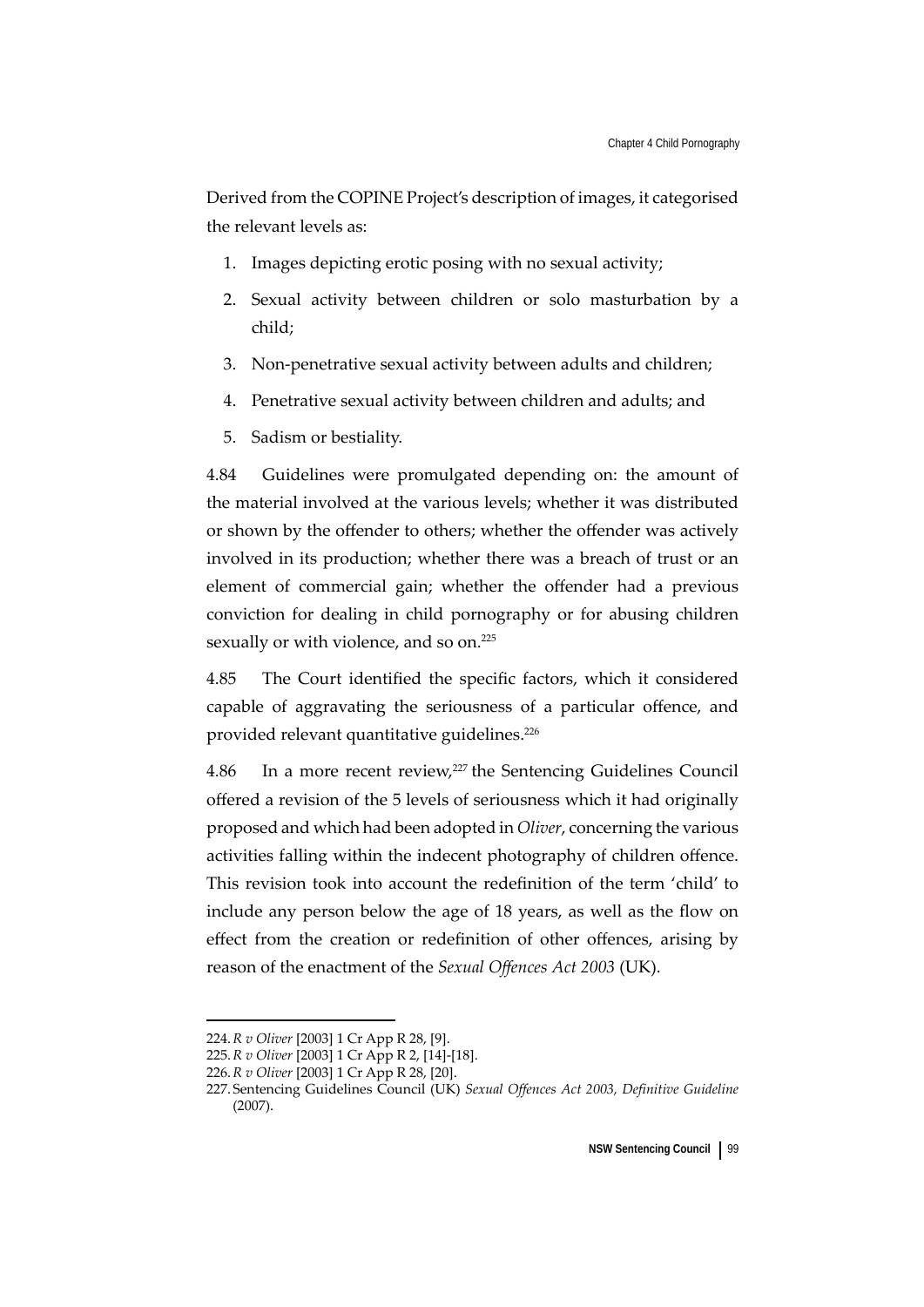Derived from the COPINE Project's description of images, it categorised the relevant levels as:

1. Images depicting erotic posing with no sexual activity;
2. Sexual activity between children or solo masturbation by a child;
3. Non-penetrative sexual activity between adults and children;
4. Penetrative sexual activity between children and adults; and
5. Sadism or bestiality.

4.84 Guidelines were promulgated depending on: the amount of the material involved at the various levels; whether it was distributed or shown by the offender to others; whether the offender was actively involved in its production; whether there was a breach of trust or an element of commercial gain; whether the offender had a previous conviction for dealing in child pornography or for abusing children sexually or with violence, and so on.[225]

4.85 The Court identified the specific factors, which it considered capable of aggravating the seriousness of a particular offence, and provided relevant quantitative guidelines.[226]

4.86 In a more recent review,[227] the Sentencing Guidelines Council offered a revision of the 5 levels of seriousness which it had originally proposed and which had been adopted in *Oliver*, concerning the various activities falling within the indecent photography of children offence. This revision took into account the redefinition of the term 'child' to include any person below the age of 18 years, as well as the flow on effect from the creation or redefinition of other offences, arising by reason of the enactment of the *Sexual Offences Act 2003* (UK).

---

224. *R v Oliver* [2003] 1 Cr App R 28, [9].

225. *R v Oliver* [2003] 1 Cr App R 2, [14]-[18].

226. *R v Oliver* [2003] 1 Cr App R 28, [20].

227. Sentencing Guidelines Council (UK) *Sexual Offences Act 2003, Definitive Guideline* (2007).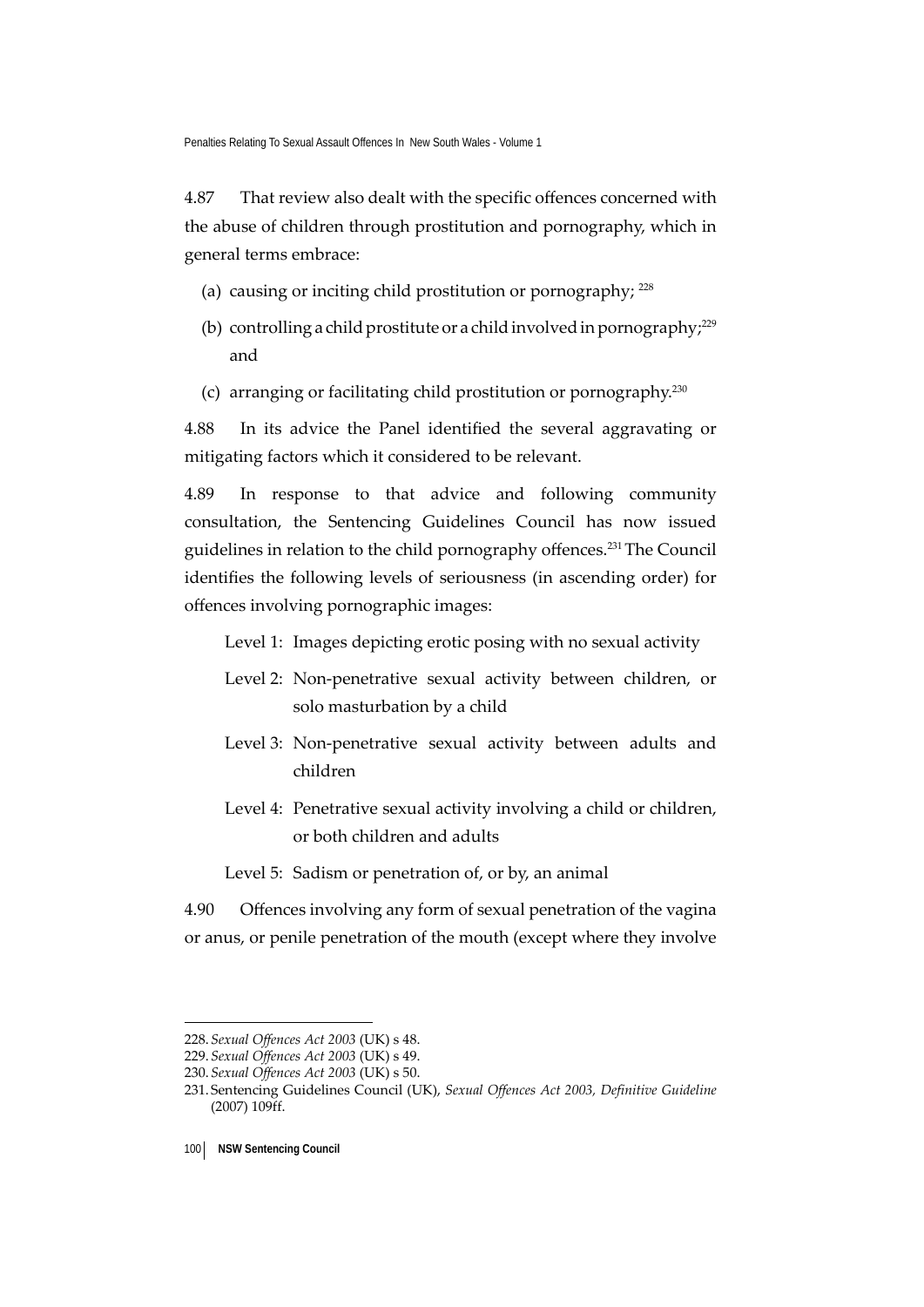4.87 That review also dealt with the specific offences concerned with the abuse of children through prostitution and pornography, which in general terms embrace:

(a) causing or inciting child prostitution or pornography; [228]

(b) controlling a child prostitute or a child involved in pornography;[229] and

(c) arranging or facilitating child prostitution or pornography.[230]

4.88 In its advice the Panel identified the several aggravating or mitigating factors which it considered to be relevant.

4.89 In response to that advice and following community consultation, the Sentencing Guidelines Council has now issued guidelines in relation to the child pornography offences.[231] The Council identifies the following levels of seriousness (in ascending order) for offences involving pornographic images:

Level 1: Images depicting erotic posing with no sexual activity

Level 2: Non-penetrative sexual activity between children, or solo masturbation by a child

Level 3: Non-penetrative sexual activity between adults and children

Level 4: Penetrative sexual activity involving a child or children, or both children and adults

Level 5: Sadism or penetration of, or by, an animal

4.90 Offences involving any form of sexual penetration of the vagina or anus, or penile penetration of the mouth (except where they involve

---

228. *Sexual Offences Act 2003* (UK) s 48.

229. *Sexual Offences Act 2003* (UK) s 49.

230. *Sexual Offences Act 2003* (UK) s 50.

231. Sentencing Guidelines Council (UK), *Sexual Offences Act 2003, Definitive Guideline* (2007) 109ff.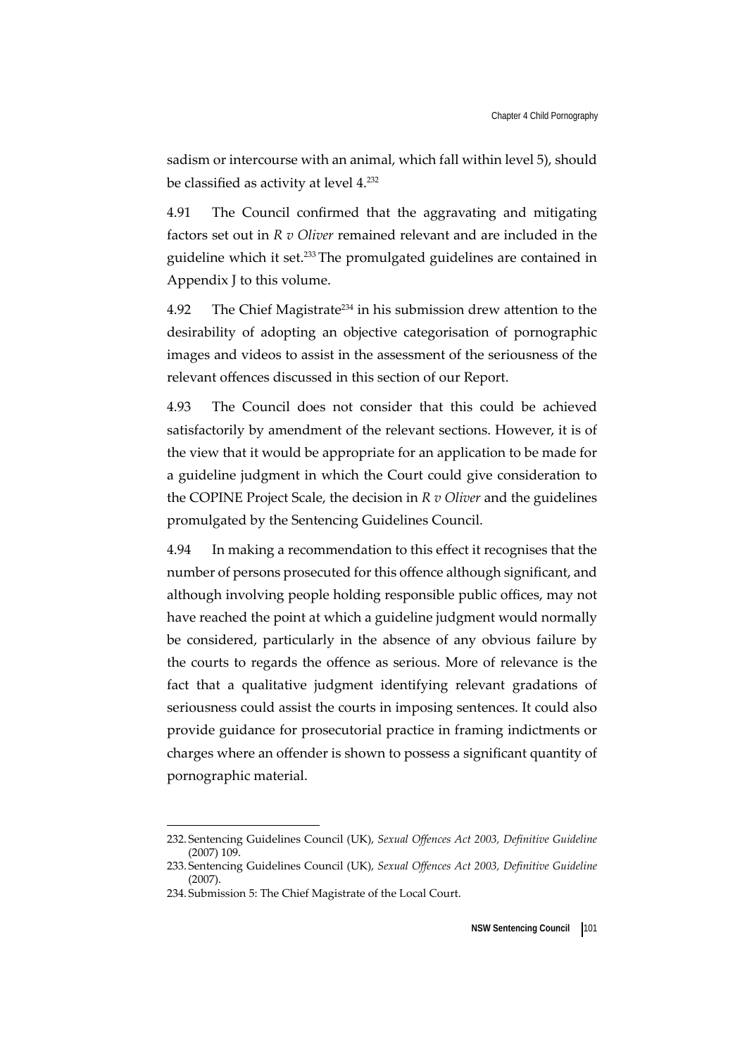sadism or intercourse with an animal, which fall within level 5), should be classified as activity at level 4.[232]

4.91 The Council confirmed that the aggravating and mitigating factors set out in *R v Oliver* remained relevant and are included in the guideline which it set.[233] The promulgated guidelines are contained in Appendix J to this volume.

4.92 The Chief Magistrate[234] in his submission drew attention to the desirability of adopting an objective categorisation of pornographic images and videos to assist in the assessment of the seriousness of the relevant offences discussed in this section of our Report.

4.93 The Council does not consider that this could be achieved satisfactorily by amendment of the relevant sections. However, it is of the view that it would be appropriate for an application to be made for a guideline judgment in which the Court could give consideration to the COPINE Project Scale, the decision in *R v Oliver* and the guidelines promulgated by the Sentencing Guidelines Council.

4.94 In making a recommendation to this effect it recognises that the number of persons prosecuted for this offence although significant, and although involving people holding responsible public offices, may not have reached the point at which a guideline judgment would normally be considered, particularly in the absence of any obvious failure by the courts to regards the offence as serious. More of relevance is the fact that a qualitative judgment identifying relevant gradations of seriousness could assist the courts in imposing sentences. It could also provide guidance for prosecutorial practice in framing indictments or charges where an offender is shown to possess a significant quantity of pornographic material.

---

232. Sentencing Guidelines Council (UK), *Sexual Offences Act 2003, Definitive Guideline* (2007) 109.

233. Sentencing Guidelines Council (UK), *Sexual Offences Act 2003, Definitive Guideline* (2007).

234. Submission 5: The Chief Magistrate of the Local Court.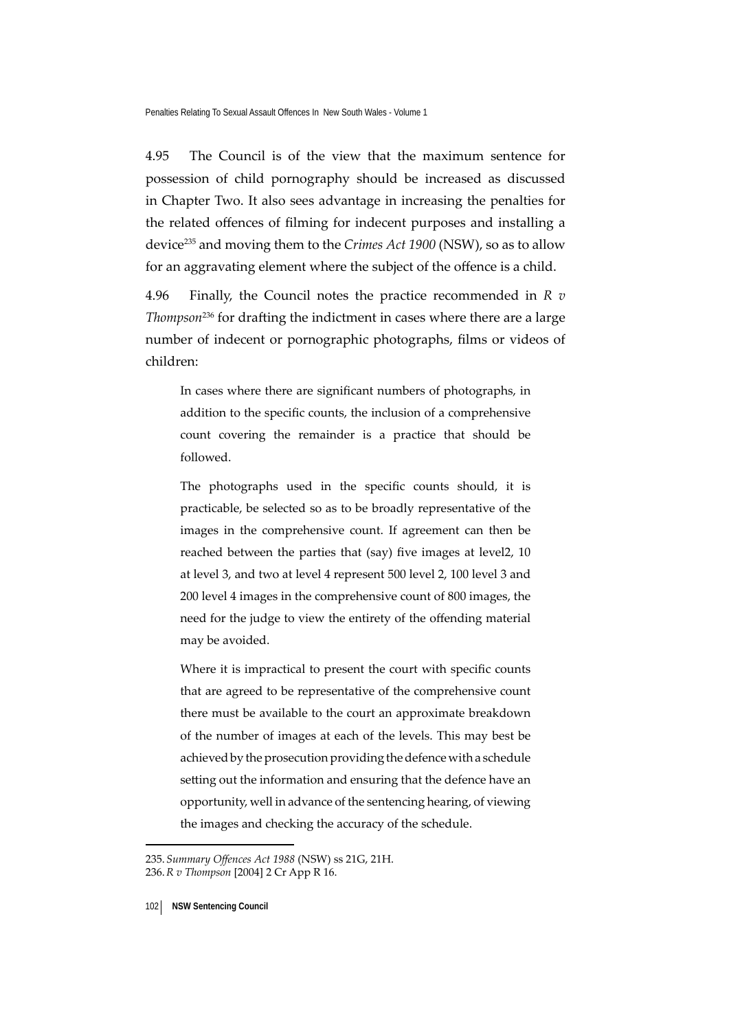4.95 The Council is of the view that the maximum sentence for possession of child pornography should be increased as discussed in Chapter Two. It also sees advantage in increasing the penalties for the related offences of filming for indecent purposes and installing a device[235] and moving them to the *Crimes Act 1900* (NSW), so as to allow for an aggravating element where the subject of the offence is a child.

4.96 Finally, the Council notes the practice recommended in *R v Thompson*[236] for drafting the indictment in cases where there are a large number of indecent or pornographic photographs, films or videos of children:

> In cases where there are significant numbers of photographs, in addition to the specific counts, the inclusion of a comprehensive count covering the remainder is a practice that should be followed.
>
> The photographs used in the specific counts should, it is practicable, be selected so as to be broadly representative of the images in the comprehensive count. If agreement can then be reached between the parties that (say) five images at level2, 10 at level 3, and two at level 4 represent 500 level 2, 100 level 3 and 200 level 4 images in the comprehensive count of 800 images, the need for the judge to view the entirety of the offending material may be avoided.
>
> Where it is impractical to present the court with specific counts that are agreed to be representative of the comprehensive count there must be available to the court an approximate breakdown of the number of images at each of the levels. This may best be achieved by the prosecution providing the defence with a schedule setting out the information and ensuring that the defence have an opportunity, well in advance of the sentencing hearing, of viewing the images and checking the accuracy of the schedule.

---

235. *Summary Offences Act 1988* (NSW) ss 21G, 21H.

236. *R v Thompson* [2004] 2 Cr App R 16.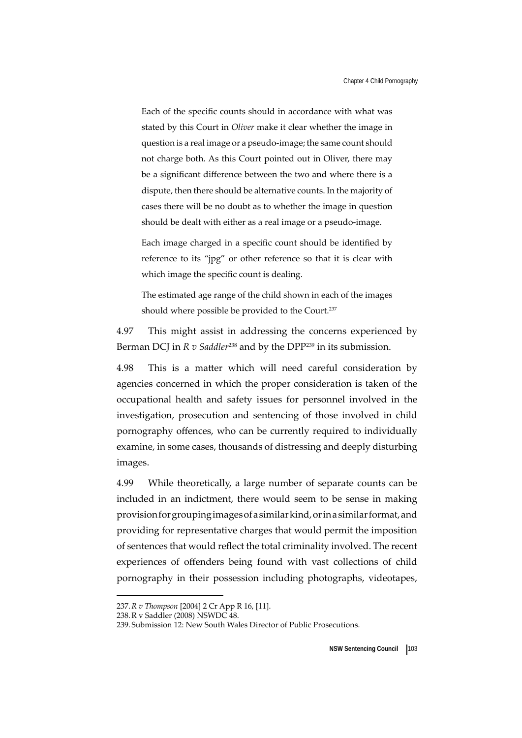> Each of the specific counts should in accordance with what was stated by this Court in *Oliver* make it clear whether the image in question is a real image or a pseudo-image; the same count should not charge both. As this Court pointed out in Oliver, there may be a significant difference between the two and where there is a dispute, then there should be alternative counts. In the majority of cases there will be no doubt as to whether the image in question should be dealt with either as a real image or a pseudo-image.
>
> Each image charged in a specific count should be identified by reference to its "jpg" or other reference so that it is clear with which image the specific count is dealing.
>
> The estimated age range of the child shown in each of the images should where possible be provided to the Court.[237]

4.97 This might assist in addressing the concerns experienced by Berman DCJ in *R v Saddler*[238] and by the DPP[239] in its submission.

4.98 This is a matter which will need careful consideration by agencies concerned in which the proper consideration is taken of the occupational health and safety issues for personnel involved in the investigation, prosecution and sentencing of those involved in child pornography offences, who can be currently required to individually examine, in some cases, thousands of distressing and deeply disturbing images.

4.99 While theoretically, a large number of separate counts can be included in an indictment, there would seem to be sense in making provision for grouping images of a similar kind, or in a similar format, and providing for representative charges that would permit the imposition of sentences that would reflect the total criminality involved. The recent experiences of offenders being found with vast collections of child pornography in their possession including photographs, videotapes,

---

237. *R v Thompson* [2004] 2 Cr App R 16, [11].

238. R v Saddler (2008) NSWDC 48.

239. Submission 12: New South Wales Director of Public Prosecutions.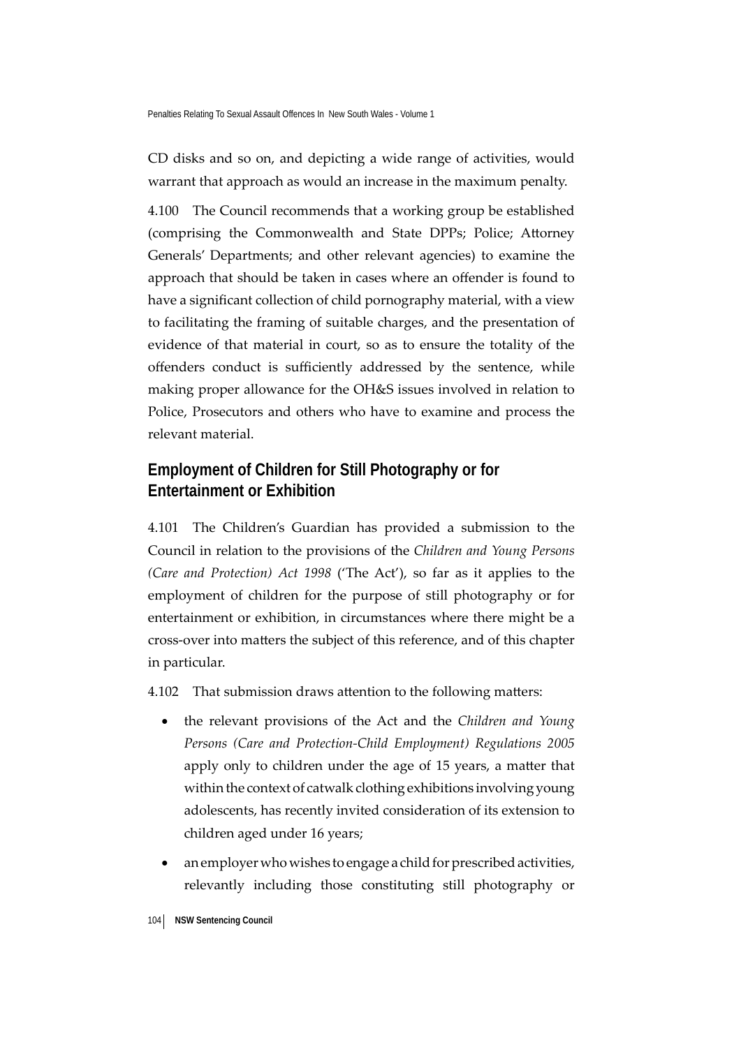CD disks and so on, and depicting a wide range of activities, would warrant that approach as would an increase in the maximum penalty.

4.100 The Council recommends that a working group be established (comprising the Commonwealth and State DPPs; Police; Attorney Generals' Departments; and other relevant agencies) to examine the approach that should be taken in cases where an offender is found to have a significant collection of child pornography material, with a view to facilitating the framing of suitable charges, and the presentation of evidence of that material in court, so as to ensure the totality of the offenders conduct is sufficiently addressed by the sentence, while making proper allowance for the OH&S issues involved in relation to Police, Prosecutors and others who have to examine and process the relevant material.

## Employment of Children for Still Photography or for Entertainment or Exhibition

4.101 The Children's Guardian has provided a submission to the Council in relation to the provisions of the *Children and Young Persons (Care and Protection) Act 1998* ('The Act'), so far as it applies to the employment of children for the purpose of still photography or for entertainment or exhibition, in circumstances where there might be a cross-over into matters the subject of this reference, and of this chapter in particular.

4.102 That submission draws attention to the following matters:

- the relevant provisions of the Act and the *Children and Young Persons (Care and Protection-Child Employment) Regulations 2005* apply only to children under the age of 15 years, a matter that within the context of catwalk clothing exhibitions involving young adolescents, has recently invited consideration of its extension to children aged under 16 years;
- an employer who wishes to engage a child for prescribed activities, relevantly including those constituting still photography or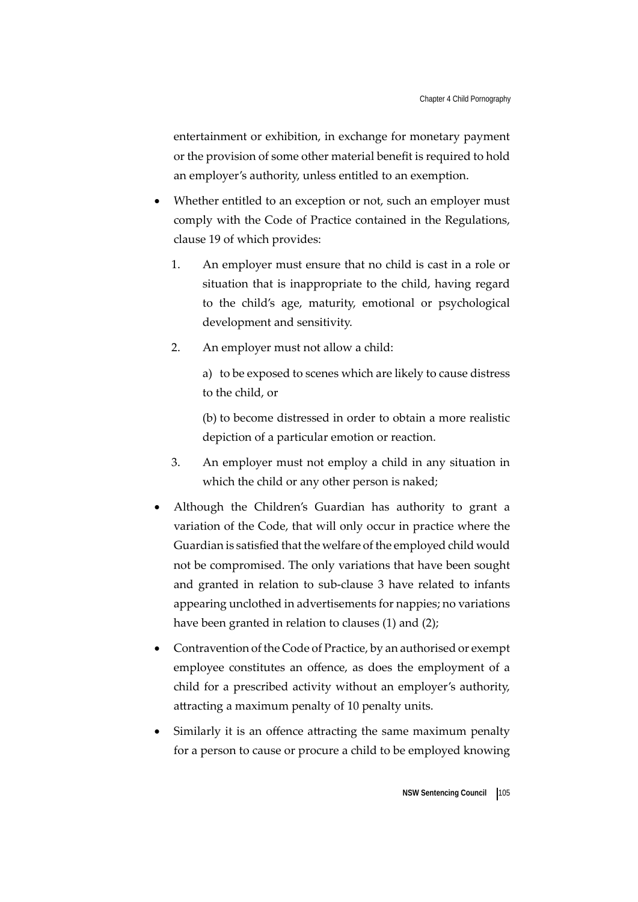entertainment or exhibition, in exchange for monetary payment or the provision of some other material benefit is required to hold an employer's authority, unless entitled to an exemption.

- Whether entitled to an exception or not, such an employer must comply with the Code of Practice contained in the Regulations, clause 19 of which provides:

  1. An employer must ensure that no child is cast in a role or situation that is inappropriate to the child, having regard to the child's age, maturity, emotional or psychological development and sensitivity.

  2. An employer must not allow a child:

     a) to be exposed to scenes which are likely to cause distress to the child, or

     (b) to become distressed in order to obtain a more realistic depiction of a particular emotion or reaction.

  3. An employer must not employ a child in any situation in which the child or any other person is naked;

- Although the Children's Guardian has authority to grant a variation of the Code, that will only occur in practice where the Guardian is satisfied that the welfare of the employed child would not be compromised. The only variations that have been sought and granted in relation to sub-clause 3 have related to infants appearing unclothed in advertisements for nappies; no variations have been granted in relation to clauses (1) and (2);

- Contravention of the Code of Practice, by an authorised or exempt employee constitutes an offence, as does the employment of a child for a prescribed activity without an employer's authority, attracting a maximum penalty of 10 penalty units.

- Similarly it is an offence attracting the same maximum penalty for a person to cause or procure a child to be employed knowing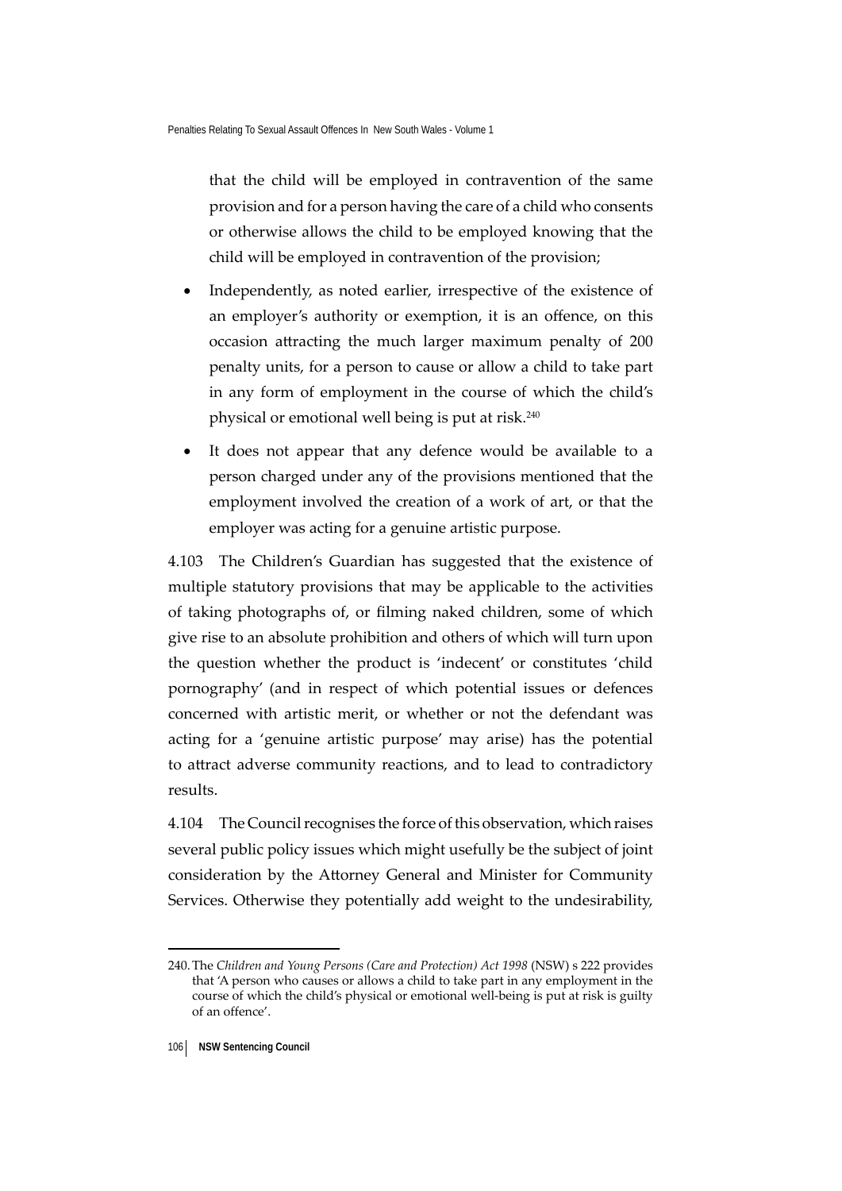that the child will be employed in contravention of the same provision and for a person having the care of a child who consents or otherwise allows the child to be employed knowing that the child will be employed in contravention of the provision;

- Independently, as noted earlier, irrespective of the existence of an employer's authority or exemption, it is an offence, on this occasion attracting the much larger maximum penalty of 200 penalty units, for a person to cause or allow a child to take part in any form of employment in the course of which the child's physical or emotional well being is put at risk.[240]
- It does not appear that any defence would be available to a person charged under any of the provisions mentioned that the employment involved the creation of a work of art, or that the employer was acting for a genuine artistic purpose.

4.103 The Children's Guardian has suggested that the existence of multiple statutory provisions that may be applicable to the activities of taking photographs of, or filming naked children, some of which give rise to an absolute prohibition and others of which will turn upon the question whether the product is 'indecent' or constitutes 'child pornography' (and in respect of which potential issues or defences concerned with artistic merit, or whether or not the defendant was acting for a 'genuine artistic purpose' may arise) has the potential to attract adverse community reactions, and to lead to contradictory results.

4.104 The Council recognises the force of this observation, which raises several public policy issues which might usefully be the subject of joint consideration by the Attorney General and Minister for Community Services. Otherwise they potentially add weight to the undesirability,

---

240. The *Children and Young Persons (Care and Protection) Act 1998* (NSW) s 222 provides that 'A person who causes or allows a child to take part in any employment in the course of which the child's physical or emotional well-being is put at risk is guilty of an offence'.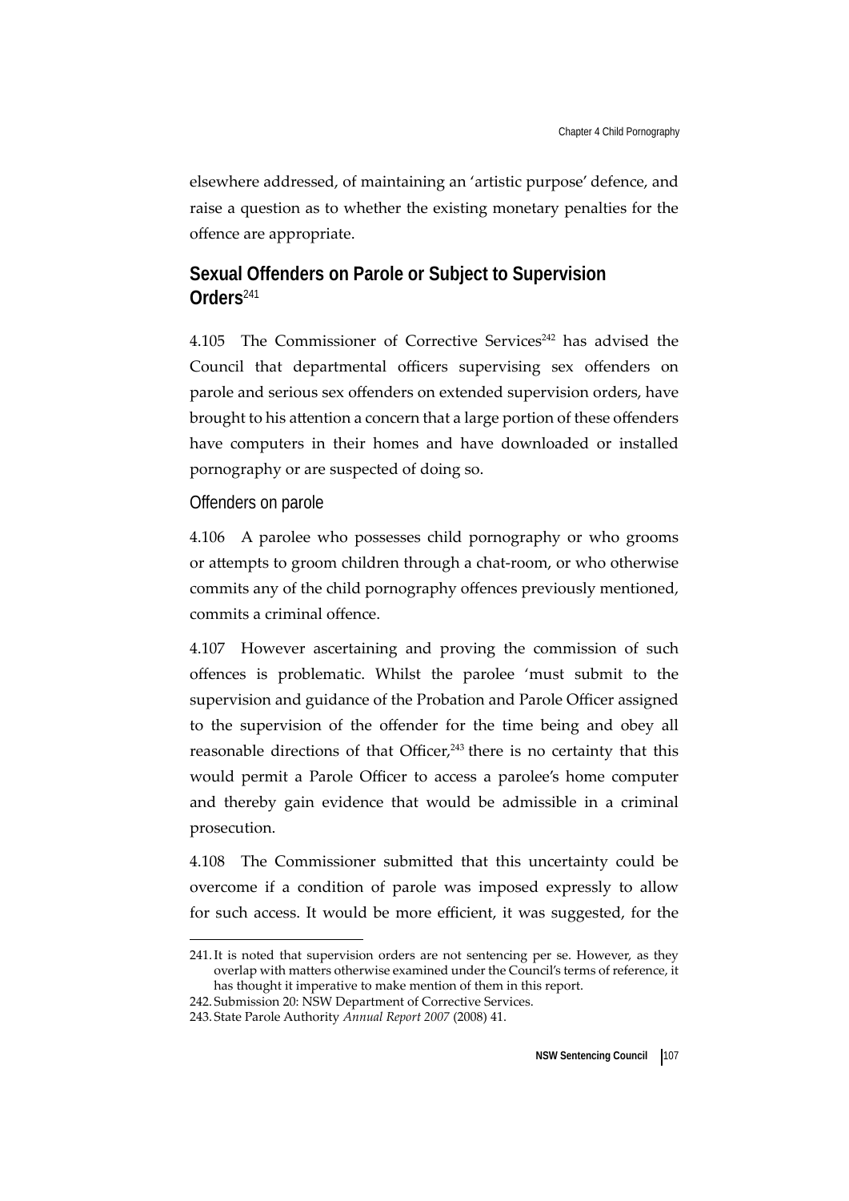elsewhere addressed, of maintaining an 'artistic purpose' defence, and raise a question as to whether the existing monetary penalties for the offence are appropriate.

## Sexual Offenders on Parole or Subject to Supervision Orders[241]

4.105 The Commissioner of Corrective Services[242] has advised the Council that departmental officers supervising sex offenders on parole and serious sex offenders on extended supervision orders, have brought to his attention a concern that a large portion of these offenders have computers in their homes and have downloaded or installed pornography or are suspected of doing so.

### Offenders on parole

4.106 A parolee who possesses child pornography or who grooms or attempts to groom children through a chat-room, or who otherwise commits any of the child pornography offences previously mentioned, commits a criminal offence.

4.107 However ascertaining and proving the commission of such offences is problematic. Whilst the parolee 'must submit to the supervision and guidance of the Probation and Parole Officer assigned to the supervision of the offender for the time being and obey all reasonable directions of that Officer,[243] there is no certainty that this would permit a Parole Officer to access a parolee's home computer and thereby gain evidence that would be admissible in a criminal prosecution.

4.108 The Commissioner submitted that this uncertainty could be overcome if a condition of parole was imposed expressly to allow for such access. It would be more efficient, it was suggested, for the

241. It is noted that supervision orders are not sentencing per se. However, as they overlap with matters otherwise examined under the Council's terms of reference, it has thought it imperative to make mention of them in this report.

242. Submission 20: NSW Department of Corrective Services.

243. State Parole Authority *Annual Report 2007* (2008) 41.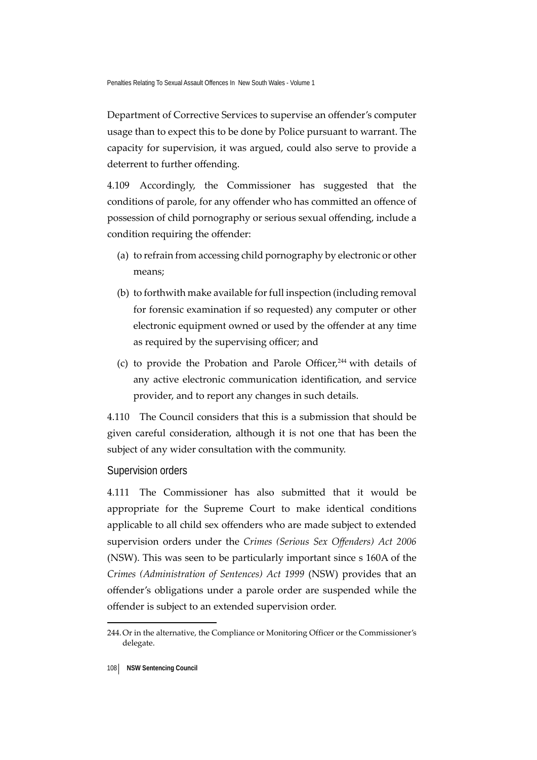Department of Corrective Services to supervise an offender's computer usage than to expect this to be done by Police pursuant to warrant. The capacity for supervision, it was argued, could also serve to provide a deterrent to further offending.

4.109 Accordingly, the Commissioner has suggested that the conditions of parole, for any offender who has committed an offence of possession of child pornography or serious sexual offending, include a condition requiring the offender:

(a) to refrain from accessing child pornography by electronic or other means;

(b) to forthwith make available for full inspection (including removal for forensic examination if so requested) any computer or other electronic equipment owned or used by the offender at any time as required by the supervising officer; and

(c) to provide the Probation and Parole Officer,[244] with details of any active electronic communication identification, and service provider, and to report any changes in such details.

4.110 The Council considers that this is a submission that should be given careful consideration, although it is not one that has been the subject of any wider consultation with the community.

## Supervision orders

4.111 The Commissioner has also submitted that it would be appropriate for the Supreme Court to make identical conditions applicable to all child sex offenders who are made subject to extended supervision orders under the *Crimes (Serious Sex Offenders) Act 2006* (NSW). This was seen to be particularly important since s 160A of the *Crimes (Administration of Sentences) Act 1999* (NSW) provides that an offender's obligations under a parole order are suspended while the offender is subject to an extended supervision order.

244. Or in the alternative, the Compliance or Monitoring Officer or the Commissioner's delegate.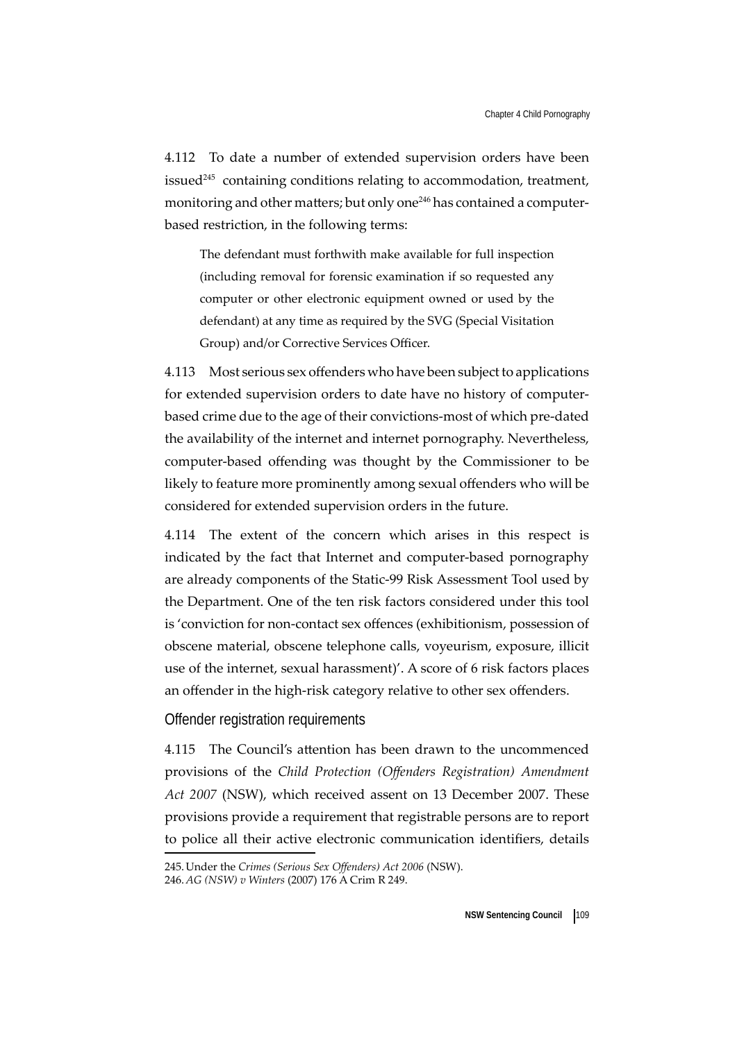4.112 To date a number of extended supervision orders have been issued[245] containing conditions relating to accommodation, treatment, monitoring and other matters; but only one[246] has contained a computer-based restriction, in the following terms:

> The defendant must forthwith make available for full inspection (including removal for forensic examination if so requested any computer or other electronic equipment owned or used by the defendant) at any time as required by the SVG (Special Visitation Group) and/or Corrective Services Officer.

4.113 Most serious sex offenders who have been subject to applications for extended supervision orders to date have no history of computer-based crime due to the age of their convictions-most of which pre-dated the availability of the internet and internet pornography. Nevertheless, computer-based offending was thought by the Commissioner to be likely to feature more prominently among sexual offenders who will be considered for extended supervision orders in the future.

4.114 The extent of the concern which arises in this respect is indicated by the fact that Internet and computer-based pornography are already components of the Static-99 Risk Assessment Tool used by the Department. One of the ten risk factors considered under this tool is 'conviction for non-contact sex offences (exhibitionism, possession of obscene material, obscene telephone calls, voyeurism, exposure, illicit use of the internet, sexual harassment)'. A score of 6 risk factors places an offender in the high-risk category relative to other sex offenders.

## Offender registration requirements

4.115 The Council's attention has been drawn to the uncommenced provisions of the *Child Protection (Offenders Registration) Amendment Act 2007* (NSW), which received assent on 13 December 2007. These provisions provide a requirement that registrable persons are to report to police all their active electronic communication identifiers, details

245. Under the *Crimes (Serious Sex Offenders) Act 2006* (NSW).

246. *AG (NSW) v Winters* (2007) 176 A Crim R 249.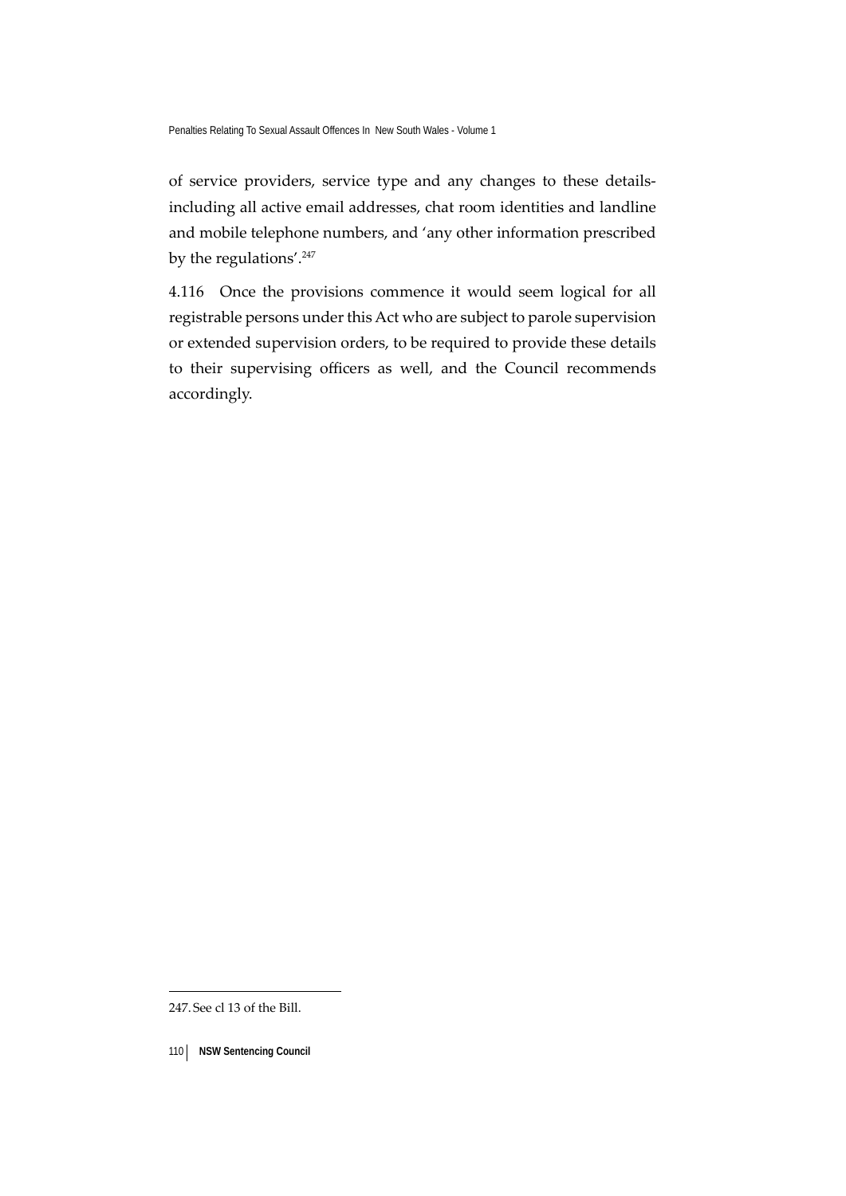of service providers, service type and any changes to these details-including all active email addresses, chat room identities and landline and mobile telephone numbers, and 'any other information prescribed by the regulations'.[247]

4.116 Once the provisions commence it would seem logical for all registrable persons under this Act who are subject to parole supervision or extended supervision orders, to be required to provide these details to their supervising officers as well, and the Council recommends accordingly.

247. See cl 13 of the Bill.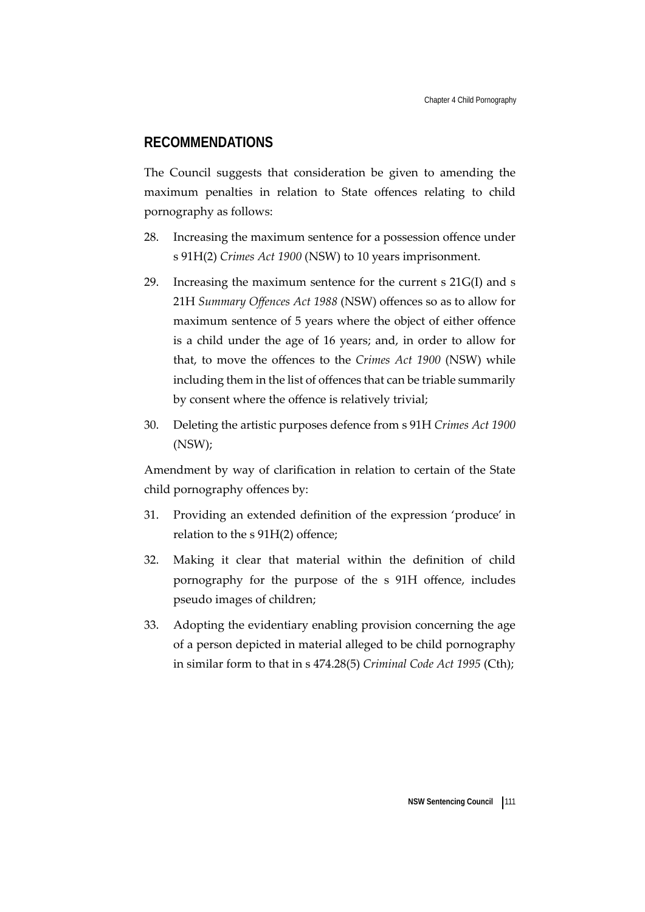## RECOMMENDATIONS

The Council suggests that consideration be given to amending the maximum penalties in relation to State offences relating to child pornography as follows:

28. Increasing the maximum sentence for a possession offence under s 91H(2) *Crimes Act 1900* (NSW) to 10 years imprisonment.

29. Increasing the maximum sentence for the current s 21G(I) and s 21H *Summary Offences Act 1988* (NSW) offences so as to allow for maximum sentence of 5 years where the object of either offence is a child under the age of 16 years; and, in order to allow for that, to move the offences to the *Crimes Act 1900* (NSW) while including them in the list of offences that can be triable summarily by consent where the offence is relatively trivial;

30. Deleting the artistic purposes defence from s 91H *Crimes Act 1900* (NSW);

Amendment by way of clarification in relation to certain of the State child pornography offences by:

31. Providing an extended definition of the expression 'produce' in relation to the s 91H(2) offence;

32. Making it clear that material within the definition of child pornography for the purpose of the s 91H offence, includes pseudo images of children;

33. Adopting the evidentiary enabling provision concerning the age of a person depicted in material alleged to be child pornography in similar form to that in s 474.28(5) *Criminal Code Act 1995* (Cth);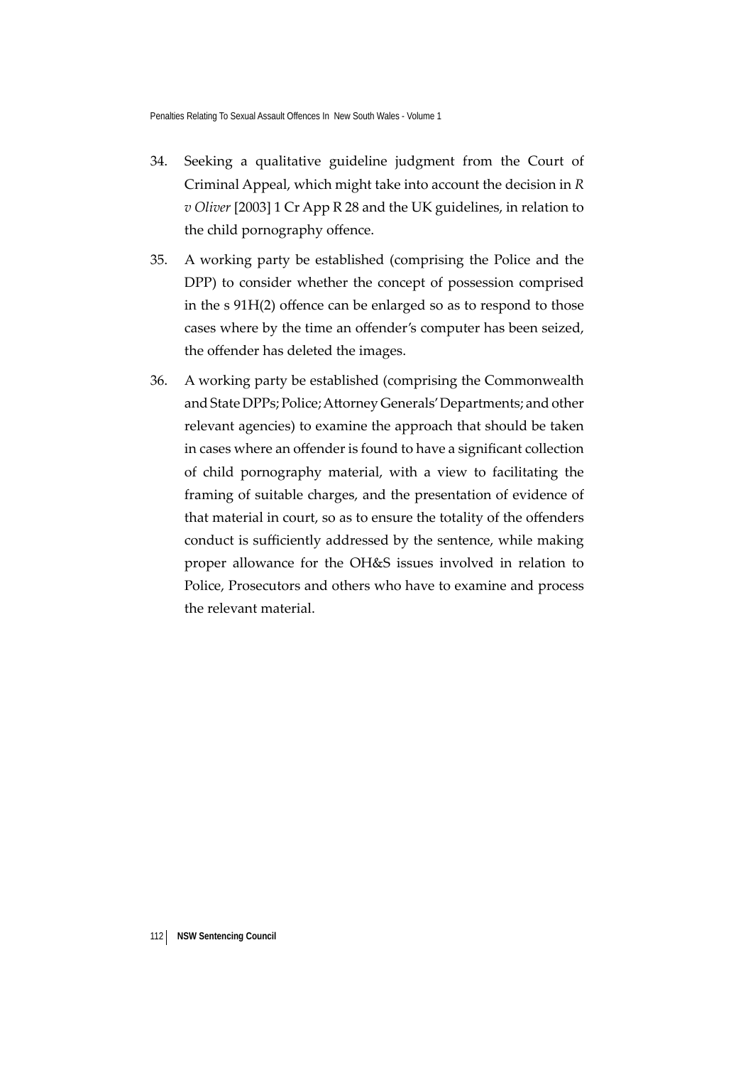34. Seeking a qualitative guideline judgment from the Court of Criminal Appeal, which might take into account the decision in *R v Oliver* [2003] 1 Cr App R 28 and the UK guidelines, in relation to the child pornography offence.

35. A working party be established (comprising the Police and the DPP) to consider whether the concept of possession comprised in the s 91H(2) offence can be enlarged so as to respond to those cases where by the time an offender's computer has been seized, the offender has deleted the images.

36. A working party be established (comprising the Commonwealth and State DPPs; Police; Attorney Generals' Departments; and other relevant agencies) to examine the approach that should be taken in cases where an offender is found to have a significant collection of child pornography material, with a view to facilitating the framing of suitable charges, and the presentation of evidence of that material in court, so as to ensure the totality of the offenders conduct is sufficiently addressed by the sentence, while making proper allowance for the OH&S issues involved in relation to Police, Prosecutors and others who have to examine and process the relevant material.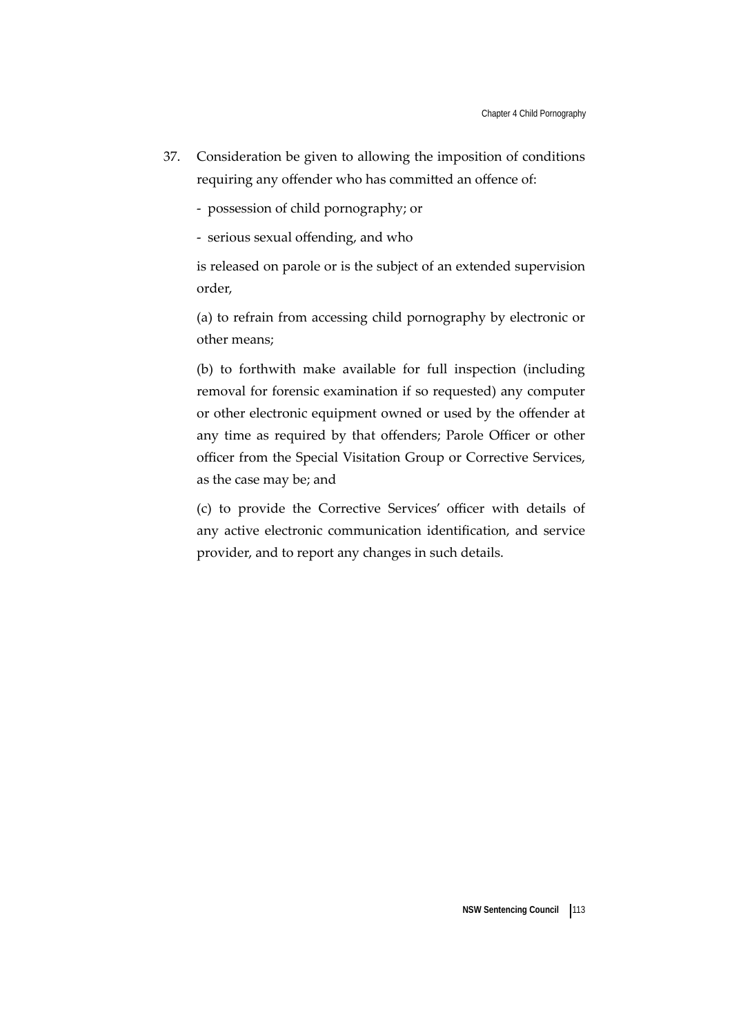37. Consideration be given to allowing the imposition of conditions requiring any offender who has committed an offence of:

    - possession of child pornography; or

    - serious sexual offending, and who

    is released on parole or is the subject of an extended supervision order,

    (a) to refrain from accessing child pornography by electronic or other means;

    (b) to forthwith make available for full inspection (including removal for forensic examination if so requested) any computer or other electronic equipment owned or used by the offender at any time as required by that offenders; Parole Officer or other officer from the Special Visitation Group or Corrective Services, as the case may be; and

    (c) to provide the Corrective Services' officer with details of any active electronic communication identification, and service provider, and to report any changes in such details.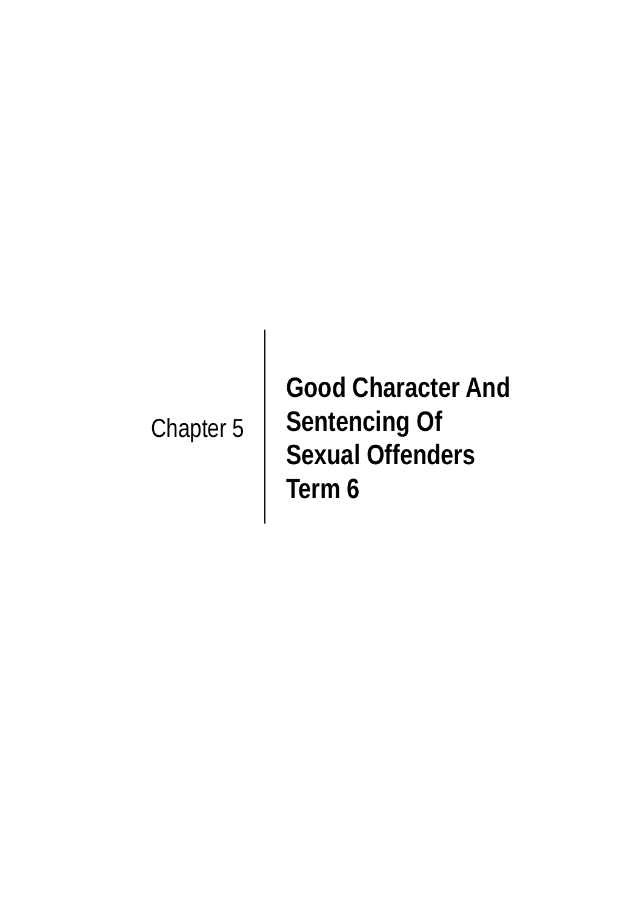Chapter 5

# Good Character And Sentencing Of Sexual Offenders Term 6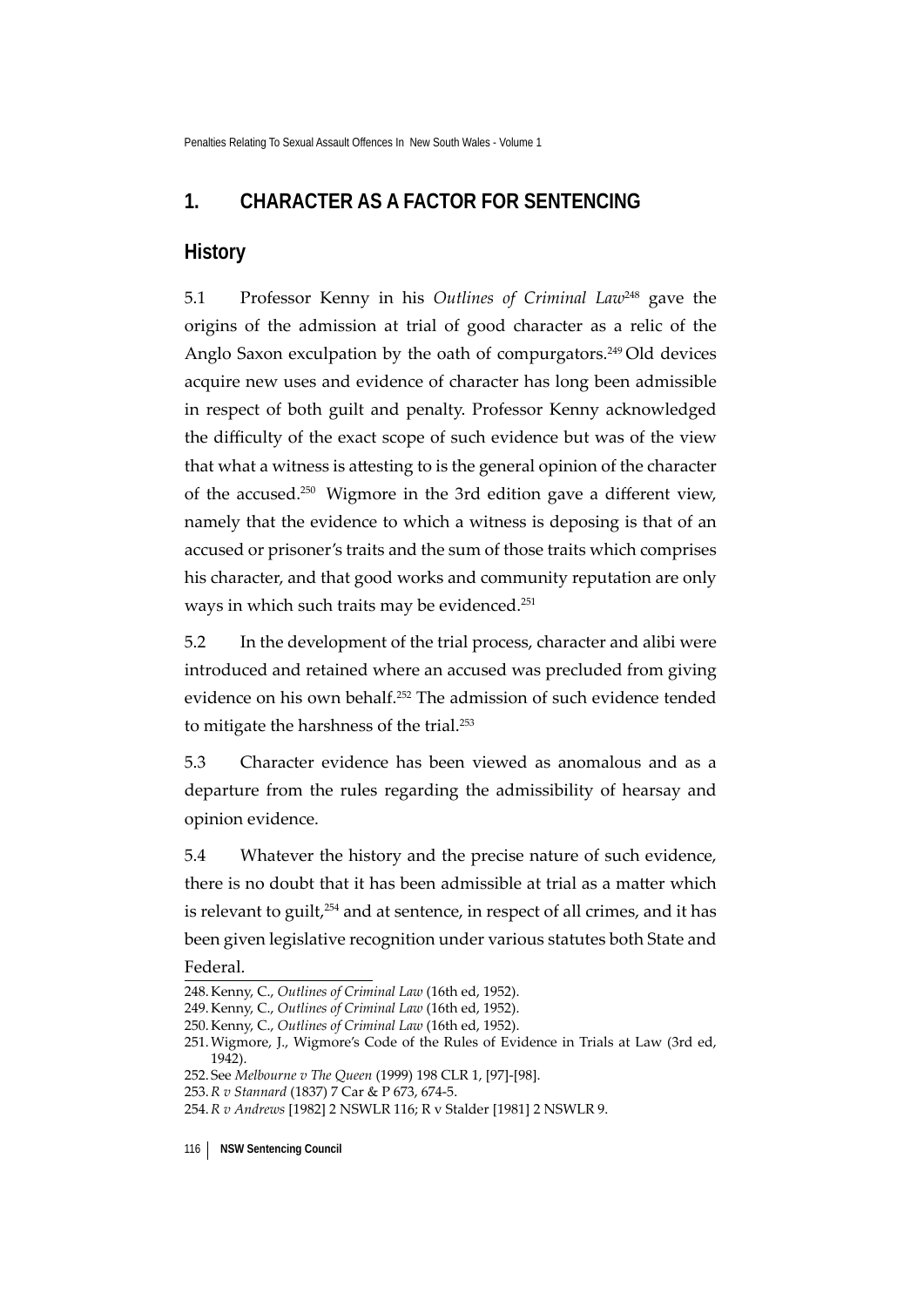## 1. CHARACTER AS A FACTOR FOR SENTENCING

### History

5.1 Professor Kenny in his *Outlines of Criminal Law*[248] gave the origins of the admission at trial of good character as a relic of the Anglo Saxon exculpation by the oath of compurgators.[249] Old devices acquire new uses and evidence of character has long been admissible in respect of both guilt and penalty. Professor Kenny acknowledged the difficulty of the exact scope of such evidence but was of the view that what a witness is attesting to is the general opinion of the character of the accused.[250] Wigmore in the 3rd edition gave a different view, namely that the evidence to which a witness is deposing is that of an accused or prisoner's traits and the sum of those traits which comprises his character, and that good works and community reputation are only ways in which such traits may be evidenced.[251]

5.2 In the development of the trial process, character and alibi were introduced and retained where an accused was precluded from giving evidence on his own behalf.[252] The admission of such evidence tended to mitigate the harshness of the trial.[253]

5.3 Character evidence has been viewed as anomalous and as a departure from the rules regarding the admissibility of hearsay and opinion evidence.

5.4 Whatever the history and the precise nature of such evidence, there is no doubt that it has been admissible at trial as a matter which is relevant to guilt,[254] and at sentence, in respect of all crimes, and it has been given legislative recognition under various statutes both State and Federal.

248. Kenny, C., *Outlines of Criminal Law* (16th ed, 1952).

249. Kenny, C., *Outlines of Criminal Law* (16th ed, 1952).

250. Kenny, C., *Outlines of Criminal Law* (16th ed, 1952).

251. Wigmore, J., Wigmore's Code of the Rules of Evidence in Trials at Law (3rd ed, 1942).

252. See *Melbourne v The Queen* (1999) 198 CLR 1, [97]-[98].

253. *R v Stannard* (1837) 7 Car & P 673, 674-5.

254. *R v Andrews* [1982] 2 NSWLR 116; R v Stalder [1981] 2 NSWLR 9.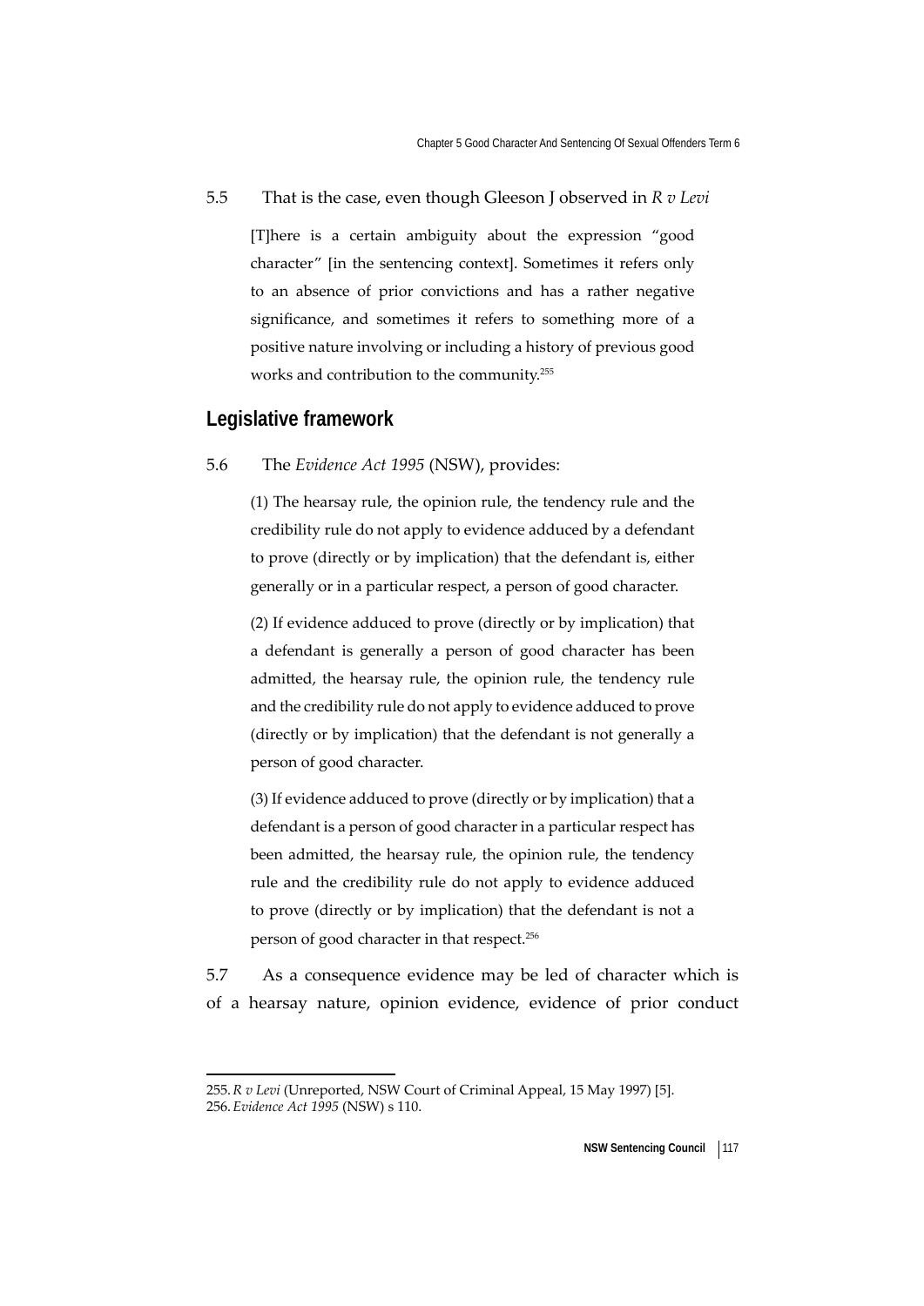5.5 That is the case, even though Gleeson J observed in *R v Levi*

> [T]here is a certain ambiguity about the expression "good character" [in the sentencing context]. Sometimes it refers only to an absence of prior convictions and has a rather negative significance, and sometimes it refers to something more of a positive nature involving or including a history of previous good works and contribution to the community.[255]

## Legislative framework

5.6 The *Evidence Act 1995* (NSW), provides:

> (1) The hearsay rule, the opinion rule, the tendency rule and the credibility rule do not apply to evidence adduced by a defendant to prove (directly or by implication) that the defendant is, either generally or in a particular respect, a person of good character.
>
> (2) If evidence adduced to prove (directly or by implication) that a defendant is generally a person of good character has been admitted, the hearsay rule, the opinion rule, the tendency rule and the credibility rule do not apply to evidence adduced to prove (directly or by implication) that the defendant is not generally a person of good character.
>
> (3) If evidence adduced to prove (directly or by implication) that a defendant is a person of good character in a particular respect has been admitted, the hearsay rule, the opinion rule, the tendency rule and the credibility rule do not apply to evidence adduced to prove (directly or by implication) that the defendant is not a person of good character in that respect.[256]

5.7 As a consequence evidence may be led of character which is of a hearsay nature, opinion evidence, evidence of prior conduct

---

255. *R v Levi* (Unreported, NSW Court of Criminal Appeal, 15 May 1997) [5].

256. *Evidence Act 1995* (NSW) s 110.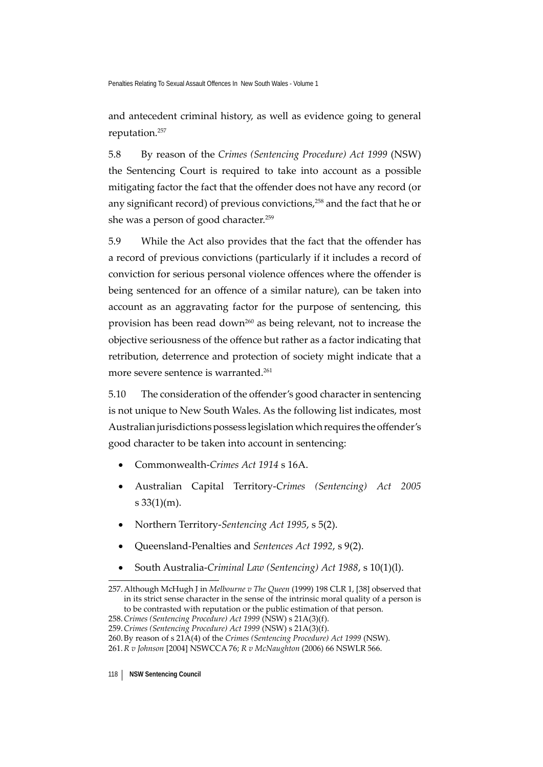and antecedent criminal history, as well as evidence going to general reputation.[257]

5.8 By reason of the *Crimes (Sentencing Procedure) Act 1999* (NSW) the Sentencing Court is required to take into account as a possible mitigating factor the fact that the offender does not have any record (or any significant record) of previous convictions,[258] and the fact that he or she was a person of good character.[259]

5.9 While the Act also provides that the fact that the offender has a record of previous convictions (particularly if it includes a record of conviction for serious personal violence offences where the offender is being sentenced for an offence of a similar nature), can be taken into account as an aggravating factor for the purpose of sentencing, this provision has been read down[260] as being relevant, not to increase the objective seriousness of the offence but rather as a factor indicating that retribution, deterrence and protection of society might indicate that a more severe sentence is warranted.[261]

5.10 The consideration of the offender's good character in sentencing is not unique to New South Wales. As the following list indicates, most Australian jurisdictions possess legislation which requires the offender's good character to be taken into account in sentencing:

- Commonwealth-*Crimes Act 1914* s 16A.
- Australian Capital Territory-*Crimes (Sentencing) Act 2005* s 33(1)(m).
- Northern Territory-*Sentencing Act 1995*, s 5(2).
- Queensland-Penalties and *Sentences Act 1992*, s 9(2).
- South Australia-*Criminal Law (Sentencing) Act 1988*, s 10(1)(l).

---

257. Although McHugh J in *Melbourne v The Queen* (1999) 198 CLR 1, [38] observed that in its strict sense character in the sense of the intrinsic moral quality of a person is to be contrasted with reputation or the public estimation of that person.

258. *Crimes (Sentencing Procedure) Act 1999* (NSW) s 21A(3)(f).

259. *Crimes (Sentencing Procedure) Act 1999* (NSW) s 21A(3)(f).

260. By reason of s 21A(4) of the *Crimes (Sentencing Procedure) Act 1999* (NSW).

261. *R v Johnson* [2004] NSWCCA 76; *R v McNaughton* (2006) 66 NSWLR 566.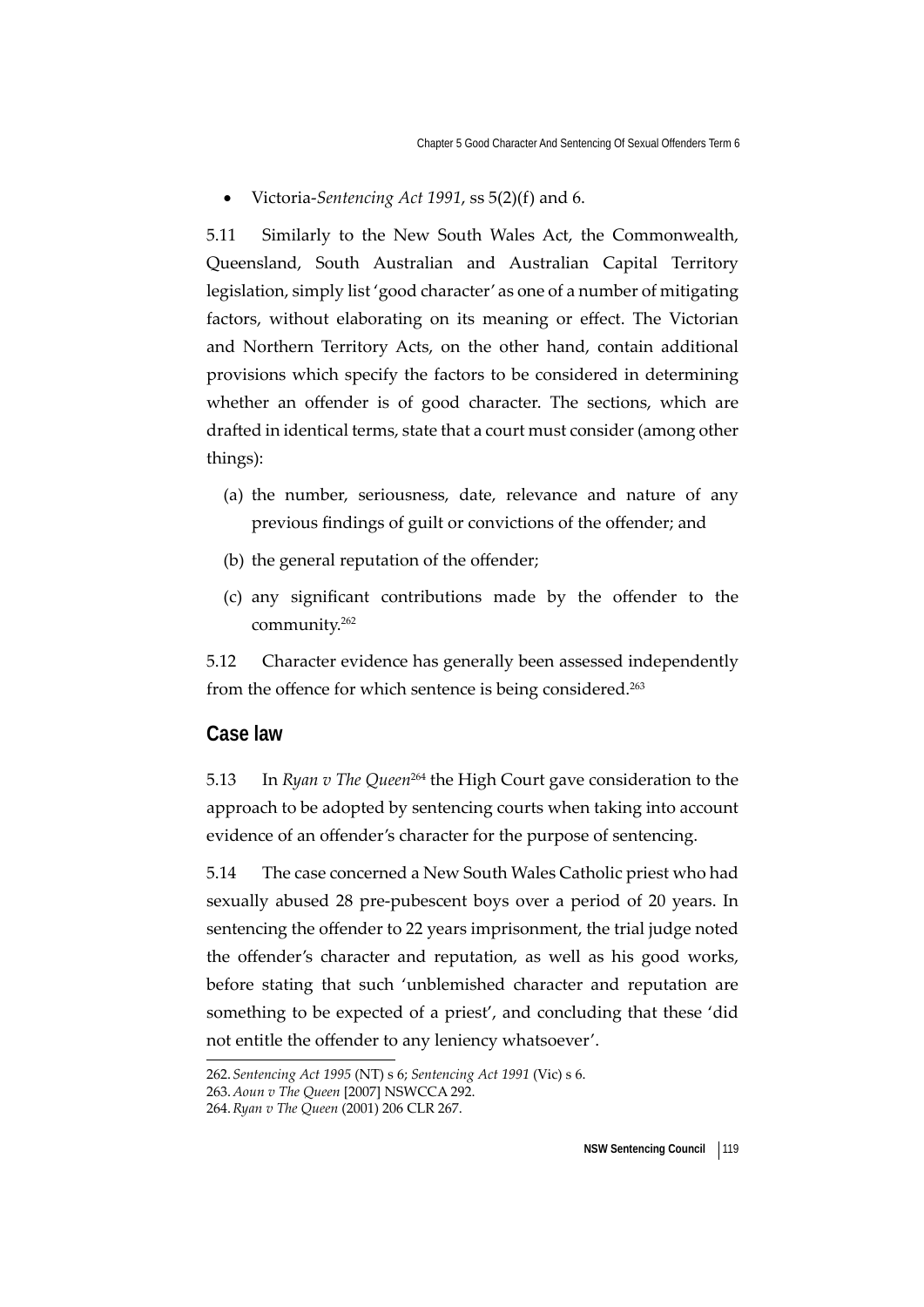- Victoria-*Sentencing Act 1991*, ss 5(2)(f) and 6.

5.11 Similarly to the New South Wales Act, the Commonwealth, Queensland, South Australian and Australian Capital Territory legislation, simply list 'good character' as one of a number of mitigating factors, without elaborating on its meaning or effect. The Victorian and Northern Territory Acts, on the other hand, contain additional provisions which specify the factors to be considered in determining whether an offender is of good character. The sections, which are drafted in identical terms, state that a court must consider (among other things):

(a) the number, seriousness, date, relevance and nature of any previous findings of guilt or convictions of the offender; and

(b) the general reputation of the offender;

(c) any significant contributions made by the offender to the community.[262]

5.12 Character evidence has generally been assessed independently from the offence for which sentence is being considered.[263]

## Case law

5.13 In *Ryan v The Queen*[264] the High Court gave consideration to the approach to be adopted by sentencing courts when taking into account evidence of an offender's character for the purpose of sentencing.

5.14 The case concerned a New South Wales Catholic priest who had sexually abused 28 pre-pubescent boys over a period of 20 years. In sentencing the offender to 22 years imprisonment, the trial judge noted the offender's character and reputation, as well as his good works, before stating that such 'unblemished character and reputation are something to be expected of a priest', and concluding that these 'did not entitle the offender to any leniency whatsoever'.

262. *Sentencing Act 1995* (NT) s 6; *Sentencing Act 1991* (Vic) s 6.

263. *Aoun v The Queen* [2007] NSWCCA 292.

264. *Ryan v The Queen* (2001) 206 CLR 267.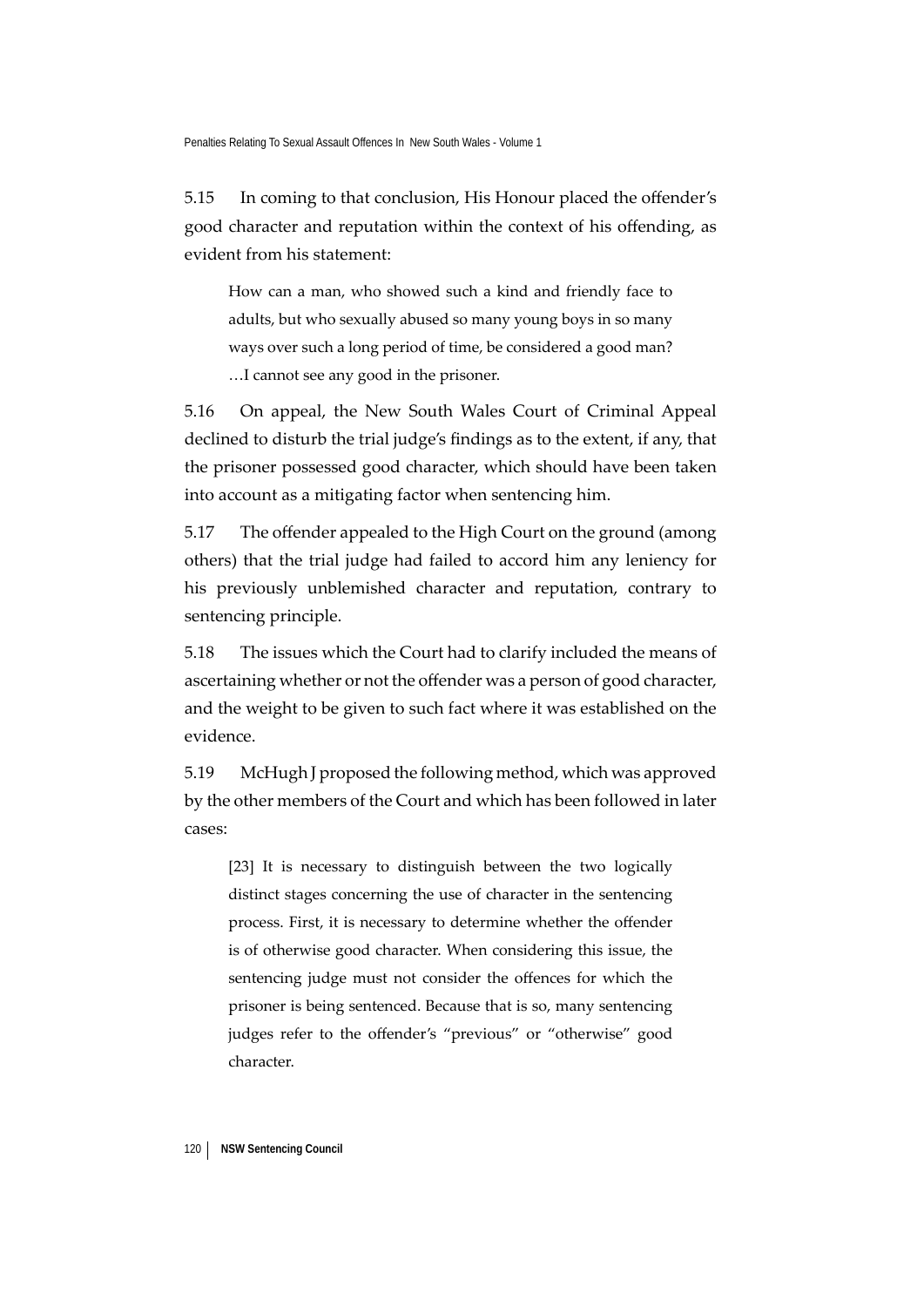5.15 In coming to that conclusion, His Honour placed the offender's good character and reputation within the context of his offending, as evident from his statement:

> How can a man, who showed such a kind and friendly face to adults, but who sexually abused so many young boys in so many ways over such a long period of time, be considered a good man? …I cannot see any good in the prisoner.

5.16 On appeal, the New South Wales Court of Criminal Appeal declined to disturb the trial judge's findings as to the extent, if any, that the prisoner possessed good character, which should have been taken into account as a mitigating factor when sentencing him.

5.17 The offender appealed to the High Court on the ground (among others) that the trial judge had failed to accord him any leniency for his previously unblemished character and reputation, contrary to sentencing principle.

5.18 The issues which the Court had to clarify included the means of ascertaining whether or not the offender was a person of good character, and the weight to be given to such fact where it was established on the evidence.

5.19 McHugh J proposed the following method, which was approved by the other members of the Court and which has been followed in later cases:

> [23] It is necessary to distinguish between the two logically distinct stages concerning the use of character in the sentencing process. First, it is necessary to determine whether the offender is of otherwise good character. When considering this issue, the sentencing judge must not consider the offences for which the prisoner is being sentenced. Because that is so, many sentencing judges refer to the offender's "previous" or "otherwise" good character.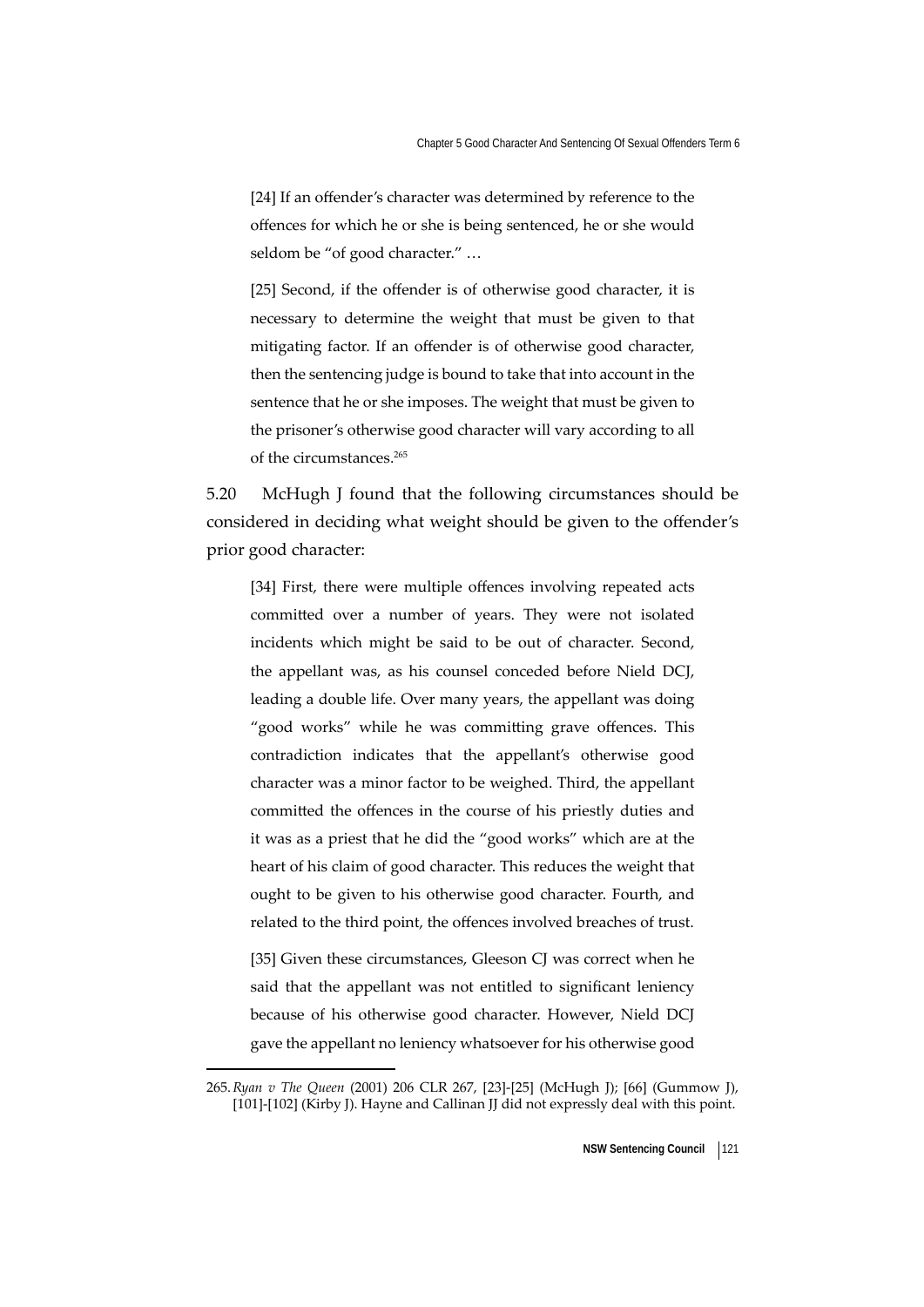> [24] If an offender's character was determined by reference to the offences for which he or she is being sentenced, he or she would seldom be "of good character." …
>
> [25] Second, if the offender is of otherwise good character, it is necessary to determine the weight that must be given to that mitigating factor. If an offender is of otherwise good character, then the sentencing judge is bound to take that into account in the sentence that he or she imposes. The weight that must be given to the prisoner's otherwise good character will vary according to all of the circumstances.[265]

5.20 McHugh J found that the following circumstances should be considered in deciding what weight should be given to the offender's prior good character:

> [34] First, there were multiple offences involving repeated acts committed over a number of years. They were not isolated incidents which might be said to be out of character. Second, the appellant was, as his counsel conceded before Nield DCJ, leading a double life. Over many years, the appellant was doing "good works" while he was committing grave offences. This contradiction indicates that the appellant's otherwise good character was a minor factor to be weighed. Third, the appellant committed the offences in the course of his priestly duties and it was as a priest that he did the "good works" which are at the heart of his claim of good character. This reduces the weight that ought to be given to his otherwise good character. Fourth, and related to the third point, the offences involved breaches of trust.
>
> [35] Given these circumstances, Gleeson CJ was correct when he said that the appellant was not entitled to significant leniency because of his otherwise good character. However, Nield DCJ gave the appellant no leniency whatsoever for his otherwise good

---

265. *Ryan v The Queen* (2001) 206 CLR 267, [23]-[25] (McHugh J); [66] (Gummow J), [101]-[102] (Kirby J). Hayne and Callinan JJ did not expressly deal with this point.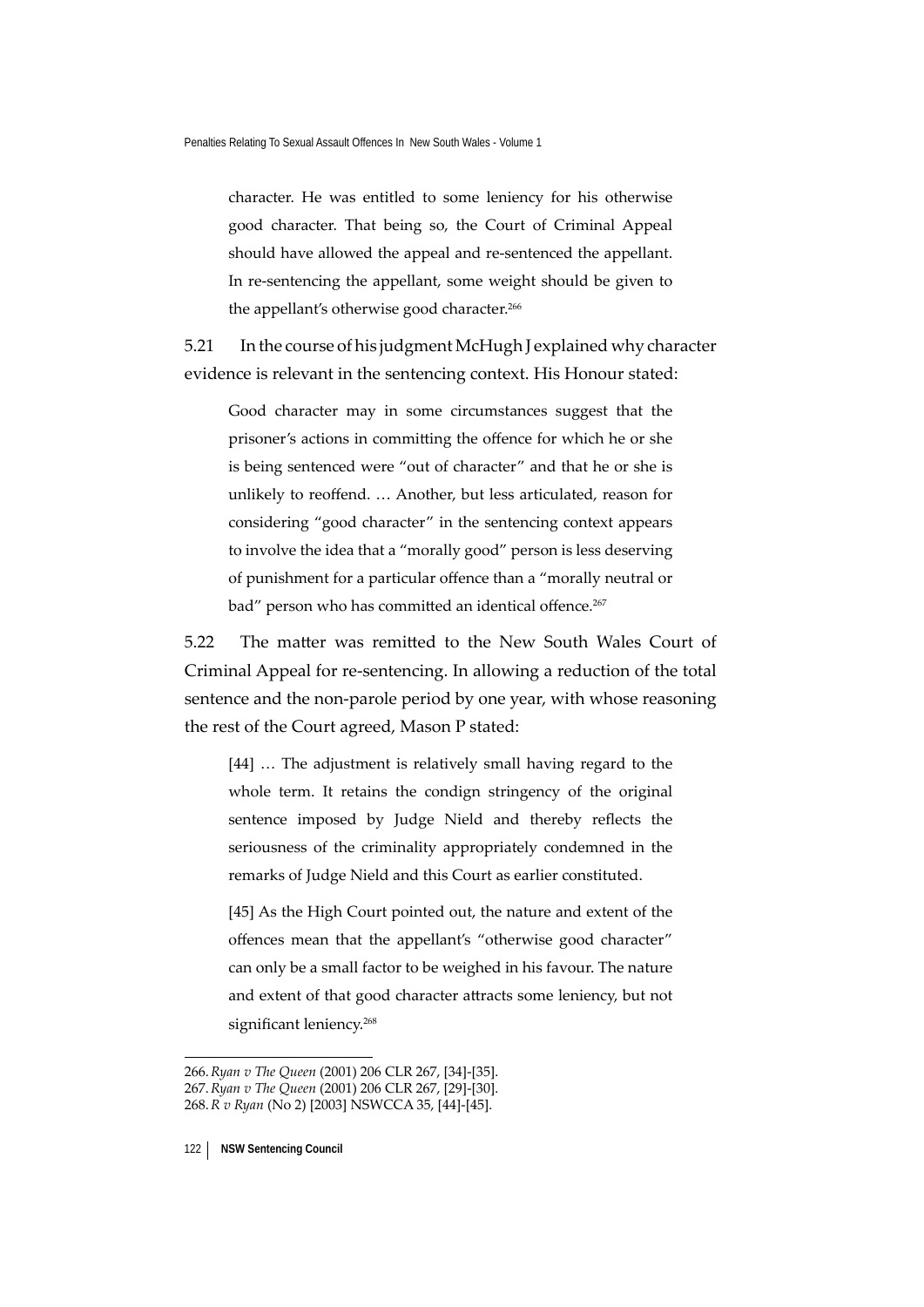> character. He was entitled to some leniency for his otherwise good character. That being so, the Court of Criminal Appeal should have allowed the appeal and re-sentenced the appellant. In re-sentencing the appellant, some weight should be given to the appellant's otherwise good character.[266]

5.21 In the course of his judgment McHugh J explained why character evidence is relevant in the sentencing context. His Honour stated:

> Good character may in some circumstances suggest that the prisoner's actions in committing the offence for which he or she is being sentenced were "out of character" and that he or she is unlikely to reoffend. … Another, but less articulated, reason for considering "good character" in the sentencing context appears to involve the idea that a "morally good" person is less deserving of punishment for a particular offence than a "morally neutral or bad" person who has committed an identical offence.[267]

5.22 The matter was remitted to the New South Wales Court of Criminal Appeal for re-sentencing. In allowing a reduction of the total sentence and the non-parole period by one year, with whose reasoning the rest of the Court agreed, Mason P stated:

> [44] … The adjustment is relatively small having regard to the whole term. It retains the condign stringency of the original sentence imposed by Judge Nield and thereby reflects the seriousness of the criminality appropriately condemned in the remarks of Judge Nield and this Court as earlier constituted.
>
> [45] As the High Court pointed out, the nature and extent of the offences mean that the appellant's "otherwise good character" can only be a small factor to be weighed in his favour. The nature and extent of that good character attracts some leniency, but not significant leniency.[268]

---

266. *Ryan v The Queen* (2001) 206 CLR 267, [34]-[35].
267. *Ryan v The Queen* (2001) 206 CLR 267, [29]-[30].
268. *R v Ryan* (No 2) [2003] NSWCCA 35, [44]-[45].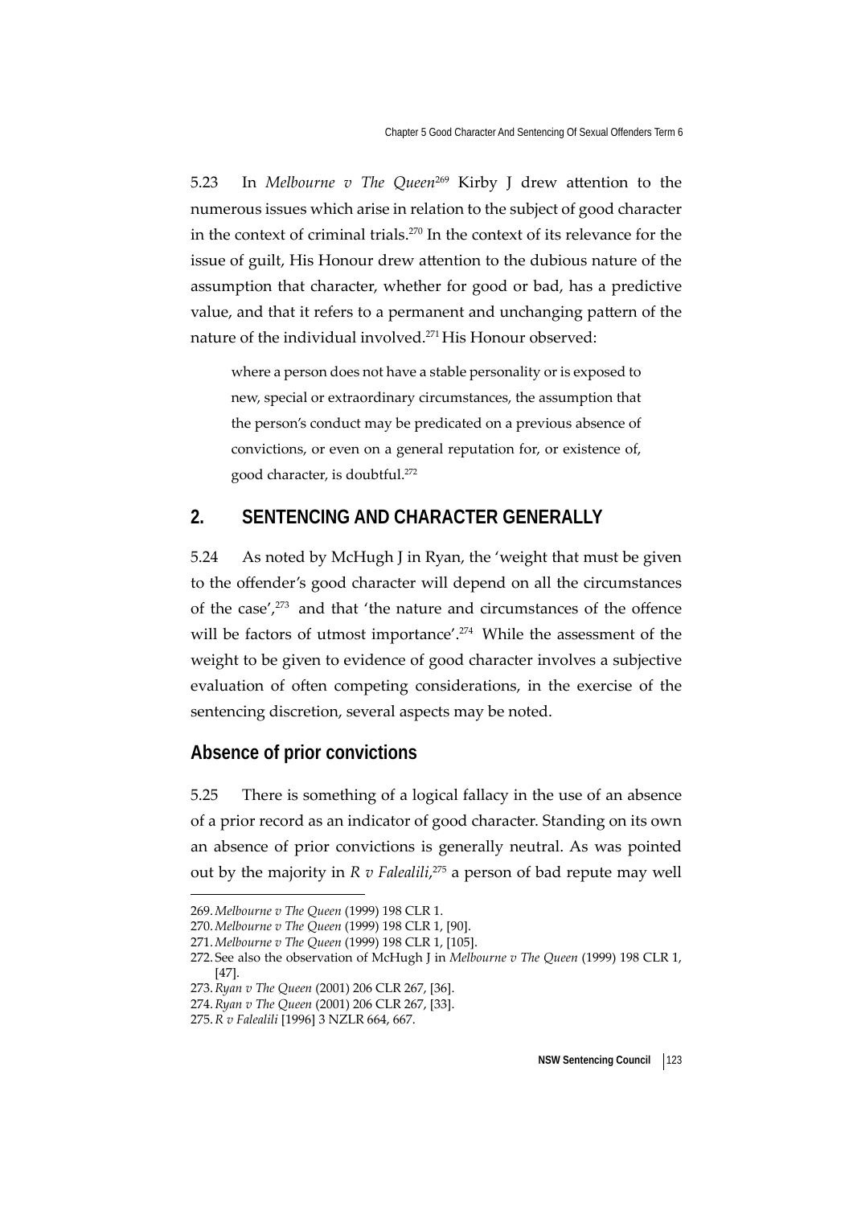5.23 In *Melbourne v The Queen*[269] Kirby J drew attention to the numerous issues which arise in relation to the subject of good character in the context of criminal trials.[270] In the context of its relevance for the issue of guilt, His Honour drew attention to the dubious nature of the assumption that character, whether for good or bad, has a predictive value, and that it refers to a permanent and unchanging pattern of the nature of the individual involved.[271] His Honour observed:

> where a person does not have a stable personality or is exposed to new, special or extraordinary circumstances, the assumption that the person's conduct may be predicated on a previous absence of convictions, or even on a general reputation for, or existence of, good character, is doubtful.[272]

## 2. SENTENCING AND CHARACTER GENERALLY

5.24 As noted by McHugh J in Ryan, the 'weight that must be given to the offender's good character will depend on all the circumstances of the case',[273] and that 'the nature and circumstances of the offence will be factors of utmost importance'.[274] While the assessment of the weight to be given to evidence of good character involves a subjective evaluation of often competing considerations, in the exercise of the sentencing discretion, several aspects may be noted.

### Absence of prior convictions

5.25 There is something of a logical fallacy in the use of an absence of a prior record as an indicator of good character. Standing on its own an absence of prior convictions is generally neutral. As was pointed out by the majority in *R v Falealili*,[275] a person of bad repute may well

---

269. *Melbourne v The Queen* (1999) 198 CLR 1.
270. *Melbourne v The Queen* (1999) 198 CLR 1, [90].
271. *Melbourne v The Queen* (1999) 198 CLR 1, [105].
272. See also the observation of McHugh J in *Melbourne v The Queen* (1999) 198 CLR 1, [47].
273. *Ryan v The Queen* (2001) 206 CLR 267, [36].
274. *Ryan v The Queen* (2001) 206 CLR 267, [33].
275. *R v Falealili* [1996] 3 NZLR 664, 667.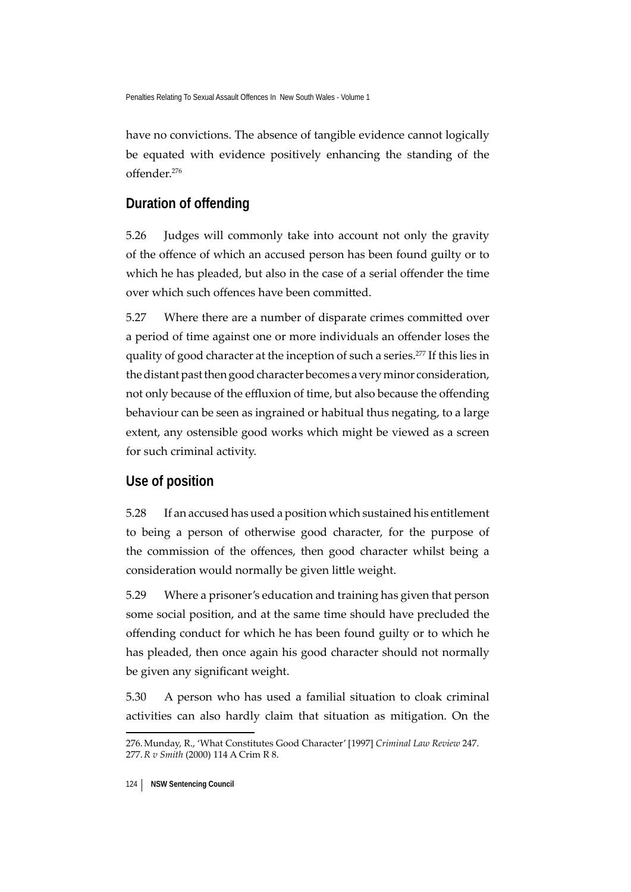have no convictions. The absence of tangible evidence cannot logically be equated with evidence positively enhancing the standing of the offender.[276]

## Duration of offending

5.26 Judges will commonly take into account not only the gravity of the offence of which an accused person has been found guilty or to which he has pleaded, but also in the case of a serial offender the time over which such offences have been committed.

5.27 Where there are a number of disparate crimes committed over a period of time against one or more individuals an offender loses the quality of good character at the inception of such a series.[277] If this lies in the distant past then good character becomes a very minor consideration, not only because of the effluxion of time, but also because the offending behaviour can be seen as ingrained or habitual thus negating, to a large extent, any ostensible good works which might be viewed as a screen for such criminal activity.

## Use of position

5.28 If an accused has used a position which sustained his entitlement to being a person of otherwise good character, for the purpose of the commission of the offences, then good character whilst being a consideration would normally be given little weight.

5.29 Where a prisoner's education and training has given that person some social position, and at the same time should have precluded the offending conduct for which he has been found guilty or to which he has pleaded, then once again his good character should not normally be given any significant weight.

5.30 A person who has used a familial situation to cloak criminal activities can also hardly claim that situation as mitigation. On the

---

276. Munday, R., 'What Constitutes Good Character' [1997] *Criminal Law Review* 247.
277. *R v Smith* (2000) 114 A Crim R 8.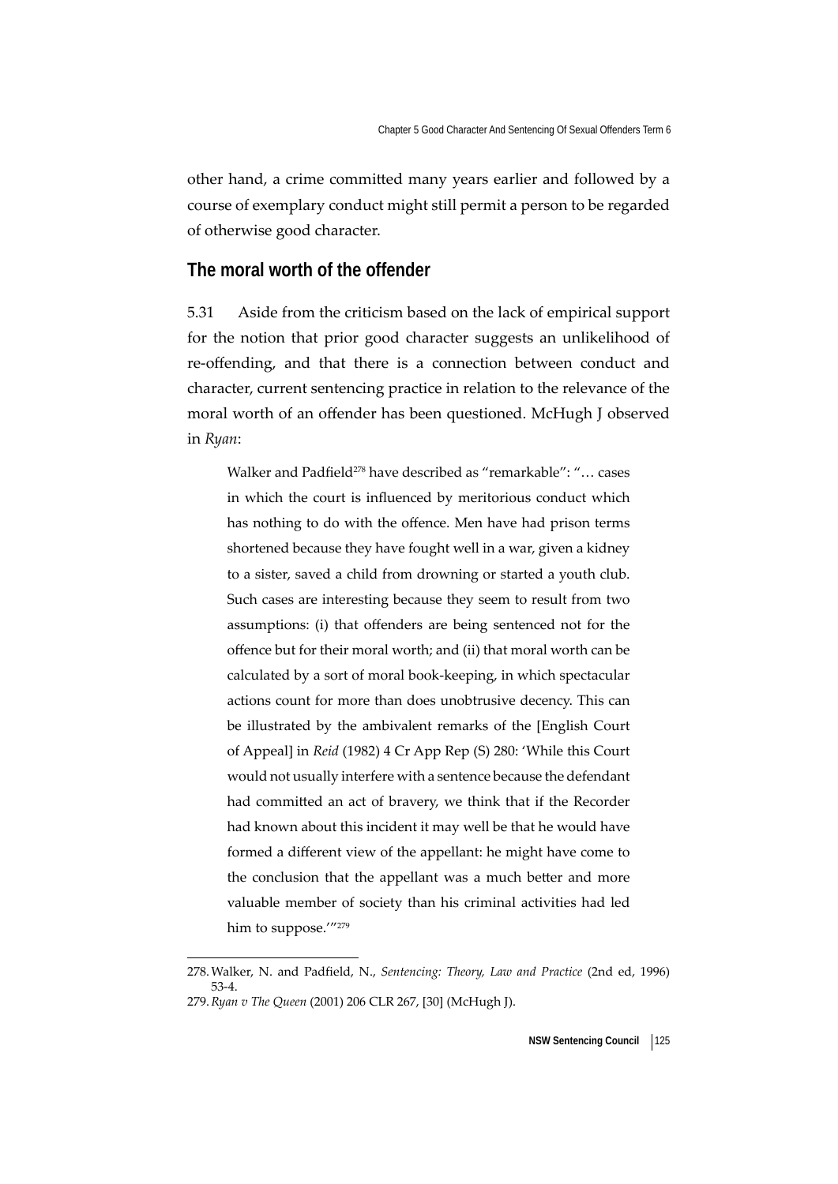other hand, a crime committed many years earlier and followed by a course of exemplary conduct might still permit a person to be regarded of otherwise good character.

## The moral worth of the offender

5.31 Aside from the criticism based on the lack of empirical support for the notion that prior good character suggests an unlikelihood of re-offending, and that there is a connection between conduct and character, current sentencing practice in relation to the relevance of the moral worth of an offender has been questioned. McHugh J observed in *Ryan*:

> Walker and Padfield[278] have described as "remarkable": "… cases in which the court is influenced by meritorious conduct which has nothing to do with the offence. Men have had prison terms shortened because they have fought well in a war, given a kidney to a sister, saved a child from drowning or started a youth club. Such cases are interesting because they seem to result from two assumptions: (i) that offenders are being sentenced not for the offence but for their moral worth; and (ii) that moral worth can be calculated by a sort of moral book-keeping, in which spectacular actions count for more than does unobtrusive decency. This can be illustrated by the ambivalent remarks of the [English Court of Appeal] in *Reid* (1982) 4 Cr App Rep (S) 280: 'While this Court would not usually interfere with a sentence because the defendant had committed an act of bravery, we think that if the Recorder had known about this incident it may well be that he would have formed a different view of the appellant: he might have come to the conclusion that the appellant was a much better and more valuable member of society than his criminal activities had led him to suppose.'"[279]

---

278. Walker, N. and Padfield, N., *Sentencing: Theory, Law and Practice* (2nd ed, 1996) 53-4.

279. *Ryan v The Queen* (2001) 206 CLR 267, [30] (McHugh J).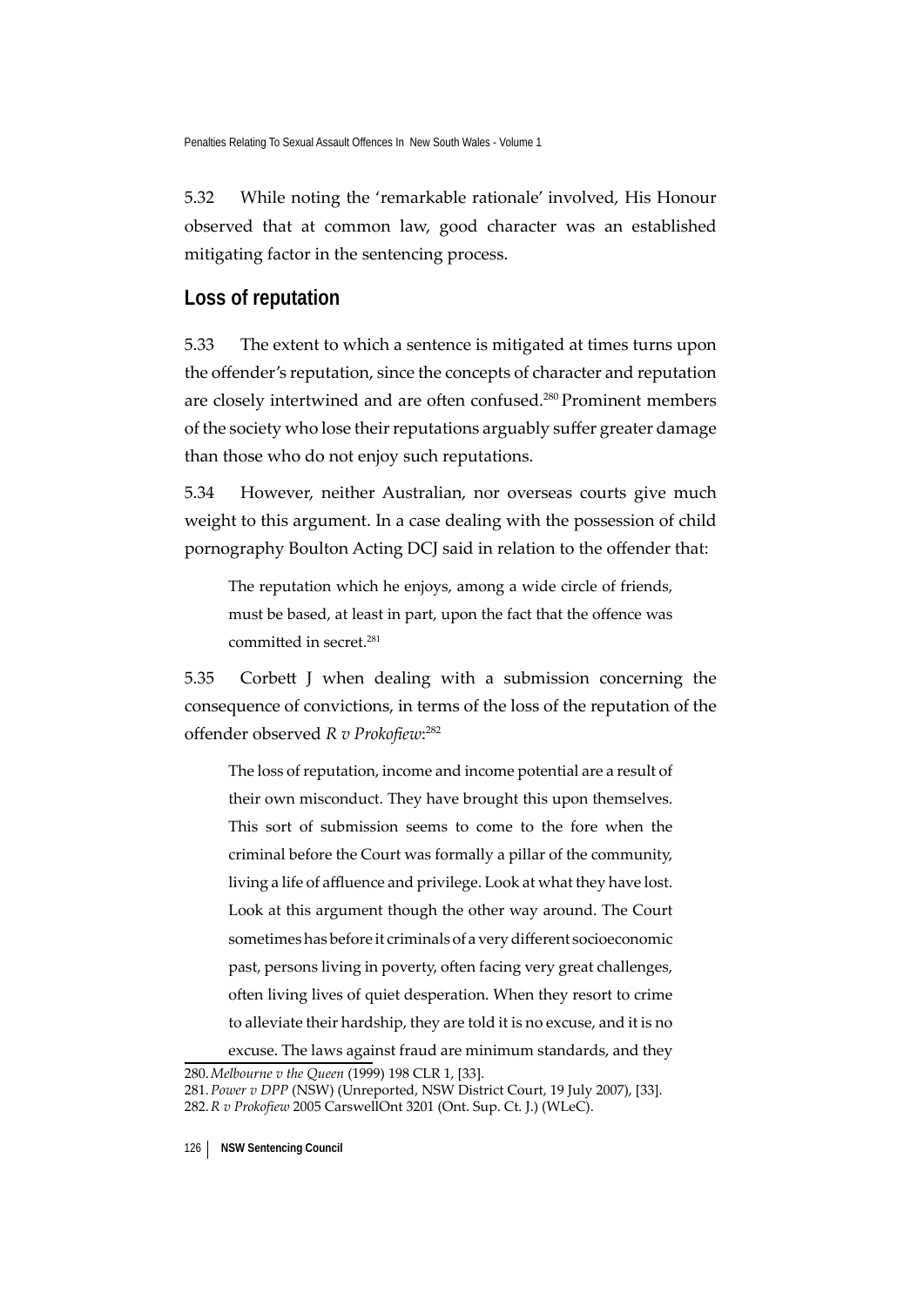5.32 While noting the 'remarkable rationale' involved, His Honour observed that at common law, good character was an established mitigating factor in the sentencing process.

## Loss of reputation

5.33 The extent to which a sentence is mitigated at times turns upon the offender's reputation, since the concepts of character and reputation are closely intertwined and are often confused.[280] Prominent members of the society who lose their reputations arguably suffer greater damage than those who do not enjoy such reputations.

5.34 However, neither Australian, nor overseas courts give much weight to this argument. In a case dealing with the possession of child pornography Boulton Acting DCJ said in relation to the offender that:

> The reputation which he enjoys, among a wide circle of friends, must be based, at least in part, upon the fact that the offence was committed in secret.[281]

5.35 Corbett J when dealing with a submission concerning the consequence of convictions, in terms of the loss of the reputation of the offender observed *R v Prokofiew*:[282]

> The loss of reputation, income and income potential are a result of their own misconduct. They have brought this upon themselves. This sort of submission seems to come to the fore when the criminal before the Court was formally a pillar of the community, living a life of affluence and privilege. Look at what they have lost. Look at this argument though the other way around. The Court sometimes has before it criminals of a very different socioeconomic past, persons living in poverty, often facing very great challenges, often living lives of quiet desperation. When they resort to crime to alleviate their hardship, they are told it is no excuse, and it is no excuse. The laws against fraud are minimum standards, and they

280. *Melbourne v the Queen* (1999) 198 CLR 1, [33].

281. *Power v DPP* (NSW) (Unreported, NSW District Court, 19 July 2007), [33].

282. *R v Prokofiew* 2005 CarswellOnt 3201 (Ont. Sup. Ct. J.) (WLeC).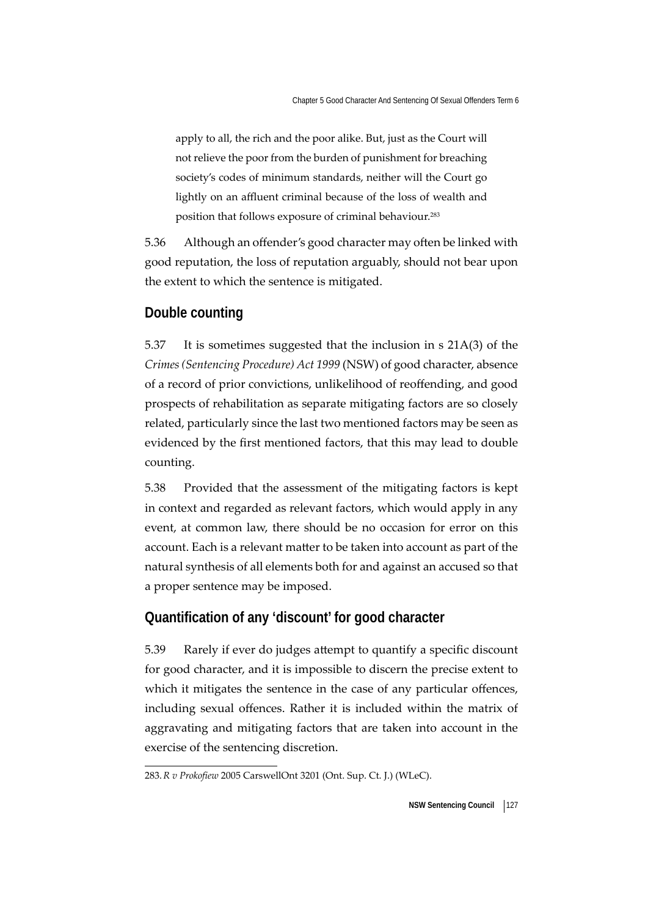> apply to all, the rich and the poor alike. But, just as the Court will not relieve the poor from the burden of punishment for breaching society's codes of minimum standards, neither will the Court go lightly on an affluent criminal because of the loss of wealth and position that follows exposure of criminal behaviour.[283]

5.36 Although an offender's good character may often be linked with good reputation, the loss of reputation arguably, should not bear upon the extent to which the sentence is mitigated.

## Double counting

5.37 It is sometimes suggested that the inclusion in s 21A(3) of the *Crimes (Sentencing Procedure) Act 1999* (NSW) of good character, absence of a record of prior convictions, unlikelihood of reoffending, and good prospects of rehabilitation as separate mitigating factors are so closely related, particularly since the last two mentioned factors may be seen as evidenced by the first mentioned factors, that this may lead to double counting.

5.38 Provided that the assessment of the mitigating factors is kept in context and regarded as relevant factors, which would apply in any event, at common law, there should be no occasion for error on this account. Each is a relevant matter to be taken into account as part of the natural synthesis of all elements both for and against an accused so that a proper sentence may be imposed.

## Quantification of any 'discount' for good character

5.39 Rarely if ever do judges attempt to quantify a specific discount for good character, and it is impossible to discern the precise extent to which it mitigates the sentence in the case of any particular offences, including sexual offences. Rather it is included within the matrix of aggravating and mitigating factors that are taken into account in the exercise of the sentencing discretion.

---

283. *R v Prokofiew* 2005 CarswellOnt 3201 (Ont. Sup. Ct. J.) (WLeC).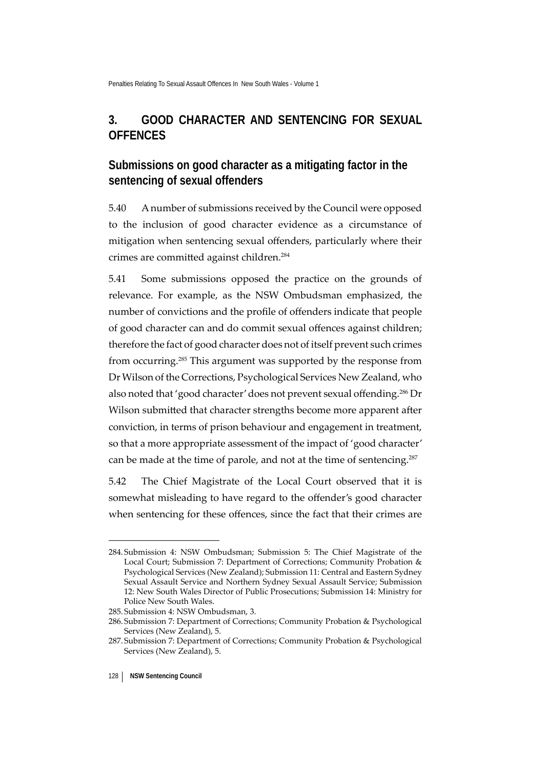## 3. GOOD CHARACTER AND SENTENCING FOR SEXUAL OFFENCES

### Submissions on good character as a mitigating factor in the sentencing of sexual offenders

5.40 A number of submissions received by the Council were opposed to the inclusion of good character evidence as a circumstance of mitigation when sentencing sexual offenders, particularly where their crimes are committed against children.[284]

5.41 Some submissions opposed the practice on the grounds of relevance. For example, as the NSW Ombudsman emphasized, the number of convictions and the profile of offenders indicate that people of good character can and do commit sexual offences against children; therefore the fact of good character does not of itself prevent such crimes from occurring.[285] This argument was supported by the response from Dr Wilson of the Corrections, Psychological Services New Zealand, who also noted that 'good character' does not prevent sexual offending.[286] Dr Wilson submitted that character strengths become more apparent after conviction, in terms of prison behaviour and engagement in treatment, so that a more appropriate assessment of the impact of 'good character' can be made at the time of parole, and not at the time of sentencing.[287]

5.42 The Chief Magistrate of the Local Court observed that it is somewhat misleading to have regard to the offender's good character when sentencing for these offences, since the fact that their crimes are

---

284. Submission 4: NSW Ombudsman; Submission 5: The Chief Magistrate of the Local Court; Submission 7: Department of Corrections; Community Probation & Psychological Services (New Zealand); Submission 11: Central and Eastern Sydney Sexual Assault Service and Northern Sydney Sexual Assault Service; Submission 12: New South Wales Director of Public Prosecutions; Submission 14: Ministry for Police New South Wales.

285. Submission 4: NSW Ombudsman, 3.

286. Submission 7: Department of Corrections; Community Probation & Psychological Services (New Zealand), 5.

287. Submission 7: Department of Corrections; Community Probation & Psychological Services (New Zealand), 5.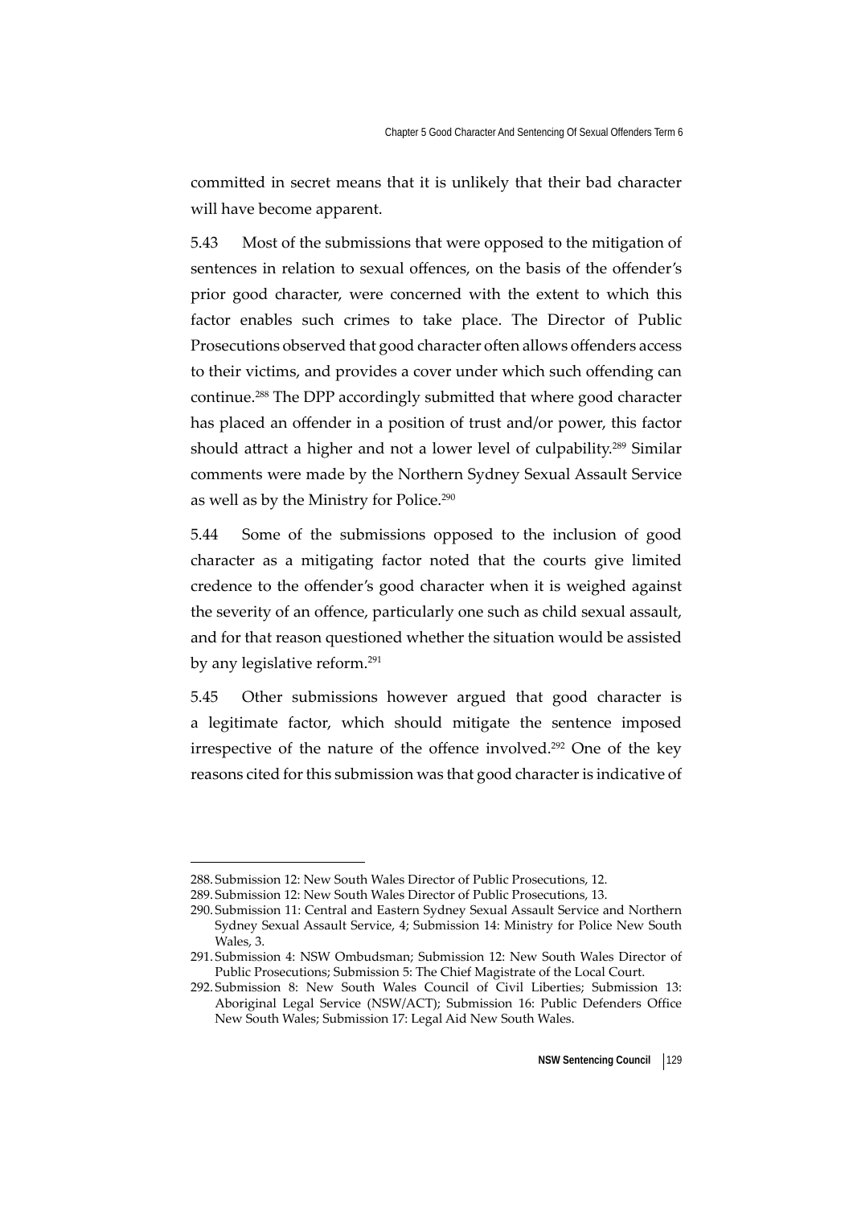committed in secret means that it is unlikely that their bad character will have become apparent.

5.43 Most of the submissions that were opposed to the mitigation of sentences in relation to sexual offences, on the basis of the offender's prior good character, were concerned with the extent to which this factor enables such crimes to take place. The Director of Public Prosecutions observed that good character often allows offenders access to their victims, and provides a cover under which such offending can continue.[288] The DPP accordingly submitted that where good character has placed an offender in a position of trust and/or power, this factor should attract a higher and not a lower level of culpability.[289] Similar comments were made by the Northern Sydney Sexual Assault Service as well as by the Ministry for Police.[290]

5.44 Some of the submissions opposed to the inclusion of good character as a mitigating factor noted that the courts give limited credence to the offender's good character when it is weighed against the severity of an offence, particularly one such as child sexual assault, and for that reason questioned whether the situation would be assisted by any legislative reform.[291]

5.45 Other submissions however argued that good character is a legitimate factor, which should mitigate the sentence imposed irrespective of the nature of the offence involved.[292] One of the key reasons cited for this submission was that good character is indicative of

---

288. Submission 12: New South Wales Director of Public Prosecutions, 12.

289. Submission 12: New South Wales Director of Public Prosecutions, 13.

290. Submission 11: Central and Eastern Sydney Sexual Assault Service and Northern Sydney Sexual Assault Service, 4; Submission 14: Ministry for Police New South Wales, 3.

291. Submission 4: NSW Ombudsman; Submission 12: New South Wales Director of Public Prosecutions; Submission 5: The Chief Magistrate of the Local Court.

292. Submission 8: New South Wales Council of Civil Liberties; Submission 13: Aboriginal Legal Service (NSW/ACT); Submission 16: Public Defenders Office New South Wales; Submission 17: Legal Aid New South Wales.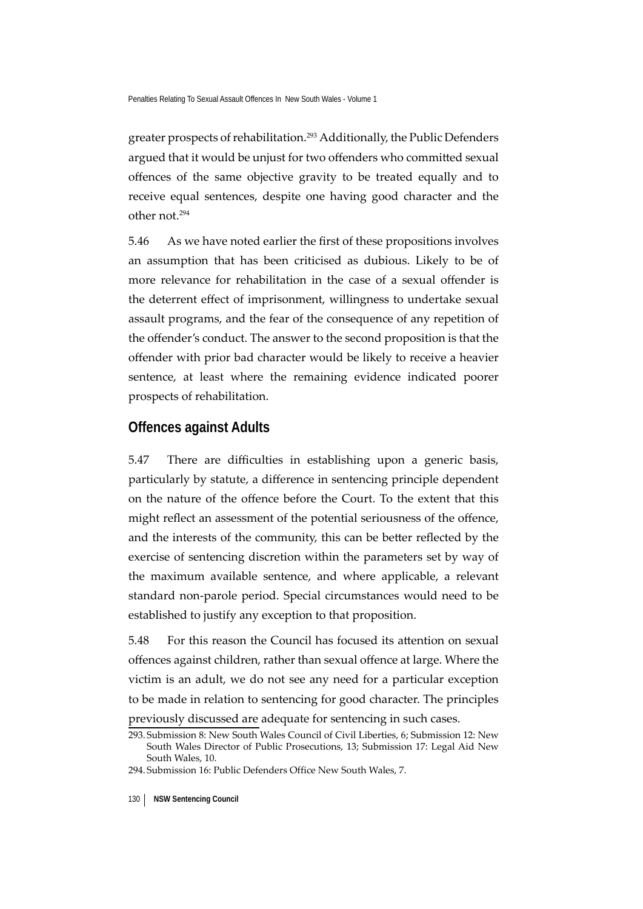greater prospects of rehabilitation.[293] Additionally, the Public Defenders argued that it would be unjust for two offenders who committed sexual offences of the same objective gravity to be treated equally and to receive equal sentences, despite one having good character and the other not.[294]

5.46 As we have noted earlier the first of these propositions involves an assumption that has been criticised as dubious. Likely to be of more relevance for rehabilitation in the case of a sexual offender is the deterrent effect of imprisonment, willingness to undertake sexual assault programs, and the fear of the consequence of any repetition of the offender's conduct. The answer to the second proposition is that the offender with prior bad character would be likely to receive a heavier sentence, at least where the remaining evidence indicated poorer prospects of rehabilitation.

## Offences against Adults

5.47 There are difficulties in establishing upon a generic basis, particularly by statute, a difference in sentencing principle dependent on the nature of the offence before the Court. To the extent that this might reflect an assessment of the potential seriousness of the offence, and the interests of the community, this can be better reflected by the exercise of sentencing discretion within the parameters set by way of the maximum available sentence, and where applicable, a relevant standard non-parole period. Special circumstances would need to be established to justify any exception to that proposition.

5.48 For this reason the Council has focused its attention on sexual offences against children, rather than sexual offence at large. Where the victim is an adult, we do not see any need for a particular exception to be made in relation to sentencing for good character. The principles previously discussed are adequate for sentencing in such cases.

293. Submission 8: New South Wales Council of Civil Liberties, 6; Submission 12: New South Wales Director of Public Prosecutions, 13; Submission 17: Legal Aid New South Wales, 10.

294. Submission 16: Public Defenders Office New South Wales, 7.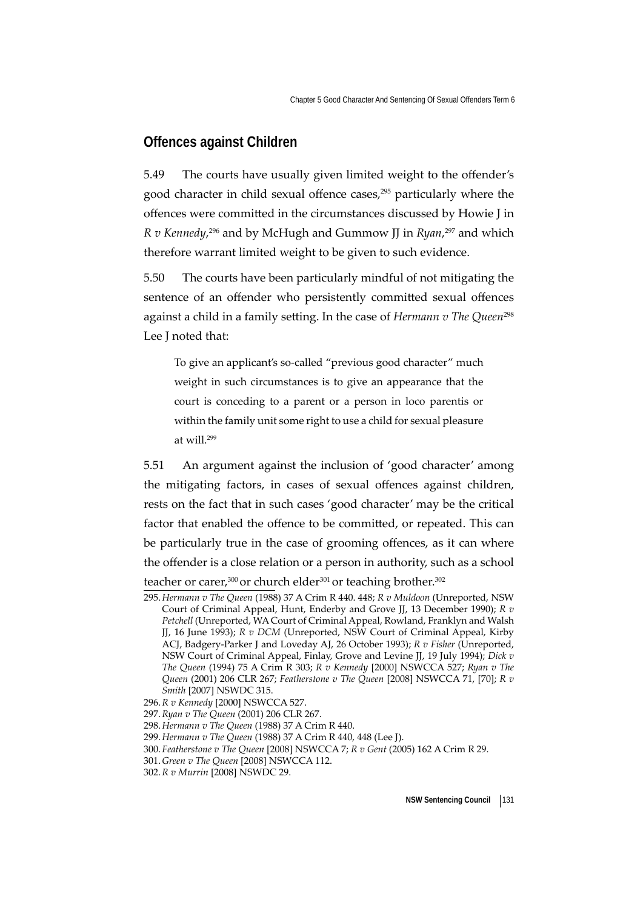## Offences against Children

5.49 The courts have usually given limited weight to the offender's good character in child sexual offence cases,[295] particularly where the offences were committed in the circumstances discussed by Howie J in *R v Kennedy*,[296] and by McHugh and Gummow JJ in *Ryan*,[297] and which therefore warrant limited weight to be given to such evidence.

5.50 The courts have been particularly mindful of not mitigating the sentence of an offender who persistently committed sexual offences against a child in a family setting. In the case of *Hermann v The Queen*[298] Lee J noted that:

> To give an applicant's so-called "previous good character" much weight in such circumstances is to give an appearance that the court is conceding to a parent or a person in loco parentis or within the family unit some right to use a child for sexual pleasure at will.[299]

5.51 An argument against the inclusion of 'good character' among the mitigating factors, in cases of sexual offences against children, rests on the fact that in such cases 'good character' may be the critical factor that enabled the offence to be committed, or repeated. This can be particularly true in the case of grooming offences, as it can where the offender is a close relation or a person in authority, such as a school teacher or carer,[300] or church elder[301] or teaching brother.[302]

295. *Hermann v The Queen* (1988) 37 A Crim R 440. 448; *R v Muldoon* (Unreported, NSW Court of Criminal Appeal, Hunt, Enderby and Grove JJ, 13 December 1990); *R v Petchell* (Unreported, WA Court of Criminal Appeal, Rowland, Franklyn and Walsh JJ, 16 June 1993); *R v DCM* (Unreported, NSW Court of Criminal Appeal, Kirby ACJ, Badgery-Parker J and Loveday AJ, 26 October 1993); *R v Fisher* (Unreported, NSW Court of Criminal Appeal, Finlay, Grove and Levine JJ, 19 July 1994); *Dick v The Queen* (1994) 75 A Crim R 303; *R v Kennedy* [2000] NSWCCA 527; *Ryan v The Queen* (2001) 206 CLR 267; *Featherstone v The Queen* [2008] NSWCCA 71, [70]; *R v Smith* [2007] NSWDC 315.

296. *R v Kennedy* [2000] NSWCCA 527.

297. *Ryan v The Queen* (2001) 206 CLR 267.

298. *Hermann v The Queen* (1988) 37 A Crim R 440.

299. *Hermann v The Queen* (1988) 37 A Crim R 440, 448 (Lee J).

300. *Featherstone v The Queen* [2008] NSWCCA 7; *R v Gent* (2005) 162 A Crim R 29.

301. *Green v The Queen* [2008] NSWCCA 112.

302. *R v Murrin* [2008] NSWDC 29.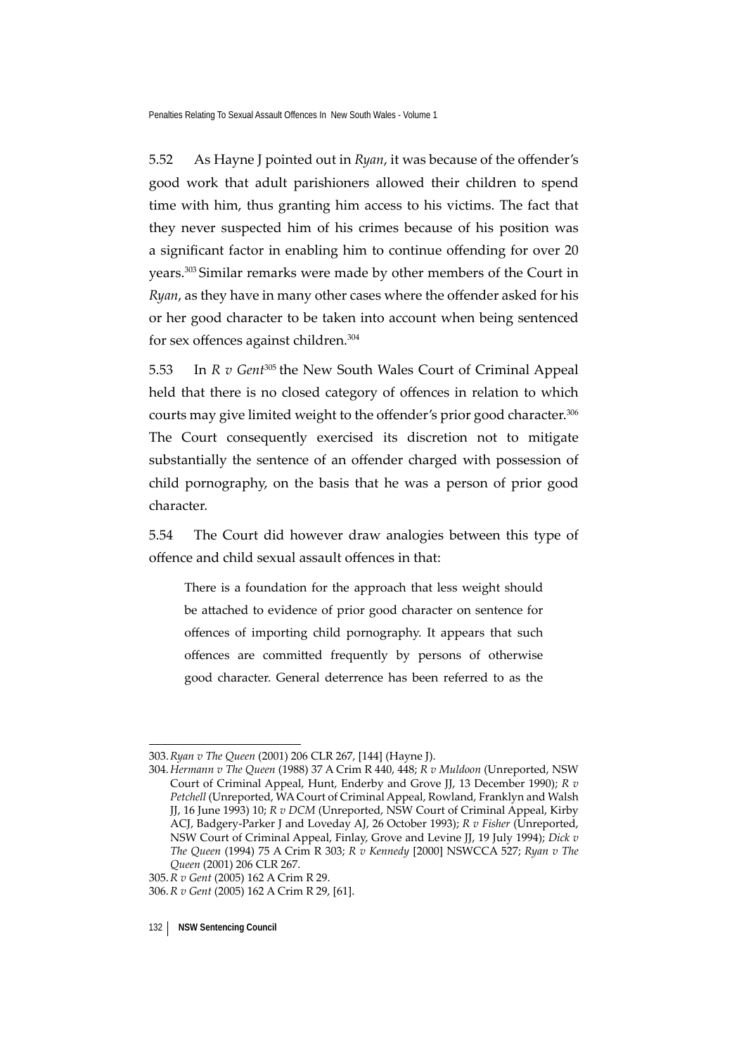5.52 As Hayne J pointed out in *Ryan*, it was because of the offender's good work that adult parishioners allowed their children to spend time with him, thus granting him access to his victims. The fact that they never suspected him of his crimes because of his position was a significant factor in enabling him to continue offending for over 20 years.[303] Similar remarks were made by other members of the Court in *Ryan*, as they have in many other cases where the offender asked for his or her good character to be taken into account when being sentenced for sex offences against children.[304]

5.53 In *R v Gent*[305] the New South Wales Court of Criminal Appeal held that there is no closed category of offences in relation to which courts may give limited weight to the offender's prior good character.[306] The Court consequently exercised its discretion not to mitigate substantially the sentence of an offender charged with possession of child pornography, on the basis that he was a person of prior good character.

5.54 The Court did however draw analogies between this type of offence and child sexual assault offences in that:

> There is a foundation for the approach that less weight should be attached to evidence of prior good character on sentence for offences of importing child pornography. It appears that such offences are committed frequently by persons of otherwise good character. General deterrence has been referred to as the

---

303. *Ryan v The Queen* (2001) 206 CLR 267, [144] (Hayne J).

304. *Hermann v The Queen* (1988) 37 A Crim R 440, 448; *R v Muldoon* (Unreported, NSW Court of Criminal Appeal, Hunt, Enderby and Grove JJ, 13 December 1990); *R v Petchell* (Unreported, WA Court of Criminal Appeal, Rowland, Franklyn and Walsh JJ, 16 June 1993) 10; *R v DCM* (Unreported, NSW Court of Criminal Appeal, Kirby ACJ, Badgery-Parker J and Loveday AJ, 26 October 1993); *R v Fisher* (Unreported, NSW Court of Criminal Appeal, Finlay, Grove and Levine JJ, 19 July 1994); *Dick v The Queen* (1994) 75 A Crim R 303; *R v Kennedy* [2000] NSWCCA 527; *Ryan v The Queen* (2001) 206 CLR 267.

305. *R v Gent* (2005) 162 A Crim R 29.

306. *R v Gent* (2005) 162 A Crim R 29, [61].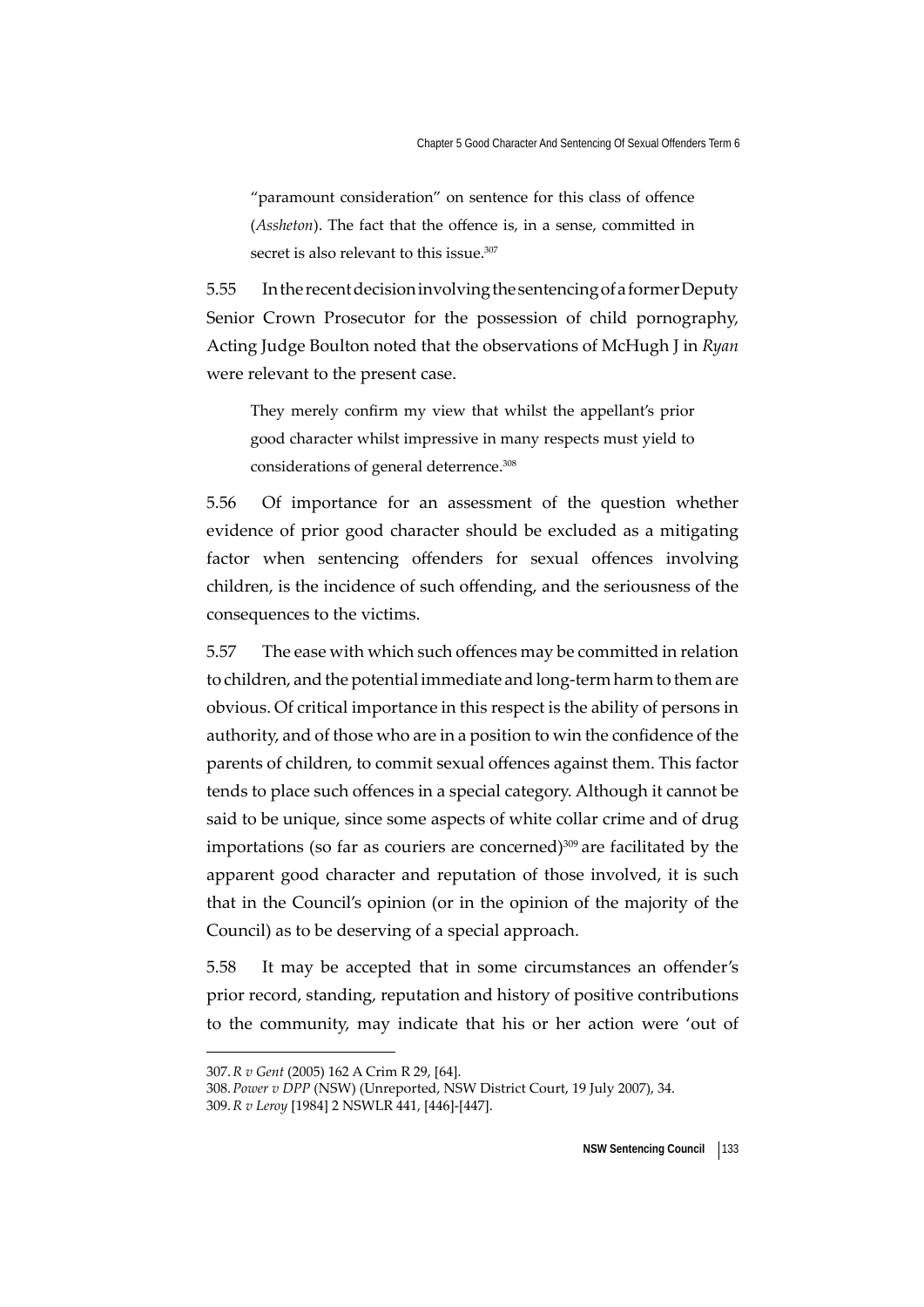> "paramount consideration" on sentence for this class of offence (*Assheton*). The fact that the offence is, in a sense, committed in secret is also relevant to this issue.[307]

5.55 In the recent decision involving the sentencing of a former Deputy Senior Crown Prosecutor for the possession of child pornography, Acting Judge Boulton noted that the observations of McHugh J in *Ryan* were relevant to the present case.

> They merely confirm my view that whilst the appellant's prior good character whilst impressive in many respects must yield to considerations of general deterrence.[308]

5.56 Of importance for an assessment of the question whether evidence of prior good character should be excluded as a mitigating factor when sentencing offenders for sexual offences involving children, is the incidence of such offending, and the seriousness of the consequences to the victims.

5.57 The ease with which such offences may be committed in relation to children, and the potential immediate and long-term harm to them are obvious. Of critical importance in this respect is the ability of persons in authority, and of those who are in a position to win the confidence of the parents of children, to commit sexual offences against them. This factor tends to place such offences in a special category. Although it cannot be said to be unique, since some aspects of white collar crime and of drug importations (so far as couriers are concerned)[309] are facilitated by the apparent good character and reputation of those involved, it is such that in the Council's opinion (or in the opinion of the majority of the Council) as to be deserving of a special approach.

5.58 It may be accepted that in some circumstances an offender's prior record, standing, reputation and history of positive contributions to the community, may indicate that his or her action were 'out of

---

307. *R v Gent* (2005) 162 A Crim R 29, [64].

308. *Power v DPP* (NSW) (Unreported, NSW District Court, 19 July 2007), 34.

309. *R v Leroy* [1984] 2 NSWLR 441, [446]-[447].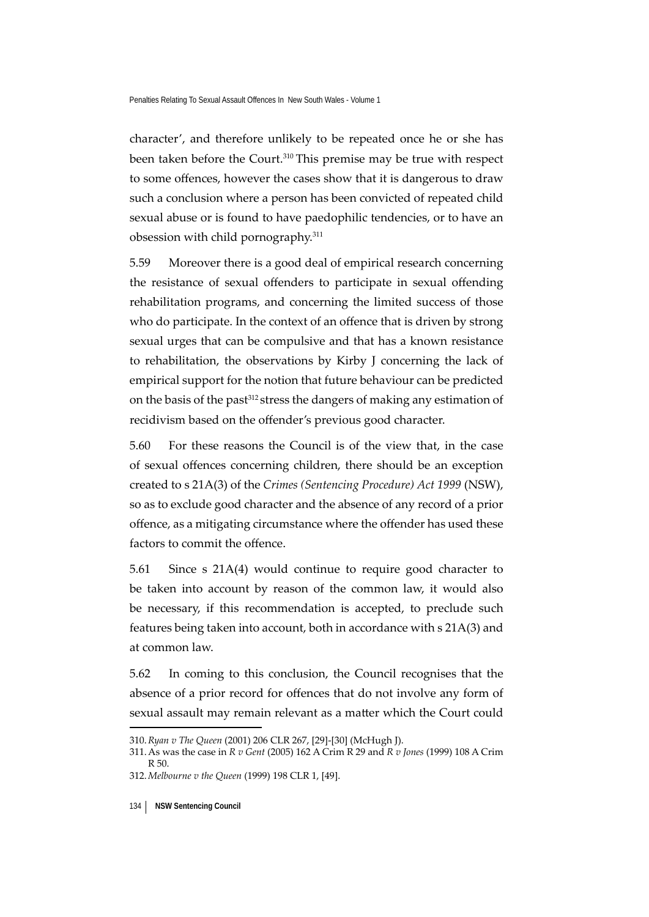character', and therefore unlikely to be repeated once he or she has been taken before the Court.[310] This premise may be true with respect to some offences, however the cases show that it is dangerous to draw such a conclusion where a person has been convicted of repeated child sexual abuse or is found to have paedophilic tendencies, or to have an obsession with child pornography.[311]

5.59 Moreover there is a good deal of empirical research concerning the resistance of sexual offenders to participate in sexual offending rehabilitation programs, and concerning the limited success of those who do participate. In the context of an offence that is driven by strong sexual urges that can be compulsive and that has a known resistance to rehabilitation, the observations by Kirby J concerning the lack of empirical support for the notion that future behaviour can be predicted on the basis of the past[312] stress the dangers of making any estimation of recidivism based on the offender's previous good character.

5.60 For these reasons the Council is of the view that, in the case of sexual offences concerning children, there should be an exception created to s 21A(3) of the *Crimes (Sentencing Procedure) Act 1999* (NSW), so as to exclude good character and the absence of any record of a prior offence, as a mitigating circumstance where the offender has used these factors to commit the offence.

5.61 Since s 21A(4) would continue to require good character to be taken into account by reason of the common law, it would also be necessary, if this recommendation is accepted, to preclude such features being taken into account, both in accordance with s 21A(3) and at common law.

5.62 In coming to this conclusion, the Council recognises that the absence of a prior record for offences that do not involve any form of sexual assault may remain relevant as a matter which the Court could

---

310. *Ryan v The Queen* (2001) 206 CLR 267, [29]-[30] (McHugh J).

311. As was the case in *R v Gent* (2005) 162 A Crim R 29 and *R v Jones* (1999) 108 A Crim R 50.

312. *Melbourne v the Queen* (1999) 198 CLR 1, [49].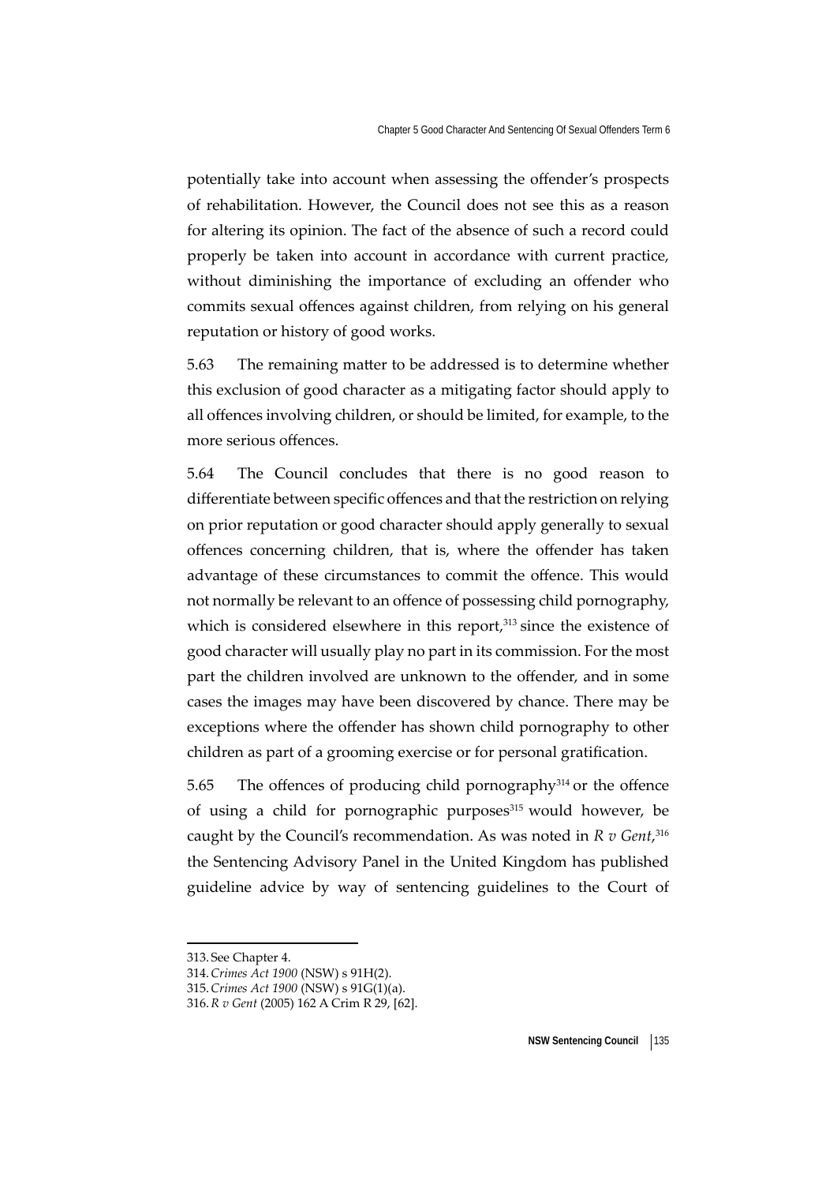potentially take into account when assessing the offender's prospects of rehabilitation. However, the Council does not see this as a reason for altering its opinion. The fact of the absence of such a record could properly be taken into account in accordance with current practice, without diminishing the importance of excluding an offender who commits sexual offences against children, from relying on his general reputation or history of good works.

5.63 The remaining matter to be addressed is to determine whether this exclusion of good character as a mitigating factor should apply to all offences involving children, or should be limited, for example, to the more serious offences.

5.64 The Council concludes that there is no good reason to differentiate between specific offences and that the restriction on relying on prior reputation or good character should apply generally to sexual offences concerning children, that is, where the offender has taken advantage of these circumstances to commit the offence. This would not normally be relevant to an offence of possessing child pornography, which is considered elsewhere in this report,[313] since the existence of good character will usually play no part in its commission. For the most part the children involved are unknown to the offender, and in some cases the images may have been discovered by chance. There may be exceptions where the offender has shown child pornography to other children as part of a grooming exercise or for personal gratification.

5.65 The offences of producing child pornography[314] or the offence of using a child for pornographic purposes[315] would however, be caught by the Council's recommendation. As was noted in *R v Gent*,[316] the Sentencing Advisory Panel in the United Kingdom has published guideline advice by way of sentencing guidelines to the Court of

---

313. See Chapter 4.

314. *Crimes Act 1900* (NSW) s 91H(2).

315. *Crimes Act 1900* (NSW) s 91G(1)(a).

316. *R v Gent* (2005) 162 A Crim R 29, [62].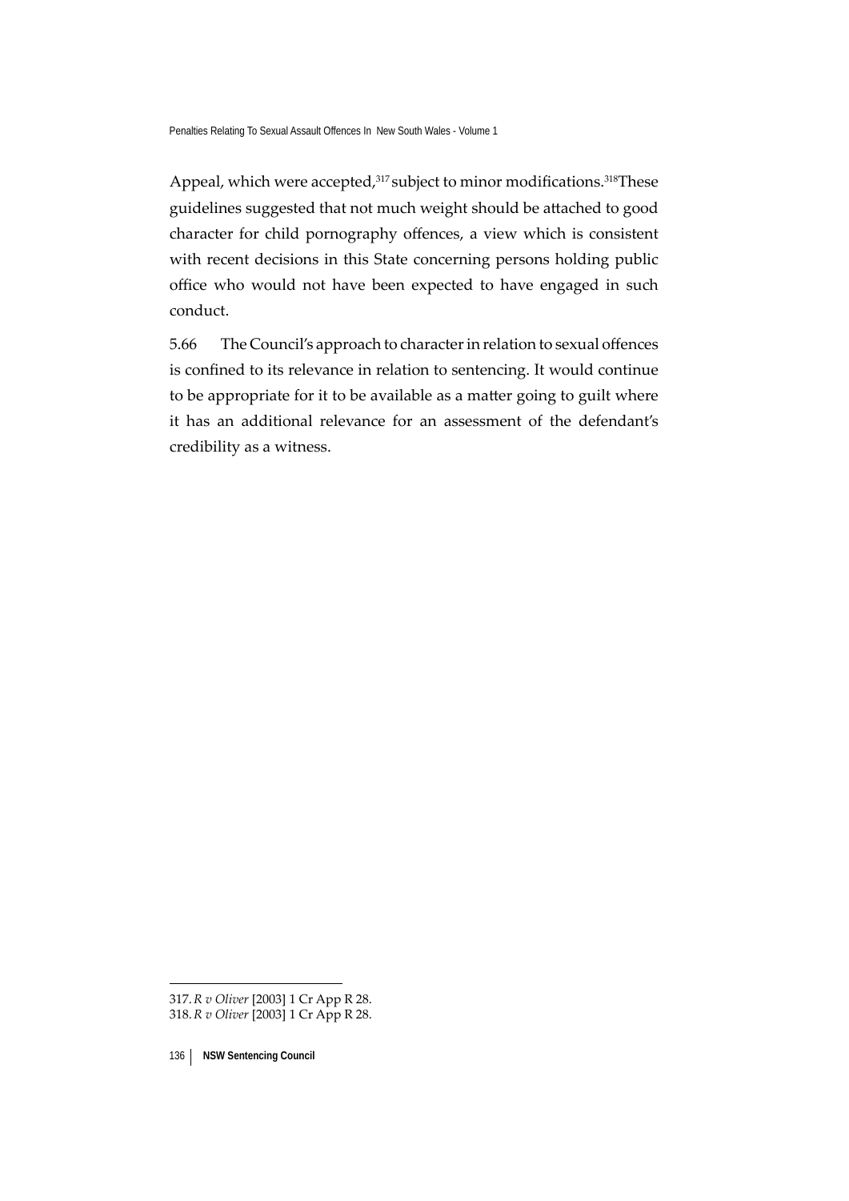Appeal, which were accepted,[317] subject to minor modifications.[318] These guidelines suggested that not much weight should be attached to good character for child pornography offences, a view which is consistent with recent decisions in this State concerning persons holding public office who would not have been expected to have engaged in such conduct.

5.66 The Council's approach to character in relation to sexual offences is confined to its relevance in relation to sentencing. It would continue to be appropriate for it to be available as a matter going to guilt where it has an additional relevance for an assessment of the defendant's credibility as a witness.

---

317. *R v Oliver* [2003] 1 Cr App R 28.

318. *R v Oliver* [2003] 1 Cr App R 28.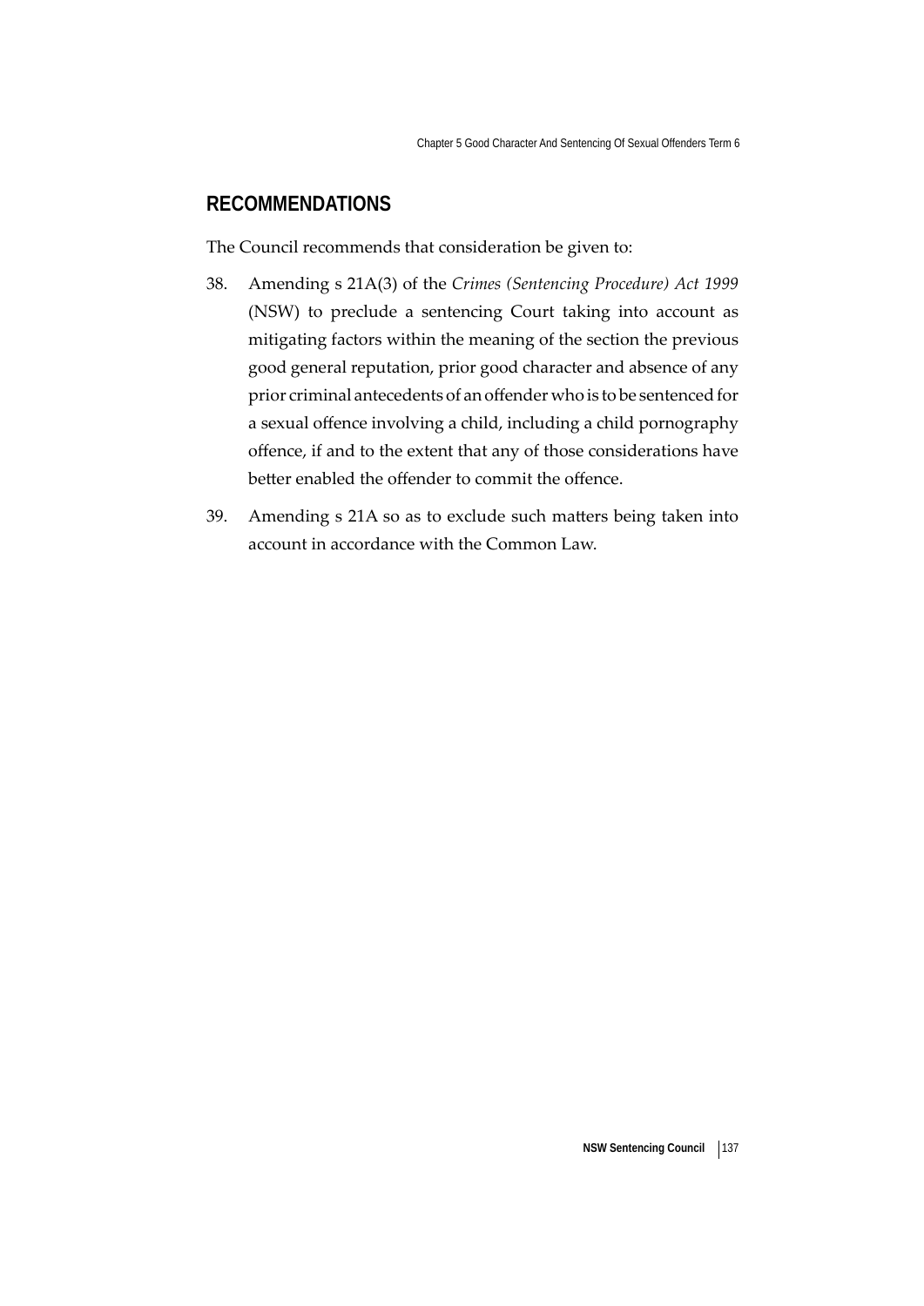## RECOMMENDATIONS

The Council recommends that consideration be given to:

38. Amending s 21A(3) of the *Crimes (Sentencing Procedure) Act 1999* (NSW) to preclude a sentencing Court taking into account as mitigating factors within the meaning of the section the previous good general reputation, prior good character and absence of any prior criminal antecedents of an offender who is to be sentenced for a sexual offence involving a child, including a child pornography offence, if and to the extent that any of those considerations have better enabled the offender to commit the offence.

39. Amending s 21A so as to exclude such matters being taken into account in accordance with the Common Law.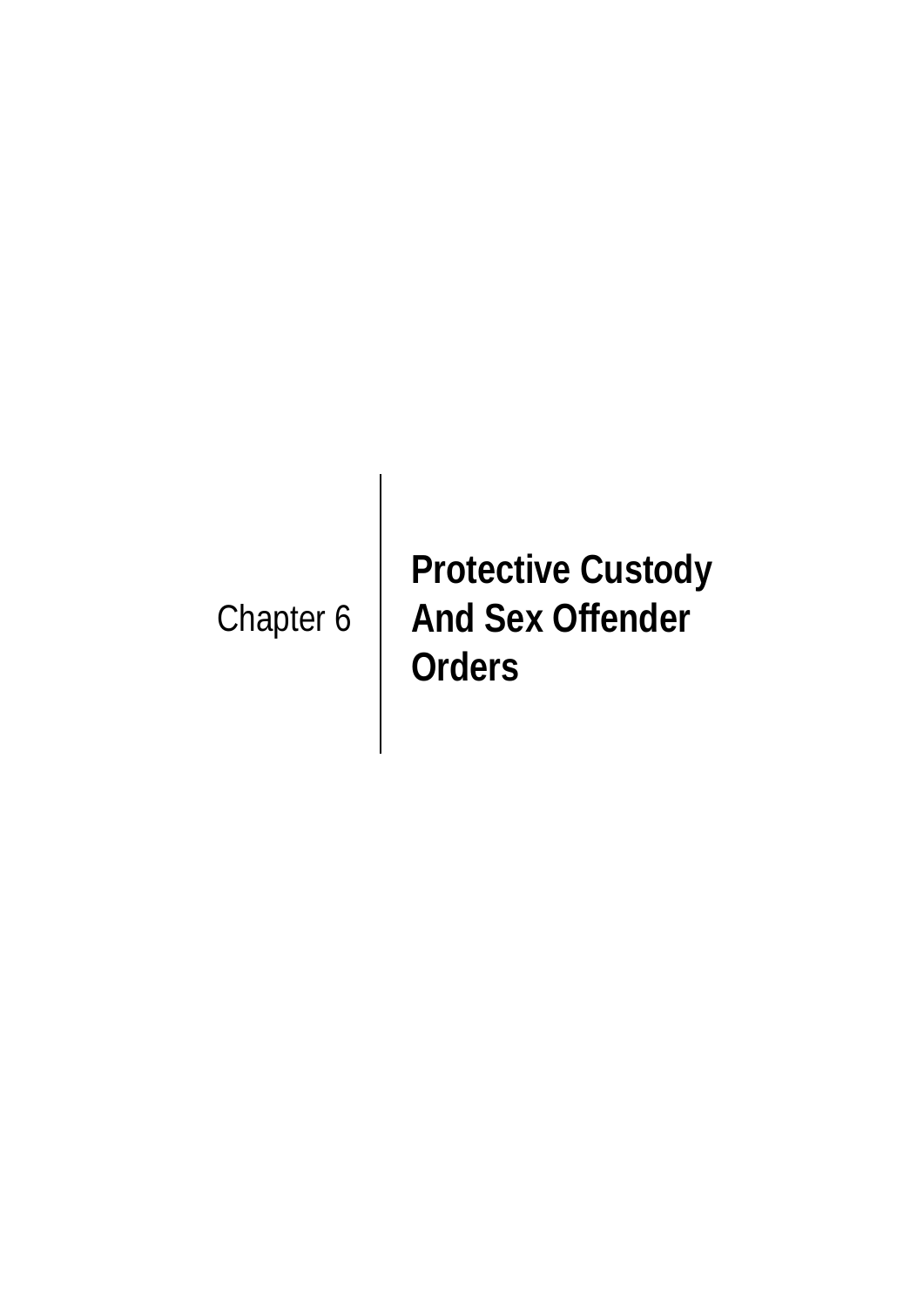# Chapter 6

# Protective Custody And Sex Offender Orders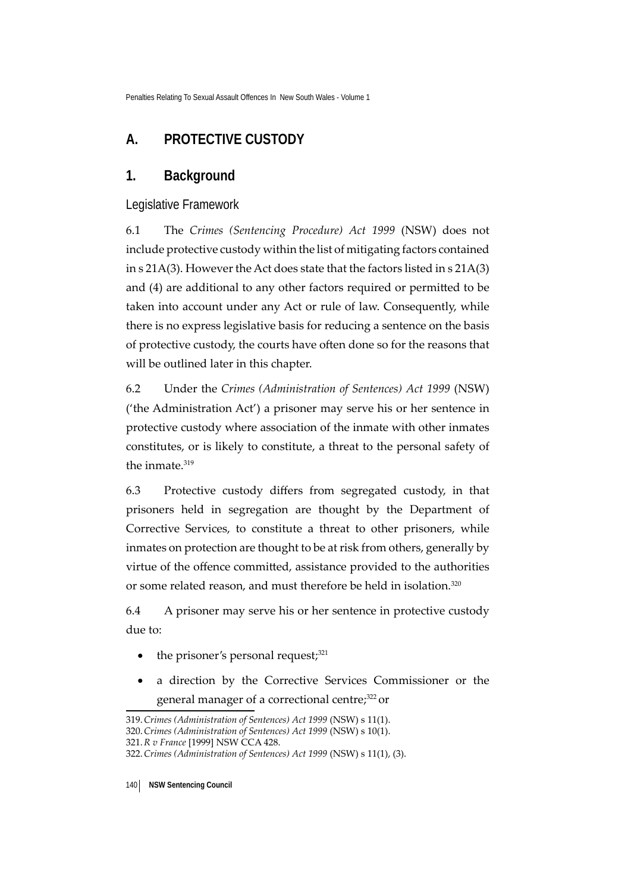## A. PROTECTIVE CUSTODY

### 1. Background

#### Legislative Framework

6.1 The *Crimes (Sentencing Procedure) Act 1999* (NSW) does not include protective custody within the list of mitigating factors contained in s 21A(3). However the Act does state that the factors listed in s 21A(3) and (4) are additional to any other factors required or permitted to be taken into account under any Act or rule of law. Consequently, while there is no express legislative basis for reducing a sentence on the basis of protective custody, the courts have often done so for the reasons that will be outlined later in this chapter.

6.2 Under the *Crimes (Administration of Sentences) Act 1999* (NSW) ('the Administration Act') a prisoner may serve his or her sentence in protective custody where association of the inmate with other inmates constitutes, or is likely to constitute, a threat to the personal safety of the inmate.[319]

6.3 Protective custody differs from segregated custody, in that prisoners held in segregation are thought by the Department of Corrective Services, to constitute a threat to other prisoners, while inmates on protection are thought to be at risk from others, generally by virtue of the offence committed, assistance provided to the authorities or some related reason, and must therefore be held in isolation.[320]

6.4 A prisoner may serve his or her sentence in protective custody due to:

- the prisoner's personal request;[321]
- a direction by the Corrective Services Commissioner or the general manager of a correctional centre;[322] or

319. *Crimes (Administration of Sentences) Act 1999* (NSW) s 11(1).
320. *Crimes (Administration of Sentences) Act 1999* (NSW) s 10(1).
321. *R v France* [1999] NSW CCA 428.
322. *Crimes (Administration of Sentences) Act 1999* (NSW) s 11(1), (3).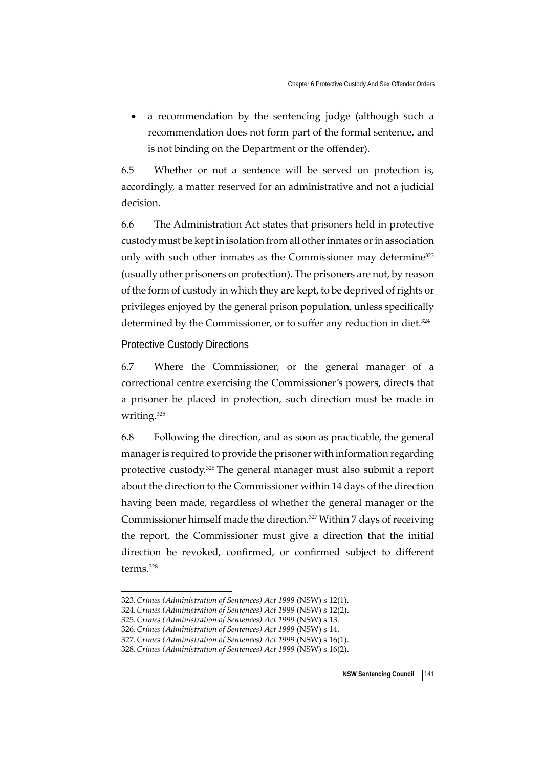- a recommendation by the sentencing judge (although such a recommendation does not form part of the formal sentence, and is not binding on the Department or the offender).

6.5 Whether or not a sentence will be served on protection is, accordingly, a matter reserved for an administrative and not a judicial decision.

6.6 The Administration Act states that prisoners held in protective custody must be kept in isolation from all other inmates or in association only with such other inmates as the Commissioner may determine[323] (usually other prisoners on protection). The prisoners are not, by reason of the form of custody in which they are kept, to be deprived of rights or privileges enjoyed by the general prison population, unless specifically determined by the Commissioner, or to suffer any reduction in diet.[324]

## Protective Custody Directions

6.7 Where the Commissioner, or the general manager of a correctional centre exercising the Commissioner's powers, directs that a prisoner be placed in protection, such direction must be made in writing.[325]

6.8 Following the direction, and as soon as practicable, the general manager is required to provide the prisoner with information regarding protective custody.[326] The general manager must also submit a report about the direction to the Commissioner within 14 days of the direction having been made, regardless of whether the general manager or the Commissioner himself made the direction.[327] Within 7 days of receiving the report, the Commissioner must give a direction that the initial direction be revoked, confirmed, or confirmed subject to different terms.[328]

---

323. *Crimes (Administration of Sentences) Act 1999* (NSW) s 12(1).
324. *Crimes (Administration of Sentences) Act 1999* (NSW) s 12(2).
325. *Crimes (Administration of Sentences) Act 1999* (NSW) s 13.
326. *Crimes (Administration of Sentences) Act 1999* (NSW) s 14.
327. *Crimes (Administration of Sentences) Act 1999* (NSW) s 16(1).
328. *Crimes (Administration of Sentences) Act 1999* (NSW) s 16(2).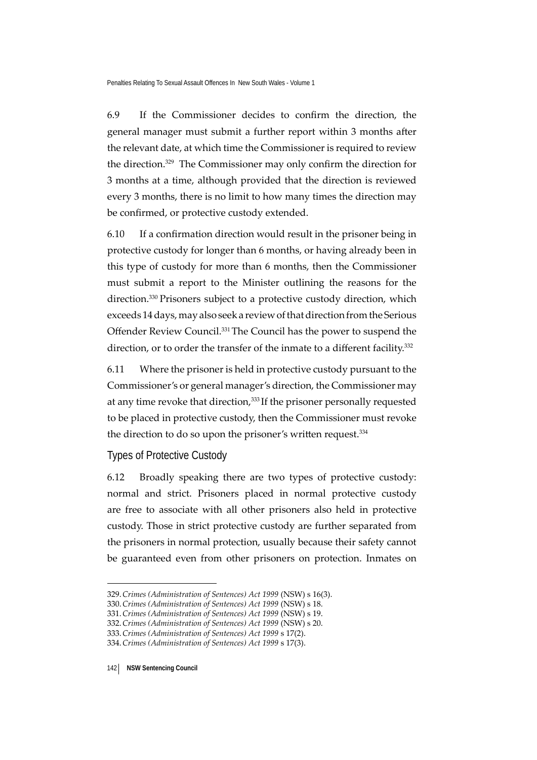6.9 If the Commissioner decides to confirm the direction, the general manager must submit a further report within 3 months after the relevant date, at which time the Commissioner is required to review the direction.[329] The Commissioner may only confirm the direction for 3 months at a time, although provided that the direction is reviewed every 3 months, there is no limit to how many times the direction may be confirmed, or protective custody extended.

6.10 If a confirmation direction would result in the prisoner being in protective custody for longer than 6 months, or having already been in this type of custody for more than 6 months, then the Commissioner must submit a report to the Minister outlining the reasons for the direction.[330] Prisoners subject to a protective custody direction, which exceeds 14 days, may also seek a review of that direction from the Serious Offender Review Council.[331] The Council has the power to suspend the direction, or to order the transfer of the inmate to a different facility.[332]

6.11 Where the prisoner is held in protective custody pursuant to the Commissioner's or general manager's direction, the Commissioner may at any time revoke that direction,[333] If the prisoner personally requested to be placed in protective custody, then the Commissioner must revoke the direction to do so upon the prisoner's written request.[334]

## Types of Protective Custody

6.12 Broadly speaking there are two types of protective custody: normal and strict. Prisoners placed in normal protective custody are free to associate with all other prisoners also held in protective custody. Those in strict protective custody are further separated from the prisoners in normal protection, usually because their safety cannot be guaranteed even from other prisoners on protection. Inmates on

---

329. *Crimes (Administration of Sentences) Act 1999* (NSW) s 16(3).
330. *Crimes (Administration of Sentences) Act 1999* (NSW) s 18.
331. *Crimes (Administration of Sentences) Act 1999* (NSW) s 19.
332. *Crimes (Administration of Sentences) Act 1999* (NSW) s 20.
333. *Crimes (Administration of Sentences) Act 1999* s 17(2).
334. *Crimes (Administration of Sentences) Act 1999* s 17(3).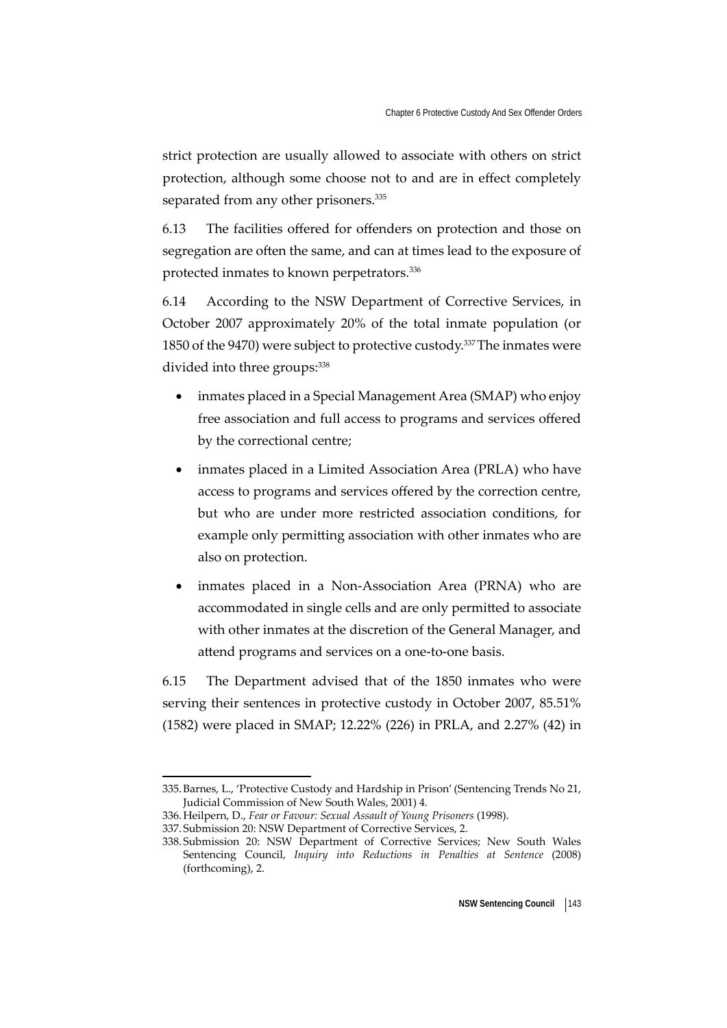strict protection are usually allowed to associate with others on strict protection, although some choose not to and are in effect completely separated from any other prisoners.[335]

6.13 The facilities offered for offenders on protection and those on segregation are often the same, and can at times lead to the exposure of protected inmates to known perpetrators.[336]

6.14 According to the NSW Department of Corrective Services, in October 2007 approximately 20% of the total inmate population (or 1850 of the 9470) were subject to protective custody.[337] The inmates were divided into three groups:[338]

- inmates placed in a Special Management Area (SMAP) who enjoy free association and full access to programs and services offered by the correctional centre;
- inmates placed in a Limited Association Area (PRLA) who have access to programs and services offered by the correction centre, but who are under more restricted association conditions, for example only permitting association with other inmates who are also on protection.
- inmates placed in a Non-Association Area (PRNA) who are accommodated in single cells and are only permitted to associate with other inmates at the discretion of the General Manager, and attend programs and services on a one-to-one basis.

6.15 The Department advised that of the 1850 inmates who were serving their sentences in protective custody in October 2007, 85.51% (1582) were placed in SMAP; 12.22% (226) in PRLA, and 2.27% (42) in

---

335. Barnes, L., 'Protective Custody and Hardship in Prison' (Sentencing Trends No 21, Judicial Commission of New South Wales, 2001) 4.

336. Heilpern, D., *Fear or Favour: Sexual Assault of Young Prisoners* (1998).

337. Submission 20: NSW Department of Corrective Services, 2.

338. Submission 20: NSW Department of Corrective Services; New South Wales Sentencing Council, *Inquiry into Reductions in Penalties at Sentence* (2008) (forthcoming), 2.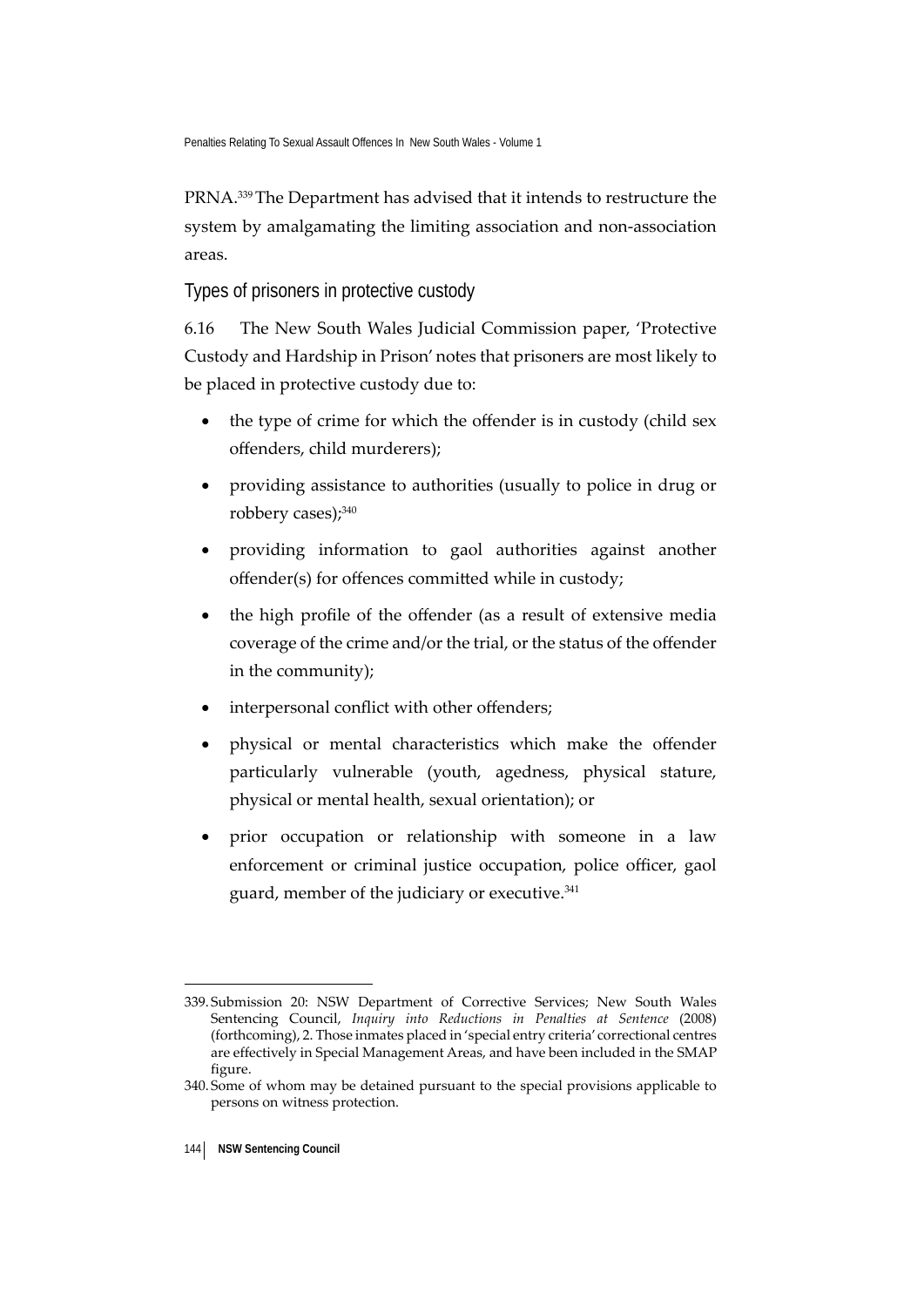PRNA.[339] The Department has advised that it intends to restructure the system by amalgamating the limiting association and non-association areas.

## Types of prisoners in protective custody

6.16 The New South Wales Judicial Commission paper, 'Protective Custody and Hardship in Prison' notes that prisoners are most likely to be placed in protective custody due to:

- the type of crime for which the offender is in custody (child sex offenders, child murderers);
- providing assistance to authorities (usually to police in drug or robbery cases);[340]
- providing information to gaol authorities against another offender(s) for offences committed while in custody;
- the high profile of the offender (as a result of extensive media coverage of the crime and/or the trial, or the status of the offender in the community);
- interpersonal conflict with other offenders;
- physical or mental characteristics which make the offender particularly vulnerable (youth, agedness, physical stature, physical or mental health, sexual orientation); or
- prior occupation or relationship with someone in a law enforcement or criminal justice occupation, police officer, gaol guard, member of the judiciary or executive.[341]

---

339. Submission 20: NSW Department of Corrective Services; New South Wales Sentencing Council, *Inquiry into Reductions in Penalties at Sentence* (2008) (forthcoming), 2. Those inmates placed in 'special entry criteria' correctional centres are effectively in Special Management Areas, and have been included in the SMAP figure.

340. Some of whom may be detained pursuant to the special provisions applicable to persons on witness protection.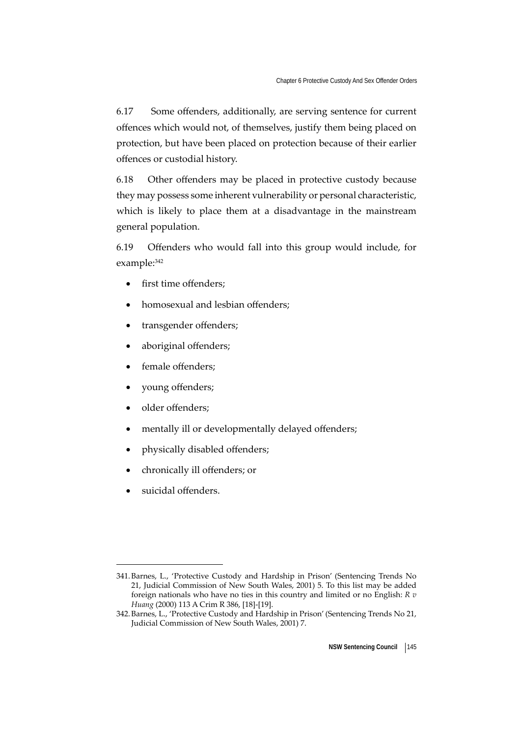6.17 Some offenders, additionally, are serving sentence for current offences which would not, of themselves, justify them being placed on protection, but have been placed on protection because of their earlier offences or custodial history.

6.18 Other offenders may be placed in protective custody because they may possess some inherent vulnerability or personal characteristic, which is likely to place them at a disadvantage in the mainstream general population.

6.19 Offenders who would fall into this group would include, for example:[342]

- first time offenders;
- homosexual and lesbian offenders;
- transgender offenders;
- aboriginal offenders;
- female offenders;
- young offenders;
- older offenders;
- mentally ill or developmentally delayed offenders;
- physically disabled offenders;
- chronically ill offenders; or
- suicidal offenders.

---

341. Barnes, L., 'Protective Custody and Hardship in Prison' (Sentencing Trends No 21, Judicial Commission of New South Wales, 2001) 5. To this list may be added foreign nationals who have no ties in this country and limited or no English: *R v Huang* (2000) 113 A Crim R 386, [18]-[19].

342. Barnes, L., 'Protective Custody and Hardship in Prison' (Sentencing Trends No 21, Judicial Commission of New South Wales, 2001) 7.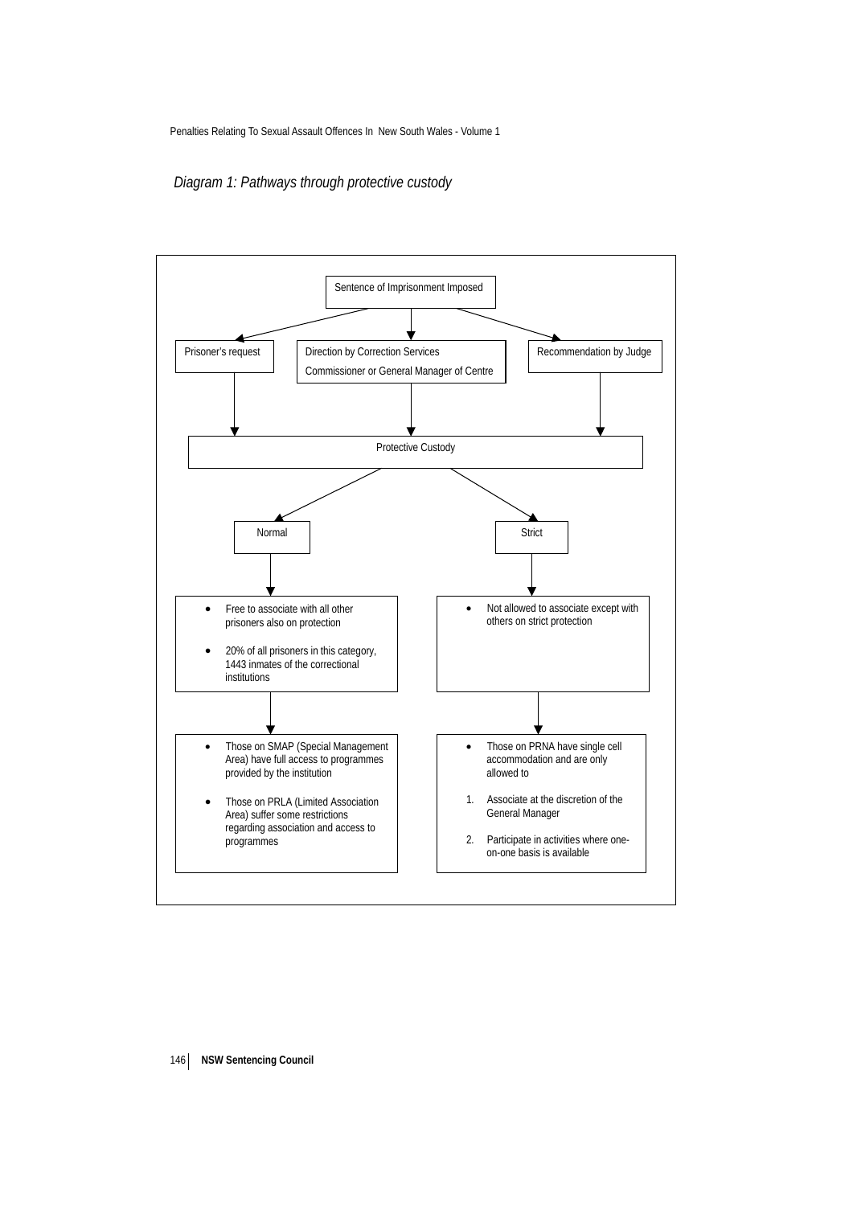*Diagram 1: Pathways through protective custody*

Sentence of Imprisonment Imposed

→ Prisoner's request

→ Direction by Correction Services Commissioner or General Manager of Centre

→ Recommendation by Judge

↓

Protective Custody

→ Normal

- Free to associate with all other prisoners also on protection
- 20% of all prisoners in this category, 1443 inmates of the correctional institutions

↓

- Those on SMAP (Special Management Area) have full access to programmes provided by the institution
- Those on PRLA (Limited Association Area) suffer some restrictions regarding association and access to programmes

→ Strict

- Not allowed to associate except with others on strict protection

↓

- Those on PRNA have single cell accommodation and are only allowed to

1. Associate at the discretion of the General Manager
2. Participate in activities where one-on-one basis is available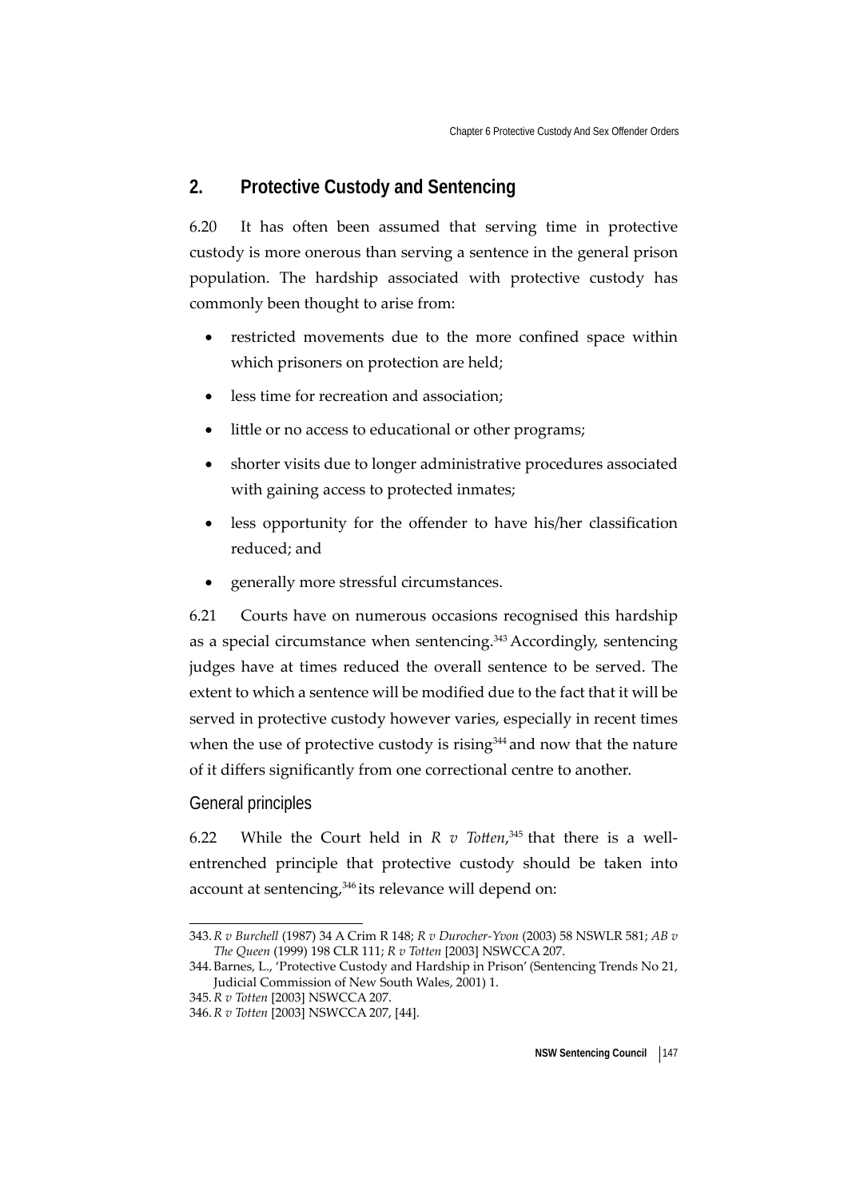## 2. Protective Custody and Sentencing

6.20 It has often been assumed that serving time in protective custody is more onerous than serving a sentence in the general prison population. The hardship associated with protective custody has commonly been thought to arise from:

- restricted movements due to the more confined space within which prisoners on protection are held;
- less time for recreation and association;
- little or no access to educational or other programs;
- shorter visits due to longer administrative procedures associated with gaining access to protected inmates;
- less opportunity for the offender to have his/her classification reduced; and
- generally more stressful circumstances.

6.21 Courts have on numerous occasions recognised this hardship as a special circumstance when sentencing.[343] Accordingly, sentencing judges have at times reduced the overall sentence to be served. The extent to which a sentence will be modified due to the fact that it will be served in protective custody however varies, especially in recent times when the use of protective custody is rising[344] and now that the nature of it differs significantly from one correctional centre to another.

### General principles

6.22 While the Court held in *R v Totten*,[345] that there is a well-entrenched principle that protective custody should be taken into account at sentencing,[346] its relevance will depend on:

---

343. *R v Burchell* (1987) 34 A Crim R 148; *R v Durocher-Yvon* (2003) 58 NSWLR 581; *AB v The Queen* (1999) 198 CLR 111; *R v Totten* [2003] NSWCCA 207.

344. Barnes, L., 'Protective Custody and Hardship in Prison' (Sentencing Trends No 21, Judicial Commission of New South Wales, 2001) 1.

345. *R v Totten* [2003] NSWCCA 207.

346. *R v Totten* [2003] NSWCCA 207, [44].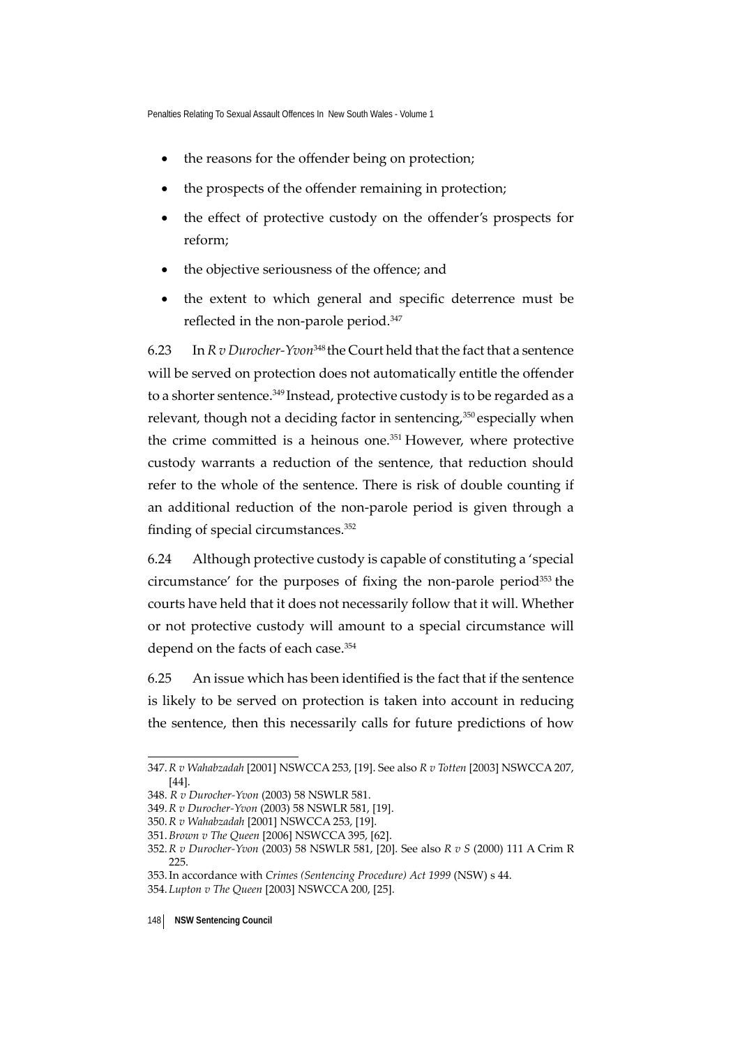- the reasons for the offender being on protection;
- the prospects of the offender remaining in protection;
- the effect of protective custody on the offender's prospects for reform;
- the objective seriousness of the offence; and
- the extent to which general and specific deterrence must be reflected in the non-parole period.[347]

6.23 In *R v Durocher-Yvon*[348] the Court held that the fact that a sentence will be served on protection does not automatically entitle the offender to a shorter sentence.[349] Instead, protective custody is to be regarded as a relevant, though not a deciding factor in sentencing,[350] especially when the crime committed is a heinous one.[351] However, where protective custody warrants a reduction of the sentence, that reduction should refer to the whole of the sentence. There is risk of double counting if an additional reduction of the non-parole period is given through a finding of special circumstances.[352]

6.24 Although protective custody is capable of constituting a 'special circumstance' for the purposes of fixing the non-parole period[353] the courts have held that it does not necessarily follow that it will. Whether or not protective custody will amount to a special circumstance will depend on the facts of each case.[354]

6.25 An issue which has been identified is the fact that if the sentence is likely to be served on protection is taken into account in reducing the sentence, then this necessarily calls for future predictions of how

---

347. *R v Wahabzadah* [2001] NSWCCA 253, [19]. See also *R v Totten* [2003] NSWCCA 207, [44].
348. *R v Durocher-Yvon* (2003) 58 NSWLR 581.
349. *R v Durocher-Yvon* (2003) 58 NSWLR 581, [19].
350. *R v Wahabzadah* [2001] NSWCCA 253, [19].
351. *Brown v The Queen* [2006] NSWCCA 395, [62].
352. *R v Durocher-Yvon* (2003) 58 NSWLR 581, [20]. See also *R v S* (2000) 111 A Crim R 225.
353. In accordance with *Crimes (Sentencing Procedure) Act 1999* (NSW) s 44.
354. *Lupton v The Queen* [2003] NSWCCA 200, [25].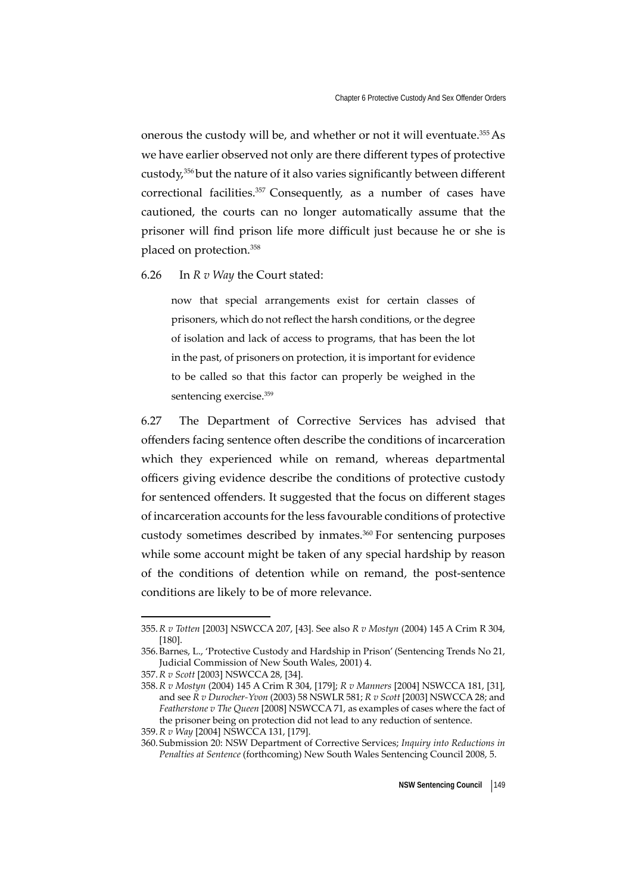onerous the custody will be, and whether or not it will eventuate.[355] As we have earlier observed not only are there different types of protective custody,[356] but the nature of it also varies significantly between different correctional facilities.[357] Consequently, as a number of cases have cautioned, the courts can no longer automatically assume that the prisoner will find prison life more difficult just because he or she is placed on protection.[358]

6.26 In *R v Way* the Court stated:

> now that special arrangements exist for certain classes of prisoners, which do not reflect the harsh conditions, or the degree of isolation and lack of access to programs, that has been the lot in the past, of prisoners on protection, it is important for evidence to be called so that this factor can properly be weighed in the sentencing exercise.[359]

6.27 The Department of Corrective Services has advised that offenders facing sentence often describe the conditions of incarceration which they experienced while on remand, whereas departmental officers giving evidence describe the conditions of protective custody for sentenced offenders. It suggested that the focus on different stages of incarceration accounts for the less favourable conditions of protective custody sometimes described by inmates.[360] For sentencing purposes while some account might be taken of any special hardship by reason of the conditions of detention while on remand, the post-sentence conditions are likely to be of more relevance.

---

355. *R v Totten* [2003] NSWCCA 207, [43]. See also *R v Mostyn* (2004) 145 A Crim R 304, [180].
356. Barnes, L., 'Protective Custody and Hardship in Prison' (Sentencing Trends No 21, Judicial Commission of New South Wales, 2001) 4.
357. *R v Scott* [2003] NSWCCA 28, [34].
358. *R v Mostyn* (2004) 145 A Crim R 304, [179]; *R v Manners* [2004] NSWCCA 181, [31], and see *R v Durocher-Yvon* (2003) 58 NSWLR 581; *R v Scott* [2003] NSWCCA 28; and *Featherstone v The Queen* [2008] NSWCCA 71, as examples of cases where the fact of the prisoner being on protection did not lead to any reduction of sentence.
359. *R v Way* [2004] NSWCCA 131, [179].
360. Submission 20: NSW Department of Corrective Services; *Inquiry into Reductions in Penalties at Sentence* (forthcoming) New South Wales Sentencing Council 2008, 5.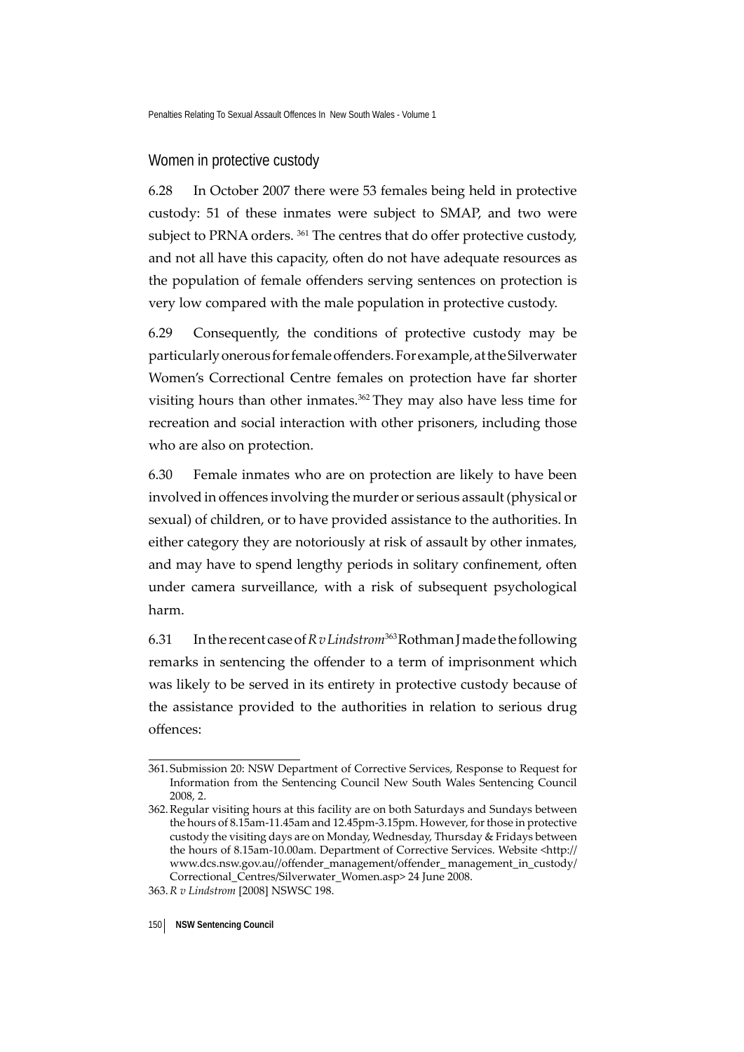## Women in protective custody

6.28 In October 2007 there were 53 females being held in protective custody: 51 of these inmates were subject to SMAP, and two were subject to PRNA orders. [361] The centres that do offer protective custody, and not all have this capacity, often do not have adequate resources as the population of female offenders serving sentences on protection is very low compared with the male population in protective custody.

6.29 Consequently, the conditions of protective custody may be particularly onerous for female offenders. For example, at the Silverwater Women's Correctional Centre females on protection have far shorter visiting hours than other inmates.[362] They may also have less time for recreation and social interaction with other prisoners, including those who are also on protection.

6.30 Female inmates who are on protection are likely to have been involved in offences involving the murder or serious assault (physical or sexual) of children, or to have provided assistance to the authorities. In either category they are notoriously at risk of assault by other inmates, and may have to spend lengthy periods in solitary confinement, often under camera surveillance, with a risk of subsequent psychological harm.

6.31 In the recent case of *R v Lindstrom*[363] Rothman J made the following remarks in sentencing the offender to a term of imprisonment which was likely to be served in its entirety in protective custody because of the assistance provided to the authorities in relation to serious drug offences:

---

361. Submission 20: NSW Department of Corrective Services, Response to Request for Information from the Sentencing Council New South Wales Sentencing Council 2008, 2.

362. Regular visiting hours at this facility are on both Saturdays and Sundays between the hours of 8.15am-11.45am and 12.45pm-3.15pm. However, for those in protective custody the visiting days are on Monday, Wednesday, Thursday & Fridays between the hours of 8.15am-10.00am. Department of Corrective Services. Website <http://www.dcs.nsw.gov.au//offender_management/offender_ management_in_custody/Correctional_Centres/Silverwater_Women.asp> 24 June 2008.

363. *R v Lindstrom* [2008] NSWSC 198.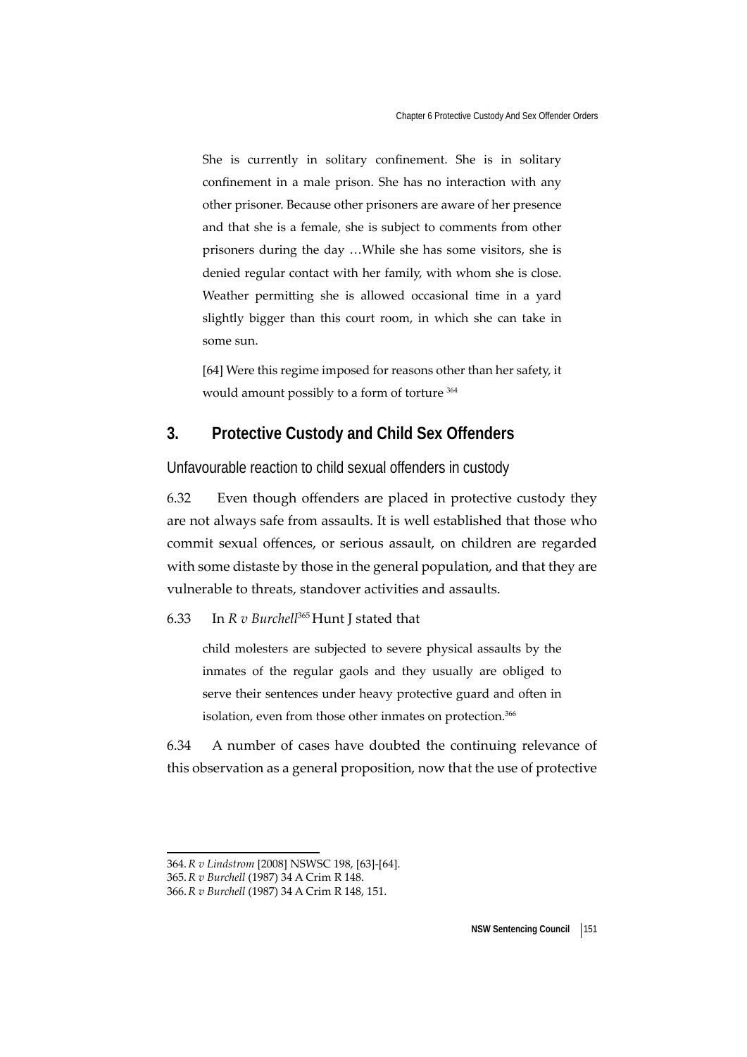> She is currently in solitary confinement. She is in solitary confinement in a male prison. She has no interaction with any other prisoner. Because other prisoners are aware of her presence and that she is a female, she is subject to comments from other prisoners during the day …While she has some visitors, she is denied regular contact with her family, with whom she is close. Weather permitting she is allowed occasional time in a yard slightly bigger than this court room, in which she can take in some sun.
>
> [64] Were this regime imposed for reasons other than her safety, it would amount possibly to a form of torture [364]

## 3. Protective Custody and Child Sex Offenders

### Unfavourable reaction to child sexual offenders in custody

6.32 Even though offenders are placed in protective custody they are not always safe from assaults. It is well established that those who commit sexual offences, or serious assault, on children are regarded with some distaste by those in the general population, and that they are vulnerable to threats, standover activities and assaults.

6.33 In *R v Burchell*[365] Hunt J stated that

> child molesters are subjected to severe physical assaults by the inmates of the regular gaols and they usually are obliged to serve their sentences under heavy protective guard and often in isolation, even from those other inmates on protection.[366]

6.34 A number of cases have doubted the continuing relevance of this observation as a general proposition, now that the use of protective

---

364. *R v Lindstrom* [2008] NSWSC 198, [63]-[64].

365. *R v Burchell* (1987) 34 A Crim R 148.

366. *R v Burchell* (1987) 34 A Crim R 148, 151.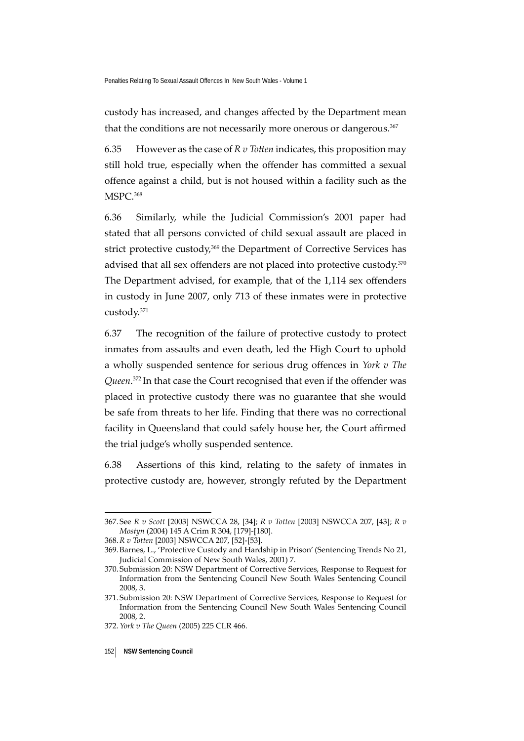custody has increased, and changes affected by the Department mean that the conditions are not necessarily more onerous or dangerous.[367]

6.35 However as the case of *R v Totten* indicates, this proposition may still hold true, especially when the offender has committed a sexual offence against a child, but is not housed within a facility such as the MSPC.[368]

6.36 Similarly, while the Judicial Commission's 2001 paper had stated that all persons convicted of child sexual assault are placed in strict protective custody,[369] the Department of Corrective Services has advised that all sex offenders are not placed into protective custody.[370] The Department advised, for example, that of the 1,114 sex offenders in custody in June 2007, only 713 of these inmates were in protective custody.[371]

6.37 The recognition of the failure of protective custody to protect inmates from assaults and even death, led the High Court to uphold a wholly suspended sentence for serious drug offences in *York v The Queen*.[372] In that case the Court recognised that even if the offender was placed in protective custody there was no guarantee that she would be safe from threats to her life. Finding that there was no correctional facility in Queensland that could safely house her, the Court affirmed the trial judge's wholly suspended sentence.

6.38 Assertions of this kind, relating to the safety of inmates in protective custody are, however, strongly refuted by the Department

---

367. See *R v Scott* [2003] NSWCCA 28, [34]; *R v Totten* [2003] NSWCCA 207, [43]; *R v Mostyn* (2004) 145 A Crim R 304, [179]-[180].

368. *R v Totten* [2003] NSWCCA 207, [52]-[53].

369. Barnes, L., 'Protective Custody and Hardship in Prison' (Sentencing Trends No 21, Judicial Commission of New South Wales, 2001) 7.

370. Submission 20: NSW Department of Corrective Services, Response to Request for Information from the Sentencing Council New South Wales Sentencing Council 2008, 3.

371. Submission 20: NSW Department of Corrective Services, Response to Request for Information from the Sentencing Council New South Wales Sentencing Council 2008, 2.

372. *York v The Queen* (2005) 225 CLR 466.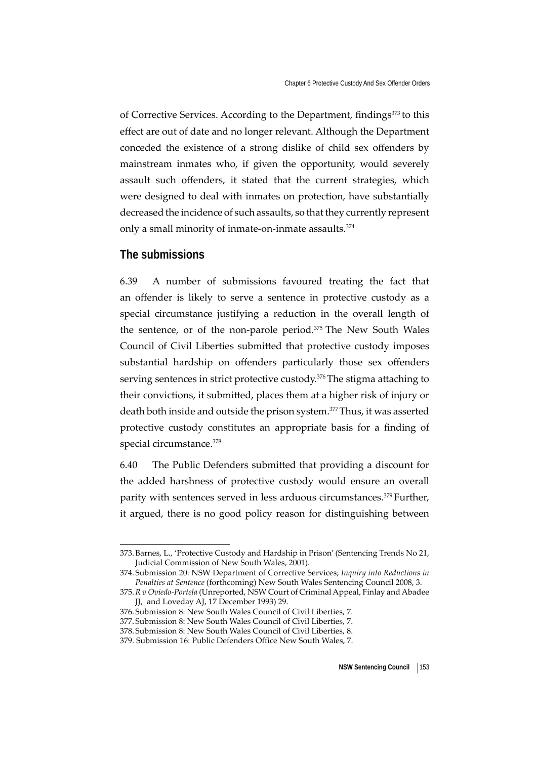of Corrective Services. According to the Department, findings[373] to this effect are out of date and no longer relevant. Although the Department conceded the existence of a strong dislike of child sex offenders by mainstream inmates who, if given the opportunity, would severely assault such offenders, it stated that the current strategies, which were designed to deal with inmates on protection, have substantially decreased the incidence of such assaults, so that they currently represent only a small minority of inmate-on-inmate assaults.[374]

## The submissions

6.39 A number of submissions favoured treating the fact that an offender is likely to serve a sentence in protective custody as a special circumstance justifying a reduction in the overall length of the sentence, or of the non-parole period.[375] The New South Wales Council of Civil Liberties submitted that protective custody imposes substantial hardship on offenders particularly those sex offenders serving sentences in strict protective custody.[376] The stigma attaching to their convictions, it submitted, places them at a higher risk of injury or death both inside and outside the prison system.[377] Thus, it was asserted protective custody constitutes an appropriate basis for a finding of special circumstance.[378]

6.40 The Public Defenders submitted that providing a discount for the added harshness of protective custody would ensure an overall parity with sentences served in less arduous circumstances.[379] Further, it argued, there is no good policy reason for distinguishing between

---

373. Barnes, L., 'Protective Custody and Hardship in Prison' (Sentencing Trends No 21, Judicial Commission of New South Wales, 2001).

374. Submission 20: NSW Department of Corrective Services; *Inquiry into Reductions in Penalties at Sentence* (forthcoming) New South Wales Sentencing Council 2008, 3.

375. *R v Oviedo-Portela* (Unreported, NSW Court of Criminal Appeal, Finlay and Abadee JJ, and Loveday AJ, 17 December 1993) 29.

376. Submission 8: New South Wales Council of Civil Liberties, 7.

377. Submission 8: New South Wales Council of Civil Liberties, 7.

378. Submission 8: New South Wales Council of Civil Liberties, 8.

379. Submission 16: Public Defenders Office New South Wales, 7.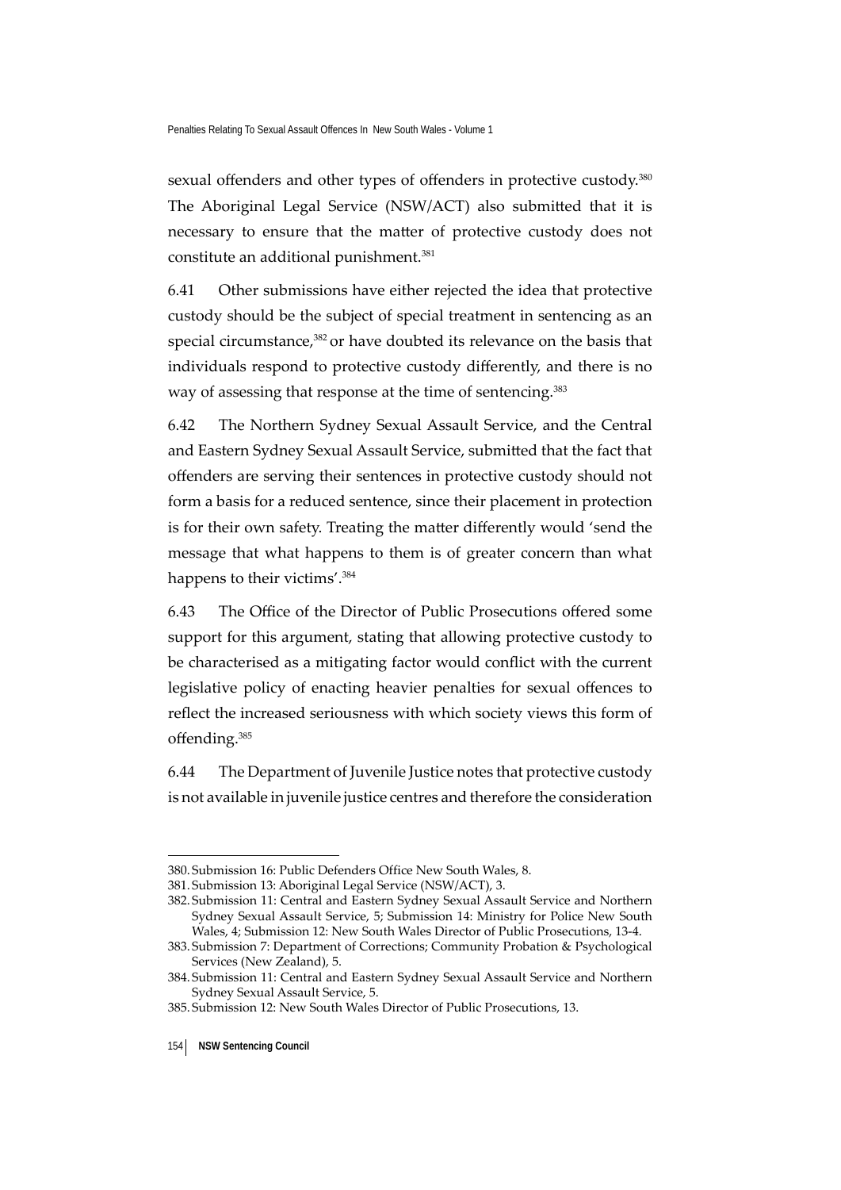sexual offenders and other types of offenders in protective custody.[380] The Aboriginal Legal Service (NSW/ACT) also submitted that it is necessary to ensure that the matter of protective custody does not constitute an additional punishment.[381]

6.41 Other submissions have either rejected the idea that protective custody should be the subject of special treatment in sentencing as an special circumstance,[382] or have doubted its relevance on the basis that individuals respond to protective custody differently, and there is no way of assessing that response at the time of sentencing.[383]

6.42 The Northern Sydney Sexual Assault Service, and the Central and Eastern Sydney Sexual Assault Service, submitted that the fact that offenders are serving their sentences in protective custody should not form a basis for a reduced sentence, since their placement in protection is for their own safety. Treating the matter differently would 'send the message that what happens to them is of greater concern than what happens to their victims'.[384]

6.43 The Office of the Director of Public Prosecutions offered some support for this argument, stating that allowing protective custody to be characterised as a mitigating factor would conflict with the current legislative policy of enacting heavier penalties for sexual offences to reflect the increased seriousness with which society views this form of offending.[385]

6.44 The Department of Juvenile Justice notes that protective custody is not available in juvenile justice centres and therefore the consideration

---

380. Submission 16: Public Defenders Office New South Wales, 8.

381. Submission 13: Aboriginal Legal Service (NSW/ACT), 3.

382. Submission 11: Central and Eastern Sydney Sexual Assault Service and Northern Sydney Sexual Assault Service, 5; Submission 14: Ministry for Police New South Wales, 4; Submission 12: New South Wales Director of Public Prosecutions, 13-4.

383. Submission 7: Department of Corrections; Community Probation & Psychological Services (New Zealand), 5.

384. Submission 11: Central and Eastern Sydney Sexual Assault Service and Northern Sydney Sexual Assault Service, 5.

385. Submission 12: New South Wales Director of Public Prosecutions, 13.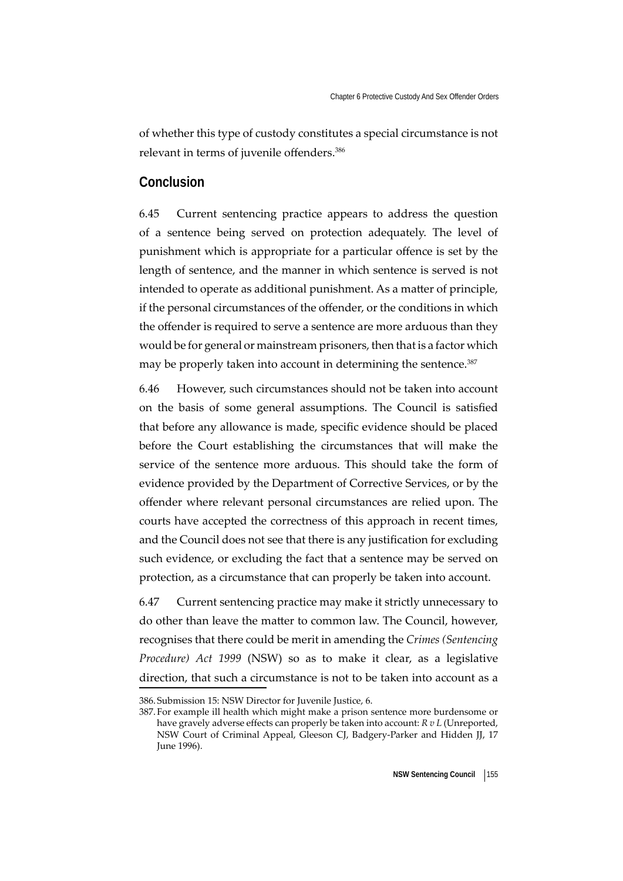of whether this type of custody constitutes a special circumstance is not relevant in terms of juvenile offenders.[386]

## Conclusion

6.45 Current sentencing practice appears to address the question of a sentence being served on protection adequately. The level of punishment which is appropriate for a particular offence is set by the length of sentence, and the manner in which sentence is served is not intended to operate as additional punishment. As a matter of principle, if the personal circumstances of the offender, or the conditions in which the offender is required to serve a sentence are more arduous than they would be for general or mainstream prisoners, then that is a factor which may be properly taken into account in determining the sentence.[387]

6.46 However, such circumstances should not be taken into account on the basis of some general assumptions. The Council is satisfied that before any allowance is made, specific evidence should be placed before the Court establishing the circumstances that will make the service of the sentence more arduous. This should take the form of evidence provided by the Department of Corrective Services, or by the offender where relevant personal circumstances are relied upon. The courts have accepted the correctness of this approach in recent times, and the Council does not see that there is any justification for excluding such evidence, or excluding the fact that a sentence may be served on protection, as a circumstance that can properly be taken into account.

6.47 Current sentencing practice may make it strictly unnecessary to do other than leave the matter to common law. The Council, however, recognises that there could be merit in amending the *Crimes (Sentencing Procedure) Act 1999* (NSW) so as to make it clear, as a legislative direction, that such a circumstance is not to be taken into account as a

386. Submission 15: NSW Director for Juvenile Justice, 6.

387. For example ill health which might make a prison sentence more burdensome or have gravely adverse effects can properly be taken into account: *R v L* (Unreported, NSW Court of Criminal Appeal, Gleeson CJ, Badgery-Parker and Hidden JJ, 17 June 1996).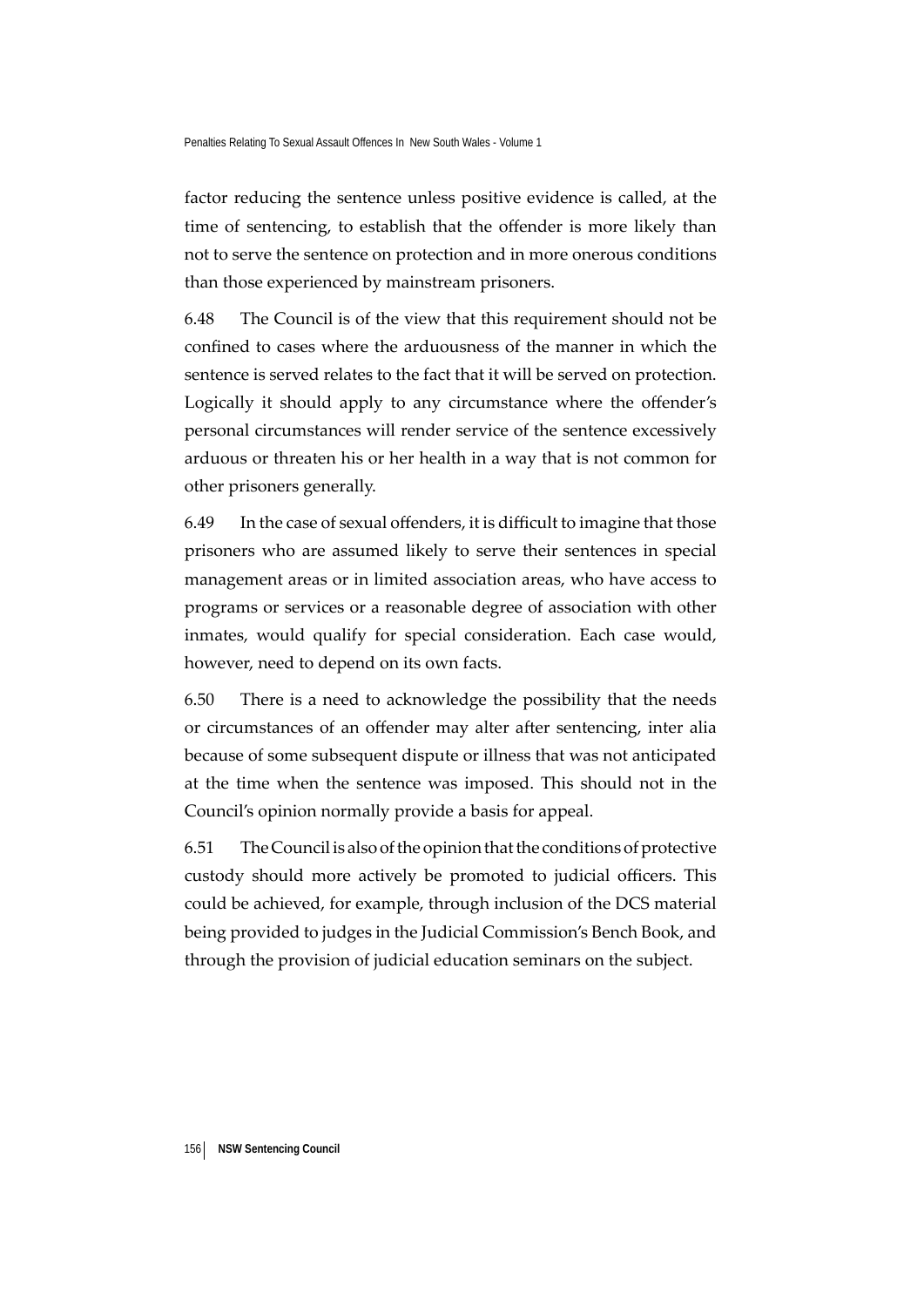factor reducing the sentence unless positive evidence is called, at the time of sentencing, to establish that the offender is more likely than not to serve the sentence on protection and in more onerous conditions than those experienced by mainstream prisoners.

6.48 The Council is of the view that this requirement should not be confined to cases where the arduousness of the manner in which the sentence is served relates to the fact that it will be served on protection. Logically it should apply to any circumstance where the offender's personal circumstances will render service of the sentence excessively arduous or threaten his or her health in a way that is not common for other prisoners generally.

6.49 In the case of sexual offenders, it is difficult to imagine that those prisoners who are assumed likely to serve their sentences in special management areas or in limited association areas, who have access to programs or services or a reasonable degree of association with other inmates, would qualify for special consideration. Each case would, however, need to depend on its own facts.

6.50 There is a need to acknowledge the possibility that the needs or circumstances of an offender may alter after sentencing, inter alia because of some subsequent dispute or illness that was not anticipated at the time when the sentence was imposed. This should not in the Council's opinion normally provide a basis for appeal.

6.51 The Council is also of the opinion that the conditions of protective custody should more actively be promoted to judicial officers. This could be achieved, for example, through inclusion of the DCS material being provided to judges in the Judicial Commission's Bench Book, and through the provision of judicial education seminars on the subject.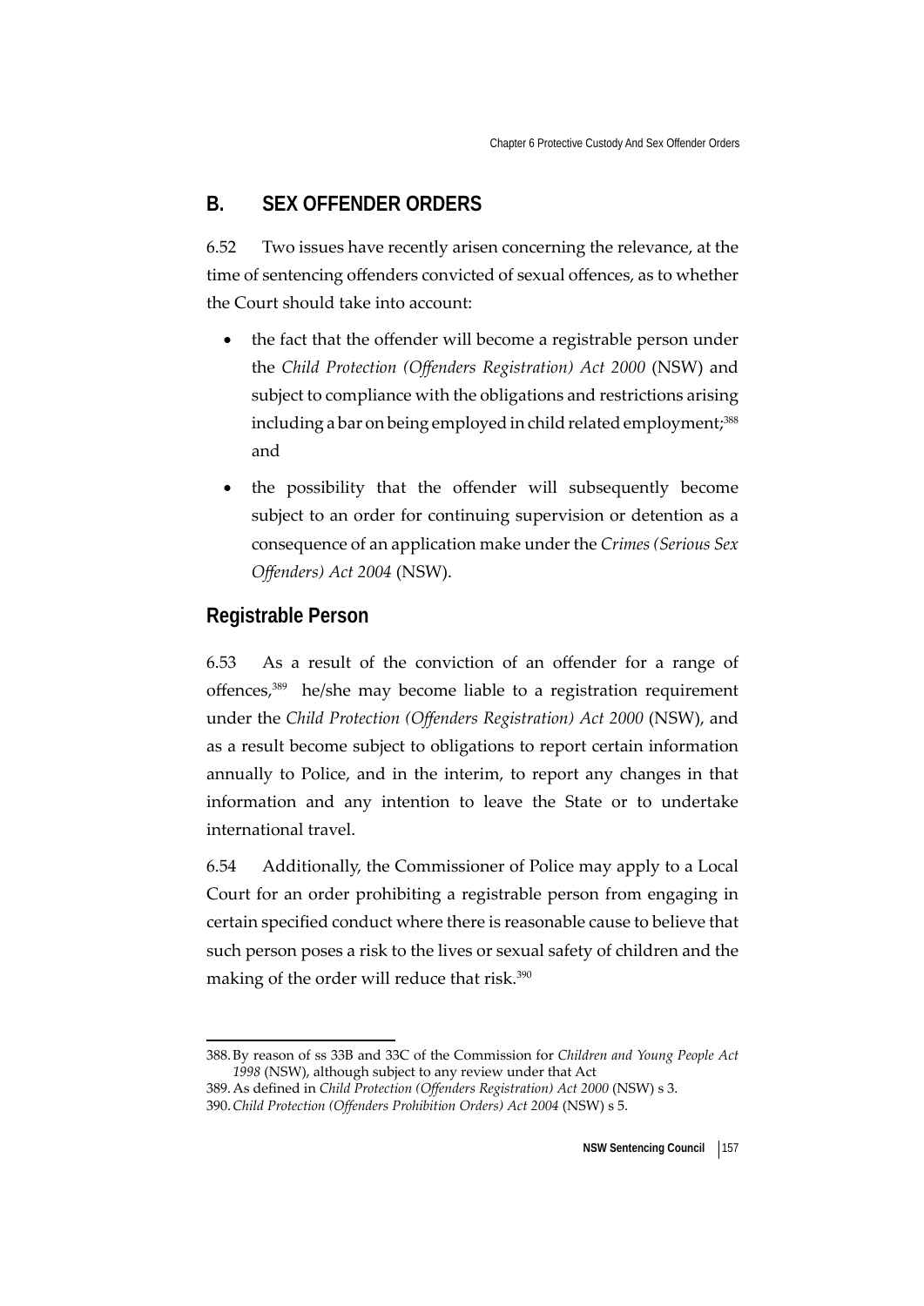## B. SEX OFFENDER ORDERS

6.52 Two issues have recently arisen concerning the relevance, at the time of sentencing offenders convicted of sexual offences, as to whether the Court should take into account:

- the fact that the offender will become a registrable person under the *Child Protection (Offenders Registration) Act 2000* (NSW) and subject to compliance with the obligations and restrictions arising including a bar on being employed in child related employment;[388] and
- the possibility that the offender will subsequently become subject to an order for continuing supervision or detention as a consequence of an application make under the *Crimes (Serious Sex Offenders) Act 2004* (NSW).

### Registrable Person

6.53 As a result of the conviction of an offender for a range of offences,[389] he/she may become liable to a registration requirement under the *Child Protection (Offenders Registration) Act 2000* (NSW), and as a result become subject to obligations to report certain information annually to Police, and in the interim, to report any changes in that information and any intention to leave the State or to undertake international travel.

6.54 Additionally, the Commissioner of Police may apply to a Local Court for an order prohibiting a registrable person from engaging in certain specified conduct where there is reasonable cause to believe that such person poses a risk to the lives or sexual safety of children and the making of the order will reduce that risk.[390]

---

388. By reason of ss 33B and 33C of the Commission for *Children and Young People Act 1998* (NSW), although subject to any review under that Act

389. As defined in *Child Protection (Offenders Registration) Act 2000* (NSW) s 3.

390. *Child Protection (Offenders Prohibition Orders) Act 2004* (NSW) s 5.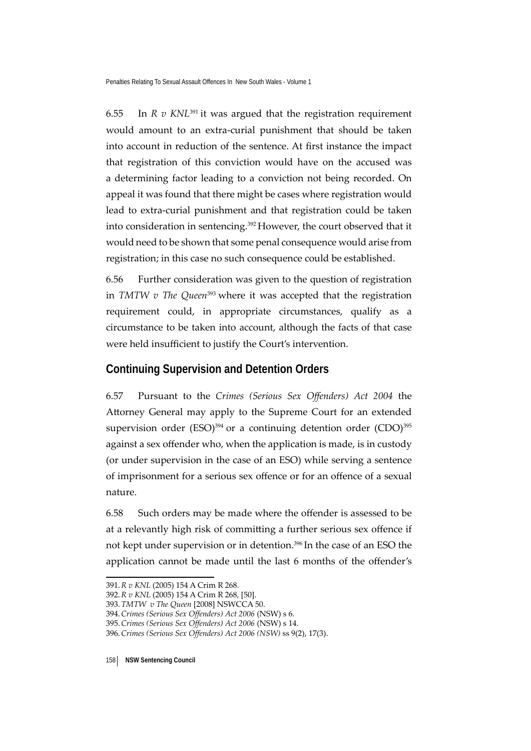6.55 In *R v KNL*[391] it was argued that the registration requirement would amount to an extra-curial punishment that should be taken into account in reduction of the sentence. At first instance the impact that registration of this conviction would have on the accused was a determining factor leading to a conviction not being recorded. On appeal it was found that there might be cases where registration would lead to extra-curial punishment and that registration could be taken into consideration in sentencing.[392] However, the court observed that it would need to be shown that some penal consequence would arise from registration; in this case no such consequence could be established.

6.56 Further consideration was given to the question of registration in *TMTW v The Queen*[393] where it was accepted that the registration requirement could, in appropriate circumstances, qualify as a circumstance to be taken into account, although the facts of that case were held insufficient to justify the Court's intervention.

## Continuing Supervision and Detention Orders

6.57 Pursuant to the *Crimes (Serious Sex Offenders) Act 2004* the Attorney General may apply to the Supreme Court for an extended supervision order (ESO)[394] or a continuing detention order (CDO)[395] against a sex offender who, when the application is made, is in custody (or under supervision in the case of an ESO) while serving a sentence of imprisonment for a serious sex offence or for an offence of a sexual nature.

6.58 Such orders may be made where the offender is assessed to be at a relevantly high risk of committing a further serious sex offence if not kept under supervision or in detention.[396] In the case of an ESO the application cannot be made until the last 6 months of the offender's

---

391. *R v KNL* (2005) 154 A Crim R 268.

392. *R v KNL* (2005) 154 A Crim R 268, [50].

393. *TMTW v The Queen* [2008] NSWCCA 50.

394. *Crimes (Serious Sex Offenders) Act 2006* (NSW) s 6.

395. *Crimes (Serious Sex Offenders) Act 2006* (NSW) s 14.

396. *Crimes (Serious Sex Offenders) Act 2006 (NSW)* ss 9(2), 17(3).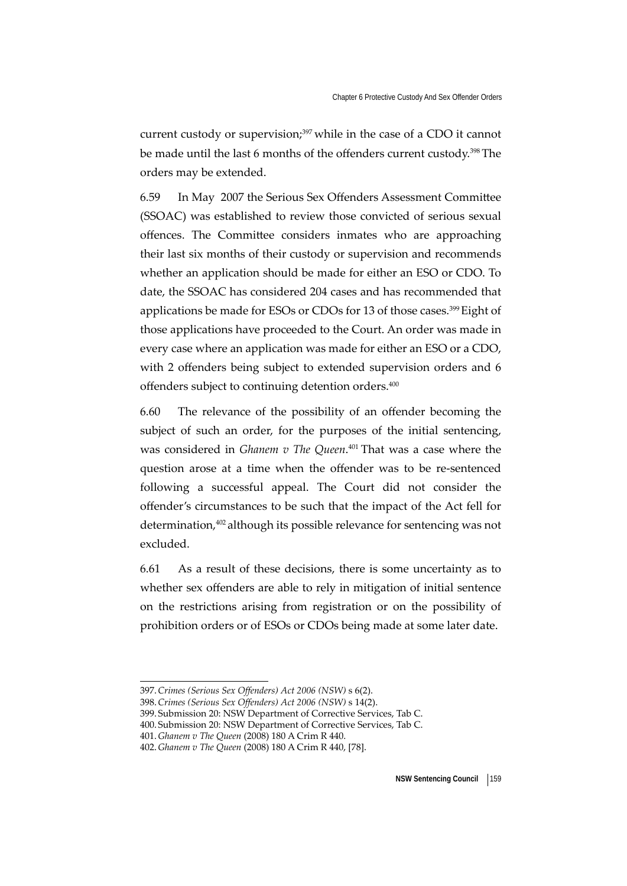current custody or supervision;[397] while in the case of a CDO it cannot be made until the last 6 months of the offenders current custody.[398] The orders may be extended.

6.59 In May 2007 the Serious Sex Offenders Assessment Committee (SSOAC) was established to review those convicted of serious sexual offences. The Committee considers inmates who are approaching their last six months of their custody or supervision and recommends whether an application should be made for either an ESO or CDO. To date, the SSOAC has considered 204 cases and has recommended that applications be made for ESOs or CDOs for 13 of those cases.[399] Eight of those applications have proceeded to the Court. An order was made in every case where an application was made for either an ESO or a CDO, with 2 offenders being subject to extended supervision orders and 6 offenders subject to continuing detention orders.[400]

6.60 The relevance of the possibility of an offender becoming the subject of such an order, for the purposes of the initial sentencing, was considered in *Ghanem v The Queen*.[401] That was a case where the question arose at a time when the offender was to be re-sentenced following a successful appeal. The Court did not consider the offender's circumstances to be such that the impact of the Act fell for determination,[402] although its possible relevance for sentencing was not excluded.

6.61 As a result of these decisions, there is some uncertainty as to whether sex offenders are able to rely in mitigation of initial sentence on the restrictions arising from registration or on the possibility of prohibition orders or of ESOs or CDOs being made at some later date.

---

397. *Crimes (Serious Sex Offenders) Act 2006 (NSW)* s 6(2).

398. *Crimes (Serious Sex Offenders) Act 2006 (NSW)* s 14(2).

399. Submission 20: NSW Department of Corrective Services, Tab C.

400. Submission 20: NSW Department of Corrective Services, Tab C.

401. *Ghanem v The Queen* (2008) 180 A Crim R 440.

402. *Ghanem v The Queen* (2008) 180 A Crim R 440, [78].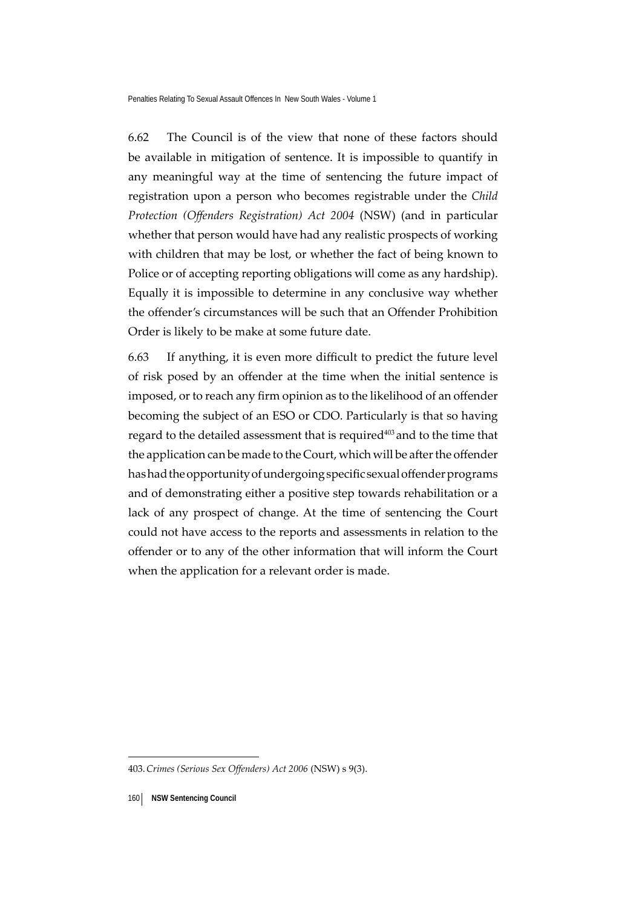6.62 The Council is of the view that none of these factors should be available in mitigation of sentence. It is impossible to quantify in any meaningful way at the time of sentencing the future impact of registration upon a person who becomes registrable under the *Child Protection (Offenders Registration) Act 2004* (NSW) (and in particular whether that person would have had any realistic prospects of working with children that may be lost, or whether the fact of being known to Police or of accepting reporting obligations will come as any hardship). Equally it is impossible to determine in any conclusive way whether the offender's circumstances will be such that an Offender Prohibition Order is likely to be make at some future date.

6.63 If anything, it is even more difficult to predict the future level of risk posed by an offender at the time when the initial sentence is imposed, or to reach any firm opinion as to the likelihood of an offender becoming the subject of an ESO or CDO. Particularly is that so having regard to the detailed assessment that is required[403] and to the time that the application can be made to the Court, which will be after the offender has had the opportunity of undergoing specific sexual offender programs and of demonstrating either a positive step towards rehabilitation or a lack of any prospect of change. At the time of sentencing the Court could not have access to the reports and assessments in relation to the offender or to any of the other information that will inform the Court when the application for a relevant order is made.

---

403. *Crimes (Serious Sex Offenders) Act 2006* (NSW) s 9(3).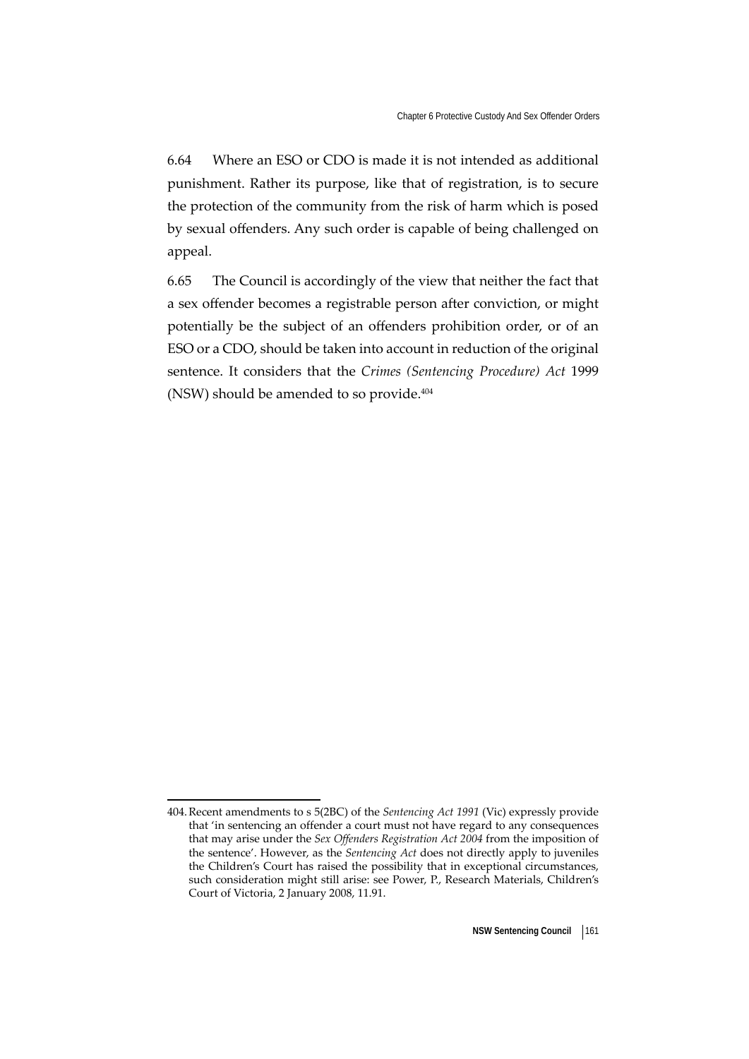6.64 Where an ESO or CDO is made it is not intended as additional punishment. Rather its purpose, like that of registration, is to secure the protection of the community from the risk of harm which is posed by sexual offenders. Any such order is capable of being challenged on appeal.

6.65 The Council is accordingly of the view that neither the fact that a sex offender becomes a registrable person after conviction, or might potentially be the subject of an offenders prohibition order, or of an ESO or a CDO, should be taken into account in reduction of the original sentence. It considers that the *Crimes (Sentencing Procedure) Act* 1999 (NSW) should be amended to so provide.[404]

---

404. Recent amendments to s 5(2BC) of the *Sentencing Act 1991* (Vic) expressly provide that 'in sentencing an offender a court must not have regard to any consequences that may arise under the *Sex Offenders Registration Act 2004* from the imposition of the sentence'. However, as the *Sentencing Act* does not directly apply to juveniles the Children's Court has raised the possibility that in exceptional circumstances, such consideration might still arise: see Power, P., Research Materials, Children's Court of Victoria, 2 January 2008, 11.91.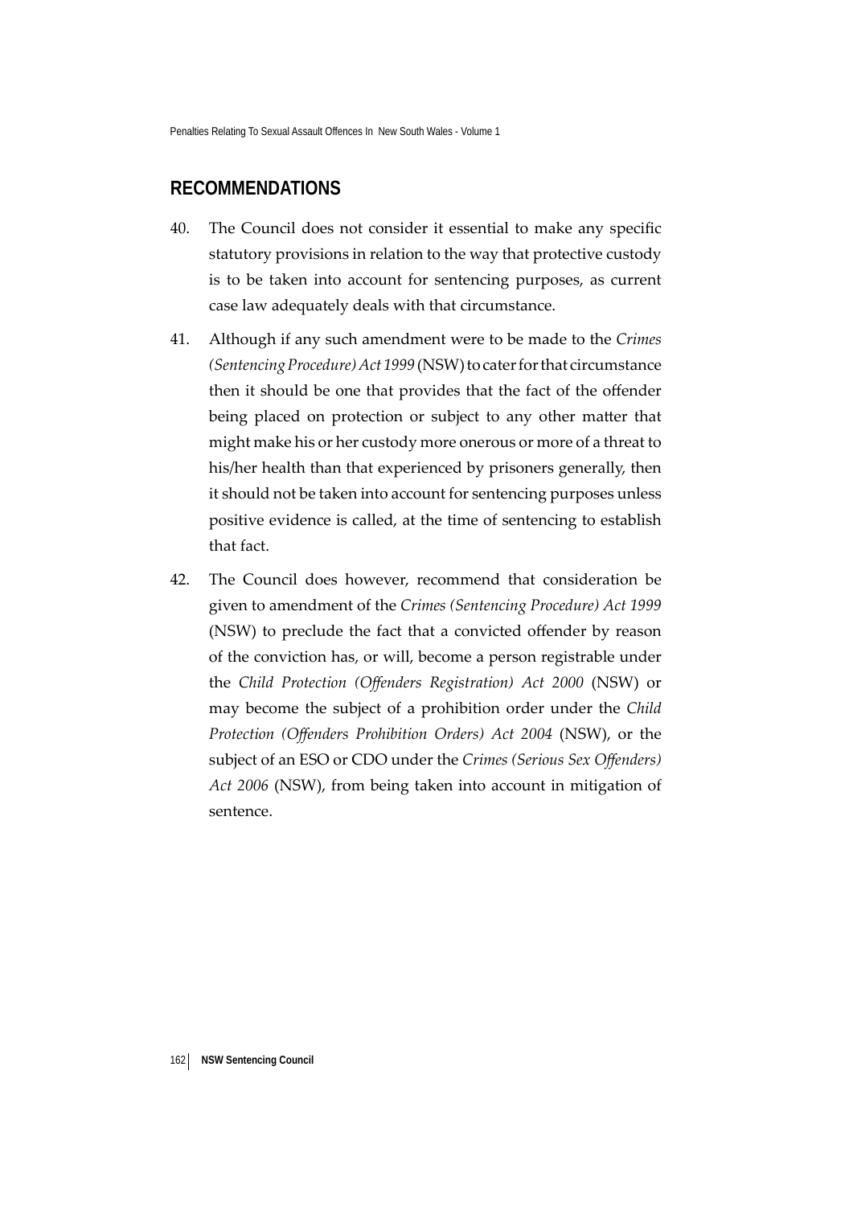## RECOMMENDATIONS

40. The Council does not consider it essential to make any specific statutory provisions in relation to the way that protective custody is to be taken into account for sentencing purposes, as current case law adequately deals with that circumstance.

41. Although if any such amendment were to be made to the *Crimes (Sentencing Procedure) Act 1999* (NSW) to cater for that circumstance then it should be one that provides that the fact of the offender being placed on protection or subject to any other matter that might make his or her custody more onerous or more of a threat to his/her health than that experienced by prisoners generally, then it should not be taken into account for sentencing purposes unless positive evidence is called, at the time of sentencing to establish that fact.

42. The Council does however, recommend that consideration be given to amendment of the *Crimes (Sentencing Procedure) Act 1999* (NSW) to preclude the fact that a convicted offender by reason of the conviction has, or will, become a person registrable under the *Child Protection (Offenders Registration) Act 2000* (NSW) or may become the subject of a prohibition order under the *Child Protection (Offenders Prohibition Orders) Act 2004* (NSW), or the subject of an ESO or CDO under the *Crimes (Serious Sex Offenders) Act 2006* (NSW), from being taken into account in mitigation of sentence.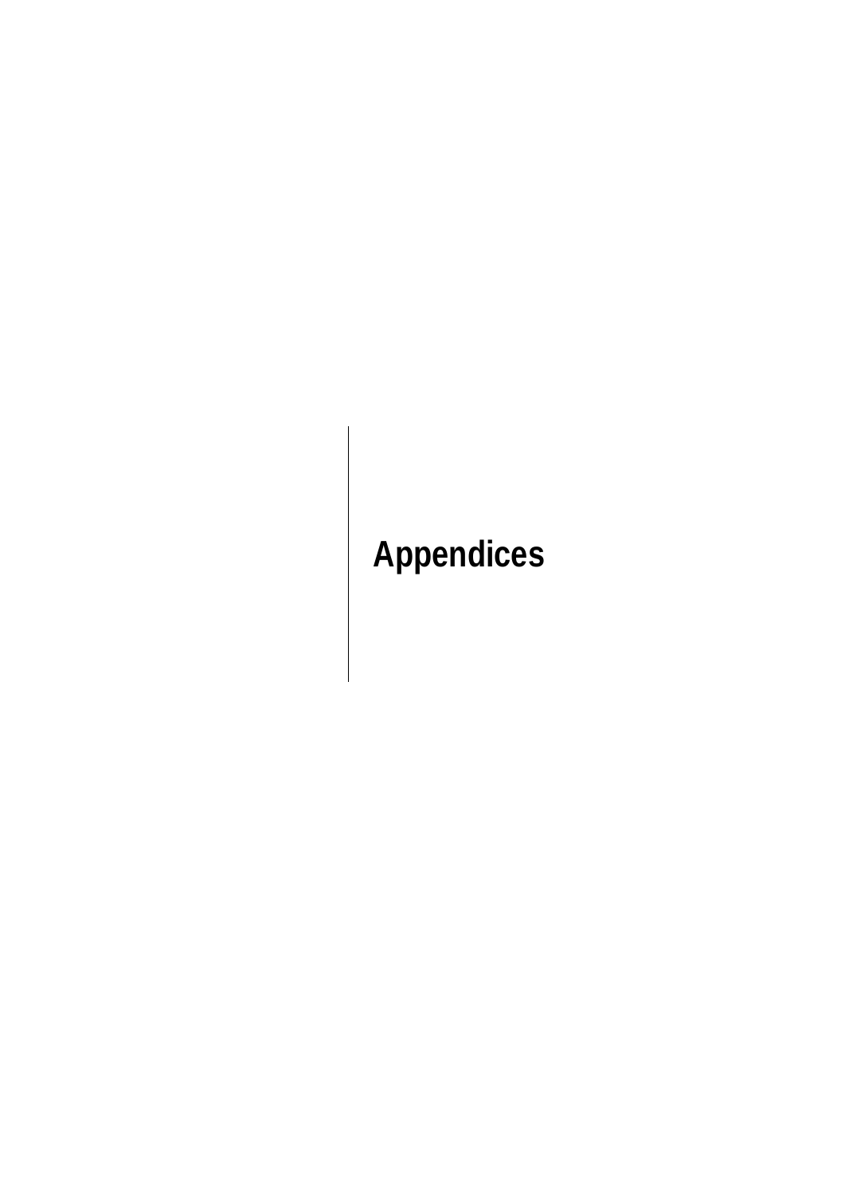# Appendices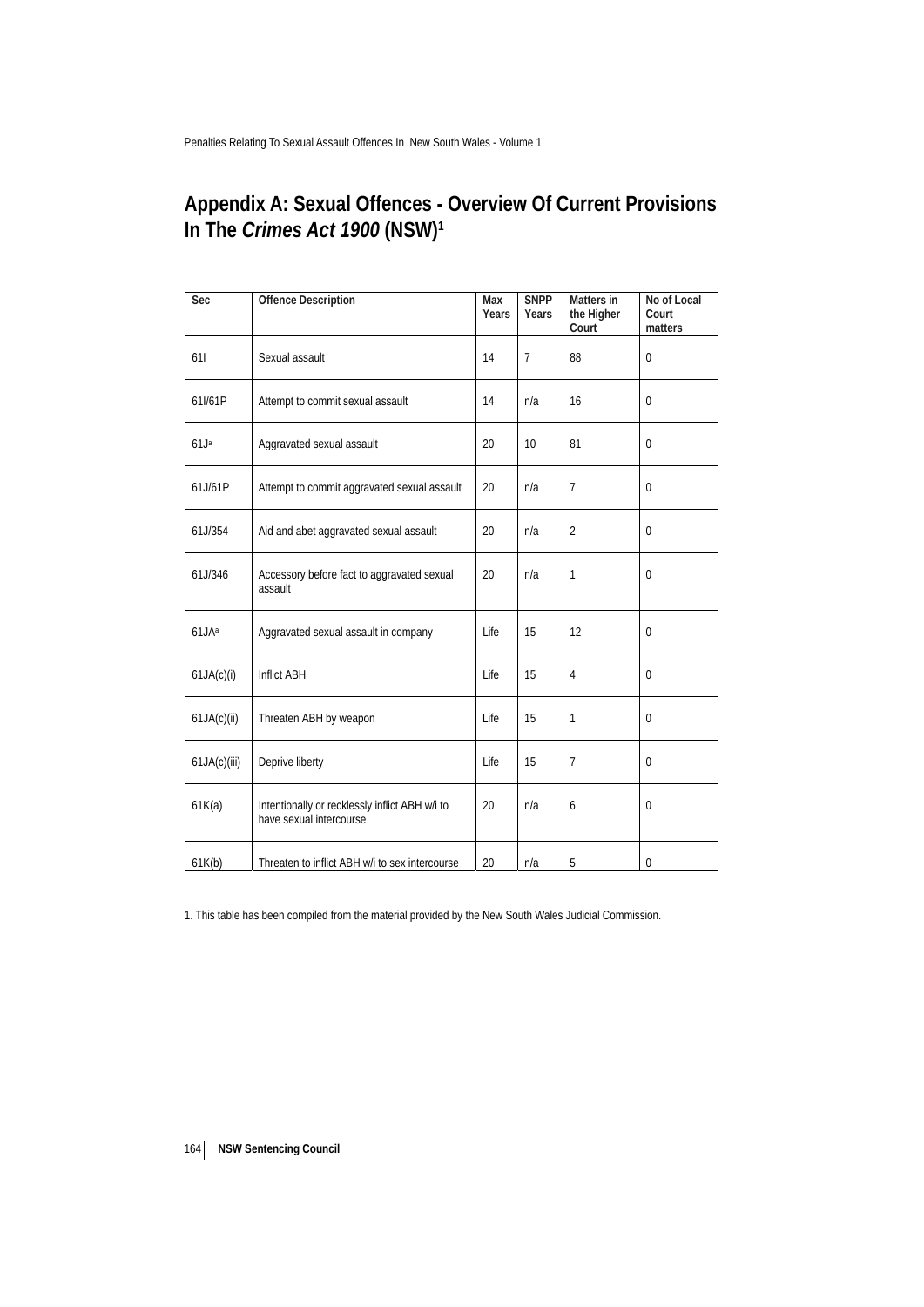# Appendix A: Sexual Offences - Overview Of Current Provisions In The *Crimes Act 1900* (NSW)[1]

| Sec | Offence Description | Max Years | SNPP Years | Matters in the Higher Court | No of Local Court matters |
|---|---|---|---|---|---|
| 61I | Sexual assault | 14 | 7 | 88 | 0 |
| 61I/61P | Attempt to commit sexual assault | 14 | n/a | 16 | 0 |
| 61J[a] | Aggravated sexual assault | 20 | 10 | 81 | 0 |
| 61J/61P | Attempt to commit aggravated sexual assault | 20 | n/a | 7 | 0 |
| 61J/354 | Aid and abet aggravated sexual assault | 20 | n/a | 2 | 0 |
| 61J/346 | Accessory before fact to aggravated sexual assault | 20 | n/a | 1 | 0 |
| 61JA[a] | Aggravated sexual assault in company | Life | 15 | 12 | 0 |
| 61JA(c)(i) | Inflict ABH | Life | 15 | 4 | 0 |
| 61JA(c)(ii) | Threaten ABH by weapon | Life | 15 | 1 | 0 |
| 61JA(c)(iii) | Deprive liberty | Life | 15 | 7 | 0 |
| 61K(a) | Intentionally or recklessly inflict ABH w/i to have sexual intercourse | 20 | n/a | 6 | 0 |
| 61K(b) | Threaten to inflict ABH w/i to sex intercourse | 20 | n/a | 5 | 0 |

1. This table has been compiled from the material provided by the New South Wales Judicial Commission.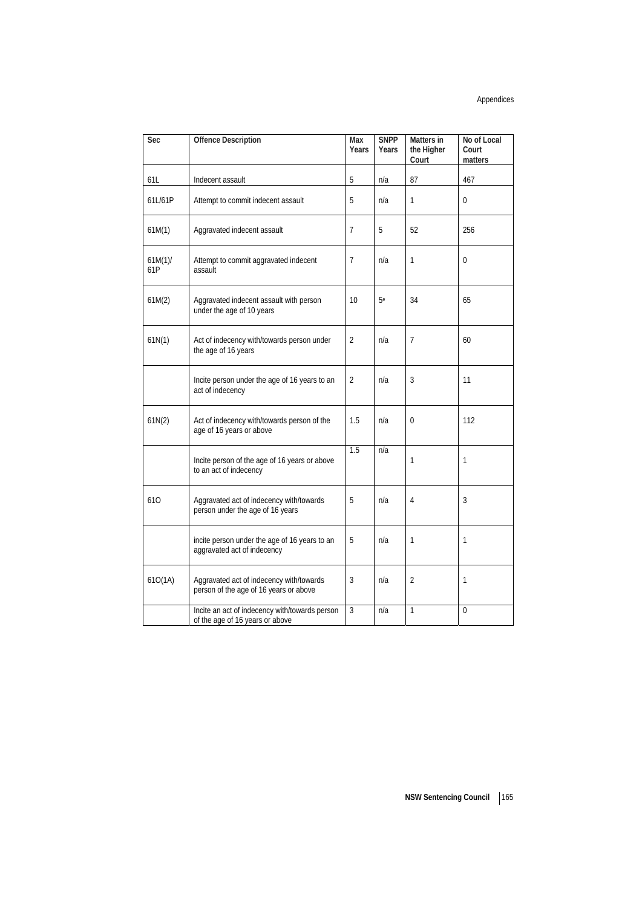| Sec | Offence Description | Max Years | SNPP Years | Matters in the Higher Court | No of Local Court matters |
|---|---|---|---|---|---|
| 61L | Indecent assault | 5 | n/a | 87 | 467 |
| 61L/61P | Attempt to commit indecent assault | 5 | n/a | 1 | 0 |
| 61M(1) | Aggravated indecent assault | 7 | 5 | 52 | 256 |
| 61M(1)/ 61P | Attempt to commit aggravated indecent assault | 7 | n/a | 1 | 0 |
| 61M(2) | Aggravated indecent assault with person under the age of 10 years | 10 | 5[e] | 34 | 65 |
| 61N(1) | Act of indecency with/towards person under the age of 16 years | 2 | n/a | 7 | 60 |
| | Incite person under the age of 16 years to an act of indecency | 2 | n/a | 3 | 11 |
| 61N(2) | Act of indecency with/towards person of the age of 16 years or above | 1.5 | n/a | 0 | 112 |
| | Incite person of the age of 16 years or above to an act of indecency | 1.5 | n/a | 1 | 1 |
| 61O | Aggravated act of indecency with/towards person under the age of 16 years | 5 | n/a | 4 | 3 |
| | incite person under the age of 16 years to an aggravated act of indecency | 5 | n/a | 1 | 1 |
| 61O(1A) | Aggravated act of indecency with/towards person of the age of 16 years or above | 3 | n/a | 2 | 1 |
| | Incite an act of indecency with/towards person of the age of 16 years or above | 3 | n/a | 1 | 0 |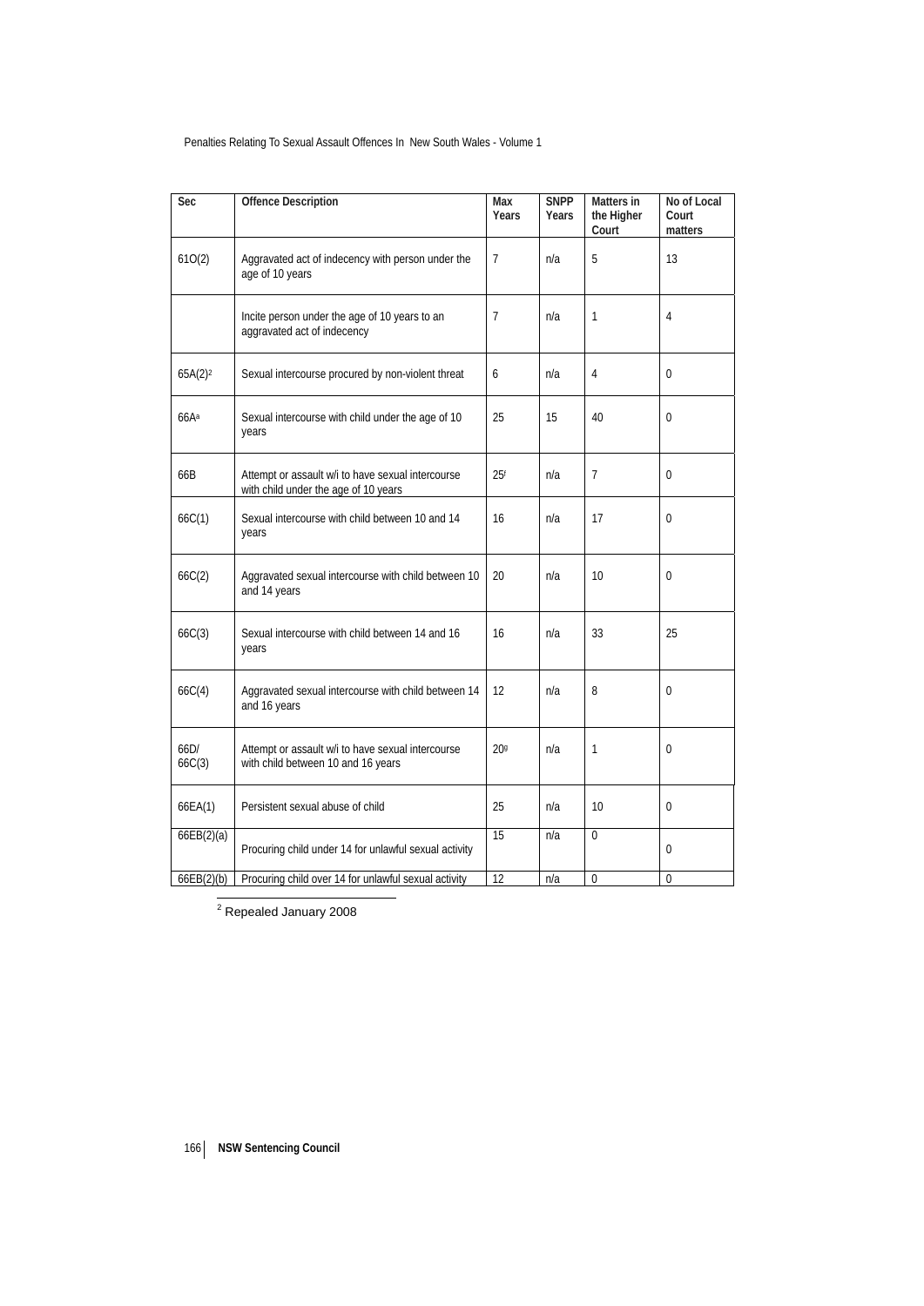| Sec | Offence Description | Max Years | SNPP Years | Matters in the Higher Court | No of Local Court matters |
|---|---|---|---|---|---|
| 61O(2) | Aggravated act of indecency with person under the age of 10 years | 7 | n/a | 5 | 13 |
| | Incite person under the age of 10 years to an aggravated act of indecency | 7 | n/a | 1 | 4 |
| 65A(2)[2] | Sexual intercourse procured by non-violent threat | 6 | n/a | 4 | 0 |
| 66A[a] | Sexual intercourse with child under the age of 10 years | 25 | 15 | 40 | 0 |
| 66B | Attempt or assault w/i to have sexual intercourse with child under the age of 10 years | 25[f] | n/a | 7 | 0 |
| 66C(1) | Sexual intercourse with child between 10 and 14 years | 16 | n/a | 17 | 0 |
| 66C(2) | Aggravated sexual intercourse with child between 10 and 14 years | 20 | n/a | 10 | 0 |
| 66C(3) | Sexual intercourse with child between 14 and 16 years | 16 | n/a | 33 | 25 |
| 66C(4) | Aggravated sexual intercourse with child between 14 and 16 years | 12 | n/a | 8 | 0 |
| 66D/ 66C(3) | Attempt or assault w/i to have sexual intercourse with child between 10 and 16 years | 20[g] | n/a | 1 | 0 |
| 66EA(1) | Persistent sexual abuse of child | 25 | n/a | 10 | 0 |
| 66EB(2)(a) | Procuring child under 14 for unlawful sexual activity | 15 | n/a | 0 | 0 |
| 66EB(2)(b) | Procuring child over 14 for unlawful sexual activity | 12 | n/a | 0 | 0 |

[2] Repealed January 2008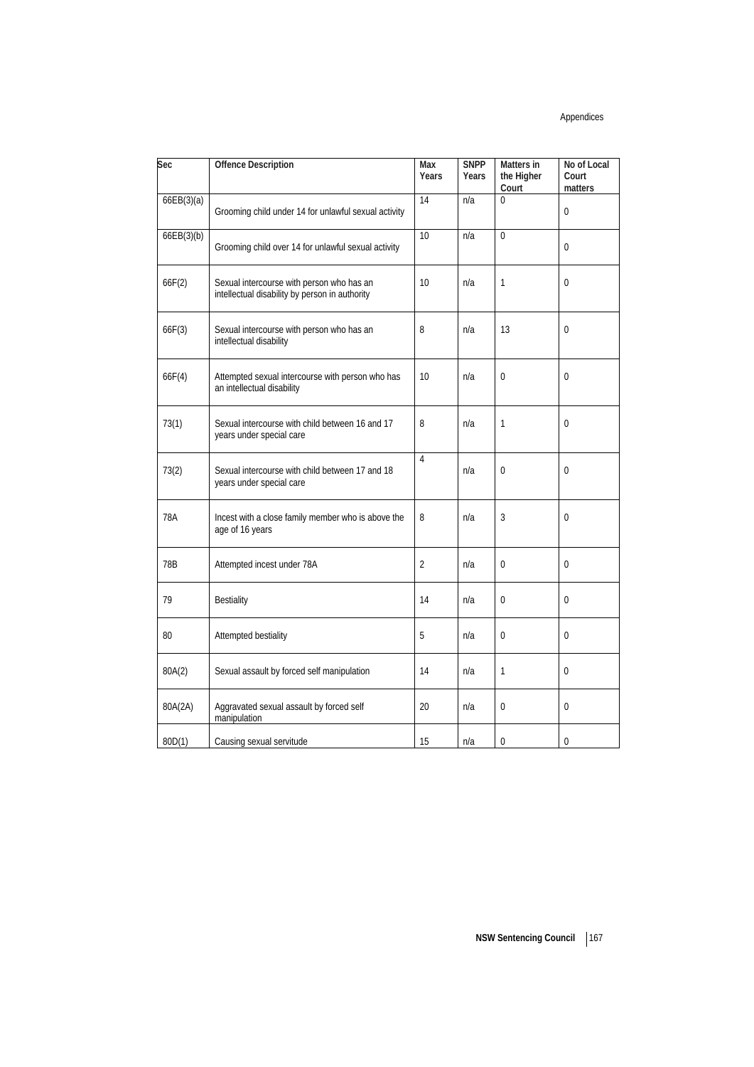| Sec | Offence Description | Max Years | SNPP Years | Matters in the Higher Court | No of Local Court matters |
|---|---|---|---|---|---|
| 66EB(3)(a) | Grooming child under 14 for unlawful sexual activity | 14 | n/a | 0 | 0 |
| 66EB(3)(b) | Grooming child over 14 for unlawful sexual activity | 10 | n/a | 0 | 0 |
| 66F(2) | Sexual intercourse with person who has an intellectual disability by person in authority | 10 | n/a | 1 | 0 |
| 66F(3) | Sexual intercourse with person who has an intellectual disability | 8 | n/a | 13 | 0 |
| 66F(4) | Attempted sexual intercourse with person who has an intellectual disability | 10 | n/a | 0 | 0 |
| 73(1) | Sexual intercourse with child between 16 and 17 years under special care | 8 | n/a | 1 | 0 |
| 73(2) | Sexual intercourse with child between 17 and 18 years under special care | 4 | n/a | 0 | 0 |
| 78A | Incest with a close family member who is above the age of 16 years | 8 | n/a | 3 | 0 |
| 78B | Attempted incest under 78A | 2 | n/a | 0 | 0 |
| 79 | Bestiality | 14 | n/a | 0 | 0 |
| 80 | Attempted bestiality | 5 | n/a | 0 | 0 |
| 80A(2) | Sexual assault by forced self manipulation | 14 | n/a | 1 | 0 |
| 80A(2A) | Aggravated sexual assault by forced self manipulation | 20 | n/a | 0 | 0 |
| 80D(1) | Causing sexual servitude | 15 | n/a | 0 | 0 |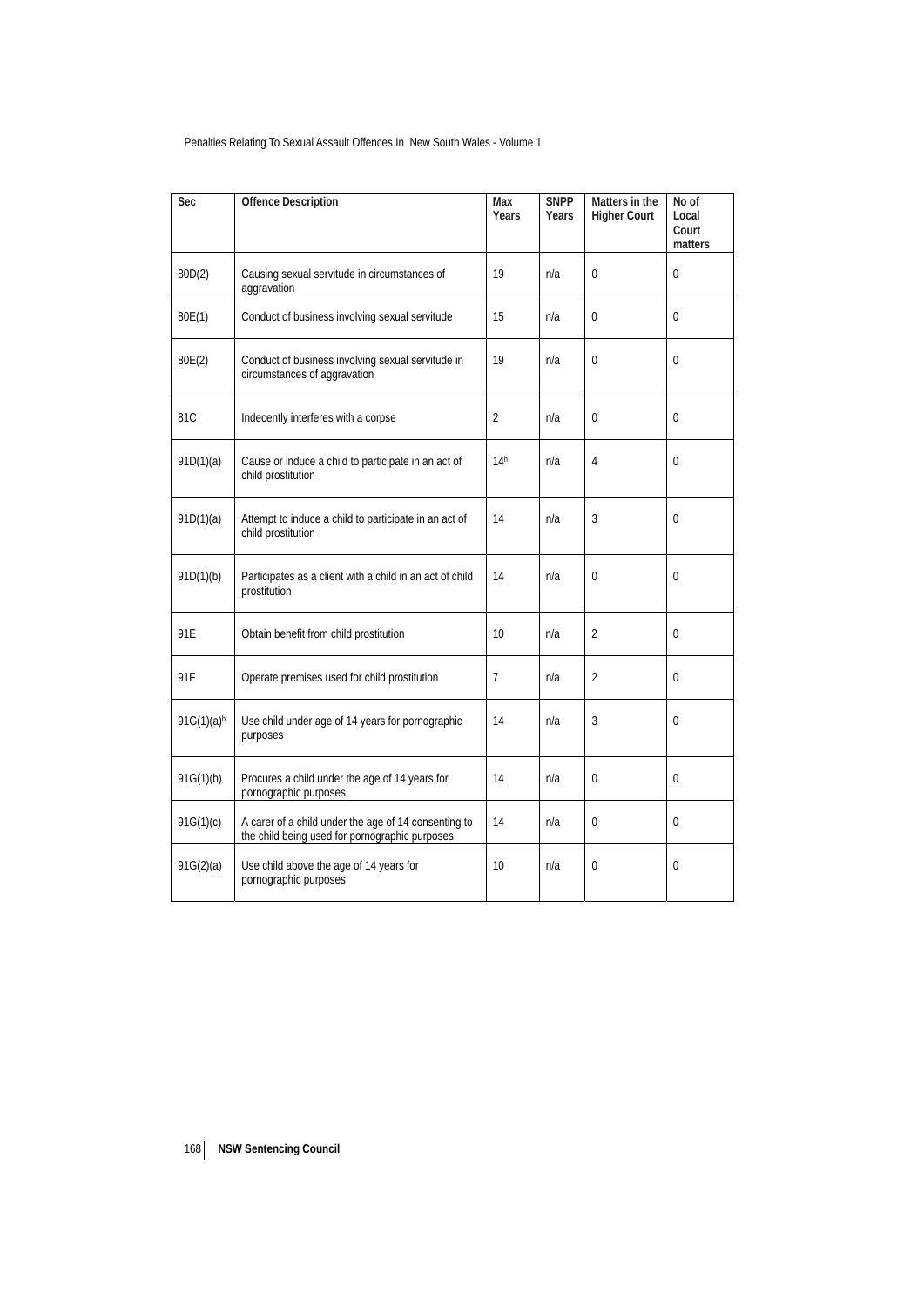| Sec | Offence Description | Max Years | SNPP Years | Matters in the Higher Court | No of Local Court matters |
|---|---|---|---|---|---|
| 80D(2) | Causing sexual servitude in circumstances of aggravation | 19 | n/a | 0 | 0 |
| 80E(1) | Conduct of business involving sexual servitude | 15 | n/a | 0 | 0 |
| 80E(2) | Conduct of business involving sexual servitude in circumstances of aggravation | 19 | n/a | 0 | 0 |
| 81C | Indecently interferes with a corpse | 2 | n/a | 0 | 0 |
| 91D(1)(a) | Cause or induce a child to participate in an act of child prostitution | 14[h] | n/a | 4 | 0 |
| 91D(1)(a) | Attempt to induce a child to participate in an act of child prostitution | 14 | n/a | 3 | 0 |
| 91D(1)(b) | Participates as a client with a child in an act of child prostitution | 14 | n/a | 0 | 0 |
| 91E | Obtain benefit from child prostitution | 10 | n/a | 2 | 0 |
| 91F | Operate premises used for child prostitution | 7 | n/a | 2 | 0 |
| 91G(1)(a)[b] | Use child under age of 14 years for pornographic purposes | 14 | n/a | 3 | 0 |
| 91G(1)(b) | Procures a child under the age of 14 years for pornographic purposes | 14 | n/a | 0 | 0 |
| 91G(1)(c) | A carer of a child under the age of 14 consenting to the child being used for pornographic purposes | 14 | n/a | 0 | 0 |
| 91G(2)(a) | Use child above the age of 14 years for pornographic purposes | 10 | n/a | 0 | 0 |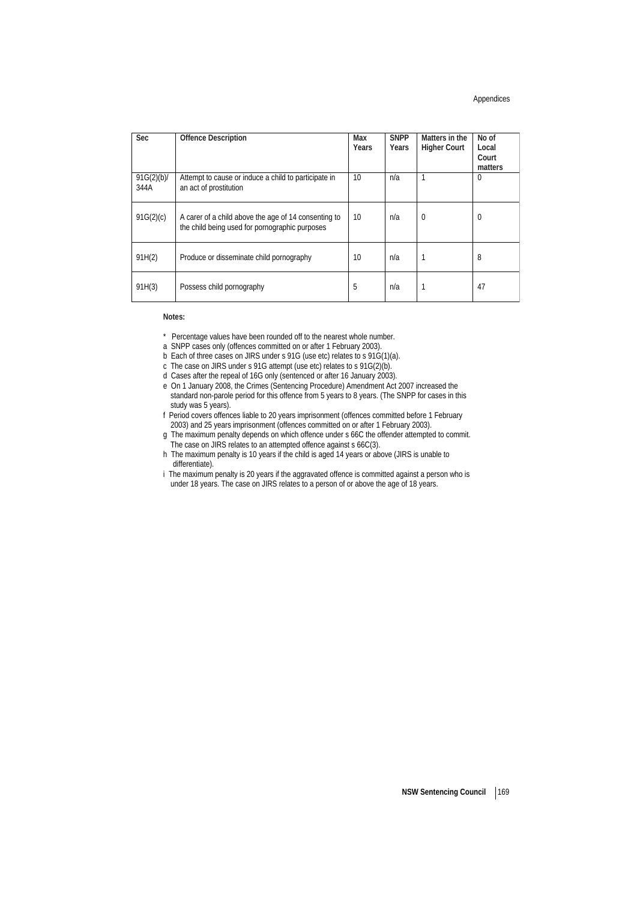| Sec | Offence Description | Max Years | SNPP Years | Matters in the Higher Court | No of Local Court matters |
|---|---|---|---|---|---|
| 91G(2)(b)/ 344A | Attempt to cause or induce a child to participate in an act of prostitution | 10 | n/a | 1 | 0 |
| 91G(2)(c) | A carer of a child above the age of 14 consenting to the child being used for pornographic purposes | 10 | n/a | 0 | 0 |
| 91H(2) | Produce or disseminate child pornography | 10 | n/a | 1 | 8 |
| 91H(3) | Possess child pornography | 5 | n/a | 1 | 47 |

**Notes:**

\* Percentage values have been rounded off to the nearest whole number.

a SNPP cases only (offences committed on or after 1 February 2003).

b Each of three cases on JIRS under s 91G (use etc) relates to s 91G(1)(a).

c The case on JIRS under s 91G attempt (use etc) relates to s 91G(2)(b).

d Cases after the repeal of 16G only (sentenced or after 16 January 2003).

e On 1 January 2008, the Crimes (Sentencing Procedure) Amendment Act 2007 increased the standard non-parole period for this offence from 5 years to 8 years. (The SNPP for cases in this study was 5 years).

f Period covers offences liable to 20 years imprisonment (offences committed before 1 February 2003) and 25 years imprisonment (offences committed on or after 1 February 2003).

g The maximum penalty depends on which offence under s 66C the offender attempted to commit. The case on JIRS relates to an attempted offence against s 66C(3).

h The maximum penalty is 10 years if the child is aged 14 years or above (JIRS is unable to differentiate).

i The maximum penalty is 20 years if the aggravated offence is committed against a person who is under 18 years. The case on JIRS relates to a person of or above the age of 18 years.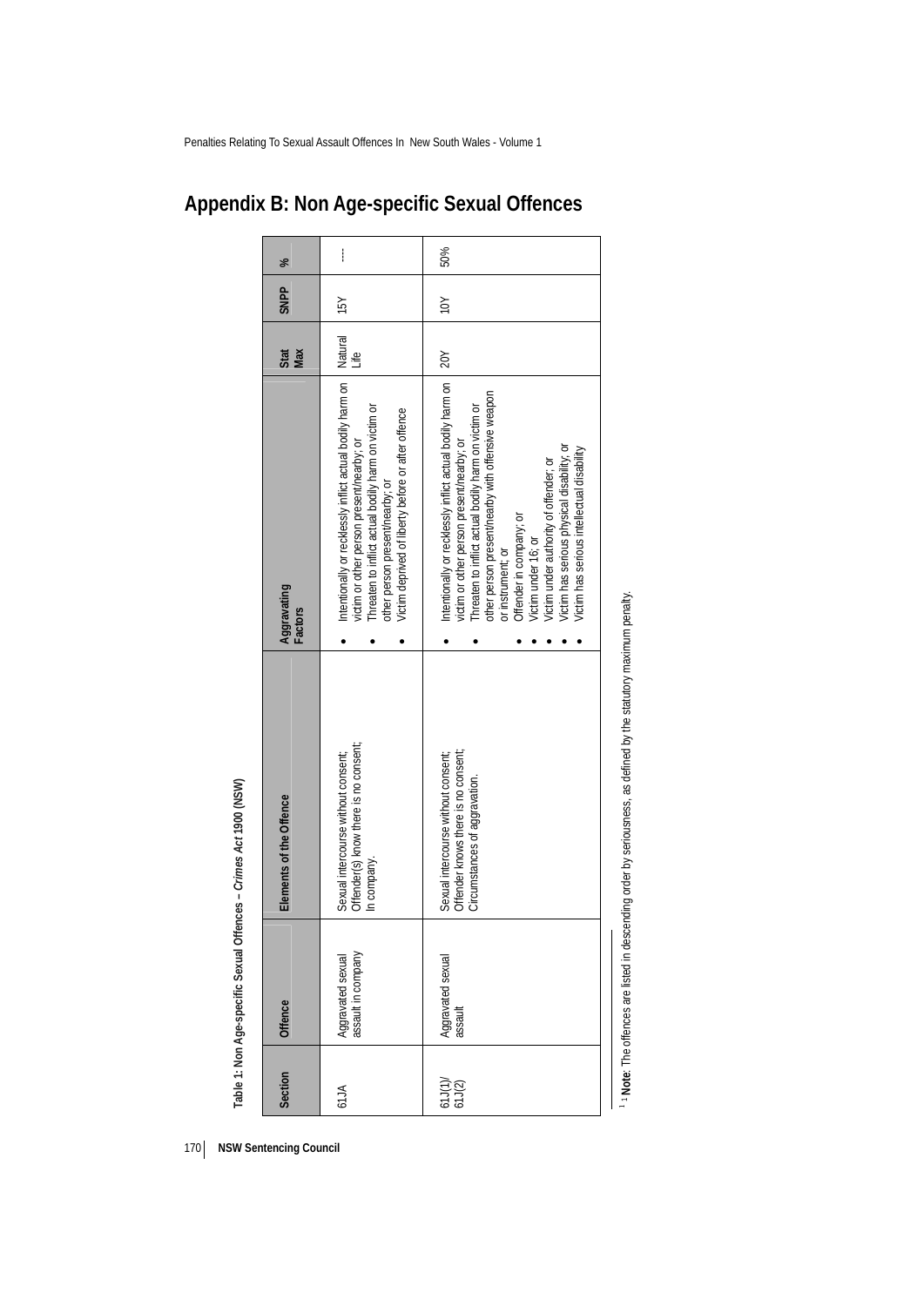# Appendix B: Non Age-specific Sexual Offences

**Table 1: Non Age-specific Sexual Offences – *Crimes Act 1900* (NSW)**

| Section | Offence | Elements of the Offence | Aggravating Factors | Stat Max | SNPP | % |
|---|---|---|---|---|---|---|
| 61JA | Aggravated sexual assault in company | Sexual intercourse without consent; Offender(s) know there is no consent; In company. | • Intentionally or recklessly inflict actual bodily harm on victim or other person present/nearby; or<br>• Threaten to inflict actual bodily harm on victim or other person present/nearby; or<br>• Victim deprived of liberty before or after offence | Natural Life | 15Y | ---- |
| 61J(1)/ 61J(2) | Aggravated sexual assault | Sexual intercourse without consent; Offender knows there is no consent; Circumstances of aggravation. | • Intentionally or recklessly inflict actual bodily harm on victim or other person present/nearby; or<br>• Threaten to inflict actual bodily harm on victim or other person present/nearby with offensive weapon or instrument; or<br>• Offender in company; or<br>• Victim under 16; or<br>• Victim under authority of offender; or<br>• Victim has serious physical disability; or<br>• Victim has serious intellectual disability | 20Y | 10Y | 50% |

[1] **Note**: The offences are listed in descending order by seriousness, as defined by the statutory maximum penalty.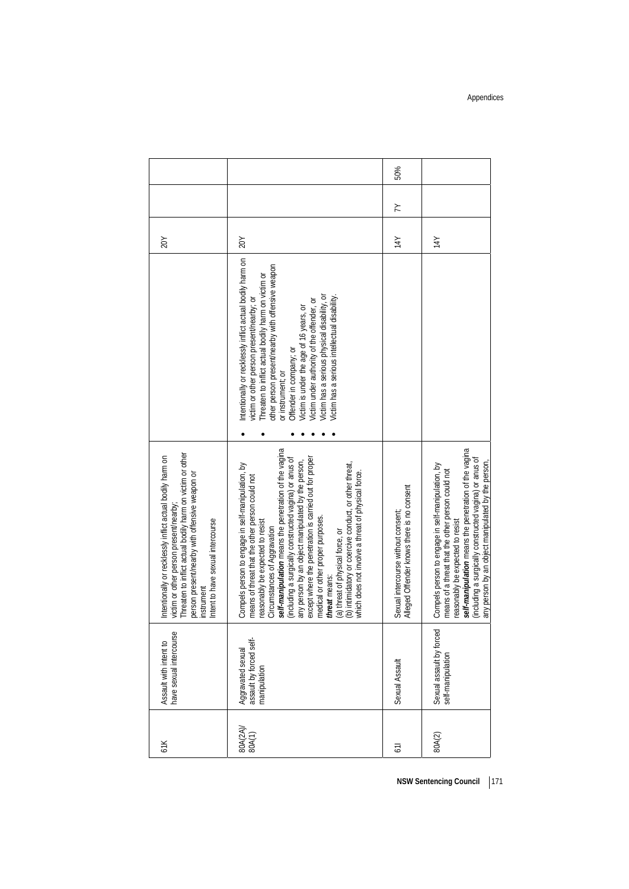| | | | | | | |
|---|---|---|---|---|---|---|
| 61K | Assault with intent to have sexual intercourse | Intentionally or recklessly inflict actual bodily harm on victim or other person present/nearby;<br>Threaten to inflict actual bodily harm on victim or other person present/nearby with offensive weapon or instrument<br>Intent to have sexual intercourse | | 20Y | | |
| 80A(2A)/ 80A(1) | Aggravated sexual assault by forced self-manipulation | Compels person to engage in self-manipulation, by means of threat that the other person could not reasonably be expected to resist<br>Circumstances of Aggravation<br>***self-manipulation*** means the penetration of the vagina (including a surgically constructed vagina) or anus of any person by an object manipulated by the person, except where the penetration is carried out for proper medical or other proper purposes.<br>***threat*** means:<br>(a) threat of physical force, or<br>(b) intimidatory or coercive conduct, or other threat, which does not involve a threat of physical force. | • Intentionally or recklessly inflict actual bodily harm on victim or other person present/nearby; or<br>• Threaten to inflict actual bodily harm on victim or other person present/nearby with offensive weapon or instrument; or<br>• Offender in company; or<br>• Victim is under the age of 16 years, or<br>• Victim under authority of the offender, or<br>• Victim has a serious physical disability, or<br>• Victim has a serious intellectual disability. | 20Y | | |
| 61I | Sexual Assault | Sexual intercourse without consent;<br>Alleged Offender knows there is no consent | | 14Y | 7Y | 50% |
| 80A(2) | Sexual assault by forced self-manipulation | Compels person to engage in self-manipulation, by means of a threat that the other person could not reasonably be expected to resist<br>***self-manipulation*** means the penetration of the vagina (including a surgically constructed vagina) or anus of any person by an object manipulated by the person, | | 14Y | | |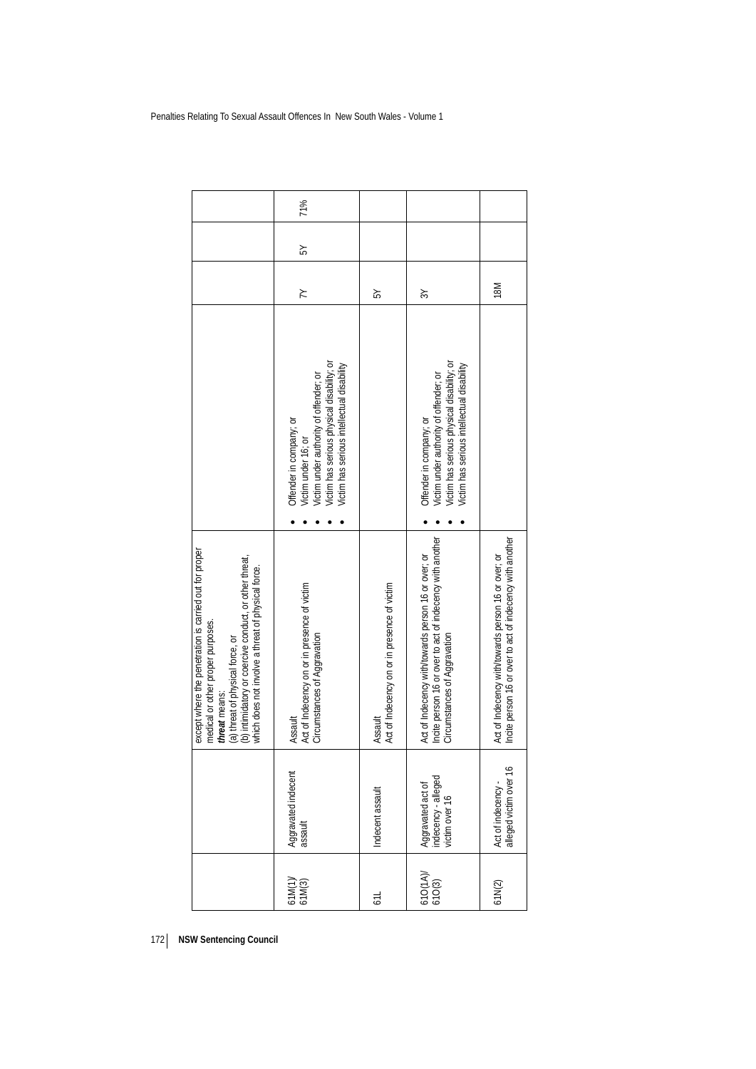| | | | | | | |
|---|---|---|---|---|---|---|
| | | except where the penetration is carried out for proper medical or other proper purposes. ***threat*** means: (a) threat of physical force, or (b) intimidatory or coercive conduct, or other threat, which does not involve a threat of physical force. | | | | |
| 61M(1)/ 61M(3) | Aggravated indecent assault | Assault Act of Indecency on or in presence of victim Circumstances of Aggravation | • Offender in company; or • Victim under 16; or • Victim under authority of offender; or • Victim has serious physical disability; or • Victim has serious intellectual disability | 7Y | 5Y | 71% |
| 61L | Indecent assault | Assault Act of Indecency on or in presence of victim | | 5Y | | |
| 61O(1A)/ 61O(3) | Aggravated act of indecency - alleged victim over 16 | Act of Indecency with/towards person 16 or over; or Incite person 16 or over to act of indecency with another Circumstances of Aggravation | • Offender in company; or • Victim under authority of offender; or • Victim has serious physical disability; or • Victim has serious intellectual disability | 3Y | | |
| 61N(2) | Act of indecency - alleged victim over 16 | Act of Indecency with/towards person 16 or over; or Incite person 16 or over to act of indecency with another | | 18M | | |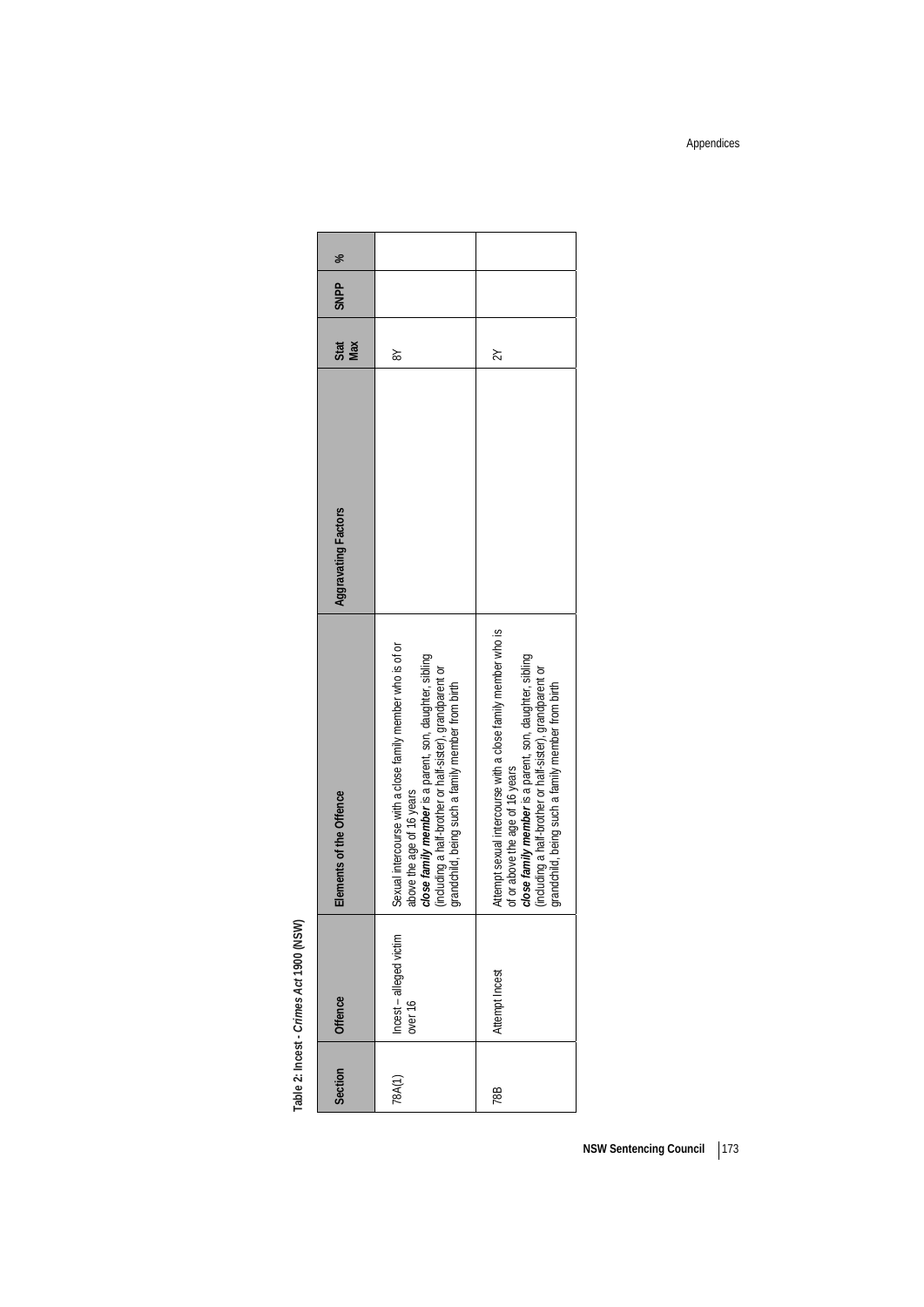**Table 2: Incest - *Crimes Act* 1900 (NSW)**

| Section | Offence | Elements of the Offence | Aggravating Factors | Stat Max | SNPP | % |
|---|---|---|---|---|---|---|
| 78A(1) | Incest – alleged victim over 16 | Sexual intercourse with a close family member who is of or above the age of 16 years<br>***close family member*** is a parent, son, daughter, sibling (including a half-brother or half-sister), grandparent or grandchild, being such a family member from birth | | 8Y | | |
| 78B | Attempt Incest | Attempt sexual intercourse with a close family member who is of or above the age of 16 years<br>***close family member*** is a parent, son, daughter, sibling (including a half-brother or half-sister), grandparent or grandchild, being such a family member from birth | | 2Y | | |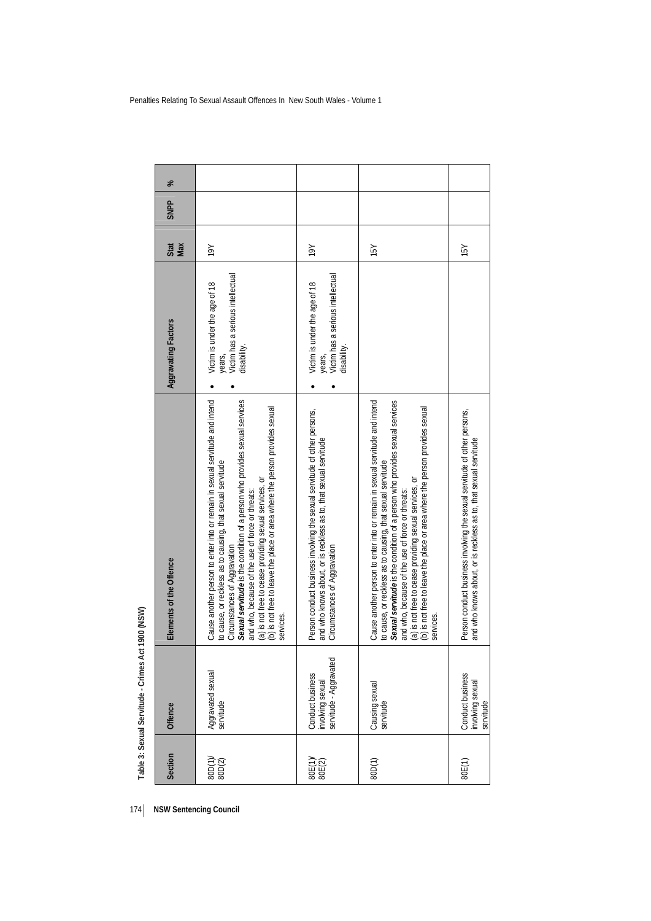**Table 3: Sexual Servitude - Crimes Act 1900 (NSW)**

| Section | Offence | Elements of the Offence | Aggravating Factors | Stat Max | SNPP | % |
|---|---|---|---|---|---|---|
| 80D(1)/ 80D(2) | Aggravated sexual servitude | Cause another person to enter into or remain in sexual servitude and intend to cause, or reckless as to causing, that sexual servitude<br>Circumstances of Aggravation<br>***Sexual servitude*** is the condition of a person who provides sexual services and who, because of the use of force or threats:<br>(a) is not free to cease providing sexual services, or<br>(b) is not free to leave the place or area where the person provides sexual services. | • Victim is under the age of 18 years,<br>• Victim has a serious intellectual disability. | 19Y | | |
| 80E(1)/ 80E(2) | Conduct business involving sexual servitude - Aggravated | Person conduct business involving the sexual servitude of other persons, and who knows about, or is reckless as to, that sexual servitude<br>Circumstances of Aggravation | • Victim is under the age of 18 years,<br>• Victim has a serious intellectual disability. | 19Y | | |
| 80D(1) | Causing sexual servitude | Cause another person to enter into or remain in sexual servitude and intend to cause, or reckless as to causing, that sexual servitude<br>***Sexual servitude*** is the condition of a person who provides sexual services and who, because of the use of force or threats:<br>(a) is not free to cease providing sexual services, or<br>(b) is not free to leave the place or area where the person provides sexual services. | | 15Y | | |
| 80E(1) | Conduct business involving sexual servitude | Person conduct business involving the sexual servitude of other persons, and who knows about, or is reckless as to, that sexual servitude | | 15Y | | |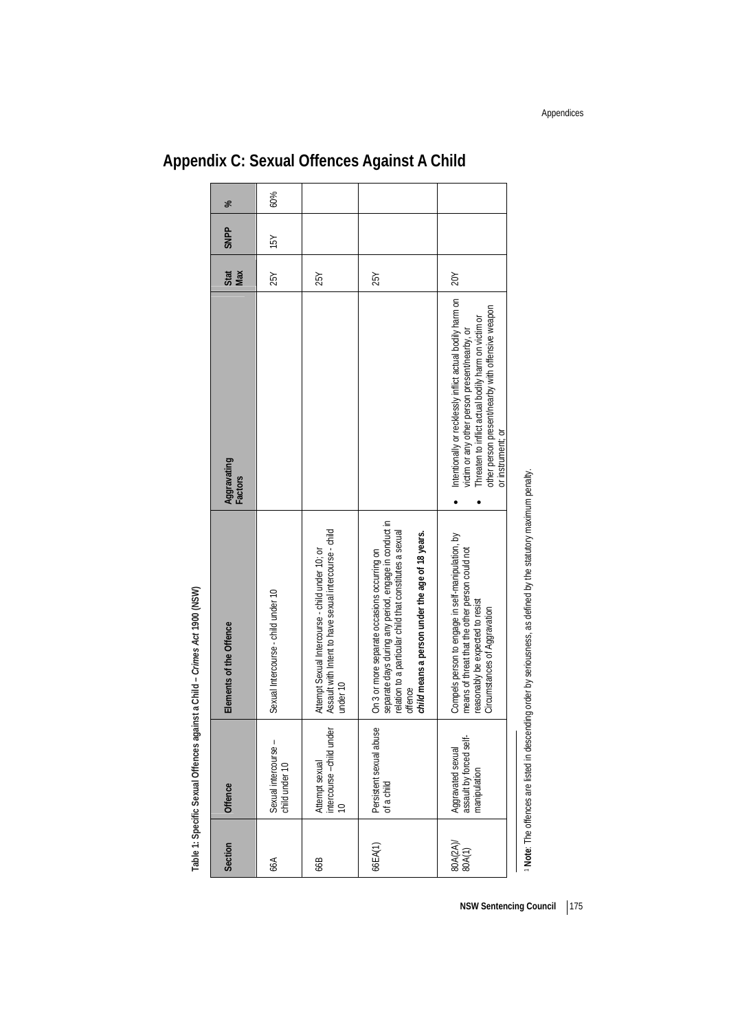## Appendix C: Sexual Offences Against A Child

**Table 1: Specific Sexual Offences against a Child – *Crimes Act 1900* (NSW)**

| Section | Offence | Elements of the Offence | Aggravating Factors | Stat Max | SNPP | % |
|---|---|---|---|---|---|---|
| 66A | Sexual intercourse – child under 10 | Sexual Intercourse - child under 10 | | 25Y | 15Y | 60% |
| 66B | Attempt sexual intercourse –child under 10 | Attempt Sexual Intercourse - child under 10; or Assault with Intent to have sexual intercourse - child under 10 | | 25Y | | |
| 66EA(1) | Persistent sexual abuse of a child | On 3 or more separate occasions occurring on separate days during any period, engage in conduct in relation to a particular child that constitutes a sexual offence<br>***child* means a person under the age of 18 years.** | | 25Y | | |
| 80A(2A)/ 80A(1) | Aggravated sexual assault by forced self-manipulation | Compels person to engage in self-manipulation, by means of threat that the other person could not reasonably be expected to resist<br>Circumstances of Aggravation | • Intentionally or recklessly inflict actual bodily harm on victim or any other person present/nearby, or<br>• Threaten to inflict actual bodily harm on victim or other person present/nearby with offensive weapon or instrument; or | 20Y | | |

[1] **Note**: The offences are listed in descending order by seriousness, as defined by the statutory maximum penalty.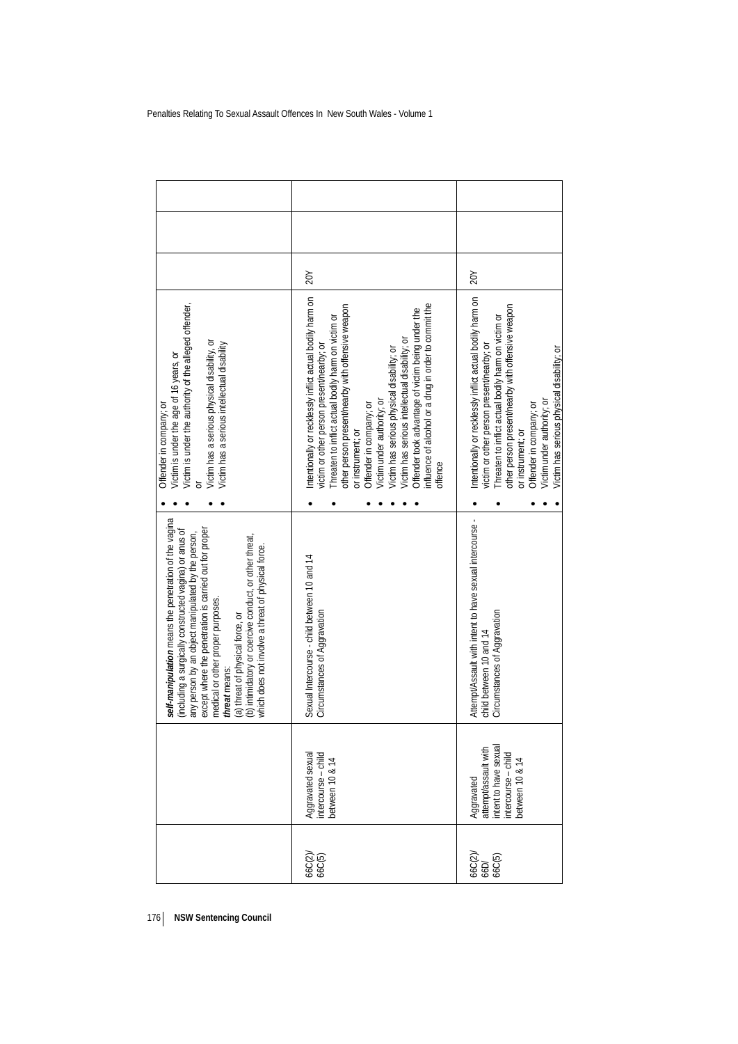| | | *self-manipulation* means the penetration of the vagina (including a surgically constructed vagina) or anus of any person by an object manipulated by the person, except where the penetration is carried out for proper medical or other proper purposes. *threat* means: (a) threat of physical force, or (b) intimidatory or coercive conduct, or other threat, which does not involve a threat of physical force. | • Offender in company; or • Victim is under the age of 16 years, or • Victim is under the authority of the alleged offender, or • Victim has a serious physical disability, or • Victim has a serious intellectual disability | | | |
|---|---|---|---|---|---|---|
| 66C(2)/ 66C(5) | Aggravated sexual intercourse – child between 10 & 14 | Sexual Intercourse - child between 10 and 14 Circumstances of Aggravation | • Intentionally or recklessly inflict actual bodily harm on victim or other person present/nearby; or • Threaten to inflict actual bodily harm on victim or other person present/nearby with offensive weapon or instrument; or • Offender in company; or • Victim under authority; or • Victim has serious physical disability; or • Victim has serious intellectual disability; or • Offender took advantage of victim being under the influence of alcohol or a drug in order to commit the offence | 20Y | | |
| 66C(2)/ 66D/ 66C(5) | Aggravated attempt/assault with intent to have sexual intercourse – child between 10 & 14 | Attempt/Assault with intent to have sexual intercourse - child between 10 and 14 Circumstances of Aggravation | • Intentionally or recklessly inflict actual bodily harm on victim or other person present/nearby; or • Threaten to inflict actual bodily harm on victim or other person present/nearby with offensive weapon or instrument; or • Offender in company; or • Victim under authority; or • Victim has serious physical disability; or | 20Y | | |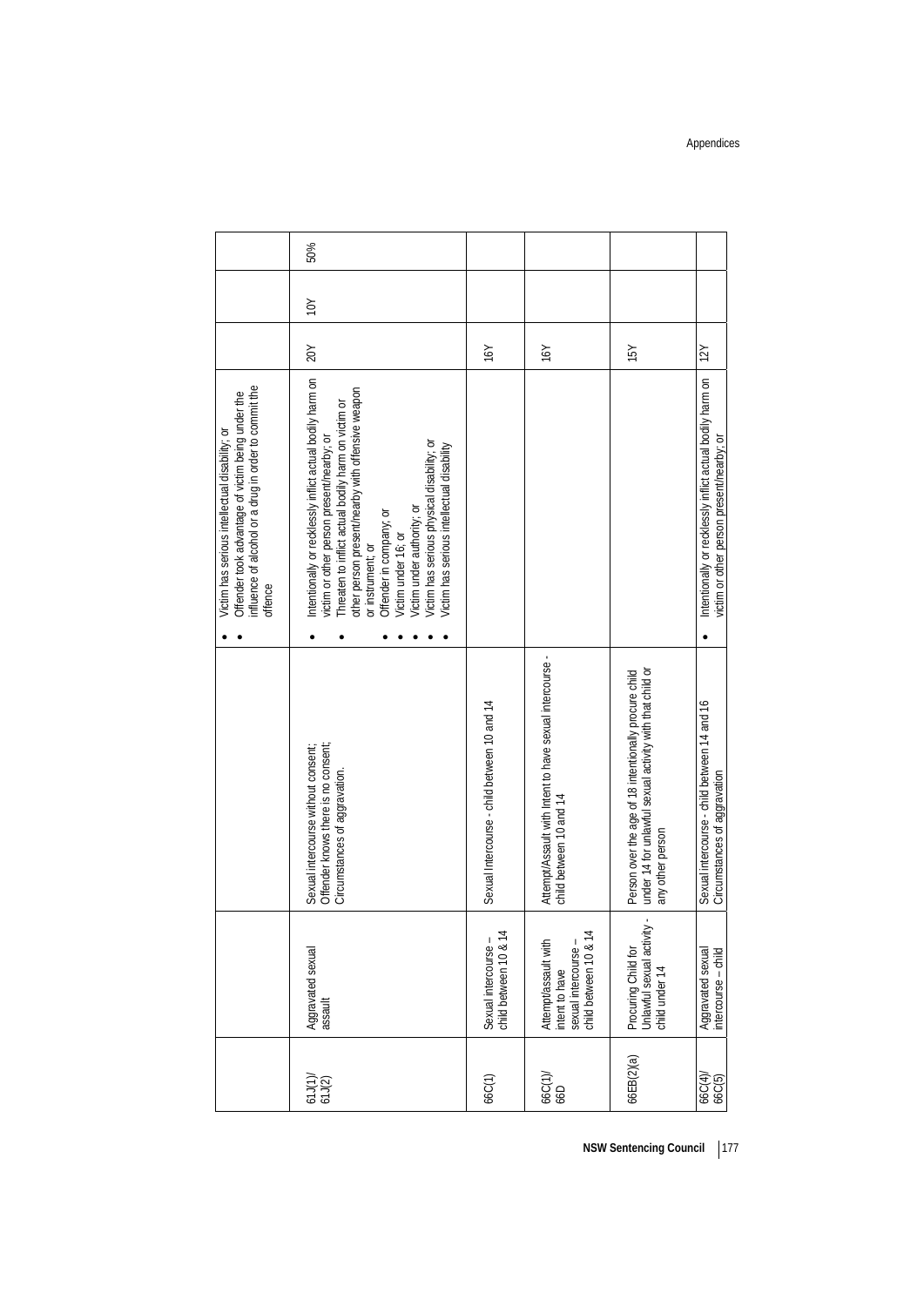| | | | | | | |
|---|---|---|---|---|---|---|
| | | | • Victim has serious intellectual disability; or<br>• Offender took advantage of victim being under the influence of alcohol or a drug in order to commit the offence | | | |
| 61J(1)/ 61J(2) | Aggravated sexual assault | Sexual intercourse without consent;<br>Offender knows there is no consent;<br>Circumstances of aggravation. | • Intentionally or recklessly inflict actual bodily harm on victim or other person present/nearby; or<br>• Threaten to inflict actual bodily harm on victim or other person present/nearby with offensive weapon or instrument; or<br>• Offender in company; or<br>• Victim under 16; or<br>• Victim under authority; or<br>• Victim has serious physical disability; or<br>• Victim has serious intellectual disability | 20Y | 10Y | 50% |
| 66C(1) | Sexual intercourse – child between 10 & 14 | Sexual Intercourse - child between 10 and 14 | | 16Y | | |
| 66C(1)/ 66D | Attempt/assault with intent to have sexual intercourse – child between 10 & 14 | Attempt/Assault with Intent to have sexual intercourse - child between 10 and 14 | | 16Y | | |
| 66EB(2)(a) | Procuring Child for Unlawful sexual activity - child under 14 | Person over the age of 18 intentionally procure child under 14 for unlawful sexual activity with that child or any other person | | 15Y | | |
| 66C(4)/ 66C(5) | Aggravated sexual intercourse – child | Sexual intercourse - child between 14 and 16<br>Circumstances of aggravation | • Intentionally or recklessly inflict actual bodily harm on victim or other person present/nearby; or | 12Y | | |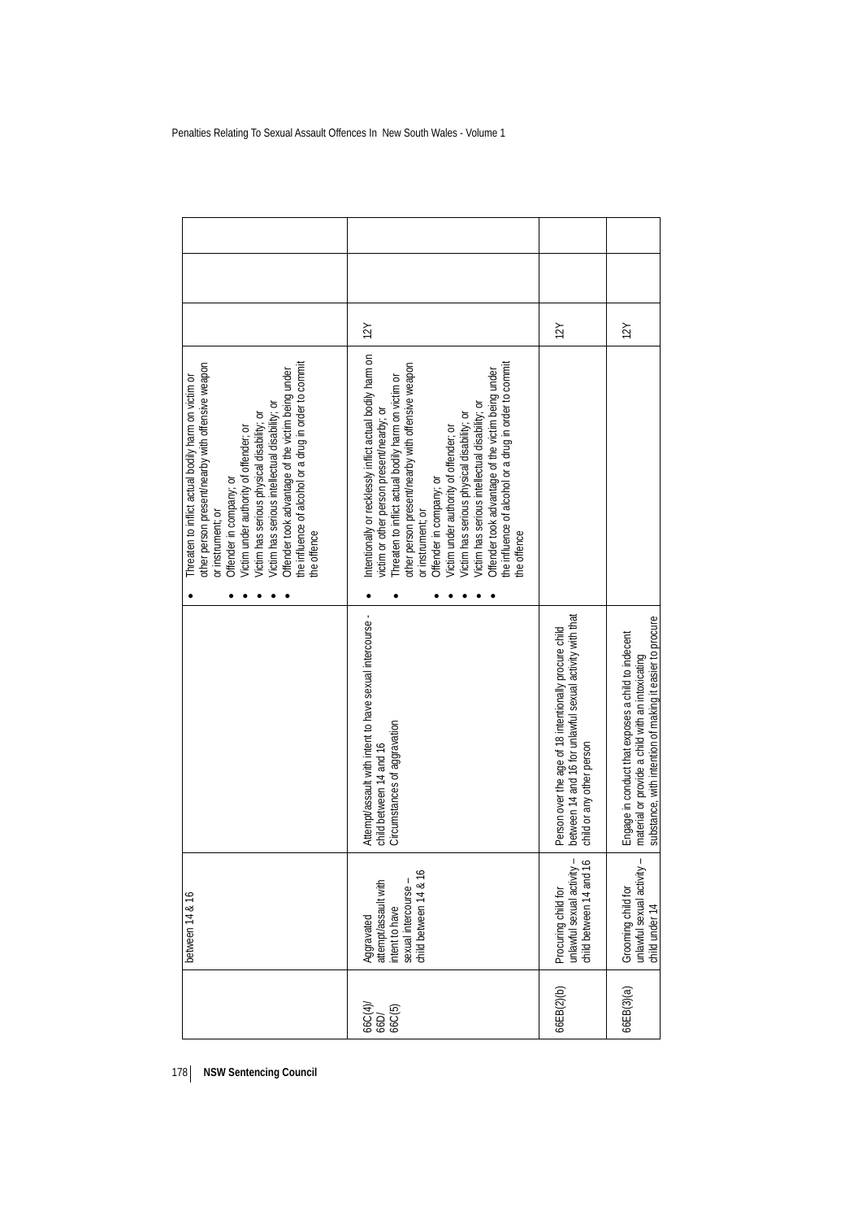| | | | | | |
|---|---|---|---|---|---|
| | between 14 & 16 | | • Threaten to inflict actual bodily harm on victim or other person present/nearby with offensive weapon or instrument; or<br>• Offender in company; or<br>• Victim under authority of offender; or<br>• Victim has serious physical disability; or<br>• Victim has serious intellectual disability; or<br>• Offender took advantage of the victim being under the influence of alcohol or a drug in order to commit the offence | | | |
| 66C(4)/ 66D/ 66C(5) | Aggravated attempt/assault with intent to have sexual intercourse – child between 14 & 16 | Attempt/assault with intent to have sexual intercourse - child between 14 and 16<br>Circumstances of aggravation | • Intentionally or recklessly inflict actual bodily harm on victim or other person present/nearby; or<br>• Threaten to inflict actual bodily harm on victim or other person present/nearby with offensive weapon or instrument; or<br>• Offender in company; or<br>• Victim under authority of offender; or<br>• Victim has serious physical disability; or<br>• Victim has serious intellectual disability; or<br>• Offender took advantage of the victim being under the influence of alcohol or a drug in order to commit the offence | 12Y | | |
| 66EB(2)(b) | Procuring child for unlawful sexual activity – child between 14 and 16 | Person over the age of 18 intentionally procure child between 14 and 16 for unlawful sexual activity with that child or any other person | | 12Y | | |
| 66EB(3)(a) | Grooming child for unlawful sexual activity – child under 14 | Engage in conduct that exposes a child to indecent material or provide a child with an intoxicating substance, with intention of making it easier to procure | | 12Y | | |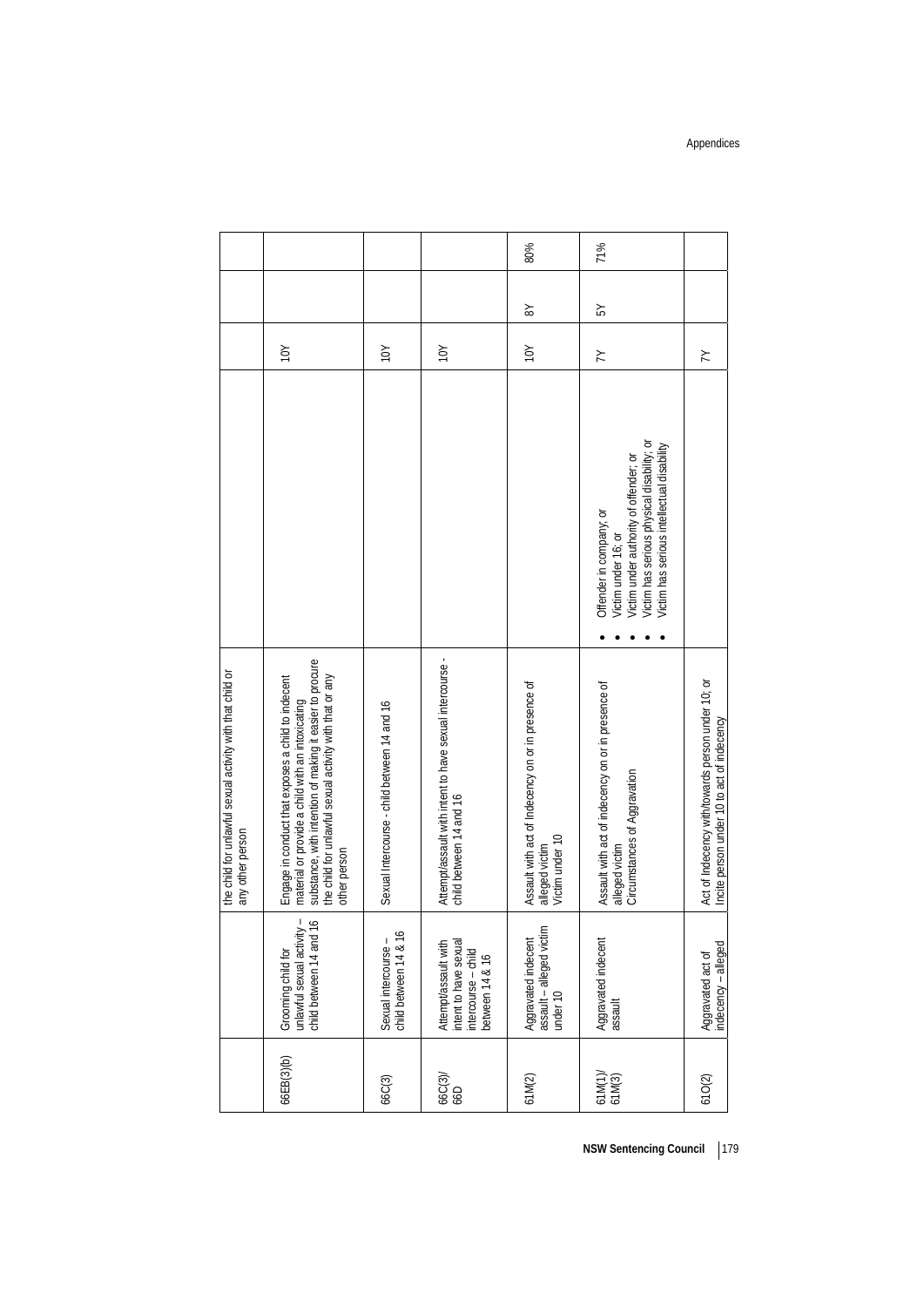| | | | | | | |
|---|---|---|---|---|---|---|
| | | the child for unlawful sexual activity with that child or any other person | | | | |
| 66EB(3)(b) | Grooming child for unlawful sexual activity – child between 14 and 16 | Engage in conduct that exposes a child to indecent material or provide a child with an intoxicating substance, with intention of making it easier to procure the child for unlawful sexual activity with that or any other person | | 10Y | | |
| 66C(3) | Sexual intercourse – child between 14 & 16 | Sexual Intercourse - child between 14 and 16 | | 10Y | | |
| 66C(3)/ 66D | Attempt/assault with intent to have sexual intercourse – child between 14 & 16 | Attempt/assault with intent to have sexual intercourse - child between 14 and 16 | | 10Y | | |
| 61M(2) | Aggravated indecent assault – alleged victim under 10 | Assault with act of Indecency on or in presence of alleged victim<br>Victim under 10 | | 10Y | 8Y | 80% |
| 61M(1)/ 61M(3) | Aggravated indecent assault | Assault with act of indecency on or in presence of alleged victim<br>Circumstances of Aggravation | • Offender in company; or<br>• Victim under 16; or<br>• Victim under authority of offender; or<br>• Victim has serious physical disability; or<br>• Victim has serious intellectual disability | 7Y | 5Y | 71% |
| 61O(2) | Aggravated act of indecency – alleged | Act of Indecency with/towards person under 10; or Incite person under 10 to act of indecency | | 7Y | | |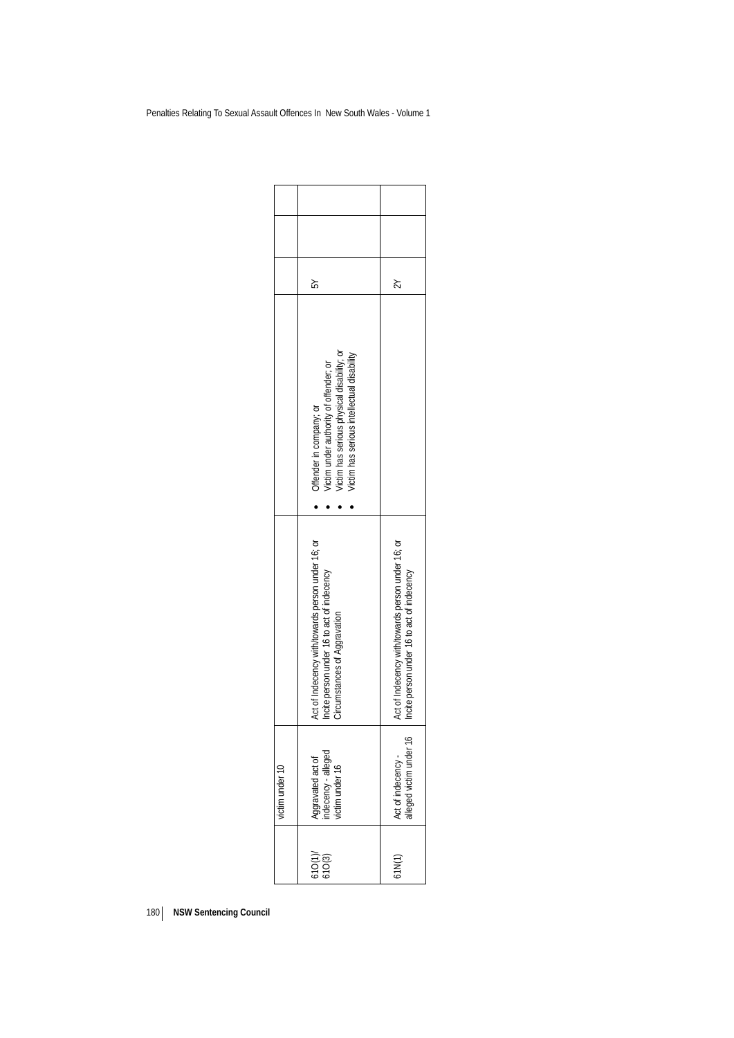| | victim under 10 | | | | | |
|---|---|---|---|---|---|---|
| 61O(1)/ 61O(3) | Aggravated act of indecency - alleged victim under 16 | Act of Indecency with/towards person under 16; or Incite person under 16 to act of indecency Circumstances of Aggravation | • Offender in company; or • Victim under authority of offender; or • Victim has serious physical disability; or • Victim has serious intellectual disability | 5Y | | |
| 61N(1) | Act of indecency - alleged victim under 16 | Act of Indecency with/towards person under 16; or Incite person under 16 to act of indecency | | 2Y | | |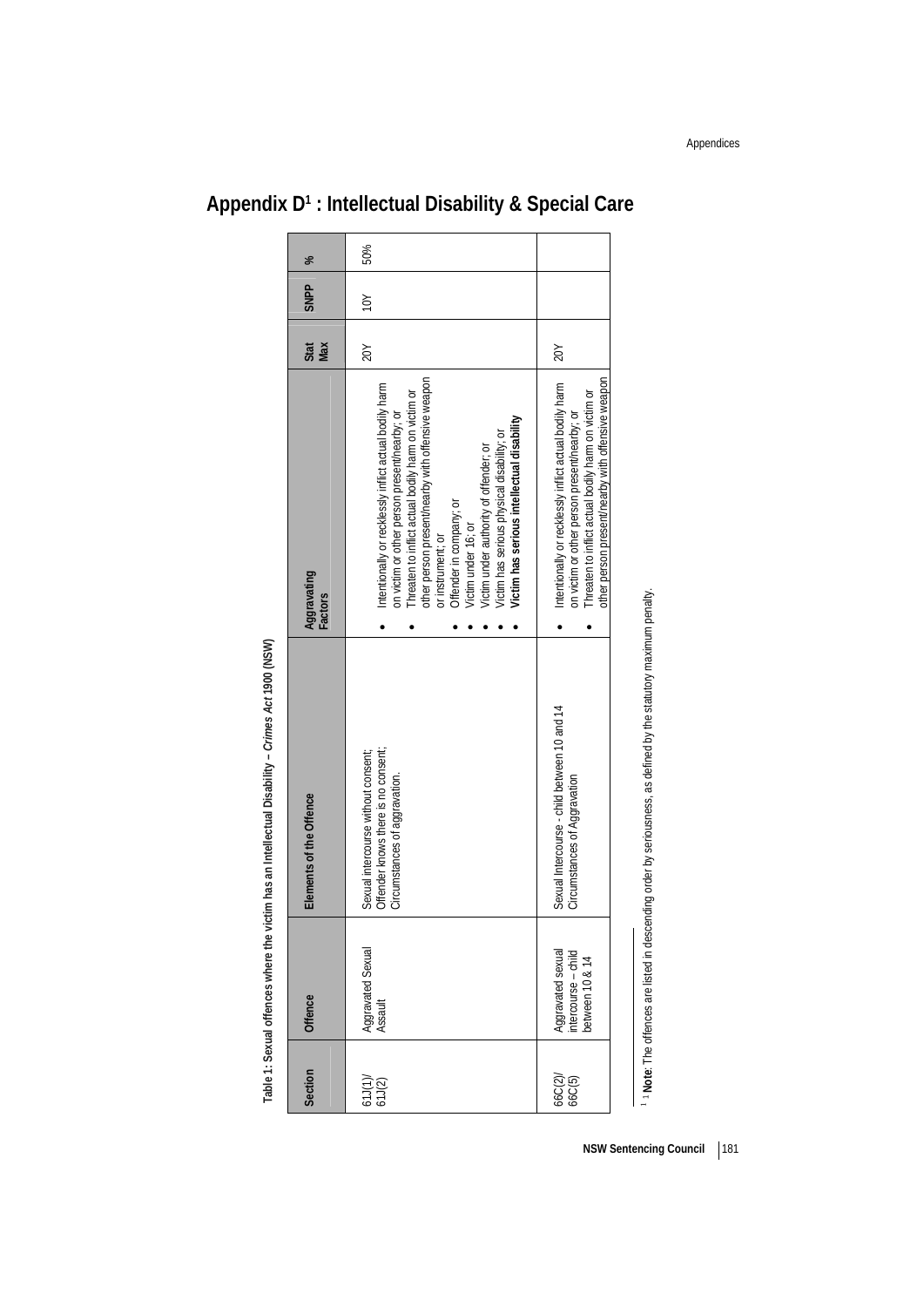# Appendix D[1] : Intellectual Disability & Special Care

**Table 1: Sexual offences where the victim has an Intellectual Disability – *Crimes Act* 1900 (NSW)**

| Section | Offence | Elements of the Offence | Aggravating Factors | Stat Max | SNPP | % |
|---|---|---|---|---|---|---|
| 61J(1)/ 61J(2) | Aggravated Sexual Assault | Sexual intercourse without consent; Offender knows there is no consent; Circumstances of aggravation. | • Intentionally or recklessly inflict actual bodily harm on victim or other person present/nearby; or<br>• Threaten to inflict actual bodily harm on victim or other person present/nearby with offensive weapon or instrument; or<br>• Offender in company; or<br>• Victim under 16; or<br>• Victim under authority of offender; or<br>• Victim has serious physical disability; or<br>• **Victim has serious intellectual disability** | 20Y | 10Y | 50% |
| 66C(2)/ 66C(5) | Aggravated sexual intercourse – child between 10 & 14 | Sexual Intercourse - child between 10 and 14 Circumstances of Aggravation | • Intentionally or recklessly inflict actual bodily harm on victim or other person present/nearby; or<br>• Threaten to inflict actual bodily harm on victim or other person present/nearby with offensive weapon | 20Y | | |

[1] **Note**: The offences are listed in descending order by seriousness, as defined by the statutory maximum penalty.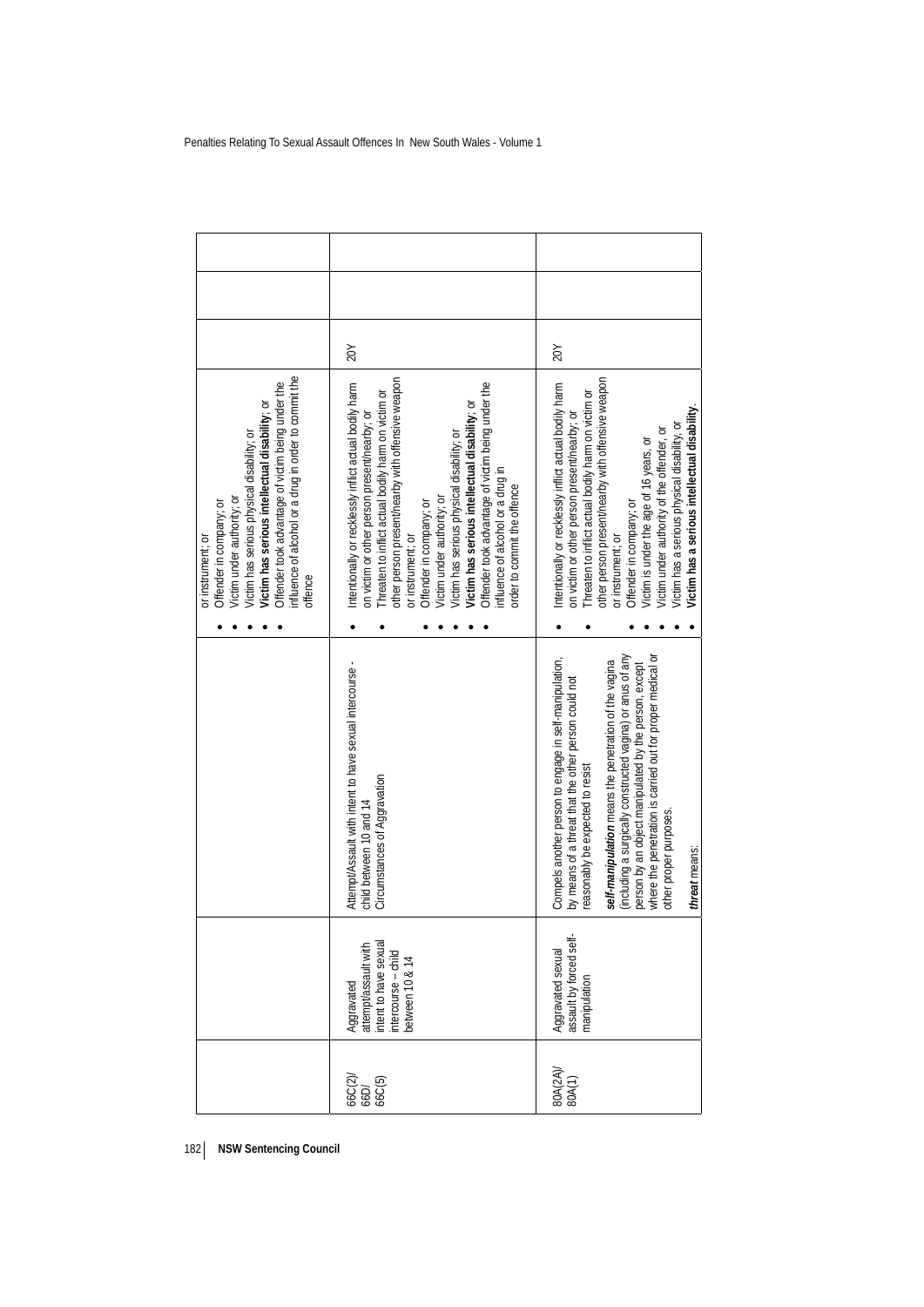| | | | | | | |
|---|---|---|---|---|---|---|
| | | | • or instrument; or<br>• Offender in company; or<br>• Victim under authority; or<br>• Victim has serious physical disability; or<br>• **Victim has serious intellectual disability**; or<br>• Offender took advantage of victim being under the influence of alcohol or a drug in order to commit the offence | | | |
| 66C(2)/ 66D/ 66C(5) | Aggravated attempt/assault with intent to have sexual intercourse – child between 10 & 14 | Attempt/Assault with intent to have sexual intercourse - child between 10 and 14<br>Circumstances of Aggravation | • Intentionally or recklessly inflict actual bodily harm on victim or other person present/nearby; or<br>• Threaten to inflict actual bodily harm on victim or other person present/nearby with offensive weapon or instrument; or<br>• Offender in company; or<br>• Victim under authority; or<br>• Victim has serious physical disability; or<br>• **Victim has serious intellectual disability**; or<br>• Offender took advantage of victim being under the influence of alcohol or a drug in order to commit the offence | 20Y | | |
| 80A(2A)/ 80A(1) | Aggravated sexual assault by forced self-manipulation | Compels another person to engage in self-manipulation, by means of a threat that the other person could not reasonably be expected to resist<br>***self-manipulation*** means the penetration of the vagina (including a surgically constructed vagina) or anus of any person by an object manipulated by the person, except where the penetration is carried out for proper medical or other proper purposes.<br>***threat*** means: | • Intentionally or recklessly inflict actual bodily harm on victim or other person present/nearby; or<br>• Threaten to inflict actual bodily harm on victim or other person present/nearby with offensive weapon or instrument; or<br>• Offender in company; or<br>• Victim is under the age of 16 years, or<br>• Victim under authority of the offender, or<br>• Victim has a serious physical disability, or<br>• **Victim has a serious intellectual disability**. | 20Y | | |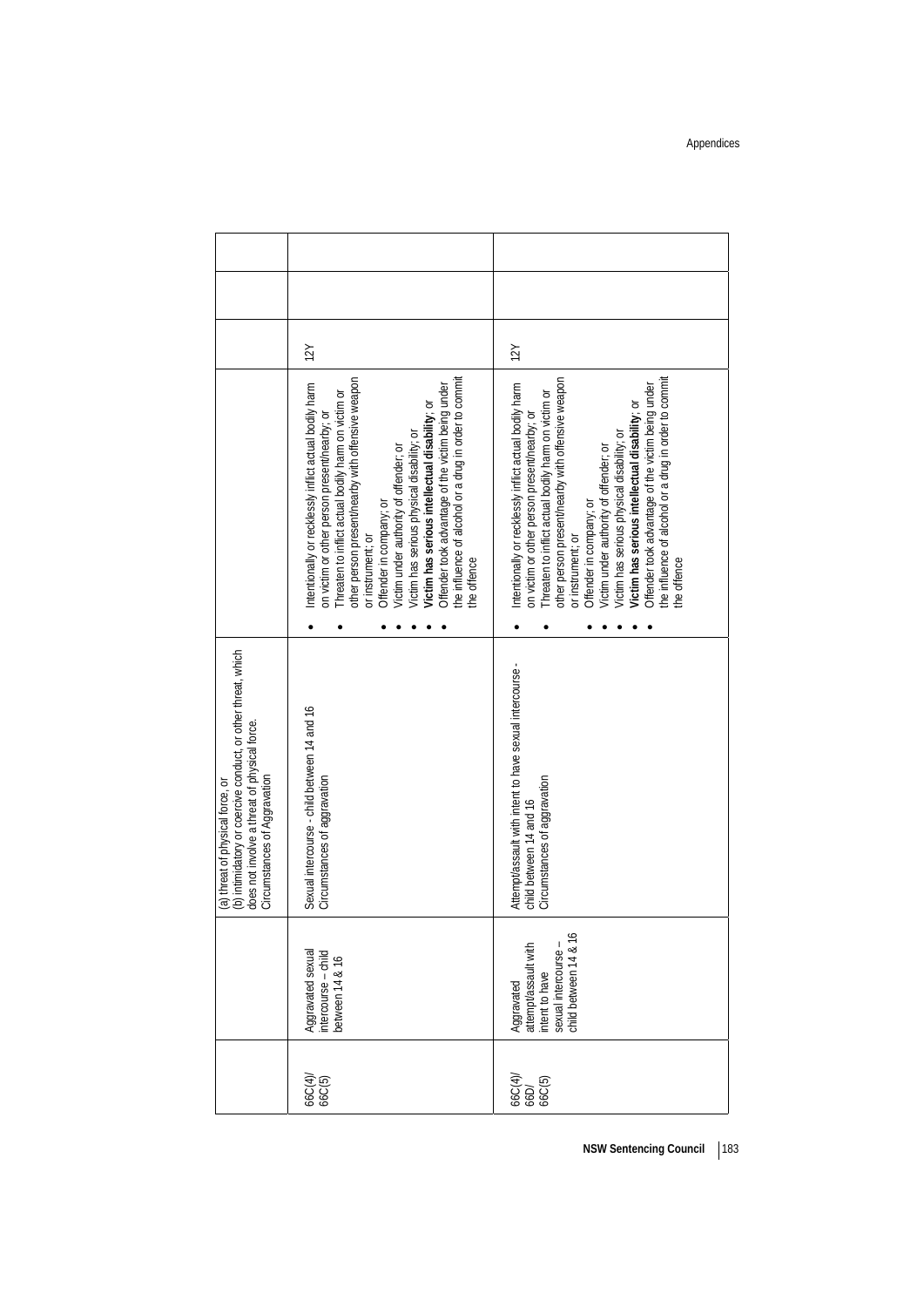| | | (a) threat of physical force, or<br>(b) intimidatory or coercive conduct, or other threat, which does not involve a threat of physical force.<br>Circumstances of Aggravation | | | | |
|---|---|---|---|---|---|---|
| 66C(4)/ 66C(5) | Aggravated sexual intercourse – child between 14 & 16 | Sexual intercourse - child between 14 and 16<br>Circumstances of aggravation | • Intentionally or recklessly inflict actual bodily harm on victim or other person present/nearby; or<br>• Threaten to inflict actual bodily harm on victim or other person present/nearby with offensive weapon or instrument; or<br>• Offender in company; or<br>• Victim under authority of offender; or<br>• Victim has serious physical disability; or<br>• **Victim has serious intellectual disability**; or<br>• Offender took advantage of the victim being under the influence of alcohol or a drug in order to commit the offence | 12Y | | |
| 66C(4)/ 66D/ 66C(5) | Aggravated attempt/assault with intent to have sexual intercourse – child between 14 & 16 | Attempt/assault with intent to have sexual intercourse - child between 14 and 16<br>Circumstances of aggravation | • Intentionally or recklessly inflict actual bodily harm on victim or other person present/nearby; or<br>• Threaten to inflict actual bodily harm on victim or other person present/nearby with offensive weapon or instrument; or<br>• Offender in company; or<br>• Victim under authority of offender; or<br>• Victim has serious physical disability; or<br>• **Victim has serious intellectual disability**; or<br>• Offender took advantage of the victim being under the influence of alcohol or a drug in order to commit the offence | 12Y | | |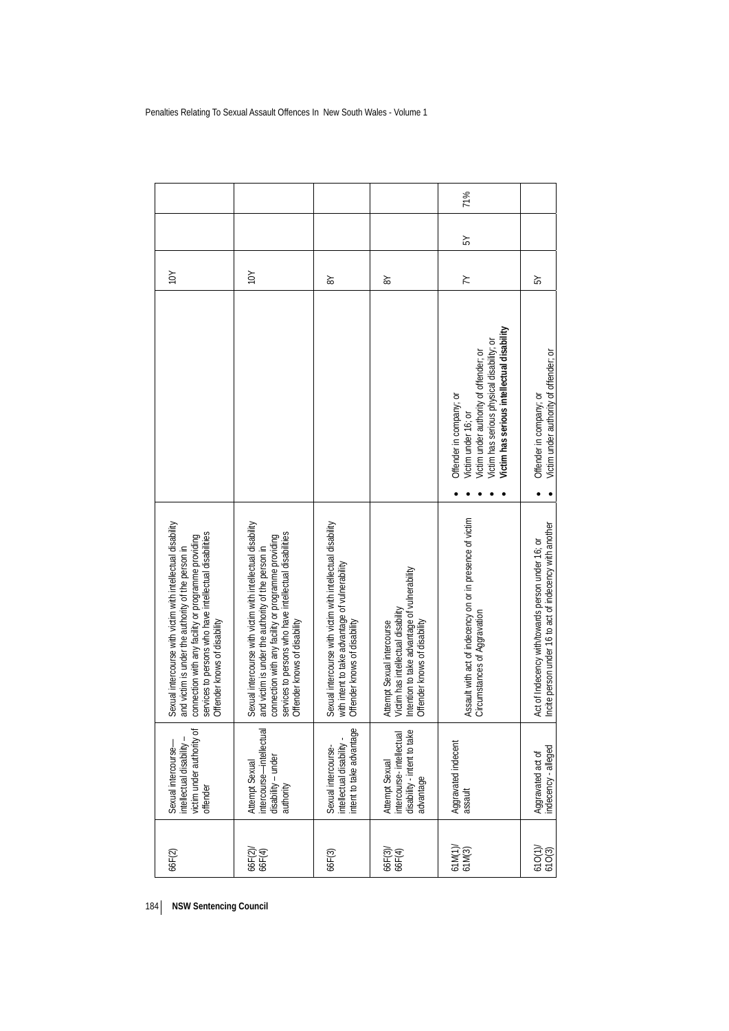| | | | | | | |
|---|---|---|---|---|---|---|
| 66F(2) | Sexual intercourse—intellectual disability – victim under authority of offender | Sexual intercourse with victim with intellectual disability and victim is under the authority of the person in connection with any facility or programme providing services to persons who have intellectual disabilities<br>Offender knows of disability | | 10Y | | |
| 66F(2)/ 66F(4) | Attempt Sexual intercourse—intellectual disability – under authority | Sexual intercourse with victim with intellectual disability and victim is under the authority of the person in connection with any facility or programme providing services to persons who have intellectual disabilities<br>Offender knows of disability | | 10Y | | |
| 66F(3) | Sexual intercourse-intellectual disability - intent to take advantage | Sexual intercourse with victim with intellectual disability with intent to take advantage of vulnerability<br>Offender knows of disability | | 8Y | | |
| 66F(3)/ 66F(4) | Attempt Sexual intercourse- intellectual disability - intent to take advantage | Attempt Sexual intercourse<br>Victim has intellectual disability<br>Intention to take advantage of vulnerability<br>Offender knows of disability | | 8Y | | |
| 61M(1)/ 61M(3) | Aggravated indecent assault | Assault with act of indecency on or in presence of victim<br>Circumstances of Aggravation | • Offender in company; or<br>• Victim under 16; or<br>• Victim under authority of offender; or<br>• Victim has serious physical disability; or<br>• **Victim has serious intellectual disability** | 7Y | 5Y | 71% |
| 61O(1)/ 61O(3) | Aggravated act of indecency - alleged | Act of Indecency with/towards person under 16; or<br>Incite person under 16 to act of indecency with another | • Offender in company; or<br>• Victim under authority of offender; or | 5Y | | |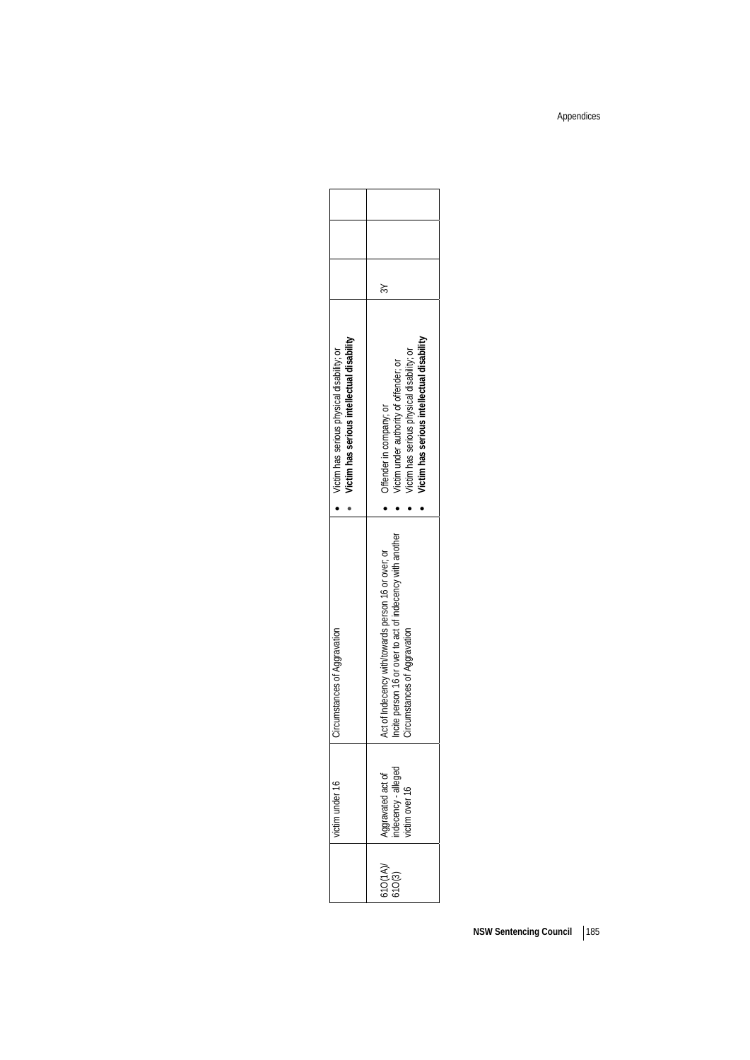|  | victim under 16 | Circumstances of Aggravation | • Victim has serious physical disability; or<br>• **Victim has serious intellectual disability** |  |  |  |
|---|---|---|---|---|---|---|
| 61O(1A)/ 61O(3) | Aggravated act of indecency - alleged victim over 16 | Act of Indecency with/towards person 16 or over; or<br>Incite person 16 or over to act of indecency with another<br>Circumstances of Aggravation | • Offender in company; or<br>• Victim under authority of offender; or<br>• Victim has serious physical disability; or<br>• **Victim has serious intellectual disability** | 3Y |  |  |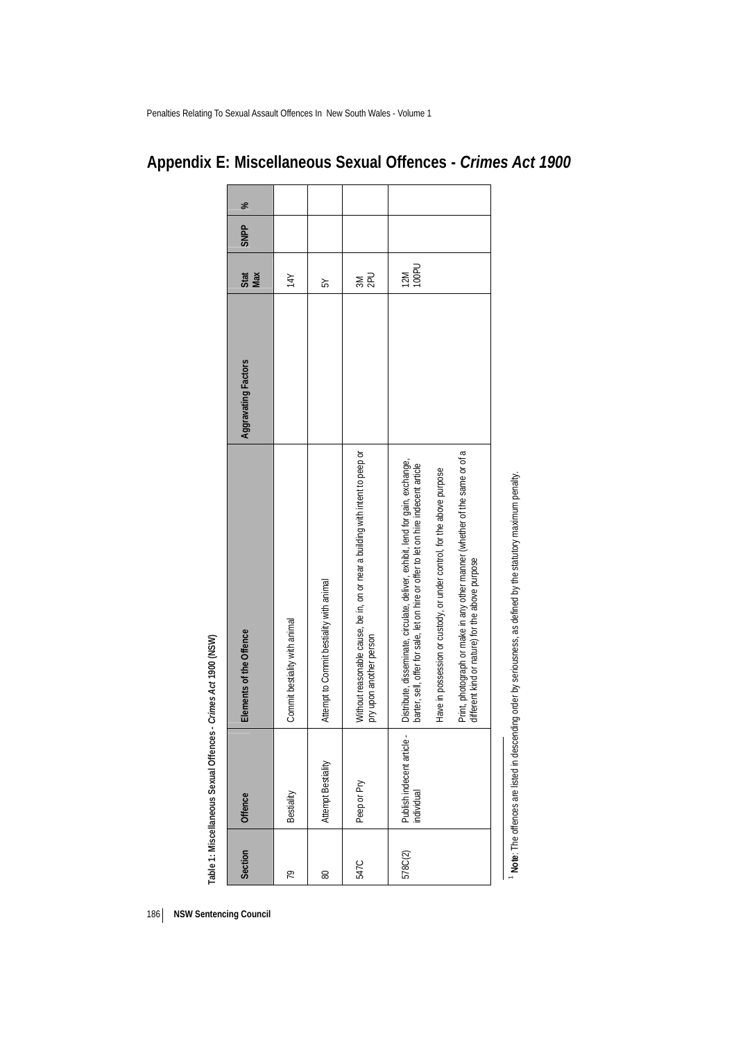# Appendix E: Miscellaneous Sexual Offences - *Crimes Act 1900*

**Table 1: Miscellaneous Sexual Offences - *Crimes Act* 1900 (NSW)**

| Section | Offence | Elements of the Offence | Aggravating Factors | Stat Max | SNPP | % |
|---|---|---|---|---|---|---|
| 79 | Bestiality | Commit bestiality with animal | | 14Y | | |
| 80 | Attempt Bestiality | Attempt to Commit bestiality with animal | | 5Y | | |
| 547C | Peep or Pry | Without reasonable cause, be in, on or near a building with intent to peep or pry upon another person | | 3M 2PU | | |
| 578C(2) | Publish indecent article - individual | Distribute, disseminate, circulate, deliver, exhibit, lend for gain, exchange, barter, sell, offer for sale, let on hire or offer to let on hire indecent article<br><br>Have in possession or custody, or under control, for the above purpose<br><br>Print, photograph or make in any other manner (whether of the same or of a different kind or nature) for the above purpose | | 12M 100PU | | |

[1] **Note**: The offences are listed in descending order by seriousness, as defined by the statutory maximum penalty.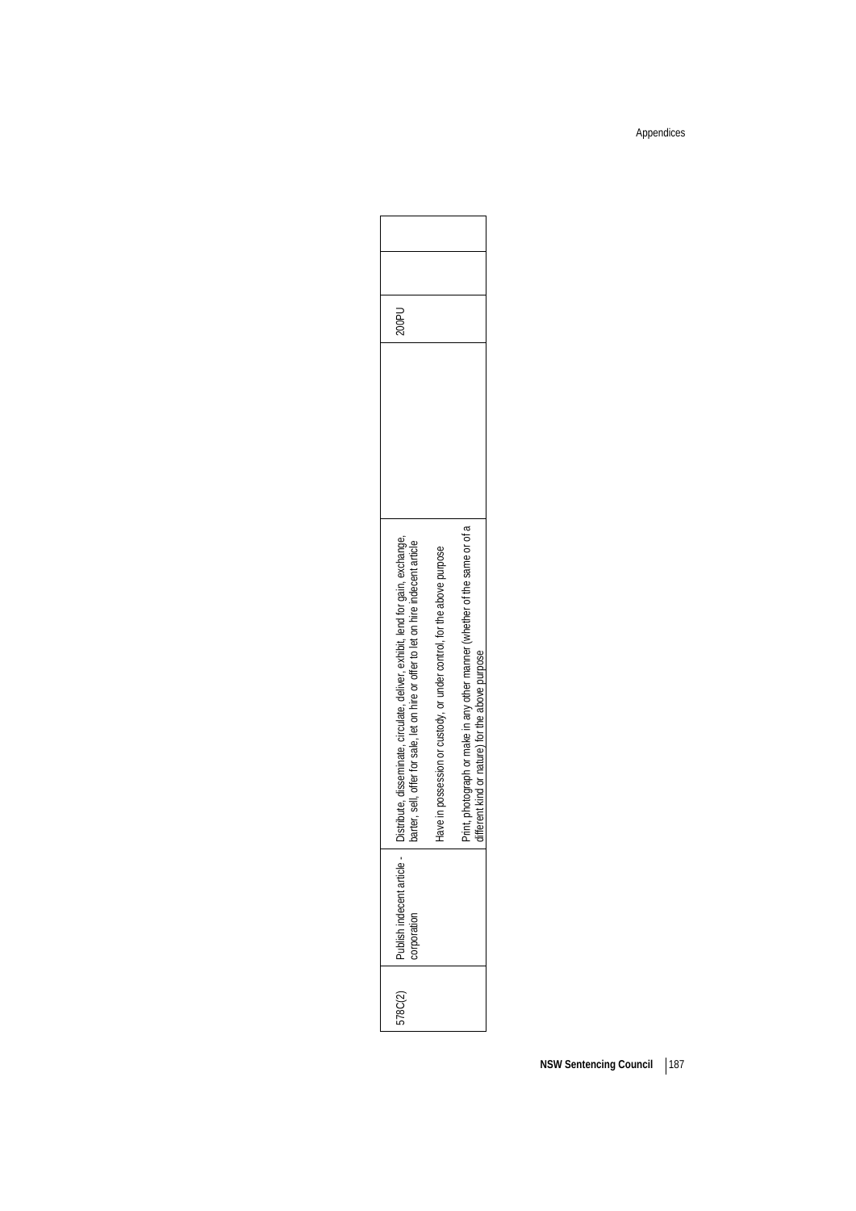| | | | | | | |
|---|---|---|---|---|---|---|
| 578C(2) | Publish indecent article - corporation | Distribute, disseminate, circulate, deliver, exhibit, lend for gain, exchange, barter, sell, offer for sale, let on hire or offer to let on hire indecent article<br><br>Have in possession or custody, or under control, for the above purpose<br><br>Print, photograph or make in any other manner (whether of the same or of a different kind or nature) for the above purpose | | 200PU | | |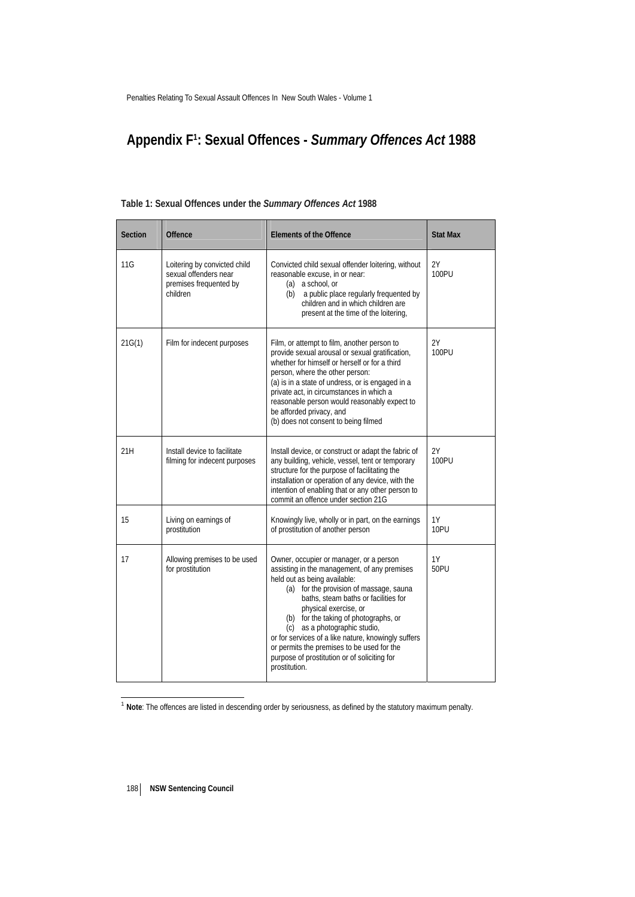# Appendix F[1]: Sexual Offences - *Summary Offences Act* 1988

**Table 1: Sexual Offences under the *Summary Offences Act* 1988**

| Section | Offence | Elements of the Offence | Stat Max |
|---|---|---|---|
| 11G | Loitering by convicted child sexual offenders near premises frequented by children | Convicted child sexual offender loitering, without reasonable excuse, in or near: (a) a school, or (b) a public place regularly frequented by children and in which children are present at the time of the loitering, | 2Y 100PU |
| 21G(1) | Film for indecent purposes | Film, or attempt to film, another person to provide sexual arousal or sexual gratification, whether for himself or herself or for a third person, where the other person: (a) is in a state of undress, or is engaged in a private act, in circumstances in which a reasonable person would reasonably expect to be afforded privacy, and (b) does not consent to being filmed | 2Y 100PU |
| 21H | Install device to facilitate filming for indecent purposes | Install device, or construct or adapt the fabric of any building, vehicle, vessel, tent or temporary structure for the purpose of facilitating the installation or operation of any device, with the intention of enabling that or any other person to commit an offence under section 21G | 2Y 100PU |
| 15 | Living on earnings of prostitution | Knowingly live, wholly or in part, on the earnings of prostitution of another person | 1Y 10PU |
| 17 | Allowing premises to be used for prostitution | Owner, occupier or manager, or a person assisting in the management, of any premises held out as being available: (a) for the provision of massage, sauna baths, steam baths or facilities for physical exercise, or (b) for the taking of photographs, or (c) as a photographic studio, or for services of a like nature, knowingly suffers or permits the premises to be used for the purpose of prostitution or of soliciting for prostitution. | 1Y 50PU |

[1] **Note**: The offences are listed in descending order by seriousness, as defined by the statutory maximum penalty.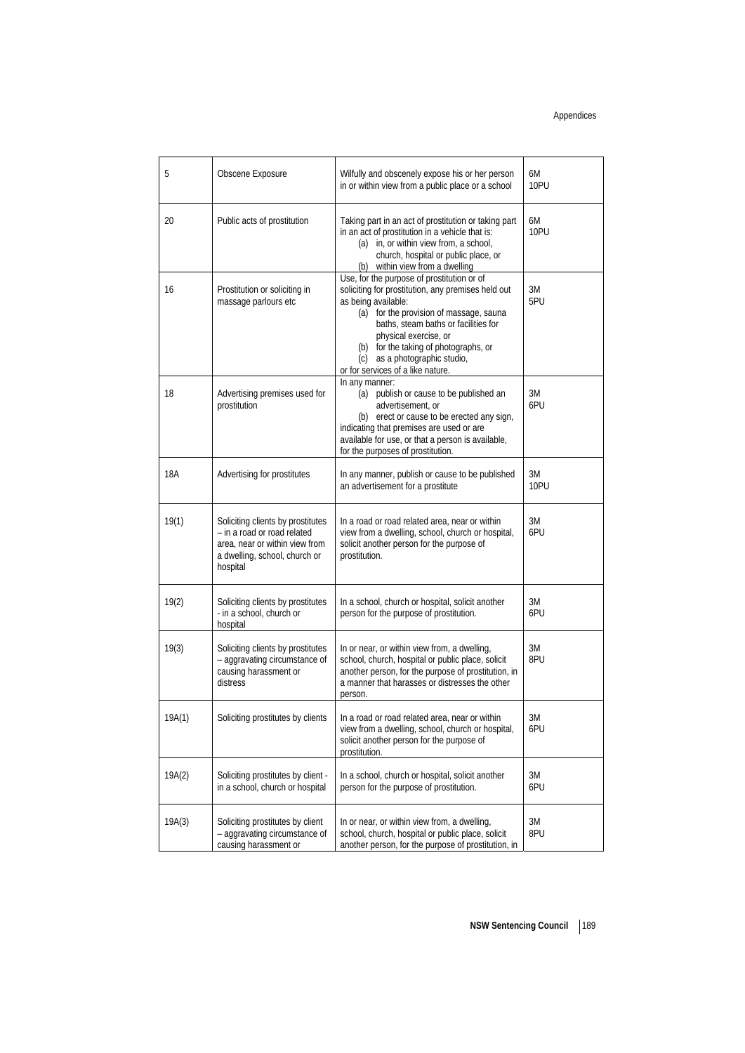| 5 | Obscene Exposure | Wilfully and obscenely expose his or her person in or within view from a public place or a school | 6M 10PU |
|---|---|---|---|
| 20 | Public acts of prostitution | Taking part in an act of prostitution or taking part in an act of prostitution in a vehicle that is: (a) in, or within view from, a school, church, hospital or public place, or (b) within view from a dwelling | 6M 10PU |
| 16 | Prostitution or soliciting in massage parlours etc | Use, for the purpose of prostitution or of soliciting for prostitution, any premises held out as being available: (a) for the provision of massage, sauna baths, steam baths or facilities for physical exercise, or (b) for the taking of photographs, or (c) as a photographic studio, or for services of a like nature. | 3M 5PU |
| 18 | Advertising premises used for prostitution | In any manner: (a) publish or cause to be published an advertisement, or (b) erect or cause to be erected any sign, indicating that premises are used or are available for use, or that a person is available, for the purposes of prostitution. | 3M 6PU |
| 18A | Advertising for prostitutes | In any manner, publish or cause to be published an advertisement for a prostitute | 3M 10PU |
| 19(1) | Soliciting clients by prostitutes – in a road or road related area, near or within view from a dwelling, school, church or hospital | In a road or road related area, near or within view from a dwelling, school, church or hospital, solicit another person for the purpose of prostitution. | 3M 6PU |
| 19(2) | Soliciting clients by prostitutes - in a school, church or hospital | In a school, church or hospital, solicit another person for the purpose of prostitution. | 3M 6PU |
| 19(3) | Soliciting clients by prostitutes – aggravating circumstance of causing harassment or distress | In or near, or within view from, a dwelling, school, church, hospital or public place, solicit another person, for the purpose of prostitution, in a manner that harasses or distresses the other person. | 3M 8PU |
| 19A(1) | Soliciting prostitutes by clients | In a road or road related area, near or within view from a dwelling, school, church or hospital, solicit another person for the purpose of prostitution. | 3M 6PU |
| 19A(2) | Soliciting prostitutes by client - in a school, church or hospital | In a school, church or hospital, solicit another person for the purpose of prostitution. | 3M 6PU |
| 19A(3) | Soliciting prostitutes by client – aggravating circumstance of causing harassment or | In or near, or within view from, a dwelling, school, church, hospital or public place, solicit another person, for the purpose of prostitution, in | 3M 8PU |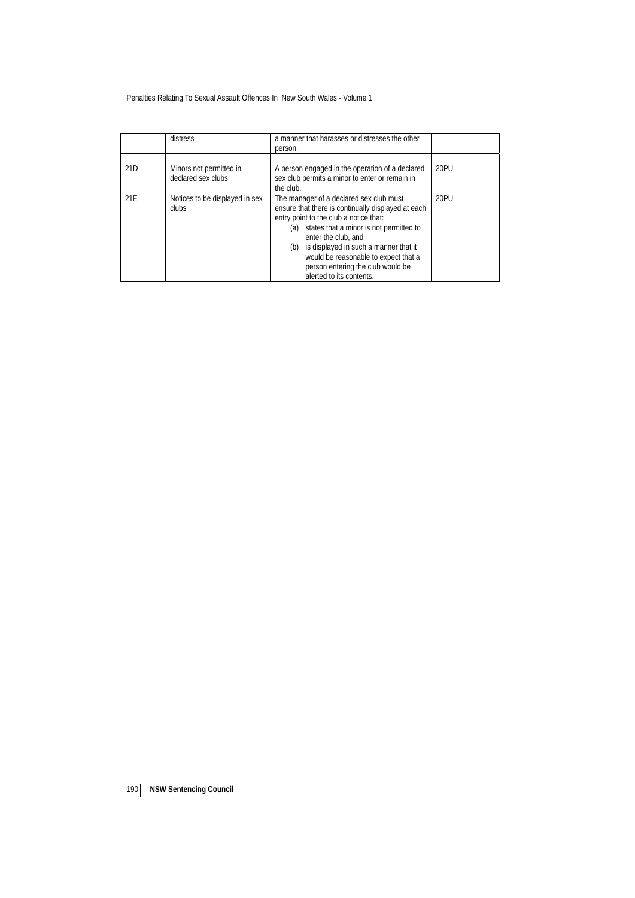| | | | |
|---|---|---|---|
| | distress | a manner that harasses or distresses the other person. | |
| 21D | Minors not permitted in declared sex clubs | A person engaged in the operation of a declared sex club permits a minor to enter or remain in the club. | 20PU |
| 21E | Notices to be displayed in sex clubs | The manager of a declared sex club must ensure that there is continually displayed at each entry point to the club a notice that: (a) states that a minor is not permitted to enter the club, and (b) is displayed in such a manner that it would be reasonable to expect that a person entering the club would be alerted to its contents. | 20PU |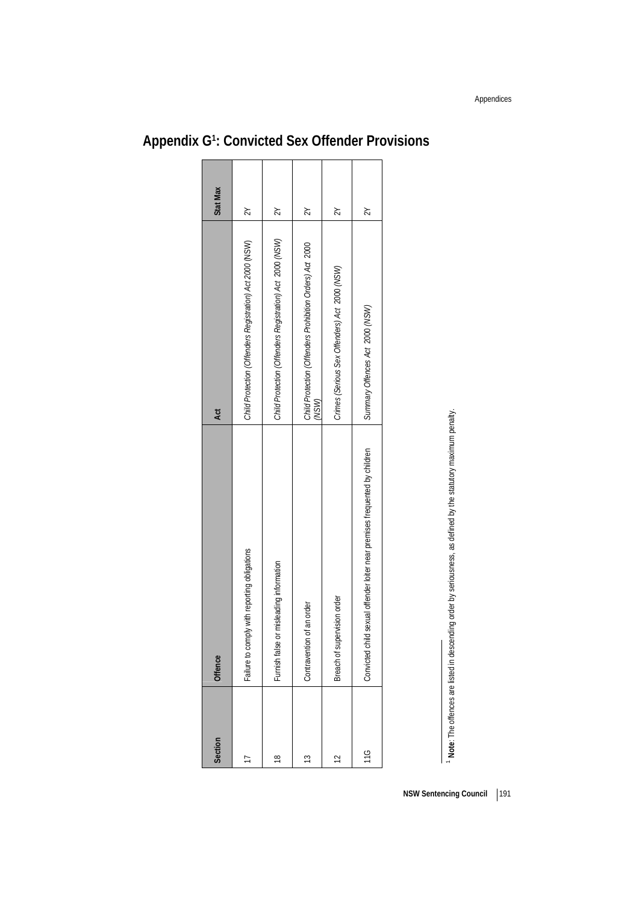## Appendix G[1]: Convicted Sex Offender Provisions

| Section | Offence | Act | Stat Max |
|---|---|---|---|
| 17 | Failure to comply with reporting obligations | *Child Protection (Offenders Registration) Act 2000* (NSW) | 2Y |
| 18 | Furnish false or misleading information | *Child Protection (Offenders Registration) Act 2000 (NSW)* | 2Y |
| 13 | Contravention of an order | *Child Protection (Offenders Prohibition Orders) Act 2000 (NSW)* | 2Y |
| 12 | Breach of supervision order | *Crimes (Serious Sex Offenders) Act 2000 (NSW)* | 2Y |
| 11G | Convicted child sexual offender loiter near premises frequented by children | *Summary Offences Act 2000 (NSW)* | 2Y |

[1] **Note**: The offences are listed in descending order by seriousness, as defined by the statutory maximum penalty.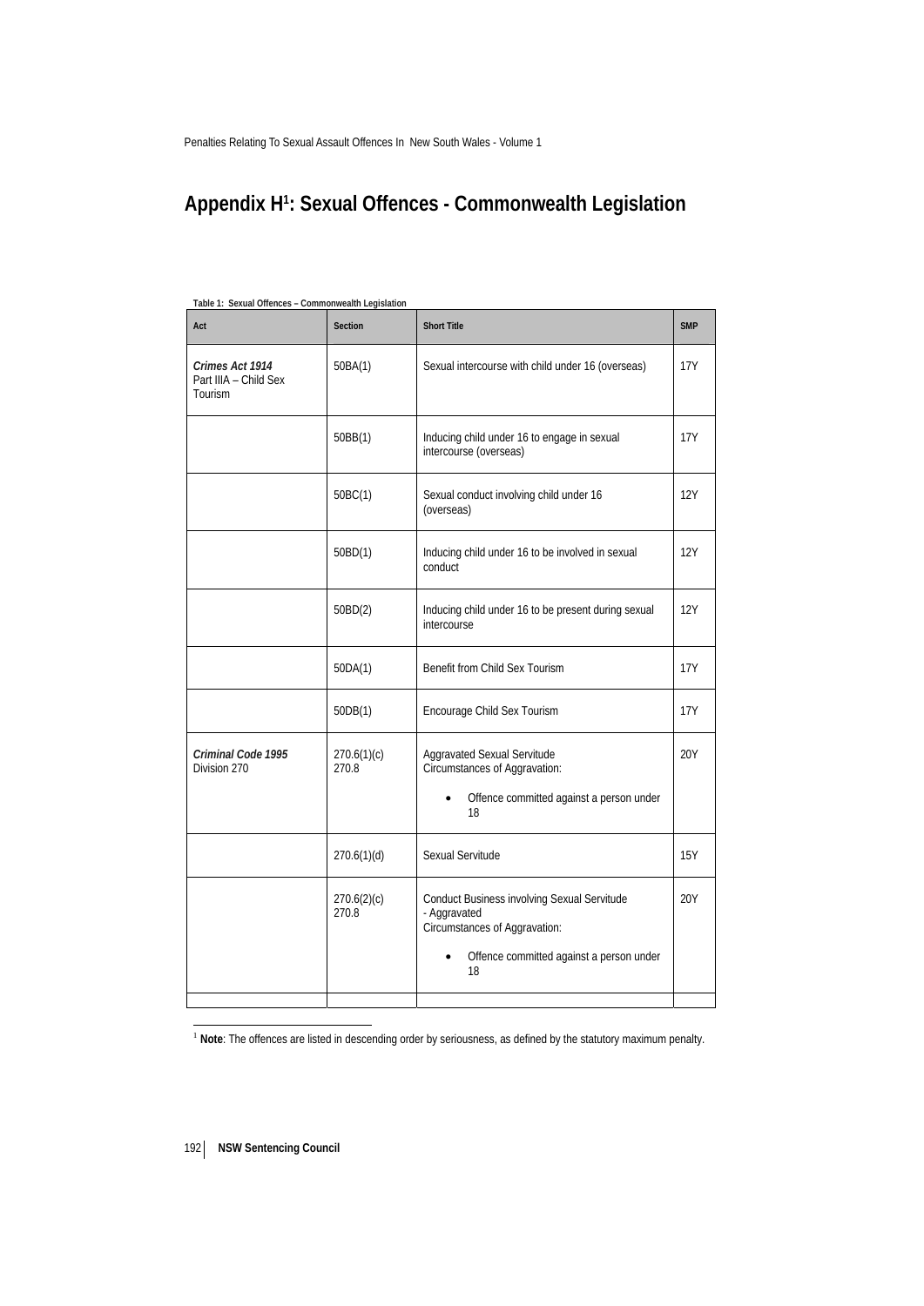# Appendix H[1]: Sexual Offences - Commonwealth Legislation

Table 1: Sexual Offences – Commonwealth Legislation

| Act | Section | Short Title | SMP |
|---|---|---|---|
| *Crimes Act 1914* Part IIIA – Child Sex Tourism | 50BA(1) | Sexual intercourse with child under 16 (overseas) | 17Y |
| | 50BB(1) | Inducing child under 16 to engage in sexual intercourse (overseas) | 17Y |
| | 50BC(1) | Sexual conduct involving child under 16 (overseas) | 12Y |
| | 50BD(1) | Inducing child under 16 to be involved in sexual conduct | 12Y |
| | 50BD(2) | Inducing child under 16 to be present during sexual intercourse | 12Y |
| | 50DA(1) | Benefit from Child Sex Tourism | 17Y |
| | 50DB(1) | Encourage Child Sex Tourism | 17Y |
| *Criminal Code 1995* Division 270 | 270.6(1)(c) 270.8 | Aggravated Sexual Servitude Circumstances of Aggravation: • Offence committed against a person under 18 | 20Y |
| | 270.6(1)(d) | Sexual Servitude | 15Y |
| | 270.6(2)(c) 270.8 | Conduct Business involving Sexual Servitude - Aggravated Circumstances of Aggravation: • Offence committed against a person under 18 | 20Y |
| | | | |

[1] **Note**: The offences are listed in descending order by seriousness, as defined by the statutory maximum penalty.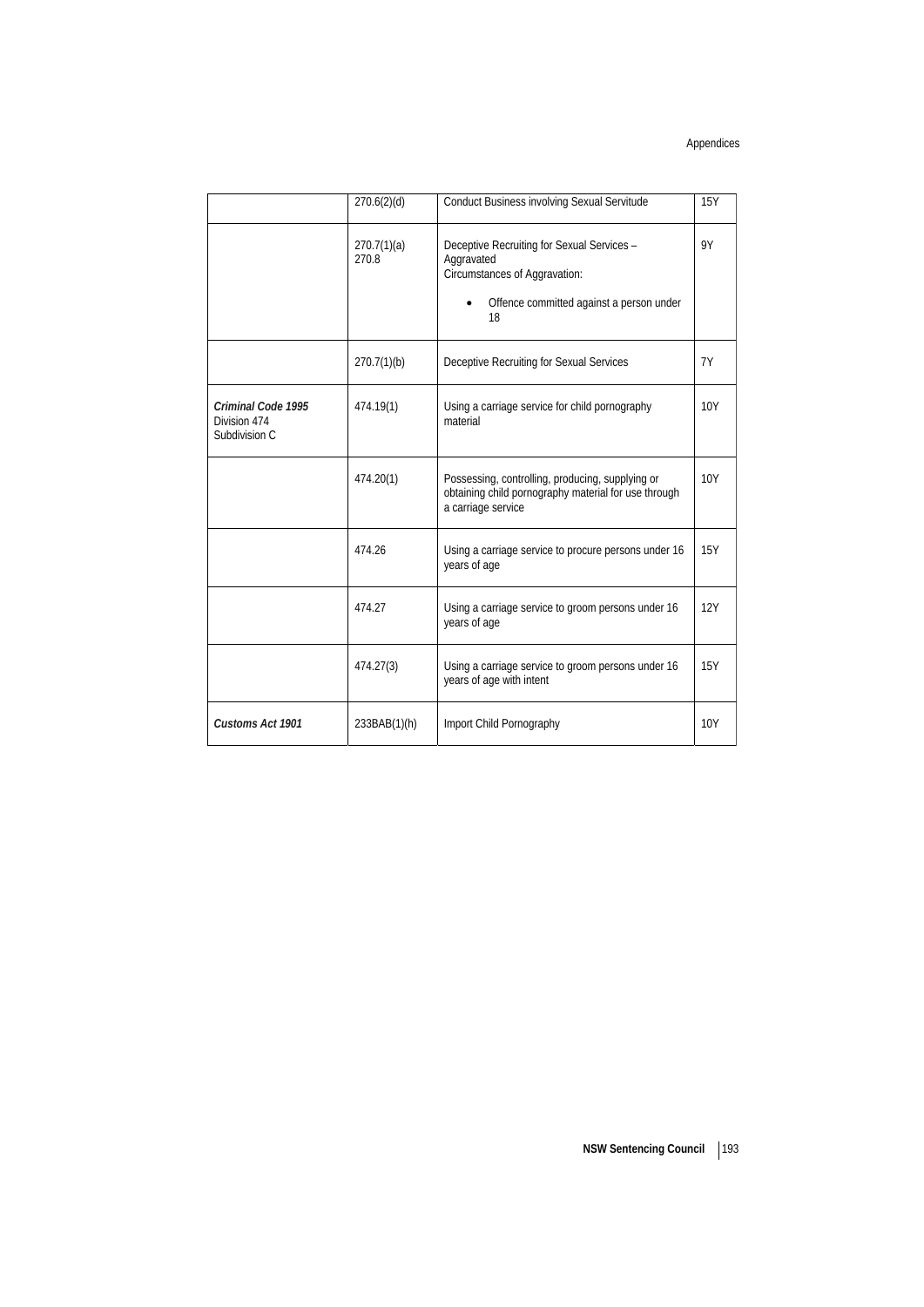| | | | |
|---|---|---|---|
| | 270.6(2)(d) | Conduct Business involving Sexual Servitude | 15Y |
| | 270.7(1)(a)<br>270.8 | Deceptive Recruiting for Sexual Services – Aggravated<br>Circumstances of Aggravation:<br>• Offence committed against a person under 18 | 9Y |
| | 270.7(1)(b) | Deceptive Recruiting for Sexual Services | 7Y |
| ***Criminal Code 1995***<br>Division 474<br>Subdivision C | 474.19(1) | Using a carriage service for child pornography material | 10Y |
| | 474.20(1) | Possessing, controlling, producing, supplying or obtaining child pornography material for use through a carriage service | 10Y |
| | 474.26 | Using a carriage service to procure persons under 16 years of age | 15Y |
| | 474.27 | Using a carriage service to groom persons under 16 years of age | 12Y |
| | 474.27(3) | Using a carriage service to groom persons under 16 years of age with intent | 15Y |
| ***Customs Act 1901*** | 233BAB(1)(h) | Import Child Pornography | 10Y |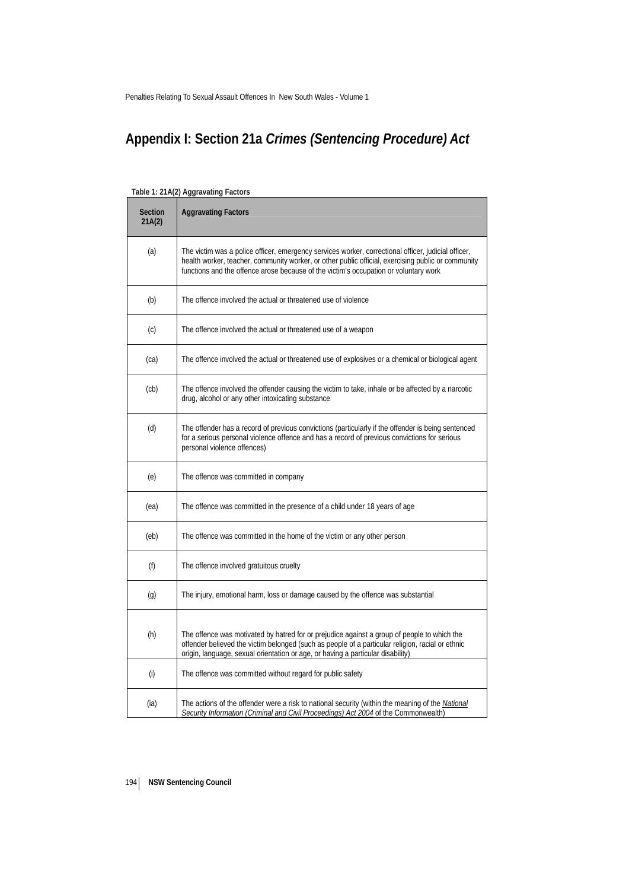# Appendix I: Section 21a *Crimes (Sentencing Procedure) Act*

**Table 1: 21A(2) Aggravating Factors**

| Section 21A(2) | Aggravating Factors |
|---|---|
| (a) | The victim was a police officer, emergency services worker, correctional officer, judicial officer, health worker, teacher, community worker, or other public official, exercising public or community functions and the offence arose because of the victim's occupation or voluntary work |
| (b) | The offence involved the actual or threatened use of violence |
| (c) | The offence involved the actual or threatened use of a weapon |
| (ca) | The offence involved the actual or threatened use of explosives or a chemical or biological agent |
| (cb) | The offence involved the offender causing the victim to take, inhale or be affected by a narcotic drug, alcohol or any other intoxicating substance |
| (d) | The offender has a record of previous convictions (particularly if the offender is being sentenced for a serious personal violence offence and has a record of previous convictions for serious personal violence offences) |
| (e) | The offence was committed in company |
| (ea) | The offence was committed in the presence of a child under 18 years of age |
| (eb) | The offence was committed in the home of the victim or any other person |
| (f) | The offence involved gratuitous cruelty |
| (g) | The injury, emotional harm, loss or damage caused by the offence was substantial |
| (h) | The offence was motivated by hatred for or prejudice against a group of people to which the offender believed the victim belonged (such as people of a particular religion, racial or ethnic origin, language, sexual orientation or age, or having a particular disability) |
| (i) | The offence was committed without regard for public safety |
| (ia) | The actions of the offender were a risk to national security (within the meaning of the *National Security Information (Criminal and Civil Proceedings) Act 2004* of the Commonwealth) |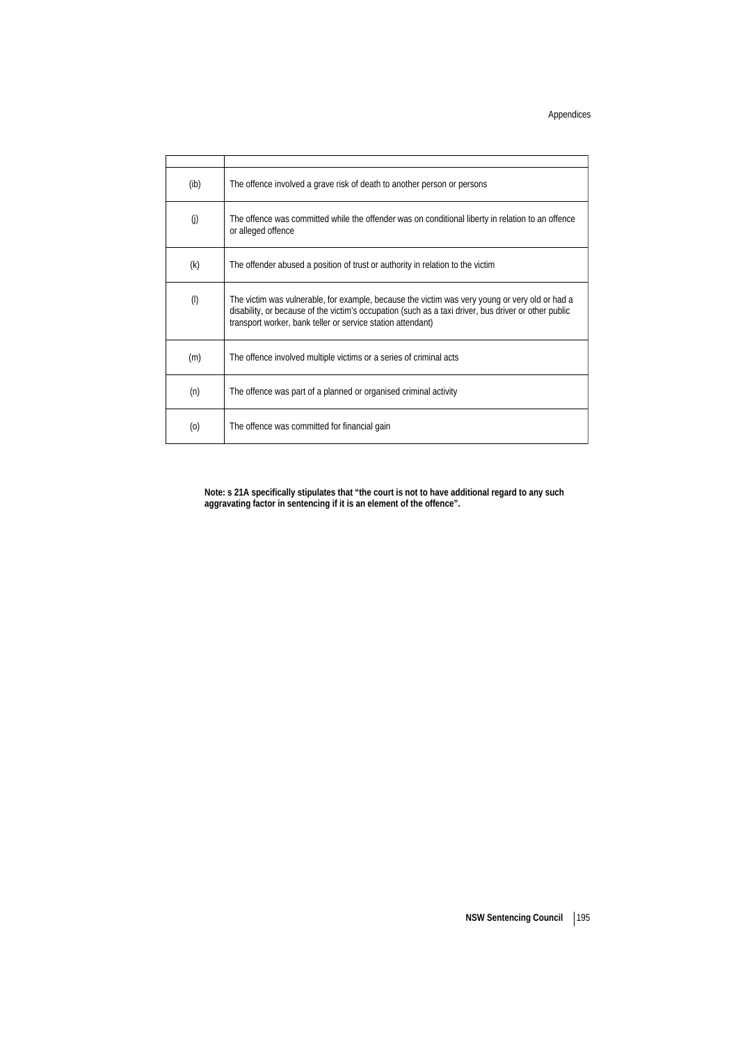| | |
|---|---|
| (ib) | The offence involved a grave risk of death to another person or persons |
| (j) | The offence was committed while the offender was on conditional liberty in relation to an offence or alleged offence |
| (k) | The offender abused a position of trust or authority in relation to the victim |
| (l) | The victim was vulnerable, for example, because the victim was very young or very old or had a disability, or because of the victim's occupation (such as a taxi driver, bus driver or other public transport worker, bank teller or service station attendant) |
| (m) | The offence involved multiple victims or a series of criminal acts |
| (n) | The offence was part of a planned or organised criminal activity |
| (o) | The offence was committed for financial gain |

**Note: s 21A specifically stipulates that "the court is not to have additional regard to any such aggravating factor in sentencing if it is an element of the offence".**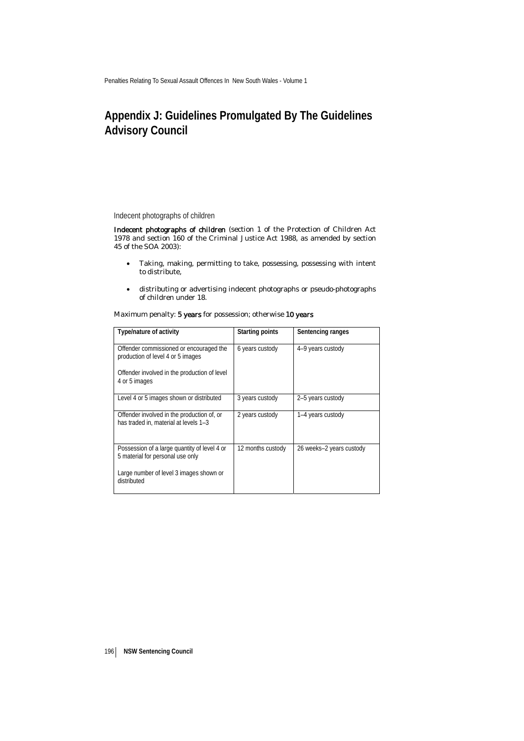# Appendix J: Guidelines Promulgated By The Guidelines Advisory Council

Indecent photographs of children

**Indecent photographs of children** (section 1 of the Protection of Children Act 1978 and section 160 of the Criminal Justice Act 1988, as amended by section 45 of the SOA 2003):

- Taking, making, permitting to take, possessing, possessing with intent to distribute,
- distributing or advertising indecent photographs or pseudo-photographs of children under 18.

Maximum penalty: **5 years** for possession; otherwise **10 years**

| Type/nature of activity | Starting points | Sentencing ranges |
|---|---|---|
| Offender commissioned or encouraged the production of level 4 or 5 images<br><br>Offender involved in the production of level 4 or 5 images | 6 years custody | 4–9 years custody |
| Level 4 or 5 images shown or distributed | 3 years custody | 2–5 years custody |
| Offender involved in the production of, or has traded in, material at levels 1–3 | 2 years custody | 1–4 years custody |
| Possession of a large quantity of level 4 or 5 material for personal use only<br><br>Large number of level 3 images shown or distributed | 12 months custody | 26 weeks–2 years custody |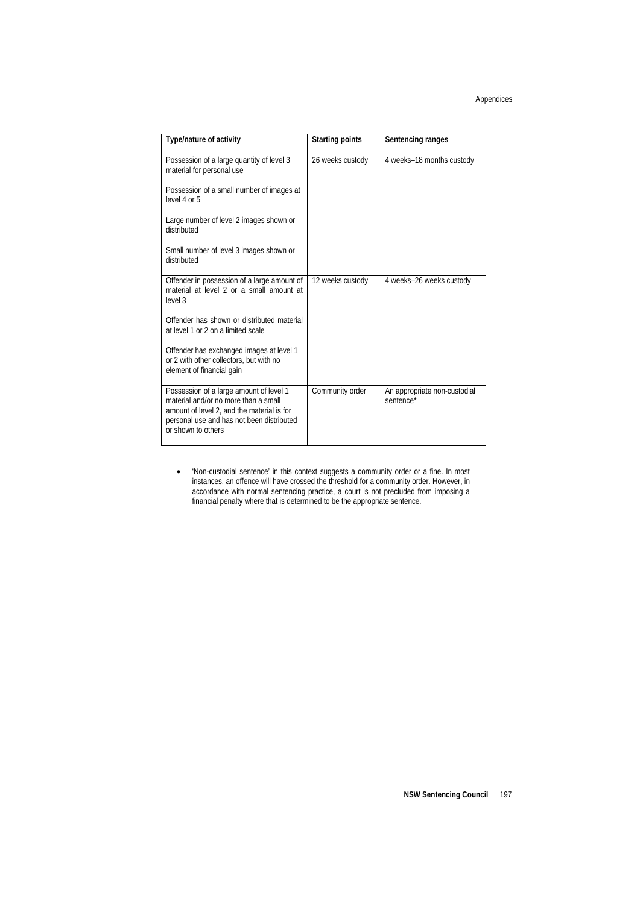| Type/nature of activity | Starting points | Sentencing ranges |
|---|---|---|
| Possession of a large quantity of level 3 material for personal use<br><br>Possession of a small number of images at level 4 or 5<br><br>Large number of level 2 images shown or distributed<br><br>Small number of level 3 images shown or distributed | 26 weeks custody | 4 weeks–18 months custody |
| Offender in possession of a large amount of material at level 2 or a small amount at level 3<br><br>Offender has shown or distributed material at level 1 or 2 on a limited scale<br><br>Offender has exchanged images at level 1 or 2 with other collectors, but with no element of financial gain | 12 weeks custody | 4 weeks–26 weeks custody |
| Possession of a large amount of level 1 material and/or no more than a small amount of level 2, and the material is for personal use and has not been distributed or shown to others | Community order | An appropriate non-custodial sentence* |

- 'Non-custodial sentence' in this context suggests a community order or a fine. In most instances, an offence will have crossed the threshold for a community order. However, in accordance with normal sentencing practice, a court is not precluded from imposing a financial penalty where that is determined to be the appropriate sentence.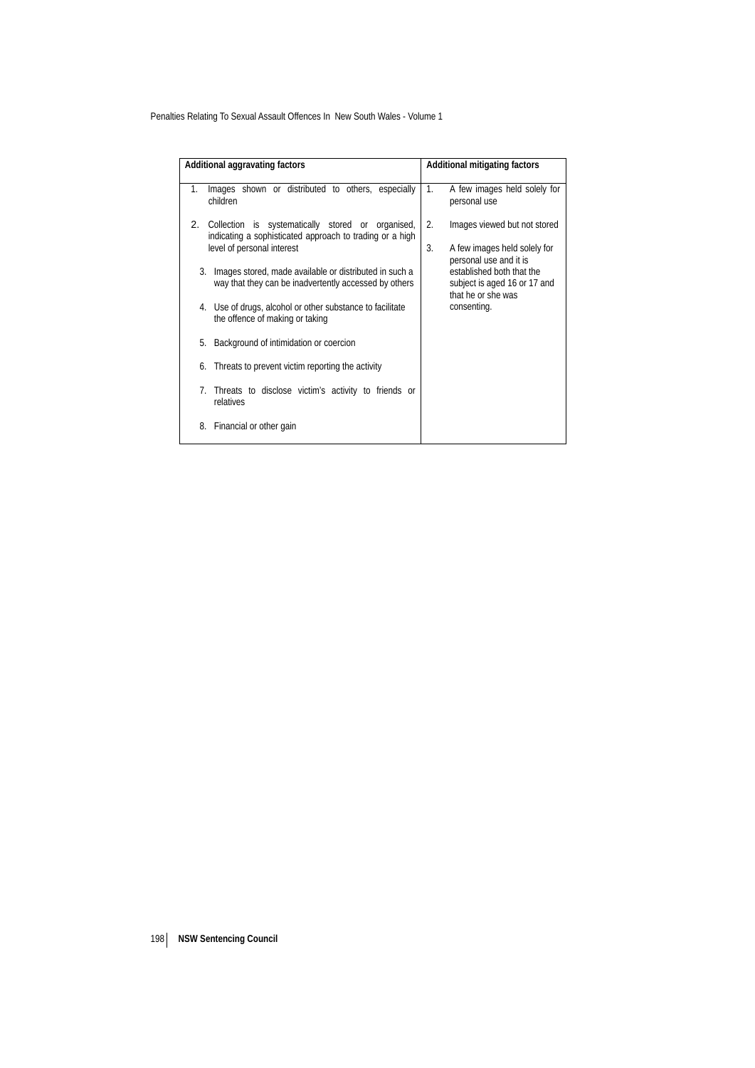| Additional aggravating factors | Additional mitigating factors |
|---|---|
| 1. Images shown or distributed to others, especially children | 1. A few images held solely for personal use |
| 2. Collection is systematically stored or organised, indicating a sophisticated approach to trading or a high level of personal interest | 2. Images viewed but not stored |
| 3. Images stored, made available or distributed in such a way that they can be inadvertently accessed by others | 3. A few images held solely for personal use and it is established both that the subject is aged 16 or 17 and that he or she was consenting. |
| 4. Use of drugs, alcohol or other substance to facilitate the offence of making or taking | |
| 5. Background of intimidation or coercion | |
| 6. Threats to prevent victim reporting the activity | |
| 7. Threats to disclose victim's activity to friends or relatives | |
| 8. Financial or other gain | |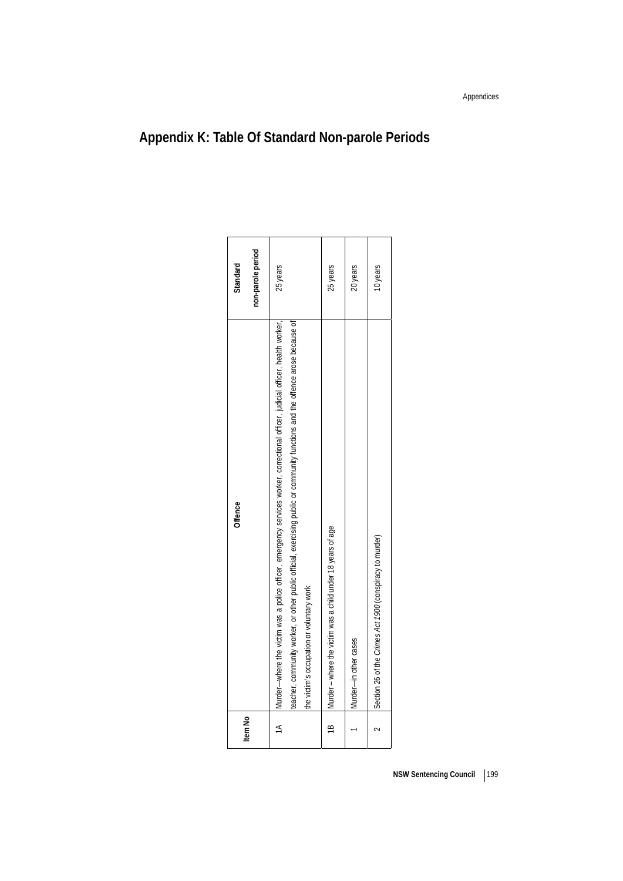# Appendix K: Table Of Standard Non-parole Periods

| Item No | Offence | Standard non-parole period |
|---|---|---|
| 1A | Murder—where the victim was a police officer, emergency services worker, correctional officer, judicial officer, health worker, teacher, community worker, or other public official, exercising public or community functions and the offence arose because of the victim's occupation or voluntary work | 25 years |
| 1B | Murder – where the victim was a child under 18 years of age | 25 years |
| 1 | Murder—in other cases | 20 years |
| 2 | Section 26 of the *Crimes Act 1900* (conspiracy to murder) | 10 years |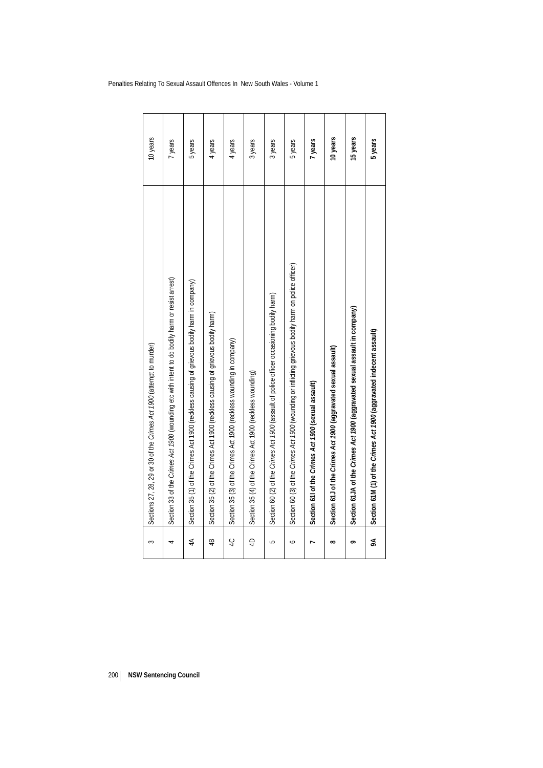| | | |
|---|---|---|
| 3 | Sections 27, 28, 29 or 30 of the *Crimes Act 1900* (attempt to murder) | 10 years |
| 4 | Section 33 of the *Crimes Act 1900* (wounding etc with intent to do bodily harm or resist arrest) | 7 years |
| 4A | Section 35 (1) of the Crimes Act 1900 (reckless causing of grievous bodily harm in company) | 5 years |
| 4B | Section 35 (2) of the Crimes Act 1900 (reckless causing of grievous bodily harm) | 4 years |
| 4C | Section 35 (3) of the Crimes Act 1900 (reckless wounding in company) | 4 years |
| 4D | Section 35 (4) of the Crimes Act 1900 (reckless wounding) | 3 years |
| 5 | Section 60 (2) of the *Crimes Act 1900* (assault of police officer occasioning bodily harm) | 3 years |
| 6 | Section 60 (3) of the *Crimes Act 1900* (wounding or inflicting grievous bodily harm on police officer) | 5 years |
| **7** | **Section 61I of the *Crimes Act 1900* (sexual assault)** | **7 years** |
| **8** | **Section 61J of the *Crimes Act 1900* (aggravated sexual assault)** | **10 years** |
| **9** | **Section 61JA of the *Crimes Act 1900* (aggravated sexual assault in company)** | **15 years** |
| **9A** | **Section 61M (1) of the *Crimes Act 1900* (aggravated indecent assault)** | **5 years** |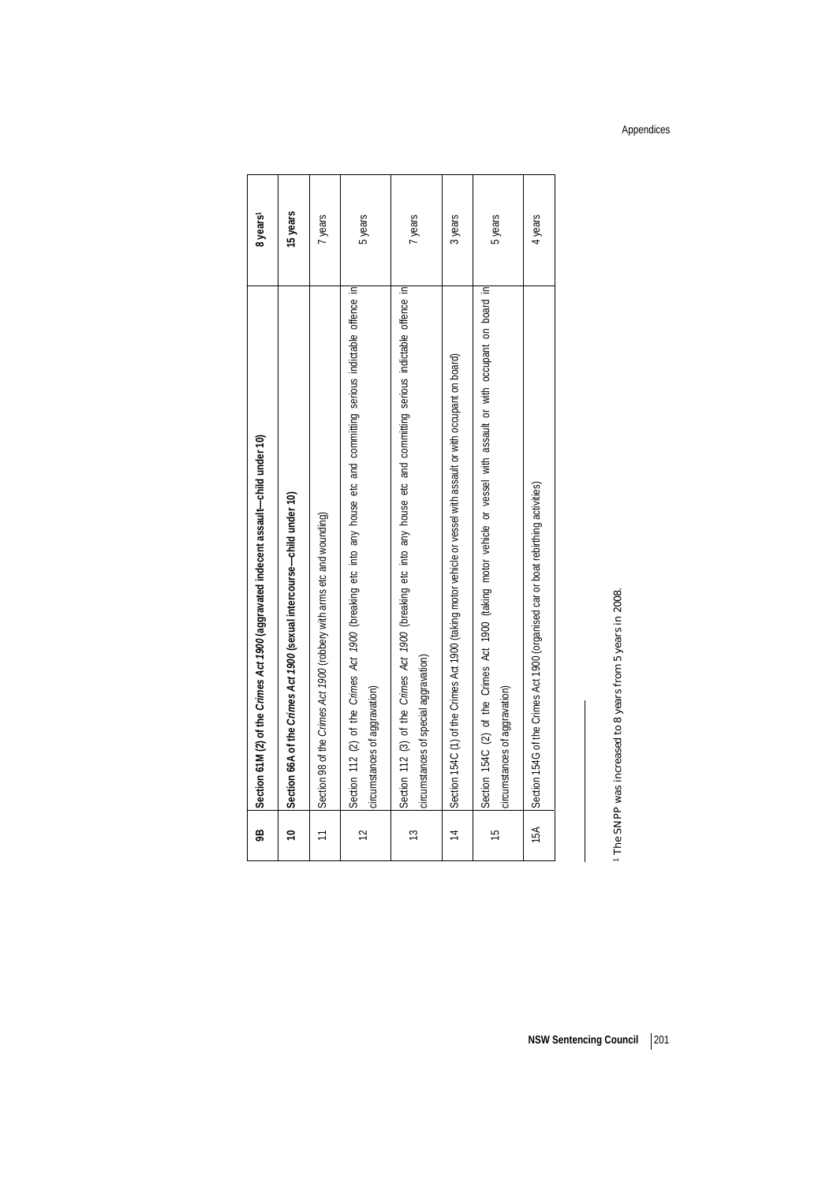| **9B** | **Section 61M (2) of the *Crimes Act 1900* (aggravated indecent assault—child under 10)** | **8 years[1]** |
|---|---|---|
| **10** | **Section 66A of the *Crimes Act 1900* (sexual intercourse—child under 10)** | **15 years** |
| 11 | Section 98 of the *Crimes Act 1900* (robbery with arms etc and wounding) | 7 years |
| 12 | Section 112 (2) of the *Crimes Act 1900* (breaking etc into any house etc and committing serious indictable offence in circumstances of aggravation) | 5 years |
| 13 | Section 112 (3) of the *Crimes Act 1900* (breaking etc into any house etc and committing serious indictable offence in circumstances of special aggravation) | 7 years |
| 14 | Section 154C (1) of the Crimes Act 1900 (taking motor vehicle or vessel with assault or with occupant on board) | 3 years |
| 15 | Section 154C (2) of the Crimes Act 1900 (taking motor vehicle or vessel with assault or with occupant on board in circumstances of aggravation) | 5 years |
| 15A | Section 154G of the Crimes Act 1900 (organised car or boat rebirthing activities) | 4 years |

[1] The SNPP was increased to 8 years from 5 years in 2008.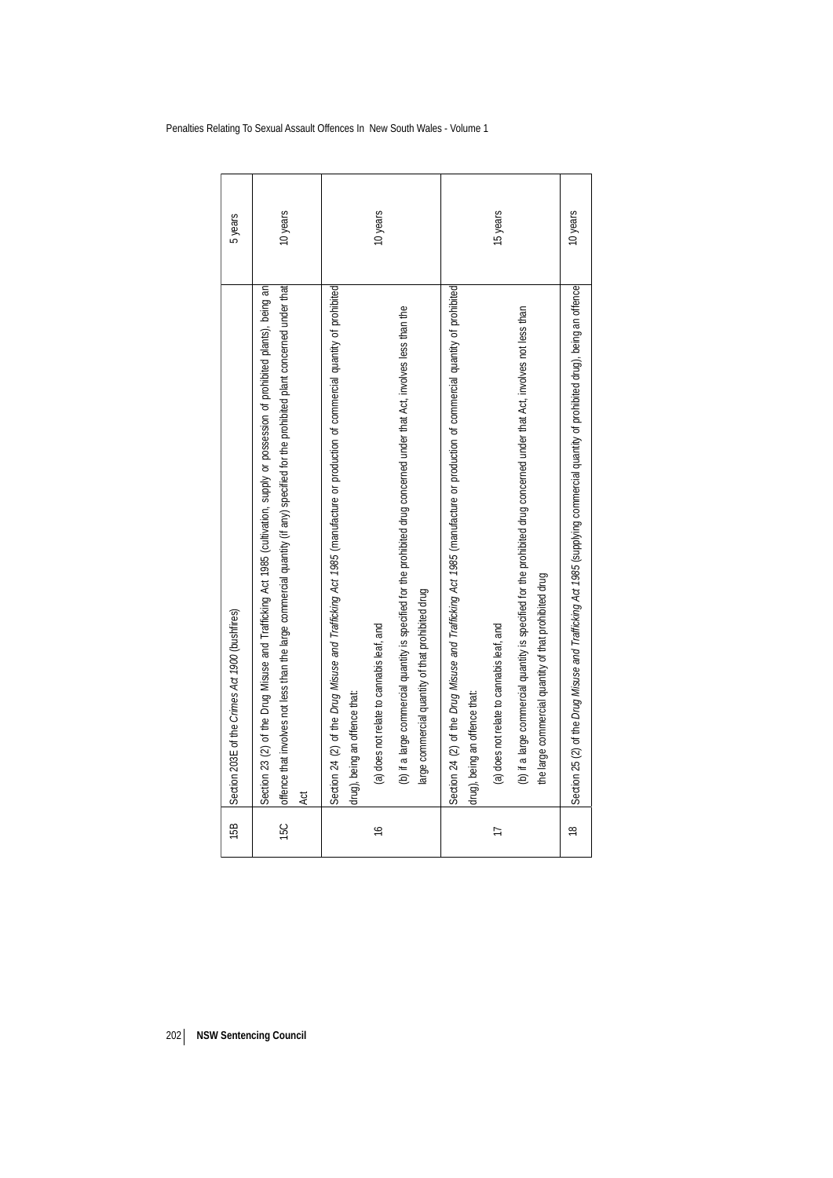| | | |
|---|---|---|
| 15B | Section 203E of the *Crimes Act 1900* (bushfires) | 5 years |
| 15C | Section 23 (2) of the Drug Misuse and Trafficking Act 1985 (cultivation, supply or possession of prohibited plants), being an offence that involves not less than the large commercial quantity (if any) specified for the prohibited plant concerned under that Act | 10 years |
| 16 | Section 24 (2) of the *Drug Misuse and Trafficking Act 1985* (manufacture or production of commercial quantity of prohibited drug), being an offence that:<br>(a) does not relate to cannabis leaf, and<br>(b) if a large commercial quantity is specified for the prohibited drug concerned under that Act, involves less than the large commercial quantity of that prohibited drug | 10 years |
| 17 | Section 24 (2) of the *Drug Misuse and Trafficking Act 1985* (manufacture or production of commercial quantity of prohibited drug), being an offence that:<br>(a) does not relate to cannabis leaf, and<br>(b) if a large commercial quantity is specified for the prohibited drug concerned under that Act, involves not less than the large commercial quantity of that prohibited drug | 15 years |
| 18 | Section 25 (2) of the *Drug Misuse and Trafficking Act 1985* (supplying commercial quantity of prohibited drug), being an offence | 10 years |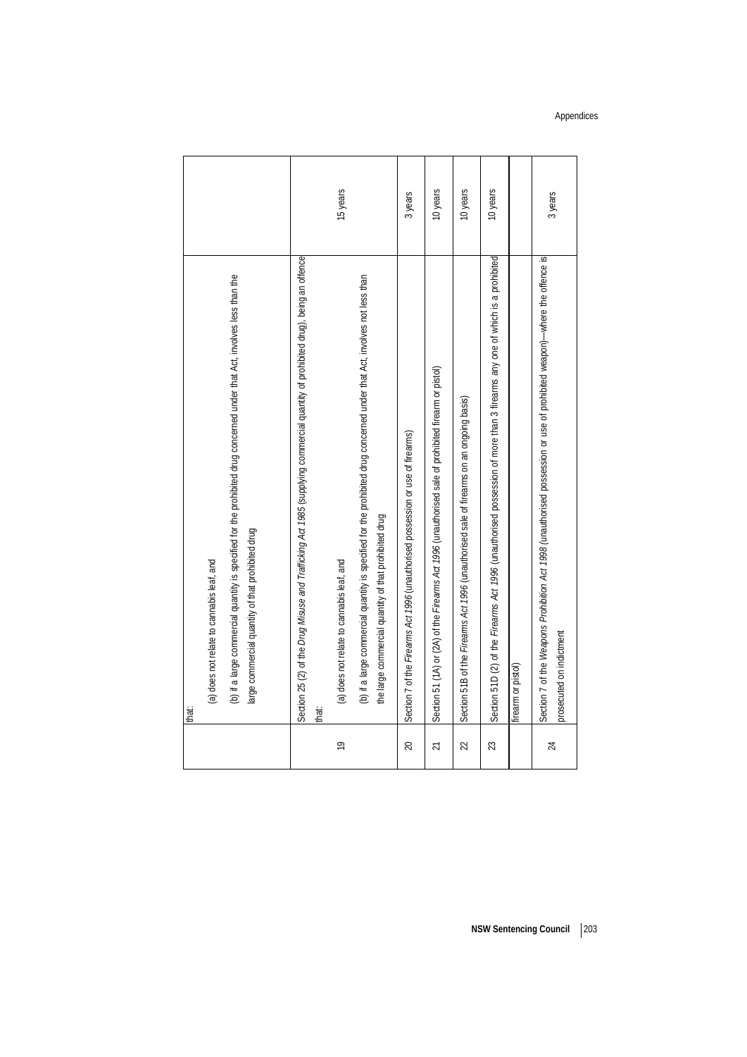| | | |
|---|---|---|
| | that:<br>(a) does not relate to cannabis leaf, and<br>(b) if a large commercial quantity is specified for the prohibited drug concerned under that Act, involves less than the large commercial quantity of that prohibited drug | |
| 19 | Section 25 (2) of the *Drug Misuse and Trafficking Act 1985* (supplying commercial quantity of prohibited drug), being an offence that:<br>(a) does not relate to cannabis leaf, and<br>(b) if a large commercial quantity is specified for the prohibited drug concerned under that Act, involves not less than the large commercial quantity of that prohibited drug | 15 years |
| 20 | Section 7 of the *Firearms Act 1996* (unauthorised possession or use of firearms) | 3 years |
| 21 | Section 51 (1A) or (2A) of the *Firearms Act 1996* (unauthorised sale of prohibited firearm or pistol) | 10 years |
| 22 | Section 51B of the *Firearms Act 1996* (unauthorised sale of firearms on an ongoing basis) | 10 years |
| 23 | Section 51D (2) of the *Firearms Act 1996* (unauthorised possession of more than 3 firearms any one of which is a prohibited firearm or pistol) | 10 years |
| 24 | Section 7 of the *Weapons Prohibition Act 1998* (unauthorised possession or use of prohibited weapon)—where the offence is prosecuted on indictment | 3 years |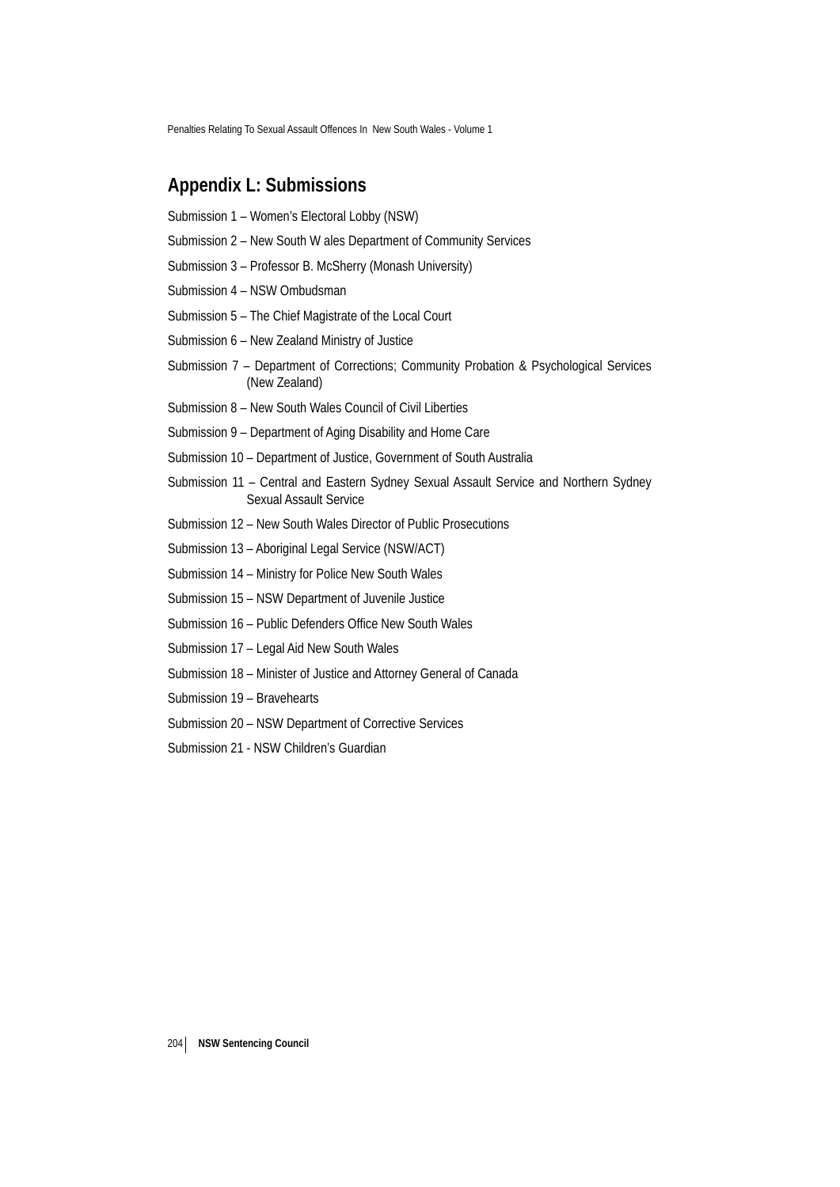## Appendix L: Submissions

Submission 1 – Women's Electoral Lobby (NSW)

Submission 2 – New South W ales Department of Community Services

Submission 3 – Professor B. McSherry (Monash University)

Submission 4 – NSW Ombudsman

Submission 5 – The Chief Magistrate of the Local Court

Submission 6 – New Zealand Ministry of Justice

Submission 7 – Department of Corrections; Community Probation & Psychological Services (New Zealand)

Submission 8 – New South Wales Council of Civil Liberties

Submission 9 – Department of Aging Disability and Home Care

Submission 10 – Department of Justice, Government of South Australia

Submission 11 – Central and Eastern Sydney Sexual Assault Service and Northern Sydney Sexual Assault Service

Submission 12 – New South Wales Director of Public Prosecutions

Submission 13 – Aboriginal Legal Service (NSW/ACT)

Submission 14 – Ministry for Police New South Wales

Submission 15 – NSW Department of Juvenile Justice

Submission 16 – Public Defenders Office New South Wales

Submission 17 – Legal Aid New South Wales

Submission 18 – Minister of Justice and Attorney General of Canada

Submission 19 – Bravehearts

Submission 20 – NSW Department of Corrective Services

Submission 21 - NSW Children's Guardian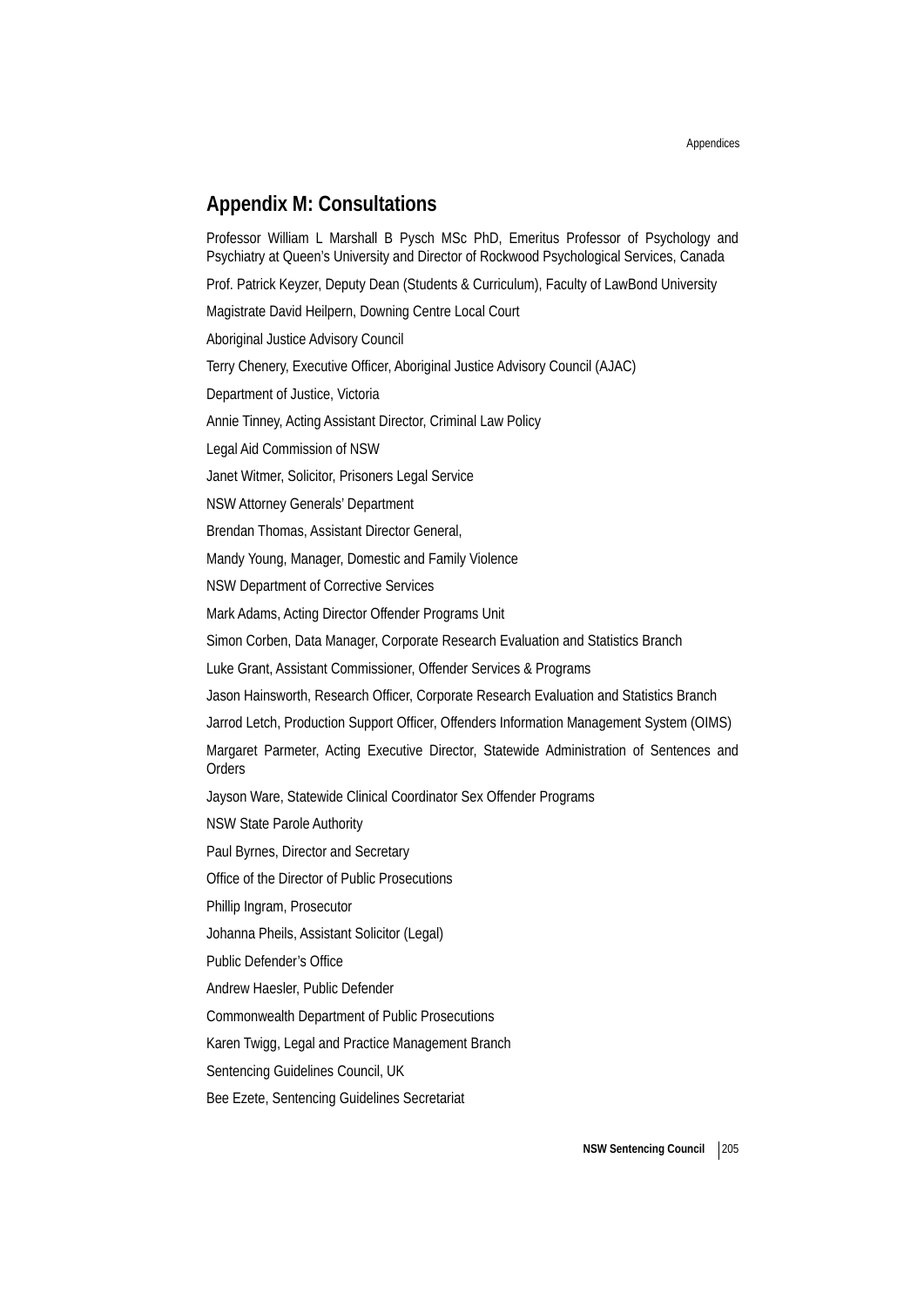## Appendix M: Consultations

Professor William L Marshall B Pysch MSc PhD, Emeritus Professor of Psychology and Psychiatry at Queen's University and Director of Rockwood Psychological Services, Canada

Prof. Patrick Keyzer, Deputy Dean (Students & Curriculum), Faculty of LawBond University

Magistrate David Heilpern, Downing Centre Local Court

Aboriginal Justice Advisory Council

Terry Chenery, Executive Officer, Aboriginal Justice Advisory Council (AJAC)

Department of Justice, Victoria

Annie Tinney, Acting Assistant Director, Criminal Law Policy

Legal Aid Commission of NSW

Janet Witmer, Solicitor, Prisoners Legal Service

NSW Attorney Generals' Department

Brendan Thomas, Assistant Director General,

Mandy Young, Manager, Domestic and Family Violence

NSW Department of Corrective Services

Mark Adams, Acting Director Offender Programs Unit

Simon Corben, Data Manager, Corporate Research Evaluation and Statistics Branch

Luke Grant, Assistant Commissioner, Offender Services & Programs

Jason Hainsworth, Research Officer, Corporate Research Evaluation and Statistics Branch

Jarrod Letch, Production Support Officer, Offenders Information Management System (OIMS)

Margaret Parmeter, Acting Executive Director, Statewide Administration of Sentences and Orders

Jayson Ware, Statewide Clinical Coordinator Sex Offender Programs

NSW State Parole Authority

Paul Byrnes, Director and Secretary

Office of the Director of Public Prosecutions

Phillip Ingram, Prosecutor

Johanna Pheils, Assistant Solicitor (Legal)

Public Defender's Office

Andrew Haesler, Public Defender

Commonwealth Department of Public Prosecutions

Karen Twigg, Legal and Practice Management Branch

Sentencing Guidelines Council, UK

Bee Ezete, Sentencing Guidelines Secretariat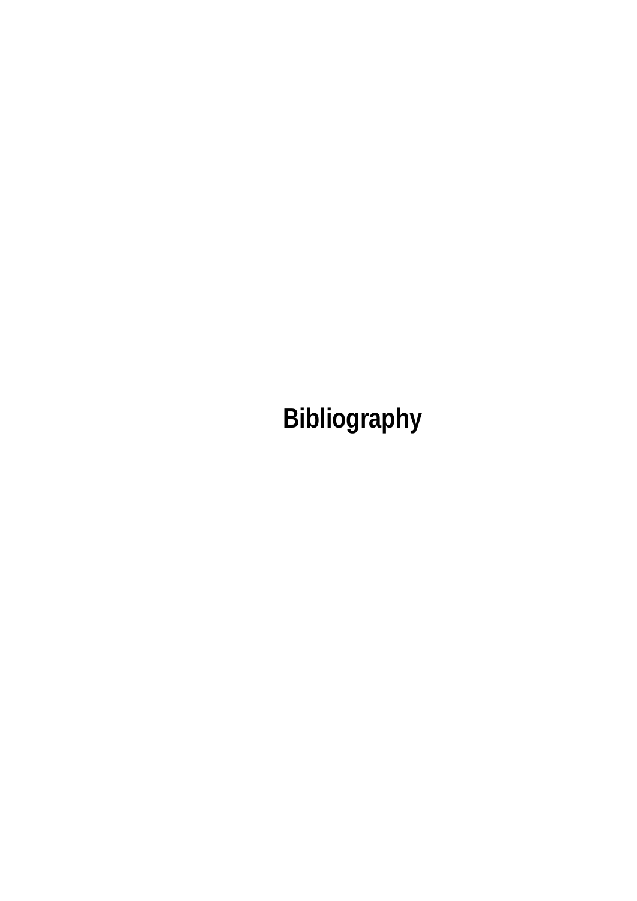# Bibliography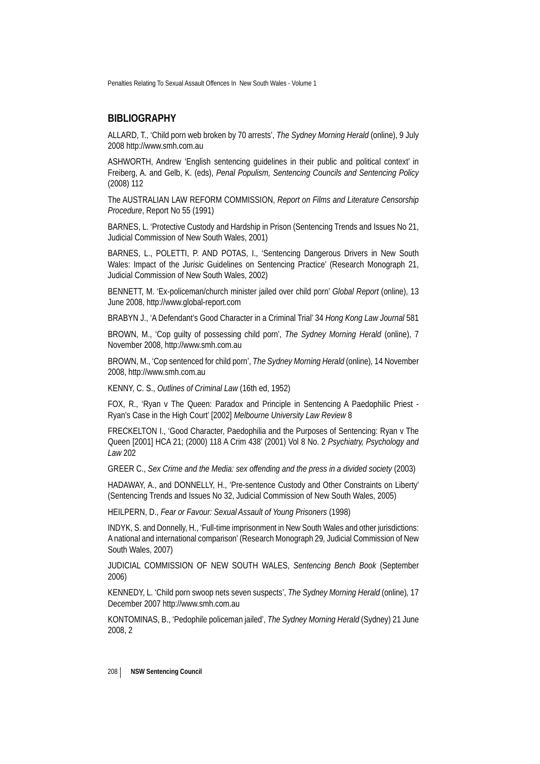## BIBLIOGRAPHY

ALLARD, T., 'Child porn web broken by 70 arrests', *The Sydney Morning Herald* (online), 9 July 2008 http://www.smh.com.au

ASHWORTH, Andrew 'English sentencing guidelines in their public and political context' in Freiberg, A. and Gelb, K. (eds), *Penal Populism, Sentencing Councils and Sentencing Policy* (2008) 112

The AUSTRALIAN LAW REFORM COMMISSION, *Report on Films and Literature Censorship Procedure*, Report No 55 (1991)

BARNES, L. 'Protective Custody and Hardship in Prison (Sentencing Trends and Issues No 21, Judicial Commission of New South Wales, 2001)

BARNES, L., POLETTI, P. AND POTAS, I., 'Sentencing Dangerous Drivers in New South Wales: Impact of the *Jurisic* Guidelines on Sentencing Practice' (Research Monograph 21, Judicial Commission of New South Wales, 2002)

BENNETT, M. 'Ex-policeman/church minister jailed over child porn' *Global Report* (online), 13 June 2008, http://www.global-report.com

BRABYN J., 'A Defendant's Good Character in a Criminal Trial' 34 *Hong Kong Law Journal* 581

BROWN, M., 'Cop guilty of possessing child porn', *The Sydney Morning Herald* (online), 7 November 2008, http://www.smh.com.au

BROWN, M., 'Cop sentenced for child porn', *The Sydney Morning Herald* (online), 14 November 2008, http://www.smh.com.au

KENNY, C. S., *Outlines of Criminal Law* (16th ed, 1952)

FOX, R., 'Ryan v The Queen: Paradox and Principle in Sentencing A Paedophilic Priest - Ryan's Case in the High Court' [2002] *Melbourne University Law Review* 8

FRECKELTON I., 'Good Character, Paedophilia and the Purposes of Sentencing: Ryan v The Queen [2001] HCA 21; (2000) 118 A Crim 438' (2001) Vol 8 No. 2 *Psychiatry, Psychology and Law* 202

GREER C., *Sex Crime and the Media: sex offending and the press in a divided society* (2003)

HADAWAY, A., and DONNELLY, H., 'Pre-sentence Custody and Other Constraints on Liberty' (Sentencing Trends and Issues No 32, Judicial Commission of New South Wales, 2005)

HEILPERN, D., *Fear or Favour: Sexual Assault of Young Prisoners* (1998)

INDYK, S. and Donnelly, H., 'Full-time imprisonment in New South Wales and other jurisdictions: A national and international comparison' (Research Monograph 29, Judicial Commission of New South Wales, 2007)

JUDICIAL COMMISSION OF NEW SOUTH WALES, *Sentencing Bench Book* (September 2006)

KENNEDY, L. 'Child porn swoop nets seven suspects', *The Sydney Morning Herald* (online), 17 December 2007 http://www.smh.com.au

KONTOMINAS, B., 'Pedophile policeman jailed', *The Sydney Morning Herald* (Sydney) 21 June 2008, 2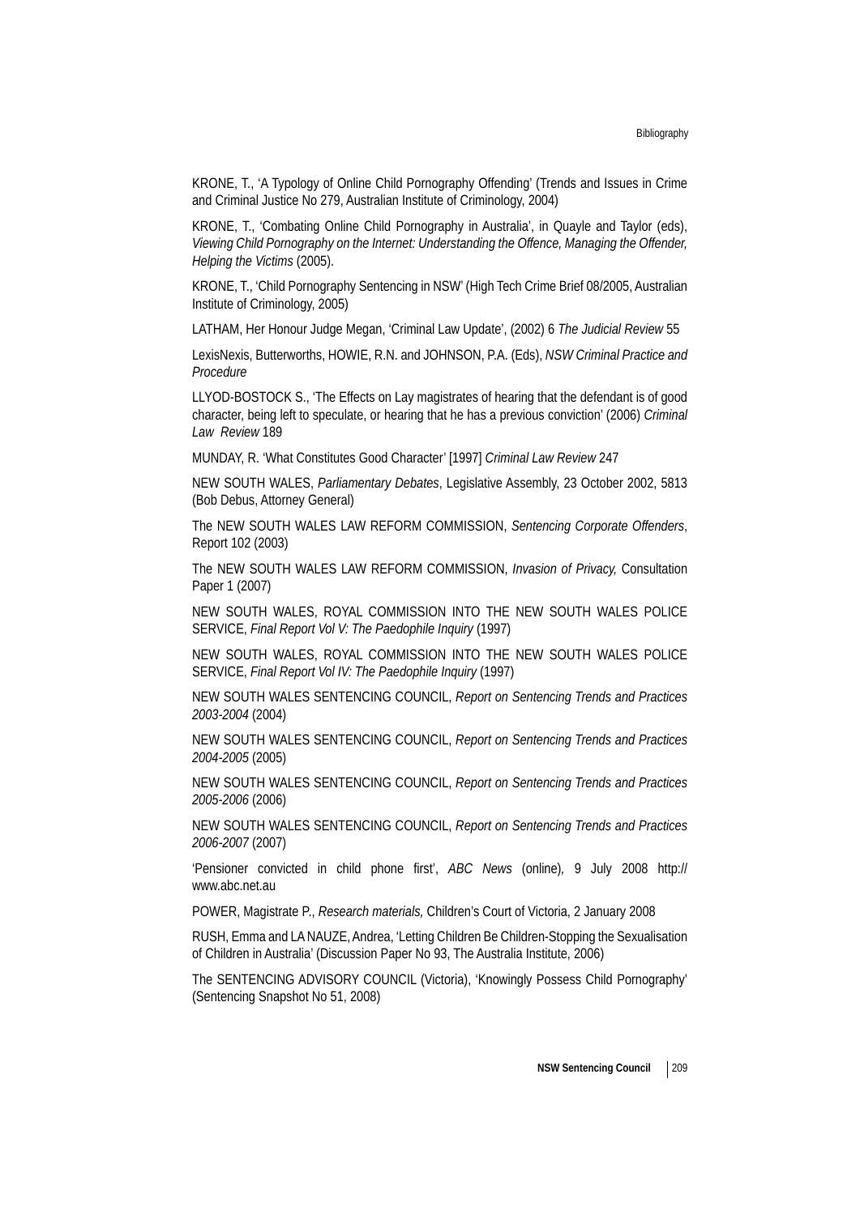KRONE, T., 'A Typology of Online Child Pornography Offending' (Trends and Issues in Crime and Criminal Justice No 279, Australian Institute of Criminology, 2004)

KRONE, T., 'Combating Online Child Pornography in Australia', in Quayle and Taylor (eds), *Viewing Child Pornography on the Internet: Understanding the Offence, Managing the Offender, Helping the Victims* (2005).

KRONE, T., 'Child Pornography Sentencing in NSW' (High Tech Crime Brief 08/2005, Australian Institute of Criminology, 2005)

LATHAM, Her Honour Judge Megan, 'Criminal Law Update', (2002) 6 *The Judicial Review* 55

LexisNexis, Butterworths, HOWIE, R.N. and JOHNSON, P.A. (Eds), *NSW Criminal Practice and Procedure*

LLYOD-BOSTOCK S., 'The Effects on Lay magistrates of hearing that the defendant is of good character, being left to speculate, or hearing that he has a previous conviction' (2006) *Criminal Law Review* 189

MUNDAY, R. 'What Constitutes Good Character' [1997] *Criminal Law Review* 247

NEW SOUTH WALES, *Parliamentary Debates*, Legislative Assembly, 23 October 2002, 5813 (Bob Debus, Attorney General)

The NEW SOUTH WALES LAW REFORM COMMISSION, *Sentencing Corporate Offenders*, Report 102 (2003)

The NEW SOUTH WALES LAW REFORM COMMISSION, *Invasion of Privacy,* Consultation Paper 1 (2007)

NEW SOUTH WALES, ROYAL COMMISSION INTO THE NEW SOUTH WALES POLICE SERVICE, *Final Report Vol V: The Paedophile Inquiry* (1997)

NEW SOUTH WALES, ROYAL COMMISSION INTO THE NEW SOUTH WALES POLICE SERVICE, *Final Report Vol IV: The Paedophile Inquiry* (1997)

NEW SOUTH WALES SENTENCING COUNCIL, *Report on Sentencing Trends and Practices 2003-2004* (2004)

NEW SOUTH WALES SENTENCING COUNCIL, *Report on Sentencing Trends and Practices 2004-2005* (2005)

NEW SOUTH WALES SENTENCING COUNCIL, *Report on Sentencing Trends and Practices 2005-2006* (2006)

NEW SOUTH WALES SENTENCING COUNCIL, *Report on Sentencing Trends and Practices 2006-2007* (2007)

'Pensioner convicted in child phone first', *ABC News* (online), 9 July 2008 http://www.abc.net.au

POWER, Magistrate P., *Research materials,* Children's Court of Victoria, 2 January 2008

RUSH, Emma and LA NAUZE, Andrea, 'Letting Children Be Children-Stopping the Sexualisation of Children in Australia' (Discussion Paper No 93, The Australia Institute, 2006)

The SENTENCING ADVISORY COUNCIL (Victoria), 'Knowingly Possess Child Pornography' (Sentencing Snapshot No 51, 2008)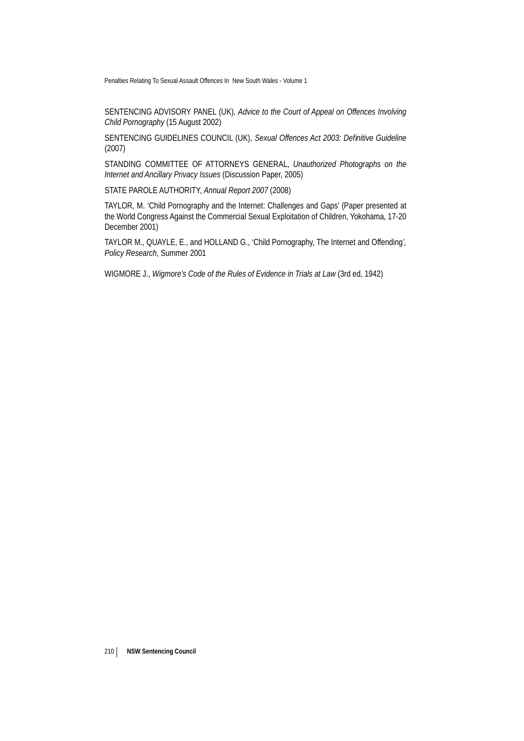SENTENCING ADVISORY PANEL (UK), *Advice to the Court of Appeal on Offences Involving Child Pornography* (15 August 2002)

SENTENCING GUIDELINES COUNCIL (UK), *Sexual Offences Act 2003: Definitive Guideline* (2007)

STANDING COMMITTEE OF ATTORNEYS GENERAL, *Unauthorized Photographs on the Internet and Ancillary Privacy Issues* (Discussion Paper, 2005)

STATE PAROLE AUTHORITY, *Annual Report 2007* (2008)

TAYLOR, M. 'Child Pornography and the Internet: Challenges and Gaps' (Paper presented at the World Congress Against the Commercial Sexual Exploitation of Children, Yokohama, 17-20 December 2001)

TAYLOR M., QUAYLE, E., and HOLLAND G., 'Child Pornography, The Internet and Offending', *Policy Research*, Summer 2001

WIGMORE J., *Wigmore's Code of the Rules of Evidence in Trials at Law* (3rd ed, 1942)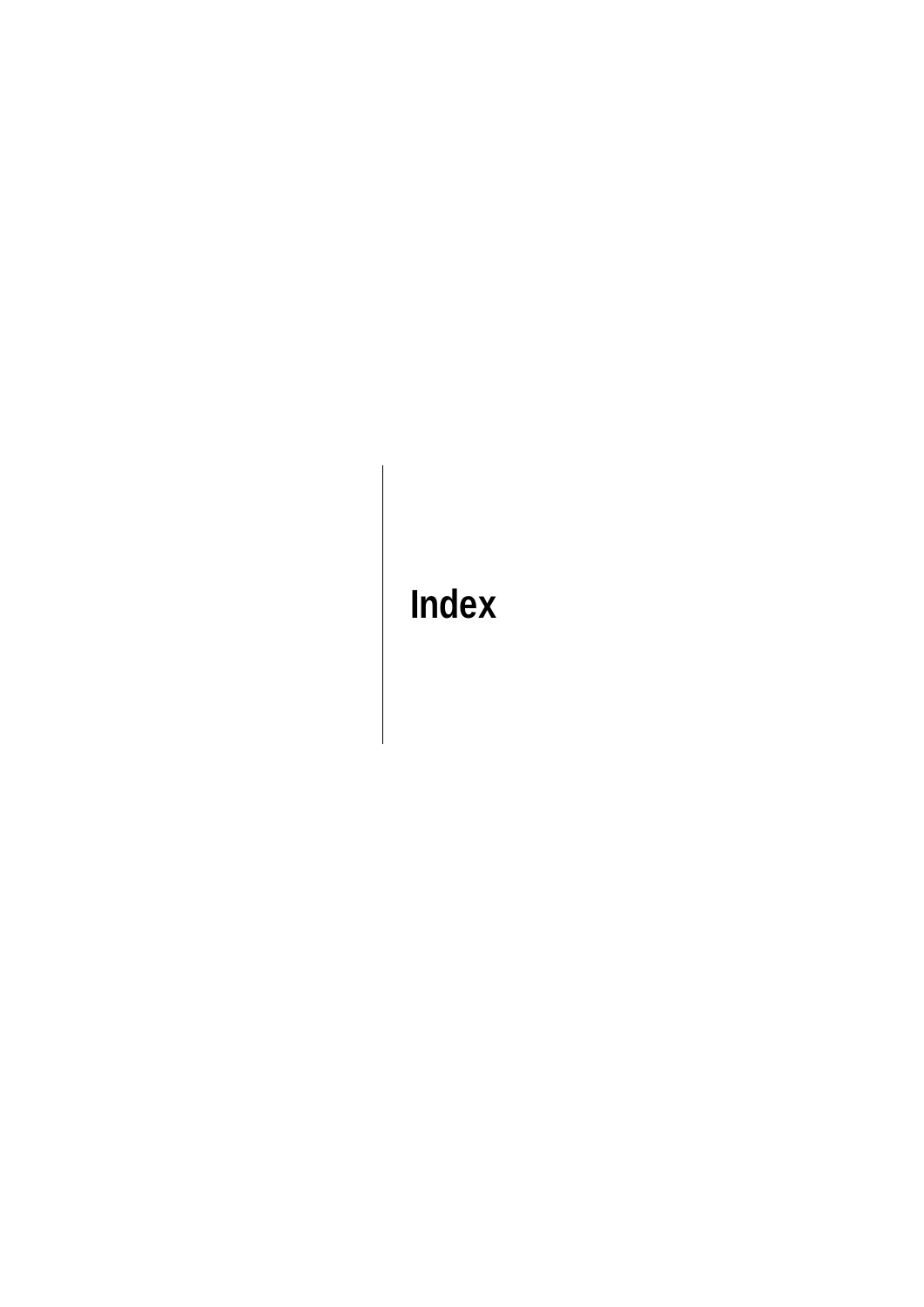# Index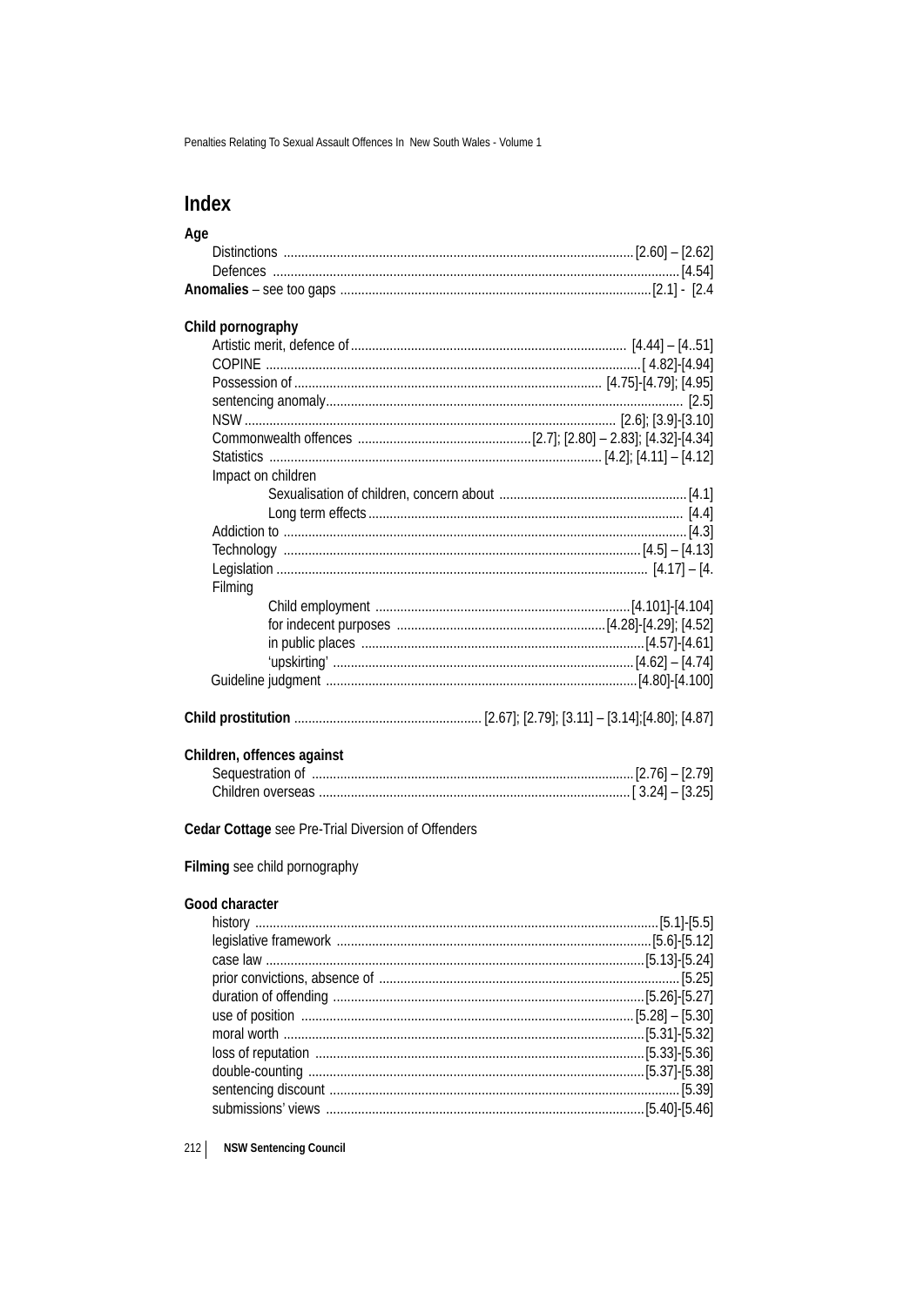## Index

**Age**

- Distinctions .......... [2.60] – [2.62]
- Defences .......... [4.54]

**Anomalies** – see too gaps .......... [2.1] - [2.4

**Child pornography**

- Artistic merit, defence of .......... [4.44] – [4..51]
- COPINE .......... [ 4.82]-[4.94]
- Possession of .......... [4.75]-[4.79]; [4.95]
- sentencing anomaly .......... [2.5]
- NSW .......... [2.6]; [3.9]-[3.10]
- Commonwealth offences .......... [2.7]; [2.80] – 2.83]; [4.32]-[4.34]
- Statistics .......... [4.2]; [4.11] – [4.12]
- Impact on children
  - Sexualisation of children, concern about .......... [4.1]
  - Long term effects .......... [4.4]
- Addiction to .......... [4.3]
- Technology .......... [4.5] – [4.13]
- Legislation .......... [4.17] – [4.
- Filming
  - Child employment .......... [4.101]-[4.104]
  - for indecent purposes .......... [4.28]-[4.29]; [4.52]
  - in public places .......... [4.57]-[4.61]
  - 'upskirting' .......... [4.62] – [4.74]
- Guideline judgment .......... [4.80]-[4.100]

**Child prostitution** .......... [2.67]; [2.79]; [3.11] – [3.14];[4.80]; [4.87]

**Children, offences against**

- Sequestration of .......... [2.76] – [2.79]
- Children overseas .......... [ 3.24] – [3.25]

**Cedar Cottage** see Pre-Trial Diversion of Offenders

**Filming** see child pornography

**Good character**

- history .......... [5.1]-[5.5]
- legislative framework .......... [5.6]-[5.12]
- case law .......... [5.13]-[5.24]
- prior convictions, absence of .......... [5.25]
- duration of offending .......... [5.26]-[5.27]
- use of position .......... [5.28] – [5.30]
- moral worth .......... [5.31]-[5.32]
- loss of reputation .......... [5.33]-[5.36]
- double-counting .......... [5.37]-[5.38]
- sentencing discount .......... [5.39]
- submissions' views .......... [5.40]-[5.46]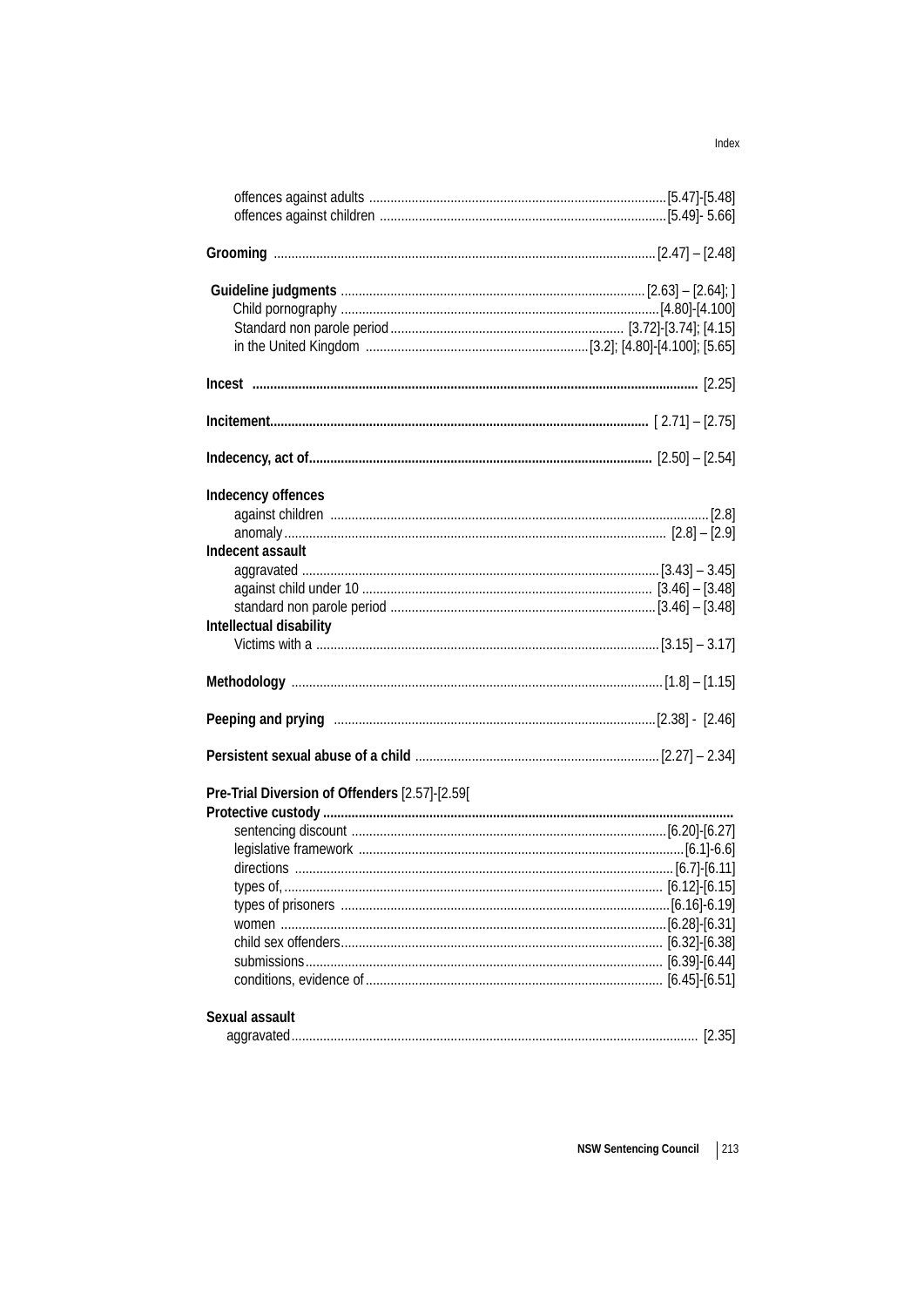offences against adults .......................................................................................[5.47]-[5.48]
offences against children ....................................................................................[5.49]- 5.66]

**Grooming** ..........................................................................................................[2.47] – [2.48]

**Guideline judgments** .......................................................................................[2.63] – [2.64]; ]
Child pornography ..........................................................................................[4.80]-[4.100]
Standard non parole period ................................................................ [3.72]-[3.74]; [4.15]
in the United Kingdom ..............................................................[3.2]; [4.80]-[4.100]; [5.65]

**Incest** ............................................................................................................................ [2.25]

**Incitement**............................................................................................................ [ 2.71] – [2.75]

**Indecency, act of**................................................................................................ [2.50] – [2.54]

**Indecency offences**
against children ................................................................................................................[2.8]
anomaly.......................................................................................................... [2.8] – [2.9]

**Indecent assault**
aggravated ....................................................................................................[3.43] – 3.45]
against child under 10 ................................................................................. [3.46] – [3.48]
standard non parole period ..........................................................................[3.46] – [3.48]

**Intellectual disability**
Victims with a ................................................................................................[3.15] – 3.17]

**Methodology** ........................................................................................................[1.8] – [1.15]

**Peeping and prying** .........................................................................................[2.38] - [2.46]

**Persistent sexual abuse of a child** ......................................................................[2.27] – 2.34]

**Pre-Trial Diversion of Offenders** [2.57]-[2.59[

**Protective custody** .................................................................................................................
sentencing discount .........................................................................................[6.20]-[6.27]
legislative framework ...........................................................................................[6.1]-6.6]
directions ..........................................................................................................[6.7]-[6.11]
types of, ........................................................................................................... [6.12]-[6.15]
types of prisoners .............................................................................................[6.16]-6.19]
women ............................................................................................................[6.28]-[6.31]
child sex offenders.......................................................................................... [6.32]-[6.38]
submissions.................................................................................................... [6.39]-[6.44]
conditions, evidence of................................................................................... [6.45]-[6.51]

**Sexual assault**
aggravated................................................................................................................ [2.35]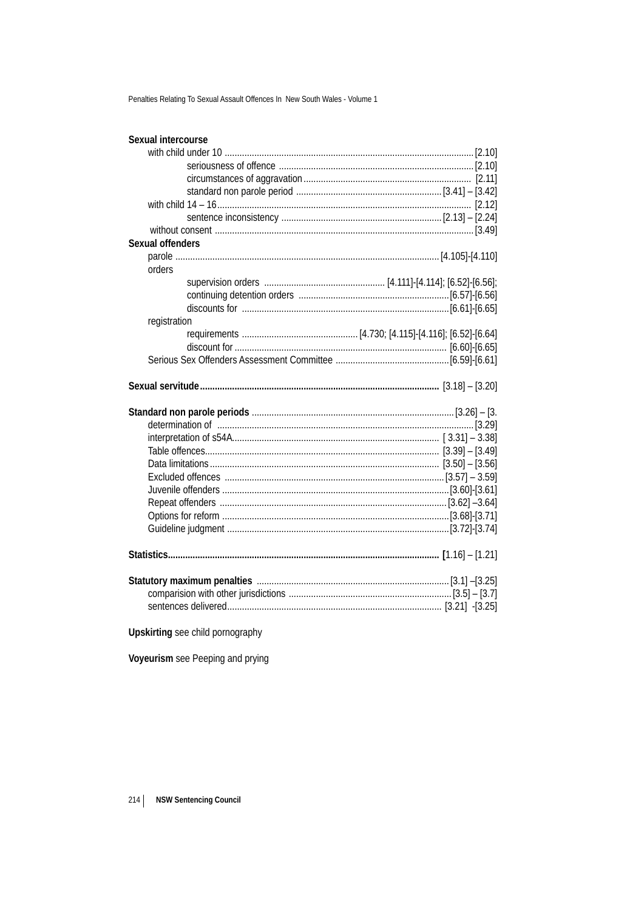**Sexual intercourse**

- with child under 10 .......... [2.10]
  - seriousness of offence .......... [2.10]
  - circumstances of aggravation .......... [2.11]
  - standard non parole period .......... [3.41] – [3.42]
- with child 14 – 16 .......... [2.12]
  - sentence inconsistency .......... [2.13] – [2.24]
- without consent .......... [3.49]

**Sexual offenders**

- parole .......... [4.105]-[4.110]
- orders
  - supervision orders .......... [4.111]-[4.114]; [6.52]-[6.56];
  - continuing detention orders .......... [6.57]-[6.56]
  - discounts for .......... [6.61]-[6.65]
- registration
  - requirements .......... [4.730; [4.115]-[4.116]; [6.52]-[6.64]
  - discount for .......... [6.60]-[6.65]
- Serious Sex Offenders Assessment Committee .......... [6.59]-[6.61]

**Sexual servitude**.......... [3.18] – [3.20]

**Standard non parole periods** .......... [3.26] – [3.

- determination of .......... [3.29]
- interpretation of s54A.......... [ 3.31] – 3.38]
- Table offences.......... [3.39] – [3.49]
- Data limitations.......... [3.50] – [3.56]
- Excluded offences .......... [3.57] – 3.59]
- Juvenile offenders .......... [3.60]-[3.61]
- Repeat offenders .......... [3.62] –3.64]
- Options for reform .......... [3.68]-[3.71]
- Guideline judgment .......... [3.72]-[3.74]

**Statistics**.......... [1.16] – [1.21]

**Statutory maximum penalties** .......... [3.1] –[3.25]

- comparision with other jurisdictions .......... [3.5] – [3.7]
- sentences delivered.......... [3.21] -[3.25]

**Upskirting** see child pornography

**Voyeurism** see Peeping and prying